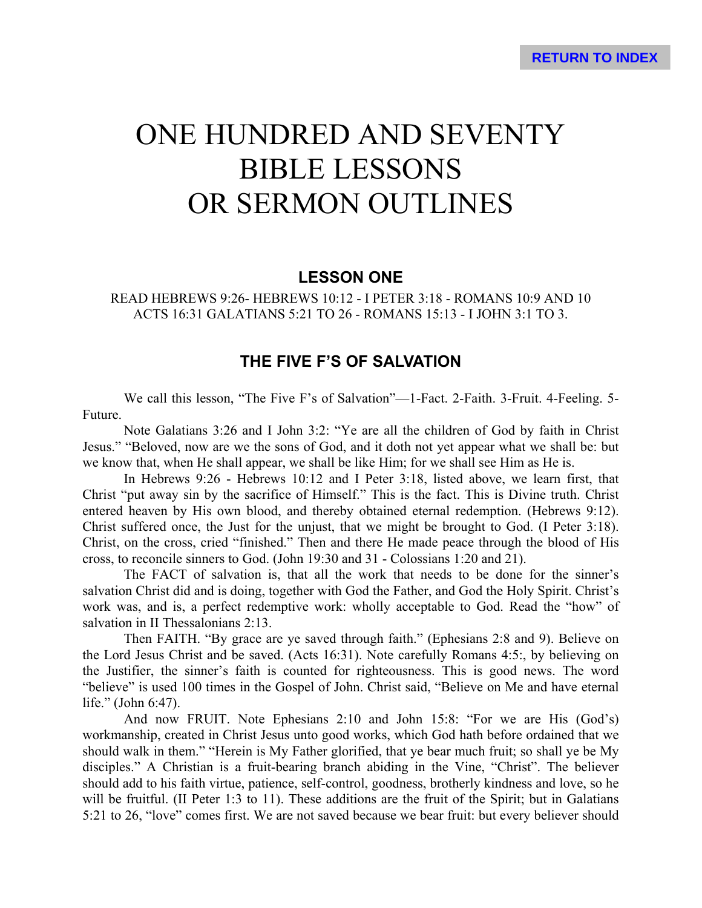RETURN TO INDEX

# ONE HUNDRED AND SEVENTY BIBLE LESSONS OR SERMON OUTLINES

## LESSON ONE

READ HEBREWS 9:26- HEBREWS 10:12 - I PETER 3:18 - ROMANS 10:9 AND 10 ACTS 16:31 GALATIANS 5:21 TO 26 - ROMANS 15:13 - I JOHN 3:1 TO 3.

## THE FIVE F'S OF SALVATION

We call this lesson, "The Five F's of Salvation"—1-Fact. 2-Faith. 3-Fruit. 4-Feeling. 5-Future.

Note Galatians 3:26 and I John 3:2: "Ye are all the children of God by faith in Christ Jesus." "Beloved, now are we the sons of God, and it doth not yet appear what we shall be: but we know that, when He shall appear, we shall be like Him; for we shall see Him as He is.

In Hebrews 9:26 - Hebrews 10:12 and I Peter 3:18, listed above, we learn first, that Christ "put away sin by the sacrifice of Himself." This is the fact. This is Divine truth. Christ entered heaven by His own blood, and thereby obtained eternal redemption. (Hebrews 9:12). Christ suffered once, the Just for the unjust, that we might be brought to God. (I Peter 3:18). Christ, on the cross, cried "finished." Then and there He made peace through the blood of His cross, to reconcile sinners to God. (John 19:30 and 31 - Colossians 1:20 and 21).

The FACT of salvation is, that all the work that needs to be done for the sinner's salvation Christ did and is doing, together with God the Father, and God the Holy Spirit. Christ's work was, and is, a perfect redemptive work: wholly acceptable to God. Read the "how" of salvation in II Thessalonians 2:13.

Then FAITH. "By grace are ye saved through faith." (Ephesians 2:8 and 9). Believe on the Lord Jesus Christ and be saved. (Acts 16:31). Note carefully Romans 4:5:, by believing on the Justifier, the sinner's faith is counted for righteousness. This is good news. The word "believe" is used 100 times in the Gospel of John. Christ said, "Believe on Me and have eternal life." (John 6:47).

And now FRUIT. Note Ephesians 2:10 and John 15:8: "For we are His (God's) workmanship, created in Christ Jesus unto good works, which God hath before ordained that we should walk in them." "Herein is My Father glorified, that ye bear much fruit; so shall ye be My disciples." A Christian is a fruit-bearing branch abiding in the Vine, "Christ". The believer should add to his faith virtue, patience, self-control, goodness, brotherly kindness and love, so he will be fruitful. (II Peter 1:3 to 11). These additions are the fruit of the Spirit; but in Galatians 5:21 to 26, "love" comes first. We are not saved because we bear fruit: but every believer should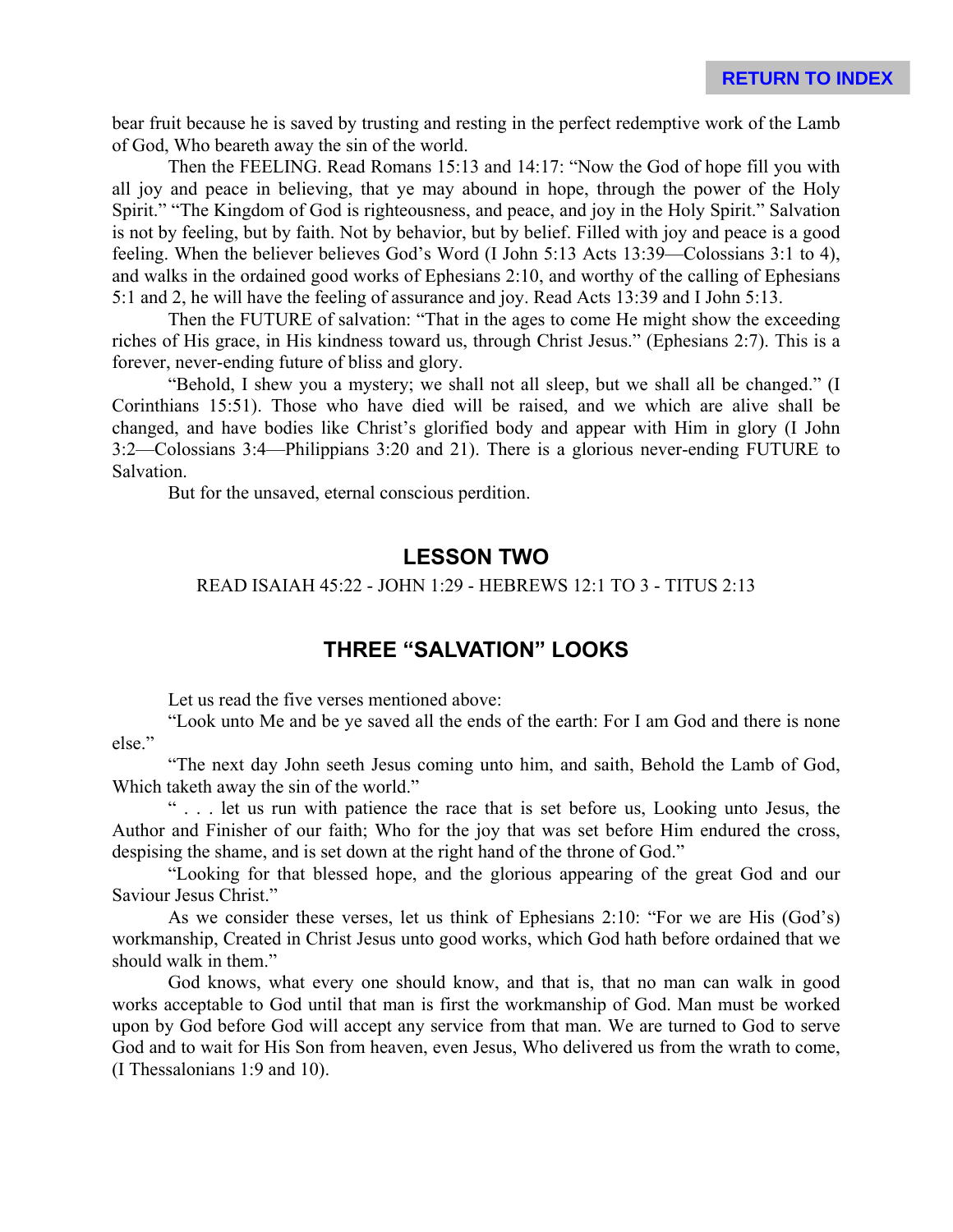bear fruit because he is saved by trusting and resting in the perfect redemptive work of the Lamb of God, Who beareth away the sin of the world.

Then the FEELING. Read Romans 15:13 and 14:17: "Now the God of hope fill you with all joy and peace in believing, that ye may abound in hope, through the power of the Holy Spirit." "The Kingdom of God is righteousness, and peace, and joy in the Holy Spirit." Salvation is not by feeling, but by faith. Not by behavior, but by belief. Filled with joy and peace is a good feeling. When the believer believes God's Word (I John 5:13 Acts 13:39—Colossians 3:1 to 4), and walks in the ordained good works of Ephesians 2:10, and worthy of the calling of Ephesians 5:1 and 2, he will have the feeling of assurance and joy. Read Acts 13:39 and I John 5:13.

Then the FUTURE of salvation: "That in the ages to come He might show the exceeding riches of His grace, in His kindness toward us, through Christ Jesus." (Ephesians 2:7). This is a forever, never-ending future of bliss and glory.

"Behold, I shew you a mystery; we shall not all sleep, but we shall all be changed." (I Corinthians 15:51). Those who have died will be raised, and we which are alive shall be changed, and have bodies like Christ's glorified body and appear with Him in glory (I John 3:2—Colossians 3:4—Philippians 3:20 and 21). There is a glorious never-ending FUTURE to Salvation.

But for the unsaved, eternal conscious perdition.

## LESSON TWO

READ ISAIAH 45:22 - JOHN 1:29 - HEBREWS 12:1 TO 3 - TITUS 2:13

## THREE "SALVATION" LOOKS

Let us read the five verses mentioned above:

"Look unto Me and be ye saved all the ends of the earth: For I am God and there is none else."

"The next day John seeth Jesus coming unto him, and saith, Behold the Lamb of God, Which taketh away the sin of the world."

" . . . let us run with patience the race that is set before us, Looking unto Jesus, the Author and Finisher of our faith; Who for the joy that was set before Him endured the cross, despising the shame, and is set down at the right hand of the throne of God."

"Looking for that blessed hope, and the glorious appearing of the great God and our Saviour Jesus Christ."

As we consider these verses, let us think of Ephesians 2:10: "For we are His (God's) workmanship, Created in Christ Jesus unto good works, which God hath before ordained that we should walk in them."

God knows, what every one should know, and that is, that no man can walk in good works acceptable to God until that man is first the workmanship of God. Man must be worked upon by God before God will accept any service from that man. We are turned to God to serve God and to wait for His Son from heaven, even Jesus, Who delivered us from the wrath to come, (I Thessalonians 1:9 and 10).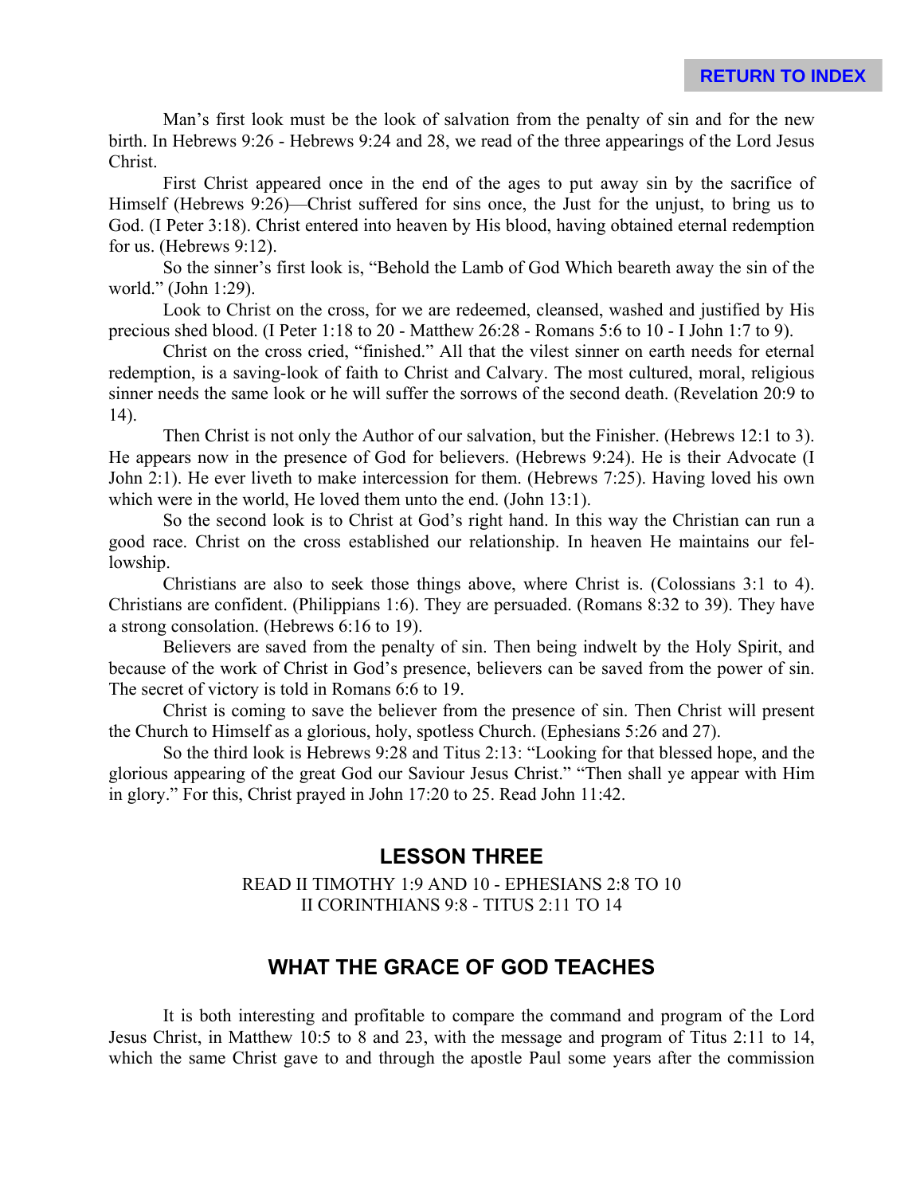Man's first look must be the look of salvation from the penalty of sin and for the new birth. In Hebrews 9:26 - Hebrews 9:24 and 28, we read of the three appearings of the Lord Jesus Christ.

First Christ appeared once in the end of the ages to put away sin by the sacrifice of Himself (Hebrews 9:26)—Christ suffered for sins once, the Just for the unjust, to bring us to God. (I Peter 3:18). Christ entered into heaven by His blood, having obtained eternal redemption for us. (Hebrews 9:12).

So the sinner's first look is, "Behold the Lamb of God Which beareth away the sin of the world." (John 1:29).

Look to Christ on the cross, for we are redeemed, cleansed, washed and justified by His precious shed blood. (I Peter 1:18 to 20 - Matthew 26:28 - Romans 5:6 to 10 - I John 1:7 to 9).

Christ on the cross cried, "finished." All that the vilest sinner on earth needs for eternal redemption, is a saving-look of faith to Christ and Calvary. The most cultured, moral, religious sinner needs the same look or he will suffer the sorrows of the second death. (Revelation 20:9 to 14).

Then Christ is not only the Author of our salvation, but the Finisher. (Hebrews 12:1 to 3). He appears now in the presence of God for believers. (Hebrews 9:24). He is their Advocate (I John 2:1). He ever liveth to make intercession for them. (Hebrews 7:25). Having loved his own which were in the world, He loved them unto the end. (John 13:1).

So the second look is to Christ at God's right hand. In this way the Christian can run a good race. Christ on the cross established our relationship. In heaven He maintains our fellowship.

Christians are also to seek those things above, where Christ is. (Colossians 3:1 to 4). Christians are confident. (Philippians 1:6). They are persuaded. (Romans 8:32 to 39). They have a strong consolation. (Hebrews 6:16 to 19).

Believers are saved from the penalty of sin. Then being indwelt by the Holy Spirit, and because of the work of Christ in God's presence, believers can be saved from the power of sin. The secret of victory is told in Romans 6:6 to 19.

Christ is coming to save the believer from the presence of sin. Then Christ will present the Church to Himself as a glorious, holy, spotless Church. (Ephesians 5:26 and 27).

So the third look is Hebrews 9:28 and Titus 2:13: "Looking for that blessed hope, and the glorious appearing of the great God our Saviour Jesus Christ." "Then shall ye appear with Him in glory." For this, Christ prayed in John 17:20 to 25. Read John 11:42.

## LESSON THREE

READ II TIMOTHY 1:9 AND 10 - EPHESIANS 2:8 TO 10
II CORINTHIANS 9:8 - TITUS 2:11 TO 14

## WHAT THE GRACE OF GOD TEACHES

It is both interesting and profitable to compare the command and program of the Lord Jesus Christ, in Matthew 10:5 to 8 and 23, with the message and program of Titus 2:11 to 14, which the same Christ gave to and through the apostle Paul some years after the commission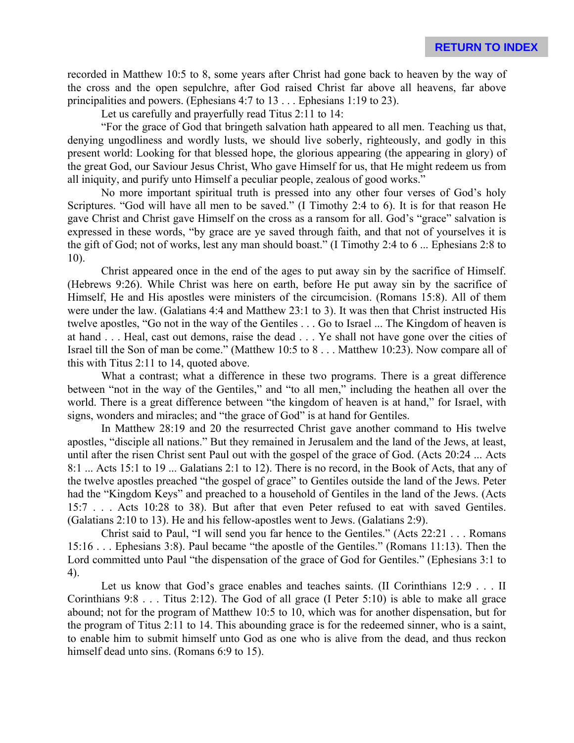recorded in Matthew 10:5 to 8, some years after Christ had gone back to heaven by the way of the cross and the open sepulchre, after God raised Christ far above all heavens, far above principalities and powers. (Ephesians 4:7 to 13 . . . Ephesians 1:19 to 23).

Let us carefully and prayerfully read Titus 2:11 to 14:

"For the grace of God that bringeth salvation hath appeared to all men. Teaching us that, denying ungodliness and wordly lusts, we should live soberly, righteously, and godly in this present world: Looking for that blessed hope, the glorious appearing (the appearing in glory) of the great God, our Saviour Jesus Christ, Who gave Himself for us, that He might redeem us from all iniquity, and purify unto Himself a peculiar people, zealous of good works."

No more important spiritual truth is pressed into any other four verses of God's holy Scriptures. "God will have all men to be saved." (I Timothy 2:4 to 6). It is for that reason He gave Christ and Christ gave Himself on the cross as a ransom for all. God's "grace" salvation is expressed in these words, "by grace are ye saved through faith, and that not of yourselves it is the gift of God; not of works, lest any man should boast." (I Timothy 2:4 to 6 ... Ephesians 2:8 to 10).

Christ appeared once in the end of the ages to put away sin by the sacrifice of Himself. (Hebrews 9:26). While Christ was here on earth, before He put away sin by the sacrifice of Himself, He and His apostles were ministers of the circumcision. (Romans 15:8). All of them were under the law. (Galatians 4:4 and Matthew 23:1 to 3). It was then that Christ instructed His twelve apostles, "Go not in the way of the Gentiles . . . Go to Israel ... The Kingdom of heaven is at hand . . . Heal, cast out demons, raise the dead . . . Ye shall not have gone over the cities of Israel till the Son of man be come." (Matthew 10:5 to 8 . . . Matthew 10:23). Now compare all of this with Titus 2:11 to 14, quoted above.

What a contrast; what a difference in these two programs. There is a great difference between "not in the way of the Gentiles," and "to all men," including the heathen all over the world. There is a great difference between "the kingdom of heaven is at hand," for Israel, with signs, wonders and miracles; and "the grace of God" is at hand for Gentiles.

In Matthew 28:19 and 20 the resurrected Christ gave another command to His twelve apostles, "disciple all nations." But they remained in Jerusalem and the land of the Jews, at least, until after the risen Christ sent Paul out with the gospel of the grace of God. (Acts 20:24 ... Acts 8:1 ... Acts 15:1 to 19 ... Galatians 2:1 to 12). There is no record, in the Book of Acts, that any of the twelve apostles preached "the gospel of grace" to Gentiles outside the land of the Jews. Peter had the "Kingdom Keys" and preached to a household of Gentiles in the land of the Jews. (Acts 15:7 . . . Acts 10:28 to 38). But after that even Peter refused to eat with saved Gentiles. (Galatians 2:10 to 13). He and his fellow-apostles went to Jews. (Galatians 2:9).

Christ said to Paul, "I will send you far hence to the Gentiles." (Acts 22:21 . . . Romans 15:16 . . . Ephesians 3:8). Paul became "the apostle of the Gentiles." (Romans 11:13). Then the Lord committed unto Paul "the dispensation of the grace of God for Gentiles." (Ephesians 3:1 to 4).

Let us know that God's grace enables and teaches saints. (II Corinthians 12:9 . . . II Corinthians 9:8 . . . Titus 2:12). The God of all grace (I Peter 5:10) is able to make all grace abound; not for the program of Matthew 10:5 to 10, which was for another dispensation, but for the program of Titus 2:11 to 14. This abounding grace is for the redeemed sinner, who is a saint, to enable him to submit himself unto God as one who is alive from the dead, and thus reckon himself dead unto sins. (Romans 6:9 to 15).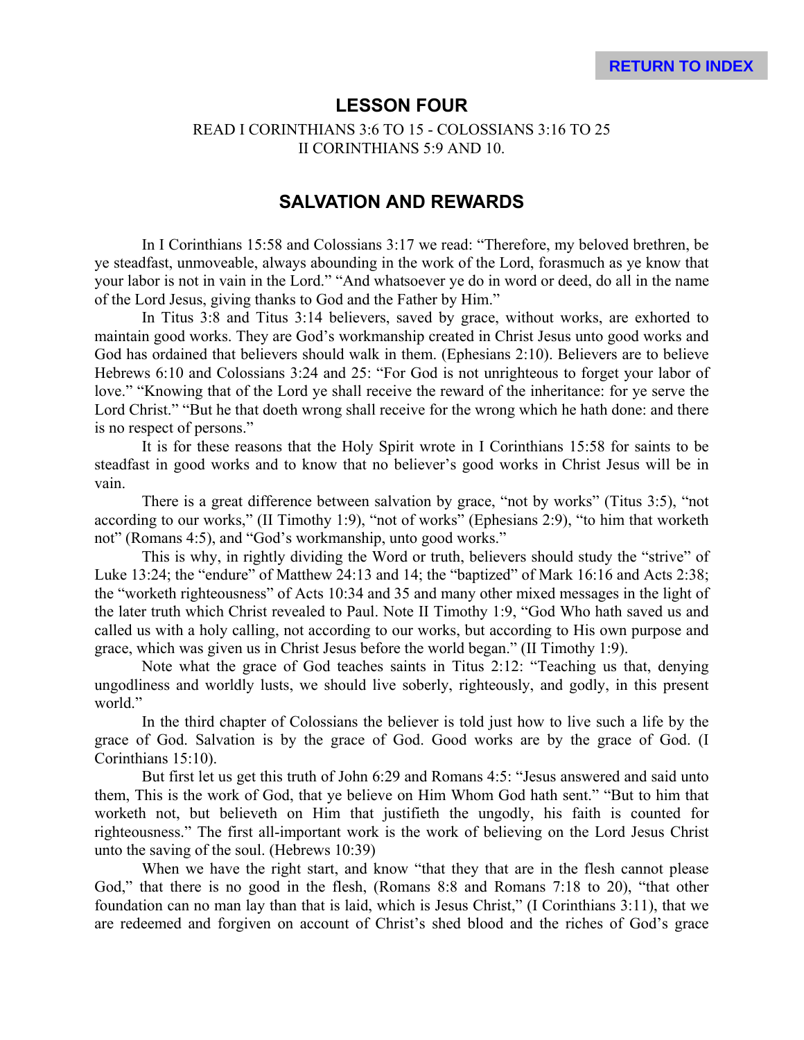RETURN TO INDEX

# LESSON FOUR

READ I CORINTHIANS 3:6 TO 15 - COLOSSIANS 3:16 TO 25
II CORINTHIANS 5:9 AND 10.

## SALVATION AND REWARDS

In I Corinthians 15:58 and Colossians 3:17 we read: "Therefore, my beloved brethren, be ye steadfast, unmoveable, always abounding in the work of the Lord, forasmuch as ye know that your labor is not in vain in the Lord." "And whatsoever ye do in word or deed, do all in the name of the Lord Jesus, giving thanks to God and the Father by Him."

In Titus 3:8 and Titus 3:14 believers, saved by grace, without works, are exhorted to maintain good works. They are God's workmanship created in Christ Jesus unto good works and God has ordained that believers should walk in them. (Ephesians 2:10). Believers are to believe Hebrews 6:10 and Colossians 3:24 and 25: "For God is not unrighteous to forget your labor of love." "Knowing that of the Lord ye shall receive the reward of the inheritance: for ye serve the Lord Christ." "But he that doeth wrong shall receive for the wrong which he hath done: and there is no respect of persons."

It is for these reasons that the Holy Spirit wrote in I Corinthians 15:58 for saints to be steadfast in good works and to know that no believer's good works in Christ Jesus will be in vain.

There is a great difference between salvation by grace, "not by works" (Titus 3:5), "not according to our works," (II Timothy 1:9), "not of works" (Ephesians 2:9), "to him that worketh not" (Romans 4:5), and "God's workmanship, unto good works."

This is why, in rightly dividing the Word or truth, believers should study the "strive" of Luke 13:24; the "endure" of Matthew 24:13 and 14; the "baptized" of Mark 16:16 and Acts 2:38; the "worketh righteousness" of Acts 10:34 and 35 and many other mixed messages in the light of the later truth which Christ revealed to Paul. Note II Timothy 1:9, "God Who hath saved us and called us with a holy calling, not according to our works, but according to His own purpose and grace, which was given us in Christ Jesus before the world began." (II Timothy 1:9).

Note what the grace of God teaches saints in Titus 2:12: "Teaching us that, denying ungodliness and worldly lusts, we should live soberly, righteously, and godly, in this present world."

In the third chapter of Colossians the believer is told just how to live such a life by the grace of God. Salvation is by the grace of God. Good works are by the grace of God. (I Corinthians 15:10).

But first let us get this truth of John 6:29 and Romans 4:5: "Jesus answered and said unto them, This is the work of God, that ye believe on Him Whom God hath sent." "But to him that worketh not, but believeth on Him that justifieth the ungodly, his faith is counted for righteousness." The first all-important work is the work of believing on the Lord Jesus Christ unto the saving of the soul. (Hebrews 10:39)

When we have the right start, and know "that they that are in the flesh cannot please God," that there is no good in the flesh, (Romans 8:8 and Romans 7:18 to 20), "that other foundation can no man lay than that is laid, which is Jesus Christ," (I Corinthians 3:11), that we are redeemed and forgiven on account of Christ's shed blood and the riches of God's grace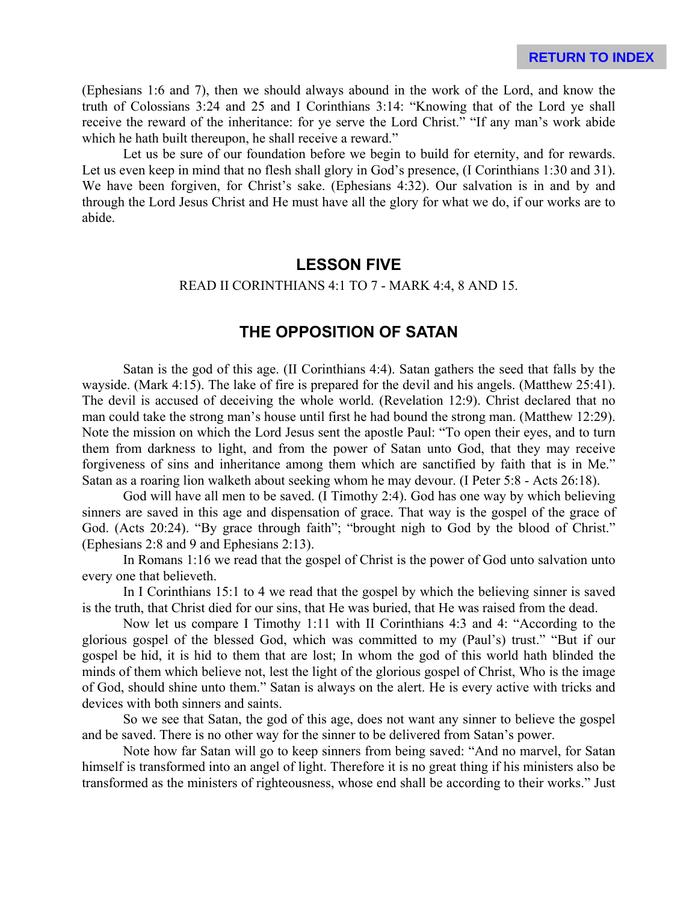(Ephesians 1:6 and 7), then we should always abound in the work of the Lord, and know the truth of Colossians 3:24 and 25 and I Corinthians 3:14: "Knowing that of the Lord ye shall receive the reward of the inheritance: for ye serve the Lord Christ." "If any man's work abide which he hath built thereupon, he shall receive a reward."

Let us be sure of our foundation before we begin to build for eternity, and for rewards. Let us even keep in mind that no flesh shall glory in God's presence, (I Corinthians 1:30 and 31). We have been forgiven, for Christ's sake. (Ephesians 4:32). Our salvation is in and by and through the Lord Jesus Christ and He must have all the glory for what we do, if our works are to abide.

## LESSON FIVE

READ II CORINTHIANS 4:1 TO 7 - MARK 4:4, 8 AND 15.

## THE OPPOSITION OF SATAN

Satan is the god of this age. (II Corinthians 4:4). Satan gathers the seed that falls by the wayside. (Mark 4:15). The lake of fire is prepared for the devil and his angels. (Matthew 25:41). The devil is accused of deceiving the whole world. (Revelation 12:9). Christ declared that no man could take the strong man's house until first he had bound the strong man. (Matthew 12:29). Note the mission on which the Lord Jesus sent the apostle Paul: "To open their eyes, and to turn them from darkness to light, and from the power of Satan unto God, that they may receive forgiveness of sins and inheritance among them which are sanctified by faith that is in Me." Satan as a roaring lion walketh about seeking whom he may devour. (I Peter 5:8 - Acts 26:18).

God will have all men to be saved. (I Timothy 2:4). God has one way by which believing sinners are saved in this age and dispensation of grace. That way is the gospel of the grace of God. (Acts 20:24). "By grace through faith"; "brought nigh to God by the blood of Christ." (Ephesians 2:8 and 9 and Ephesians 2:13).

In Romans 1:16 we read that the gospel of Christ is the power of God unto salvation unto every one that believeth.

In I Corinthians 15:1 to 4 we read that the gospel by which the believing sinner is saved is the truth, that Christ died for our sins, that He was buried, that He was raised from the dead.

Now let us compare I Timothy 1:11 with II Corinthians 4:3 and 4: "According to the glorious gospel of the blessed God, which was committed to my (Paul's) trust." "But if our gospel be hid, it is hid to them that are lost; In whom the god of this world hath blinded the minds of them which believe not, lest the light of the glorious gospel of Christ, Who is the image of God, should shine unto them." Satan is always on the alert. He is every active with tricks and devices with both sinners and saints.

So we see that Satan, the god of this age, does not want any sinner to believe the gospel and be saved. There is no other way for the sinner to be delivered from Satan's power.

Note how far Satan will go to keep sinners from being saved: "And no marvel, for Satan himself is transformed into an angel of light. Therefore it is no great thing if his ministers also be transformed as the ministers of righteousness, whose end shall be according to their works." Just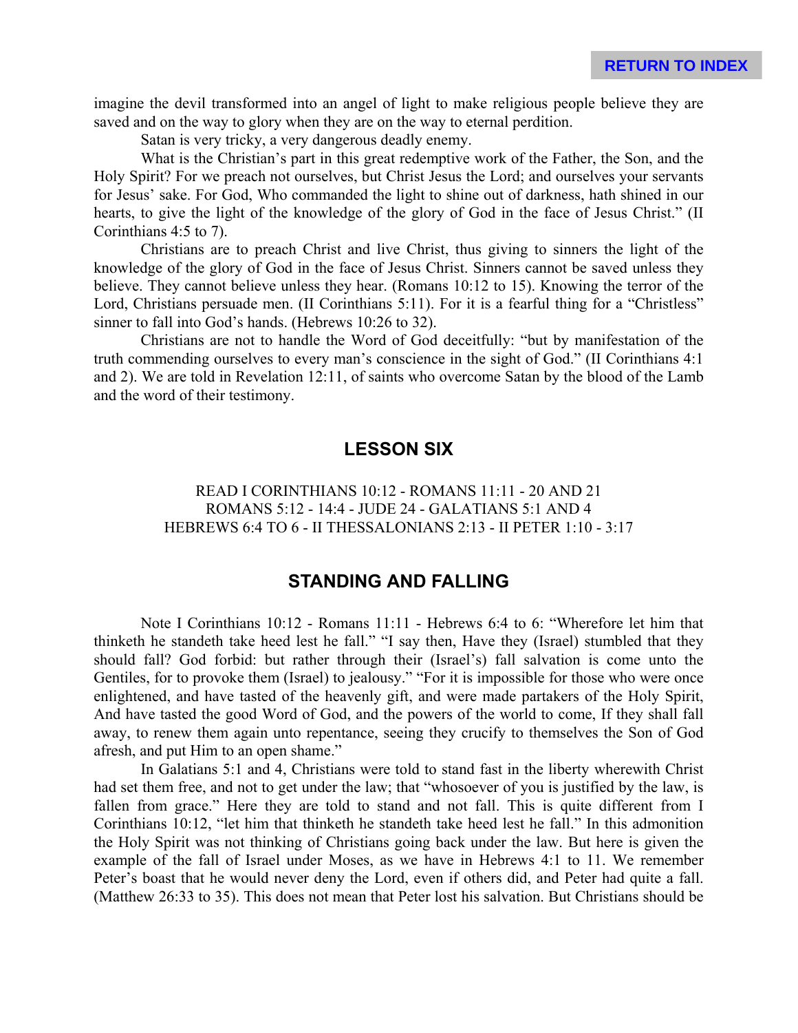imagine the devil transformed into an angel of light to make religious people believe they are saved and on the way to glory when they are on the way to eternal perdition.

Satan is very tricky, a very dangerous deadly enemy.

What is the Christian's part in this great redemptive work of the Father, the Son, and the Holy Spirit? For we preach not ourselves, but Christ Jesus the Lord; and ourselves your servants for Jesus' sake. For God, Who commanded the light to shine out of darkness, hath shined in our hearts, to give the light of the knowledge of the glory of God in the face of Jesus Christ." (II Corinthians 4:5 to 7).

Christians are to preach Christ and live Christ, thus giving to sinners the light of the knowledge of the glory of God in the face of Jesus Christ. Sinners cannot be saved unless they believe. They cannot believe unless they hear. (Romans 10:12 to 15). Knowing the terror of the Lord, Christians persuade men. (II Corinthians 5:11). For it is a fearful thing for a "Christless" sinner to fall into God's hands. (Hebrews 10:26 to 32).

Christians are not to handle the Word of God deceitfully: "but by manifestation of the truth commending ourselves to every man's conscience in the sight of God." (II Corinthians 4:1 and 2). We are told in Revelation 12:11, of saints who overcome Satan by the blood of the Lamb and the word of their testimony.

## LESSON SIX

READ I CORINTHIANS 10:12 - ROMANS 11:11 - 20 AND 21
ROMANS 5:12 - 14:4 - JUDE 24 - GALATIANS 5:1 AND 4
HEBREWS 6:4 TO 6 - II THESSALONIANS 2:13 - II PETER 1:10 - 3:17

## STANDING AND FALLING

Note I Corinthians 10:12 - Romans 11:11 - Hebrews 6:4 to 6: "Wherefore let him that thinketh he standeth take heed lest he fall." "I say then, Have they (Israel) stumbled that they should fall? God forbid: but rather through their (Israel's) fall salvation is come unto the Gentiles, for to provoke them (Israel) to jealousy." "For it is impossible for those who were once enlightened, and have tasted of the heavenly gift, and were made partakers of the Holy Spirit, And have tasted the good Word of God, and the powers of the world to come, If they shall fall away, to renew them again unto repentance, seeing they crucify to themselves the Son of God afresh, and put Him to an open shame."

In Galatians 5:1 and 4, Christians were told to stand fast in the liberty wherewith Christ had set them free, and not to get under the law; that "whosoever of you is justified by the law, is fallen from grace." Here they are told to stand and not fall. This is quite different from I Corinthians 10:12, "let him that thinketh he standeth take heed lest he fall." In this admonition the Holy Spirit was not thinking of Christians going back under the law. But here is given the example of the fall of Israel under Moses, as we have in Hebrews 4:1 to 11. We remember Peter's boast that he would never deny the Lord, even if others did, and Peter had quite a fall. (Matthew 26:33 to 35). This does not mean that Peter lost his salvation. But Christians should be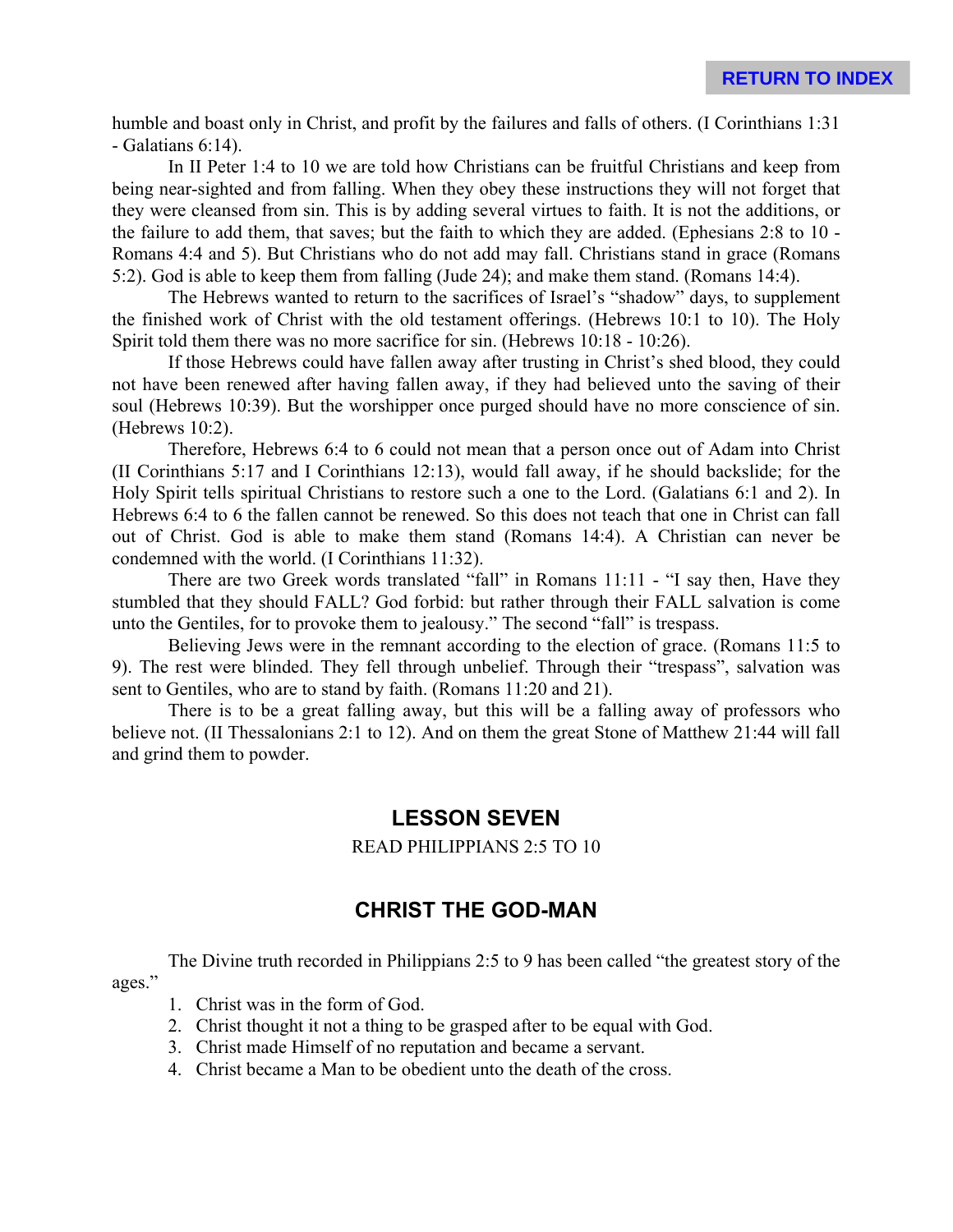humble and boast only in Christ, and profit by the failures and falls of others. (I Corinthians 1:31 - Galatians 6:14).

In II Peter 1:4 to 10 we are told how Christians can be fruitful Christians and keep from being near-sighted and from falling. When they obey these instructions they will not forget that they were cleansed from sin. This is by adding several virtues to faith. It is not the additions, or the failure to add them, that saves; but the faith to which they are added. (Ephesians 2:8 to 10 - Romans 4:4 and 5). But Christians who do not add may fall. Christians stand in grace (Romans 5:2). God is able to keep them from falling (Jude 24); and make them stand. (Romans 14:4).

The Hebrews wanted to return to the sacrifices of Israel's "shadow" days, to supplement the finished work of Christ with the old testament offerings. (Hebrews 10:1 to 10). The Holy Spirit told them there was no more sacrifice for sin. (Hebrews 10:18 - 10:26).

If those Hebrews could have fallen away after trusting in Christ's shed blood, they could not have been renewed after having fallen away, if they had believed unto the saving of their soul (Hebrews 10:39). But the worshipper once purged should have no more conscience of sin. (Hebrews 10:2).

Therefore, Hebrews 6:4 to 6 could not mean that a person once out of Adam into Christ (II Corinthians 5:17 and I Corinthians 12:13), would fall away, if he should backslide; for the Holy Spirit tells spiritual Christians to restore such a one to the Lord. (Galatians 6:1 and 2). In Hebrews 6:4 to 6 the fallen cannot be renewed. So this does not teach that one in Christ can fall out of Christ. God is able to make them stand (Romans 14:4). A Christian can never be condemned with the world. (I Corinthians 11:32).

There are two Greek words translated "fall" in Romans 11:11 - "I say then, Have they stumbled that they should FALL? God forbid: but rather through their FALL salvation is come unto the Gentiles, for to provoke them to jealousy." The second "fall" is trespass.

Believing Jews were in the remnant according to the election of grace. (Romans 11:5 to 9). The rest were blinded. They fell through unbelief. Through their "trespass", salvation was sent to Gentiles, who are to stand by faith. (Romans 11:20 and 21).

There is to be a great falling away, but this will be a falling away of professors who believe not. (II Thessalonians 2:1 to 12). And on them the great Stone of Matthew 21:44 will fall and grind them to powder.

## LESSON SEVEN

READ PHILIPPIANS 2:5 TO 10

## CHRIST THE GOD-MAN

The Divine truth recorded in Philippians 2:5 to 9 has been called "the greatest story of the ages."

1. Christ was in the form of God.
2. Christ thought it not a thing to be grasped after to be equal with God.
3. Christ made Himself of no reputation and became a servant.
4. Christ became a Man to be obedient unto the death of the cross.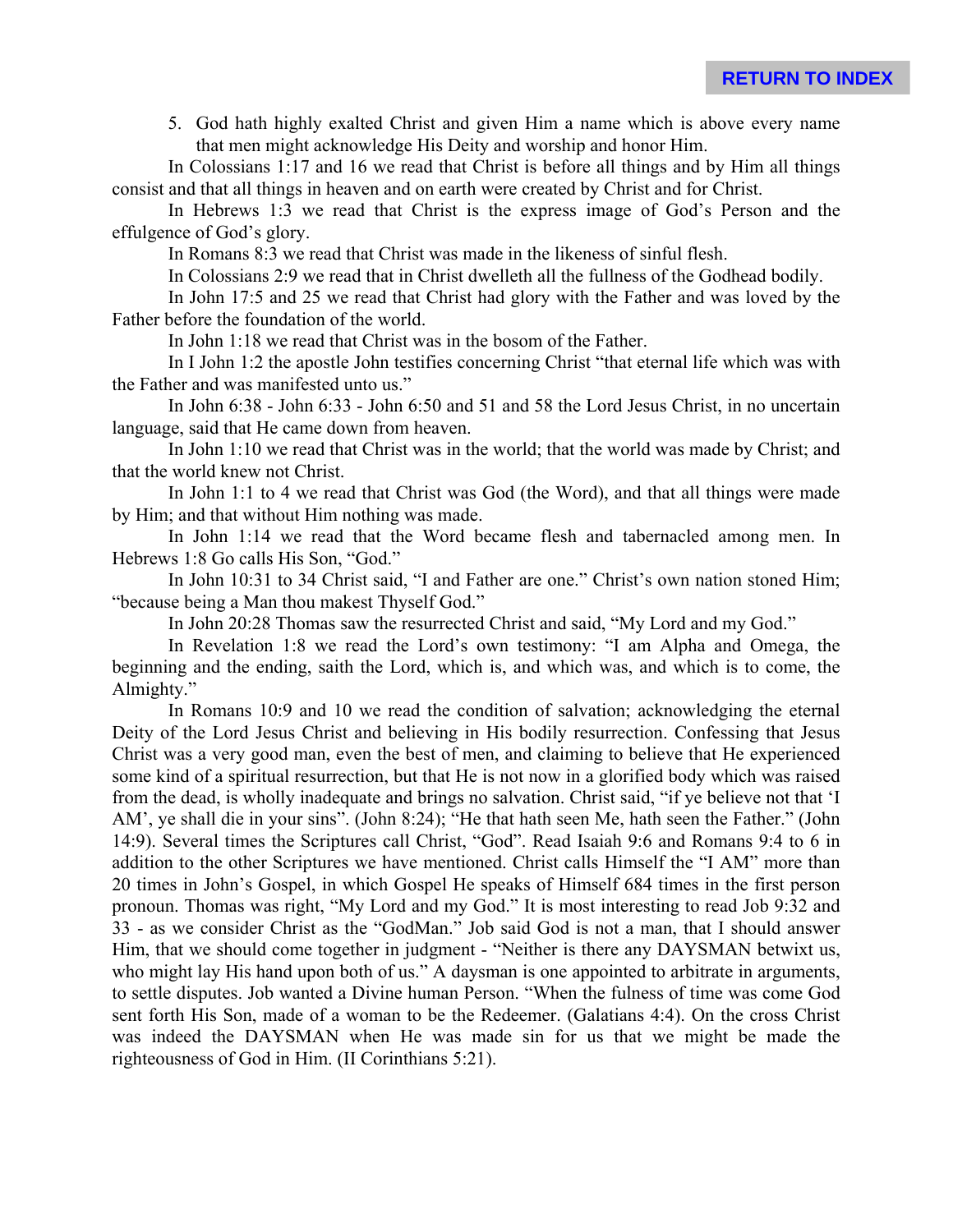5. God hath highly exalted Christ and given Him a name which is above every name that men might acknowledge His Deity and worship and honor Him.

In Colossians 1:17 and 16 we read that Christ is before all things and by Him all things consist and that all things in heaven and on earth were created by Christ and for Christ.

In Hebrews 1:3 we read that Christ is the express image of God's Person and the effulgence of God's glory.

In Romans 8:3 we read that Christ was made in the likeness of sinful flesh.

In Colossians 2:9 we read that in Christ dwelleth all the fullness of the Godhead bodily.

In John 17:5 and 25 we read that Christ had glory with the Father and was loved by the Father before the foundation of the world.

In John 1:18 we read that Christ was in the bosom of the Father.

In I John 1:2 the apostle John testifies concerning Christ "that eternal life which was with the Father and was manifested unto us."

In John 6:38 - John 6:33 - John 6:50 and 51 and 58 the Lord Jesus Christ, in no uncertain language, said that He came down from heaven.

In John 1:10 we read that Christ was in the world; that the world was made by Christ; and that the world knew not Christ.

In John 1:1 to 4 we read that Christ was God (the Word), and that all things were made by Him; and that without Him nothing was made.

In John 1:14 we read that the Word became flesh and tabernacled among men. In Hebrews 1:8 Go calls His Son, "God."

In John 10:31 to 34 Christ said, "I and Father are one." Christ's own nation stoned Him; "because being a Man thou makest Thyself God."

In John 20:28 Thomas saw the resurrected Christ and said, "My Lord and my God."

In Revelation 1:8 we read the Lord's own testimony: "I am Alpha and Omega, the beginning and the ending, saith the Lord, which is, and which was, and which is to come, the Almighty."

In Romans 10:9 and 10 we read the condition of salvation; acknowledging the eternal Deity of the Lord Jesus Christ and believing in His bodily resurrection. Confessing that Jesus Christ was a very good man, even the best of men, and claiming to believe that He experienced some kind of a spiritual resurrection, but that He is not now in a glorified body which was raised from the dead, is wholly inadequate and brings no salvation. Christ said, "if ye believe not that 'I AM', ye shall die in your sins". (John 8:24); "He that hath seen Me, hath seen the Father." (John 14:9). Several times the Scriptures call Christ, "God". Read Isaiah 9:6 and Romans 9:4 to 6 in addition to the other Scriptures we have mentioned. Christ calls Himself the "I AM" more than 20 times in John's Gospel, in which Gospel He speaks of Himself 684 times in the first person pronoun. Thomas was right, "My Lord and my God." It is most interesting to read Job 9:32 and 33 - as we consider Christ as the "GodMan." Job said God is not a man, that I should answer Him, that we should come together in judgment - "Neither is there any DAYSMAN betwixt us, who might lay His hand upon both of us." A daysman is one appointed to arbitrate in arguments, to settle disputes. Job wanted a Divine human Person. "When the fulness of time was come God sent forth His Son, made of a woman to be the Redeemer. (Galatians 4:4). On the cross Christ was indeed the DAYSMAN when He was made sin for us that we might be made the righteousness of God in Him. (II Corinthians 5:21).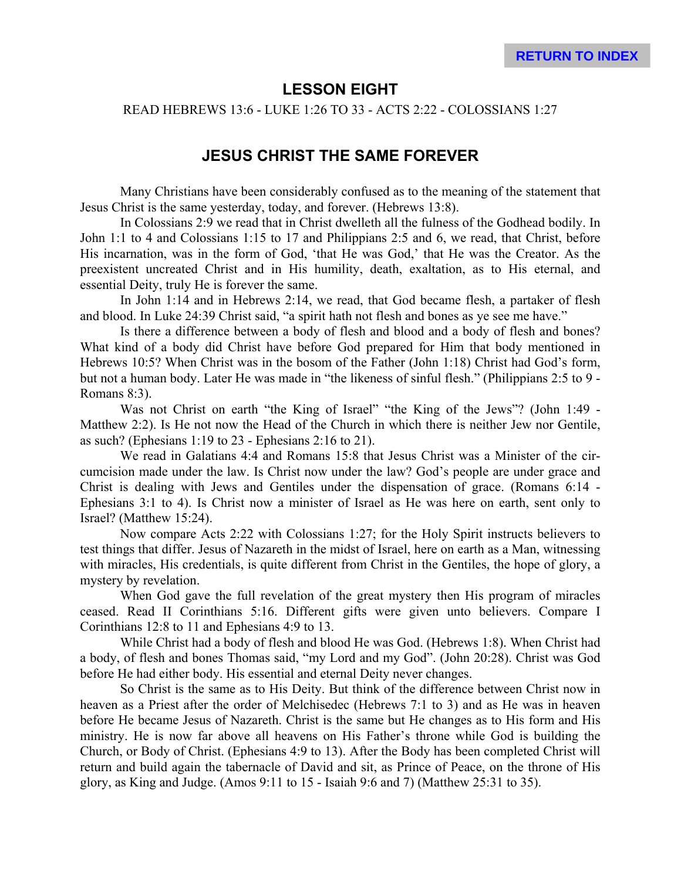RETURN TO INDEX

## LESSON EIGHT

READ HEBREWS 13:6 - LUKE 1:26 TO 33 - ACTS 2:22 - COLOSSIANS 1:27

## JESUS CHRIST THE SAME FOREVER

Many Christians have been considerably confused as to the meaning of the statement that Jesus Christ is the same yesterday, today, and forever. (Hebrews 13:8).

In Colossians 2:9 we read that in Christ dwelleth all the fulness of the Godhead bodily. In John 1:1 to 4 and Colossians 1:15 to 17 and Philippians 2:5 and 6, we read, that Christ, before His incarnation, was in the form of God, 'that He was God,' that He was the Creator. As the preexistent uncreated Christ and in His humility, death, exaltation, as to His eternal, and essential Deity, truly He is forever the same.

In John 1:14 and in Hebrews 2:14, we read, that God became flesh, a partaker of flesh and blood. In Luke 24:39 Christ said, "a spirit hath not flesh and bones as ye see me have."

Is there a difference between a body of flesh and blood and a body of flesh and bones? What kind of a body did Christ have before God prepared for Him that body mentioned in Hebrews 10:5? When Christ was in the bosom of the Father (John 1:18) Christ had God's form, but not a human body. Later He was made in "the likeness of sinful flesh." (Philippians 2:5 to 9 - Romans 8:3).

Was not Christ on earth "the King of Israel" "the King of the Jews"? (John 1:49 - Matthew 2:2). Is He not now the Head of the Church in which there is neither Jew nor Gentile, as such? (Ephesians 1:19 to 23 - Ephesians 2:16 to 21).

We read in Galatians 4:4 and Romans 15:8 that Jesus Christ was a Minister of the circumcision made under the law. Is Christ now under the law? God's people are under grace and Christ is dealing with Jews and Gentiles under the dispensation of grace. (Romans 6:14 - Ephesians 3:1 to 4). Is Christ now a minister of Israel as He was here on earth, sent only to Israel? (Matthew 15:24).

Now compare Acts 2:22 with Colossians 1:27; for the Holy Spirit instructs believers to test things that differ. Jesus of Nazareth in the midst of Israel, here on earth as a Man, witnessing with miracles, His credentials, is quite different from Christ in the Gentiles, the hope of glory, a mystery by revelation.

When God gave the full revelation of the great mystery then His program of miracles ceased. Read II Corinthians 5:16. Different gifts were given unto believers. Compare I Corinthians 12:8 to 11 and Ephesians 4:9 to 13.

While Christ had a body of flesh and blood He was God. (Hebrews 1:8). When Christ had a body, of flesh and bones Thomas said, "my Lord and my God". (John 20:28). Christ was God before He had either body. His essential and eternal Deity never changes.

So Christ is the same as to His Deity. But think of the difference between Christ now in heaven as a Priest after the order of Melchisedec (Hebrews 7:1 to 3) and as He was in heaven before He became Jesus of Nazareth. Christ is the same but He changes as to His form and His ministry. He is now far above all heavens on His Father's throne while God is building the Church, or Body of Christ. (Ephesians 4:9 to 13). After the Body has been completed Christ will return and build again the tabernacle of David and sit, as Prince of Peace, on the throne of His glory, as King and Judge. (Amos 9:11 to 15 - Isaiah 9:6 and 7) (Matthew 25:31 to 35).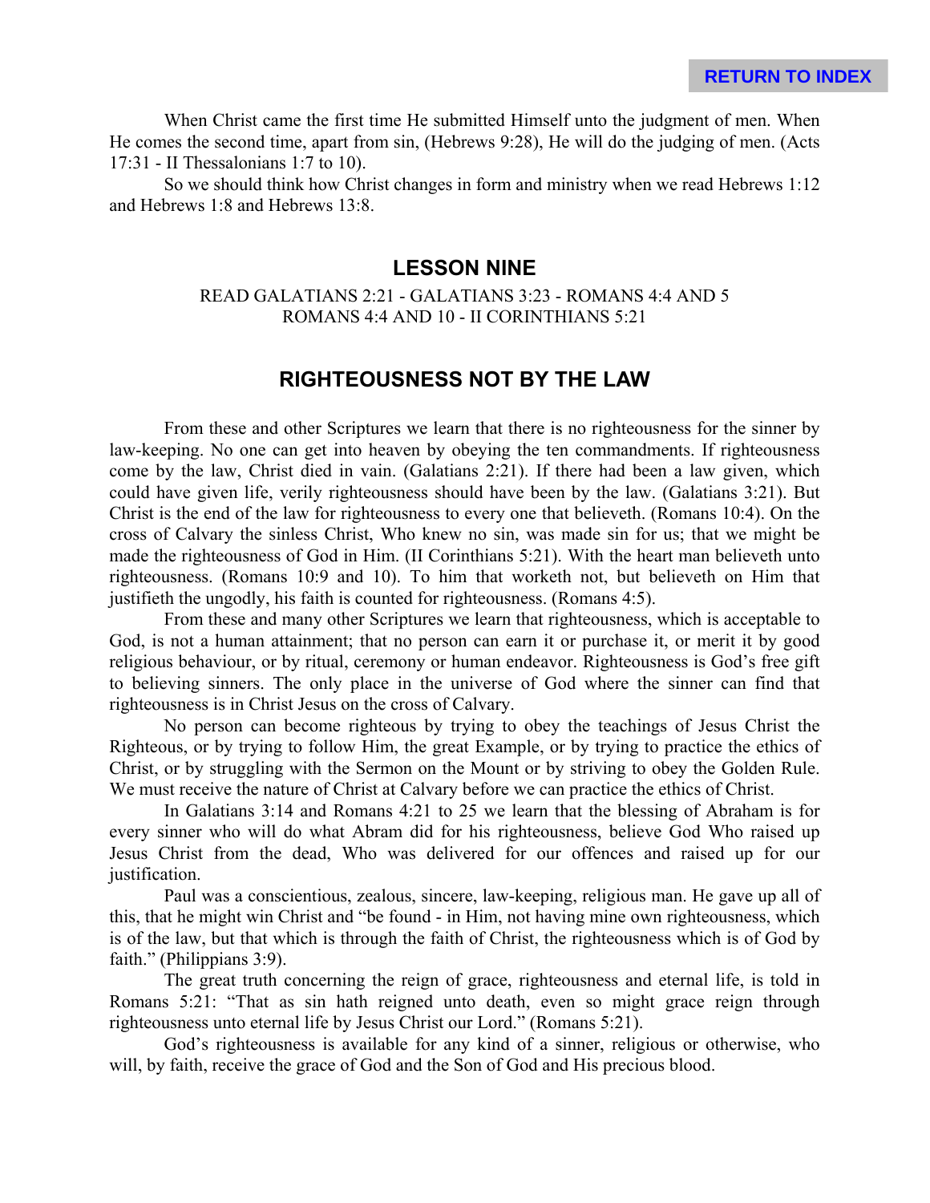When Christ came the first time He submitted Himself unto the judgment of men. When He comes the second time, apart from sin, (Hebrews 9:28), He will do the judging of men. (Acts 17:31 - II Thessalonians 1:7 to 10).

So we should think how Christ changes in form and ministry when we read Hebrews 1:12 and Hebrews 1:8 and Hebrews 13:8.

## LESSON NINE

READ GALATIANS 2:21 - GALATIANS 3:23 - ROMANS 4:4 AND 5
ROMANS 4:4 AND 10 - II CORINTHIANS 5:21

## RIGHTEOUSNESS NOT BY THE LAW

From these and other Scriptures we learn that there is no righteousness for the sinner by law-keeping. No one can get into heaven by obeying the ten commandments. If righteousness come by the law, Christ died in vain. (Galatians 2:21). If there had been a law given, which could have given life, verily righteousness should have been by the law. (Galatians 3:21). But Christ is the end of the law for righteousness to every one that believeth. (Romans 10:4). On the cross of Calvary the sinless Christ, Who knew no sin, was made sin for us; that we might be made the righteousness of God in Him. (II Corinthians 5:21). With the heart man believeth unto righteousness. (Romans 10:9 and 10). To him that worketh not, but believeth on Him that justifieth the ungodly, his faith is counted for righteousness. (Romans 4:5).

From these and many other Scriptures we learn that righteousness, which is acceptable to God, is not a human attainment; that no person can earn it or purchase it, or merit it by good religious behaviour, or by ritual, ceremony or human endeavor. Righteousness is God's free gift to believing sinners. The only place in the universe of God where the sinner can find that righteousness is in Christ Jesus on the cross of Calvary.

No person can become righteous by trying to obey the teachings of Jesus Christ the Righteous, or by trying to follow Him, the great Example, or by trying to practice the ethics of Christ, or by struggling with the Sermon on the Mount or by striving to obey the Golden Rule. We must receive the nature of Christ at Calvary before we can practice the ethics of Christ.

In Galatians 3:14 and Romans 4:21 to 25 we learn that the blessing of Abraham is for every sinner who will do what Abram did for his righteousness, believe God Who raised up Jesus Christ from the dead, Who was delivered for our offences and raised up for our justification.

Paul was a conscientious, zealous, sincere, law-keeping, religious man. He gave up all of this, that he might win Christ and "be found - in Him, not having mine own righteousness, which is of the law, but that which is through the faith of Christ, the righteousness which is of God by faith." (Philippians 3:9).

The great truth concerning the reign of grace, righteousness and eternal life, is told in Romans 5:21: "That as sin hath reigned unto death, even so might grace reign through righteousness unto eternal life by Jesus Christ our Lord." (Romans 5:21).

God's righteousness is available for any kind of a sinner, religious or otherwise, who will, by faith, receive the grace of God and the Son of God and His precious blood.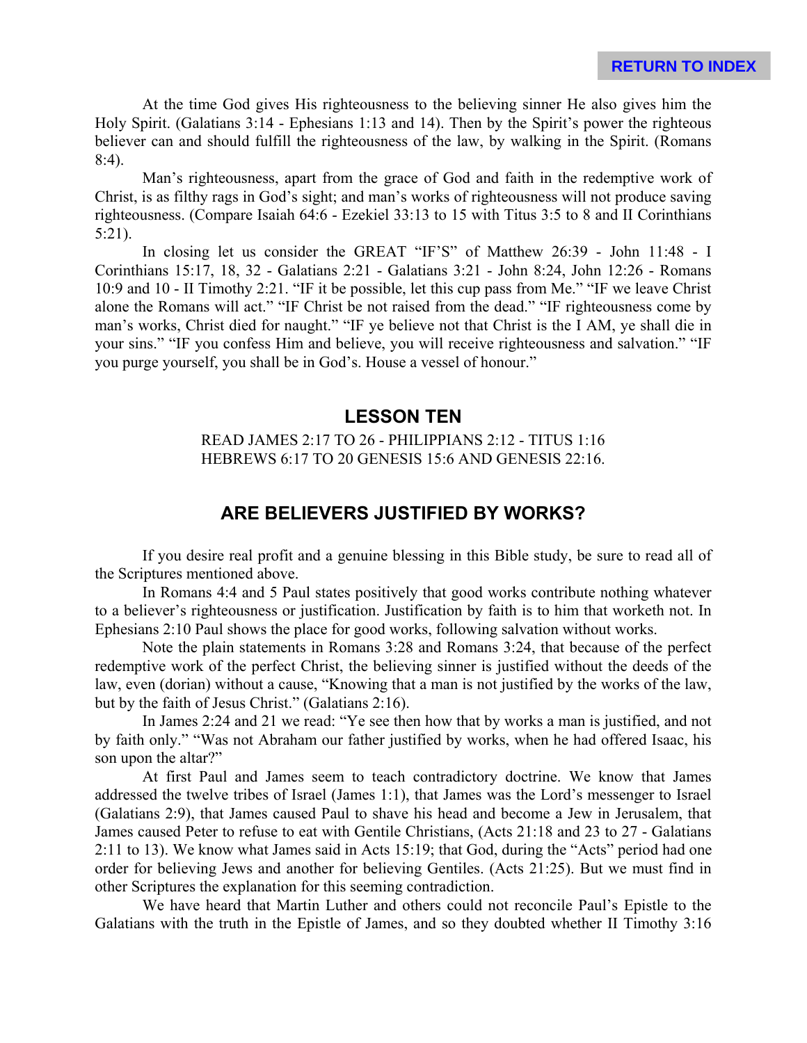At the time God gives His righteousness to the believing sinner He also gives him the Holy Spirit. (Galatians 3:14 - Ephesians 1:13 and 14). Then by the Spirit's power the righteous believer can and should fulfill the righteousness of the law, by walking in the Spirit. (Romans 8:4).

Man's righteousness, apart from the grace of God and faith in the redemptive work of Christ, is as filthy rags in God's sight; and man's works of righteousness will not produce saving righteousness. (Compare Isaiah 64:6 - Ezekiel 33:13 to 15 with Titus 3:5 to 8 and II Corinthians 5:21).

In closing let us consider the GREAT "IF'S" of Matthew 26:39 - John 11:48 - I Corinthians 15:17, 18, 32 - Galatians 2:21 - Galatians 3:21 - John 8:24, John 12:26 - Romans 10:9 and 10 - II Timothy 2:21. "IF it be possible, let this cup pass from Me." "IF we leave Christ alone the Romans will act." "IF Christ be not raised from the dead." "IF righteousness come by man's works, Christ died for naught." "IF ye believe not that Christ is the I AM, ye shall die in your sins." "IF you confess Him and believe, you will receive righteousness and salvation." "IF you purge yourself, you shall be in God's. House a vessel of honour."

## LESSON TEN

READ JAMES 2:17 TO 26 - PHILIPPIANS 2:12 - TITUS 1:16
HEBREWS 6:17 TO 20 GENESIS 15:6 AND GENESIS 22:16.

## ARE BELIEVERS JUSTIFIED BY WORKS?

If you desire real profit and a genuine blessing in this Bible study, be sure to read all of the Scriptures mentioned above.

In Romans 4:4 and 5 Paul states positively that good works contribute nothing whatever to a believer's righteousness or justification. Justification by faith is to him that worketh not. In Ephesians 2:10 Paul shows the place for good works, following salvation without works.

Note the plain statements in Romans 3:28 and Romans 3:24, that because of the perfect redemptive work of the perfect Christ, the believing sinner is justified without the deeds of the law, even (dorian) without a cause, "Knowing that a man is not justified by the works of the law, but by the faith of Jesus Christ." (Galatians 2:16).

In James 2:24 and 21 we read: "Ye see then how that by works a man is justified, and not by faith only." "Was not Abraham our father justified by works, when he had offered Isaac, his son upon the altar?"

At first Paul and James seem to teach contradictory doctrine. We know that James addressed the twelve tribes of Israel (James 1:1), that James was the Lord's messenger to Israel (Galatians 2:9), that James caused Paul to shave his head and become a Jew in Jerusalem, that James caused Peter to refuse to eat with Gentile Christians, (Acts 21:18 and 23 to 27 - Galatians 2:11 to 13). We know what James said in Acts 15:19; that God, during the "Acts" period had one order for believing Jews and another for believing Gentiles. (Acts 21:25). But we must find in other Scriptures the explanation for this seeming contradiction.

We have heard that Martin Luther and others could not reconcile Paul's Epistle to the Galatians with the truth in the Epistle of James, and so they doubted whether II Timothy 3:16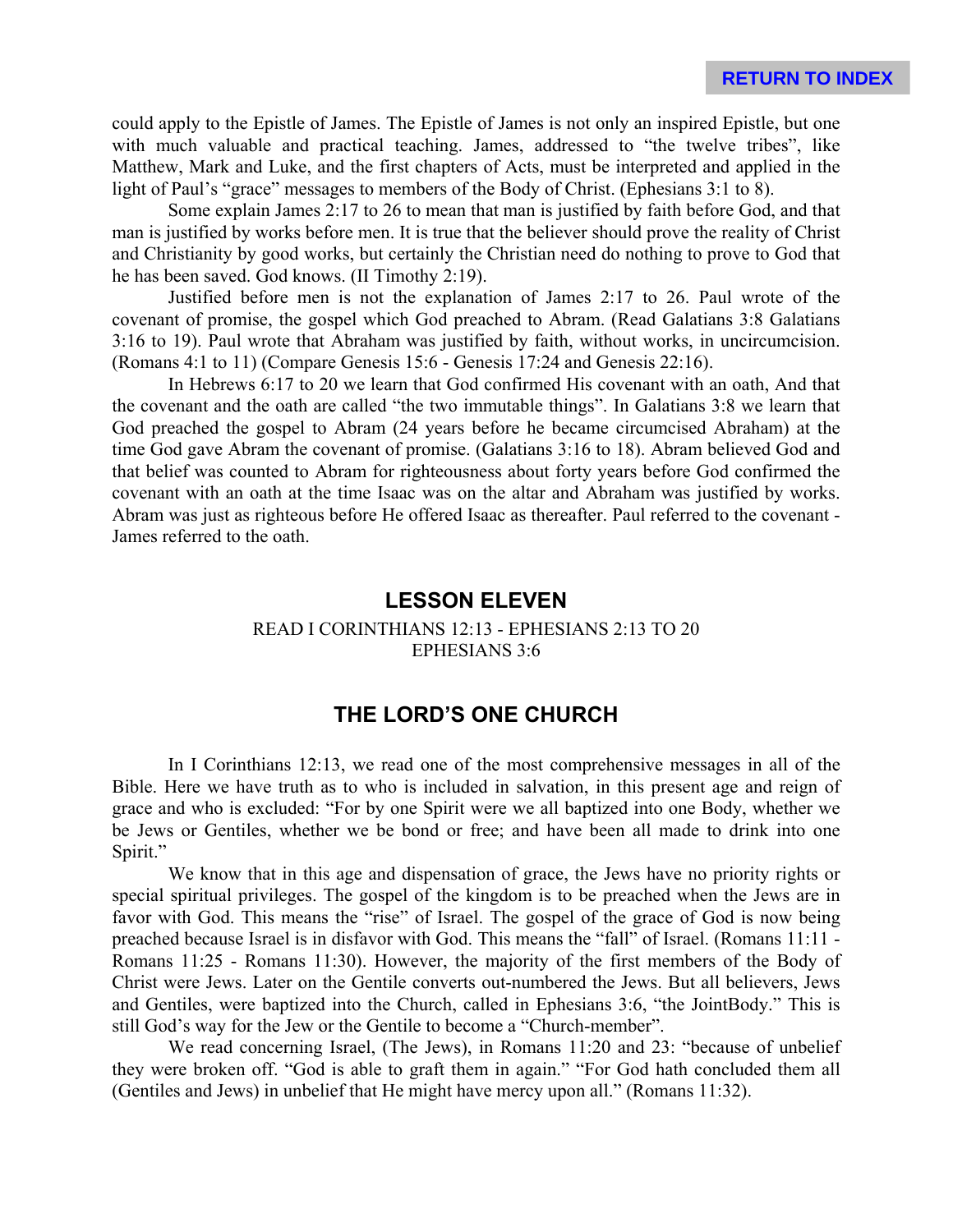could apply to the Epistle of James. The Epistle of James is not only an inspired Epistle, but one with much valuable and practical teaching. James, addressed to "the twelve tribes", like Matthew, Mark and Luke, and the first chapters of Acts, must be interpreted and applied in the light of Paul's "grace" messages to members of the Body of Christ. (Ephesians 3:1 to 8).

Some explain James 2:17 to 26 to mean that man is justified by faith before God, and that man is justified by works before men. It is true that the believer should prove the reality of Christ and Christianity by good works, but certainly the Christian need do nothing to prove to God that he has been saved. God knows. (II Timothy 2:19).

Justified before men is not the explanation of James 2:17 to 26. Paul wrote of the covenant of promise, the gospel which God preached to Abram. (Read Galatians 3:8 Galatians 3:16 to 19). Paul wrote that Abraham was justified by faith, without works, in uncircumcision. (Romans 4:1 to 11) (Compare Genesis 15:6 - Genesis 17:24 and Genesis 22:16).

In Hebrews 6:17 to 20 we learn that God confirmed His covenant with an oath, And that the covenant and the oath are called "the two immutable things". In Galatians 3:8 we learn that God preached the gospel to Abram (24 years before he became circumcised Abraham) at the time God gave Abram the covenant of promise. (Galatians 3:16 to 18). Abram believed God and that belief was counted to Abram for righteousness about forty years before God confirmed the covenant with an oath at the time Isaac was on the altar and Abraham was justified by works. Abram was just as righteous before He offered Isaac as thereafter. Paul referred to the covenant - James referred to the oath.

## LESSON ELEVEN

READ I CORINTHIANS 12:13 - EPHESIANS 2:13 TO 20
EPHESIANS 3:6

## THE LORD'S ONE CHURCH

In I Corinthians 12:13, we read one of the most comprehensive messages in all of the Bible. Here we have truth as to who is included in salvation, in this present age and reign of grace and who is excluded: "For by one Spirit were we all baptized into one Body, whether we be Jews or Gentiles, whether we be bond or free; and have been all made to drink into one Spirit."

We know that in this age and dispensation of grace, the Jews have no priority rights or special spiritual privileges. The gospel of the kingdom is to be preached when the Jews are in favor with God. This means the "rise" of Israel. The gospel of the grace of God is now being preached because Israel is in disfavor with God. This means the "fall" of Israel. (Romans 11:11 - Romans 11:25 - Romans 11:30). However, the majority of the first members of the Body of Christ were Jews. Later on the Gentile converts out-numbered the Jews. But all believers, Jews and Gentiles, were baptized into the Church, called in Ephesians 3:6, "the JointBody." This is still God's way for the Jew or the Gentile to become a "Church-member".

We read concerning Israel, (The Jews), in Romans 11:20 and 23: "because of unbelief they were broken off. "God is able to graft them in again." "For God hath concluded them all (Gentiles and Jews) in unbelief that He might have mercy upon all." (Romans 11:32).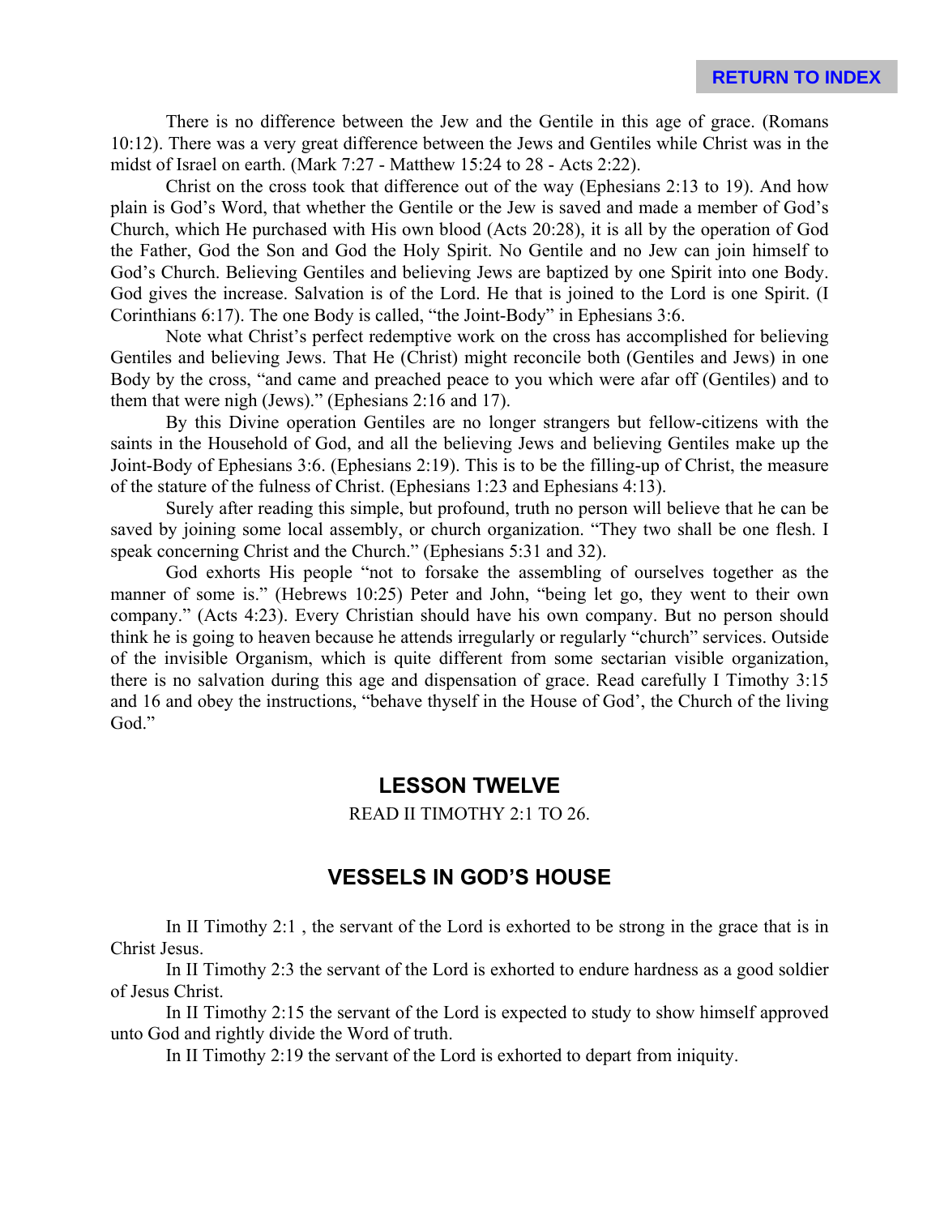There is no difference between the Jew and the Gentile in this age of grace. (Romans 10:12). There was a very great difference between the Jews and Gentiles while Christ was in the midst of Israel on earth. (Mark 7:27 - Matthew 15:24 to 28 - Acts 2:22).

Christ on the cross took that difference out of the way (Ephesians 2:13 to 19). And how plain is God's Word, that whether the Gentile or the Jew is saved and made a member of God's Church, which He purchased with His own blood (Acts 20:28), it is all by the operation of God the Father, God the Son and God the Holy Spirit. No Gentile and no Jew can join himself to God's Church. Believing Gentiles and believing Jews are baptized by one Spirit into one Body. God gives the increase. Salvation is of the Lord. He that is joined to the Lord is one Spirit. (I Corinthians 6:17). The one Body is called, "the Joint-Body" in Ephesians 3:6.

Note what Christ's perfect redemptive work on the cross has accomplished for believing Gentiles and believing Jews. That He (Christ) might reconcile both (Gentiles and Jews) in one Body by the cross, "and came and preached peace to you which were afar off (Gentiles) and to them that were nigh (Jews)." (Ephesians 2:16 and 17).

By this Divine operation Gentiles are no longer strangers but fellow-citizens with the saints in the Household of God, and all the believing Jews and believing Gentiles make up the Joint-Body of Ephesians 3:6. (Ephesians 2:19). This is to be the filling-up of Christ, the measure of the stature of the fulness of Christ. (Ephesians 1:23 and Ephesians 4:13).

Surely after reading this simple, but profound, truth no person will believe that he can be saved by joining some local assembly, or church organization. "They two shall be one flesh. I speak concerning Christ and the Church." (Ephesians 5:31 and 32).

God exhorts His people "not to forsake the assembling of ourselves together as the manner of some is." (Hebrews 10:25) Peter and John, "being let go, they went to their own company." (Acts 4:23). Every Christian should have his own company. But no person should think he is going to heaven because he attends irregularly or regularly "church" services. Outside of the invisible Organism, which is quite different from some sectarian visible organization, there is no salvation during this age and dispensation of grace. Read carefully I Timothy 3:15 and 16 and obey the instructions, "behave thyself in the House of God', the Church of the living God."

## LESSON TWELVE

READ II TIMOTHY 2:1 TO 26.

## VESSELS IN GOD'S HOUSE

In II Timothy 2:1 , the servant of the Lord is exhorted to be strong in the grace that is in Christ Jesus.

In II Timothy 2:3 the servant of the Lord is exhorted to endure hardness as a good soldier of Jesus Christ.

In II Timothy 2:15 the servant of the Lord is expected to study to show himself approved unto God and rightly divide the Word of truth.

In II Timothy 2:19 the servant of the Lord is exhorted to depart from iniquity.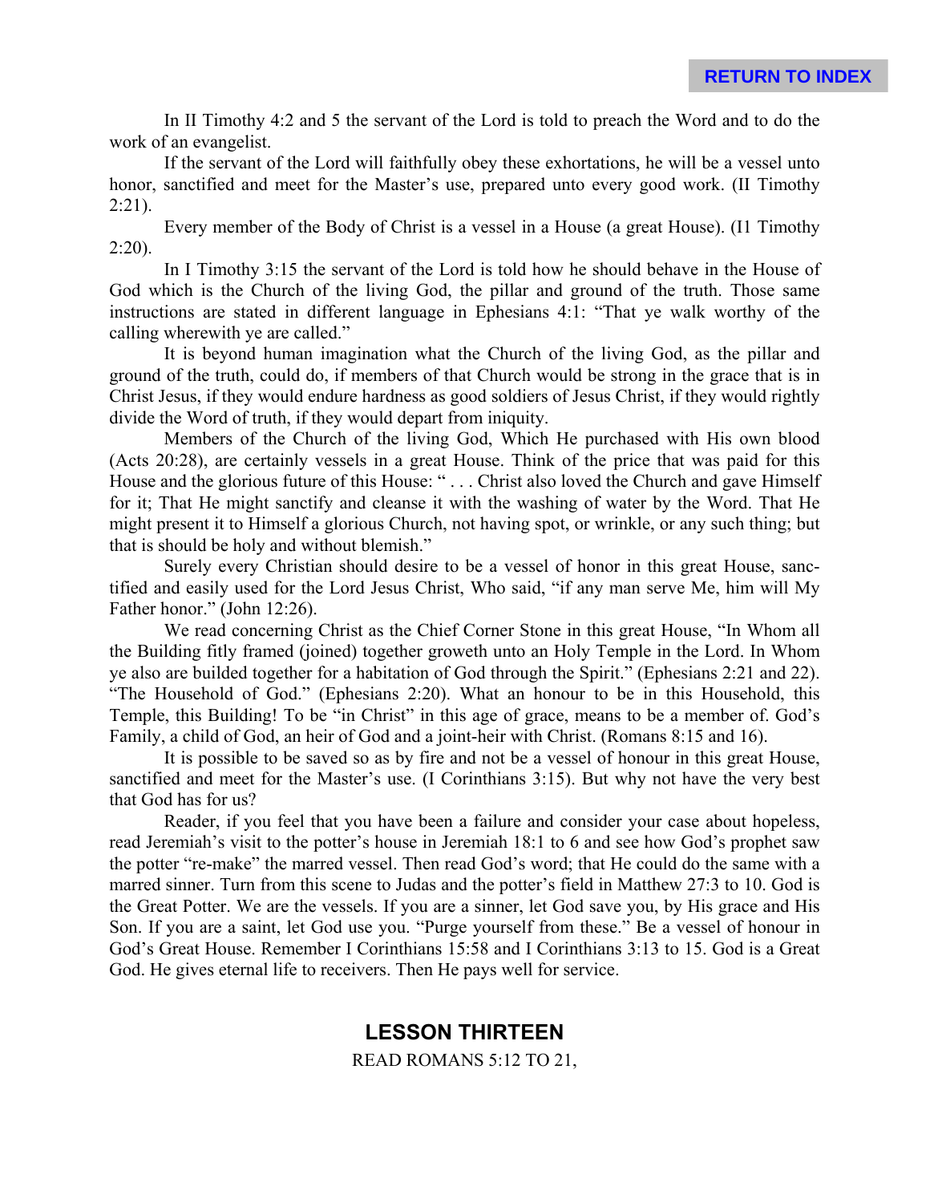In II Timothy 4:2 and 5 the servant of the Lord is told to preach the Word and to do the work of an evangelist.

If the servant of the Lord will faithfully obey these exhortations, he will be a vessel unto honor, sanctified and meet for the Master's use, prepared unto every good work. (II Timothy 2:21).

Every member of the Body of Christ is a vessel in a House (a great House). (I1 Timothy 2:20).

In I Timothy 3:15 the servant of the Lord is told how he should behave in the House of God which is the Church of the living God, the pillar and ground of the truth. Those same instructions are stated in different language in Ephesians 4:1: "That ye walk worthy of the calling wherewith ye are called."

It is beyond human imagination what the Church of the living God, as the pillar and ground of the truth, could do, if members of that Church would be strong in the grace that is in Christ Jesus, if they would endure hardness as good soldiers of Jesus Christ, if they would rightly divide the Word of truth, if they would depart from iniquity.

Members of the Church of the living God, Which He purchased with His own blood (Acts 20:28), are certainly vessels in a great House. Think of the price that was paid for this House and the glorious future of this House: " . . . Christ also loved the Church and gave Himself for it; That He might sanctify and cleanse it with the washing of water by the Word. That He might present it to Himself a glorious Church, not having spot, or wrinkle, or any such thing; but that is should be holy and without blemish."

Surely every Christian should desire to be a vessel of honor in this great House, sanctified and easily used for the Lord Jesus Christ, Who said, "if any man serve Me, him will My Father honor." (John 12:26).

We read concerning Christ as the Chief Corner Stone in this great House, "In Whom all the Building fitly framed (joined) together groweth unto an Holy Temple in the Lord. In Whom ye also are builded together for a habitation of God through the Spirit." (Ephesians 2:21 and 22). "The Household of God." (Ephesians 2:20). What an honour to be in this Household, this Temple, this Building! To be "in Christ" in this age of grace, means to be a member of. God's Family, a child of God, an heir of God and a joint-heir with Christ. (Romans 8:15 and 16).

It is possible to be saved so as by fire and not be a vessel of honour in this great House, sanctified and meet for the Master's use. (I Corinthians 3:15). But why not have the very best that God has for us?

Reader, if you feel that you have been a failure and consider your case about hopeless, read Jeremiah's visit to the potter's house in Jeremiah 18:1 to 6 and see how God's prophet saw the potter "re-make" the marred vessel. Then read God's word; that He could do the same with a marred sinner. Turn from this scene to Judas and the potter's field in Matthew 27:3 to 10. God is the Great Potter. We are the vessels. If you are a sinner, let God save you, by His grace and His Son. If you are a saint, let God use you. "Purge yourself from these." Be a vessel of honour in God's Great House. Remember I Corinthians 15:58 and I Corinthians 3:13 to 15. God is a Great God. He gives eternal life to receivers. Then He pays well for service.

## LESSON THIRTEEN

READ ROMANS 5:12 TO 21,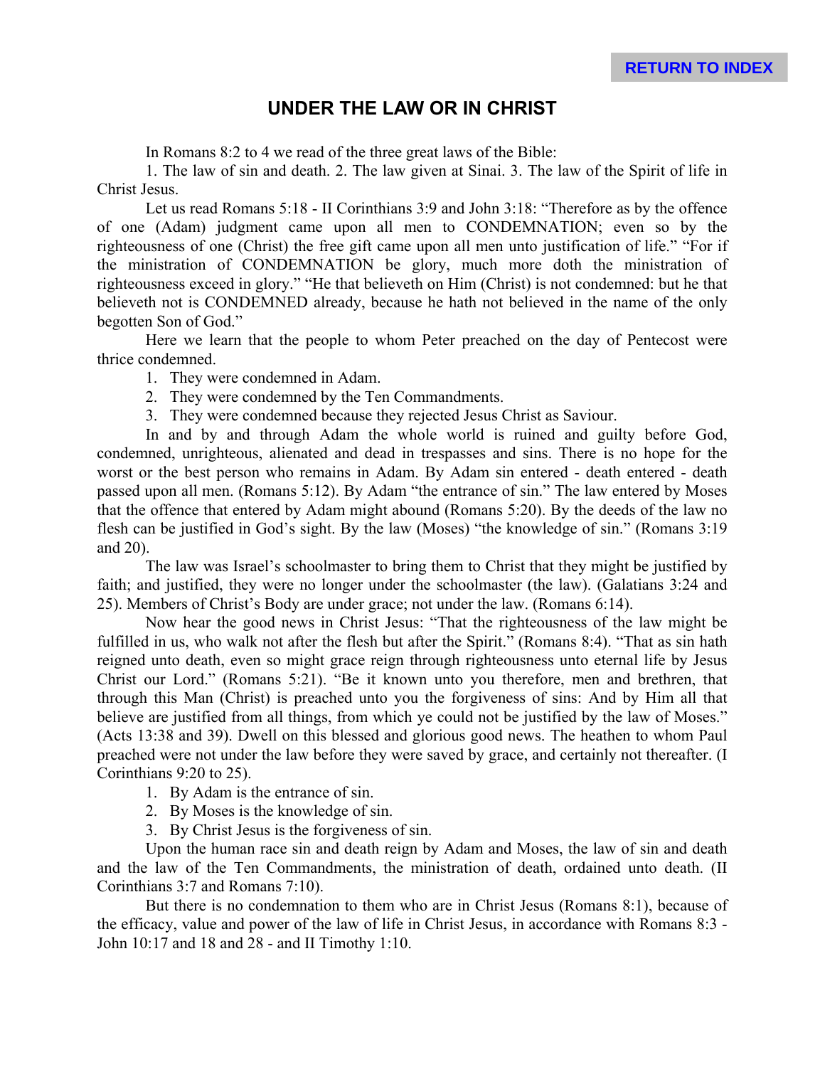RETURN TO INDEX

# UNDER THE LAW OR IN CHRIST

In Romans 8:2 to 4 we read of the three great laws of the Bible:

1. The law of sin and death. 2. The law given at Sinai. 3. The law of the Spirit of life in Christ Jesus.

Let us read Romans 5:18 - II Corinthians 3:9 and John 3:18: "Therefore as by the offence of one (Adam) judgment came upon all men to CONDEMNATION; even so by the righteousness of one (Christ) the free gift came upon all men unto justification of life." "For if the ministration of CONDEMNATION be glory, much more doth the ministration of righteousness exceed in glory." "He that believeth on Him (Christ) is not condemned: but he that believeth not is CONDEMNED already, because he hath not believed in the name of the only begotten Son of God."

Here we learn that the people to whom Peter preached on the day of Pentecost were thrice condemned.

1. They were condemned in Adam.
2. They were condemned by the Ten Commandments.
3. They were condemned because they rejected Jesus Christ as Saviour.

In and by and through Adam the whole world is ruined and guilty before God, condemned, unrighteous, alienated and dead in trespasses and sins. There is no hope for the worst or the best person who remains in Adam. By Adam sin entered - death entered - death passed upon all men. (Romans 5:12). By Adam "the entrance of sin." The law entered by Moses that the offence that entered by Adam might abound (Romans 5:20). By the deeds of the law no flesh can be justified in God's sight. By the law (Moses) "the knowledge of sin." (Romans 3:19 and 20).

The law was Israel's schoolmaster to bring them to Christ that they might be justified by faith; and justified, they were no longer under the schoolmaster (the law). (Galatians 3:24 and 25). Members of Christ's Body are under grace; not under the law. (Romans 6:14).

Now hear the good news in Christ Jesus: "That the righteousness of the law might be fulfilled in us, who walk not after the flesh but after the Spirit." (Romans 8:4). "That as sin hath reigned unto death, even so might grace reign through righteousness unto eternal life by Jesus Christ our Lord." (Romans 5:21). "Be it known unto you therefore, men and brethren, that through this Man (Christ) is preached unto you the forgiveness of sins: And by Him all that believe are justified from all things, from which ye could not be justified by the law of Moses." (Acts 13:38 and 39). Dwell on this blessed and glorious good news. The heathen to whom Paul preached were not under the law before they were saved by grace, and certainly not thereafter. (I Corinthians 9:20 to 25).

1. By Adam is the entrance of sin.
2. By Moses is the knowledge of sin.
3. By Christ Jesus is the forgiveness of sin.

Upon the human race sin and death reign by Adam and Moses, the law of sin and death and the law of the Ten Commandments, the ministration of death, ordained unto death. (II Corinthians 3:7 and Romans 7:10).

But there is no condemnation to them who are in Christ Jesus (Romans 8:1), because of the efficacy, value and power of the law of life in Christ Jesus, in accordance with Romans 8:3 - John 10:17 and 18 and 28 - and II Timothy 1:10.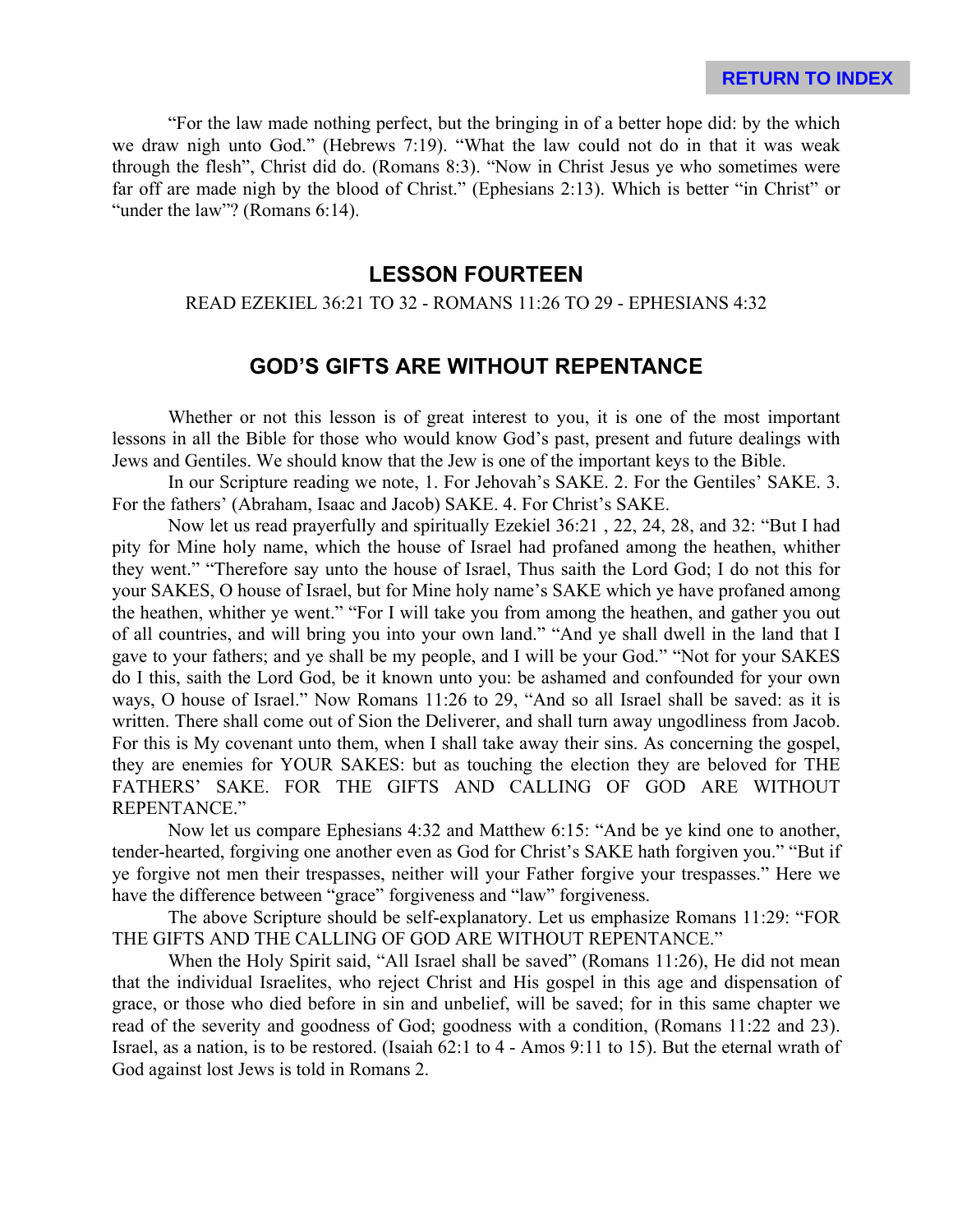“For the law made nothing perfect, but the bringing in of a better hope did: by the which we draw nigh unto God.” (Hebrews 7:19). “What the law could not do in that it was weak through the flesh”, Christ did do. (Romans 8:3). “Now in Christ Jesus ye who sometimes were far off are made nigh by the blood of Christ.” (Ephesians 2:13). Which is better “in Christ” or “under the law”? (Romans 6:14).

## LESSON FOURTEEN

READ EZEKIEL 36:21 TO 32 - ROMANS 11:26 TO 29 - EPHESIANS 4:32

## GOD’S GIFTS ARE WITHOUT REPENTANCE

Whether or not this lesson is of great interest to you, it is one of the most important lessons in all the Bible for those who would know God’s past, present and future dealings with Jews and Gentiles. We should know that the Jew is one of the important keys to the Bible.

In our Scripture reading we note, 1. For Jehovah’s SAKE. 2. For the Gentiles’ SAKE. 3. For the fathers’ (Abraham, Isaac and Jacob) SAKE. 4. For Christ’s SAKE.

Now let us read prayerfully and spiritually Ezekiel 36:21 , 22, 24, 28, and 32: “But I had pity for Mine holy name, which the house of Israel had profaned among the heathen, whither they went.” “Therefore say unto the house of Israel, Thus saith the Lord God; I do not this for your SAKES, O house of Israel, but for Mine holy name’s SAKE which ye have profaned among the heathen, whither ye went.” “For I will take you from among the heathen, and gather you out of all countries, and will bring you into your own land.” “And ye shall dwell in the land that I gave to your fathers; and ye shall be my people, and I will be your God.” “Not for your SAKES do I this, saith the Lord God, be it known unto you: be ashamed and confounded for your own ways, O house of Israel.” Now Romans 11:26 to 29, “And so all Israel shall be saved: as it is written. There shall come out of Sion the Deliverer, and shall turn away ungodliness from Jacob. For this is My covenant unto them, when I shall take away their sins. As concerning the gospel, they are enemies for YOUR SAKES: but as touching the election they are beloved for THE FATHERS’ SAKE. FOR THE GIFTS AND CALLING OF GOD ARE WITHOUT REPENTANCE.”

Now let us compare Ephesians 4:32 and Matthew 6:15: “And be ye kind one to another, tender-hearted, forgiving one another even as God for Christ’s SAKE hath forgiven you.” “But if ye forgive not men their trespasses, neither will your Father forgive your trespasses.” Here we have the difference between “grace” forgiveness and “law” forgiveness.

The above Scripture should be self-explanatory. Let us emphasize Romans 11:29: “FOR THE GIFTS AND THE CALLING OF GOD ARE WITHOUT REPENTANCE.”

When the Holy Spirit said, “All Israel shall be saved” (Romans 11:26), He did not mean that the individual Israelites, who reject Christ and His gospel in this age and dispensation of grace, or those who died before in sin and unbelief, will be saved; for in this same chapter we read of the severity and goodness of God; goodness with a condition, (Romans 11:22 and 23). Israel, as a nation, is to be restored. (Isaiah 62:1 to 4 - Amos 9:11 to 15). But the eternal wrath of God against lost Jews is told in Romans 2.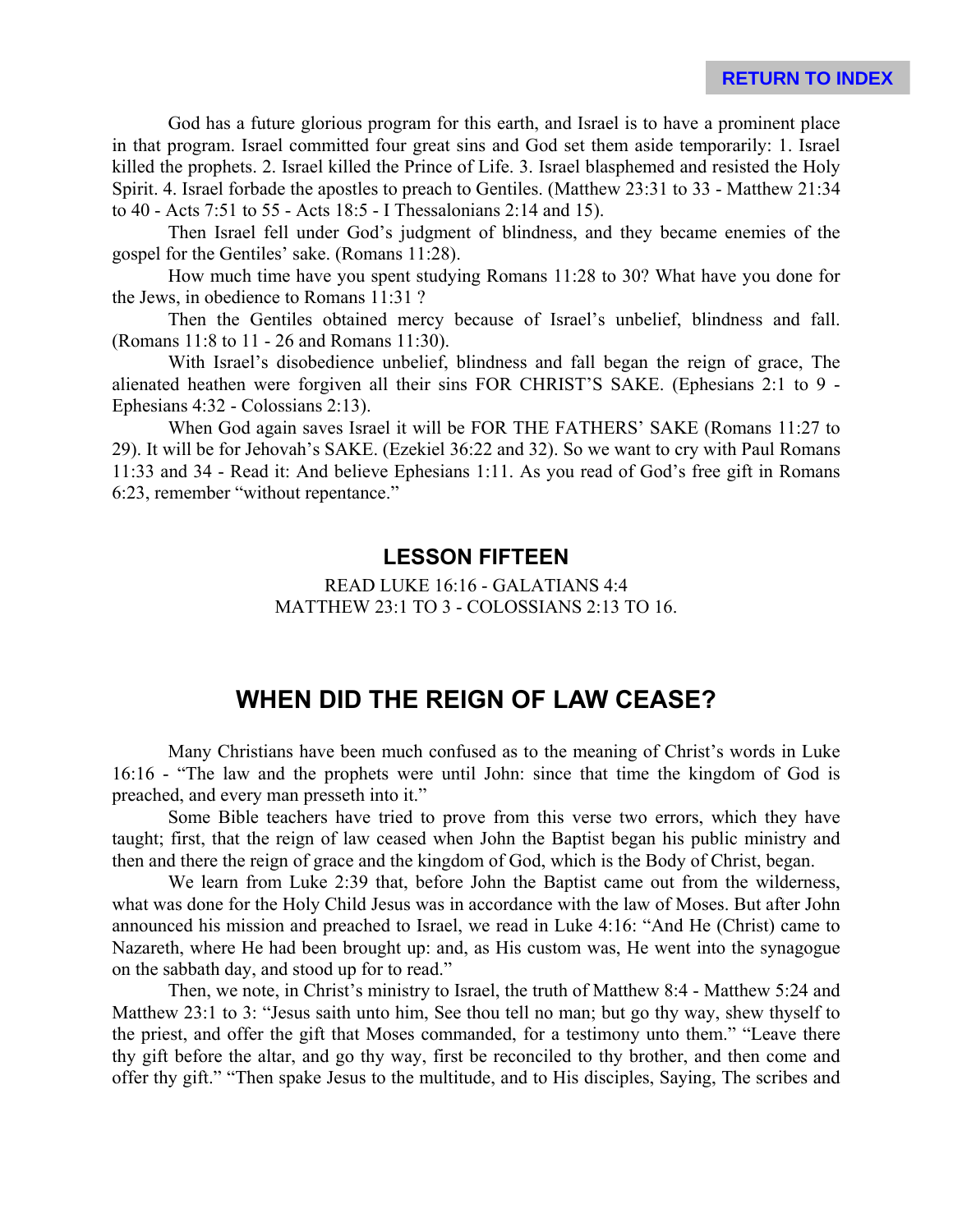God has a future glorious program for this earth, and Israel is to have a prominent place in that program. Israel committed four great sins and God set them aside temporarily: 1. Israel killed the prophets. 2. Israel killed the Prince of Life. 3. Israel blasphemed and resisted the Holy Spirit. 4. Israel forbade the apostles to preach to Gentiles. (Matthew 23:31 to 33 - Matthew 21:34 to 40 - Acts 7:51 to 55 - Acts 18:5 - I Thessalonians 2:14 and 15).

Then Israel fell under God's judgment of blindness, and they became enemies of the gospel for the Gentiles' sake. (Romans 11:28).

How much time have you spent studying Romans 11:28 to 30? What have you done for the Jews, in obedience to Romans 11:31 ?

Then the Gentiles obtained mercy because of Israel's unbelief, blindness and fall. (Romans 11:8 to 11 - 26 and Romans 11:30).

With Israel's disobedience unbelief, blindness and fall began the reign of grace, The alienated heathen were forgiven all their sins FOR CHRIST'S SAKE. (Ephesians 2:1 to 9 - Ephesians 4:32 - Colossians 2:13).

When God again saves Israel it will be FOR THE FATHERS' SAKE (Romans 11:27 to 29). It will be for Jehovah's SAKE. (Ezekiel 36:22 and 32). So we want to cry with Paul Romans 11:33 and 34 - Read it: And believe Ephesians 1:11. As you read of God's free gift in Romans 6:23, remember "without repentance."

## LESSON FIFTEEN

READ LUKE 16:16 - GALATIANS 4:4
MATTHEW 23:1 TO 3 - COLOSSIANS 2:13 TO 16.

# WHEN DID THE REIGN OF LAW CEASE?

Many Christians have been much confused as to the meaning of Christ's words in Luke 16:16 - "The law and the prophets were until John: since that time the kingdom of God is preached, and every man presseth into it."

Some Bible teachers have tried to prove from this verse two errors, which they have taught; first, that the reign of law ceased when John the Baptist began his public ministry and then and there the reign of grace and the kingdom of God, which is the Body of Christ, began.

We learn from Luke 2:39 that, before John the Baptist came out from the wilderness, what was done for the Holy Child Jesus was in accordance with the law of Moses. But after John announced his mission and preached to Israel, we read in Luke 4:16: "And He (Christ) came to Nazareth, where He had been brought up: and, as His custom was, He went into the synagogue on the sabbath day, and stood up for to read."

Then, we note, in Christ's ministry to Israel, the truth of Matthew 8:4 - Matthew 5:24 and Matthew 23:1 to 3: "Jesus saith unto him, See thou tell no man; but go thy way, shew thyself to the priest, and offer the gift that Moses commanded, for a testimony unto them." "Leave there thy gift before the altar, and go thy way, first be reconciled to thy brother, and then come and offer thy gift." "Then spake Jesus to the multitude, and to His disciples, Saying, The scribes and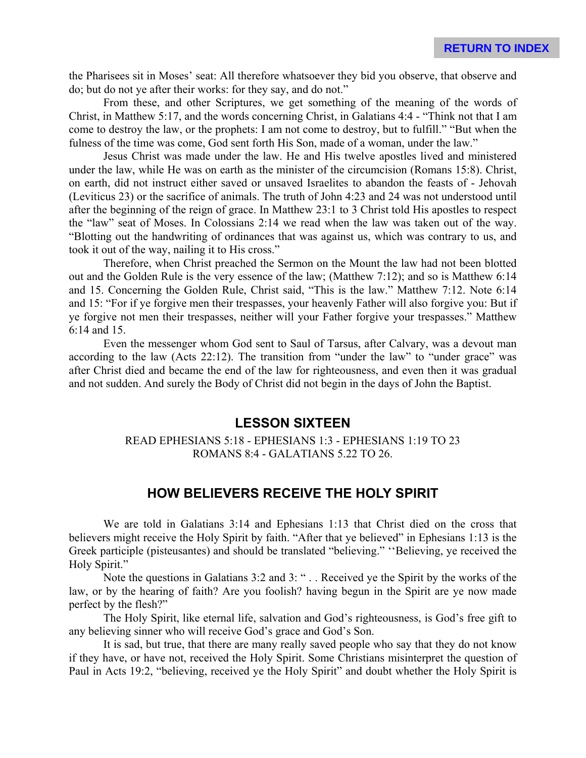the Pharisees sit in Moses' seat: All therefore whatsoever they bid you observe, that observe and do; but do not ye after their works: for they say, and do not."

From these, and other Scriptures, we get something of the meaning of the words of Christ, in Matthew 5:17, and the words concerning Christ, in Galatians 4:4 - "Think not that I am come to destroy the law, or the prophets: I am not come to destroy, but to fulfill." "But when the fulness of the time was come, God sent forth His Son, made of a woman, under the law."

Jesus Christ was made under the law. He and His twelve apostles lived and ministered under the law, while He was on earth as the minister of the circumcision (Romans 15:8). Christ, on earth, did not instruct either saved or unsaved Israelites to abandon the feasts of - Jehovah (Leviticus 23) or the sacrifice of animals. The truth of John 4:23 and 24 was not understood until after the beginning of the reign of grace. In Matthew 23:1 to 3 Christ told His apostles to respect the "law" seat of Moses. In Colossians 2:14 we read when the law was taken out of the way. "Blotting out the handwriting of ordinances that was against us, which was contrary to us, and took it out of the way, nailing it to His cross."

Therefore, when Christ preached the Sermon on the Mount the law had not been blotted out and the Golden Rule is the very essence of the law; (Matthew 7:12); and so is Matthew 6:14 and 15. Concerning the Golden Rule, Christ said, "This is the law." Matthew 7:12. Note 6:14 and 15: "For if ye forgive men their trespasses, your heavenly Father will also forgive you: But if ye forgive not men their trespasses, neither will your Father forgive your trespasses." Matthew 6:14 and 15.

Even the messenger whom God sent to Saul of Tarsus, after Calvary, was a devout man according to the law (Acts 22:12). The transition from "under the law" to "under grace" was after Christ died and became the end of the law for righteousness, and even then it was gradual and not sudden. And surely the Body of Christ did not begin in the days of John the Baptist.

## LESSON SIXTEEN

READ EPHESIANS 5:18 - EPHESIANS 1:3 - EPHESIANS 1:19 TO 23
ROMANS 8:4 - GALATIANS 5.22 TO 26.

## HOW BELIEVERS RECEIVE THE HOLY SPIRIT

We are told in Galatians 3:14 and Ephesians 1:13 that Christ died on the cross that believers might receive the Holy Spirit by faith. "After that ye believed" in Ephesians 1:13 is the Greek participle (pisteusantes) and should be translated "believing." ''Believing, ye received the Holy Spirit."

Note the questions in Galatians 3:2 and 3: " . . Received ye the Spirit by the works of the law, or by the hearing of faith? Are you foolish? having begun in the Spirit are ye now made perfect by the flesh?"

The Holy Spirit, like eternal life, salvation and God's righteousness, is God's free gift to any believing sinner who will receive God's grace and God's Son.

It is sad, but true, that there are many really saved people who say that they do not know if they have, or have not, received the Holy Spirit. Some Christians misinterpret the question of Paul in Acts 19:2, "believing, received ye the Holy Spirit" and doubt whether the Holy Spirit is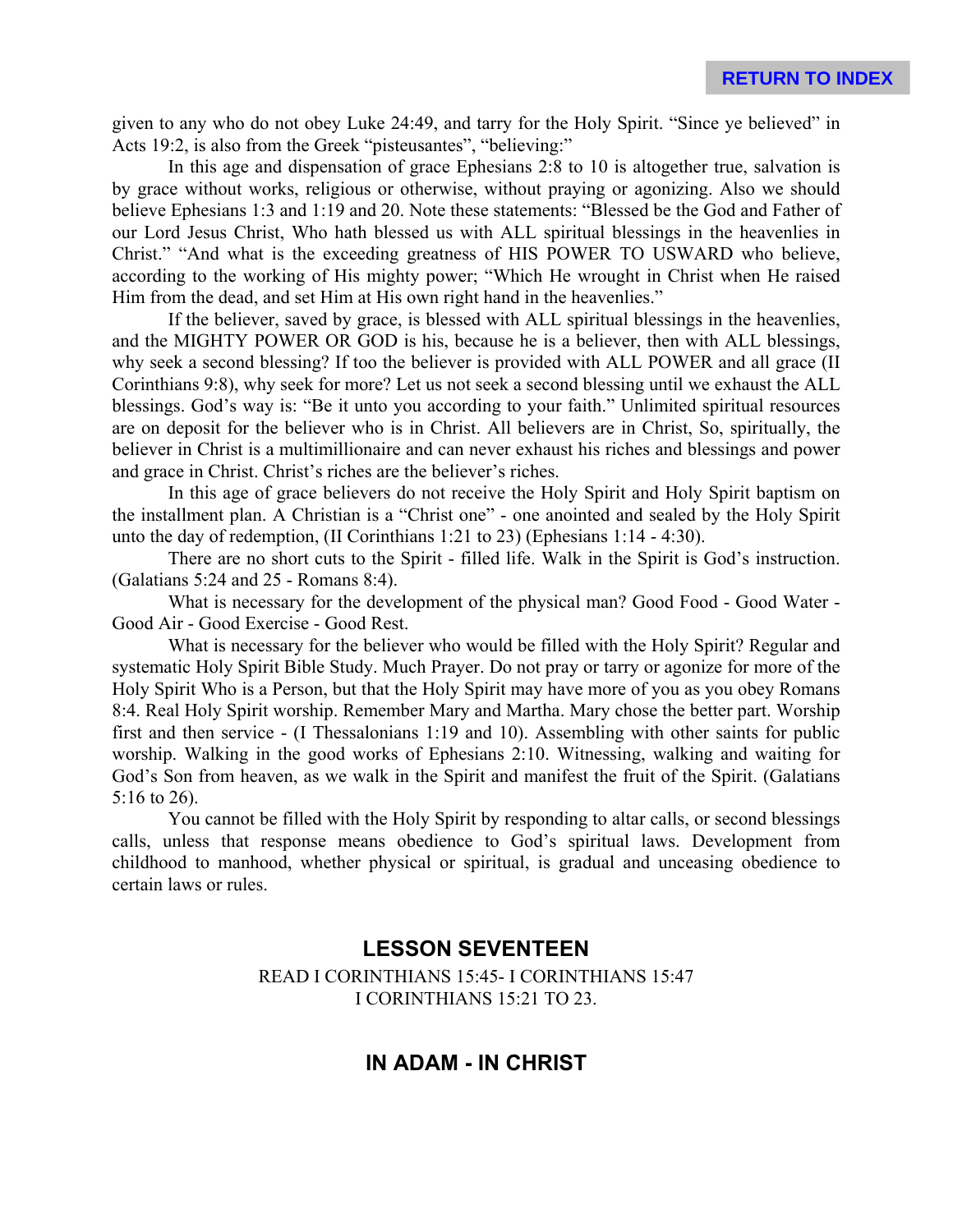given to any who do not obey Luke 24:49, and tarry for the Holy Spirit. "Since ye believed" in Acts 19:2, is also from the Greek "pisteusantes", "believing:"

In this age and dispensation of grace Ephesians 2:8 to 10 is altogether true, salvation is by grace without works, religious or otherwise, without praying or agonizing. Also we should believe Ephesians 1:3 and 1:19 and 20. Note these statements: "Blessed be the God and Father of our Lord Jesus Christ, Who hath blessed us with ALL spiritual blessings in the heavenlies in Christ." "And what is the exceeding greatness of HIS POWER TO USWARD who believe, according to the working of His mighty power; "Which He wrought in Christ when He raised Him from the dead, and set Him at His own right hand in the heavenlies."

If the believer, saved by grace, is blessed with ALL spiritual blessings in the heavenlies, and the MIGHTY POWER OR GOD is his, because he is a believer, then with ALL blessings, why seek a second blessing? If too the believer is provided with ALL POWER and all grace (II Corinthians 9:8), why seek for more? Let us not seek a second blessing until we exhaust the ALL blessings. God's way is: "Be it unto you according to your faith." Unlimited spiritual resources are on deposit for the believer who is in Christ. All believers are in Christ, So, spiritually, the believer in Christ is a multimillionaire and can never exhaust his riches and blessings and power and grace in Christ. Christ's riches are the believer's riches.

In this age of grace believers do not receive the Holy Spirit and Holy Spirit baptism on the installment plan. A Christian is a "Christ one" - one anointed and sealed by the Holy Spirit unto the day of redemption, (II Corinthians 1:21 to 23) (Ephesians 1:14 - 4:30).

There are no short cuts to the Spirit - filled life. Walk in the Spirit is God's instruction. (Galatians 5:24 and 25 - Romans 8:4).

What is necessary for the development of the physical man? Good Food - Good Water - Good Air - Good Exercise - Good Rest.

What is necessary for the believer who would be filled with the Holy Spirit? Regular and systematic Holy Spirit Bible Study. Much Prayer. Do not pray or tarry or agonize for more of the Holy Spirit Who is a Person, but that the Holy Spirit may have more of you as you obey Romans 8:4. Real Holy Spirit worship. Remember Mary and Martha. Mary chose the better part. Worship first and then service - (I Thessalonians 1:19 and 10). Assembling with other saints for public worship. Walking in the good works of Ephesians 2:10. Witnessing, walking and waiting for God's Son from heaven, as we walk in the Spirit and manifest the fruit of the Spirit. (Galatians 5:16 to 26).

You cannot be filled with the Holy Spirit by responding to altar calls, or second blessings calls, unless that response means obedience to God's spiritual laws. Development from childhood to manhood, whether physical or spiritual, is gradual and unceasing obedience to certain laws or rules.

## LESSON SEVENTEEN

READ I CORINTHIANS 15:45- I CORINTHIANS 15:47
I CORINTHIANS 15:21 TO 23.

## IN ADAM - IN CHRIST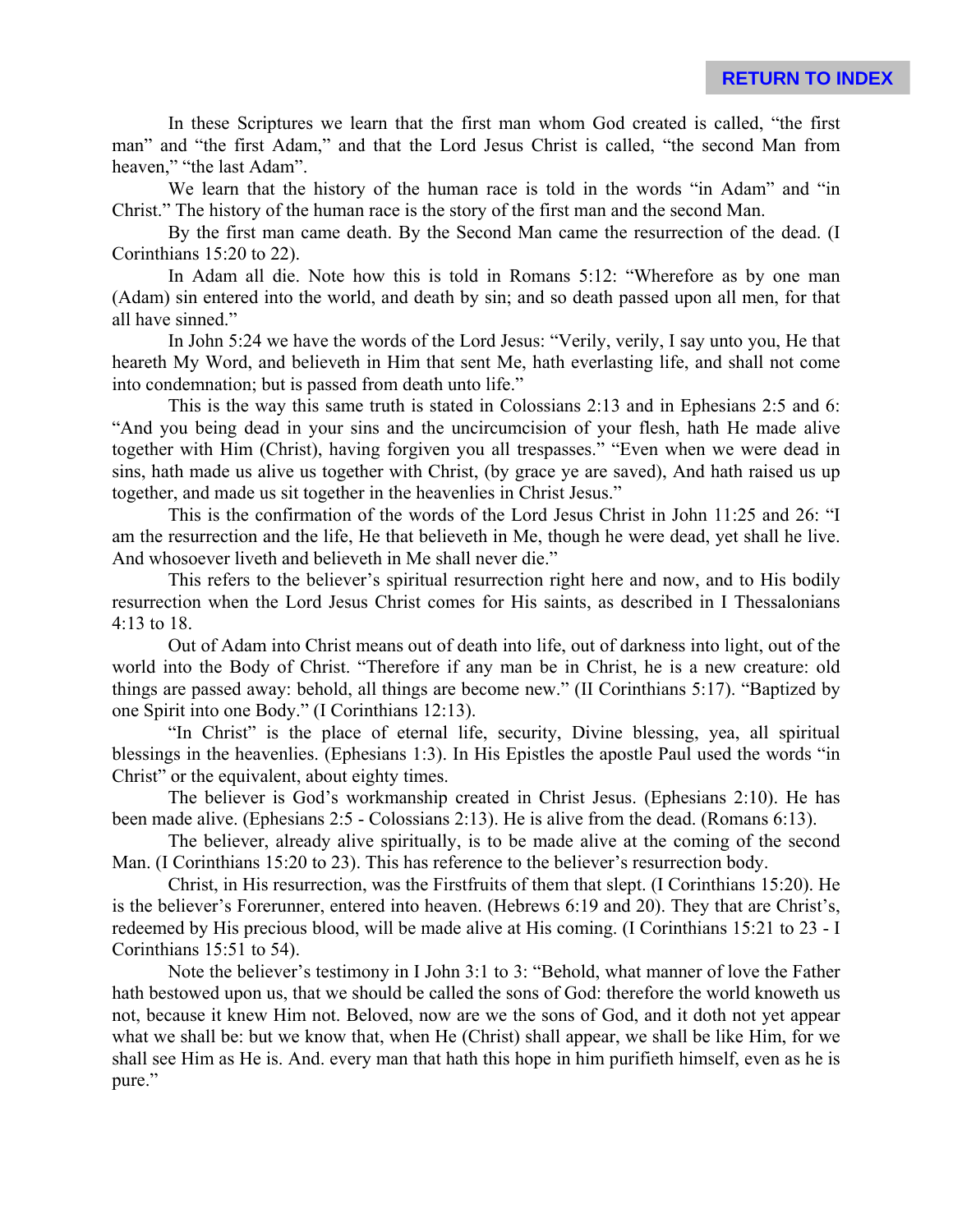In these Scriptures we learn that the first man whom God created is called, "the first man" and "the first Adam," and that the Lord Jesus Christ is called, "the second Man from heaven," "the last Adam".

We learn that the history of the human race is told in the words "in Adam" and "in Christ." The history of the human race is the story of the first man and the second Man.

By the first man came death. By the Second Man came the resurrection of the dead. (I Corinthians 15:20 to 22).

In Adam all die. Note how this is told in Romans 5:12: "Wherefore as by one man (Adam) sin entered into the world, and death by sin; and so death passed upon all men, for that all have sinned."

In John 5:24 we have the words of the Lord Jesus: "Verily, verily, I say unto you, He that heareth My Word, and believeth in Him that sent Me, hath everlasting life, and shall not come into condemnation; but is passed from death unto life."

This is the way this same truth is stated in Colossians 2:13 and in Ephesians 2:5 and 6: "And you being dead in your sins and the uncircumcision of your flesh, hath He made alive together with Him (Christ), having forgiven you all trespasses." "Even when we were dead in sins, hath made us alive us together with Christ, (by grace ye are saved), And hath raised us up together, and made us sit together in the heavenlies in Christ Jesus."

This is the confirmation of the words of the Lord Jesus Christ in John 11:25 and 26: "I am the resurrection and the life, He that believeth in Me, though he were dead, yet shall he live. And whosoever liveth and believeth in Me shall never die."

This refers to the believer's spiritual resurrection right here and now, and to His bodily resurrection when the Lord Jesus Christ comes for His saints, as described in I Thessalonians 4:13 to 18.

Out of Adam into Christ means out of death into life, out of darkness into light, out of the world into the Body of Christ. "Therefore if any man be in Christ, he is a new creature: old things are passed away: behold, all things are become new." (II Corinthians 5:17). "Baptized by one Spirit into one Body." (I Corinthians 12:13).

"In Christ" is the place of eternal life, security, Divine blessing, yea, all spiritual blessings in the heavenlies. (Ephesians 1:3). In His Epistles the apostle Paul used the words "in Christ" or the equivalent, about eighty times.

The believer is God's workmanship created in Christ Jesus. (Ephesians 2:10). He has been made alive. (Ephesians 2:5 - Colossians 2:13). He is alive from the dead. (Romans 6:13).

The believer, already alive spiritually, is to be made alive at the coming of the second Man. (I Corinthians 15:20 to 23). This has reference to the believer's resurrection body.

Christ, in His resurrection, was the Firstfruits of them that slept. (I Corinthians 15:20). He is the believer's Forerunner, entered into heaven. (Hebrews 6:19 and 20). They that are Christ's, redeemed by His precious blood, will be made alive at His coming. (I Corinthians 15:21 to 23 - I Corinthians 15:51 to 54).

Note the believer's testimony in I John 3:1 to 3: "Behold, what manner of love the Father hath bestowed upon us, that we should be called the sons of God: therefore the world knoweth us not, because it knew Him not. Beloved, now are we the sons of God, and it doth not yet appear what we shall be: but we know that, when He (Christ) shall appear, we shall be like Him, for we shall see Him as He is. And. every man that hath this hope in him purifieth himself, even as he is pure."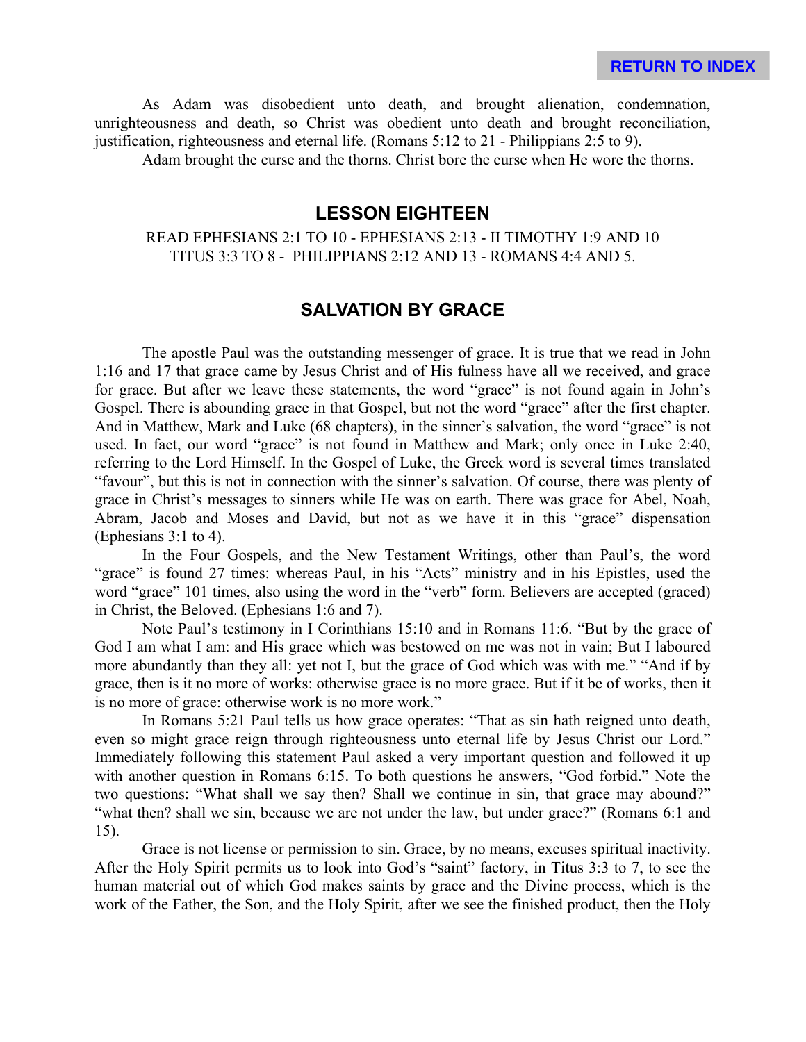As Adam was disobedient unto death, and brought alienation, condemnation, unrighteousness and death, so Christ was obedient unto death and brought reconciliation, justification, righteousness and eternal life. (Romans 5:12 to 21 - Philippians 2:5 to 9).

Adam brought the curse and the thorns. Christ bore the curse when He wore the thorns.

## LESSON EIGHTEEN

READ EPHESIANS 2:1 TO 10 - EPHESIANS 2:13 - II TIMOTHY 1:9 AND 10
TITUS 3:3 TO 8 - PHILIPPIANS 2:12 AND 13 - ROMANS 4:4 AND 5.

## SALVATION BY GRACE

The apostle Paul was the outstanding messenger of grace. It is true that we read in John 1:16 and 17 that grace came by Jesus Christ and of His fulness have all we received, and grace for grace. But after we leave these statements, the word "grace" is not found again in John's Gospel. There is abounding grace in that Gospel, but not the word "grace" after the first chapter. And in Matthew, Mark and Luke (68 chapters), in the sinner's salvation, the word "grace" is not used. In fact, our word "grace" is not found in Matthew and Mark; only once in Luke 2:40, referring to the Lord Himself. In the Gospel of Luke, the Greek word is several times translated "favour", but this is not in connection with the sinner's salvation. Of course, there was plenty of grace in Christ's messages to sinners while He was on earth. There was grace for Abel, Noah, Abram, Jacob and Moses and David, but not as we have it in this "grace" dispensation (Ephesians 3:1 to 4).

In the Four Gospels, and the New Testament Writings, other than Paul's, the word "grace" is found 27 times: whereas Paul, in his "Acts" ministry and in his Epistles, used the word "grace" 101 times, also using the word in the "verb" form. Believers are accepted (graced) in Christ, the Beloved. (Ephesians 1:6 and 7).

Note Paul's testimony in I Corinthians 15:10 and in Romans 11:6. "But by the grace of God I am what I am: and His grace which was bestowed on me was not in vain; But I laboured more abundantly than they all: yet not I, but the grace of God which was with me." "And if by grace, then is it no more of works: otherwise grace is no more grace. But if it be of works, then it is no more of grace: otherwise work is no more work."

In Romans 5:21 Paul tells us how grace operates: "That as sin hath reigned unto death, even so might grace reign through righteousness unto eternal life by Jesus Christ our Lord." Immediately following this statement Paul asked a very important question and followed it up with another question in Romans 6:15. To both questions he answers, "God forbid." Note the two questions: "What shall we say then? Shall we continue in sin, that grace may abound?" "what then? shall we sin, because we are not under the law, but under grace?" (Romans 6:1 and 15).

Grace is not license or permission to sin. Grace, by no means, excuses spiritual inactivity. After the Holy Spirit permits us to look into God's "saint" factory, in Titus 3:3 to 7, to see the human material out of which God makes saints by grace and the Divine process, which is the work of the Father, the Son, and the Holy Spirit, after we see the finished product, then the Holy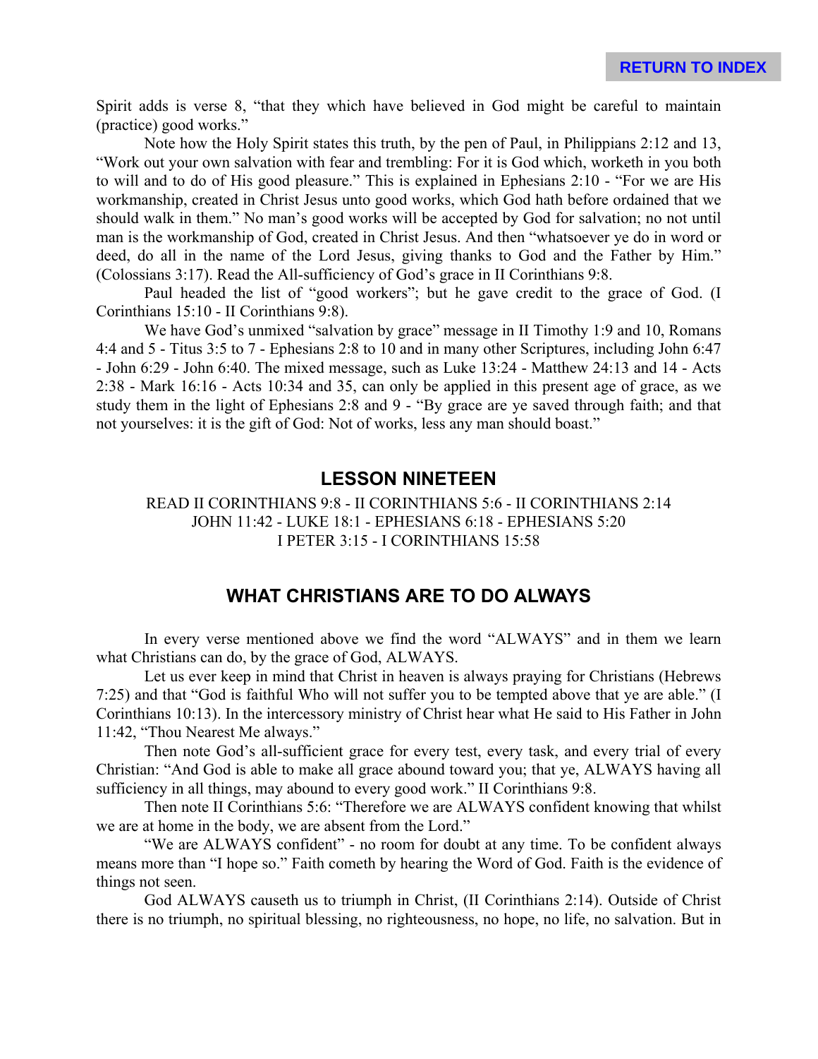Spirit adds is verse 8, "that they which have believed in God might be careful to maintain (practice) good works."

Note how the Holy Spirit states this truth, by the pen of Paul, in Philippians 2:12 and 13, "Work out your own salvation with fear and trembling: For it is God which, worketh in you both to will and to do of His good pleasure." This is explained in Ephesians 2:10 - "For we are His workmanship, created in Christ Jesus unto good works, which God hath before ordained that we should walk in them." No man's good works will be accepted by God for salvation; no not until man is the workmanship of God, created in Christ Jesus. And then "whatsoever ye do in word or deed, do all in the name of the Lord Jesus, giving thanks to God and the Father by Him." (Colossians 3:17). Read the All-sufficiency of God's grace in II Corinthians 9:8.

Paul headed the list of "good workers"; but he gave credit to the grace of God. (I Corinthians 15:10 - II Corinthians 9:8).

We have God's unmixed "salvation by grace" message in II Timothy 1:9 and 10, Romans 4:4 and 5 - Titus 3:5 to 7 - Ephesians 2:8 to 10 and in many other Scriptures, including John 6:47 - John 6:29 - John 6:40. The mixed message, such as Luke 13:24 - Matthew 24:13 and 14 - Acts 2:38 - Mark 16:16 - Acts 10:34 and 35, can only be applied in this present age of grace, as we study them in the light of Ephesians 2:8 and 9 - "By grace are ye saved through faith; and that not yourselves: it is the gift of God: Not of works, less any man should boast."

## LESSON NINETEEN

READ II CORINTHIANS 9:8 - II CORINTHIANS 5:6 - II CORINTHIANS 2:14
JOHN 11:42 - LUKE 18:1 - EPHESIANS 6:18 - EPHESIANS 5:20
I PETER 3:15 - I CORINTHIANS 15:58

## WHAT CHRISTIANS ARE TO DO ALWAYS

In every verse mentioned above we find the word "ALWAYS" and in them we learn what Christians can do, by the grace of God, ALWAYS.

Let us ever keep in mind that Christ in heaven is always praying for Christians (Hebrews 7:25) and that "God is faithful Who will not suffer you to be tempted above that ye are able." (I Corinthians 10:13). In the intercessory ministry of Christ hear what He said to His Father in John 11:42, "Thou Nearest Me always."

Then note God's all-sufficient grace for every test, every task, and every trial of every Christian: "And God is able to make all grace abound toward you; that ye, ALWAYS having all sufficiency in all things, may abound to every good work." II Corinthians 9:8.

Then note II Corinthians 5:6: "Therefore we are ALWAYS confident knowing that whilst we are at home in the body, we are absent from the Lord."

"We are ALWAYS confident" - no room for doubt at any time. To be confident always means more than "I hope so." Faith cometh by hearing the Word of God. Faith is the evidence of things not seen.

God ALWAYS causeth us to triumph in Christ, (II Corinthians 2:14). Outside of Christ there is no triumph, no spiritual blessing, no righteousness, no hope, no life, no salvation. But in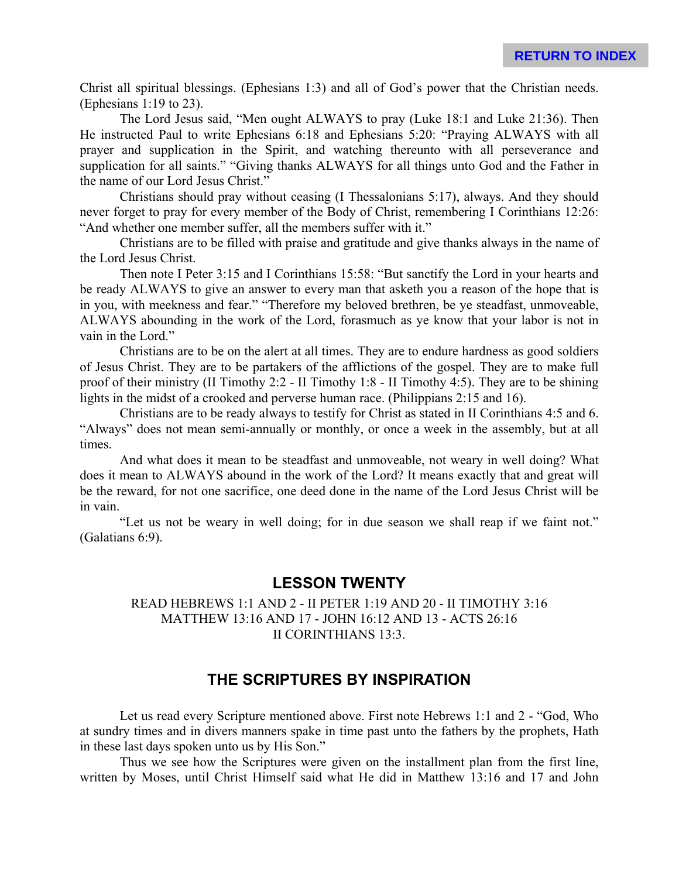Christ all spiritual blessings. (Ephesians 1:3) and all of God's power that the Christian needs. (Ephesians 1:19 to 23).

The Lord Jesus said, "Men ought ALWAYS to pray (Luke 18:1 and Luke 21:36). Then He instructed Paul to write Ephesians 6:18 and Ephesians 5:20: "Praying ALWAYS with all prayer and supplication in the Spirit, and watching thereunto with all perseverance and supplication for all saints." "Giving thanks ALWAYS for all things unto God and the Father in the name of our Lord Jesus Christ."

Christians should pray without ceasing (I Thessalonians 5:17), always. And they should never forget to pray for every member of the Body of Christ, remembering I Corinthians 12:26: "And whether one member suffer, all the members suffer with it."

Christians are to be filled with praise and gratitude and give thanks always in the name of the Lord Jesus Christ.

Then note I Peter 3:15 and I Corinthians 15:58: "But sanctify the Lord in your hearts and be ready ALWAYS to give an answer to every man that asketh you a reason of the hope that is in you, with meekness and fear." "Therefore my beloved brethren, be ye steadfast, unmoveable, ALWAYS abounding in the work of the Lord, forasmuch as ye know that your labor is not in vain in the Lord."

Christians are to be on the alert at all times. They are to endure hardness as good soldiers of Jesus Christ. They are to be partakers of the afflictions of the gospel. They are to make full proof of their ministry (II Timothy 2:2 - II Timothy 1:8 - II Timothy 4:5). They are to be shining lights in the midst of a crooked and perverse human race. (Philippians 2:15 and 16).

Christians are to be ready always to testify for Christ as stated in II Corinthians 4:5 and 6. "Always" does not mean semi-annually or monthly, or once a week in the assembly, but at all times.

And what does it mean to be steadfast and unmoveable, not weary in well doing? What does it mean to ALWAYS abound in the work of the Lord? It means exactly that and great will be the reward, for not one sacrifice, one deed done in the name of the Lord Jesus Christ will be in vain.

"Let us not be weary in well doing; for in due season we shall reap if we faint not." (Galatians 6:9).

## LESSON TWENTY

READ HEBREWS 1:1 AND 2 - II PETER 1:19 AND 20 - II TIMOTHY 3:16
MATTHEW 13:16 AND 17 - JOHN 16:12 AND 13 - ACTS 26:16
II CORINTHIANS 13:3.

## THE SCRIPTURES BY INSPIRATION

Let us read every Scripture mentioned above. First note Hebrews 1:1 and 2 - "God, Who at sundry times and in divers manners spake in time past unto the fathers by the prophets, Hath in these last days spoken unto us by His Son."

Thus we see how the Scriptures were given on the installment plan from the first line, written by Moses, until Christ Himself said what He did in Matthew 13:16 and 17 and John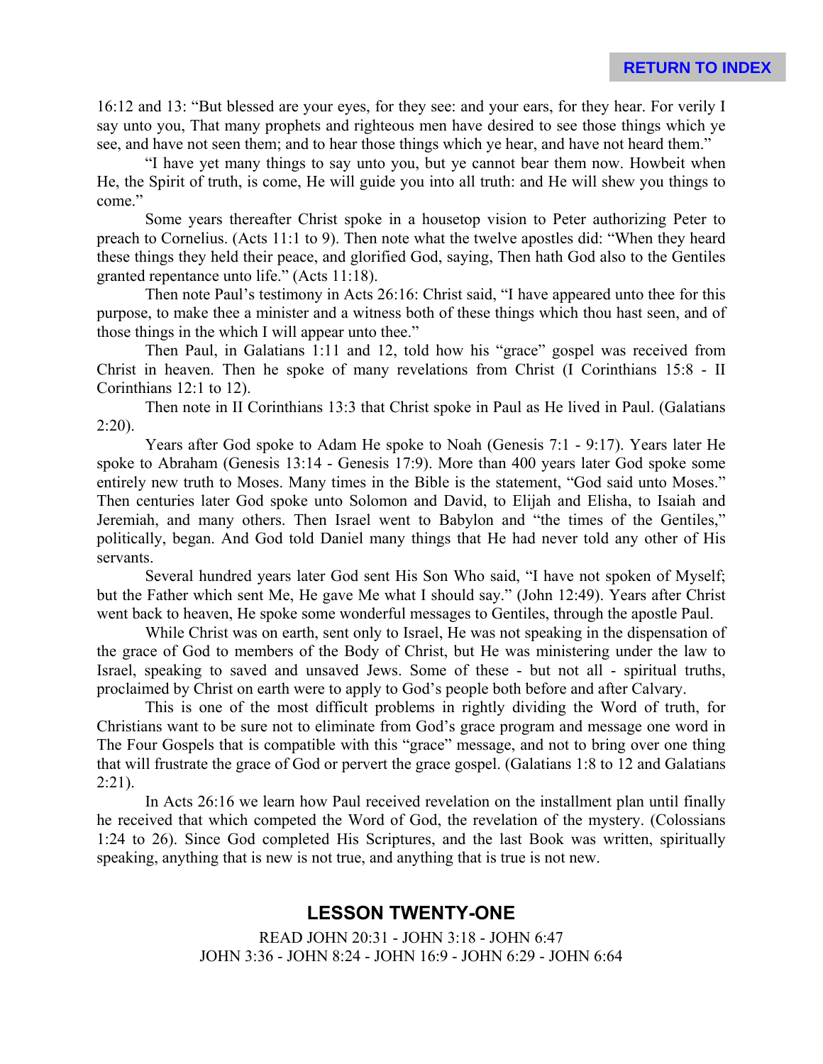16:12 and 13: “But blessed are your eyes, for they see: and your ears, for they hear. For verily I say unto you, That many prophets and righteous men have desired to see those things which ye see, and have not seen them; and to hear those things which ye hear, and have not heard them.”

“I have yet many things to say unto you, but ye cannot bear them now. Howbeit when He, the Spirit of truth, is come, He will guide you into all truth: and He will shew you things to come.”

Some years thereafter Christ spoke in a housetop vision to Peter authorizing Peter to preach to Cornelius. (Acts 11:1 to 9). Then note what the twelve apostles did: “When they heard these things they held their peace, and glorified God, saying, Then hath God also to the Gentiles granted repentance unto life.” (Acts 11:18).

Then note Paul’s testimony in Acts 26:16: Christ said, “I have appeared unto thee for this purpose, to make thee a minister and a witness both of these things which thou hast seen, and of those things in the which I will appear unto thee.”

Then Paul, in Galatians 1:11 and 12, told how his “grace” gospel was received from Christ in heaven. Then he spoke of many revelations from Christ (I Corinthians 15:8 - II Corinthians 12:1 to 12).

Then note in II Corinthians 13:3 that Christ spoke in Paul as He lived in Paul. (Galatians 2:20).

Years after God spoke to Adam He spoke to Noah (Genesis 7:1 - 9:17). Years later He spoke to Abraham (Genesis 13:14 - Genesis 17:9). More than 400 years later God spoke some entirely new truth to Moses. Many times in the Bible is the statement, “God said unto Moses.” Then centuries later God spoke unto Solomon and David, to Elijah and Elisha, to Isaiah and Jeremiah, and many others. Then Israel went to Babylon and “the times of the Gentiles,” politically, began. And God told Daniel many things that He had never told any other of His servants.

Several hundred years later God sent His Son Who said, “I have not spoken of Myself; but the Father which sent Me, He gave Me what I should say.” (John 12:49). Years after Christ went back to heaven, He spoke some wonderful messages to Gentiles, through the apostle Paul.

While Christ was on earth, sent only to Israel, He was not speaking in the dispensation of the grace of God to members of the Body of Christ, but He was ministering under the law to Israel, speaking to saved and unsaved Jews. Some of these - but not all - spiritual truths, proclaimed by Christ on earth were to apply to God’s people both before and after Calvary.

This is one of the most difficult problems in rightly dividing the Word of truth, for Christians want to be sure not to eliminate from God’s grace program and message one word in The Four Gospels that is compatible with this “grace” message, and not to bring over one thing that will frustrate the grace of God or pervert the grace gospel. (Galatians 1:8 to 12 and Galatians 2:21).

In Acts 26:16 we learn how Paul received revelation on the installment plan until finally he received that which competed the Word of God, the revelation of the mystery. (Colossians 1:24 to 26). Since God completed His Scriptures, and the last Book was written, spiritually speaking, anything that is new is not true, and anything that is true is not new.

## LESSON TWENTY-ONE

READ JOHN 20:31 - JOHN 3:18 - JOHN 6:47
JOHN 3:36 - JOHN 8:24 - JOHN 16:9 - JOHN 6:29 - JOHN 6:64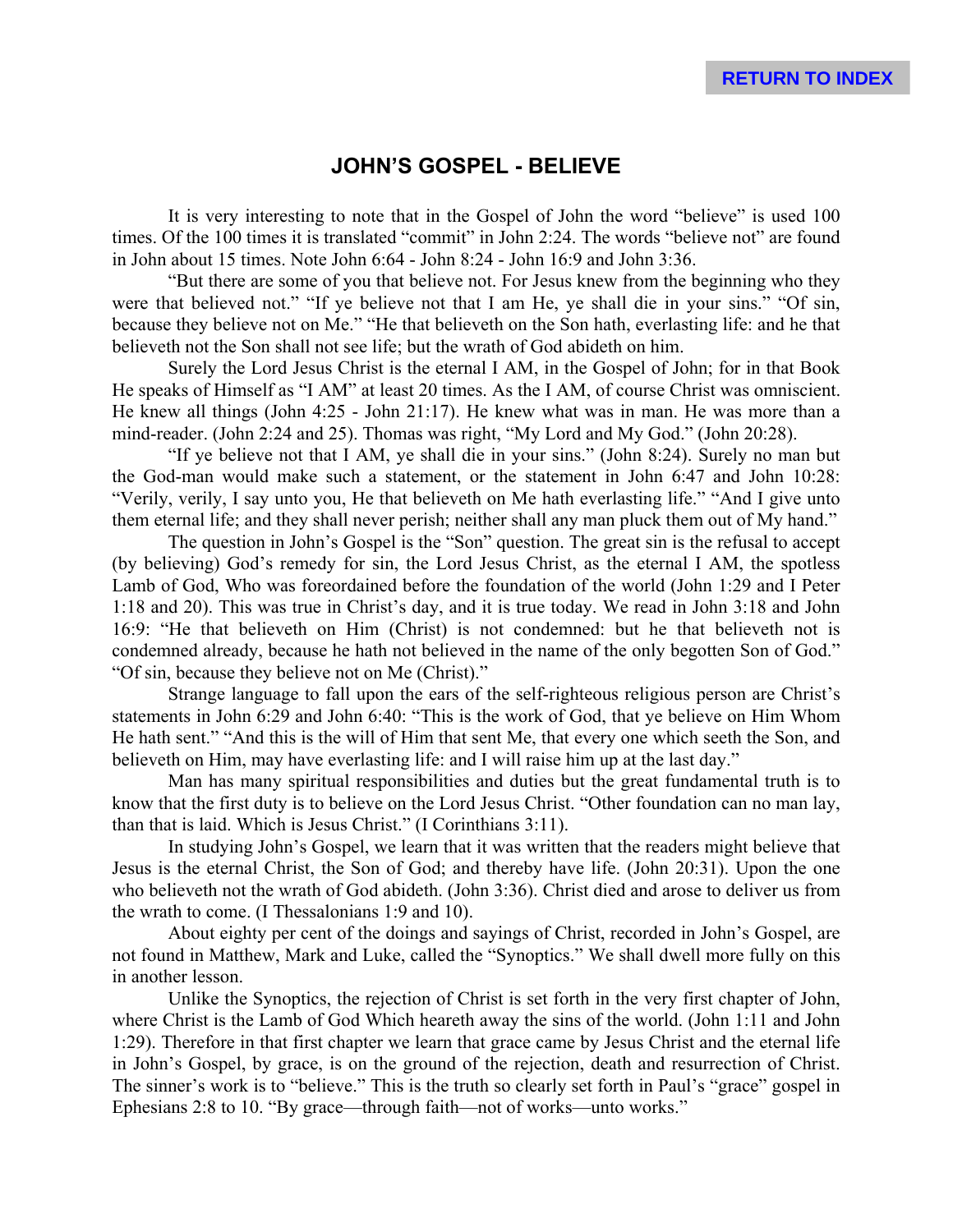## JOHN'S GOSPEL - BELIEVE

It is very interesting to note that in the Gospel of John the word "believe" is used 100 times. Of the 100 times it is translated "commit" in John 2:24. The words "believe not" are found in John about 15 times. Note John 6:64 - John 8:24 - John 16:9 and John 3:36.

"But there are some of you that believe not. For Jesus knew from the beginning who they were that believed not." "If ye believe not that I am He, ye shall die in your sins." "Of sin, because they believe not on Me." "He that believeth on the Son hath, everlasting life: and he that believeth not the Son shall not see life; but the wrath of God abideth on him.

Surely the Lord Jesus Christ is the eternal I AM, in the Gospel of John; for in that Book He speaks of Himself as "I AM" at least 20 times. As the I AM, of course Christ was omniscient. He knew all things (John 4:25 - John 21:17). He knew what was in man. He was more than a mind-reader. (John 2:24 and 25). Thomas was right, "My Lord and My God." (John 20:28).

"If ye believe not that I AM, ye shall die in your sins." (John 8:24). Surely no man but the God-man would make such a statement, or the statement in John 6:47 and John 10:28: "Verily, verily, I say unto you, He that believeth on Me hath everlasting life." "And I give unto them eternal life; and they shall never perish; neither shall any man pluck them out of My hand."

The question in John's Gospel is the "Son" question. The great sin is the refusal to accept (by believing) God's remedy for sin, the Lord Jesus Christ, as the eternal I AM, the spotless Lamb of God, Who was foreordained before the foundation of the world (John 1:29 and I Peter 1:18 and 20). This was true in Christ's day, and it is true today. We read in John 3:18 and John 16:9: "He that believeth on Him (Christ) is not condemned: but he that believeth not is condemned already, because he hath not believed in the name of the only begotten Son of God." "Of sin, because they believe not on Me (Christ)."

Strange language to fall upon the ears of the self-righteous religious person are Christ's statements in John 6:29 and John 6:40: "This is the work of God, that ye believe on Him Whom He hath sent." "And this is the will of Him that sent Me, that every one which seeth the Son, and believeth on Him, may have everlasting life: and I will raise him up at the last day."

Man has many spiritual responsibilities and duties but the great fundamental truth is to know that the first duty is to believe on the Lord Jesus Christ. "Other foundation can no man lay, than that is laid. Which is Jesus Christ." (I Corinthians 3:11).

In studying John's Gospel, we learn that it was written that the readers might believe that Jesus is the eternal Christ, the Son of God; and thereby have life. (John 20:31). Upon the one who believeth not the wrath of God abideth. (John 3:36). Christ died and arose to deliver us from the wrath to come. (I Thessalonians 1:9 and 10).

About eighty per cent of the doings and sayings of Christ, recorded in John's Gospel, are not found in Matthew, Mark and Luke, called the "Synoptics." We shall dwell more fully on this in another lesson.

Unlike the Synoptics, the rejection of Christ is set forth in the very first chapter of John, where Christ is the Lamb of God Which heareth away the sins of the world. (John 1:11 and John 1:29). Therefore in that first chapter we learn that grace came by Jesus Christ and the eternal life in John's Gospel, by grace, is on the ground of the rejection, death and resurrection of Christ. The sinner's work is to "believe." This is the truth so clearly set forth in Paul's "grace" gospel in Ephesians 2:8 to 10. "By grace—through faith—not of works—unto works."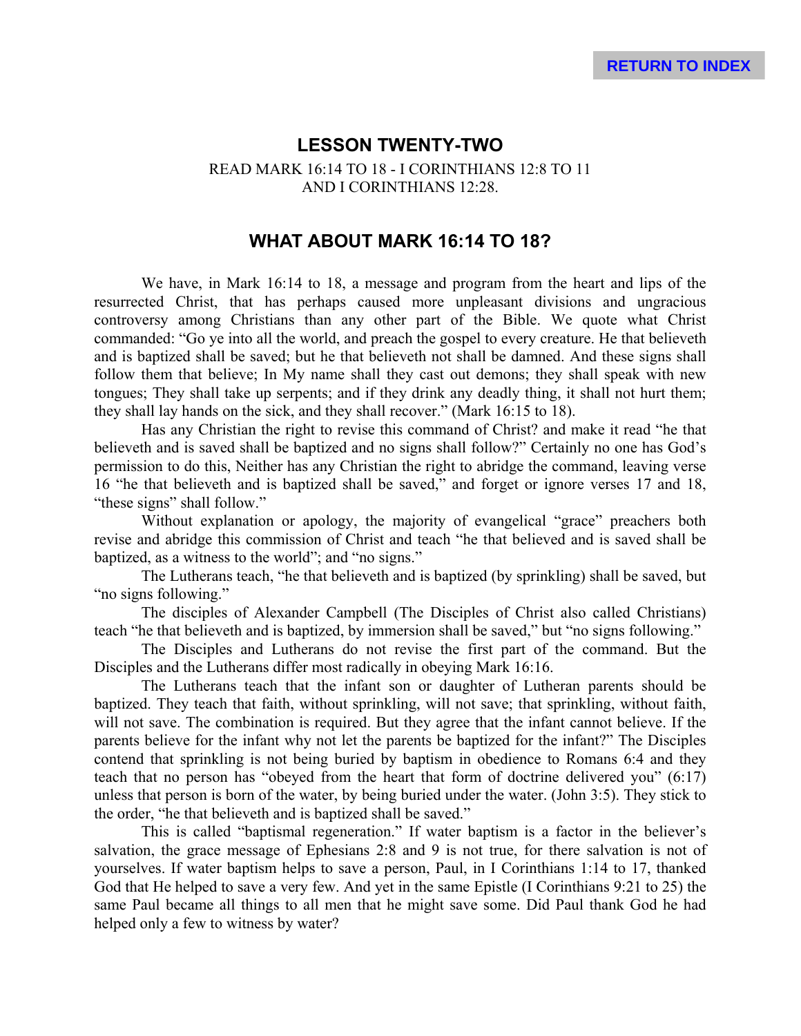RETURN TO INDEX

## LESSON TWENTY-TWO

READ MARK 16:14 TO 18 - I CORINTHIANS 12:8 TO 11
AND I CORINTHIANS 12:28.

## WHAT ABOUT MARK 16:14 TO 18?

We have, in Mark 16:14 to 18, a message and program from the heart and lips of the resurrected Christ, that has perhaps caused more unpleasant divisions and ungracious controversy among Christians than any other part of the Bible. We quote what Christ commanded: "Go ye into all the world, and preach the gospel to every creature. He that believeth and is baptized shall be saved; but he that believeth not shall be damned. And these signs shall follow them that believe; In My name shall they cast out demons; they shall speak with new tongues; They shall take up serpents; and if they drink any deadly thing, it shall not hurt them; they shall lay hands on the sick, and they shall recover." (Mark 16:15 to 18).

Has any Christian the right to revise this command of Christ? and make it read "he that believeth and is saved shall be baptized and no signs shall follow?" Certainly no one has God's permission to do this, Neither has any Christian the right to abridge the command, leaving verse 16 "he that believeth and is baptized shall be saved," and forget or ignore verses 17 and 18, "these signs" shall follow."

Without explanation or apology, the majority of evangelical "grace" preachers both revise and abridge this commission of Christ and teach "he that believed and is saved shall be baptized, as a witness to the world"; and "no signs."

The Lutherans teach, "he that believeth and is baptized (by sprinkling) shall be saved, but "no signs following."

The disciples of Alexander Campbell (The Disciples of Christ also called Christians) teach "he that believeth and is baptized, by immersion shall be saved," but "no signs following."

The Disciples and Lutherans do not revise the first part of the command. But the Disciples and the Lutherans differ most radically in obeying Mark 16:16.

The Lutherans teach that the infant son or daughter of Lutheran parents should be baptized. They teach that faith, without sprinkling, will not save; that sprinkling, without faith, will not save. The combination is required. But they agree that the infant cannot believe. If the parents believe for the infant why not let the parents be baptized for the infant?" The Disciples contend that sprinkling is not being buried by baptism in obedience to Romans 6:4 and they teach that no person has "obeyed from the heart that form of doctrine delivered you" (6:17) unless that person is born of the water, by being buried under the water. (John 3:5). They stick to the order, "he that believeth and is baptized shall be saved."

This is called "baptismal regeneration." If water baptism is a factor in the believer's salvation, the grace message of Ephesians 2:8 and 9 is not true, for there salvation is not of yourselves. If water baptism helps to save a person, Paul, in I Corinthians 1:14 to 17, thanked God that He helped to save a very few. And yet in the same Epistle (I Corinthians 9:21 to 25) the same Paul became all things to all men that he might save some. Did Paul thank God he had helped only a few to witness by water?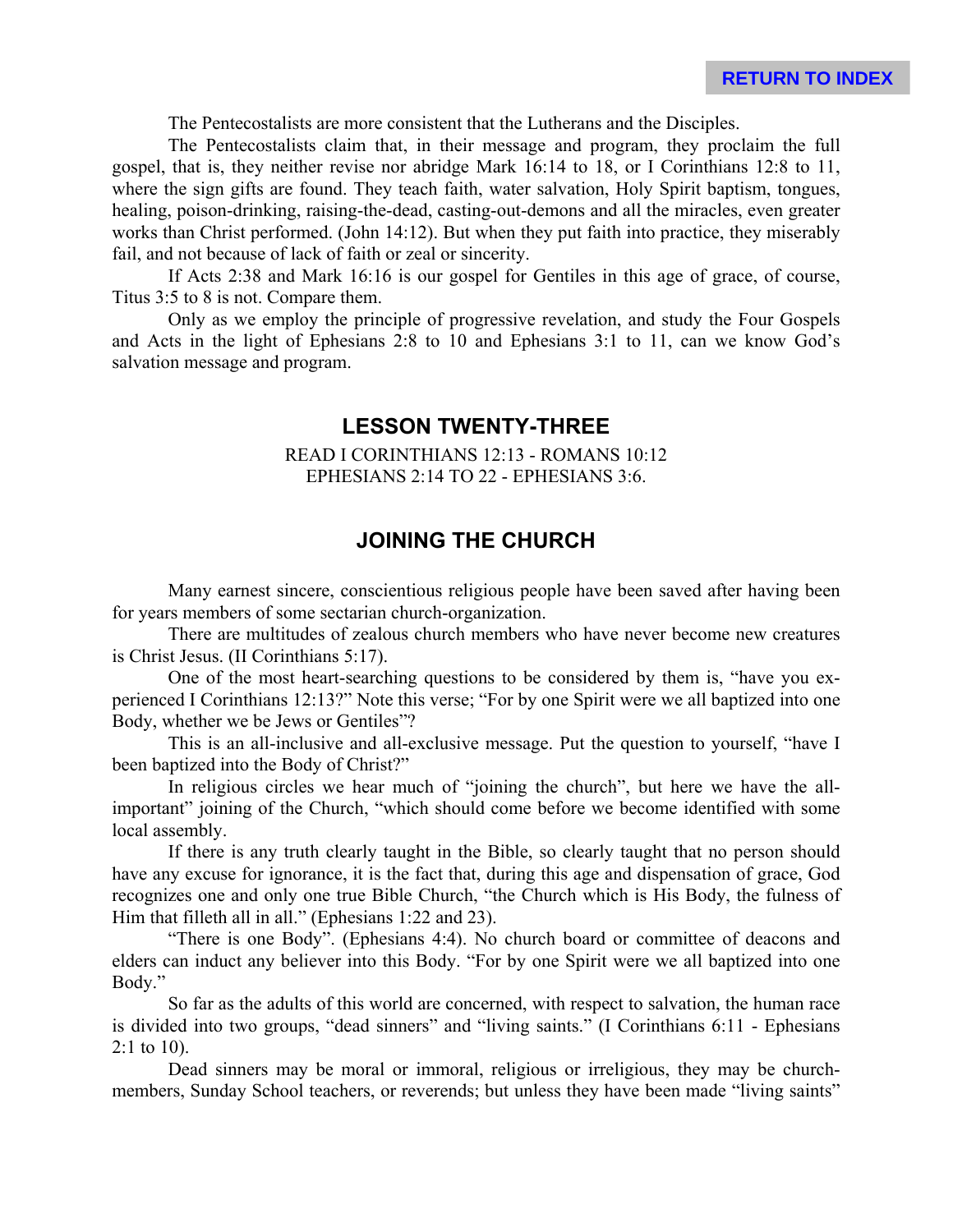The Pentecostalists are more consistent that the Lutherans and the Disciples.

The Pentecostalists claim that, in their message and program, they proclaim the full gospel, that is, they neither revise nor abridge Mark 16:14 to 18, or I Corinthians 12:8 to 11, where the sign gifts are found. They teach faith, water salvation, Holy Spirit baptism, tongues, healing, poison-drinking, raising-the-dead, casting-out-demons and all the miracles, even greater works than Christ performed. (John 14:12). But when they put faith into practice, they miserably fail, and not because of lack of faith or zeal or sincerity.

If Acts 2:38 and Mark 16:16 is our gospel for Gentiles in this age of grace, of course, Titus 3:5 to 8 is not. Compare them.

Only as we employ the principle of progressive revelation, and study the Four Gospels and Acts in the light of Ephesians 2:8 to 10 and Ephesians 3:1 to 11, can we know God's salvation message and program.

## LESSON TWENTY-THREE

READ I CORINTHIANS 12:13 - ROMANS 10:12
EPHESIANS 2:14 TO 22 - EPHESIANS 3:6.

## JOINING THE CHURCH

Many earnest sincere, conscientious religious people have been saved after having been for years members of some sectarian church-organization.

There are multitudes of zealous church members who have never become new creatures is Christ Jesus. (II Corinthians 5:17).

One of the most heart-searching questions to be considered by them is, "have you experienced I Corinthians 12:13?" Note this verse; "For by one Spirit were we all baptized into one Body, whether we be Jews or Gentiles"?

This is an all-inclusive and all-exclusive message. Put the question to yourself, "have I been baptized into the Body of Christ?"

In religious circles we hear much of "joining the church", but here we have the all-important" joining of the Church, "which should come before we become identified with some local assembly.

If there is any truth clearly taught in the Bible, so clearly taught that no person should have any excuse for ignorance, it is the fact that, during this age and dispensation of grace, God recognizes one and only one true Bible Church, "the Church which is His Body, the fulness of Him that filleth all in all." (Ephesians 1:22 and 23).

"There is one Body". (Ephesians 4:4). No church board or committee of deacons and elders can induct any believer into this Body. "For by one Spirit were we all baptized into one Body."

So far as the adults of this world are concerned, with respect to salvation, the human race is divided into two groups, "dead sinners" and "living saints." (I Corinthians 6:11 - Ephesians 2:1 to 10).

Dead sinners may be moral or immoral, religious or irreligious, they may be church-members, Sunday School teachers, or reverends; but unless they have been made "living saints"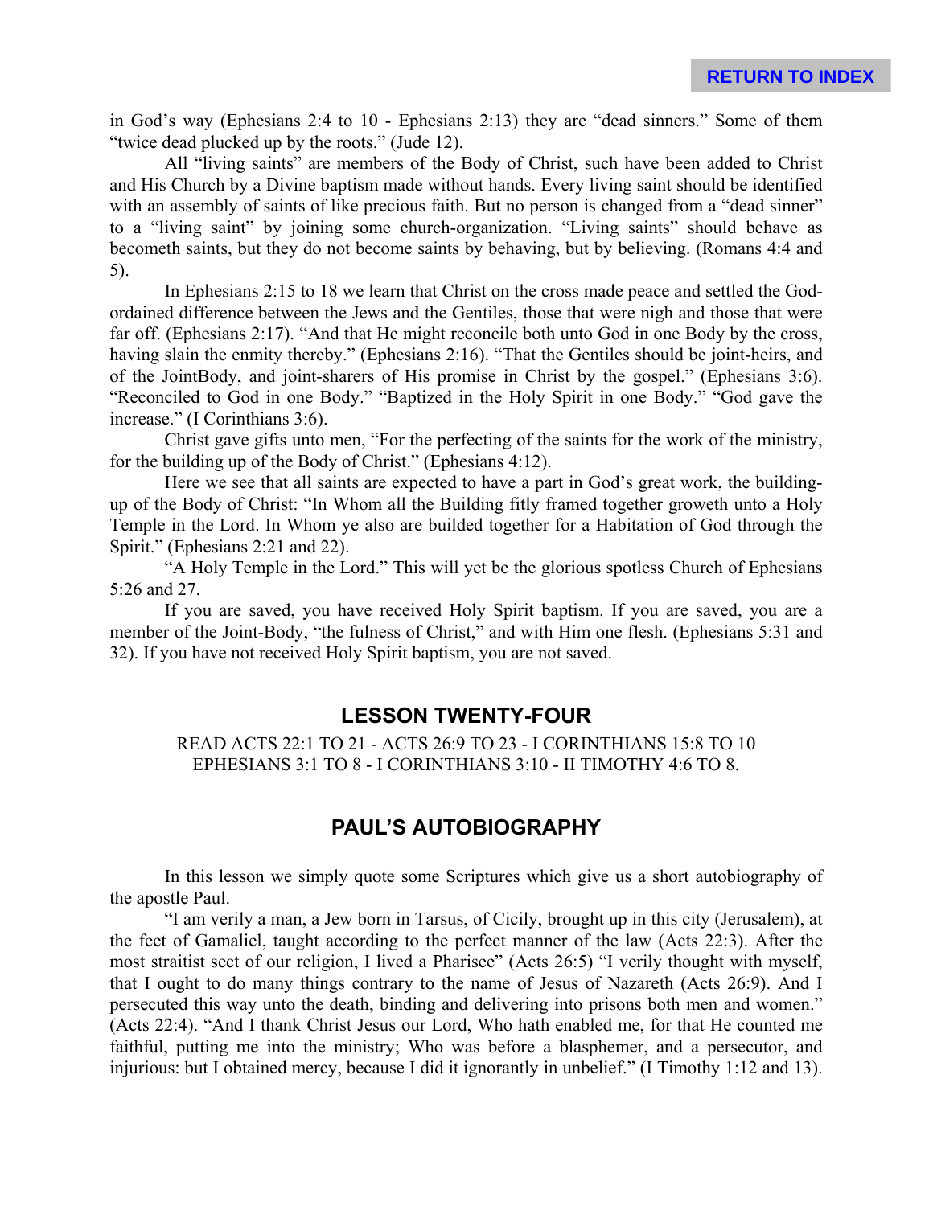in God's way (Ephesians 2:4 to 10 - Ephesians 2:13) they are "dead sinners." Some of them "twice dead plucked up by the roots." (Jude 12).

All "living saints" are members of the Body of Christ, such have been added to Christ and His Church by a Divine baptism made without hands. Every living saint should be identified with an assembly of saints of like precious faith. But no person is changed from a "dead sinner" to a "living saint" by joining some church-organization. "Living saints" should behave as becometh saints, but they do not become saints by behaving, but by believing. (Romans 4:4 and 5).

In Ephesians 2:15 to 18 we learn that Christ on the cross made peace and settled the God-ordained difference between the Jews and the Gentiles, those that were nigh and those that were far off. (Ephesians 2:17). "And that He might reconcile both unto God in one Body by the cross, having slain the enmity thereby." (Ephesians 2:16). "That the Gentiles should be joint-heirs, and of the JointBody, and joint-sharers of His promise in Christ by the gospel." (Ephesians 3:6). "Reconciled to God in one Body." "Baptized in the Holy Spirit in one Body." "God gave the increase." (I Corinthians 3:6).

Christ gave gifts unto men, "For the perfecting of the saints for the work of the ministry, for the building up of the Body of Christ." (Ephesians 4:12).

Here we see that all saints are expected to have a part in God's great work, the building-up of the Body of Christ: "In Whom all the Building fitly framed together groweth unto a Holy Temple in the Lord. In Whom ye also are builded together for a Habitation of God through the Spirit." (Ephesians 2:21 and 22).

"A Holy Temple in the Lord." This will yet be the glorious spotless Church of Ephesians 5:26 and 27.

If you are saved, you have received Holy Spirit baptism. If you are saved, you are a member of the Joint-Body, "the fulness of Christ," and with Him one flesh. (Ephesians 5:31 and 32). If you have not received Holy Spirit baptism, you are not saved.

## LESSON TWENTY-FOUR

READ ACTS 22:1 TO 21 - ACTS 26:9 TO 23 - I CORINTHIANS 15:8 TO 10
EPHESIANS 3:1 TO 8 - I CORINTHIANS 3:10 - II TIMOTHY 4:6 TO 8.

## PAUL'S AUTOBIOGRAPHY

In this lesson we simply quote some Scriptures which give us a short autobiography of the apostle Paul.

"I am verily a man, a Jew born in Tarsus, of Cicily, brought up in this city (Jerusalem), at the feet of Gamaliel, taught according to the perfect manner of the law (Acts 22:3). After the most straitist sect of our religion, I lived a Pharisee" (Acts 26:5) "I verily thought with myself, that I ought to do many things contrary to the name of Jesus of Nazareth (Acts 26:9). And I persecuted this way unto the death, binding and delivering into prisons both men and women." (Acts 22:4). "And I thank Christ Jesus our Lord, Who hath enabled me, for that He counted me faithful, putting me into the ministry; Who was before a blasphemer, and a persecutor, and injurious: but I obtained mercy, because I did it ignorantly in unbelief." (I Timothy 1:12 and 13).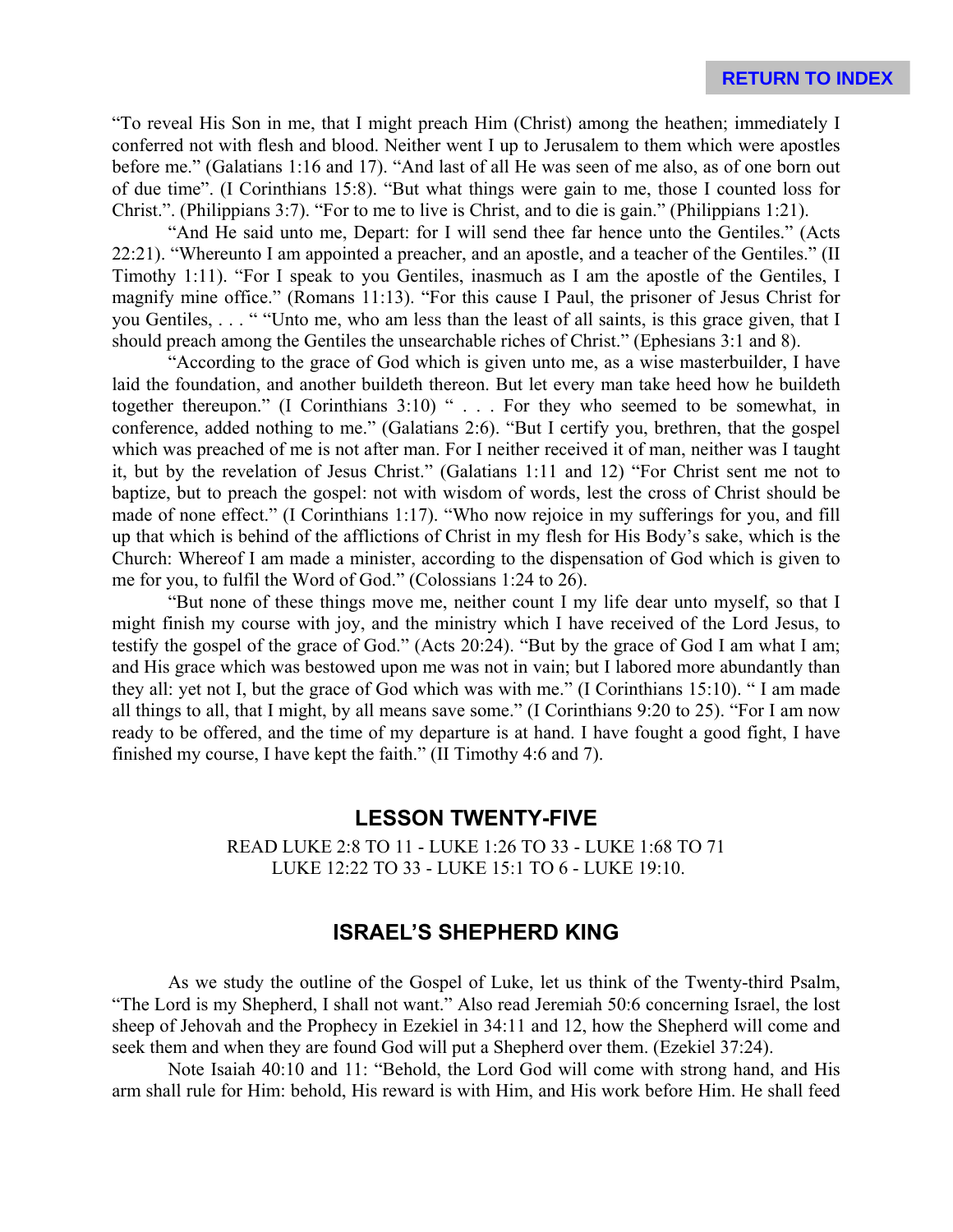"To reveal His Son in me, that I might preach Him (Christ) among the heathen; immediately I conferred not with flesh and blood. Neither went I up to Jerusalem to them which were apostles before me." (Galatians 1:16 and 17). "And last of all He was seen of me also, as of one born out of due time". (I Corinthians 15:8). "But what things were gain to me, those I counted loss for Christ.". (Philippians 3:7). "For to me to live is Christ, and to die is gain." (Philippians 1:21).

"And He said unto me, Depart: for I will send thee far hence unto the Gentiles." (Acts 22:21). "Whereunto I am appointed a preacher, and an apostle, and a teacher of the Gentiles." (II Timothy 1:11). "For I speak to you Gentiles, inasmuch as I am the apostle of the Gentiles, I magnify mine office." (Romans 11:13). "For this cause I Paul, the prisoner of Jesus Christ for you Gentiles, . . . " "Unto me, who am less than the least of all saints, is this grace given, that I should preach among the Gentiles the unsearchable riches of Christ." (Ephesians 3:1 and 8).

"According to the grace of God which is given unto me, as a wise masterbuilder, I have laid the foundation, and another buildeth thereon. But let every man take heed how he buildeth together thereupon." (I Corinthians 3:10) " . . . For they who seemed to be somewhat, in conference, added nothing to me." (Galatians 2:6). "But I certify you, brethren, that the gospel which was preached of me is not after man. For I neither received it of man, neither was I taught it, but by the revelation of Jesus Christ." (Galatians 1:11 and 12) "For Christ sent me not to baptize, but to preach the gospel: not with wisdom of words, lest the cross of Christ should be made of none effect." (I Corinthians 1:17). "Who now rejoice in my sufferings for you, and fill up that which is behind of the afflictions of Christ in my flesh for His Body's sake, which is the Church: Whereof I am made a minister, according to the dispensation of God which is given to me for you, to fulfil the Word of God." (Colossians 1:24 to 26).

"But none of these things move me, neither count I my life dear unto myself, so that I might finish my course with joy, and the ministry which I have received of the Lord Jesus, to testify the gospel of the grace of God." (Acts 20:24). "But by the grace of God I am what I am; and His grace which was bestowed upon me was not in vain; but I labored more abundantly than they all: yet not I, but the grace of God which was with me." (I Corinthians 15:10). " I am made all things to all, that I might, by all means save some." (I Corinthians 9:20 to 25). "For I am now ready to be offered, and the time of my departure is at hand. I have fought a good fight, I have finished my course, I have kept the faith." (II Timothy 4:6 and 7).

## LESSON TWENTY-FIVE

READ LUKE 2:8 TO 11 - LUKE 1:26 TO 33 - LUKE 1:68 TO 71
LUKE 12:22 TO 33 - LUKE 15:1 TO 6 - LUKE 19:10.

## ISRAEL'S SHEPHERD KING

As we study the outline of the Gospel of Luke, let us think of the Twenty-third Psalm, "The Lord is my Shepherd, I shall not want." Also read Jeremiah 50:6 concerning Israel, the lost sheep of Jehovah and the Prophecy in Ezekiel in 34:11 and 12, how the Shepherd will come and seek them and when they are found God will put a Shepherd over them. (Ezekiel 37:24).

Note Isaiah 40:10 and 11: "Behold, the Lord God will come with strong hand, and His arm shall rule for Him: behold, His reward is with Him, and His work before Him. He shall feed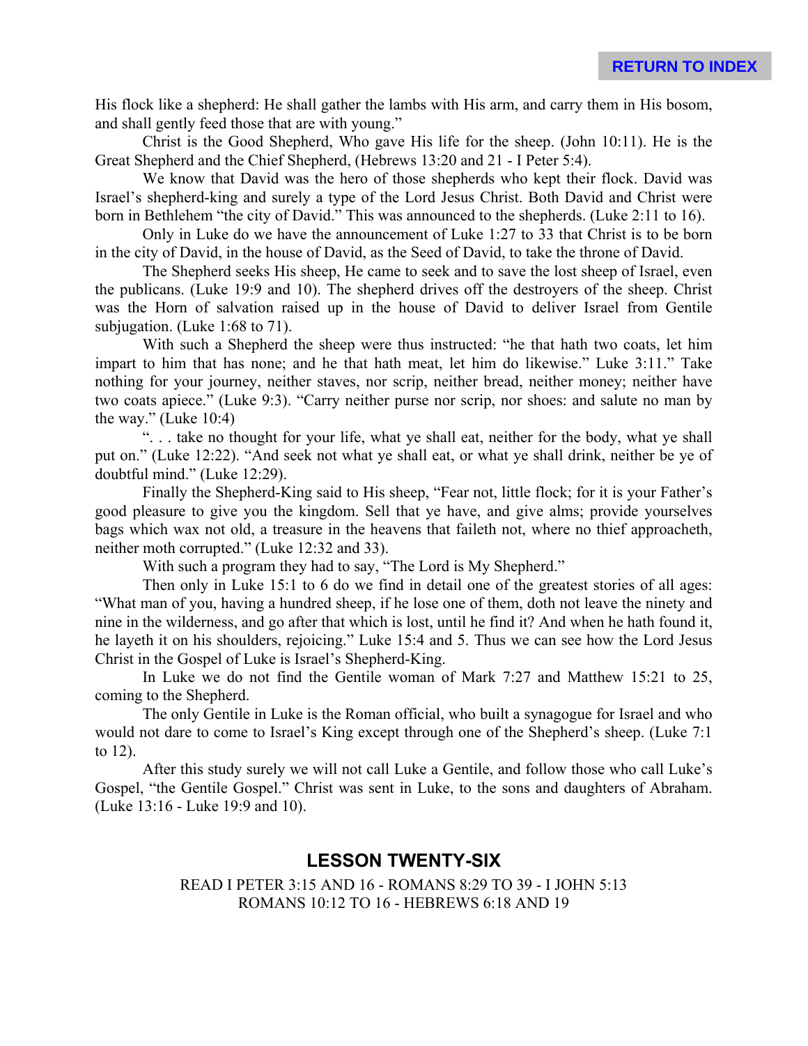His flock like a shepherd: He shall gather the lambs with His arm, and carry them in His bosom, and shall gently feed those that are with young."

Christ is the Good Shepherd, Who gave His life for the sheep. (John 10:11). He is the Great Shepherd and the Chief Shepherd, (Hebrews 13:20 and 21 - I Peter 5:4).

We know that David was the hero of those shepherds who kept their flock. David was Israel's shepherd-king and surely a type of the Lord Jesus Christ. Both David and Christ were born in Bethlehem "the city of David." This was announced to the shepherds. (Luke 2:11 to 16).

Only in Luke do we have the announcement of Luke 1:27 to 33 that Christ is to be born in the city of David, in the house of David, as the Seed of David, to take the throne of David.

The Shepherd seeks His sheep, He came to seek and to save the lost sheep of Israel, even the publicans. (Luke 19:9 and 10). The shepherd drives off the destroyers of the sheep. Christ was the Horn of salvation raised up in the house of David to deliver Israel from Gentile subjugation. (Luke 1:68 to 71).

With such a Shepherd the sheep were thus instructed: "he that hath two coats, let him impart to him that has none; and he that hath meat, let him do likewise." Luke 3:11." Take nothing for your journey, neither staves, nor scrip, neither bread, neither money; neither have two coats apiece." (Luke 9:3). "Carry neither purse nor scrip, nor shoes: and salute no man by the way." (Luke 10:4)

". . . take no thought for your life, what ye shall eat, neither for the body, what ye shall put on." (Luke 12:22). "And seek not what ye shall eat, or what ye shall drink, neither be ye of doubtful mind." (Luke 12:29).

Finally the Shepherd-King said to His sheep, "Fear not, little flock; for it is your Father's good pleasure to give you the kingdom. Sell that ye have, and give alms; provide yourselves bags which wax not old, a treasure in the heavens that faileth not, where no thief approacheth, neither moth corrupted." (Luke 12:32 and 33).

With such a program they had to say, "The Lord is My Shepherd."

Then only in Luke 15:1 to 6 do we find in detail one of the greatest stories of all ages: "What man of you, having a hundred sheep, if he lose one of them, doth not leave the ninety and nine in the wilderness, and go after that which is lost, until he find it? And when he hath found it, he layeth it on his shoulders, rejoicing." Luke 15:4 and 5. Thus we can see how the Lord Jesus Christ in the Gospel of Luke is Israel's Shepherd-King.

In Luke we do not find the Gentile woman of Mark 7:27 and Matthew 15:21 to 25, coming to the Shepherd.

The only Gentile in Luke is the Roman official, who built a synagogue for Israel and who would not dare to come to Israel's King except through one of the Shepherd's sheep. (Luke 7:1 to 12).

After this study surely we will not call Luke a Gentile, and follow those who call Luke's Gospel, "the Gentile Gospel." Christ was sent in Luke, to the sons and daughters of Abraham. (Luke 13:16 - Luke 19:9 and 10).

## LESSON TWENTY-SIX

READ I PETER 3:15 AND 16 - ROMANS 8:29 TO 39 - I JOHN 5:13
ROMANS 10:12 TO 16 - HEBREWS 6:18 AND 19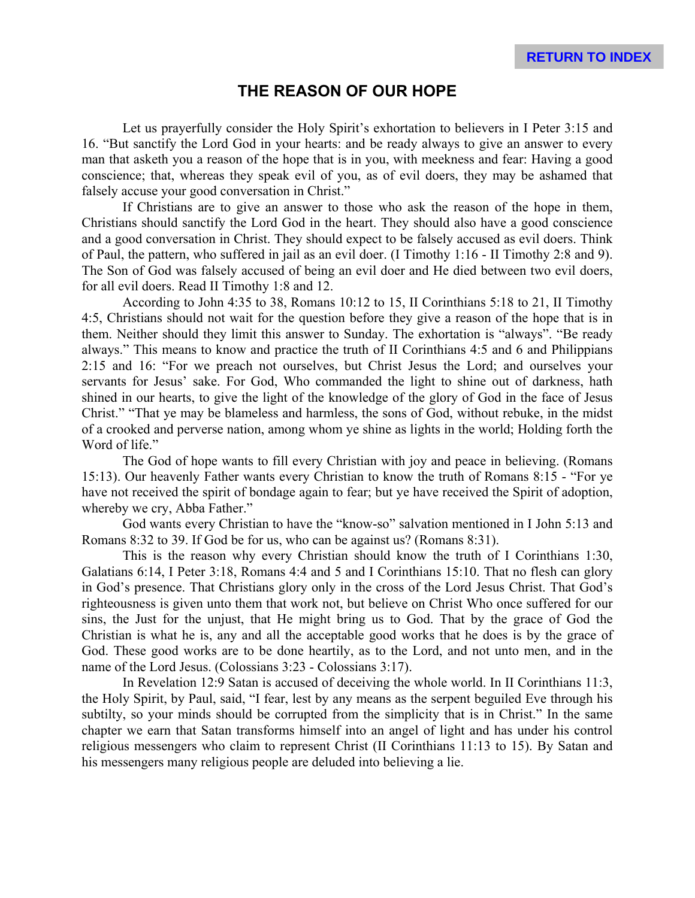# THE REASON OF OUR HOPE

Let us prayerfully consider the Holy Spirit's exhortation to believers in I Peter 3:15 and 16. "But sanctify the Lord God in your hearts: and be ready always to give an answer to every man that asketh you a reason of the hope that is in you, with meekness and fear: Having a good conscience; that, whereas they speak evil of you, as of evil doers, they may be ashamed that falsely accuse your good conversation in Christ."

If Christians are to give an answer to those who ask the reason of the hope in them, Christians should sanctify the Lord God in the heart. They should also have a good conscience and a good conversation in Christ. They should expect to be falsely accused as evil doers. Think of Paul, the pattern, who suffered in jail as an evil doer. (I Timothy 1:16 - II Timothy 2:8 and 9). The Son of God was falsely accused of being an evil doer and He died between two evil doers, for all evil doers. Read II Timothy 1:8 and 12.

According to John 4:35 to 38, Romans 10:12 to 15, II Corinthians 5:18 to 21, II Timothy 4:5, Christians should not wait for the question before they give a reason of the hope that is in them. Neither should they limit this answer to Sunday. The exhortation is "always". "Be ready always." This means to know and practice the truth of II Corinthians 4:5 and 6 and Philippians 2:15 and 16: "For we preach not ourselves, but Christ Jesus the Lord; and ourselves your servants for Jesus' sake. For God, Who commanded the light to shine out of darkness, hath shined in our hearts, to give the light of the knowledge of the glory of God in the face of Jesus Christ." "That ye may be blameless and harmless, the sons of God, without rebuke, in the midst of a crooked and perverse nation, among whom ye shine as lights in the world; Holding forth the Word of life."

The God of hope wants to fill every Christian with joy and peace in believing. (Romans 15:13). Our heavenly Father wants every Christian to know the truth of Romans 8:15 - "For ye have not received the spirit of bondage again to fear; but ye have received the Spirit of adoption, whereby we cry, Abba Father."

God wants every Christian to have the "know-so" salvation mentioned in I John 5:13 and Romans 8:32 to 39. If God be for us, who can be against us? (Romans 8:31).

This is the reason why every Christian should know the truth of I Corinthians 1:30, Galatians 6:14, I Peter 3:18, Romans 4:4 and 5 and I Corinthians 15:10. That no flesh can glory in God's presence. That Christians glory only in the cross of the Lord Jesus Christ. That God's righteousness is given unto them that work not, but believe on Christ Who once suffered for our sins, the Just for the unjust, that He might bring us to God. That by the grace of God the Christian is what he is, any and all the acceptable good works that he does is by the grace of God. These good works are to be done heartily, as to the Lord, and not unto men, and in the name of the Lord Jesus. (Colossians 3:23 - Colossians 3:17).

In Revelation 12:9 Satan is accused of deceiving the whole world. In II Corinthians 11:3, the Holy Spirit, by Paul, said, "I fear, lest by any means as the serpent beguiled Eve through his subtilty, so your minds should be corrupted from the simplicity that is in Christ." In the same chapter we earn that Satan transforms himself into an angel of light and has under his control religious messengers who claim to represent Christ (II Corinthians 11:13 to 15). By Satan and his messengers many religious people are deluded into believing a lie.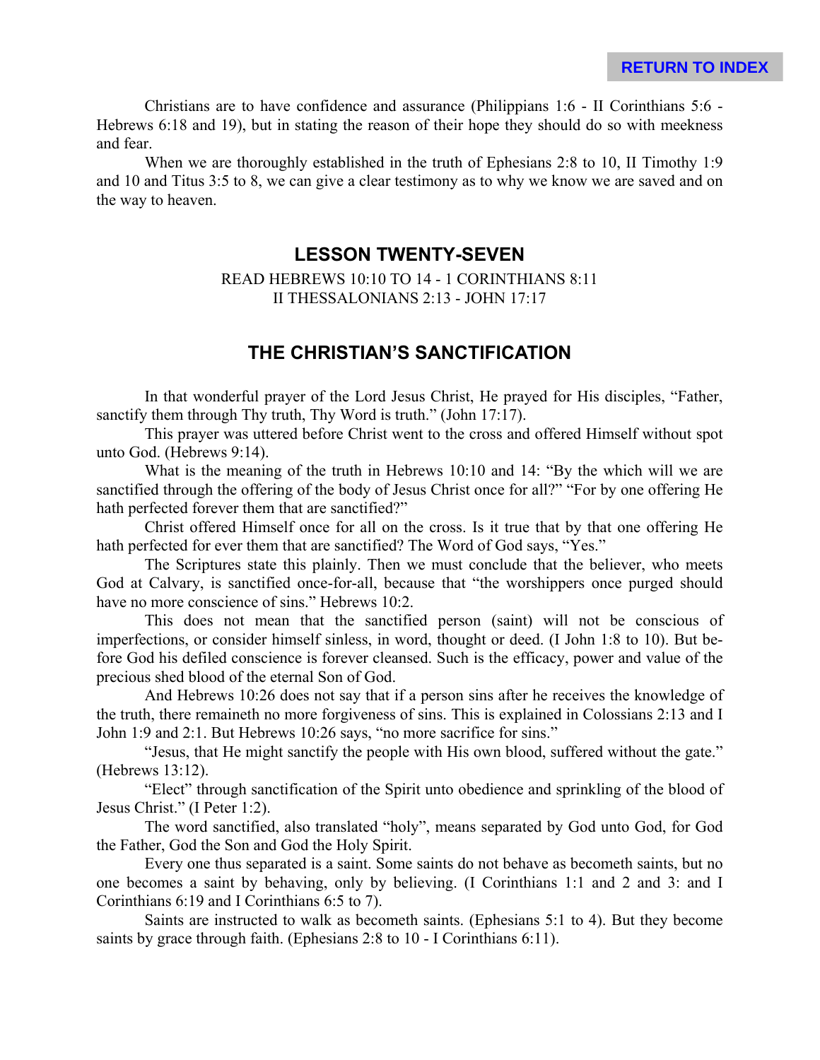Christians are to have confidence and assurance (Philippians 1:6 - II Corinthians 5:6 - Hebrews 6:18 and 19), but in stating the reason of their hope they should do so with meekness and fear.

When we are thoroughly established in the truth of Ephesians 2:8 to 10, II Timothy 1:9 and 10 and Titus 3:5 to 8, we can give a clear testimony as to why we know we are saved and on the way to heaven.

## LESSON TWENTY-SEVEN

READ HEBREWS 10:10 TO 14 - 1 CORINTHIANS 8:11
II THESSALONIANS 2:13 - JOHN 17:17

## THE CHRISTIAN'S SANCTIFICATION

In that wonderful prayer of the Lord Jesus Christ, He prayed for His disciples, "Father, sanctify them through Thy truth, Thy Word is truth." (John 17:17).

This prayer was uttered before Christ went to the cross and offered Himself without spot unto God. (Hebrews 9:14).

What is the meaning of the truth in Hebrews 10:10 and 14: "By the which will we are sanctified through the offering of the body of Jesus Christ once for all?" "For by one offering He hath perfected forever them that are sanctified?"

Christ offered Himself once for all on the cross. Is it true that by that one offering He hath perfected for ever them that are sanctified? The Word of God says, "Yes."

The Scriptures state this plainly. Then we must conclude that the believer, who meets God at Calvary, is sanctified once-for-all, because that "the worshippers once purged should have no more conscience of sins." Hebrews 10:2.

This does not mean that the sanctified person (saint) will not be conscious of imperfections, or consider himself sinless, in word, thought or deed. (I John 1:8 to 10). But before God his defiled conscience is forever cleansed. Such is the efficacy, power and value of the precious shed blood of the eternal Son of God.

And Hebrews 10:26 does not say that if a person sins after he receives the knowledge of the truth, there remaineth no more forgiveness of sins. This is explained in Colossians 2:13 and I John 1:9 and 2:1. But Hebrews 10:26 says, "no more sacrifice for sins."

"Jesus, that He might sanctify the people with His own blood, suffered without the gate." (Hebrews 13:12).

"Elect" through sanctification of the Spirit unto obedience and sprinkling of the blood of Jesus Christ." (I Peter 1:2).

The word sanctified, also translated "holy", means separated by God unto God, for God the Father, God the Son and God the Holy Spirit.

Every one thus separated is a saint. Some saints do not behave as becometh saints, but no one becomes a saint by behaving, only by believing. (I Corinthians 1:1 and 2 and 3: and I Corinthians 6:19 and I Corinthians 6:5 to 7).

Saints are instructed to walk as becometh saints. (Ephesians 5:1 to 4). But they become saints by grace through faith. (Ephesians 2:8 to 10 - I Corinthians 6:11).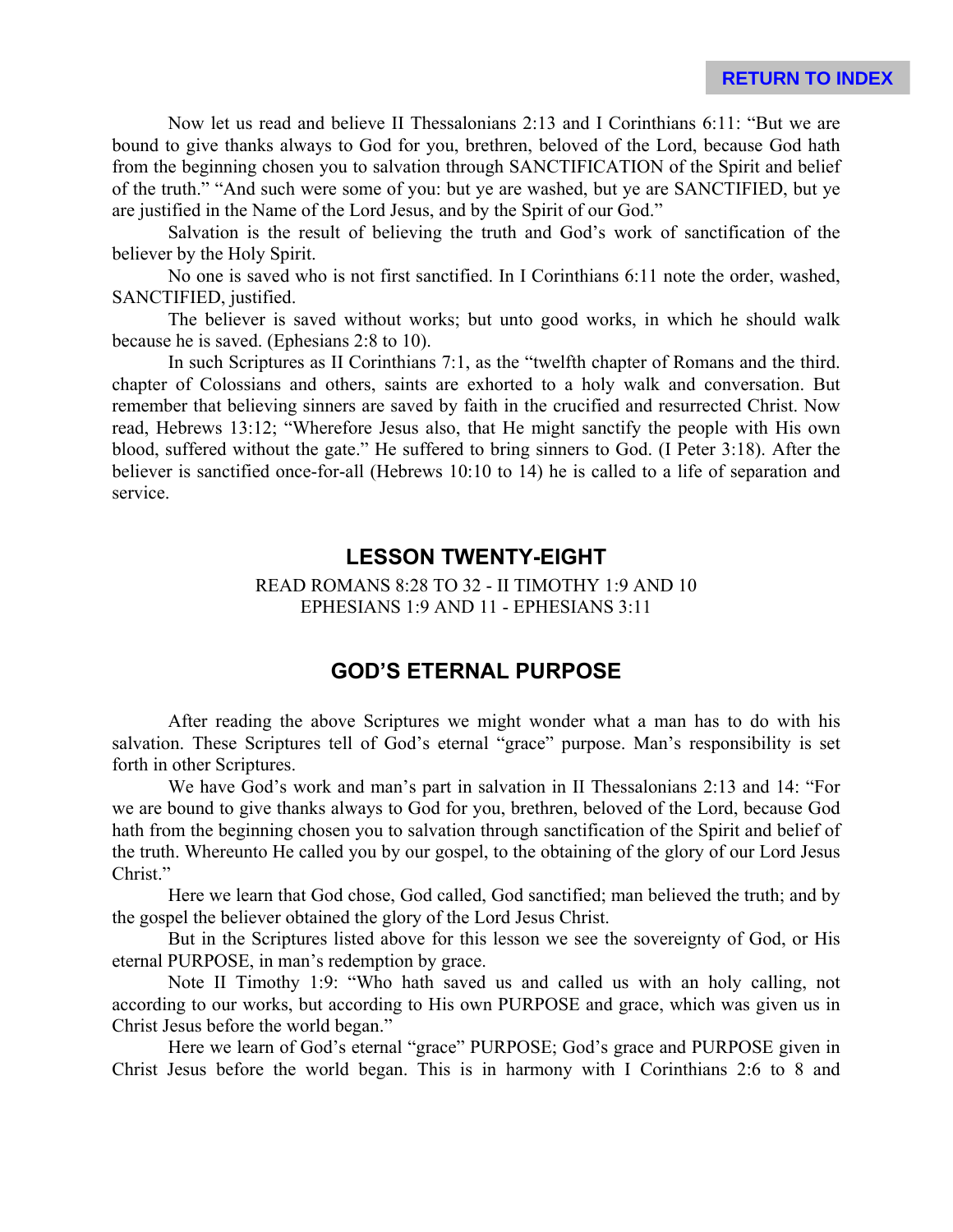Now let us read and believe II Thessalonians 2:13 and I Corinthians 6:11: "But we are bound to give thanks always to God for you, brethren, beloved of the Lord, because God hath from the beginning chosen you to salvation through SANCTIFICATION of the Spirit and belief of the truth." "And such were some of you: but ye are washed, but ye are SANCTIFIED, but ye are justified in the Name of the Lord Jesus, and by the Spirit of our God."

Salvation is the result of believing the truth and God's work of sanctification of the believer by the Holy Spirit.

No one is saved who is not first sanctified. In I Corinthians 6:11 note the order, washed, SANCTIFIED, justified.

The believer is saved without works; but unto good works, in which he should walk because he is saved. (Ephesians 2:8 to 10).

In such Scriptures as II Corinthians 7:1, as the "twelfth chapter of Romans and the third. chapter of Colossians and others, saints are exhorted to a holy walk and conversation. But remember that believing sinners are saved by faith in the crucified and resurrected Christ. Now read, Hebrews 13:12; "Wherefore Jesus also, that He might sanctify the people with His own blood, suffered without the gate." He suffered to bring sinners to God. (I Peter 3:18). After the believer is sanctified once-for-all (Hebrews 10:10 to 14) he is called to a life of separation and service.

## LESSON TWENTY-EIGHT

READ ROMANS 8:28 TO 32 - II TIMOTHY 1:9 AND 10
EPHESIANS 1:9 AND 11 - EPHESIANS 3:11

## GOD'S ETERNAL PURPOSE

After reading the above Scriptures we might wonder what a man has to do with his salvation. These Scriptures tell of God's eternal "grace" purpose. Man's responsibility is set forth in other Scriptures.

We have God's work and man's part in salvation in II Thessalonians 2:13 and 14: "For we are bound to give thanks always to God for you, brethren, beloved of the Lord, because God hath from the beginning chosen you to salvation through sanctification of the Spirit and belief of the truth. Whereunto He called you by our gospel, to the obtaining of the glory of our Lord Jesus Christ."

Here we learn that God chose, God called, God sanctified; man believed the truth; and by the gospel the believer obtained the glory of the Lord Jesus Christ.

But in the Scriptures listed above for this lesson we see the sovereignty of God, or His eternal PURPOSE, in man's redemption by grace.

Note II Timothy 1:9: "Who hath saved us and called us with an holy calling, not according to our works, but according to His own PURPOSE and grace, which was given us in Christ Jesus before the world began."

Here we learn of God's eternal "grace" PURPOSE; God's grace and PURPOSE given in Christ Jesus before the world began. This is in harmony with I Corinthians 2:6 to 8 and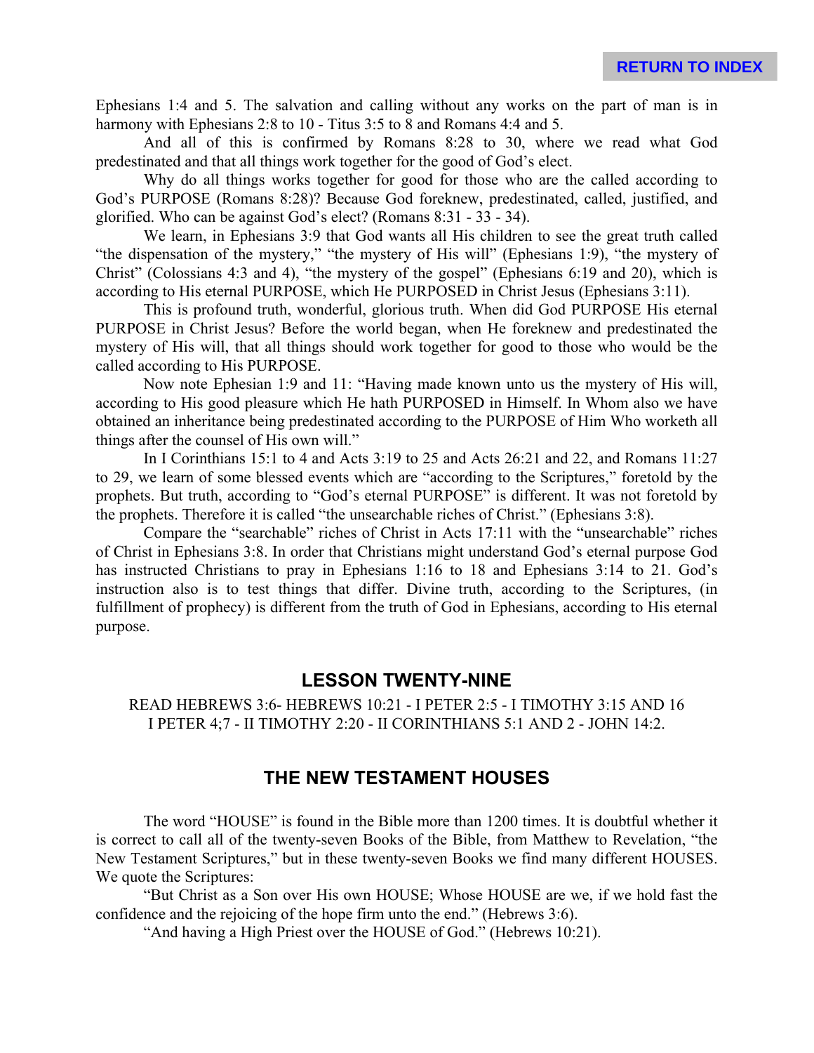Ephesians 1:4 and 5. The salvation and calling without any works on the part of man is in harmony with Ephesians 2:8 to 10 - Titus 3:5 to 8 and Romans 4:4 and 5.

And all of this is confirmed by Romans 8:28 to 30, where we read what God predestinated and that all things work together for the good of God's elect.

Why do all things works together for good for those who are the called according to God's PURPOSE (Romans 8:28)? Because God foreknew, predestinated, called, justified, and glorified. Who can be against God's elect? (Romans 8:31 - 33 - 34).

We learn, in Ephesians 3:9 that God wants all His children to see the great truth called "the dispensation of the mystery," "the mystery of His will" (Ephesians 1:9), "the mystery of Christ" (Colossians 4:3 and 4), "the mystery of the gospel" (Ephesians 6:19 and 20), which is according to His eternal PURPOSE, which He PURPOSED in Christ Jesus (Ephesians 3:11).

This is profound truth, wonderful, glorious truth. When did God PURPOSE His eternal PURPOSE in Christ Jesus? Before the world began, when He foreknew and predestinated the mystery of His will, that all things should work together for good to those who would be the called according to His PURPOSE.

Now note Ephesian 1:9 and 11: "Having made known unto us the mystery of His will, according to His good pleasure which He hath PURPOSED in Himself. In Whom also we have obtained an inheritance being predestinated according to the PURPOSE of Him Who worketh all things after the counsel of His own will."

In I Corinthians 15:1 to 4 and Acts 3:19 to 25 and Acts 26:21 and 22, and Romans 11:27 to 29, we learn of some blessed events which are "according to the Scriptures," foretold by the prophets. But truth, according to "God's eternal PURPOSE" is different. It was not foretold by the prophets. Therefore it is called "the unsearchable riches of Christ." (Ephesians 3:8).

Compare the "searchable" riches of Christ in Acts 17:11 with the "unsearchable" riches of Christ in Ephesians 3:8. In order that Christians might understand God's eternal purpose God has instructed Christians to pray in Ephesians 1:16 to 18 and Ephesians 3:14 to 21. God's instruction also is to test things that differ. Divine truth, according to the Scriptures, (in fulfillment of prophecy) is different from the truth of God in Ephesians, according to His eternal purpose.

## LESSON TWENTY-NINE

READ HEBREWS 3:6- HEBREWS 10:21 - I PETER 2:5 - I TIMOTHY 3:15 AND 16 I PETER 4;7 - II TIMOTHY 2:20 - II CORINTHIANS 5:1 AND 2 - JOHN 14:2.

## THE NEW TESTAMENT HOUSES

The word "HOUSE" is found in the Bible more than 1200 times. It is doubtful whether it is correct to call all of the twenty-seven Books of the Bible, from Matthew to Revelation, "the New Testament Scriptures," but in these twenty-seven Books we find many different HOUSES. We quote the Scriptures:

"But Christ as a Son over His own HOUSE; Whose HOUSE are we, if we hold fast the confidence and the rejoicing of the hope firm unto the end." (Hebrews 3:6).

"And having a High Priest over the HOUSE of God." (Hebrews 10:21).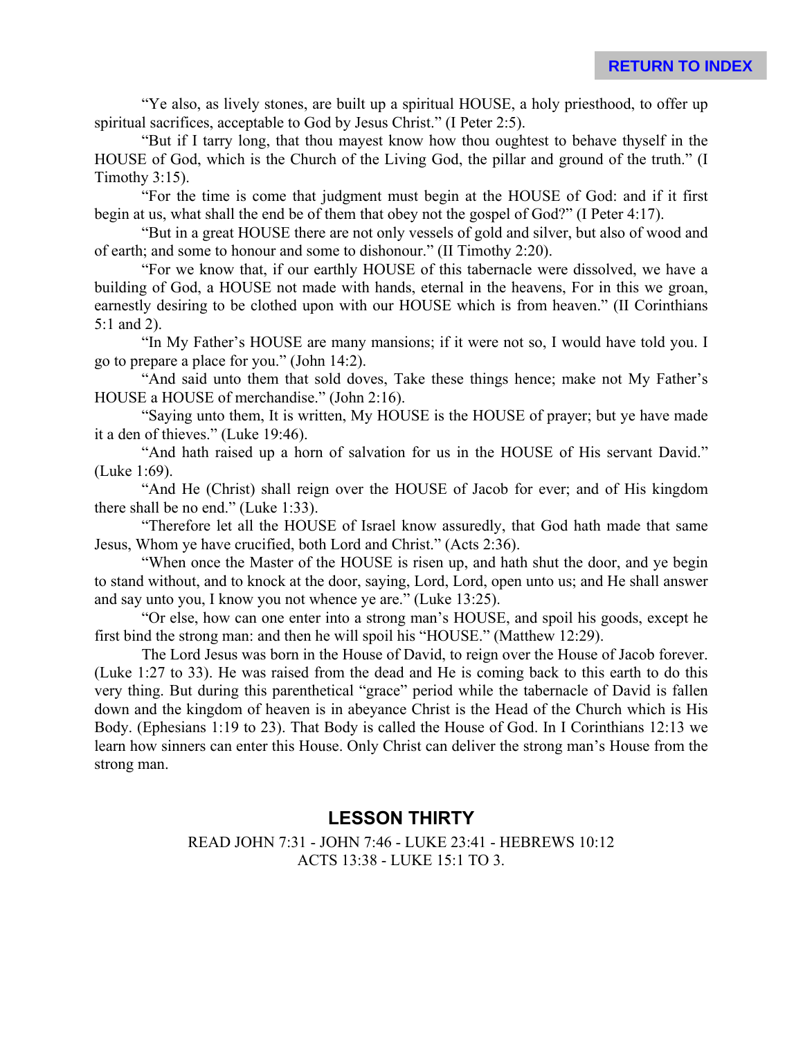"Ye also, as lively stones, are built up a spiritual HOUSE, a holy priesthood, to offer up spiritual sacrifices, acceptable to God by Jesus Christ." (I Peter 2:5).

"But if I tarry long, that thou mayest know how thou oughtest to behave thyself in the HOUSE of God, which is the Church of the Living God, the pillar and ground of the truth." (I Timothy 3:15).

"For the time is come that judgment must begin at the HOUSE of God: and if it first begin at us, what shall the end be of them that obey not the gospel of God?" (I Peter 4:17).

"But in a great HOUSE there are not only vessels of gold and silver, but also of wood and of earth; and some to honour and some to dishonour." (II Timothy 2:20).

"For we know that, if our earthly HOUSE of this tabernacle were dissolved, we have a building of God, a HOUSE not made with hands, eternal in the heavens, For in this we groan, earnestly desiring to be clothed upon with our HOUSE which is from heaven." (II Corinthians 5:1 and 2).

"In My Father's HOUSE are many mansions; if it were not so, I would have told you. I go to prepare a place for you." (John 14:2).

"And said unto them that sold doves, Take these things hence; make not My Father's HOUSE a HOUSE of merchandise." (John 2:16).

"Saying unto them, It is written, My HOUSE is the HOUSE of prayer; but ye have made it a den of thieves." (Luke 19:46).

"And hath raised up a horn of salvation for us in the HOUSE of His servant David." (Luke 1:69).

"And He (Christ) shall reign over the HOUSE of Jacob for ever; and of His kingdom there shall be no end." (Luke 1:33).

"Therefore let all the HOUSE of Israel know assuredly, that God hath made that same Jesus, Whom ye have crucified, both Lord and Christ." (Acts 2:36).

"When once the Master of the HOUSE is risen up, and hath shut the door, and ye begin to stand without, and to knock at the door, saying, Lord, Lord, open unto us; and He shall answer and say unto you, I know you not whence ye are." (Luke 13:25).

"Or else, how can one enter into a strong man's HOUSE, and spoil his goods, except he first bind the strong man: and then he will spoil his "HOUSE." (Matthew 12:29).

The Lord Jesus was born in the House of David, to reign over the House of Jacob forever. (Luke 1:27 to 33). He was raised from the dead and He is coming back to this earth to do this very thing. But during this parenthetical "grace" period while the tabernacle of David is fallen down and the kingdom of heaven is in abeyance Christ is the Head of the Church which is His Body. (Ephesians 1:19 to 23). That Body is called the House of God. In I Corinthians 12:13 we learn how sinners can enter this House. Only Christ can deliver the strong man's House from the strong man.

## LESSON THIRTY

READ JOHN 7:31 - JOHN 7:46 - LUKE 23:41 - HEBREWS 10:12
ACTS 13:38 - LUKE 15:1 TO 3.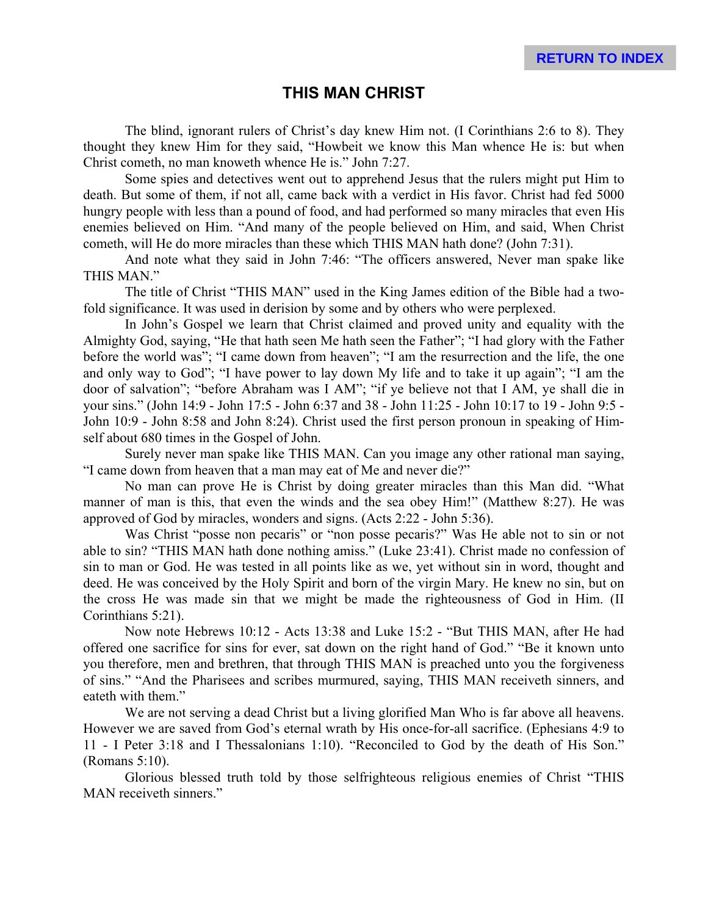# THIS MAN CHRIST

The blind, ignorant rulers of Christ's day knew Him not. (I Corinthians 2:6 to 8). They thought they knew Him for they said, "Howbeit we know this Man whence He is: but when Christ cometh, no man knoweth whence He is." John 7:27.

Some spies and detectives went out to apprehend Jesus that the rulers might put Him to death. But some of them, if not all, came back with a verdict in His favor. Christ had fed 5000 hungry people with less than a pound of food, and had performed so many miracles that even His enemies believed on Him. "And many of the people believed on Him, and said, When Christ cometh, will He do more miracles than these which THIS MAN hath done? (John 7:31).

And note what they said in John 7:46: "The officers answered, Never man spake like THIS MAN."

The title of Christ "THIS MAN" used in the King James edition of the Bible had a two-fold significance. It was used in derision by some and by others who were perplexed.

In John's Gospel we learn that Christ claimed and proved unity and equality with the Almighty God, saying, "He that hath seen Me hath seen the Father"; "I had glory with the Father before the world was"; "I came down from heaven"; "I am the resurrection and the life, the one and only way to God"; "I have power to lay down My life and to take it up again"; "I am the door of salvation"; "before Abraham was I AM"; "if ye believe not that I AM, ye shall die in your sins." (John 14:9 - John 17:5 - John 6:37 and 38 - John 11:25 - John 10:17 to 19 - John 9:5 - John 10:9 - John 8:58 and John 8:24). Christ used the first person pronoun in speaking of Himself about 680 times in the Gospel of John.

Surely never man spake like THIS MAN. Can you image any other rational man saying, "I came down from heaven that a man may eat of Me and never die?"

No man can prove He is Christ by doing greater miracles than this Man did. "What manner of man is this, that even the winds and the sea obey Him!" (Matthew 8:27). He was approved of God by miracles, wonders and signs. (Acts 2:22 - John 5:36).

Was Christ "posse non pecaris" or "non posse pecaris?" Was He able not to sin or not able to sin? "THIS MAN hath done nothing amiss." (Luke 23:41). Christ made no confession of sin to man or God. He was tested in all points like as we, yet without sin in word, thought and deed. He was conceived by the Holy Spirit and born of the virgin Mary. He knew no sin, but on the cross He was made sin that we might be made the righteousness of God in Him. (II Corinthians 5:21).

Now note Hebrews 10:12 - Acts 13:38 and Luke 15:2 - "But THIS MAN, after He had offered one sacrifice for sins for ever, sat down on the right hand of God." "Be it known unto you therefore, men and brethren, that through THIS MAN is preached unto you the forgiveness of sins." "And the Pharisees and scribes murmured, saying, THIS MAN receiveth sinners, and eateth with them."

We are not serving a dead Christ but a living glorified Man Who is far above all heavens. However we are saved from God's eternal wrath by His once-for-all sacrifice. (Ephesians 4:9 to 11 - I Peter 3:18 and I Thessalonians 1:10). "Reconciled to God by the death of His Son." (Romans 5:10).

Glorious blessed truth told by those selfrighteous religious enemies of Christ "THIS MAN receiveth sinners."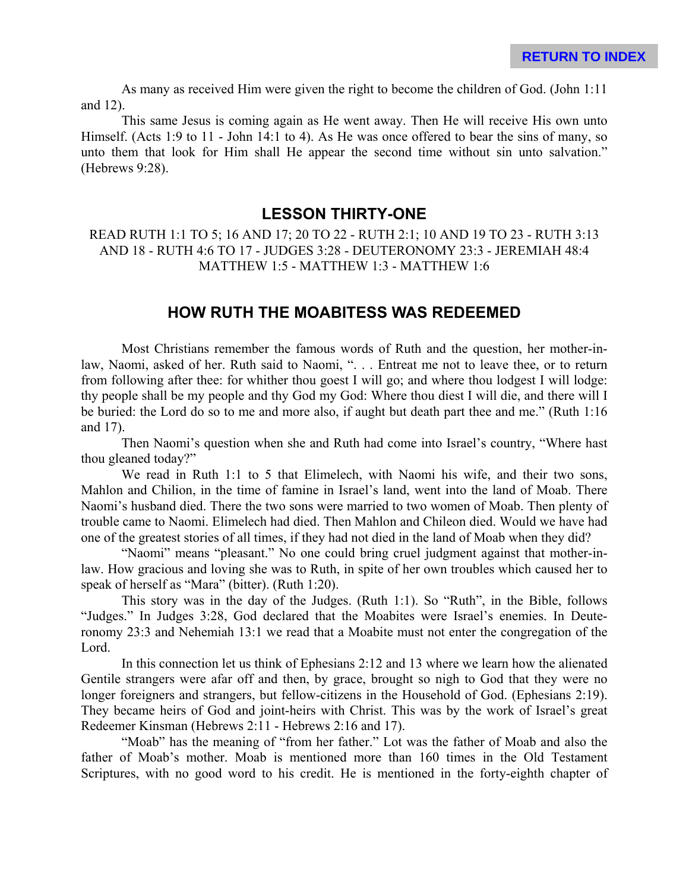As many as received Him were given the right to become the children of God. (John 1:11 and 12).

This same Jesus is coming again as He went away. Then He will receive His own unto Himself. (Acts 1:9 to 11 - John 14:1 to 4). As He was once offered to bear the sins of many, so unto them that look for Him shall He appear the second time without sin unto salvation." (Hebrews 9:28).

## LESSON THIRTY-ONE

READ RUTH 1:1 TO 5; 16 AND 17; 20 TO 22 - RUTH 2:1; 10 AND 19 TO 23 - RUTH 3:13 AND 18 - RUTH 4:6 TO 17 - JUDGES 3:28 - DEUTERONOMY 23:3 - JEREMIAH 48:4 MATTHEW 1:5 - MATTHEW 1:3 - MATTHEW 1:6

## HOW RUTH THE MOABITESS WAS REDEEMED

Most Christians remember the famous words of Ruth and the question, her mother-in-law, Naomi, asked of her. Ruth said to Naomi, ". . . Entreat me not to leave thee, or to return from following after thee: for whither thou goest I will go; and where thou lodgest I will lodge: thy people shall be my people and thy God my God: Where thou diest I will die, and there will I be buried: the Lord do so to me and more also, if aught but death part thee and me." (Ruth 1:16 and 17).

Then Naomi's question when she and Ruth had come into Israel's country, "Where hast thou gleaned today?"

We read in Ruth 1:1 to 5 that Elimelech, with Naomi his wife, and their two sons, Mahlon and Chilion, in the time of famine in Israel's land, went into the land of Moab. There Naomi's husband died. There the two sons were married to two women of Moab. Then plenty of trouble came to Naomi. Elimelech had died. Then Mahlon and Chileon died. Would we have had one of the greatest stories of all times, if they had not died in the land of Moab when they did?

"Naomi" means "pleasant." No one could bring cruel judgment against that mother-in-law. How gracious and loving she was to Ruth, in spite of her own troubles which caused her to speak of herself as "Mara" (bitter). (Ruth 1:20).

This story was in the day of the Judges. (Ruth 1:1). So "Ruth", in the Bible, follows "Judges." In Judges 3:28, God declared that the Moabites were Israel's enemies. In Deuteronomy 23:3 and Nehemiah 13:1 we read that a Moabite must not enter the congregation of the Lord.

In this connection let us think of Ephesians 2:12 and 13 where we learn how the alienated Gentile strangers were afar off and then, by grace, brought so nigh to God that they were no longer foreigners and strangers, but fellow-citizens in the Household of God. (Ephesians 2:19). They became heirs of God and joint-heirs with Christ. This was by the work of Israel's great Redeemer Kinsman (Hebrews 2:11 - Hebrews 2:16 and 17).

"Moab" has the meaning of "from her father." Lot was the father of Moab and also the father of Moab's mother. Moab is mentioned more than 160 times in the Old Testament Scriptures, with no good word to his credit. He is mentioned in the forty-eighth chapter of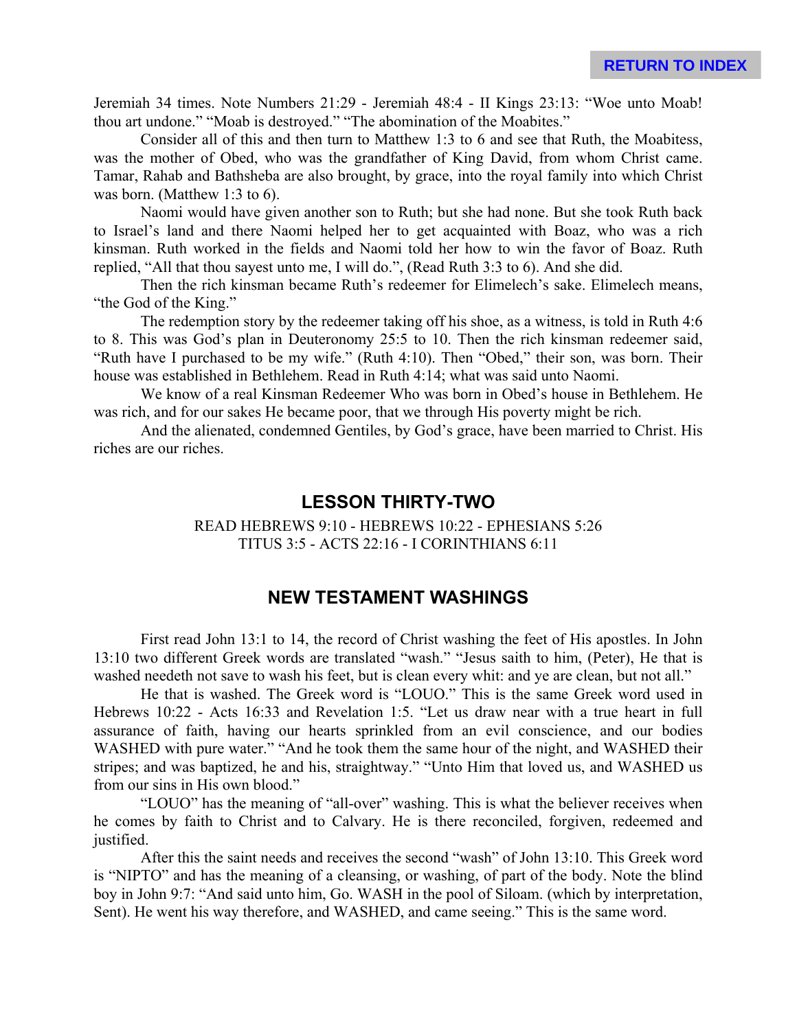Jeremiah 34 times. Note Numbers 21:29 - Jeremiah 48:4 - II Kings 23:13: “Woe unto Moab! thou art undone.” “Moab is destroyed.” “The abomination of the Moabites.”

Consider all of this and then turn to Matthew 1:3 to 6 and see that Ruth, the Moabitess, was the mother of Obed, who was the grandfather of King David, from whom Christ came. Tamar, Rahab and Bathsheba are also brought, by grace, into the royal family into which Christ was born. (Matthew 1:3 to 6).

Naomi would have given another son to Ruth; but she had none. But she took Ruth back to Israel’s land and there Naomi helped her to get acquainted with Boaz, who was a rich kinsman. Ruth worked in the fields and Naomi told her how to win the favor of Boaz. Ruth replied, “All that thou sayest unto me, I will do.”, (Read Ruth 3:3 to 6). And she did.

Then the rich kinsman became Ruth’s redeemer for Elimelech’s sake. Elimelech means, “the God of the King.”

The redemption story by the redeemer taking off his shoe, as a witness, is told in Ruth 4:6 to 8. This was God’s plan in Deuteronomy 25:5 to 10. Then the rich kinsman redeemer said, “Ruth have I purchased to be my wife.” (Ruth 4:10). Then “Obed,” their son, was born. Their house was established in Bethlehem. Read in Ruth 4:14; what was said unto Naomi.

We know of a real Kinsman Redeemer Who was born in Obed’s house in Bethlehem. He was rich, and for our sakes He became poor, that we through His poverty might be rich.

And the alienated, condemned Gentiles, by God’s grace, have been married to Christ. His riches are our riches.

## LESSON THIRTY-TWO

READ HEBREWS 9:10 - HEBREWS 10:22 - EPHESIANS 5:26
TITUS 3:5 - ACTS 22:16 - I CORINTHIANS 6:11

## NEW TESTAMENT WASHINGS

First read John 13:1 to 14, the record of Christ washing the feet of His apostles. In John 13:10 two different Greek words are translated “wash.” “Jesus saith to him, (Peter), He that is washed needeth not save to wash his feet, but is clean every whit: and ye are clean, but not all.”

He that is washed. The Greek word is “LOUO.” This is the same Greek word used in Hebrews 10:22 - Acts 16:33 and Revelation 1:5. “Let us draw near with a true heart in full assurance of faith, having our hearts sprinkled from an evil conscience, and our bodies WASHED with pure water.” “And he took them the same hour of the night, and WASHED their stripes; and was baptized, he and his, straightway.” “Unto Him that loved us, and WASHED us from our sins in His own blood.”

“LOUO” has the meaning of “all-over” washing. This is what the believer receives when he comes by faith to Christ and to Calvary. He is there reconciled, forgiven, redeemed and justified.

After this the saint needs and receives the second “wash” of John 13:10. This Greek word is “NIPTO” and has the meaning of a cleansing, or washing, of part of the body. Note the blind boy in John 9:7: “And said unto him, Go. WASH in the pool of Siloam. (which by interpretation, Sent). He went his way therefore, and WASHED, and came seeing.” This is the same word.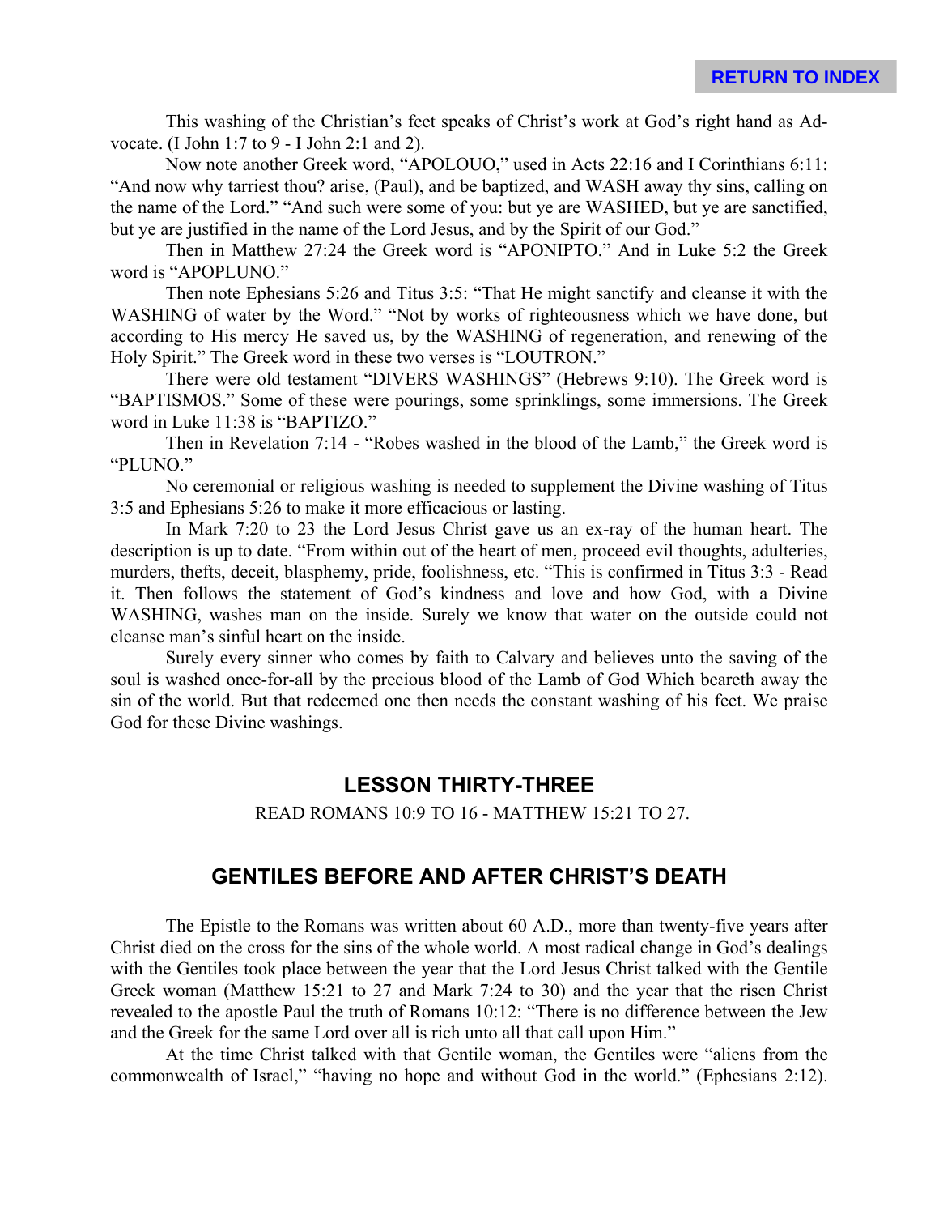This washing of the Christian's feet speaks of Christ's work at God's right hand as Advocate. (I John 1:7 to 9 - I John 2:1 and 2).

Now note another Greek word, "APOLOUO," used in Acts 22:16 and I Corinthians 6:11: "And now why tarriest thou? arise, (Paul), and be baptized, and WASH away thy sins, calling on the name of the Lord." "And such were some of you: but ye are WASHED, but ye are sanctified, but ye are justified in the name of the Lord Jesus, and by the Spirit of our God."

Then in Matthew 27:24 the Greek word is "APONIPTO." And in Luke 5:2 the Greek word is "APOPLUNO."

Then note Ephesians 5:26 and Titus 3:5: "That He might sanctify and cleanse it with the WASHING of water by the Word." "Not by works of righteousness which we have done, but according to His mercy He saved us, by the WASHING of regeneration, and renewing of the Holy Spirit." The Greek word in these two verses is "LOUTRON."

There were old testament "DIVERS WASHINGS" (Hebrews 9:10). The Greek word is "BAPTISMOS." Some of these were pourings, some sprinklings, some immersions. The Greek word in Luke 11:38 is "BAPTIZO."

Then in Revelation 7:14 - "Robes washed in the blood of the Lamb," the Greek word is "PLUNO."

No ceremonial or religious washing is needed to supplement the Divine washing of Titus 3:5 and Ephesians 5:26 to make it more efficacious or lasting.

In Mark 7:20 to 23 the Lord Jesus Christ gave us an ex-ray of the human heart. The description is up to date. "From within out of the heart of men, proceed evil thoughts, adulteries, murders, thefts, deceit, blasphemy, pride, foolishness, etc. "This is confirmed in Titus 3:3 - Read it. Then follows the statement of God's kindness and love and how God, with a Divine WASHING, washes man on the inside. Surely we know that water on the outside could not cleanse man's sinful heart on the inside.

Surely every sinner who comes by faith to Calvary and believes unto the saving of the soul is washed once-for-all by the precious blood of the Lamb of God Which beareth away the sin of the world. But that redeemed one then needs the constant washing of his feet. We praise God for these Divine washings.

## LESSON THIRTY-THREE

READ ROMANS 10:9 TO 16 - MATTHEW 15:21 TO 27.

## GENTILES BEFORE AND AFTER CHRIST'S DEATH

The Epistle to the Romans was written about 60 A.D., more than twenty-five years after Christ died on the cross for the sins of the whole world. A most radical change in God's dealings with the Gentiles took place between the year that the Lord Jesus Christ talked with the Gentile Greek woman (Matthew 15:21 to 27 and Mark 7:24 to 30) and the year that the risen Christ revealed to the apostle Paul the truth of Romans 10:12: "There is no difference between the Jew and the Greek for the same Lord over all is rich unto all that call upon Him."

At the time Christ talked with that Gentile woman, the Gentiles were "aliens from the commonwealth of Israel," "having no hope and without God in the world." (Ephesians 2:12).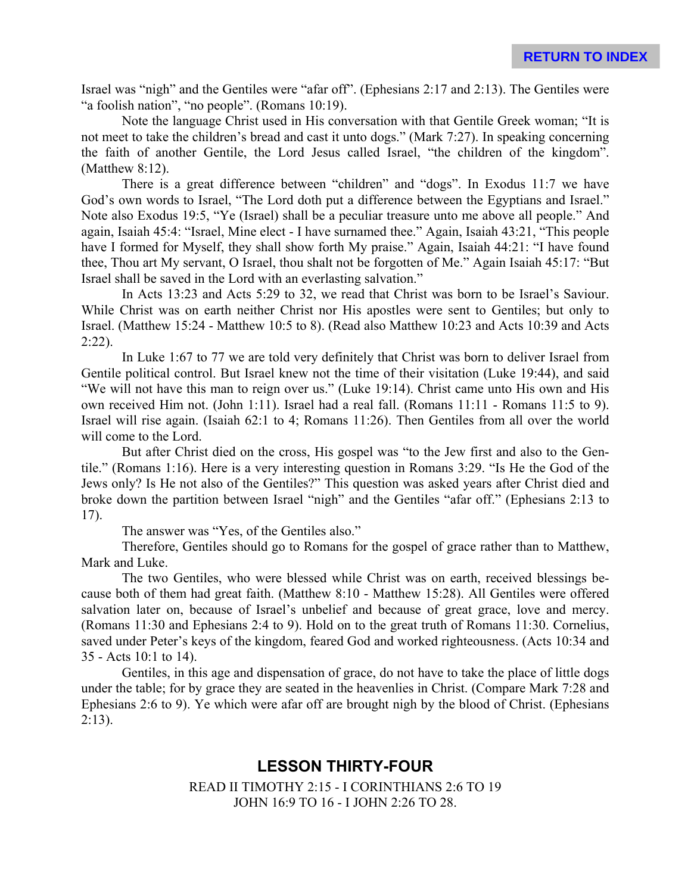Israel was "nigh" and the Gentiles were "afar off". (Ephesians 2:17 and 2:13). The Gentiles were "a foolish nation", "no people". (Romans 10:19).

Note the language Christ used in His conversation with that Gentile Greek woman; "It is not meet to take the children's bread and cast it unto dogs." (Mark 7:27). In speaking concerning the faith of another Gentile, the Lord Jesus called Israel, "the children of the kingdom". (Matthew 8:12).

There is a great difference between "children" and "dogs". In Exodus 11:7 we have God's own words to Israel, "The Lord doth put a difference between the Egyptians and Israel." Note also Exodus 19:5, "Ye (Israel) shall be a peculiar treasure unto me above all people." And again, Isaiah 45:4: "Israel, Mine elect - I have surnamed thee." Again, Isaiah 43:21, "This people have I formed for Myself, they shall show forth My praise." Again, Isaiah 44:21: "I have found thee, Thou art My servant, O Israel, thou shalt not be forgotten of Me." Again Isaiah 45:17: "But Israel shall be saved in the Lord with an everlasting salvation."

In Acts 13:23 and Acts 5:29 to 32, we read that Christ was born to be Israel's Saviour. While Christ was on earth neither Christ nor His apostles were sent to Gentiles; but only to Israel. (Matthew 15:24 - Matthew 10:5 to 8). (Read also Matthew 10:23 and Acts 10:39 and Acts 2:22).

In Luke 1:67 to 77 we are told very definitely that Christ was born to deliver Israel from Gentile political control. But Israel knew not the time of their visitation (Luke 19:44), and said "We will not have this man to reign over us." (Luke 19:14). Christ came unto His own and His own received Him not. (John 1:11). Israel had a real fall. (Romans 11:11 - Romans 11:5 to 9). Israel will rise again. (Isaiah 62:1 to 4; Romans 11:26). Then Gentiles from all over the world will come to the Lord.

But after Christ died on the cross, His gospel was "to the Jew first and also to the Gentile." (Romans 1:16). Here is a very interesting question in Romans 3:29. "Is He the God of the Jews only? Is He not also of the Gentiles?" This question was asked years after Christ died and broke down the partition between Israel "nigh" and the Gentiles "afar off." (Ephesians 2:13 to 17).

The answer was "Yes, of the Gentiles also."

Therefore, Gentiles should go to Romans for the gospel of grace rather than to Matthew, Mark and Luke.

The two Gentiles, who were blessed while Christ was on earth, received blessings because both of them had great faith. (Matthew 8:10 - Matthew 15:28). All Gentiles were offered salvation later on, because of Israel's unbelief and because of great grace, love and mercy. (Romans 11:30 and Ephesians 2:4 to 9). Hold on to the great truth of Romans 11:30. Cornelius, saved under Peter's keys of the kingdom, feared God and worked righteousness. (Acts 10:34 and 35 - Acts 10:1 to 14).

Gentiles, in this age and dispensation of grace, do not have to take the place of little dogs under the table; for by grace they are seated in the heavenlies in Christ. (Compare Mark 7:28 and Ephesians 2:6 to 9). Ye which were afar off are brought nigh by the blood of Christ. (Ephesians 2:13).

## LESSON THIRTY-FOUR

READ II TIMOTHY 2:15 - I CORINTHIANS 2:6 TO 19
JOHN 16:9 TO 16 - I JOHN 2:26 TO 28.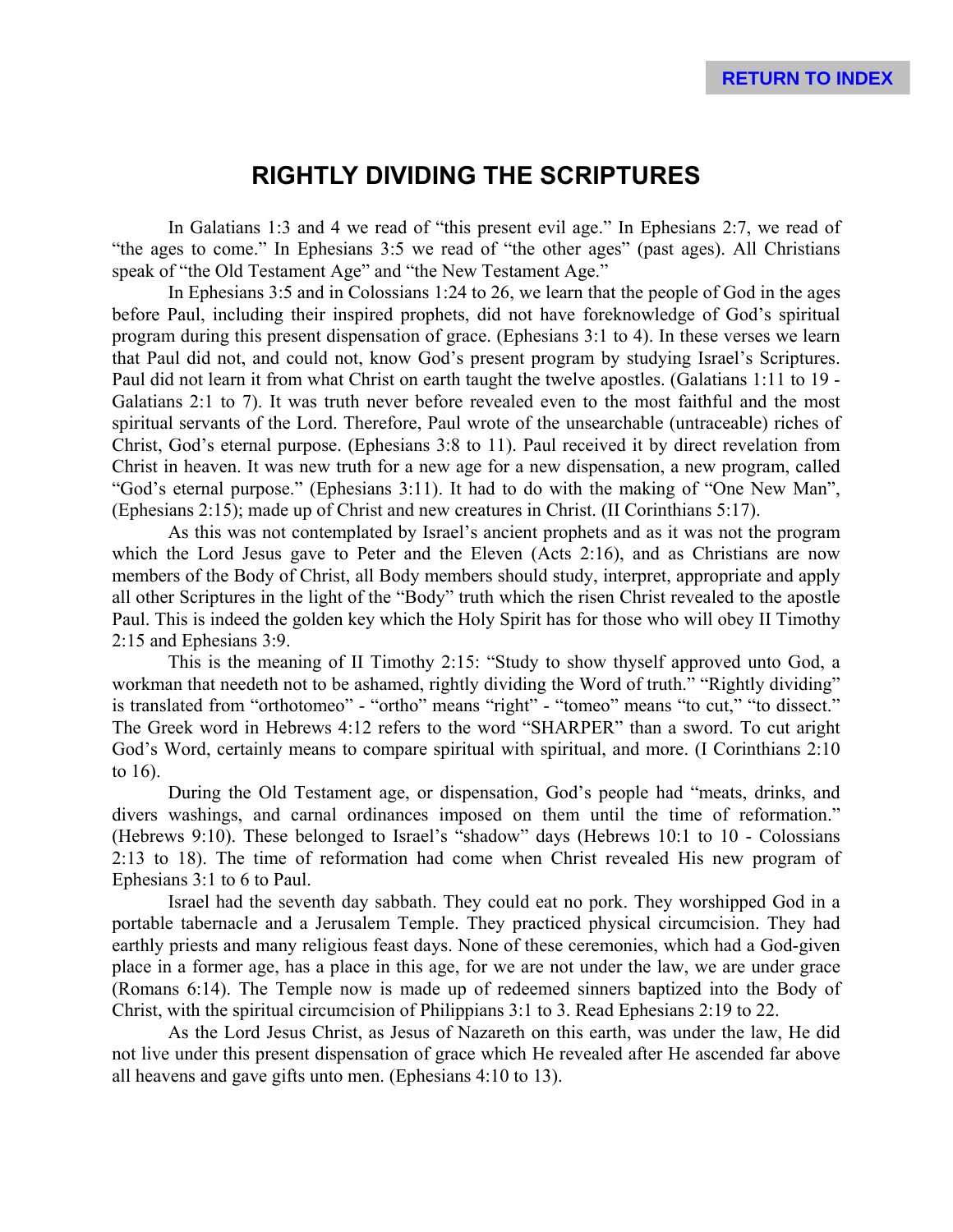RETURN TO INDEX

## RIGHTLY DIVIDING THE SCRIPTURES

In Galatians 1:3 and 4 we read of "this present evil age." In Ephesians 2:7, we read of "the ages to come." In Ephesians 3:5 we read of "the other ages" (past ages). All Christians speak of "the Old Testament Age" and "the New Testament Age."

In Ephesians 3:5 and in Colossians 1:24 to 26, we learn that the people of God in the ages before Paul, including their inspired prophets, did not have foreknowledge of God's spiritual program during this present dispensation of grace. (Ephesians 3:1 to 4). In these verses we learn that Paul did not, and could not, know God's present program by studying Israel's Scriptures. Paul did not learn it from what Christ on earth taught the twelve apostles. (Galatians 1:11 to 19 - Galatians 2:1 to 7). It was truth never before revealed even to the most faithful and the most spiritual servants of the Lord. Therefore, Paul wrote of the unsearchable (untraceable) riches of Christ, God's eternal purpose. (Ephesians 3:8 to 11). Paul received it by direct revelation from Christ in heaven. It was new truth for a new age for a new dispensation, a new program, called "God's eternal purpose." (Ephesians 3:11). It had to do with the making of "One New Man", (Ephesians 2:15); made up of Christ and new creatures in Christ. (II Corinthians 5:17).

As this was not contemplated by Israel's ancient prophets and as it was not the program which the Lord Jesus gave to Peter and the Eleven (Acts 2:16), and as Christians are now members of the Body of Christ, all Body members should study, interpret, appropriate and apply all other Scriptures in the light of the "Body" truth which the risen Christ revealed to the apostle Paul. This is indeed the golden key which the Holy Spirit has for those who will obey II Timothy 2:15 and Ephesians 3:9.

This is the meaning of II Timothy 2:15: "Study to show thyself approved unto God, a workman that needeth not to be ashamed, rightly dividing the Word of truth." "Rightly dividing" is translated from "orthotomeo" - "ortho" means "right" - "tomeo" means "to cut," "to dissect." The Greek word in Hebrews 4:12 refers to the word "SHARPER" than a sword. To cut aright God's Word, certainly means to compare spiritual with spiritual, and more. (I Corinthians 2:10 to 16).

During the Old Testament age, or dispensation, God's people had "meats, drinks, and divers washings, and carnal ordinances imposed on them until the time of reformation." (Hebrews 9:10). These belonged to Israel's "shadow" days (Hebrews 10:1 to 10 - Colossians 2:13 to 18). The time of reformation had come when Christ revealed His new program of Ephesians 3:1 to 6 to Paul.

Israel had the seventh day sabbath. They could eat no pork. They worshipped God in a portable tabernacle and a Jerusalem Temple. They practiced physical circumcision. They had earthly priests and many religious feast days. None of these ceremonies, which had a God-given place in a former age, has a place in this age, for we are not under the law, we are under grace (Romans 6:14). The Temple now is made up of redeemed sinners baptized into the Body of Christ, with the spiritual circumcision of Philippians 3:1 to 3. Read Ephesians 2:19 to 22.

As the Lord Jesus Christ, as Jesus of Nazareth on this earth, was under the law, He did not live under this present dispensation of grace which He revealed after He ascended far above all heavens and gave gifts unto men. (Ephesians 4:10 to 13).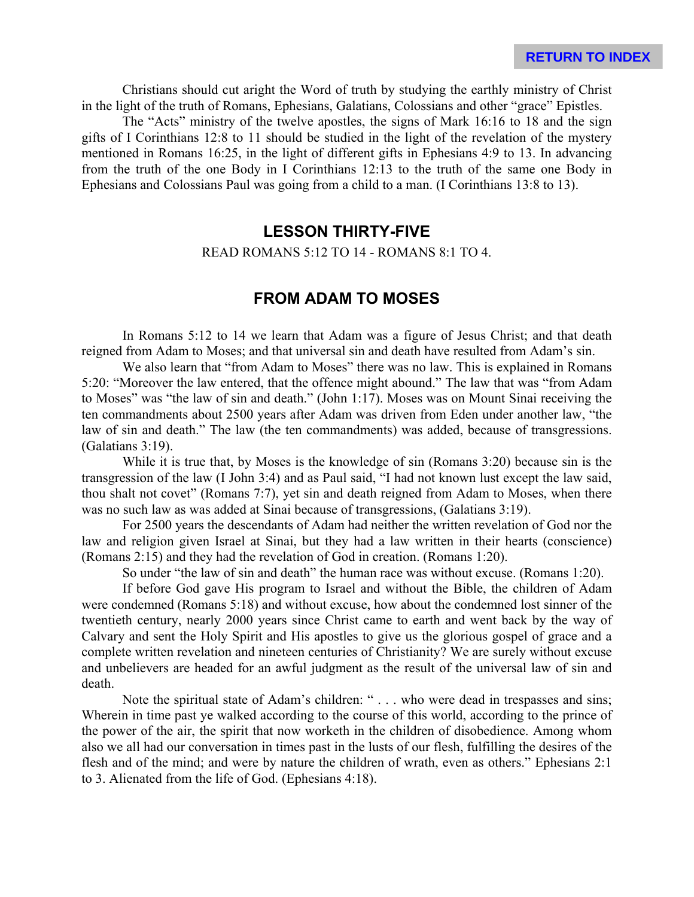Christians should cut aright the Word of truth by studying the earthly ministry of Christ in the light of the truth of Romans, Ephesians, Galatians, Colossians and other "grace" Epistles.

The "Acts" ministry of the twelve apostles, the signs of Mark 16:16 to 18 and the sign gifts of I Corinthians 12:8 to 11 should be studied in the light of the revelation of the mystery mentioned in Romans 16:25, in the light of different gifts in Ephesians 4:9 to 13. In advancing from the truth of the one Body in I Corinthians 12:13 to the truth of the same one Body in Ephesians and Colossians Paul was going from a child to a man. (I Corinthians 13:8 to 13).

## LESSON THIRTY-FIVE

READ ROMANS 5:12 TO 14 - ROMANS 8:1 TO 4.

## FROM ADAM TO MOSES

In Romans 5:12 to 14 we learn that Adam was a figure of Jesus Christ; and that death reigned from Adam to Moses; and that universal sin and death have resulted from Adam's sin.

We also learn that "from Adam to Moses" there was no law. This is explained in Romans 5:20: "Moreover the law entered, that the offence might abound." The law that was "from Adam to Moses" was "the law of sin and death." (John 1:17). Moses was on Mount Sinai receiving the ten commandments about 2500 years after Adam was driven from Eden under another law, "the law of sin and death." The law (the ten commandments) was added, because of transgressions. (Galatians 3:19).

While it is true that, by Moses is the knowledge of sin (Romans 3:20) because sin is the transgression of the law (I John 3:4) and as Paul said, "I had not known lust except the law said, thou shalt not covet" (Romans 7:7), yet sin and death reigned from Adam to Moses, when there was no such law as was added at Sinai because of transgressions, (Galatians 3:19).

For 2500 years the descendants of Adam had neither the written revelation of God nor the law and religion given Israel at Sinai, but they had a law written in their hearts (conscience) (Romans 2:15) and they had the revelation of God in creation. (Romans 1:20).

So under "the law of sin and death" the human race was without excuse. (Romans 1:20).

If before God gave His program to Israel and without the Bible, the children of Adam were condemned (Romans 5:18) and without excuse, how about the condemned lost sinner of the twentieth century, nearly 2000 years since Christ came to earth and went back by the way of Calvary and sent the Holy Spirit and His apostles to give us the glorious gospel of grace and a complete written revelation and nineteen centuries of Christianity? We are surely without excuse and unbelievers are headed for an awful judgment as the result of the universal law of sin and death.

Note the spiritual state of Adam's children: " . . . who were dead in trespasses and sins; Wherein in time past ye walked according to the course of this world, according to the prince of the power of the air, the spirit that now worketh in the children of disobedience. Among whom also we all had our conversation in times past in the lusts of our flesh, fulfilling the desires of the flesh and of the mind; and were by nature the children of wrath, even as others." Ephesians 2:1 to 3. Alienated from the life of God. (Ephesians 4:18).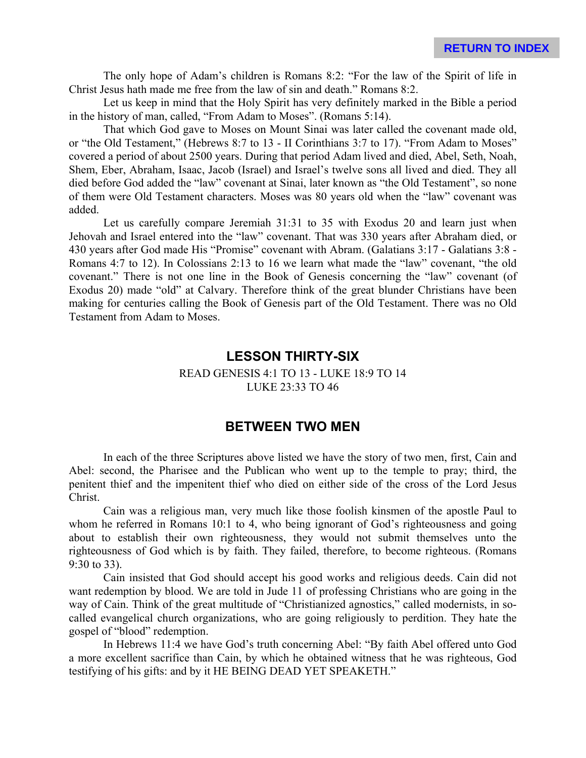The only hope of Adam's children is Romans 8:2: "For the law of the Spirit of life in Christ Jesus hath made me free from the law of sin and death." Romans 8:2.

Let us keep in mind that the Holy Spirit has very definitely marked in the Bible a period in the history of man, called, "From Adam to Moses". (Romans 5:14).

That which God gave to Moses on Mount Sinai was later called the covenant made old, or "the Old Testament," (Hebrews 8:7 to 13 - II Corinthians 3:7 to 17). "From Adam to Moses" covered a period of about 2500 years. During that period Adam lived and died, Abel, Seth, Noah, Shem, Eber, Abraham, Isaac, Jacob (Israel) and Israel's twelve sons all lived and died. They all died before God added the "law" covenant at Sinai, later known as "the Old Testament", so none of them were Old Testament characters. Moses was 80 years old when the "law" covenant was added.

Let us carefully compare Jeremiah 31:31 to 35 with Exodus 20 and learn just when Jehovah and Israel entered into the "law" covenant. That was 330 years after Abraham died, or 430 years after God made His "Promise" covenant with Abram. (Galatians 3:17 - Galatians 3:8 - Romans 4:7 to 12). In Colossians 2:13 to 16 we learn what made the "law" covenant, "the old covenant." There is not one line in the Book of Genesis concerning the "law" covenant (of Exodus 20) made "old" at Calvary. Therefore think of the great blunder Christians have been making for centuries calling the Book of Genesis part of the Old Testament. There was no Old Testament from Adam to Moses.

## LESSON THIRTY-SIX

READ GENESIS 4:1 TO 13 - LUKE 18:9 TO 14
LUKE 23:33 TO 46

## BETWEEN TWO MEN

In each of the three Scriptures above listed we have the story of two men, first, Cain and Abel: second, the Pharisee and the Publican who went up to the temple to pray; third, the penitent thief and the impenitent thief who died on either side of the cross of the Lord Jesus Christ.

Cain was a religious man, very much like those foolish kinsmen of the apostle Paul to whom he referred in Romans 10:1 to 4, who being ignorant of God's righteousness and going about to establish their own righteousness, they would not submit themselves unto the righteousness of God which is by faith. They failed, therefore, to become righteous. (Romans 9:30 to 33).

Cain insisted that God should accept his good works and religious deeds. Cain did not want redemption by blood. We are told in Jude 11 of professing Christians who are going in the way of Cain. Think of the great multitude of "Christianized agnostics," called modernists, in so-called evangelical church organizations, who are going religiously to perdition. They hate the gospel of "blood" redemption.

In Hebrews 11:4 we have God's truth concerning Abel: "By faith Abel offered unto God a more excellent sacrifice than Cain, by which he obtained witness that he was righteous, God testifying of his gifts: and by it HE BEING DEAD YET SPEAKETH."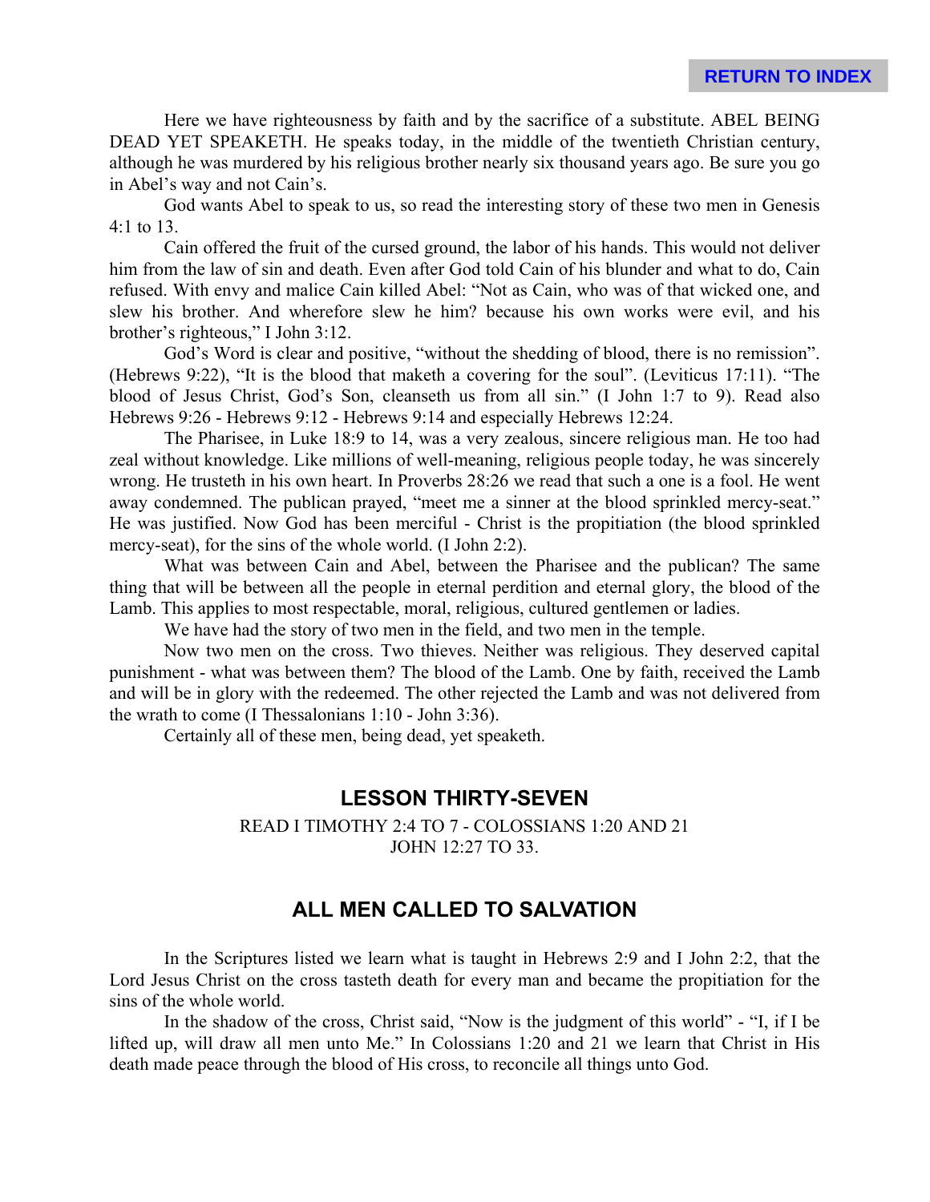Here we have righteousness by faith and by the sacrifice of a substitute. ABEL BEING DEAD YET SPEAKETH. He speaks today, in the middle of the twentieth Christian century, although he was murdered by his religious brother nearly six thousand years ago. Be sure you go in Abel's way and not Cain's.

God wants Abel to speak to us, so read the interesting story of these two men in Genesis 4:1 to 13.

Cain offered the fruit of the cursed ground, the labor of his hands. This would not deliver him from the law of sin and death. Even after God told Cain of his blunder and what to do, Cain refused. With envy and malice Cain killed Abel: "Not as Cain, who was of that wicked one, and slew his brother. And wherefore slew he him? because his own works were evil, and his brother's righteous," I John 3:12.

God's Word is clear and positive, "without the shedding of blood, there is no remission". (Hebrews 9:22), "It is the blood that maketh a covering for the soul". (Leviticus 17:11). "The blood of Jesus Christ, God's Son, cleanseth us from all sin." (I John 1:7 to 9). Read also Hebrews 9:26 - Hebrews 9:12 - Hebrews 9:14 and especially Hebrews 12:24.

The Pharisee, in Luke 18:9 to 14, was a very zealous, sincere religious man. He too had zeal without knowledge. Like millions of well-meaning, religious people today, he was sincerely wrong. He trusteth in his own heart. In Proverbs 28:26 we read that such a one is a fool. He went away condemned. The publican prayed, "meet me a sinner at the blood sprinkled mercy-seat." He was justified. Now God has been merciful - Christ is the propitiation (the blood sprinkled mercy-seat), for the sins of the whole world. (I John 2:2).

What was between Cain and Abel, between the Pharisee and the publican? The same thing that will be between all the people in eternal perdition and eternal glory, the blood of the Lamb. This applies to most respectable, moral, religious, cultured gentlemen or ladies.

We have had the story of two men in the field, and two men in the temple.

Now two men on the cross. Two thieves. Neither was religious. They deserved capital punishment - what was between them? The blood of the Lamb. One by faith, received the Lamb and will be in glory with the redeemed. The other rejected the Lamb and was not delivered from the wrath to come (I Thessalonians 1:10 - John 3:36).

Certainly all of these men, being dead, yet speaketh.

## LESSON THIRTY-SEVEN

READ I TIMOTHY 2:4 TO 7 - COLOSSIANS 1:20 AND 21
JOHN 12:27 TO 33.

## ALL MEN CALLED TO SALVATION

In the Scriptures listed we learn what is taught in Hebrews 2:9 and I John 2:2, that the Lord Jesus Christ on the cross tasteth death for every man and became the propitiation for the sins of the whole world.

In the shadow of the cross, Christ said, "Now is the judgment of this world" - "I, if I be lifted up, will draw all men unto Me." In Colossians 1:20 and 21 we learn that Christ in His death made peace through the blood of His cross, to reconcile all things unto God.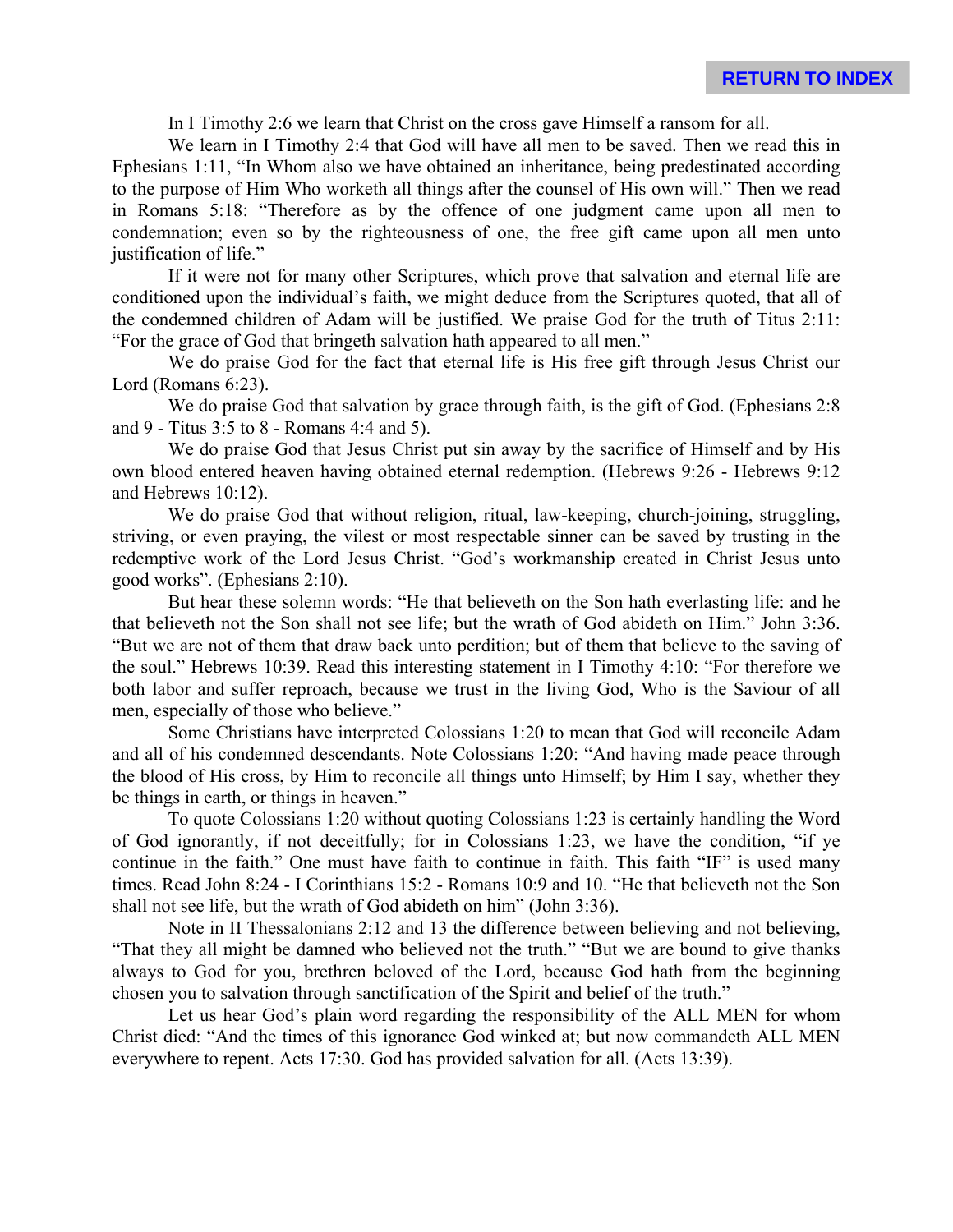In I Timothy 2:6 we learn that Christ on the cross gave Himself a ransom for all.

We learn in I Timothy 2:4 that God will have all men to be saved. Then we read this in Ephesians 1:11, "In Whom also we have obtained an inheritance, being predestinated according to the purpose of Him Who worketh all things after the counsel of His own will." Then we read in Romans 5:18: "Therefore as by the offence of one judgment came upon all men to condemnation; even so by the righteousness of one, the free gift came upon all men unto justification of life."

If it were not for many other Scriptures, which prove that salvation and eternal life are conditioned upon the individual's faith, we might deduce from the Scriptures quoted, that all of the condemned children of Adam will be justified. We praise God for the truth of Titus 2:11: "For the grace of God that bringeth salvation hath appeared to all men."

We do praise God for the fact that eternal life is His free gift through Jesus Christ our Lord (Romans 6:23).

We do praise God that salvation by grace through faith, is the gift of God. (Ephesians 2:8 and 9 - Titus 3:5 to 8 - Romans 4:4 and 5).

We do praise God that Jesus Christ put sin away by the sacrifice of Himself and by His own blood entered heaven having obtained eternal redemption. (Hebrews 9:26 - Hebrews 9:12 and Hebrews 10:12).

We do praise God that without religion, ritual, law-keeping, church-joining, struggling, striving, or even praying, the vilest or most respectable sinner can be saved by trusting in the redemptive work of the Lord Jesus Christ. "God's workmanship created in Christ Jesus unto good works". (Ephesians 2:10).

But hear these solemn words: "He that believeth on the Son hath everlasting life: and he that believeth not the Son shall not see life; but the wrath of God abideth on Him." John 3:36. "But we are not of them that draw back unto perdition; but of them that believe to the saving of the soul." Hebrews 10:39. Read this interesting statement in I Timothy 4:10: "For therefore we both labor and suffer reproach, because we trust in the living God, Who is the Saviour of all men, especially of those who believe."

Some Christians have interpreted Colossians 1:20 to mean that God will reconcile Adam and all of his condemned descendants. Note Colossians 1:20: "And having made peace through the blood of His cross, by Him to reconcile all things unto Himself; by Him I say, whether they be things in earth, or things in heaven."

To quote Colossians 1:20 without quoting Colossians 1:23 is certainly handling the Word of God ignorantly, if not deceitfully; for in Colossians 1:23, we have the condition, "if ye continue in the faith." One must have faith to continue in faith. This faith "IF" is used many times. Read John 8:24 - I Corinthians 15:2 - Romans 10:9 and 10. "He that believeth not the Son shall not see life, but the wrath of God abideth on him" (John 3:36).

Note in II Thessalonians 2:12 and 13 the difference between believing and not believing, "That they all might be damned who believed not the truth." "But we are bound to give thanks always to God for you, brethren beloved of the Lord, because God hath from the beginning chosen you to salvation through sanctification of the Spirit and belief of the truth."

Let us hear God's plain word regarding the responsibility of the ALL MEN for whom Christ died: "And the times of this ignorance God winked at; but now commandeth ALL MEN everywhere to repent. Acts 17:30. God has provided salvation for all. (Acts 13:39).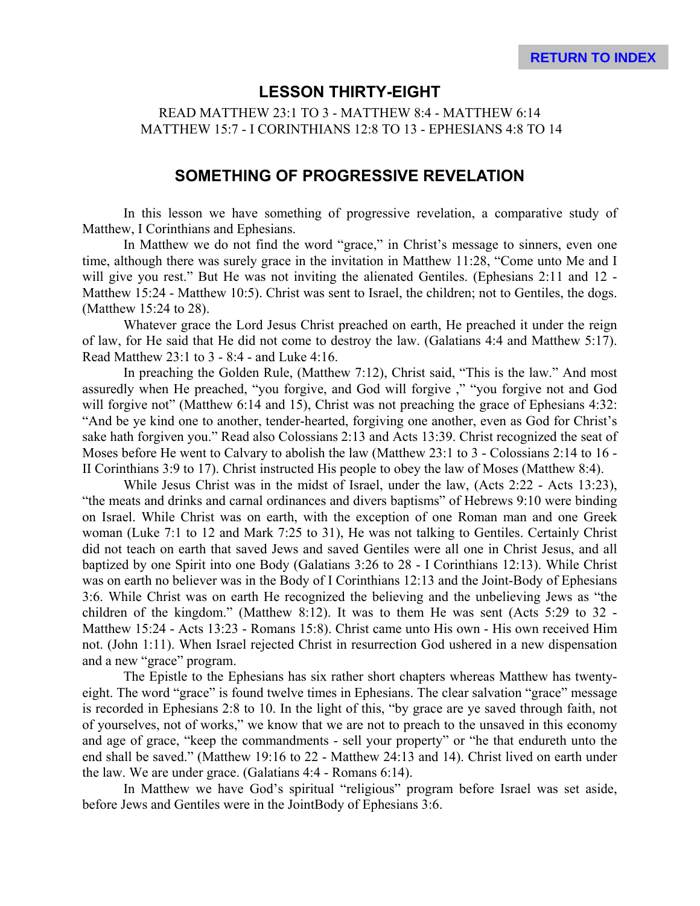RETURN TO INDEX

## LESSON THIRTY-EIGHT

READ MATTHEW 23:1 TO 3 - MATTHEW 8:4 - MATTHEW 6:14
MATTHEW 15:7 - I CORINTHIANS 12:8 TO 13 - EPHESIANS 4:8 TO 14

## SOMETHING OF PROGRESSIVE REVELATION

In this lesson we have something of progressive revelation, a comparative study of Matthew, I Corinthians and Ephesians.

In Matthew we do not find the word "grace," in Christ's message to sinners, even one time, although there was surely grace in the invitation in Matthew 11:28, "Come unto Me and I will give you rest." But He was not inviting the alienated Gentiles. (Ephesians 2:11 and 12 - Matthew 15:24 - Matthew 10:5). Christ was sent to Israel, the children; not to Gentiles, the dogs. (Matthew 15:24 to 28).

Whatever grace the Lord Jesus Christ preached on earth, He preached it under the reign of law, for He said that He did not come to destroy the law. (Galatians 4:4 and Matthew 5:17). Read Matthew 23:1 to 3 - 8:4 - and Luke 4:16.

In preaching the Golden Rule, (Matthew 7:12), Christ said, "This is the law." And most assuredly when He preached, "you forgive, and God will forgive ," "you forgive not and God will forgive not" (Matthew 6:14 and 15), Christ was not preaching the grace of Ephesians 4:32: "And be ye kind one to another, tender-hearted, forgiving one another, even as God for Christ's sake hath forgiven you." Read also Colossians 2:13 and Acts 13:39. Christ recognized the seat of Moses before He went to Calvary to abolish the law (Matthew 23:1 to 3 - Colossians 2:14 to 16 - II Corinthians 3:9 to 17). Christ instructed His people to obey the law of Moses (Matthew 8:4).

While Jesus Christ was in the midst of Israel, under the law, (Acts 2:22 - Acts 13:23), "the meats and drinks and carnal ordinances and divers baptisms" of Hebrews 9:10 were binding on Israel. While Christ was on earth, with the exception of one Roman man and one Greek woman (Luke 7:1 to 12 and Mark 7:25 to 31), He was not talking to Gentiles. Certainly Christ did not teach on earth that saved Jews and saved Gentiles were all one in Christ Jesus, and all baptized by one Spirit into one Body (Galatians 3:26 to 28 - I Corinthians 12:13). While Christ was on earth no believer was in the Body of I Corinthians 12:13 and the Joint-Body of Ephesians 3:6. While Christ was on earth He recognized the believing and the unbelieving Jews as "the children of the kingdom." (Matthew 8:12). It was to them He was sent (Acts 5:29 to 32 - Matthew 15:24 - Acts 13:23 - Romans 15:8). Christ came unto His own - His own received Him not. (John 1:11). When Israel rejected Christ in resurrection God ushered in a new dispensation and a new "grace" program.

The Epistle to the Ephesians has six rather short chapters whereas Matthew has twenty-eight. The word "grace" is found twelve times in Ephesians. The clear salvation "grace" message is recorded in Ephesians 2:8 to 10. In the light of this, "by grace are ye saved through faith, not of yourselves, not of works," we know that we are not to preach to the unsaved in this economy and age of grace, "keep the commandments - sell your property" or "he that endureth unto the end shall be saved." (Matthew 19:16 to 22 - Matthew 24:13 and 14). Christ lived on earth under the law. We are under grace. (Galatians 4:4 - Romans 6:14).

In Matthew we have God's spiritual "religious" program before Israel was set aside, before Jews and Gentiles were in the JointBody of Ephesians 3:6.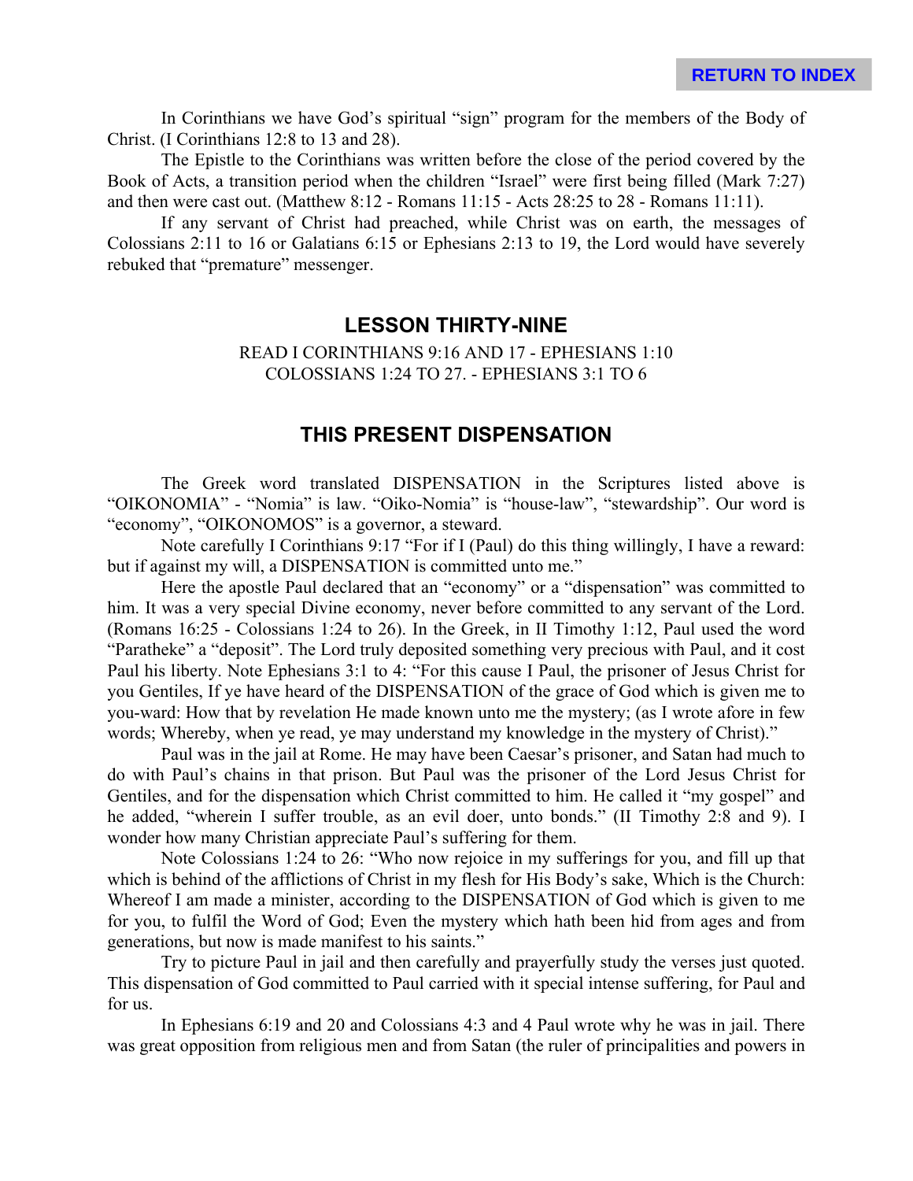In Corinthians we have God's spiritual "sign" program for the members of the Body of Christ. (I Corinthians 12:8 to 13 and 28).

The Epistle to the Corinthians was written before the close of the period covered by the Book of Acts, a transition period when the children "Israel" were first being filled (Mark 7:27) and then were cast out. (Matthew 8:12 - Romans 11:15 - Acts 28:25 to 28 - Romans 11:11).

If any servant of Christ had preached, while Christ was on earth, the messages of Colossians 2:11 to 16 or Galatians 6:15 or Ephesians 2:13 to 19, the Lord would have severely rebuked that "premature" messenger.

## LESSON THIRTY-NINE

READ I CORINTHIANS 9:16 AND 17 - EPHESIANS 1:10
COLOSSIANS 1:24 TO 27. - EPHESIANS 3:1 TO 6

## THIS PRESENT DISPENSATION

The Greek word translated DISPENSATION in the Scriptures listed above is "OIKONOMIA" - "Nomia" is law. "Oiko-Nomia" is "house-law", "stewardship". Our word is "economy", "OIKONOMOS" is a governor, a steward.

Note carefully I Corinthians 9:17 "For if I (Paul) do this thing willingly, I have a reward: but if against my will, a DISPENSATION is committed unto me."

Here the apostle Paul declared that an "economy" or a "dispensation" was committed to him. It was a very special Divine economy, never before committed to any servant of the Lord. (Romans 16:25 - Colossians 1:24 to 26). In the Greek, in II Timothy 1:12, Paul used the word "Paratheke" a "deposit". The Lord truly deposited something very precious with Paul, and it cost Paul his liberty. Note Ephesians 3:1 to 4: "For this cause I Paul, the prisoner of Jesus Christ for you Gentiles, If ye have heard of the DISPENSATION of the grace of God which is given me to you-ward: How that by revelation He made known unto me the mystery; (as I wrote afore in few words; Whereby, when ye read, ye may understand my knowledge in the mystery of Christ)."

Paul was in the jail at Rome. He may have been Caesar's prisoner, and Satan had much to do with Paul's chains in that prison. But Paul was the prisoner of the Lord Jesus Christ for Gentiles, and for the dispensation which Christ committed to him. He called it "my gospel" and he added, "wherein I suffer trouble, as an evil doer, unto bonds." (II Timothy 2:8 and 9). I wonder how many Christian appreciate Paul's suffering for them.

Note Colossians 1:24 to 26: "Who now rejoice in my sufferings for you, and fill up that which is behind of the afflictions of Christ in my flesh for His Body's sake, Which is the Church: Whereof I am made a minister, according to the DISPENSATION of God which is given to me for you, to fulfil the Word of God; Even the mystery which hath been hid from ages and from generations, but now is made manifest to his saints."

Try to picture Paul in jail and then carefully and prayerfully study the verses just quoted. This dispensation of God committed to Paul carried with it special intense suffering, for Paul and for us.

In Ephesians 6:19 and 20 and Colossians 4:3 and 4 Paul wrote why he was in jail. There was great opposition from religious men and from Satan (the ruler of principalities and powers in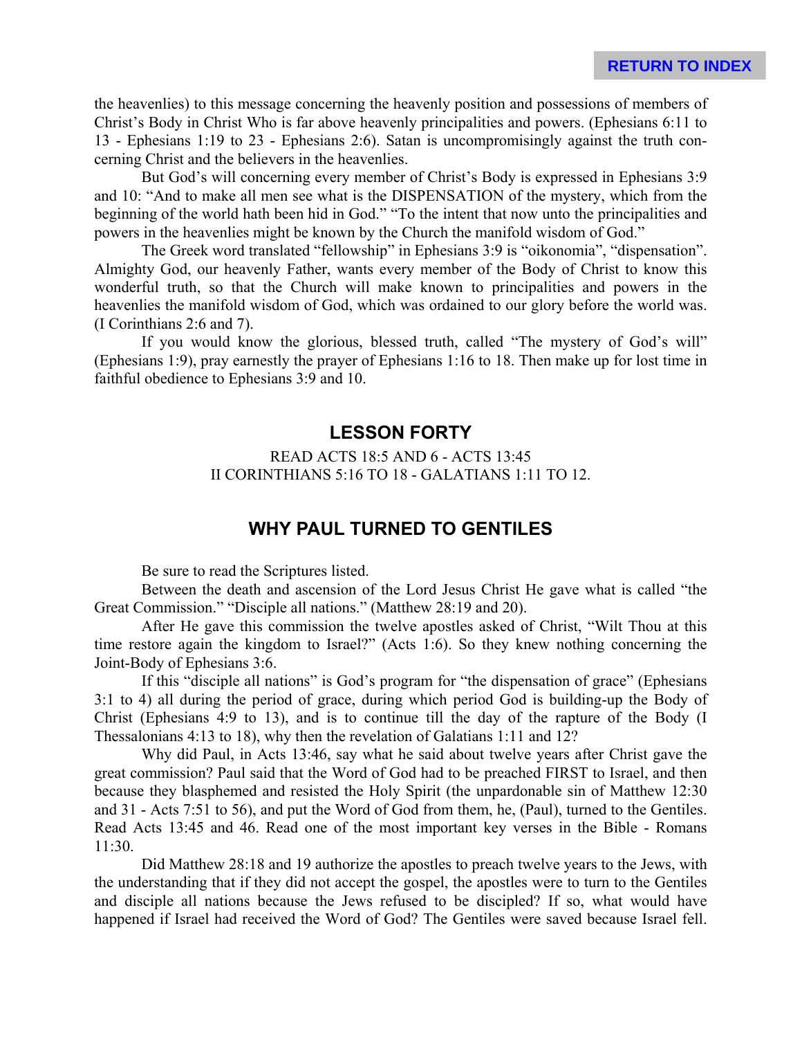the heavenlies) to this message concerning the heavenly position and possessions of members of Christ's Body in Christ Who is far above heavenly principalities and powers. (Ephesians 6:11 to 13 - Ephesians 1:19 to 23 - Ephesians 2:6). Satan is uncompromisingly against the truth concerning Christ and the believers in the heavenlies.

But God's will concerning every member of Christ's Body is expressed in Ephesians 3:9 and 10: "And to make all men see what is the DISPENSATION of the mystery, which from the beginning of the world hath been hid in God." "To the intent that now unto the principalities and powers in the heavenlies might be known by the Church the manifold wisdom of God."

The Greek word translated "fellowship" in Ephesians 3:9 is "oikonomia", "dispensation". Almighty God, our heavenly Father, wants every member of the Body of Christ to know this wonderful truth, so that the Church will make known to principalities and powers in the heavenlies the manifold wisdom of God, which was ordained to our glory before the world was. (I Corinthians 2:6 and 7).

If you would know the glorious, blessed truth, called "The mystery of God's will" (Ephesians 1:9), pray earnestly the prayer of Ephesians 1:16 to 18. Then make up for lost time in faithful obedience to Ephesians 3:9 and 10.

## LESSON FORTY

READ ACTS 18:5 AND 6 - ACTS 13:45
II CORINTHIANS 5:16 TO 18 - GALATIANS 1:11 TO 12.

## WHY PAUL TURNED TO GENTILES

Be sure to read the Scriptures listed.

Between the death and ascension of the Lord Jesus Christ He gave what is called "the Great Commission." "Disciple all nations." (Matthew 28:19 and 20).

After He gave this commission the twelve apostles asked of Christ, "Wilt Thou at this time restore again the kingdom to Israel?" (Acts 1:6). So they knew nothing concerning the Joint-Body of Ephesians 3:6.

If this "disciple all nations" is God's program for "the dispensation of grace" (Ephesians 3:1 to 4) all during the period of grace, during which period God is building-up the Body of Christ (Ephesians 4:9 to 13), and is to continue till the day of the rapture of the Body (I Thessalonians 4:13 to 18), why then the revelation of Galatians 1:11 and 12?

Why did Paul, in Acts 13:46, say what he said about twelve years after Christ gave the great commission? Paul said that the Word of God had to be preached FIRST to Israel, and then because they blasphemed and resisted the Holy Spirit (the unpardonable sin of Matthew 12:30 and 31 - Acts 7:51 to 56), and put the Word of God from them, he, (Paul), turned to the Gentiles. Read Acts 13:45 and 46. Read one of the most important key verses in the Bible - Romans 11:30.

Did Matthew 28:18 and 19 authorize the apostles to preach twelve years to the Jews, with the understanding that if they did not accept the gospel, the apostles were to turn to the Gentiles and disciple all nations because the Jews refused to be discipled? If so, what would have happened if Israel had received the Word of God? The Gentiles were saved because Israel fell.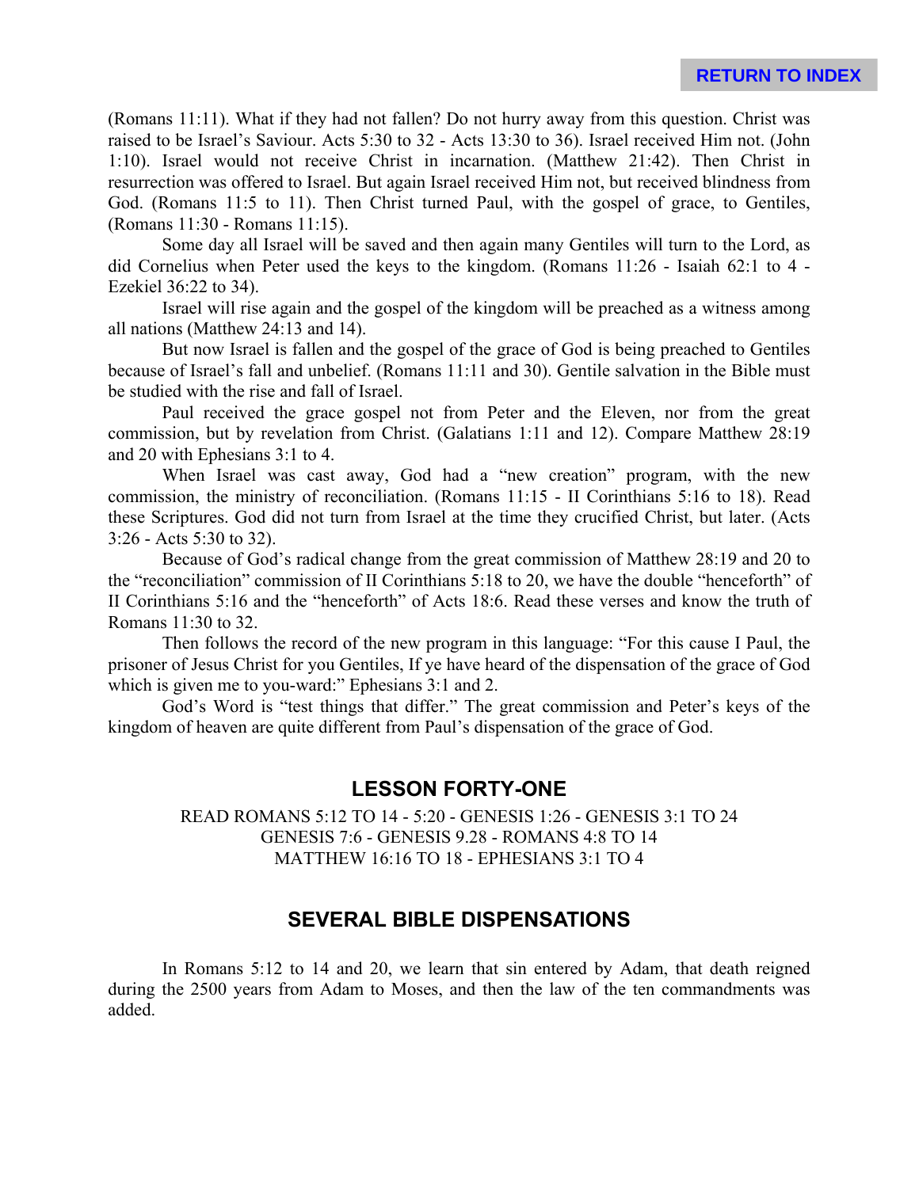(Romans 11:11). What if they had not fallen? Do not hurry away from this question. Christ was raised to be Israel's Saviour. Acts 5:30 to 32 - Acts 13:30 to 36). Israel received Him not. (John 1:10). Israel would not receive Christ in incarnation. (Matthew 21:42). Then Christ in resurrection was offered to Israel. But again Israel received Him not, but received blindness from God. (Romans 11:5 to 11). Then Christ turned Paul, with the gospel of grace, to Gentiles, (Romans 11:30 - Romans 11:15).

Some day all Israel will be saved and then again many Gentiles will turn to the Lord, as did Cornelius when Peter used the keys to the kingdom. (Romans 11:26 - Isaiah 62:1 to 4 - Ezekiel 36:22 to 34).

Israel will rise again and the gospel of the kingdom will be preached as a witness among all nations (Matthew 24:13 and 14).

But now Israel is fallen and the gospel of the grace of God is being preached to Gentiles because of Israel's fall and unbelief. (Romans 11:11 and 30). Gentile salvation in the Bible must be studied with the rise and fall of Israel.

Paul received the grace gospel not from Peter and the Eleven, nor from the great commission, but by revelation from Christ. (Galatians 1:11 and 12). Compare Matthew 28:19 and 20 with Ephesians 3:1 to 4.

When Israel was cast away, God had a "new creation" program, with the new commission, the ministry of reconciliation. (Romans 11:15 - II Corinthians 5:16 to 18). Read these Scriptures. God did not turn from Israel at the time they crucified Christ, but later. (Acts 3:26 - Acts 5:30 to 32).

Because of God's radical change from the great commission of Matthew 28:19 and 20 to the "reconciliation" commission of II Corinthians 5:18 to 20, we have the double "henceforth" of II Corinthians 5:16 and the "henceforth" of Acts 18:6. Read these verses and know the truth of Romans 11:30 to 32.

Then follows the record of the new program in this language: "For this cause I Paul, the prisoner of Jesus Christ for you Gentiles, If ye have heard of the dispensation of the grace of God which is given me to you-ward:" Ephesians 3:1 and 2.

God's Word is "test things that differ." The great commission and Peter's keys of the kingdom of heaven are quite different from Paul's dispensation of the grace of God.

## LESSON FORTY-ONE

READ ROMANS 5:12 TO 14 - 5:20 - GENESIS 1:26 - GENESIS 3:1 TO 24
GENESIS 7:6 - GENESIS 9.28 - ROMANS 4:8 TO 14
MATTHEW 16:16 TO 18 - EPHESIANS 3:1 TO 4

## SEVERAL BIBLE DISPENSATIONS

In Romans 5:12 to 14 and 20, we learn that sin entered by Adam, that death reigned during the 2500 years from Adam to Moses, and then the law of the ten commandments was added.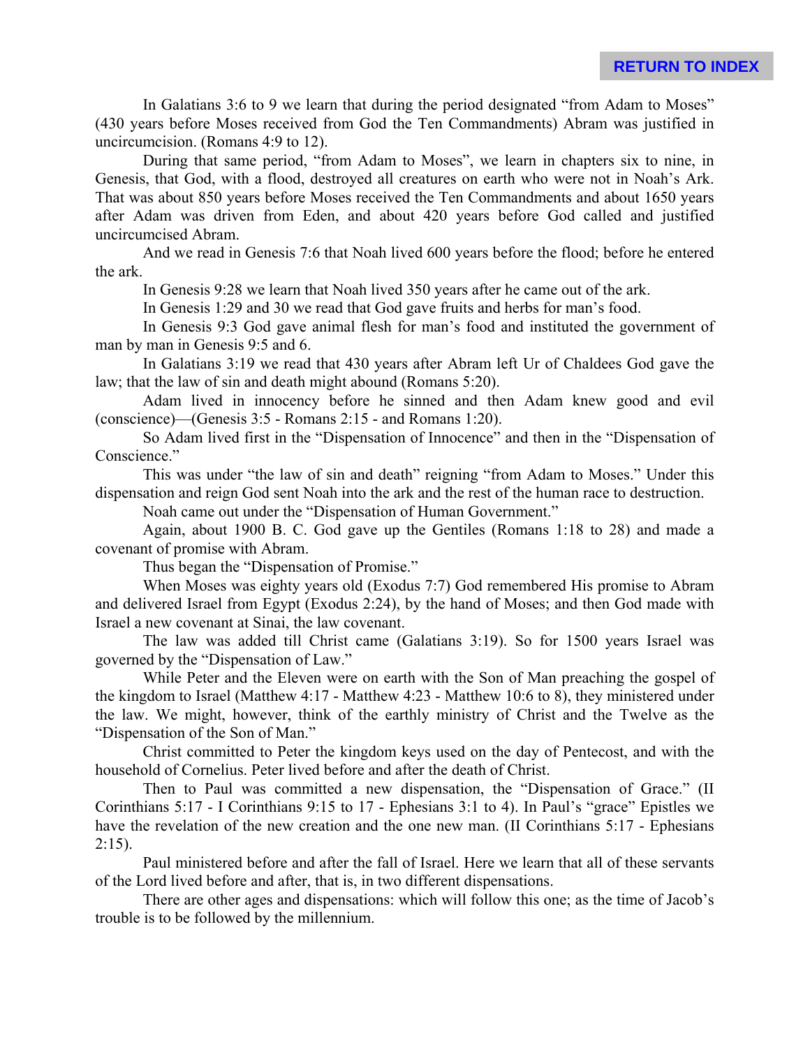In Galatians 3:6 to 9 we learn that during the period designated "from Adam to Moses" (430 years before Moses received from God the Ten Commandments) Abram was justified in uncircumcision. (Romans 4:9 to 12).

During that same period, "from Adam to Moses", we learn in chapters six to nine, in Genesis, that God, with a flood, destroyed all creatures on earth who were not in Noah's Ark. That was about 850 years before Moses received the Ten Commandments and about 1650 years after Adam was driven from Eden, and about 420 years before God called and justified uncircumcised Abram.

And we read in Genesis 7:6 that Noah lived 600 years before the flood; before he entered the ark.

In Genesis 9:28 we learn that Noah lived 350 years after he came out of the ark.

In Genesis 1:29 and 30 we read that God gave fruits and herbs for man's food.

In Genesis 9:3 God gave animal flesh for man's food and instituted the government of man by man in Genesis 9:5 and 6.

In Galatians 3:19 we read that 430 years after Abram left Ur of Chaldees God gave the law; that the law of sin and death might abound (Romans 5:20).

Adam lived in innocency before he sinned and then Adam knew good and evil (conscience)—(Genesis 3:5 - Romans 2:15 - and Romans 1:20).

So Adam lived first in the "Dispensation of Innocence" and then in the "Dispensation of Conscience."

This was under "the law of sin and death" reigning "from Adam to Moses." Under this dispensation and reign God sent Noah into the ark and the rest of the human race to destruction.

Noah came out under the "Dispensation of Human Government."

Again, about 1900 B. C. God gave up the Gentiles (Romans 1:18 to 28) and made a covenant of promise with Abram.

Thus began the "Dispensation of Promise."

When Moses was eighty years old (Exodus 7:7) God remembered His promise to Abram and delivered Israel from Egypt (Exodus 2:24), by the hand of Moses; and then God made with Israel a new covenant at Sinai, the law covenant.

The law was added till Christ came (Galatians 3:19). So for 1500 years Israel was governed by the "Dispensation of Law."

While Peter and the Eleven were on earth with the Son of Man preaching the gospel of the kingdom to Israel (Matthew 4:17 - Matthew 4:23 - Matthew 10:6 to 8), they ministered under the law. We might, however, think of the earthly ministry of Christ and the Twelve as the "Dispensation of the Son of Man."

Christ committed to Peter the kingdom keys used on the day of Pentecost, and with the household of Cornelius. Peter lived before and after the death of Christ.

Then to Paul was committed a new dispensation, the "Dispensation of Grace." (II Corinthians 5:17 - I Corinthians 9:15 to 17 - Ephesians 3:1 to 4). In Paul's "grace" Epistles we have the revelation of the new creation and the one new man. (II Corinthians 5:17 - Ephesians 2:15).

Paul ministered before and after the fall of Israel. Here we learn that all of these servants of the Lord lived before and after, that is, in two different dispensations.

There are other ages and dispensations: which will follow this one; as the time of Jacob's trouble is to be followed by the millennium.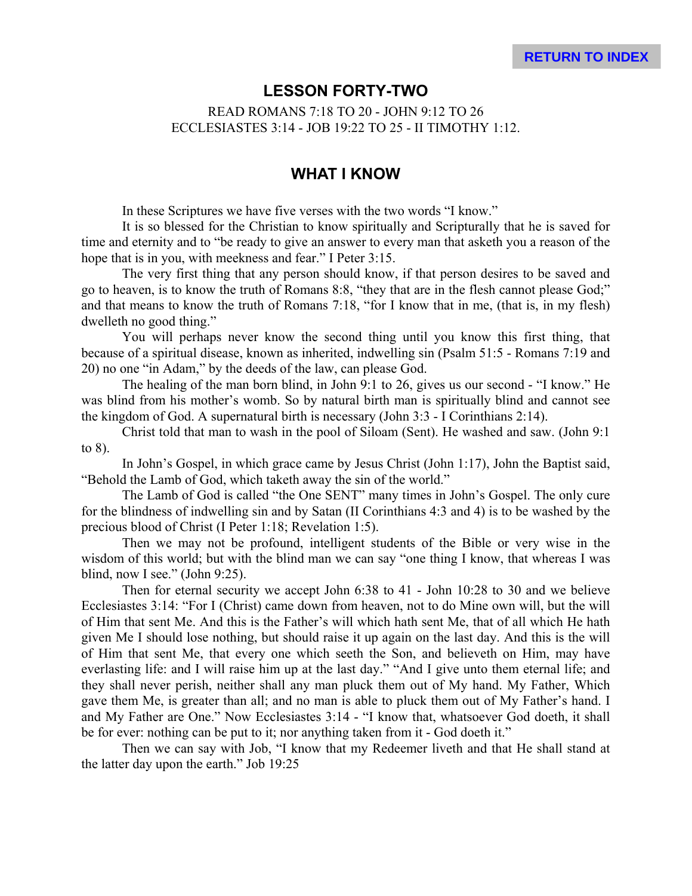RETURN TO INDEX

## LESSON FORTY-TWO

READ ROMANS 7:18 TO 20 - JOHN 9:12 TO 26
ECCLESIASTES 3:14 - JOB 19:22 TO 25 - II TIMOTHY 1:12.

## WHAT I KNOW

In these Scriptures we have five verses with the two words "I know."

It is so blessed for the Christian to know spiritually and Scripturally that he is saved for time and eternity and to "be ready to give an answer to every man that asketh you a reason of the hope that is in you, with meekness and fear." I Peter 3:15.

The very first thing that any person should know, if that person desires to be saved and go to heaven, is to know the truth of Romans 8:8, "they that are in the flesh cannot please God;" and that means to know the truth of Romans 7:18, "for I know that in me, (that is, in my flesh) dwelleth no good thing."

You will perhaps never know the second thing until you know this first thing, that because of a spiritual disease, known as inherited, indwelling sin (Psalm 51:5 - Romans 7:19 and 20) no one "in Adam," by the deeds of the law, can please God.

The healing of the man born blind, in John 9:1 to 26, gives us our second - "I know." He was blind from his mother's womb. So by natural birth man is spiritually blind and cannot see the kingdom of God. A supernatural birth is necessary (John 3:3 - I Corinthians 2:14).

Christ told that man to wash in the pool of Siloam (Sent). He washed and saw. (John 9:1 to 8).

In John's Gospel, in which grace came by Jesus Christ (John 1:17), John the Baptist said, "Behold the Lamb of God, which taketh away the sin of the world."

The Lamb of God is called "the One SENT" many times in John's Gospel. The only cure for the blindness of indwelling sin and by Satan (II Corinthians 4:3 and 4) is to be washed by the precious blood of Christ (I Peter 1:18; Revelation 1:5).

Then we may not be profound, intelligent students of the Bible or very wise in the wisdom of this world; but with the blind man we can say "one thing I know, that whereas I was blind, now I see." (John 9:25).

Then for eternal security we accept John 6:38 to 41 - John 10:28 to 30 and we believe Ecclesiastes 3:14: "For I (Christ) came down from heaven, not to do Mine own will, but the will of Him that sent Me. And this is the Father's will which hath sent Me, that of all which He hath given Me I should lose nothing, but should raise it up again on the last day. And this is the will of Him that sent Me, that every one which seeth the Son, and believeth on Him, may have everlasting life: and I will raise him up at the last day." "And I give unto them eternal life; and they shall never perish, neither shall any man pluck them out of My hand. My Father, Which gave them Me, is greater than all; and no man is able to pluck them out of My Father's hand. I and My Father are One." Now Ecclesiastes 3:14 - "I know that, whatsoever God doeth, it shall be for ever: nothing can be put to it; nor anything taken from it - God doeth it."

Then we can say with Job, "I know that my Redeemer liveth and that He shall stand at the latter day upon the earth." Job 19:25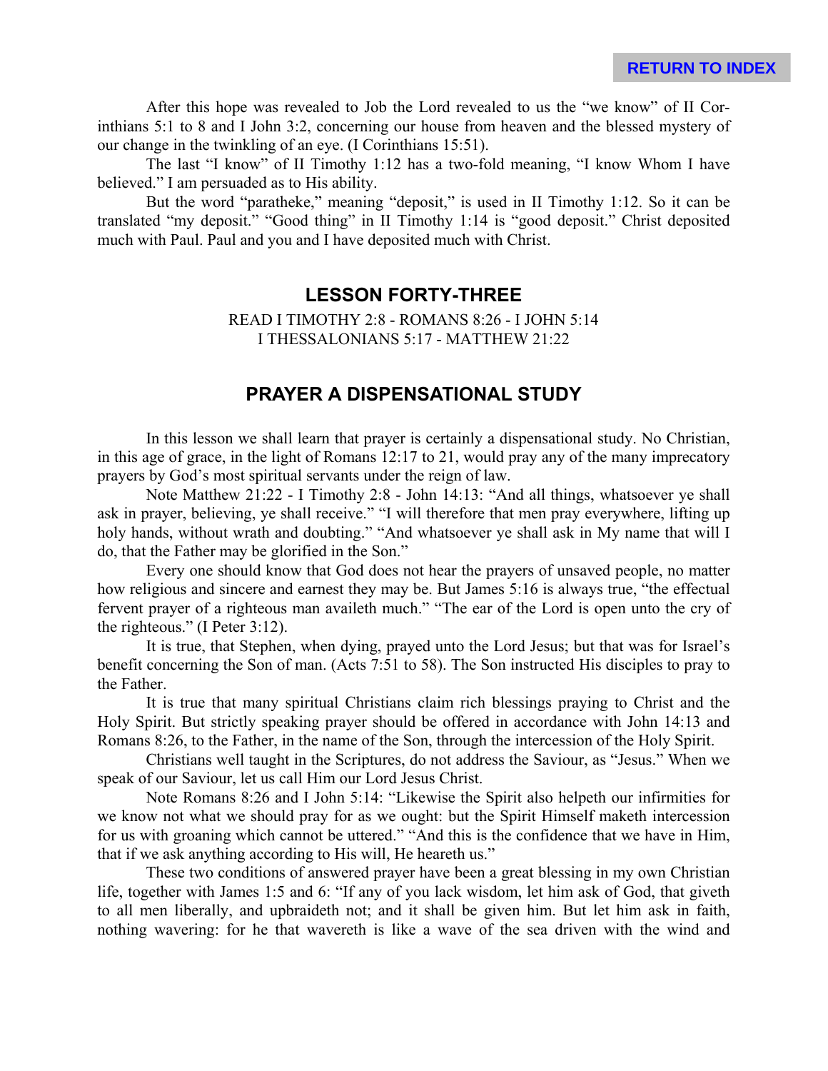After this hope was revealed to Job the Lord revealed to us the "we know" of II Corinthians 5:1 to 8 and I John 3:2, concerning our house from heaven and the blessed mystery of our change in the twinkling of an eye. (I Corinthians 15:51).

The last "I know" of II Timothy 1:12 has a two-fold meaning, "I know Whom I have believed." I am persuaded as to His ability.

But the word "paratheke," meaning "deposit," is used in II Timothy 1:12. So it can be translated "my deposit." "Good thing" in II Timothy 1:14 is "good deposit." Christ deposited much with Paul. Paul and you and I have deposited much with Christ.

## LESSON FORTY-THREE

READ I TIMOTHY 2:8 - ROMANS 8:26 - I JOHN 5:14
I THESSALONIANS 5:17 - MATTHEW 21:22

## PRAYER A DISPENSATIONAL STUDY

In this lesson we shall learn that prayer is certainly a dispensational study. No Christian, in this age of grace, in the light of Romans 12:17 to 21, would pray any of the many imprecatory prayers by God's most spiritual servants under the reign of law.

Note Matthew 21:22 - I Timothy 2:8 - John 14:13: "And all things, whatsoever ye shall ask in prayer, believing, ye shall receive." "I will therefore that men pray everywhere, lifting up holy hands, without wrath and doubting." "And whatsoever ye shall ask in My name that will I do, that the Father may be glorified in the Son."

Every one should know that God does not hear the prayers of unsaved people, no matter how religious and sincere and earnest they may be. But James 5:16 is always true, "the effectual fervent prayer of a righteous man availeth much." "The ear of the Lord is open unto the cry of the righteous." (I Peter 3:12).

It is true, that Stephen, when dying, prayed unto the Lord Jesus; but that was for Israel's benefit concerning the Son of man. (Acts 7:51 to 58). The Son instructed His disciples to pray to the Father.

It is true that many spiritual Christians claim rich blessings praying to Christ and the Holy Spirit. But strictly speaking prayer should be offered in accordance with John 14:13 and Romans 8:26, to the Father, in the name of the Son, through the intercession of the Holy Spirit.

Christians well taught in the Scriptures, do not address the Saviour, as "Jesus." When we speak of our Saviour, let us call Him our Lord Jesus Christ.

Note Romans 8:26 and I John 5:14: "Likewise the Spirit also helpeth our infirmities for we know not what we should pray for as we ought: but the Spirit Himself maketh intercession for us with groaning which cannot be uttered." "And this is the confidence that we have in Him, that if we ask anything according to His will, He heareth us."

These two conditions of answered prayer have been a great blessing in my own Christian life, together with James 1:5 and 6: "If any of you lack wisdom, let him ask of God, that giveth to all men liberally, and upbraideth not; and it shall be given him. But let him ask in faith, nothing wavering: for he that wavereth is like a wave of the sea driven with the wind and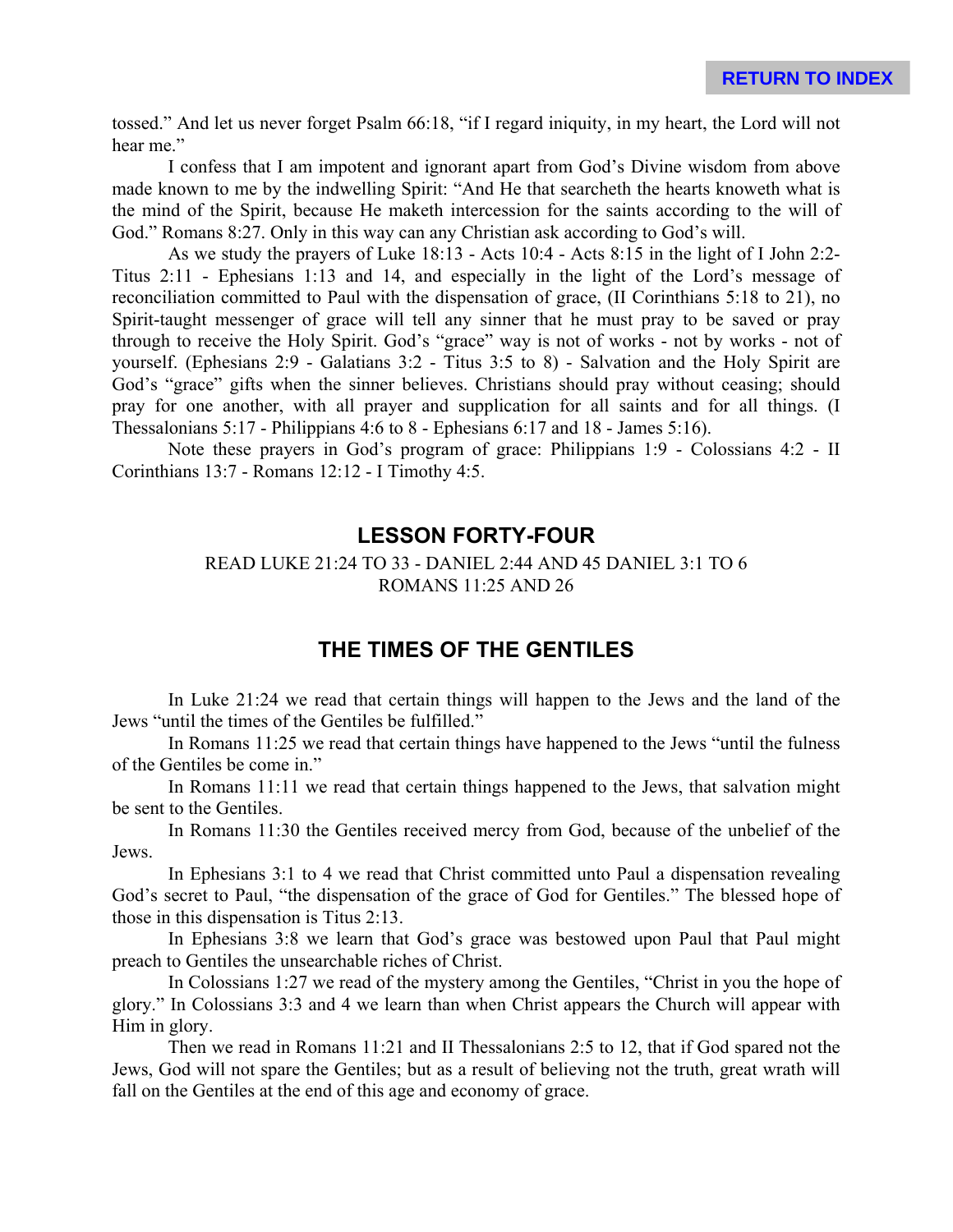tossed." And let us never forget Psalm 66:18, "if I regard iniquity, in my heart, the Lord will not hear me."

I confess that I am impotent and ignorant apart from God's Divine wisdom from above made known to me by the indwelling Spirit: "And He that searcheth the hearts knoweth what is the mind of the Spirit, because He maketh intercession for the saints according to the will of God." Romans 8:27. Only in this way can any Christian ask according to God's will.

As we study the prayers of Luke 18:13 - Acts 10:4 - Acts 8:15 in the light of I John 2:2-Titus 2:11 - Ephesians 1:13 and 14, and especially in the light of the Lord's message of reconciliation committed to Paul with the dispensation of grace, (II Corinthians 5:18 to 21), no Spirit-taught messenger of grace will tell any sinner that he must pray to be saved or pray through to receive the Holy Spirit. God's "grace" way is not of works - not by works - not of yourself. (Ephesians 2:9 - Galatians 3:2 - Titus 3:5 to 8) - Salvation and the Holy Spirit are God's "grace" gifts when the sinner believes. Christians should pray without ceasing; should pray for one another, with all prayer and supplication for all saints and for all things. (I Thessalonians 5:17 - Philippians 4:6 to 8 - Ephesians 6:17 and 18 - James 5:16).

Note these prayers in God's program of grace: Philippians 1:9 - Colossians 4:2 - II Corinthians 13:7 - Romans 12:12 - I Timothy 4:5.

## LESSON FORTY-FOUR

READ LUKE 21:24 TO 33 - DANIEL 2:44 AND 45 DANIEL 3:1 TO 6
ROMANS 11:25 AND 26

## THE TIMES OF THE GENTILES

In Luke 21:24 we read that certain things will happen to the Jews and the land of the Jews "until the times of the Gentiles be fulfilled."

In Romans 11:25 we read that certain things have happened to the Jews "until the fulness of the Gentiles be come in."

In Romans 11:11 we read that certain things happened to the Jews, that salvation might be sent to the Gentiles.

In Romans 11:30 the Gentiles received mercy from God, because of the unbelief of the Jews.

In Ephesians 3:1 to 4 we read that Christ committed unto Paul a dispensation revealing God's secret to Paul, "the dispensation of the grace of God for Gentiles." The blessed hope of those in this dispensation is Titus 2:13.

In Ephesians 3:8 we learn that God's grace was bestowed upon Paul that Paul might preach to Gentiles the unsearchable riches of Christ.

In Colossians 1:27 we read of the mystery among the Gentiles, "Christ in you the hope of glory." In Colossians 3:3 and 4 we learn than when Christ appears the Church will appear with Him in glory.

Then we read in Romans 11:21 and II Thessalonians 2:5 to 12, that if God spared not the Jews, God will not spare the Gentiles; but as a result of believing not the truth, great wrath will fall on the Gentiles at the end of this age and economy of grace.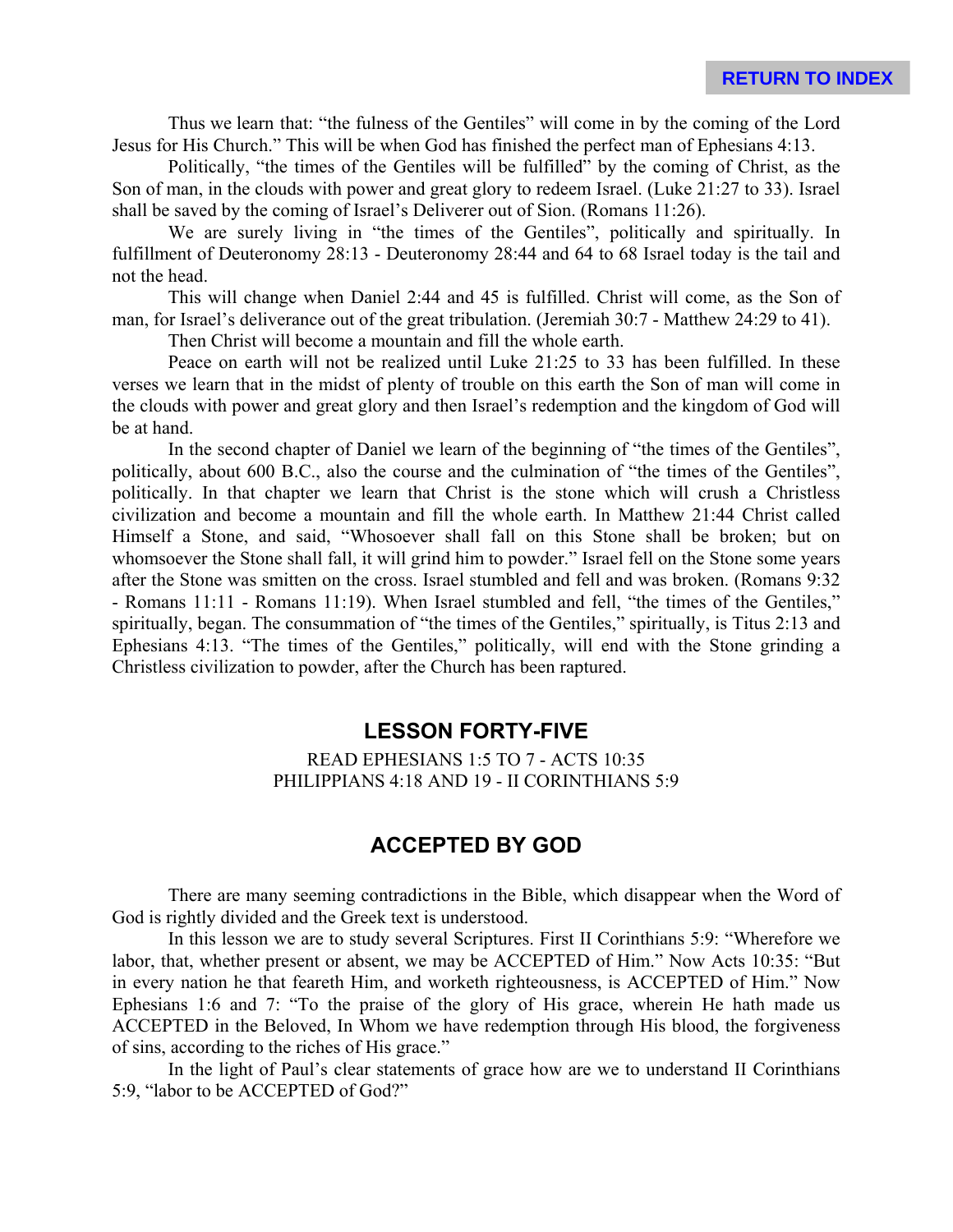Thus we learn that: "the fulness of the Gentiles" will come in by the coming of the Lord Jesus for His Church." This will be when God has finished the perfect man of Ephesians 4:13.

Politically, "the times of the Gentiles will be fulfilled" by the coming of Christ, as the Son of man, in the clouds with power and great glory to redeem Israel. (Luke 21:27 to 33). Israel shall be saved by the coming of Israel's Deliverer out of Sion. (Romans 11:26).

We are surely living in "the times of the Gentiles", politically and spiritually. In fulfillment of Deuteronomy 28:13 - Deuteronomy 28:44 and 64 to 68 Israel today is the tail and not the head.

This will change when Daniel 2:44 and 45 is fulfilled. Christ will come, as the Son of man, for Israel's deliverance out of the great tribulation. (Jeremiah 30:7 - Matthew 24:29 to 41).

Then Christ will become a mountain and fill the whole earth.

Peace on earth will not be realized until Luke 21:25 to 33 has been fulfilled. In these verses we learn that in the midst of plenty of trouble on this earth the Son of man will come in the clouds with power and great glory and then Israel's redemption and the kingdom of God will be at hand.

In the second chapter of Daniel we learn of the beginning of "the times of the Gentiles", politically, about 600 B.C., also the course and the culmination of "the times of the Gentiles", politically. In that chapter we learn that Christ is the stone which will crush a Christless civilization and become a mountain and fill the whole earth. In Matthew 21:44 Christ called Himself a Stone, and said, "Whosoever shall fall on this Stone shall be broken; but on whomsoever the Stone shall fall, it will grind him to powder." Israel fell on the Stone some years after the Stone was smitten on the cross. Israel stumbled and fell and was broken. (Romans 9:32 - Romans 11:11 - Romans 11:19). When Israel stumbled and fell, "the times of the Gentiles," spiritually, began. The consummation of "the times of the Gentiles," spiritually, is Titus 2:13 and Ephesians 4:13. "The times of the Gentiles," politically, will end with the Stone grinding a Christless civilization to powder, after the Church has been raptured.

## LESSON FORTY-FIVE

READ EPHESIANS 1:5 TO 7 - ACTS 10:35
PHILIPPIANS 4:18 AND 19 - II CORINTHIANS 5:9

## ACCEPTED BY GOD

There are many seeming contradictions in the Bible, which disappear when the Word of God is rightly divided and the Greek text is understood.

In this lesson we are to study several Scriptures. First II Corinthians 5:9: "Wherefore we labor, that, whether present or absent, we may be ACCEPTED of Him." Now Acts 10:35: "But in every nation he that feareth Him, and worketh righteousness, is ACCEPTED of Him." Now Ephesians 1:6 and 7: "To the praise of the glory of His grace, wherein He hath made us ACCEPTED in the Beloved, In Whom we have redemption through His blood, the forgiveness of sins, according to the riches of His grace."

In the light of Paul's clear statements of grace how are we to understand II Corinthians 5:9, "labor to be ACCEPTED of God?"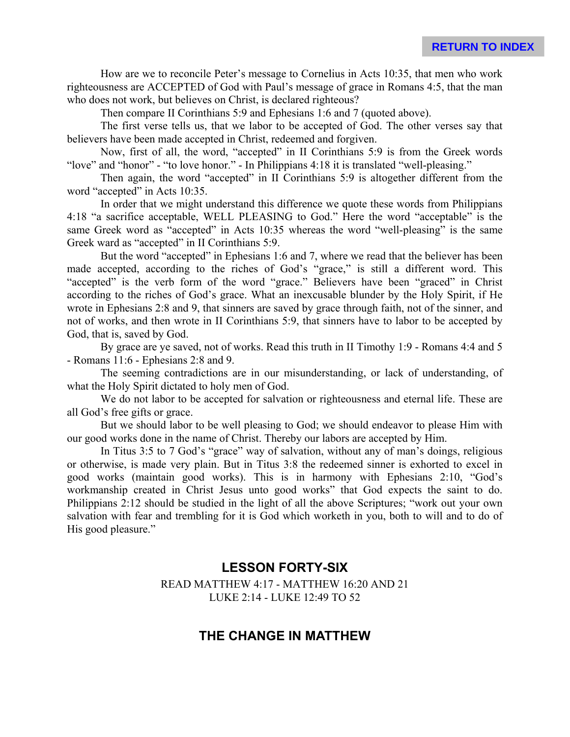How are we to reconcile Peter's message to Cornelius in Acts 10:35, that men who work righteousness are ACCEPTED of God with Paul's message of grace in Romans 4:5, that the man who does not work, but believes on Christ, is declared righteous?

Then compare II Corinthians 5:9 and Ephesians 1:6 and 7 (quoted above).

The first verse tells us, that we labor to be accepted of God. The other verses say that believers have been made accepted in Christ, redeemed and forgiven.

Now, first of all, the word, "accepted" in II Corinthians 5:9 is from the Greek words "love" and "honor" - "to love honor." - In Philippians 4:18 it is translated "well-pleasing."

Then again, the word "accepted" in II Corinthians 5:9 is altogether different from the word "accepted" in Acts 10:35.

In order that we might understand this difference we quote these words from Philippians 4:18 "a sacrifice acceptable, WELL PLEASING to God." Here the word "acceptable" is the same Greek word as "accepted" in Acts 10:35 whereas the word "well-pleasing" is the same Greek ward as "accepted" in II Corinthians 5:9.

But the word "accepted" in Ephesians 1:6 and 7, where we read that the believer has been made accepted, according to the riches of God's "grace," is still a different word. This "accepted" is the verb form of the word "grace." Believers have been "graced" in Christ according to the riches of God's grace. What an inexcusable blunder by the Holy Spirit, if He wrote in Ephesians 2:8 and 9, that sinners are saved by grace through faith, not of the sinner, and not of works, and then wrote in II Corinthians 5:9, that sinners have to labor to be accepted by God, that is, saved by God.

By grace are ye saved, not of works. Read this truth in II Timothy 1:9 - Romans 4:4 and 5 - Romans 11:6 - Ephesians 2:8 and 9.

The seeming contradictions are in our misunderstanding, or lack of understanding, of what the Holy Spirit dictated to holy men of God.

We do not labor to be accepted for salvation or righteousness and eternal life. These are all God's free gifts or grace.

But we should labor to be well pleasing to God; we should endeavor to please Him with our good works done in the name of Christ. Thereby our labors are accepted by Him.

In Titus 3:5 to 7 God's "grace" way of salvation, without any of man's doings, religious or otherwise, is made very plain. But in Titus 3:8 the redeemed sinner is exhorted to excel in good works (maintain good works). This is in harmony with Ephesians 2:10, "God's workmanship created in Christ Jesus unto good works" that God expects the saint to do. Philippians 2:12 should be studied in the light of all the above Scriptures; "work out your own salvation with fear and trembling for it is God which worketh in you, both to will and to do of His good pleasure."

## LESSON FORTY-SIX

READ MATTHEW 4:17 - MATTHEW 16:20 AND 21
LUKE 2:14 - LUKE 12:49 TO 52

## THE CHANGE IN MATTHEW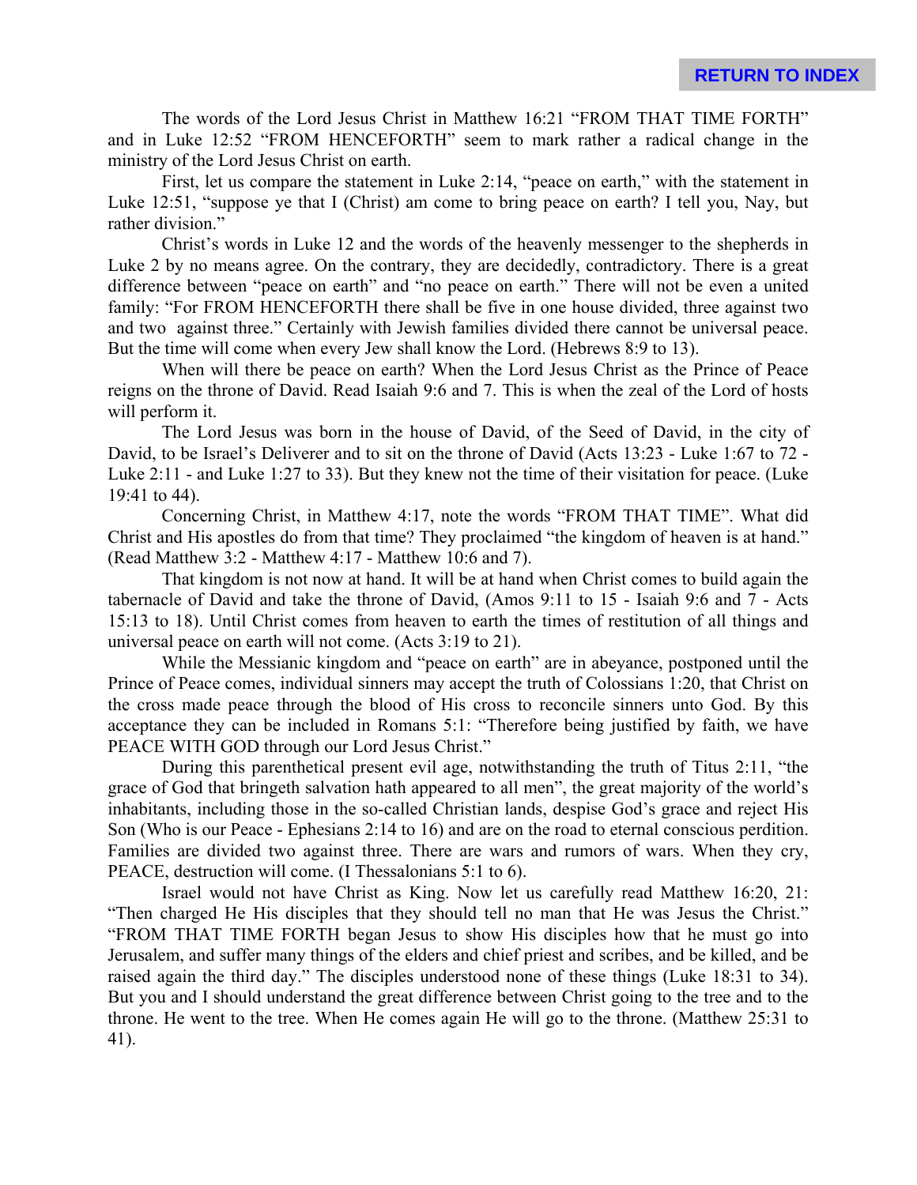The words of the Lord Jesus Christ in Matthew 16:21 "FROM THAT TIME FORTH" and in Luke 12:52 "FROM HENCEFORTH" seem to mark rather a radical change in the ministry of the Lord Jesus Christ on earth.

First, let us compare the statement in Luke 2:14, "peace on earth," with the statement in Luke 12:51, "suppose ye that I (Christ) am come to bring peace on earth? I tell you, Nay, but rather division."

Christ's words in Luke 12 and the words of the heavenly messenger to the shepherds in Luke 2 by no means agree. On the contrary, they are decidedly, contradictory. There is a great difference between "peace on earth" and "no peace on earth." There will not be even a united family: "For FROM HENCEFORTH there shall be five in one house divided, three against two and two against three." Certainly with Jewish families divided there cannot be universal peace. But the time will come when every Jew shall know the Lord. (Hebrews 8:9 to 13).

When will there be peace on earth? When the Lord Jesus Christ as the Prince of Peace reigns on the throne of David. Read Isaiah 9:6 and 7. This is when the zeal of the Lord of hosts will perform it.

The Lord Jesus was born in the house of David, of the Seed of David, in the city of David, to be Israel's Deliverer and to sit on the throne of David (Acts 13:23 - Luke 1:67 to 72 - Luke 2:11 - and Luke 1:27 to 33). But they knew not the time of their visitation for peace. (Luke 19:41 to 44).

Concerning Christ, in Matthew 4:17, note the words "FROM THAT TIME". What did Christ and His apostles do from that time? They proclaimed "the kingdom of heaven is at hand." (Read Matthew 3:2 - Matthew 4:17 - Matthew 10:6 and 7).

That kingdom is not now at hand. It will be at hand when Christ comes to build again the tabernacle of David and take the throne of David, (Amos 9:11 to 15 - Isaiah 9:6 and 7 - Acts 15:13 to 18). Until Christ comes from heaven to earth the times of restitution of all things and universal peace on earth will not come. (Acts 3:19 to 21).

While the Messianic kingdom and "peace on earth" are in abeyance, postponed until the Prince of Peace comes, individual sinners may accept the truth of Colossians 1:20, that Christ on the cross made peace through the blood of His cross to reconcile sinners unto God. By this acceptance they can be included in Romans 5:1: "Therefore being justified by faith, we have PEACE WITH GOD through our Lord Jesus Christ."

During this parenthetical present evil age, notwithstanding the truth of Titus 2:11, "the grace of God that bringeth salvation hath appeared to all men", the great majority of the world's inhabitants, including those in the so-called Christian lands, despise God's grace and reject His Son (Who is our Peace - Ephesians 2:14 to 16) and are on the road to eternal conscious perdition. Families are divided two against three. There are wars and rumors of wars. When they cry, PEACE, destruction will come. (I Thessalonians 5:1 to 6).

Israel would not have Christ as King. Now let us carefully read Matthew 16:20, 21: "Then charged He His disciples that they should tell no man that He was Jesus the Christ." "FROM THAT TIME FORTH began Jesus to show His disciples how that he must go into Jerusalem, and suffer many things of the elders and chief priest and scribes, and be killed, and be raised again the third day." The disciples understood none of these things (Luke 18:31 to 34). But you and I should understand the great difference between Christ going to the tree and to the throne. He went to the tree. When He comes again He will go to the throne. (Matthew 25:31 to 41).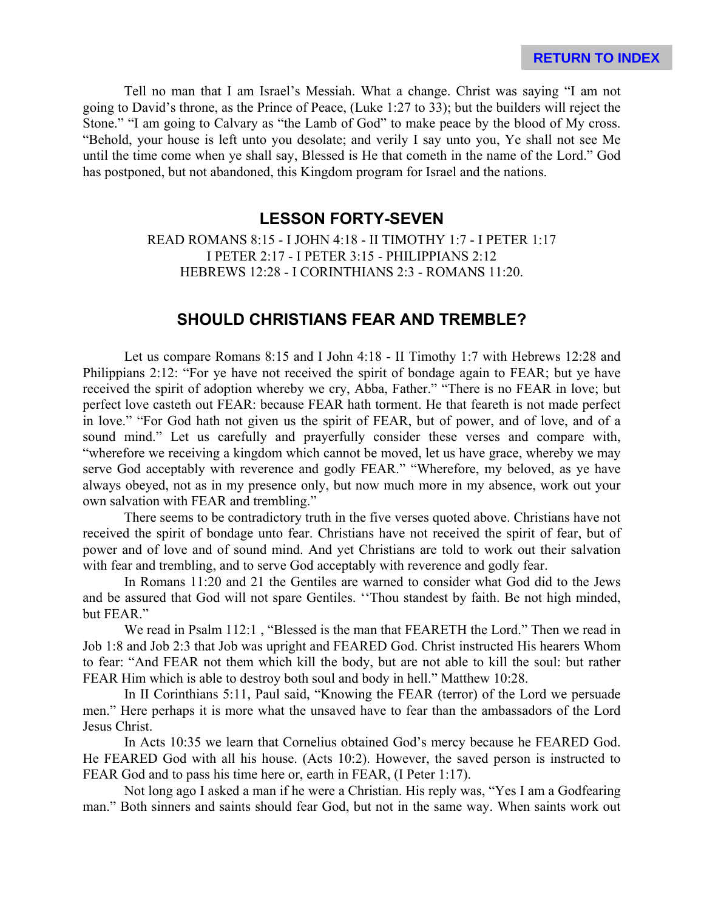Tell no man that I am Israel's Messiah. What a change. Christ was saying "I am not going to David's throne, as the Prince of Peace, (Luke 1:27 to 33); but the builders will reject the Stone." "I am going to Calvary as "the Lamb of God" to make peace by the blood of My cross. "Behold, your house is left unto you desolate; and verily I say unto you, Ye shall not see Me until the time come when ye shall say, Blessed is He that cometh in the name of the Lord." God has postponed, but not abandoned, this Kingdom program for Israel and the nations.

## LESSON FORTY-SEVEN

READ ROMANS 8:15 - I JOHN 4:18 - II TIMOTHY 1:7 - I PETER 1:17
I PETER 2:17 - I PETER 3:15 - PHILIPPIANS 2:12
HEBREWS 12:28 - I CORINTHIANS 2:3 - ROMANS 11:20.

## SHOULD CHRISTIANS FEAR AND TREMBLE?

Let us compare Romans 8:15 and I John 4:18 - II Timothy 1:7 with Hebrews 12:28 and Philippians 2:12: "For ye have not received the spirit of bondage again to FEAR; but ye have received the spirit of adoption whereby we cry, Abba, Father." "There is no FEAR in love; but perfect love casteth out FEAR: because FEAR hath torment. He that feareth is not made perfect in love." "For God hath not given us the spirit of FEAR, but of power, and of love, and of a sound mind." Let us carefully and prayerfully consider these verses and compare with, "wherefore we receiving a kingdom which cannot be moved, let us have grace, whereby we may serve God acceptably with reverence and godly FEAR." "Wherefore, my beloved, as ye have always obeyed, not as in my presence only, but now much more in my absence, work out your own salvation with FEAR and trembling."

There seems to be contradictory truth in the five verses quoted above. Christians have not received the spirit of bondage unto fear. Christians have not received the spirit of fear, but of power and of love and of sound mind. And yet Christians are told to work out their salvation with fear and trembling, and to serve God acceptably with reverence and godly fear.

In Romans 11:20 and 21 the Gentiles are warned to consider what God did to the Jews and be assured that God will not spare Gentiles. ''Thou standest by faith. Be not high minded, but FEAR."

We read in Psalm 112:1 , "Blessed is the man that FEARETH the Lord." Then we read in Job 1:8 and Job 2:3 that Job was upright and FEARED God. Christ instructed His hearers Whom to fear: "And FEAR not them which kill the body, but are not able to kill the soul: but rather FEAR Him which is able to destroy both soul and body in hell." Matthew 10:28.

In II Corinthians 5:11, Paul said, "Knowing the FEAR (terror) of the Lord we persuade men." Here perhaps it is more what the unsaved have to fear than the ambassadors of the Lord Jesus Christ.

In Acts 10:35 we learn that Cornelius obtained God's mercy because he FEARED God. He FEARED God with all his house. (Acts 10:2). However, the saved person is instructed to FEAR God and to pass his time here or, earth in FEAR, (I Peter 1:17).

Not long ago I asked a man if he were a Christian. His reply was, "Yes I am a Godfearing man." Both sinners and saints should fear God, but not in the same way. When saints work out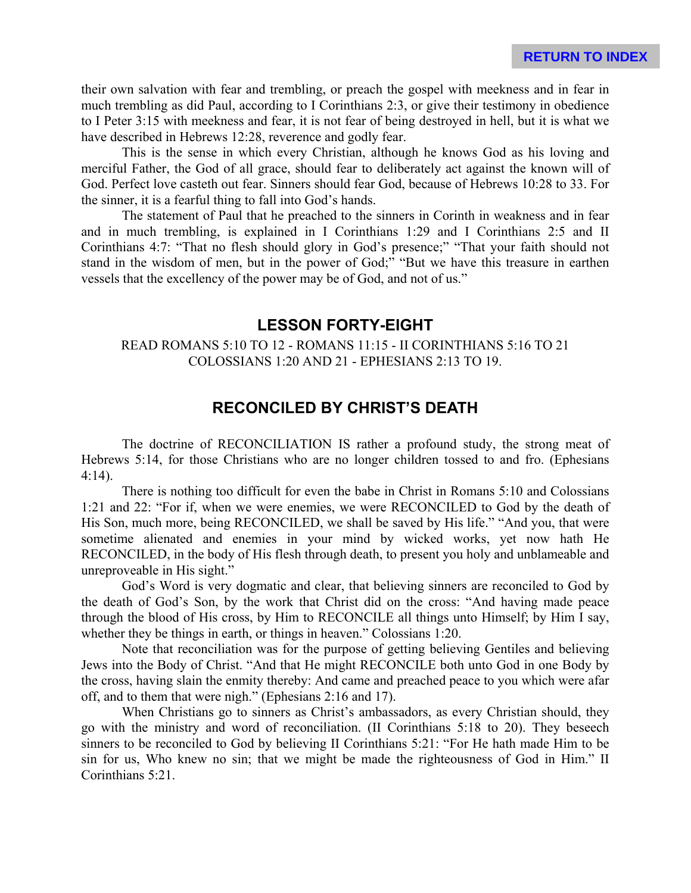their own salvation with fear and trembling, or preach the gospel with meekness and in fear in much trembling as did Paul, according to I Corinthians 2:3, or give their testimony in obedience to I Peter 3:15 with meekness and fear, it is not fear of being destroyed in hell, but it is what we have described in Hebrews 12:28, reverence and godly fear.

This is the sense in which every Christian, although he knows God as his loving and merciful Father, the God of all grace, should fear to deliberately act against the known will of God. Perfect love casteth out fear. Sinners should fear God, because of Hebrews 10:28 to 33. For the sinner, it is a fearful thing to fall into God's hands.

The statement of Paul that he preached to the sinners in Corinth in weakness and in fear and in much trembling, is explained in I Corinthians 1:29 and I Corinthians 2:5 and II Corinthians 4:7: "That no flesh should glory in God's presence;" "That your faith should not stand in the wisdom of men, but in the power of God;" "But we have this treasure in earthen vessels that the excellency of the power may be of God, and not of us."

## LESSON FORTY-EIGHT

READ ROMANS 5:10 TO 12 - ROMANS 11:15 - II CORINTHIANS 5:16 TO 21
COLOSSIANS 1:20 AND 21 - EPHESIANS 2:13 TO 19.

## RECONCILED BY CHRIST'S DEATH

The doctrine of RECONCILIATION IS rather a profound study, the strong meat of Hebrews 5:14, for those Christians who are no longer children tossed to and fro. (Ephesians 4:14).

There is nothing too difficult for even the babe in Christ in Romans 5:10 and Colossians 1:21 and 22: "For if, when we were enemies, we were RECONCILED to God by the death of His Son, much more, being RECONCILED, we shall be saved by His life." "And you, that were sometime alienated and enemies in your mind by wicked works, yet now hath He RECONCILED, in the body of His flesh through death, to present you holy and unblameable and unreproveable in His sight."

God's Word is very dogmatic and clear, that believing sinners are reconciled to God by the death of God's Son, by the work that Christ did on the cross: "And having made peace through the blood of His cross, by Him to RECONCILE all things unto Himself; by Him I say, whether they be things in earth, or things in heaven." Colossians 1:20.

Note that reconciliation was for the purpose of getting believing Gentiles and believing Jews into the Body of Christ. "And that He might RECONCILE both unto God in one Body by the cross, having slain the enmity thereby: And came and preached peace to you which were afar off, and to them that were nigh." (Ephesians 2:16 and 17).

When Christians go to sinners as Christ's ambassadors, as every Christian should, they go with the ministry and word of reconciliation. (II Corinthians 5:18 to 20). They beseech sinners to be reconciled to God by believing II Corinthians 5:21: "For He hath made Him to be sin for us, Who knew no sin; that we might be made the righteousness of God in Him." II Corinthians 5:21.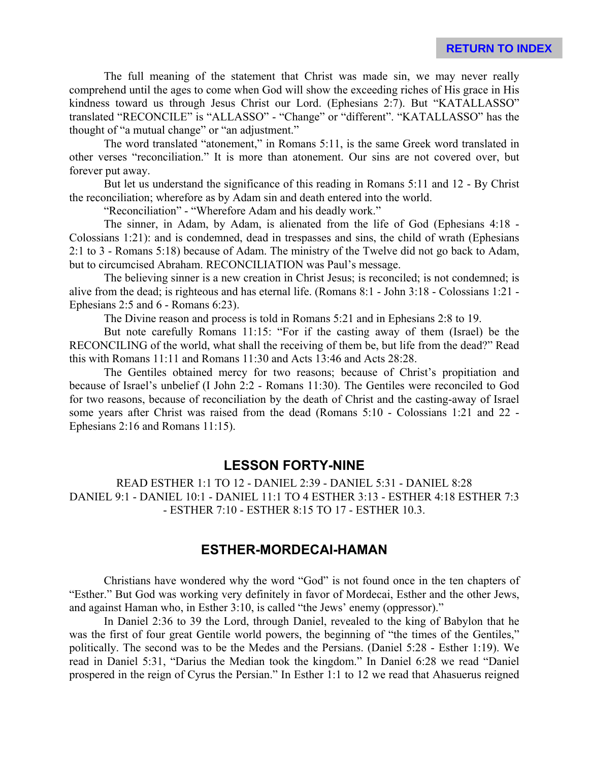The full meaning of the statement that Christ was made sin, we may never really comprehend until the ages to come when God will show the exceeding riches of His grace in His kindness toward us through Jesus Christ our Lord. (Ephesians 2:7). But "KATALLASSO" translated "RECONCILE" is "ALLASSO" - "Change" or "different". "KATALLASSO" has the thought of "a mutual change" or "an adjustment."

The word translated "atonement," in Romans 5:11, is the same Greek word translated in other verses "reconciliation." It is more than atonement. Our sins are not covered over, but forever put away.

But let us understand the significance of this reading in Romans 5:11 and 12 - By Christ the reconciliation; wherefore as by Adam sin and death entered into the world.

"Reconciliation" - "Wherefore Adam and his deadly work."

The sinner, in Adam, by Adam, is alienated from the life of God (Ephesians 4:18 - Colossians 1:21): and is condemned, dead in trespasses and sins, the child of wrath (Ephesians 2:1 to 3 - Romans 5:18) because of Adam. The ministry of the Twelve did not go back to Adam, but to circumcised Abraham. RECONCILIATION was Paul's message.

The believing sinner is a new creation in Christ Jesus; is reconciled; is not condemned; is alive from the dead; is righteous and has eternal life. (Romans 8:1 - John 3:18 - Colossians 1:21 - Ephesians 2:5 and 6 - Romans 6:23).

The Divine reason and process is told in Romans 5:21 and in Ephesians 2:8 to 19.

But note carefully Romans 11:15: "For if the casting away of them (Israel) be the RECONCILING of the world, what shall the receiving of them be, but life from the dead?" Read this with Romans 11:11 and Romans 11:30 and Acts 13:46 and Acts 28:28.

The Gentiles obtained mercy for two reasons; because of Christ's propitiation and because of Israel's unbelief (I John 2:2 - Romans 11:30). The Gentiles were reconciled to God for two reasons, because of reconciliation by the death of Christ and the casting-away of Israel some years after Christ was raised from the dead (Romans 5:10 - Colossians 1:21 and 22 - Ephesians 2:16 and Romans 11:15).

## LESSON FORTY-NINE

READ ESTHER 1:1 TO 12 - DANIEL 2:39 - DANIEL 5:31 - DANIEL 8:28 DANIEL 9:1 - DANIEL 10:1 - DANIEL 11:1 TO 4 ESTHER 3:13 - ESTHER 4:18 ESTHER 7:3 - ESTHER 7:10 - ESTHER 8:15 TO 17 - ESTHER 10.3.

## ESTHER-MORDECAI-HAMAN

Christians have wondered why the word "God" is not found once in the ten chapters of "Esther." But God was working very definitely in favor of Mordecai, Esther and the other Jews, and against Haman who, in Esther 3:10, is called "the Jews' enemy (oppressor)."

In Daniel 2:36 to 39 the Lord, through Daniel, revealed to the king of Babylon that he was the first of four great Gentile world powers, the beginning of "the times of the Gentiles," politically. The second was to be the Medes and the Persians. (Daniel 5:28 - Esther 1:19). We read in Daniel 5:31, "Darius the Median took the kingdom." In Daniel 6:28 we read "Daniel prospered in the reign of Cyrus the Persian." In Esther 1:1 to 12 we read that Ahasuerus reigned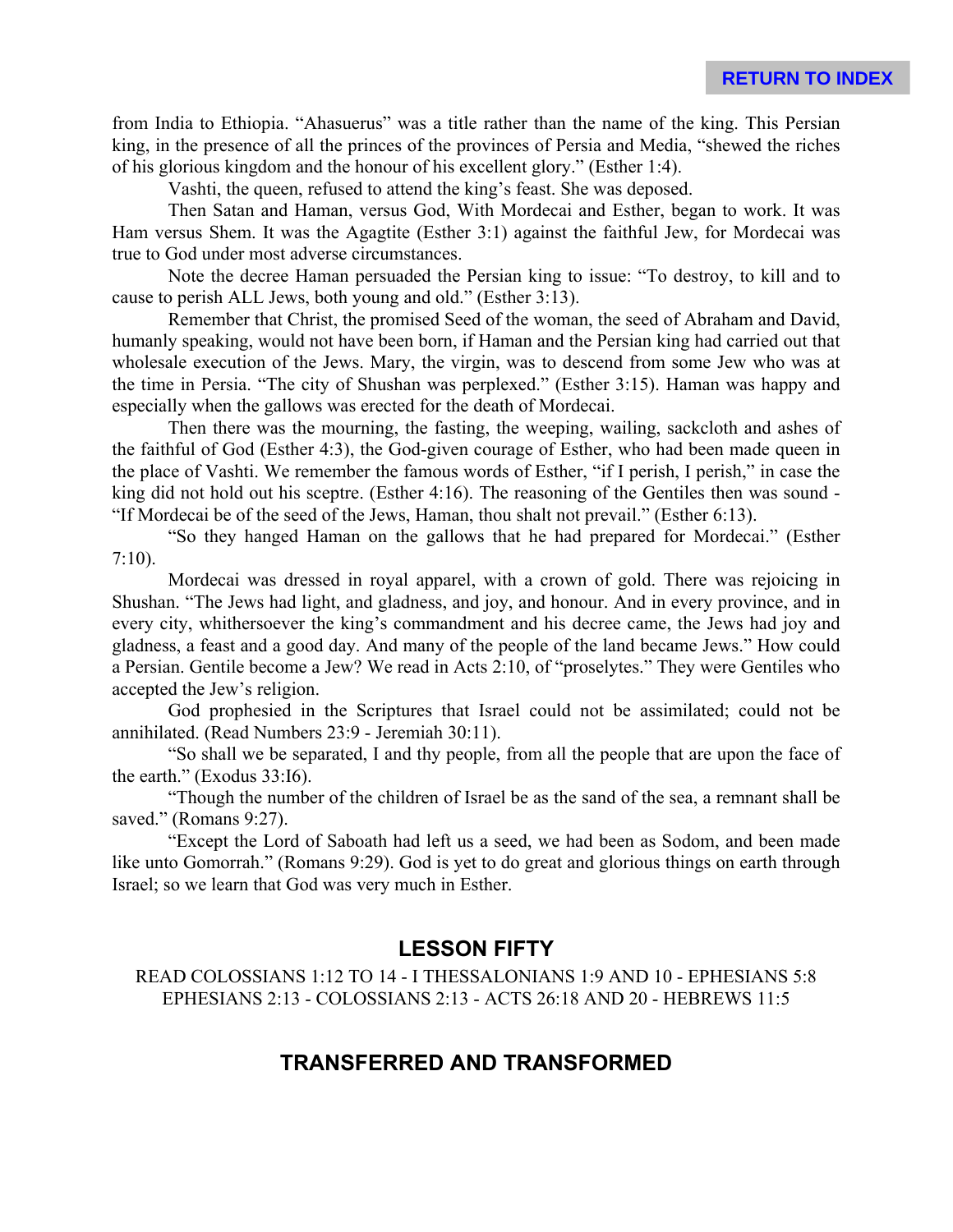from India to Ethiopia. "Ahasuerus" was a title rather than the name of the king. This Persian king, in the presence of all the princes of the provinces of Persia and Media, "shewed the riches of his glorious kingdom and the honour of his excellent glory." (Esther 1:4).

Vashti, the queen, refused to attend the king's feast. She was deposed.

Then Satan and Haman, versus God, With Mordecai and Esther, began to work. It was Ham versus Shem. It was the Agagtite (Esther 3:1) against the faithful Jew, for Mordecai was true to God under most adverse circumstances.

Note the decree Haman persuaded the Persian king to issue: "To destroy, to kill and to cause to perish ALL Jews, both young and old." (Esther 3:13).

Remember that Christ, the promised Seed of the woman, the seed of Abraham and David, humanly speaking, would not have been born, if Haman and the Persian king had carried out that wholesale execution of the Jews. Mary, the virgin, was to descend from some Jew who was at the time in Persia. "The city of Shushan was perplexed." (Esther 3:15). Haman was happy and especially when the gallows was erected for the death of Mordecai.

Then there was the mourning, the fasting, the weeping, wailing, sackcloth and ashes of the faithful of God (Esther 4:3), the God-given courage of Esther, who had been made queen in the place of Vashti. We remember the famous words of Esther, "if I perish, I perish," in case the king did not hold out his sceptre. (Esther 4:16). The reasoning of the Gentiles then was sound - "If Mordecai be of the seed of the Jews, Haman, thou shalt not prevail." (Esther 6:13).

"So they hanged Haman on the gallows that he had prepared for Mordecai." (Esther 7:10).

Mordecai was dressed in royal apparel, with a crown of gold. There was rejoicing in Shushan. "The Jews had light, and gladness, and joy, and honour. And in every province, and in every city, whithersoever the king's commandment and his decree came, the Jews had joy and gladness, a feast and a good day. And many of the people of the land became Jews." How could a Persian. Gentile become a Jew? We read in Acts 2:10, of "proselytes." They were Gentiles who accepted the Jew's religion.

God prophesied in the Scriptures that Israel could not be assimilated; could not be annihilated. (Read Numbers 23:9 - Jeremiah 30:11).

"So shall we be separated, I and thy people, from all the people that are upon the face of the earth." (Exodus 33:I6).

"Though the number of the children of Israel be as the sand of the sea, a remnant shall be saved." (Romans 9:27).

"Except the Lord of Saboath had left us a seed, we had been as Sodom, and been made like unto Gomorrah." (Romans 9:29). God is yet to do great and glorious things on earth through Israel; so we learn that God was very much in Esther.

## LESSON FIFTY

READ COLOSSIANS 1:12 TO 14 - I THESSALONIANS 1:9 AND 10 - EPHESIANS 5:8 EPHESIANS 2:13 - COLOSSIANS 2:13 - ACTS 26:18 AND 20 - HEBREWS 11:5

## TRANSFERRED AND TRANSFORMED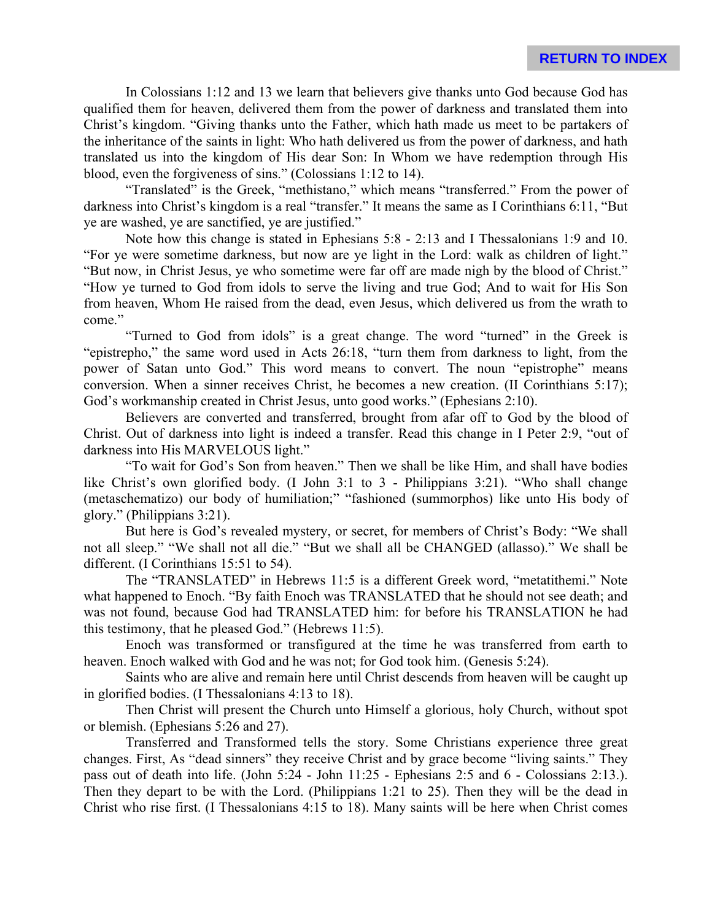In Colossians 1:12 and 13 we learn that believers give thanks unto God because God has qualified them for heaven, delivered them from the power of darkness and translated them into Christ's kingdom. "Giving thanks unto the Father, which hath made us meet to be partakers of the inheritance of the saints in light: Who hath delivered us from the power of darkness, and hath translated us into the kingdom of His dear Son: In Whom we have redemption through His blood, even the forgiveness of sins." (Colossians 1:12 to 14).

"Translated" is the Greek, "methistano," which means "transferred." From the power of darkness into Christ's kingdom is a real "transfer." It means the same as I Corinthians 6:11, "But ye are washed, ye are sanctified, ye are justified."

Note how this change is stated in Ephesians 5:8 - 2:13 and I Thessalonians 1:9 and 10. "For ye were sometime darkness, but now are ye light in the Lord: walk as children of light." "But now, in Christ Jesus, ye who sometime were far off are made nigh by the blood of Christ." "How ye turned to God from idols to serve the living and true God; And to wait for His Son from heaven, Whom He raised from the dead, even Jesus, which delivered us from the wrath to come."

"Turned to God from idols" is a great change. The word "turned" in the Greek is "epistrepho," the same word used in Acts 26:18, "turn them from darkness to light, from the power of Satan unto God." This word means to convert. The noun "epistrophe" means conversion. When a sinner receives Christ, he becomes a new creation. (II Corinthians 5:17); God's workmanship created in Christ Jesus, unto good works." (Ephesians 2:10).

Believers are converted and transferred, brought from afar off to God by the blood of Christ. Out of darkness into light is indeed a transfer. Read this change in I Peter 2:9, "out of darkness into His MARVELOUS light."

"To wait for God's Son from heaven." Then we shall be like Him, and shall have bodies like Christ's own glorified body. (I John 3:1 to 3 - Philippians 3:21). "Who shall change (metaschematizo) our body of humiliation;" "fashioned (summorphos) like unto His body of glory." (Philippians 3:21).

But here is God's revealed mystery, or secret, for members of Christ's Body: "We shall not all sleep." "We shall not all die." "But we shall all be CHANGED (allasso)." We shall be different. (I Corinthians 15:51 to 54).

The "TRANSLATED" in Hebrews 11:5 is a different Greek word, "metatithemi." Note what happened to Enoch. "By faith Enoch was TRANSLATED that he should not see death; and was not found, because God had TRANSLATED him: for before his TRANSLATION he had this testimony, that he pleased God." (Hebrews 11:5).

Enoch was transformed or transfigured at the time he was transferred from earth to heaven. Enoch walked with God and he was not; for God took him. (Genesis 5:24).

Saints who are alive and remain here until Christ descends from heaven will be caught up in glorified bodies. (I Thessalonians 4:13 to 18).

Then Christ will present the Church unto Himself a glorious, holy Church, without spot or blemish. (Ephesians 5:26 and 27).

Transferred and Transformed tells the story. Some Christians experience three great changes. First, As "dead sinners" they receive Christ and by grace become "living saints." They pass out of death into life. (John 5:24 - John 11:25 - Ephesians 2:5 and 6 - Colossians 2:13.). Then they depart to be with the Lord. (Philippians 1:21 to 25). Then they will be the dead in Christ who rise first. (I Thessalonians 4:15 to 18). Many saints will be here when Christ comes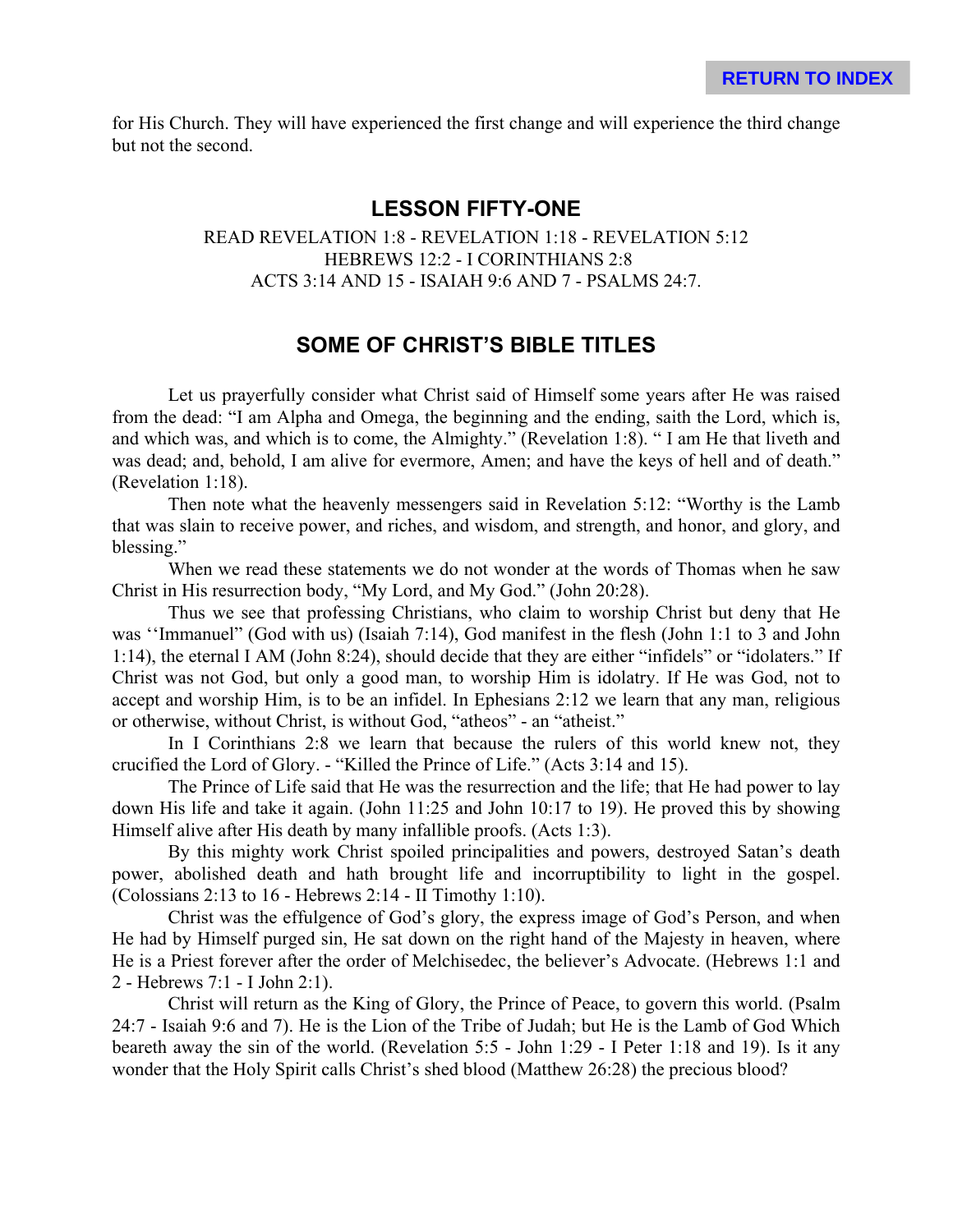for His Church. They will have experienced the first change and will experience the third change but not the second.

## LESSON FIFTY-ONE

READ REVELATION 1:8 - REVELATION 1:18 - REVELATION 5:12
HEBREWS 12:2 - I CORINTHIANS 2:8
ACTS 3:14 AND 15 - ISAIAH 9:6 AND 7 - PSALMS 24:7.

## SOME OF CHRIST'S BIBLE TITLES

Let us prayerfully consider what Christ said of Himself some years after He was raised from the dead: "I am Alpha and Omega, the beginning and the ending, saith the Lord, which is, and which was, and which is to come, the Almighty." (Revelation 1:8). " I am He that liveth and was dead; and, behold, I am alive for evermore, Amen; and have the keys of hell and of death." (Revelation 1:18).

Then note what the heavenly messengers said in Revelation 5:12: "Worthy is the Lamb that was slain to receive power, and riches, and wisdom, and strength, and honor, and glory, and blessing."

When we read these statements we do not wonder at the words of Thomas when he saw Christ in His resurrection body, "My Lord, and My God." (John 20:28).

Thus we see that professing Christians, who claim to worship Christ but deny that He was ''Immanuel" (God with us) (Isaiah 7:14), God manifest in the flesh (John 1:1 to 3 and John 1:14), the eternal I AM (John 8:24), should decide that they are either "infidels" or "idolaters." If Christ was not God, but only a good man, to worship Him is idolatry. If He was God, not to accept and worship Him, is to be an infidel. In Ephesians 2:12 we learn that any man, religious or otherwise, without Christ, is without God, "atheos" - an "atheist."

In I Corinthians 2:8 we learn that because the rulers of this world knew not, they crucified the Lord of Glory. - "Killed the Prince of Life." (Acts 3:14 and 15).

The Prince of Life said that He was the resurrection and the life; that He had power to lay down His life and take it again. (John 11:25 and John 10:17 to 19). He proved this by showing Himself alive after His death by many infallible proofs. (Acts 1:3).

By this mighty work Christ spoiled principalities and powers, destroyed Satan's death power, abolished death and hath brought life and incorruptibility to light in the gospel. (Colossians 2:13 to 16 - Hebrews 2:14 - II Timothy 1:10).

Christ was the effulgence of God's glory, the express image of God's Person, and when He had by Himself purged sin, He sat down on the right hand of the Majesty in heaven, where He is a Priest forever after the order of Melchisedec, the believer's Advocate. (Hebrews 1:1 and 2 - Hebrews 7:1 - I John 2:1).

Christ will return as the King of Glory, the Prince of Peace, to govern this world. (Psalm 24:7 - Isaiah 9:6 and 7). He is the Lion of the Tribe of Judah; but He is the Lamb of God Which beareth away the sin of the world. (Revelation 5:5 - John 1:29 - I Peter 1:18 and 19). Is it any wonder that the Holy Spirit calls Christ's shed blood (Matthew 26:28) the precious blood?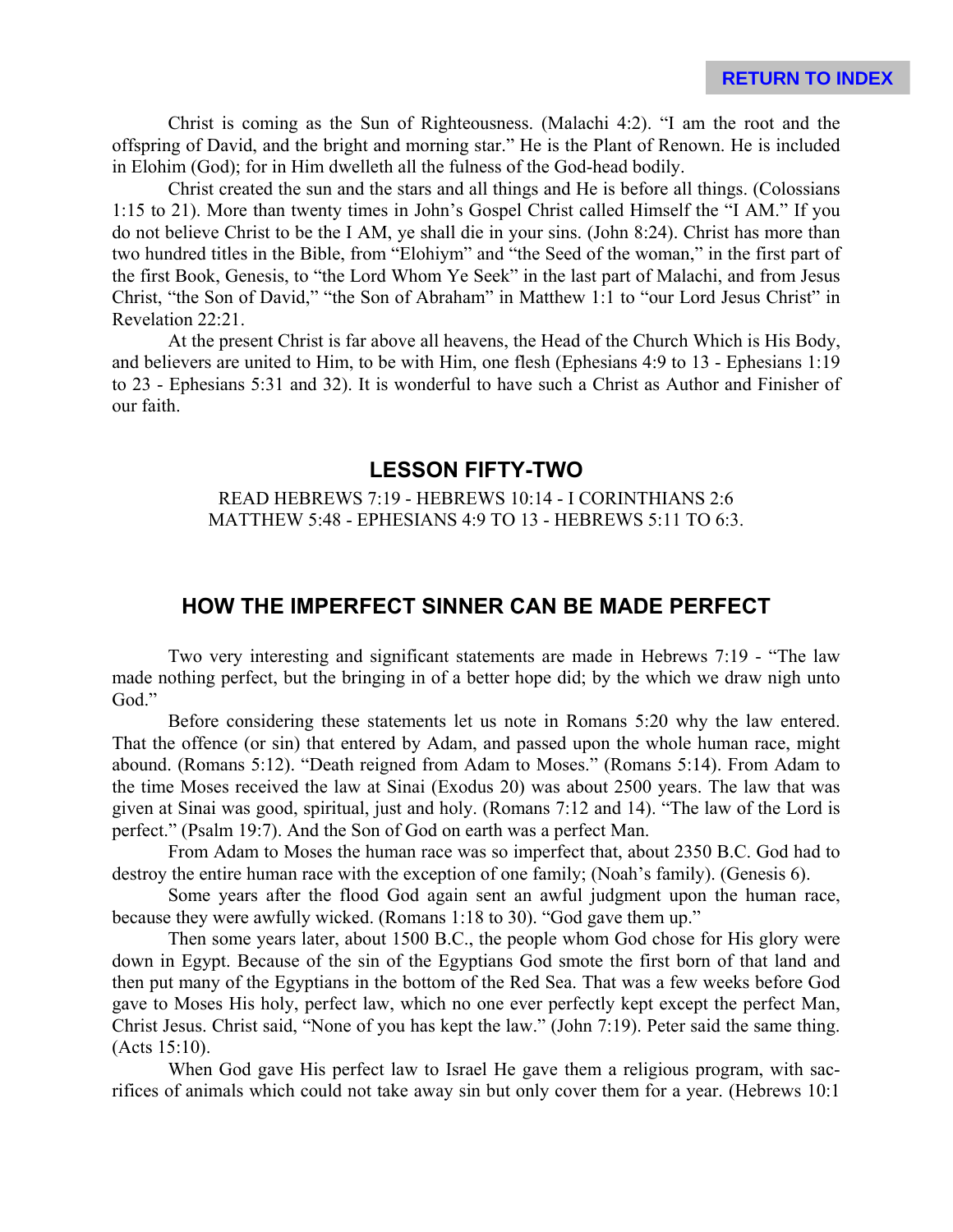Christ is coming as the Sun of Righteousness. (Malachi 4:2). "I am the root and the offspring of David, and the bright and morning star." He is the Plant of Renown. He is included in Elohim (God); for in Him dwelleth all the fulness of the God-head bodily.

Christ created the sun and the stars and all things and He is before all things. (Colossians 1:15 to 21). More than twenty times in John's Gospel Christ called Himself the "I AM." If you do not believe Christ to be the I AM, ye shall die in your sins. (John 8:24). Christ has more than two hundred titles in the Bible, from "Elohiym" and "the Seed of the woman," in the first part of the first Book, Genesis, to "the Lord Whom Ye Seek" in the last part of Malachi, and from Jesus Christ, "the Son of David," "the Son of Abraham" in Matthew 1:1 to "our Lord Jesus Christ" in Revelation 22:21.

At the present Christ is far above all heavens, the Head of the Church Which is His Body, and believers are united to Him, to be with Him, one flesh (Ephesians 4:9 to 13 - Ephesians 1:19 to 23 - Ephesians 5:31 and 32). It is wonderful to have such a Christ as Author and Finisher of our faith.

## LESSON FIFTY-TWO

READ HEBREWS 7:19 - HEBREWS 10:14 - I CORINTHIANS 2:6
MATTHEW 5:48 - EPHESIANS 4:9 TO 13 - HEBREWS 5:11 TO 6:3.

## HOW THE IMPERFECT SINNER CAN BE MADE PERFECT

Two very interesting and significant statements are made in Hebrews 7:19 - "The law made nothing perfect, but the bringing in of a better hope did; by the which we draw nigh unto God."

Before considering these statements let us note in Romans 5:20 why the law entered. That the offence (or sin) that entered by Adam, and passed upon the whole human race, might abound. (Romans 5:12). "Death reigned from Adam to Moses." (Romans 5:14). From Adam to the time Moses received the law at Sinai (Exodus 20) was about 2500 years. The law that was given at Sinai was good, spiritual, just and holy. (Romans 7:12 and 14). "The law of the Lord is perfect." (Psalm 19:7). And the Son of God on earth was a perfect Man.

From Adam to Moses the human race was so imperfect that, about 2350 B.C. God had to destroy the entire human race with the exception of one family; (Noah's family). (Genesis 6).

Some years after the flood God again sent an awful judgment upon the human race, because they were awfully wicked. (Romans 1:18 to 30). "God gave them up."

Then some years later, about 1500 B.C., the people whom God chose for His glory were down in Egypt. Because of the sin of the Egyptians God smote the first born of that land and then put many of the Egyptians in the bottom of the Red Sea. That was a few weeks before God gave to Moses His holy, perfect law, which no one ever perfectly kept except the perfect Man, Christ Jesus. Christ said, "None of you has kept the law." (John 7:19). Peter said the same thing. (Acts 15:10).

When God gave His perfect law to Israel He gave them a religious program, with sacrifices of animals which could not take away sin but only cover them for a year. (Hebrews 10:1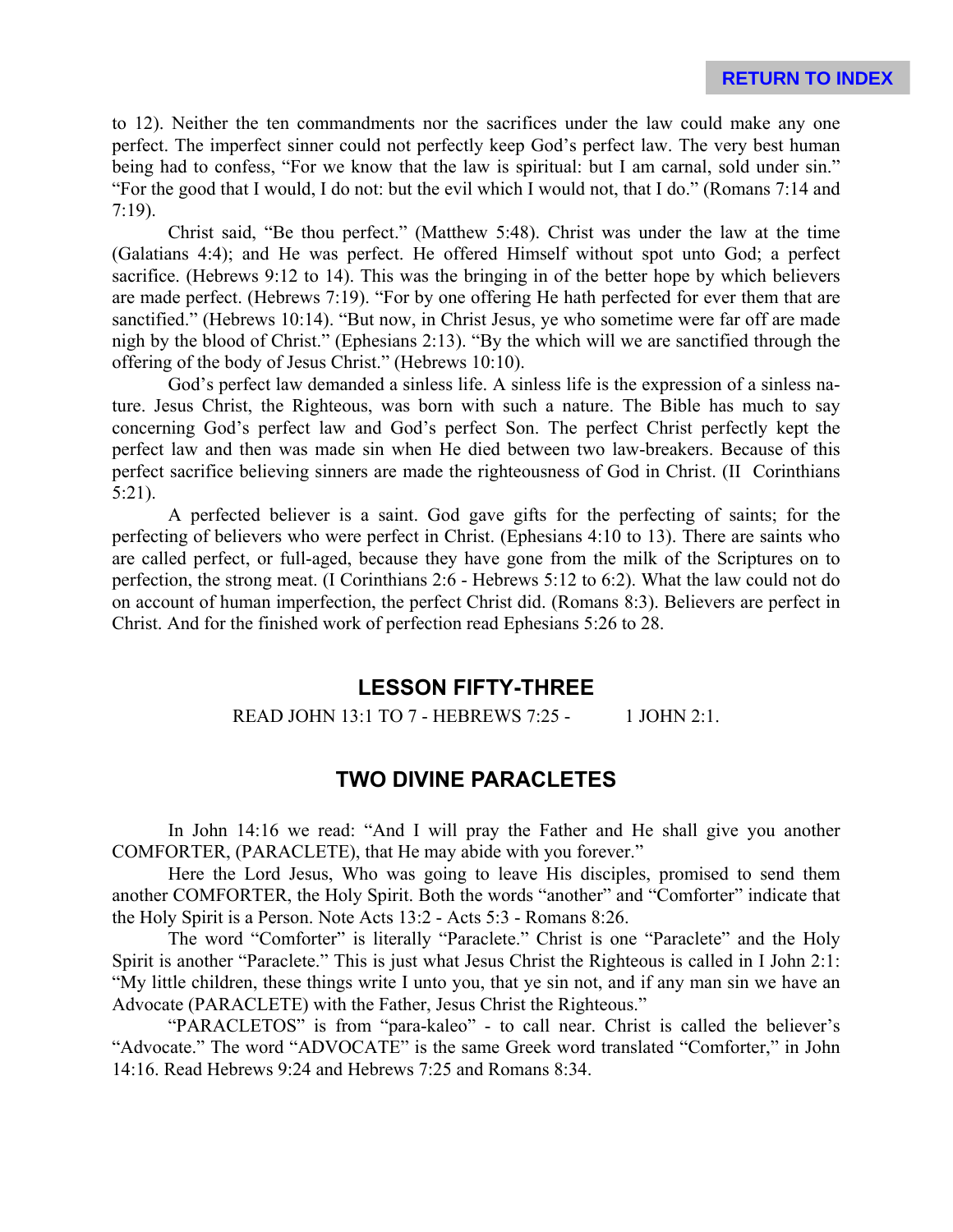to 12). Neither the ten commandments nor the sacrifices under the law could make any one perfect. The imperfect sinner could not perfectly keep God's perfect law. The very best human being had to confess, "For we know that the law is spiritual: but I am carnal, sold under sin." "For the good that I would, I do not: but the evil which I would not, that I do." (Romans 7:14 and 7:19).

Christ said, "Be thou perfect." (Matthew 5:48). Christ was under the law at the time (Galatians 4:4); and He was perfect. He offered Himself without spot unto God; a perfect sacrifice. (Hebrews 9:12 to 14). This was the bringing in of the better hope by which believers are made perfect. (Hebrews 7:19). "For by one offering He hath perfected for ever them that are sanctified." (Hebrews 10:14). "But now, in Christ Jesus, ye who sometime were far off are made nigh by the blood of Christ." (Ephesians 2:13). "By the which will we are sanctified through the offering of the body of Jesus Christ." (Hebrews 10:10).

God's perfect law demanded a sinless life. A sinless life is the expression of a sinless nature. Jesus Christ, the Righteous, was born with such a nature. The Bible has much to say concerning God's perfect law and God's perfect Son. The perfect Christ perfectly kept the perfect law and then was made sin when He died between two law-breakers. Because of this perfect sacrifice believing sinners are made the righteousness of God in Christ. (II Corinthians 5:21).

A perfected believer is a saint. God gave gifts for the perfecting of saints; for the perfecting of believers who were perfect in Christ. (Ephesians 4:10 to 13). There are saints who are called perfect, or full-aged, because they have gone from the milk of the Scriptures on to perfection, the strong meat. (I Corinthians 2:6 - Hebrews 5:12 to 6:2). What the law could not do on account of human imperfection, the perfect Christ did. (Romans 8:3). Believers are perfect in Christ. And for the finished work of perfection read Ephesians 5:26 to 28.

## LESSON FIFTY-THREE

READ JOHN 13:1 TO 7 - HEBREWS 7:25 - 1 JOHN 2:1.

## TWO DIVINE PARACLETES

In John 14:16 we read: "And I will pray the Father and He shall give you another COMFORTER, (PARACLETE), that He may abide with you forever."

Here the Lord Jesus, Who was going to leave His disciples, promised to send them another COMFORTER, the Holy Spirit. Both the words "another" and "Comforter" indicate that the Holy Spirit is a Person. Note Acts 13:2 - Acts 5:3 - Romans 8:26.

The word "Comforter" is literally "Paraclete." Christ is one "Paraclete" and the Holy Spirit is another "Paraclete." This is just what Jesus Christ the Righteous is called in I John 2:1: "My little children, these things write I unto you, that ye sin not, and if any man sin we have an Advocate (PARACLETE) with the Father, Jesus Christ the Righteous."

"PARACLETOS" is from "para-kaleo" - to call near. Christ is called the believer's "Advocate." The word "ADVOCATE" is the same Greek word translated "Comforter," in John 14:16. Read Hebrews 9:24 and Hebrews 7:25 and Romans 8:34.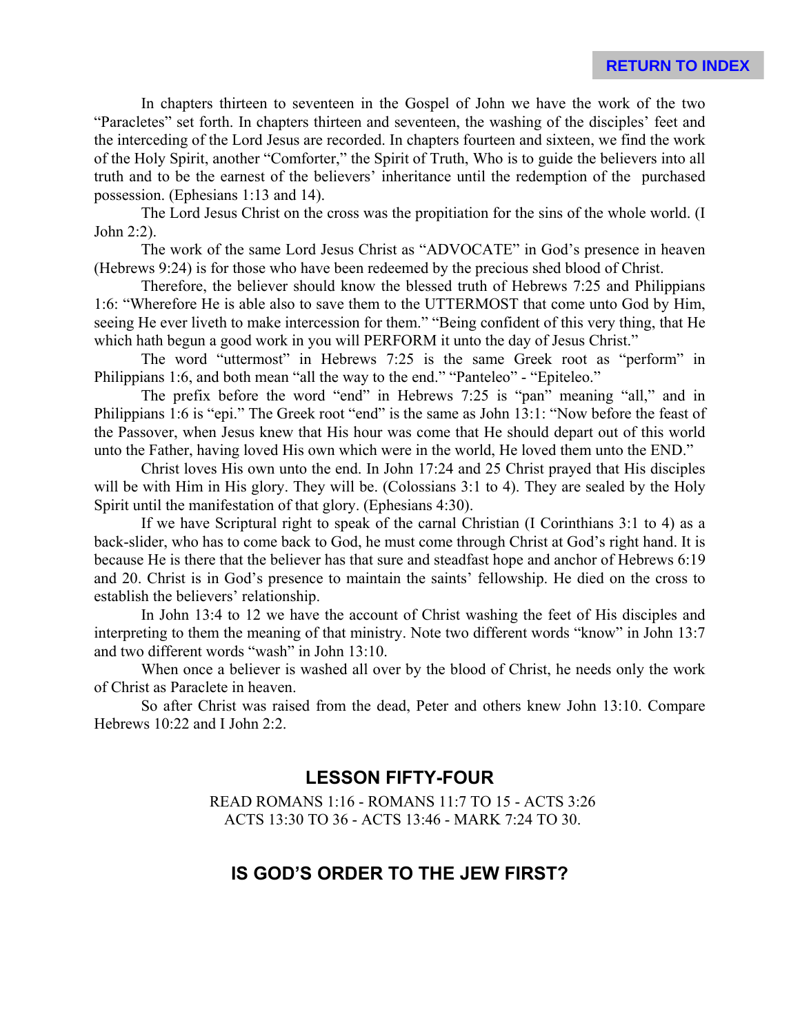In chapters thirteen to seventeen in the Gospel of John we have the work of the two "Paracletes" set forth. In chapters thirteen and seventeen, the washing of the disciples' feet and the interceding of the Lord Jesus are recorded. In chapters fourteen and sixteen, we find the work of the Holy Spirit, another "Comforter," the Spirit of Truth, Who is to guide the believers into all truth and to be the earnest of the believers' inheritance until the redemption of the purchased possession. (Ephesians 1:13 and 14).

The Lord Jesus Christ on the cross was the propitiation for the sins of the whole world. (I John 2:2).

The work of the same Lord Jesus Christ as "ADVOCATE" in God's presence in heaven (Hebrews 9:24) is for those who have been redeemed by the precious shed blood of Christ.

Therefore, the believer should know the blessed truth of Hebrews 7:25 and Philippians 1:6: "Wherefore He is able also to save them to the UTTERMOST that come unto God by Him, seeing He ever liveth to make intercession for them." "Being confident of this very thing, that He which hath begun a good work in you will PERFORM it unto the day of Jesus Christ."

The word "uttermost" in Hebrews 7:25 is the same Greek root as "perform" in Philippians 1:6, and both mean "all the way to the end." "Panteleo" - "Epiteleo."

The prefix before the word "end" in Hebrews 7:25 is "pan" meaning "all," and in Philippians 1:6 is "epi." The Greek root "end" is the same as John 13:1: "Now before the feast of the Passover, when Jesus knew that His hour was come that He should depart out of this world unto the Father, having loved His own which were in the world, He loved them unto the END."

Christ loves His own unto the end. In John 17:24 and 25 Christ prayed that His disciples will be with Him in His glory. They will be. (Colossians 3:1 to 4). They are sealed by the Holy Spirit until the manifestation of that glory. (Ephesians 4:30).

If we have Scriptural right to speak of the carnal Christian (I Corinthians 3:1 to 4) as a back-slider, who has to come back to God, he must come through Christ at God's right hand. It is because He is there that the believer has that sure and steadfast hope and anchor of Hebrews 6:19 and 20. Christ is in God's presence to maintain the saints' fellowship. He died on the cross to establish the believers' relationship.

In John 13:4 to 12 we have the account of Christ washing the feet of His disciples and interpreting to them the meaning of that ministry. Note two different words "know" in John 13:7 and two different words "wash" in John 13:10.

When once a believer is washed all over by the blood of Christ, he needs only the work of Christ as Paraclete in heaven.

So after Christ was raised from the dead, Peter and others knew John 13:10. Compare Hebrews 10:22 and I John 2:2.

## LESSON FIFTY-FOUR

READ ROMANS 1:16 - ROMANS 11:7 TO 15 - ACTS 3:26
ACTS 13:30 TO 36 - ACTS 13:46 - MARK 7:24 TO 30.

## IS GOD'S ORDER TO THE JEW FIRST?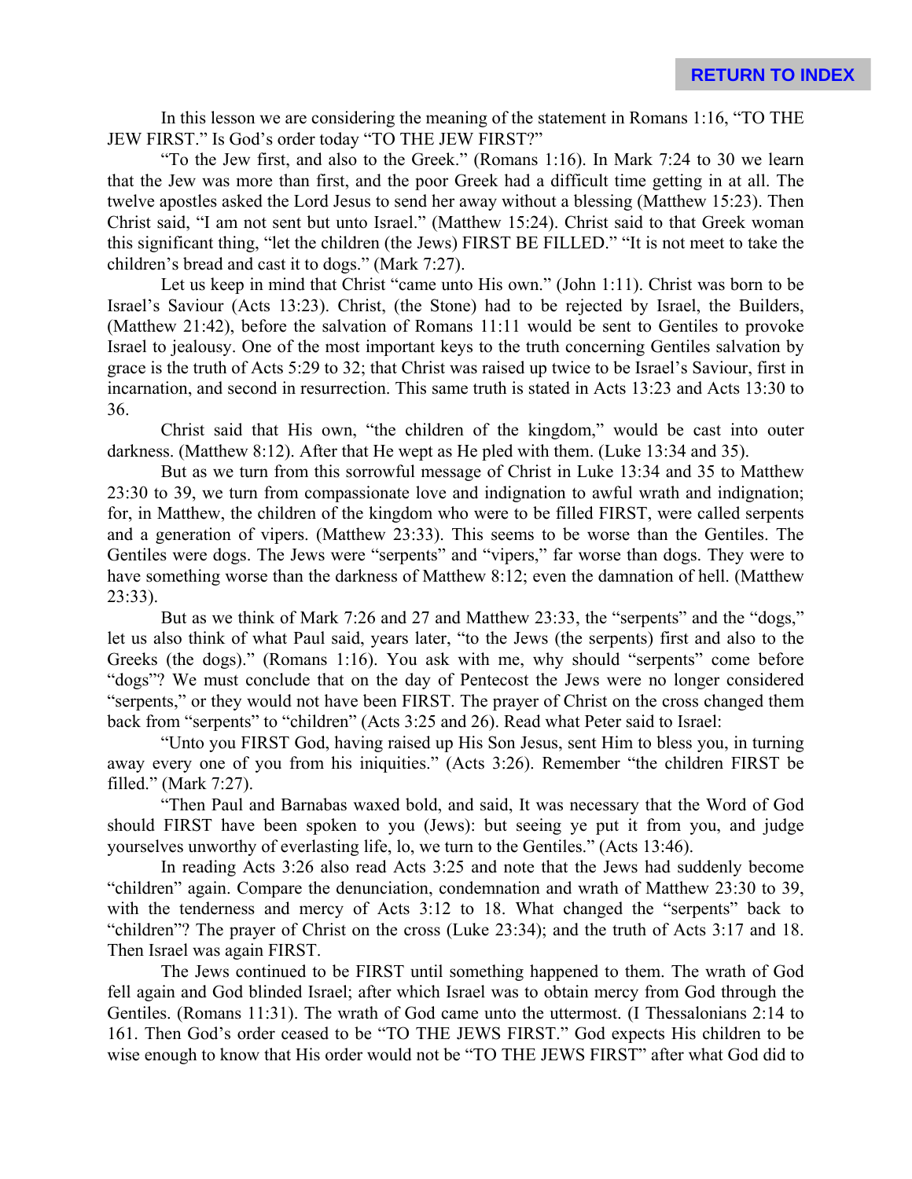In this lesson we are considering the meaning of the statement in Romans 1:16, "TO THE JEW FIRST." Is God's order today "TO THE JEW FIRST?"

"To the Jew first, and also to the Greek." (Romans 1:16). In Mark 7:24 to 30 we learn that the Jew was more than first, and the poor Greek had a difficult time getting in at all. The twelve apostles asked the Lord Jesus to send her away without a blessing (Matthew 15:23). Then Christ said, "I am not sent but unto Israel." (Matthew 15:24). Christ said to that Greek woman this significant thing, "let the children (the Jews) FIRST BE FILLED." "It is not meet to take the children's bread and cast it to dogs." (Mark 7:27).

Let us keep in mind that Christ "came unto His own." (John 1:11). Christ was born to be Israel's Saviour (Acts 13:23). Christ, (the Stone) had to be rejected by Israel, the Builders, (Matthew 21:42), before the salvation of Romans 11:11 would be sent to Gentiles to provoke Israel to jealousy. One of the most important keys to the truth concerning Gentiles salvation by grace is the truth of Acts 5:29 to 32; that Christ was raised up twice to be Israel's Saviour, first in incarnation, and second in resurrection. This same truth is stated in Acts 13:23 and Acts 13:30 to 36.

Christ said that His own, "the children of the kingdom," would be cast into outer darkness. (Matthew 8:12). After that He wept as He pled with them. (Luke 13:34 and 35).

But as we turn from this sorrowful message of Christ in Luke 13:34 and 35 to Matthew 23:30 to 39, we turn from compassionate love and indignation to awful wrath and indignation; for, in Matthew, the children of the kingdom who were to be filled FIRST, were called serpents and a generation of vipers. (Matthew 23:33). This seems to be worse than the Gentiles. The Gentiles were dogs. The Jews were "serpents" and "vipers," far worse than dogs. They were to have something worse than the darkness of Matthew 8:12; even the damnation of hell. (Matthew 23:33).

But as we think of Mark 7:26 and 27 and Matthew 23:33, the "serpents" and the "dogs," let us also think of what Paul said, years later, "to the Jews (the serpents) first and also to the Greeks (the dogs)." (Romans 1:16). You ask with me, why should "serpents" come before "dogs"? We must conclude that on the day of Pentecost the Jews were no longer considered "serpents," or they would not have been FIRST. The prayer of Christ on the cross changed them back from "serpents" to "children" (Acts 3:25 and 26). Read what Peter said to Israel:

"Unto you FIRST God, having raised up His Son Jesus, sent Him to bless you, in turning away every one of you from his iniquities." (Acts 3:26). Remember "the children FIRST be filled." (Mark 7:27).

"Then Paul and Barnabas waxed bold, and said, It was necessary that the Word of God should FIRST have been spoken to you (Jews): but seeing ye put it from you, and judge yourselves unworthy of everlasting life, lo, we turn to the Gentiles." (Acts 13:46).

In reading Acts 3:26 also read Acts 3:25 and note that the Jews had suddenly become "children" again. Compare the denunciation, condemnation and wrath of Matthew 23:30 to 39, with the tenderness and mercy of Acts 3:12 to 18. What changed the "serpents" back to "children"? The prayer of Christ on the cross (Luke 23:34); and the truth of Acts 3:17 and 18. Then Israel was again FIRST.

The Jews continued to be FIRST until something happened to them. The wrath of God fell again and God blinded Israel; after which Israel was to obtain mercy from God through the Gentiles. (Romans 11:31). The wrath of God came unto the uttermost. (I Thessalonians 2:14 to 161. Then God's order ceased to be "TO THE JEWS FIRST." God expects His children to be wise enough to know that His order would not be "TO THE JEWS FIRST" after what God did to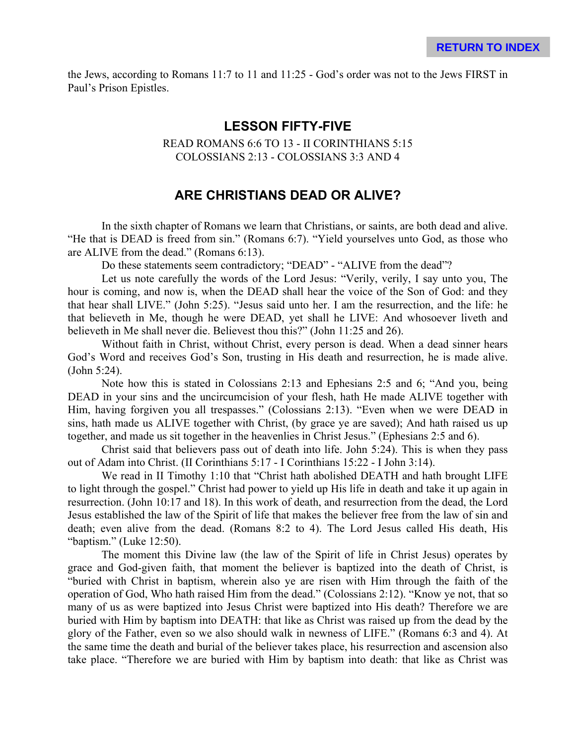the Jews, according to Romans 11:7 to 11 and 11:25 - God's order was not to the Jews FIRST in Paul's Prison Epistles.

## LESSON FIFTY-FIVE

READ ROMANS 6:6 TO 13 - II CORINTHIANS 5:15
COLOSSIANS 2:13 - COLOSSIANS 3:3 AND 4

## ARE CHRISTIANS DEAD OR ALIVE?

In the sixth chapter of Romans we learn that Christians, or saints, are both dead and alive. "He that is DEAD is freed from sin." (Romans 6:7). "Yield yourselves unto God, as those who are ALIVE from the dead." (Romans 6:13).

Do these statements seem contradictory; "DEAD" - "ALIVE from the dead"?

Let us note carefully the words of the Lord Jesus: "Verily, verily, I say unto you, The hour is coming, and now is, when the DEAD shall hear the voice of the Son of God: and they that hear shall LIVE." (John 5:25). "Jesus said unto her. I am the resurrection, and the life: he that believeth in Me, though he were DEAD, yet shall he LIVE: And whosoever liveth and believeth in Me shall never die. Believest thou this?" (John 11:25 and 26).

Without faith in Christ, without Christ, every person is dead. When a dead sinner hears God's Word and receives God's Son, trusting in His death and resurrection, he is made alive. (John 5:24).

Note how this is stated in Colossians 2:13 and Ephesians 2:5 and 6; "And you, being DEAD in your sins and the uncircumcision of your flesh, hath He made ALIVE together with Him, having forgiven you all trespasses." (Colossians 2:13). "Even when we were DEAD in sins, hath made us ALIVE together with Christ, (by grace ye are saved); And hath raised us up together, and made us sit together in the heavenlies in Christ Jesus." (Ephesians 2:5 and 6).

Christ said that believers pass out of death into life. John 5:24). This is when they pass out of Adam into Christ. (II Corinthians 5:17 - I Corinthians 15:22 - I John 3:14).

We read in II Timothy 1:10 that "Christ hath abolished DEATH and hath brought LIFE to light through the gospel." Christ had power to yield up His life in death and take it up again in resurrection. (John 10:17 and 18). In this work of death, and resurrection from the dead, the Lord Jesus established the law of the Spirit of life that makes the believer free from the law of sin and death; even alive from the dead. (Romans 8:2 to 4). The Lord Jesus called His death, His "baptism." (Luke 12:50).

The moment this Divine law (the law of the Spirit of life in Christ Jesus) operates by grace and God-given faith, that moment the believer is baptized into the death of Christ, is "buried with Christ in baptism, wherein also ye are risen with Him through the faith of the operation of God, Who hath raised Him from the dead." (Colossians 2:12). "Know ye not, that so many of us as were baptized into Jesus Christ were baptized into His death? Therefore we are buried with Him by baptism into DEATH: that like as Christ was raised up from the dead by the glory of the Father, even so we also should walk in newness of LIFE." (Romans 6:3 and 4). At the same time the death and burial of the believer takes place, his resurrection and ascension also take place. "Therefore we are buried with Him by baptism into death: that like as Christ was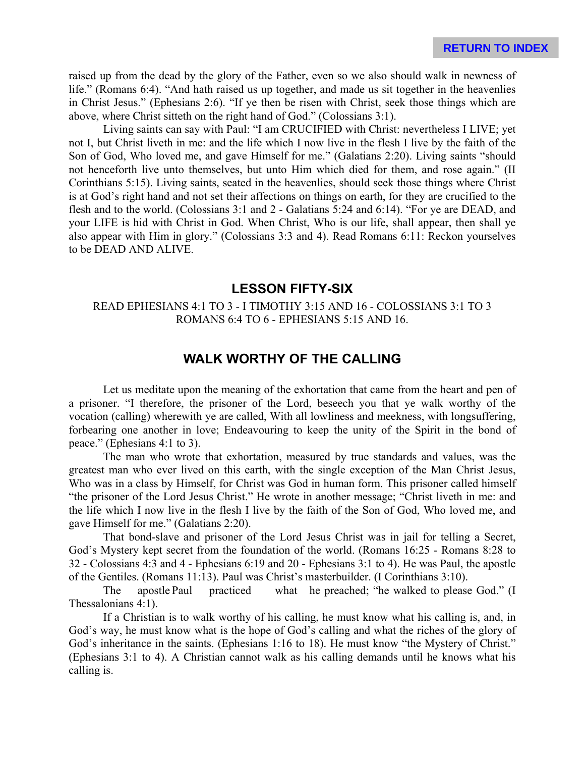raised up from the dead by the glory of the Father, even so we also should walk in newness of life." (Romans 6:4). "And hath raised us up together, and made us sit together in the heavenlies in Christ Jesus." (Ephesians 2:6). "If ye then be risen with Christ, seek those things which are above, where Christ sitteth on the right hand of God." (Colossians 3:1).

Living saints can say with Paul: "I am CRUCIFIED with Christ: nevertheless I LIVE; yet not I, but Christ liveth in me: and the life which I now live in the flesh I live by the faith of the Son of God, Who loved me, and gave Himself for me." (Galatians 2:20). Living saints "should not henceforth live unto themselves, but unto Him which died for them, and rose again." (II Corinthians 5:15). Living saints, seated in the heavenlies, should seek those things where Christ is at God's right hand and not set their affections on things on earth, for they are crucified to the flesh and to the world. (Colossians 3:1 and 2 - Galatians 5:24 and 6:14). "For ye are DEAD, and your LIFE is hid with Christ in God. When Christ, Who is our life, shall appear, then shall ye also appear with Him in glory." (Colossians 3:3 and 4). Read Romans 6:11: Reckon yourselves to be DEAD AND ALIVE.

## LESSON FIFTY-SIX

READ EPHESIANS 4:1 TO 3 - I TIMOTHY 3:15 AND 16 - COLOSSIANS 3:1 TO 3 ROMANS 6:4 TO 6 - EPHESIANS 5:15 AND 16.

## WALK WORTHY OF THE CALLING

Let us meditate upon the meaning of the exhortation that came from the heart and pen of a prisoner. "I therefore, the prisoner of the Lord, beseech you that ye walk worthy of the vocation (calling) wherewith ye are called, With all lowliness and meekness, with longsuffering, forbearing one another in love; Endeavouring to keep the unity of the Spirit in the bond of peace." (Ephesians 4:1 to 3).

The man who wrote that exhortation, measured by true standards and values, was the greatest man who ever lived on this earth, with the single exception of the Man Christ Jesus, Who was in a class by Himself, for Christ was God in human form. This prisoner called himself "the prisoner of the Lord Jesus Christ." He wrote in another message; "Christ liveth in me: and the life which I now live in the flesh I live by the faith of the Son of God, Who loved me, and gave Himself for me." (Galatians 2:20).

That bond-slave and prisoner of the Lord Jesus Christ was in jail for telling a Secret, God's Mystery kept secret from the foundation of the world. (Romans 16:25 - Romans 8:28 to 32 - Colossians 4:3 and 4 - Ephesians 6:19 and 20 - Ephesians 3:1 to 4). He was Paul, the apostle of the Gentiles. (Romans 11:13). Paul was Christ's masterbuilder. (I Corinthians 3:10).

The apostle Paul practiced what he preached; "he walked to please God." (I Thessalonians 4:1).

If a Christian is to walk worthy of his calling, he must know what his calling is, and, in God's way, he must know what is the hope of God's calling and what the riches of the glory of God's inheritance in the saints. (Ephesians 1:16 to 18). He must know "the Mystery of Christ." (Ephesians 3:1 to 4). A Christian cannot walk as his calling demands until he knows what his calling is.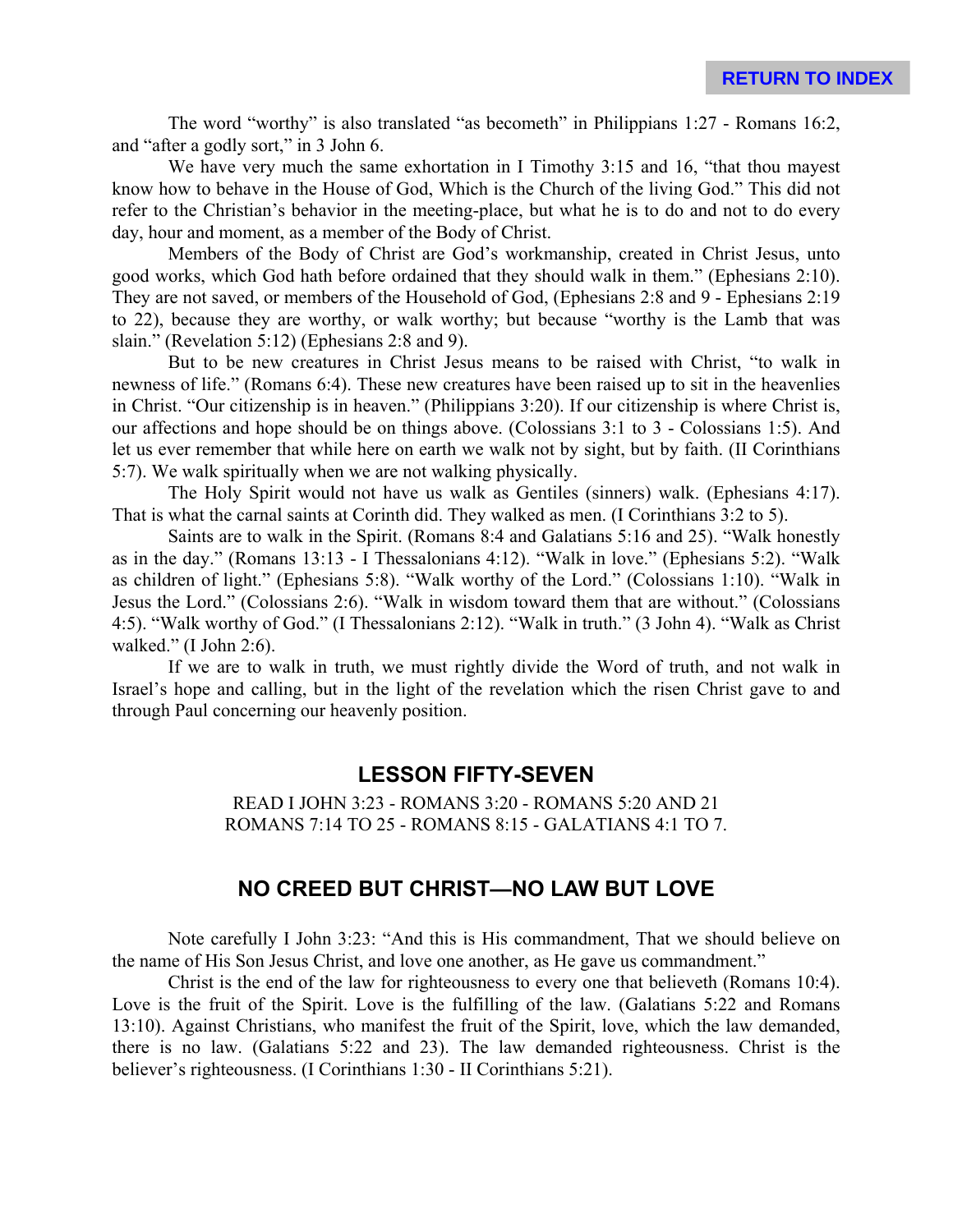The word "worthy" is also translated "as becometh" in Philippians 1:27 - Romans 16:2, and "after a godly sort," in 3 John 6.

We have very much the same exhortation in I Timothy 3:15 and 16, "that thou mayest know how to behave in the House of God, Which is the Church of the living God." This did not refer to the Christian's behavior in the meeting-place, but what he is to do and not to do every day, hour and moment, as a member of the Body of Christ.

Members of the Body of Christ are God's workmanship, created in Christ Jesus, unto good works, which God hath before ordained that they should walk in them." (Ephesians 2:10). They are not saved, or members of the Household of God, (Ephesians 2:8 and 9 - Ephesians 2:19 to 22), because they are worthy, or walk worthy; but because "worthy is the Lamb that was slain." (Revelation 5:12) (Ephesians 2:8 and 9).

But to be new creatures in Christ Jesus means to be raised with Christ, "to walk in newness of life." (Romans 6:4). These new creatures have been raised up to sit in the heavenlies in Christ. "Our citizenship is in heaven." (Philippians 3:20). If our citizenship is where Christ is, our affections and hope should be on things above. (Colossians 3:1 to 3 - Colossians 1:5). And let us ever remember that while here on earth we walk not by sight, but by faith. (II Corinthians 5:7). We walk spiritually when we are not walking physically.

The Holy Spirit would not have us walk as Gentiles (sinners) walk. (Ephesians 4:17). That is what the carnal saints at Corinth did. They walked as men. (I Corinthians 3:2 to 5).

Saints are to walk in the Spirit. (Romans 8:4 and Galatians 5:16 and 25). "Walk honestly as in the day." (Romans 13:13 - I Thessalonians 4:12). "Walk in love." (Ephesians 5:2). "Walk as children of light." (Ephesians 5:8). "Walk worthy of the Lord." (Colossians 1:10). "Walk in Jesus the Lord." (Colossians 2:6). "Walk in wisdom toward them that are without." (Colossians 4:5). "Walk worthy of God." (I Thessalonians 2:12). "Walk in truth." (3 John 4). "Walk as Christ walked." (I John 2:6).

If we are to walk in truth, we must rightly divide the Word of truth, and not walk in Israel's hope and calling, but in the light of the revelation which the risen Christ gave to and through Paul concerning our heavenly position.

## LESSON FIFTY-SEVEN

READ I JOHN 3:23 - ROMANS 3:20 - ROMANS 5:20 AND 21
ROMANS 7:14 TO 25 - ROMANS 8:15 - GALATIANS 4:1 TO 7.

## NO CREED BUT CHRIST—NO LAW BUT LOVE

Note carefully I John 3:23: "And this is His commandment, That we should believe on the name of His Son Jesus Christ, and love one another, as He gave us commandment."

Christ is the end of the law for righteousness to every one that believeth (Romans 10:4). Love is the fruit of the Spirit. Love is the fulfilling of the law. (Galatians 5:22 and Romans 13:10). Against Christians, who manifest the fruit of the Spirit, love, which the law demanded, there is no law. (Galatians 5:22 and 23). The law demanded righteousness. Christ is the believer's righteousness. (I Corinthians 1:30 - II Corinthians 5:21).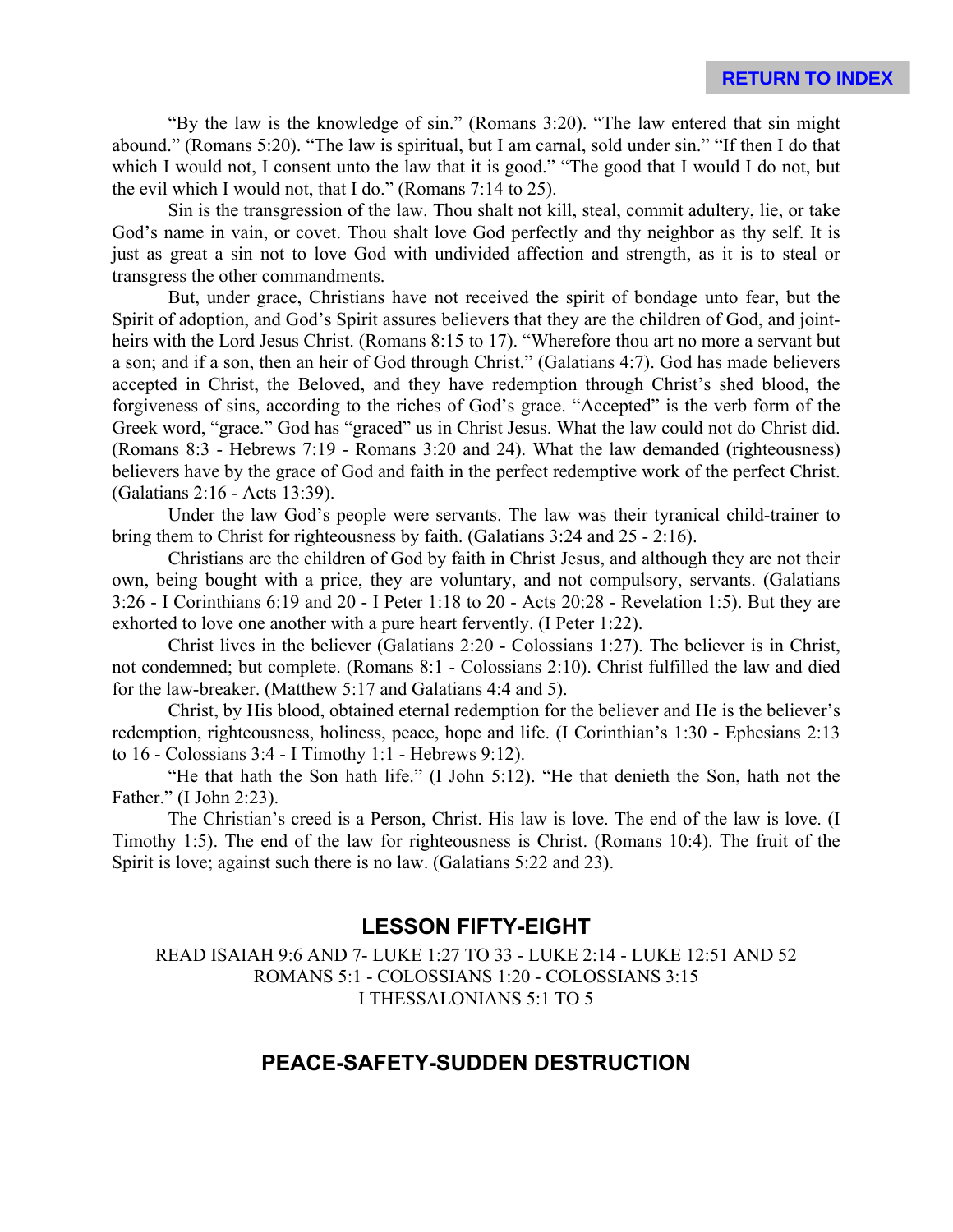"By the law is the knowledge of sin." (Romans 3:20). "The law entered that sin might abound." (Romans 5:20). "The law is spiritual, but I am carnal, sold under sin." "If then I do that which I would not, I consent unto the law that it is good." "The good that I would I do not, but the evil which I would not, that I do." (Romans 7:14 to 25).

Sin is the transgression of the law. Thou shalt not kill, steal, commit adultery, lie, or take God's name in vain, or covet. Thou shalt love God perfectly and thy neighbor as thy self. It is just as great a sin not to love God with undivided affection and strength, as it is to steal or transgress the other commandments.

But, under grace, Christians have not received the spirit of bondage unto fear, but the Spirit of adoption, and God's Spirit assures believers that they are the children of God, and joint-heirs with the Lord Jesus Christ. (Romans 8:15 to 17). "Wherefore thou art no more a servant but a son; and if a son, then an heir of God through Christ." (Galatians 4:7). God has made believers accepted in Christ, the Beloved, and they have redemption through Christ's shed blood, the forgiveness of sins, according to the riches of God's grace. "Accepted" is the verb form of the Greek word, "grace." God has "graced" us in Christ Jesus. What the law could not do Christ did. (Romans 8:3 - Hebrews 7:19 - Romans 3:20 and 24). What the law demanded (righteousness) believers have by the grace of God and faith in the perfect redemptive work of the perfect Christ. (Galatians 2:16 - Acts 13:39).

Under the law God's people were servants. The law was their tyranical child-trainer to bring them to Christ for righteousness by faith. (Galatians 3:24 and 25 - 2:16).

Christians are the children of God by faith in Christ Jesus, and although they are not their own, being bought with a price, they are voluntary, and not compulsory, servants. (Galatians 3:26 - I Corinthians 6:19 and 20 - I Peter 1:18 to 20 - Acts 20:28 - Revelation 1:5). But they are exhorted to love one another with a pure heart fervently. (I Peter 1:22).

Christ lives in the believer (Galatians 2:20 - Colossians 1:27). The believer is in Christ, not condemned; but complete. (Romans 8:1 - Colossians 2:10). Christ fulfilled the law and died for the law-breaker. (Matthew 5:17 and Galatians 4:4 and 5).

Christ, by His blood, obtained eternal redemption for the believer and He is the believer's redemption, righteousness, holiness, peace, hope and life. (I Corinthian's 1:30 - Ephesians 2:13 to 16 - Colossians 3:4 - I Timothy 1:1 - Hebrews 9:12).

"He that hath the Son hath life." (I John 5:12). "He that denieth the Son, hath not the Father." (I John 2:23).

The Christian's creed is a Person, Christ. His law is love. The end of the law is love. (I Timothy 1:5). The end of the law for righteousness is Christ. (Romans 10:4). The fruit of the Spirit is love; against such there is no law. (Galatians 5:22 and 23).

## LESSON FIFTY-EIGHT

READ ISAIAH 9:6 AND 7- LUKE 1:27 TO 33 - LUKE 2:14 - LUKE 12:51 AND 52
ROMANS 5:1 - COLOSSIANS 1:20 - COLOSSIANS 3:15
I THESSALONIANS 5:1 TO 5

## PEACE-SAFETY-SUDDEN DESTRUCTION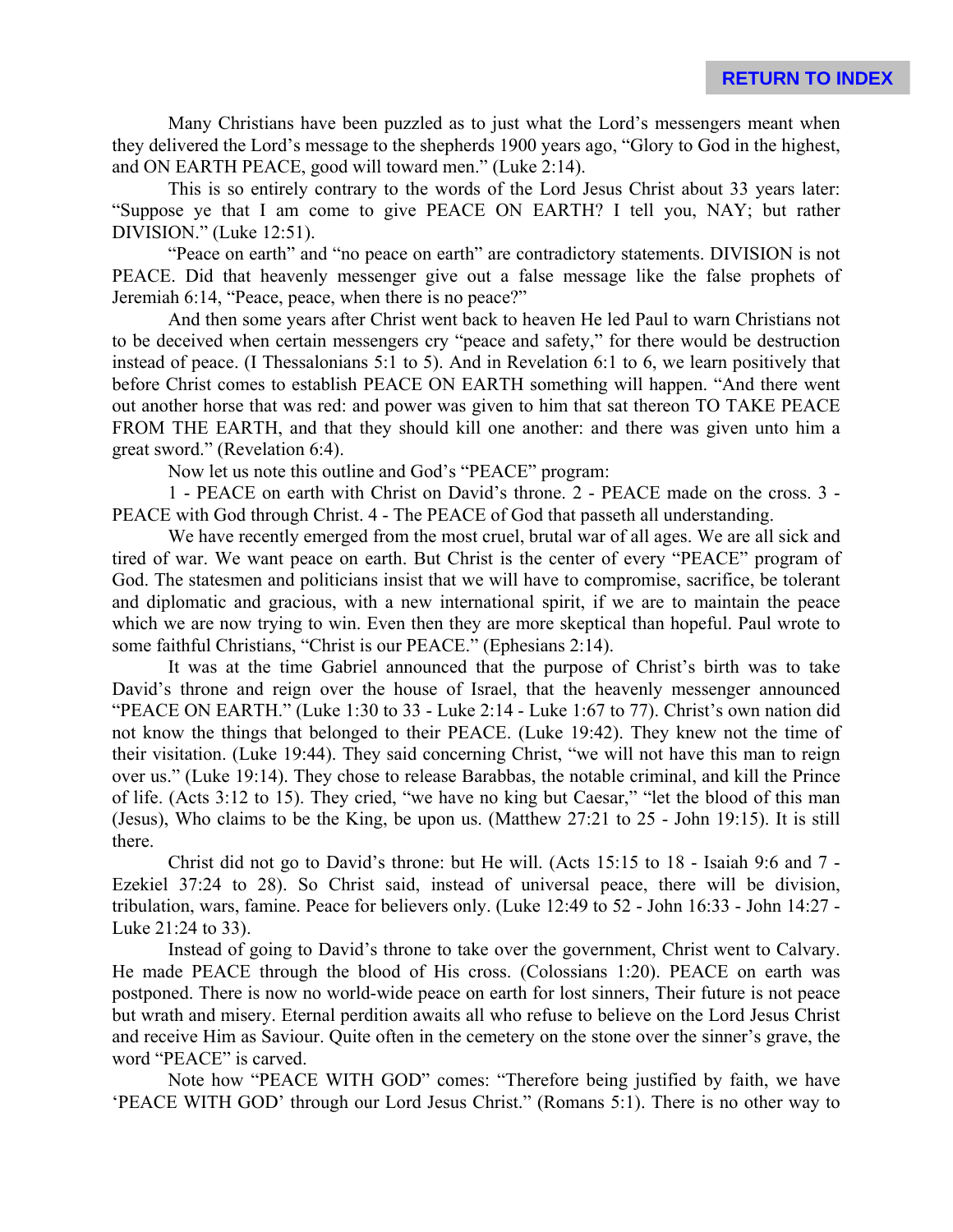Many Christians have been puzzled as to just what the Lord's messengers meant when they delivered the Lord's message to the shepherds 1900 years ago, "Glory to God in the highest, and ON EARTH PEACE, good will toward men." (Luke 2:14).

This is so entirely contrary to the words of the Lord Jesus Christ about 33 years later: "Suppose ye that I am come to give PEACE ON EARTH? I tell you, NAY; but rather DIVISION." (Luke 12:51).

"Peace on earth" and "no peace on earth" are contradictory statements. DIVISION is not PEACE. Did that heavenly messenger give out a false message like the false prophets of Jeremiah 6:14, "Peace, peace, when there is no peace?"

And then some years after Christ went back to heaven He led Paul to warn Christians not to be deceived when certain messengers cry "peace and safety," for there would be destruction instead of peace. (I Thessalonians 5:1 to 5). And in Revelation 6:1 to 6, we learn positively that before Christ comes to establish PEACE ON EARTH something will happen. "And there went out another horse that was red: and power was given to him that sat thereon TO TAKE PEACE FROM THE EARTH, and that they should kill one another: and there was given unto him a great sword." (Revelation 6:4).

Now let us note this outline and God's "PEACE" program:

1 - PEACE on earth with Christ on David's throne. 2 - PEACE made on the cross. 3 - PEACE with God through Christ. 4 - The PEACE of God that passeth all understanding.

We have recently emerged from the most cruel, brutal war of all ages. We are all sick and tired of war. We want peace on earth. But Christ is the center of every "PEACE" program of God. The statesmen and politicians insist that we will have to compromise, sacrifice, be tolerant and diplomatic and gracious, with a new international spirit, if we are to maintain the peace which we are now trying to win. Even then they are more skeptical than hopeful. Paul wrote to some faithful Christians, "Christ is our PEACE." (Ephesians 2:14).

It was at the time Gabriel announced that the purpose of Christ's birth was to take David's throne and reign over the house of Israel, that the heavenly messenger announced "PEACE ON EARTH." (Luke 1:30 to 33 - Luke 2:14 - Luke 1:67 to 77). Christ's own nation did not know the things that belonged to their PEACE. (Luke 19:42). They knew not the time of their visitation. (Luke 19:44). They said concerning Christ, "we will not have this man to reign over us." (Luke 19:14). They chose to release Barabbas, the notable criminal, and kill the Prince of life. (Acts 3:12 to 15). They cried, "we have no king but Caesar," "let the blood of this man (Jesus), Who claims to be the King, be upon us. (Matthew 27:21 to 25 - John 19:15). It is still there.

Christ did not go to David's throne: but He will. (Acts 15:15 to 18 - Isaiah 9:6 and 7 - Ezekiel 37:24 to 28). So Christ said, instead of universal peace, there will be division, tribulation, wars, famine. Peace for believers only. (Luke 12:49 to 52 - John 16:33 - John 14:27 - Luke 21:24 to 33).

Instead of going to David's throne to take over the government, Christ went to Calvary. He made PEACE through the blood of His cross. (Colossians 1:20). PEACE on earth was postponed. There is now no world-wide peace on earth for lost sinners, Their future is not peace but wrath and misery. Eternal perdition awaits all who refuse to believe on the Lord Jesus Christ and receive Him as Saviour. Quite often in the cemetery on the stone over the sinner's grave, the word "PEACE" is carved.

Note how "PEACE WITH GOD" comes: "Therefore being justified by faith, we have 'PEACE WITH GOD' through our Lord Jesus Christ." (Romans 5:1). There is no other way to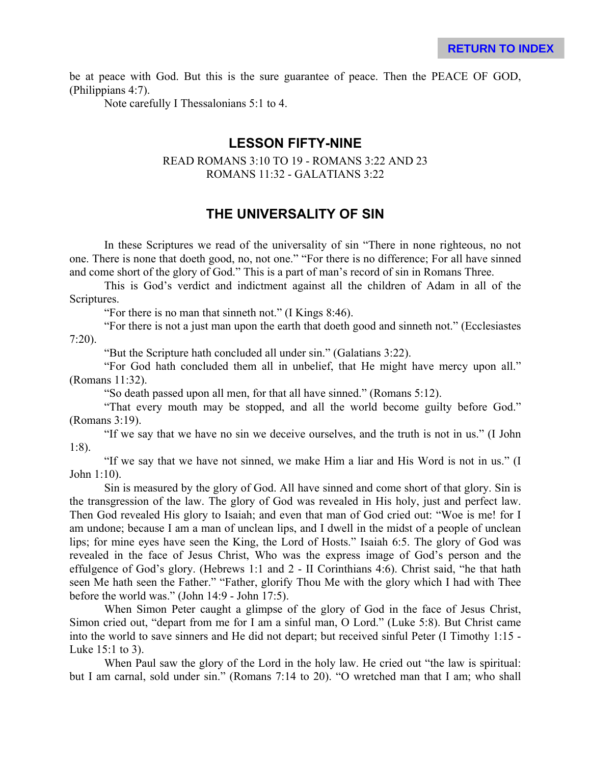be at peace with God. But this is the sure guarantee of peace. Then the PEACE OF GOD, (Philippians 4:7).

Note carefully I Thessalonians 5:1 to 4.

## LESSON FIFTY-NINE

READ ROMANS 3:10 TO 19 - ROMANS 3:22 AND 23
ROMANS 11:32 - GALATIANS 3:22

## THE UNIVERSALITY OF SIN

In these Scriptures we read of the universality of sin "There in none righteous, no not one. There is none that doeth good, no, not one." "For there is no difference; For all have sinned and come short of the glory of God." This is a part of man's record of sin in Romans Three.

This is God's verdict and indictment against all the children of Adam in all of the Scriptures.

"For there is no man that sinneth not." (I Kings 8:46).

"For there is not a just man upon the earth that doeth good and sinneth not." (Ecclesiastes 7:20).

"But the Scripture hath concluded all under sin." (Galatians 3:22).

"For God hath concluded them all in unbelief, that He might have mercy upon all." (Romans 11:32).

"So death passed upon all men, for that all have sinned." (Romans 5:12).

"That every mouth may be stopped, and all the world become guilty before God." (Romans 3:19).

"If we say that we have no sin we deceive ourselves, and the truth is not in us." (I John 1:8).

"If we say that we have not sinned, we make Him a liar and His Word is not in us." (I John 1:10).

Sin is measured by the glory of God. All have sinned and come short of that glory. Sin is the transgression of the law. The glory of God was revealed in His holy, just and perfect law. Then God revealed His glory to Isaiah; and even that man of God cried out: "Woe is me! for I am undone; because I am a man of unclean lips, and I dwell in the midst of a people of unclean lips; for mine eyes have seen the King, the Lord of Hosts." Isaiah 6:5. The glory of God was revealed in the face of Jesus Christ, Who was the express image of God's person and the effulgence of God's glory. (Hebrews 1:1 and 2 - II Corinthians 4:6). Christ said, "he that hath seen Me hath seen the Father." "Father, glorify Thou Me with the glory which I had with Thee before the world was." (John 14:9 - John 17:5).

When Simon Peter caught a glimpse of the glory of God in the face of Jesus Christ, Simon cried out, "depart from me for I am a sinful man, O Lord." (Luke 5:8). But Christ came into the world to save sinners and He did not depart; but received sinful Peter (I Timothy 1:15 - Luke 15:1 to 3).

When Paul saw the glory of the Lord in the holy law. He cried out "the law is spiritual: but I am carnal, sold under sin." (Romans 7:14 to 20). "O wretched man that I am; who shall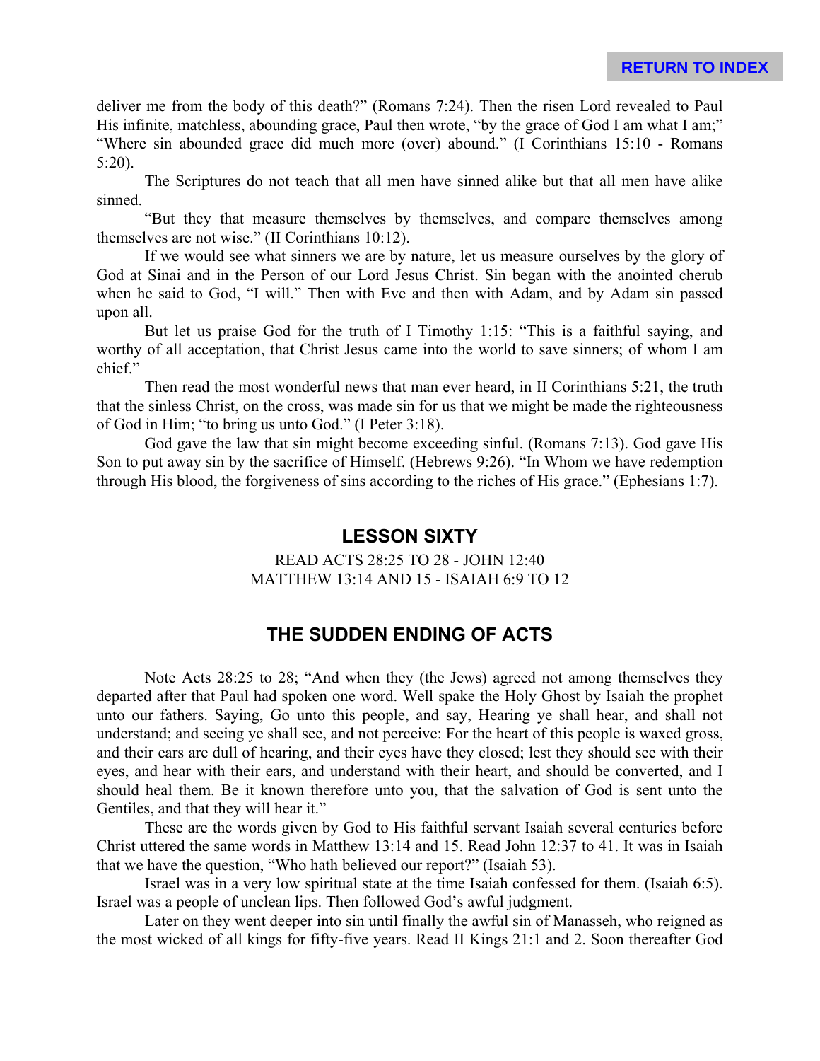deliver me from the body of this death?" (Romans 7:24). Then the risen Lord revealed to Paul His infinite, matchless, abounding grace, Paul then wrote, "by the grace of God I am what I am;" "Where sin abounded grace did much more (over) abound." (I Corinthians 15:10 - Romans 5:20).

The Scriptures do not teach that all men have sinned alike but that all men have alike sinned.

"But they that measure themselves by themselves, and compare themselves among themselves are not wise." (II Corinthians 10:12).

If we would see what sinners we are by nature, let us measure ourselves by the glory of God at Sinai and in the Person of our Lord Jesus Christ. Sin began with the anointed cherub when he said to God, "I will." Then with Eve and then with Adam, and by Adam sin passed upon all.

But let us praise God for the truth of I Timothy 1:15: "This is a faithful saying, and worthy of all acceptation, that Christ Jesus came into the world to save sinners; of whom I am chief."

Then read the most wonderful news that man ever heard, in II Corinthians 5:21, the truth that the sinless Christ, on the cross, was made sin for us that we might be made the righteousness of God in Him; "to bring us unto God." (I Peter 3:18).

God gave the law that sin might become exceeding sinful. (Romans 7:13). God gave His Son to put away sin by the sacrifice of Himself. (Hebrews 9:26). "In Whom we have redemption through His blood, the forgiveness of sins according to the riches of His grace." (Ephesians 1:7).

## LESSON SIXTY

READ ACTS 28:25 TO 28 - JOHN 12:40
MATTHEW 13:14 AND 15 - ISAIAH 6:9 TO 12

## THE SUDDEN ENDING OF ACTS

Note Acts 28:25 to 28; "And when they (the Jews) agreed not among themselves they departed after that Paul had spoken one word. Well spake the Holy Ghost by Isaiah the prophet unto our fathers. Saying, Go unto this people, and say, Hearing ye shall hear, and shall not understand; and seeing ye shall see, and not perceive: For the heart of this people is waxed gross, and their ears are dull of hearing, and their eyes have they closed; lest they should see with their eyes, and hear with their ears, and understand with their heart, and should be converted, and I should heal them. Be it known therefore unto you, that the salvation of God is sent unto the Gentiles, and that they will hear it."

These are the words given by God to His faithful servant Isaiah several centuries before Christ uttered the same words in Matthew 13:14 and 15. Read John 12:37 to 41. It was in Isaiah that we have the question, "Who hath believed our report?" (Isaiah 53).

Israel was in a very low spiritual state at the time Isaiah confessed for them. (Isaiah 6:5). Israel was a people of unclean lips. Then followed God's awful judgment.

Later on they went deeper into sin until finally the awful sin of Manasseh, who reigned as the most wicked of all kings for fifty-five years. Read II Kings 21:1 and 2. Soon thereafter God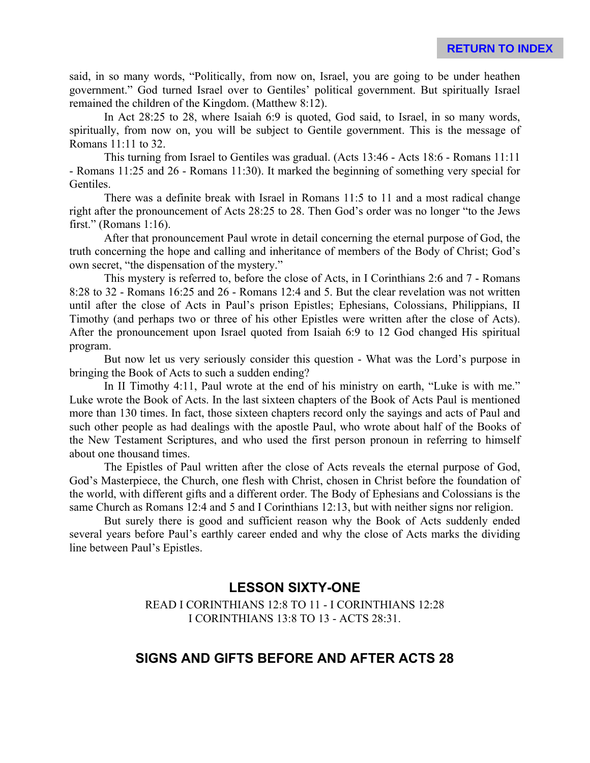said, in so many words, “Politically, from now on, Israel, you are going to be under heathen government.” God turned Israel over to Gentiles’ political government. But spiritually Israel remained the children of the Kingdom. (Matthew 8:12).

In Act 28:25 to 28, where Isaiah 6:9 is quoted, God said, to Israel, in so many words, spiritually, from now on, you will be subject to Gentile government. This is the message of Romans 11:11 to 32.

This turning from Israel to Gentiles was gradual. (Acts 13:46 - Acts 18:6 - Romans 11:11 - Romans 11:25 and 26 - Romans 11:30). It marked the beginning of something very special for Gentiles.

There was a definite break with Israel in Romans 11:5 to 11 and a most radical change right after the pronouncement of Acts 28:25 to 28. Then God’s order was no longer “to the Jews first.” (Romans 1:16).

After that pronouncement Paul wrote in detail concerning the eternal purpose of God, the truth concerning the hope and calling and inheritance of members of the Body of Christ; God’s own secret, “the dispensation of the mystery.”

This mystery is referred to, before the close of Acts, in I Corinthians 2:6 and 7 - Romans 8:28 to 32 - Romans 16:25 and 26 - Romans 12:4 and 5. But the clear revelation was not written until after the close of Acts in Paul’s prison Epistles; Ephesians, Colossians, Philippians, II Timothy (and perhaps two or three of his other Epistles were written after the close of Acts). After the pronouncement upon Israel quoted from Isaiah 6:9 to 12 God changed His spiritual program.

But now let us very seriously consider this question - What was the Lord’s purpose in bringing the Book of Acts to such a sudden ending?

In II Timothy 4:11, Paul wrote at the end of his ministry on earth, “Luke is with me.” Luke wrote the Book of Acts. In the last sixteen chapters of the Book of Acts Paul is mentioned more than 130 times. In fact, those sixteen chapters record only the sayings and acts of Paul and such other people as had dealings with the apostle Paul, who wrote about half of the Books of the New Testament Scriptures, and who used the first person pronoun in referring to himself about one thousand times.

The Epistles of Paul written after the close of Acts reveals the eternal purpose of God, God’s Masterpiece, the Church, one flesh with Christ, chosen in Christ before the foundation of the world, with different gifts and a different order. The Body of Ephesians and Colossians is the same Church as Romans 12:4 and 5 and I Corinthians 12:13, but with neither signs nor religion.

But surely there is good and sufficient reason why the Book of Acts suddenly ended several years before Paul’s earthly career ended and why the close of Acts marks the dividing line between Paul’s Epistles.

## LESSON SIXTY-ONE

READ I CORINTHIANS 12:8 TO 11 - I CORINTHIANS 12:28
I CORINTHIANS 13:8 TO 13 - ACTS 28:31.

## SIGNS AND GIFTS BEFORE AND AFTER ACTS 28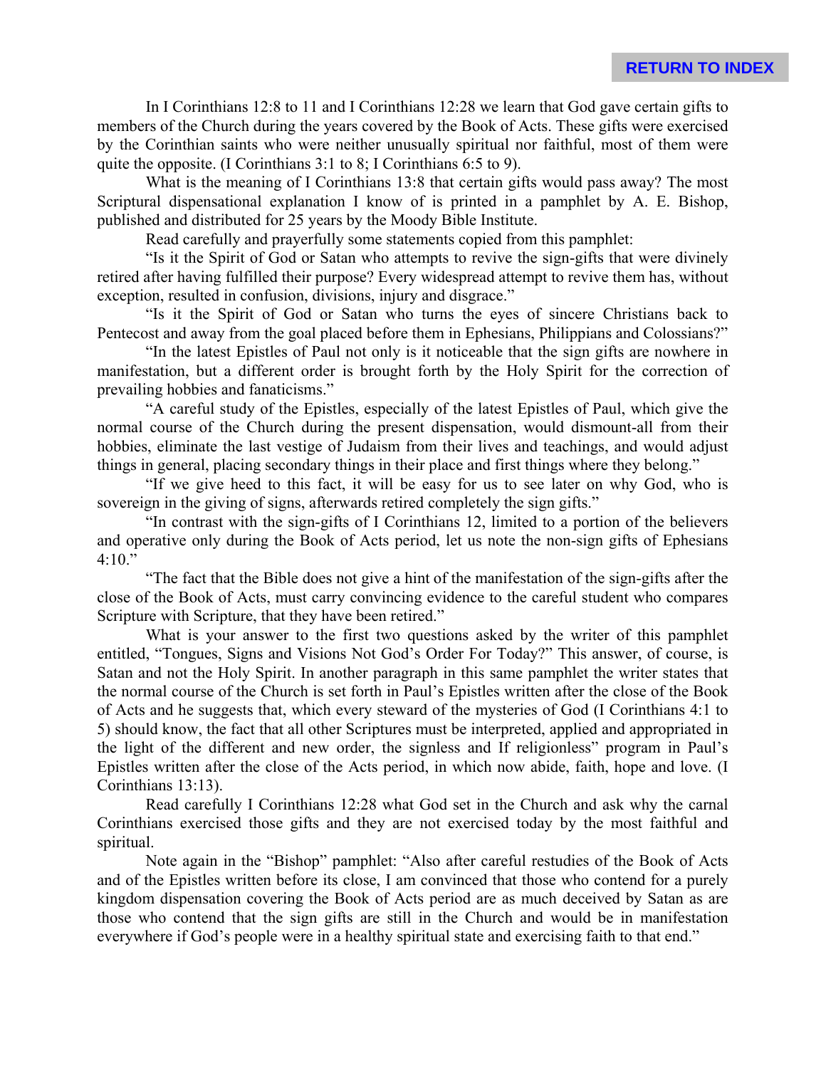In I Corinthians 12:8 to 11 and I Corinthians 12:28 we learn that God gave certain gifts to members of the Church during the years covered by the Book of Acts. These gifts were exercised by the Corinthian saints who were neither unusually spiritual nor faithful, most of them were quite the opposite. (I Corinthians 3:1 to 8; I Corinthians 6:5 to 9).

What is the meaning of I Corinthians 13:8 that certain gifts would pass away? The most Scriptural dispensational explanation I know of is printed in a pamphlet by A. E. Bishop, published and distributed for 25 years by the Moody Bible Institute.

Read carefully and prayerfully some statements copied from this pamphlet:

"Is it the Spirit of God or Satan who attempts to revive the sign-gifts that were divinely retired after having fulfilled their purpose? Every widespread attempt to revive them has, without exception, resulted in confusion, divisions, injury and disgrace."

"Is it the Spirit of God or Satan who turns the eyes of sincere Christians back to Pentecost and away from the goal placed before them in Ephesians, Philippians and Colossians?"

"In the latest Epistles of Paul not only is it noticeable that the sign gifts are nowhere in manifestation, but a different order is brought forth by the Holy Spirit for the correction of prevailing hobbies and fanaticisms."

"A careful study of the Epistles, especially of the latest Epistles of Paul, which give the normal course of the Church during the present dispensation, would dismount-all from their hobbies, eliminate the last vestige of Judaism from their lives and teachings, and would adjust things in general, placing secondary things in their place and first things where they belong."

"If we give heed to this fact, it will be easy for us to see later on why God, who is sovereign in the giving of signs, afterwards retired completely the sign gifts."

"In contrast with the sign-gifts of I Corinthians 12, limited to a portion of the believers and operative only during the Book of Acts period, let us note the non-sign gifts of Ephesians 4:10."

"The fact that the Bible does not give a hint of the manifestation of the sign-gifts after the close of the Book of Acts, must carry convincing evidence to the careful student who compares Scripture with Scripture, that they have been retired."

What is your answer to the first two questions asked by the writer of this pamphlet entitled, "Tongues, Signs and Visions Not God's Order For Today?" This answer, of course, is Satan and not the Holy Spirit. In another paragraph in this same pamphlet the writer states that the normal course of the Church is set forth in Paul's Epistles written after the close of the Book of Acts and he suggests that, which every steward of the mysteries of God (I Corinthians 4:1 to 5) should know, the fact that all other Scriptures must be interpreted, applied and appropriated in the light of the different and new order, the signless and If religionless" program in Paul's Epistles written after the close of the Acts period, in which now abide, faith, hope and love. (I Corinthians 13:13).

Read carefully I Corinthians 12:28 what God set in the Church and ask why the carnal Corinthians exercised those gifts and they are not exercised today by the most faithful and spiritual.

Note again in the "Bishop" pamphlet: "Also after careful restudies of the Book of Acts and of the Epistles written before its close, I am convinced that those who contend for a purely kingdom dispensation covering the Book of Acts period are as much deceived by Satan as are those who contend that the sign gifts are still in the Church and would be in manifestation everywhere if God's people were in a healthy spiritual state and exercising faith to that end."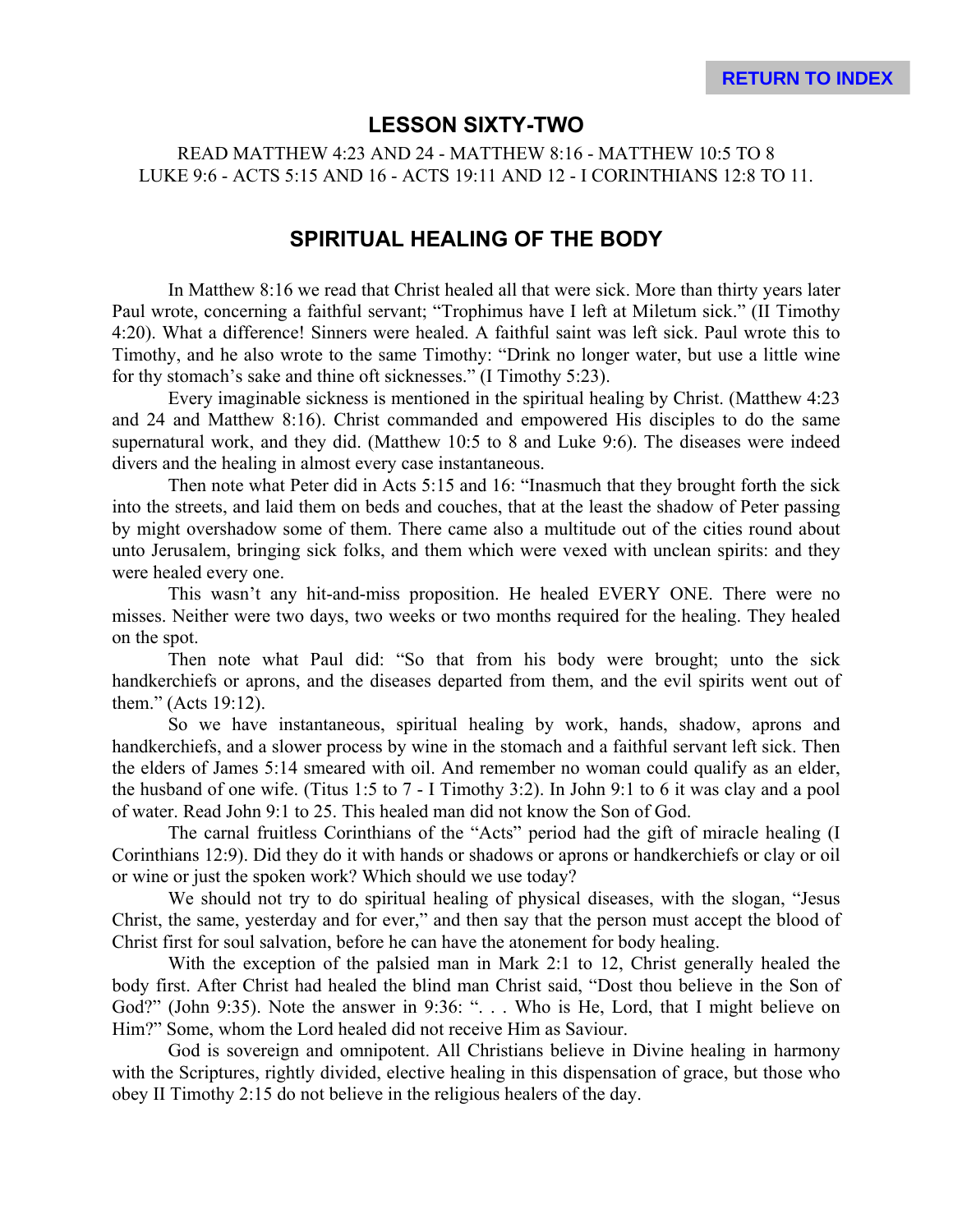## LESSON SIXTY-TWO

READ MATTHEW 4:23 AND 24 - MATTHEW 8:16 - MATTHEW 10:5 TO 8
LUKE 9:6 - ACTS 5:15 AND 16 - ACTS 19:11 AND 12 - I CORINTHIANS 12:8 TO 11.

## SPIRITUAL HEALING OF THE BODY

In Matthew 8:16 we read that Christ healed all that were sick. More than thirty years later Paul wrote, concerning a faithful servant; "Trophimus have I left at Miletum sick." (II Timothy 4:20). What a difference! Sinners were healed. A faithful saint was left sick. Paul wrote this to Timothy, and he also wrote to the same Timothy: "Drink no longer water, but use a little wine for thy stomach's sake and thine oft sicknesses." (I Timothy 5:23).

Every imaginable sickness is mentioned in the spiritual healing by Christ. (Matthew 4:23 and 24 and Matthew 8:16). Christ commanded and empowered His disciples to do the same supernatural work, and they did. (Matthew 10:5 to 8 and Luke 9:6). The diseases were indeed divers and the healing in almost every case instantaneous.

Then note what Peter did in Acts 5:15 and 16: "Inasmuch that they brought forth the sick into the streets, and laid them on beds and couches, that at the least the shadow of Peter passing by might overshadow some of them. There came also a multitude out of the cities round about unto Jerusalem, bringing sick folks, and them which were vexed with unclean spirits: and they were healed every one.

This wasn't any hit-and-miss proposition. He healed EVERY ONE. There were no misses. Neither were two days, two weeks or two months required for the healing. They healed on the spot.

Then note what Paul did: "So that from his body were brought; unto the sick handkerchiefs or aprons, and the diseases departed from them, and the evil spirits went out of them." (Acts 19:12).

So we have instantaneous, spiritual healing by work, hands, shadow, aprons and handkerchiefs, and a slower process by wine in the stomach and a faithful servant left sick. Then the elders of James 5:14 smeared with oil. And remember no woman could qualify as an elder, the husband of one wife. (Titus 1:5 to 7 - I Timothy 3:2). In John 9:1 to 6 it was clay and a pool of water. Read John 9:1 to 25. This healed man did not know the Son of God.

The carnal fruitless Corinthians of the "Acts" period had the gift of miracle healing (I Corinthians 12:9). Did they do it with hands or shadows or aprons or handkerchiefs or clay or oil or wine or just the spoken work? Which should we use today?

We should not try to do spiritual healing of physical diseases, with the slogan, "Jesus Christ, the same, yesterday and for ever," and then say that the person must accept the blood of Christ first for soul salvation, before he can have the atonement for body healing.

With the exception of the palsied man in Mark 2:1 to 12, Christ generally healed the body first. After Christ had healed the blind man Christ said, "Dost thou believe in the Son of God?" (John 9:35). Note the answer in 9:36: ". . . Who is He, Lord, that I might believe on Him?" Some, whom the Lord healed did not receive Him as Saviour.

God is sovereign and omnipotent. All Christians believe in Divine healing in harmony with the Scriptures, rightly divided, elective healing in this dispensation of grace, but those who obey II Timothy 2:15 do not believe in the religious healers of the day.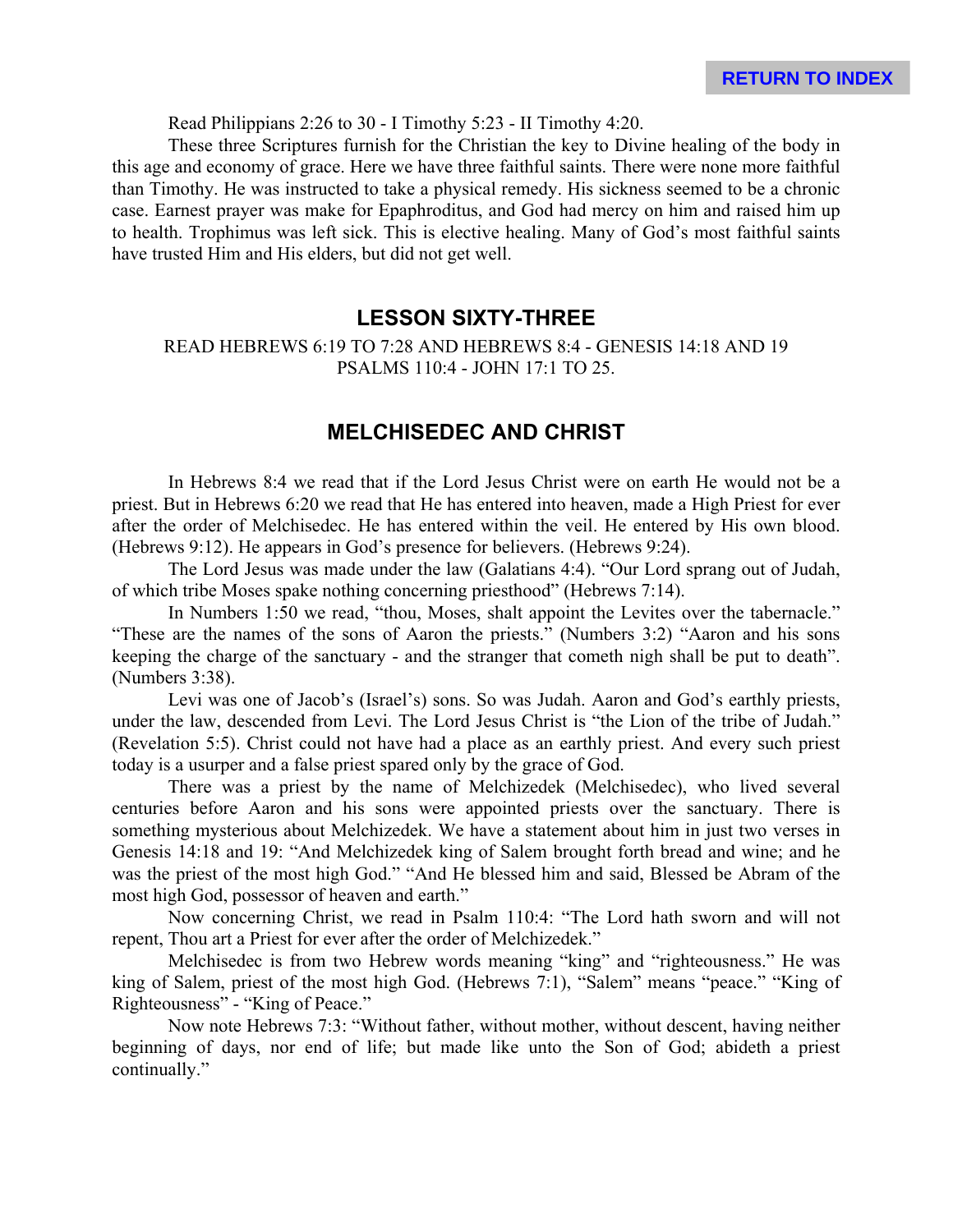Read Philippians 2:26 to 30 - I Timothy 5:23 - II Timothy 4:20.

These three Scriptures furnish for the Christian the key to Divine healing of the body in this age and economy of grace. Here we have three faithful saints. There were none more faithful than Timothy. He was instructed to take a physical remedy. His sickness seemed to be a chronic case. Earnest prayer was make for Epaphroditus, and God had mercy on him and raised him up to health. Trophimus was left sick. This is elective healing. Many of God's most faithful saints have trusted Him and His elders, but did not get well.

## LESSON SIXTY-THREE

READ HEBREWS 6:19 TO 7:28 AND HEBREWS 8:4 - GENESIS 14:18 AND 19 PSALMS 110:4 - JOHN 17:1 TO 25.

## MELCHISEDEC AND CHRIST

In Hebrews 8:4 we read that if the Lord Jesus Christ were on earth He would not be a priest. But in Hebrews 6:20 we read that He has entered into heaven, made a High Priest for ever after the order of Melchisedec. He has entered within the veil. He entered by His own blood. (Hebrews 9:12). He appears in God's presence for believers. (Hebrews 9:24).

The Lord Jesus was made under the law (Galatians 4:4). "Our Lord sprang out of Judah, of which tribe Moses spake nothing concerning priesthood" (Hebrews 7:14).

In Numbers 1:50 we read, "thou, Moses, shalt appoint the Levites over the tabernacle." "These are the names of the sons of Aaron the priests." (Numbers 3:2) "Aaron and his sons keeping the charge of the sanctuary - and the stranger that cometh nigh shall be put to death". (Numbers 3:38).

Levi was one of Jacob's (Israel's) sons. So was Judah. Aaron and God's earthly priests, under the law, descended from Levi. The Lord Jesus Christ is "the Lion of the tribe of Judah." (Revelation 5:5). Christ could not have had a place as an earthly priest. And every such priest today is a usurper and a false priest spared only by the grace of God.

There was a priest by the name of Melchizedek (Melchisedec), who lived several centuries before Aaron and his sons were appointed priests over the sanctuary. There is something mysterious about Melchizedek. We have a statement about him in just two verses in Genesis 14:18 and 19: "And Melchizedek king of Salem brought forth bread and wine; and he was the priest of the most high God." "And He blessed him and said, Blessed be Abram of the most high God, possessor of heaven and earth."

Now concerning Christ, we read in Psalm 110:4: "The Lord hath sworn and will not repent, Thou art a Priest for ever after the order of Melchizedek."

Melchisedec is from two Hebrew words meaning "king" and "righteousness." He was king of Salem, priest of the most high God. (Hebrews 7:1), "Salem" means "peace." "King of Righteousness" - "King of Peace."

Now note Hebrews 7:3: "Without father, without mother, without descent, having neither beginning of days, nor end of life; but made like unto the Son of God; abideth a priest continually."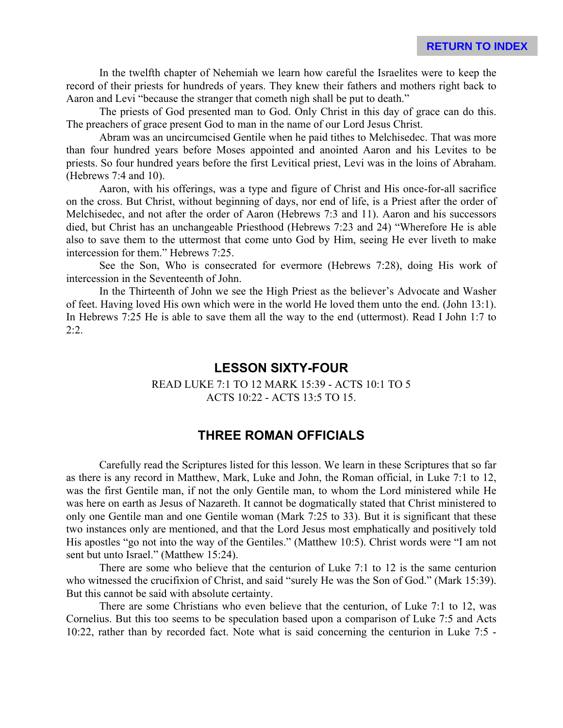In the twelfth chapter of Nehemiah we learn how careful the Israelites were to keep the record of their priests for hundreds of years. They knew their fathers and mothers right back to Aaron and Levi "because the stranger that cometh nigh shall be put to death."

The priests of God presented man to God. Only Christ in this day of grace can do this. The preachers of grace present God to man in the name of our Lord Jesus Christ.

Abram was an uncircumcised Gentile when he paid tithes to Melchisedec. That was more than four hundred years before Moses appointed and anointed Aaron and his Levites to be priests. So four hundred years before the first Levitical priest, Levi was in the loins of Abraham. (Hebrews 7:4 and 10).

Aaron, with his offerings, was a type and figure of Christ and His once-for-all sacrifice on the cross. But Christ, without beginning of days, nor end of life, is a Priest after the order of Melchisedec, and not after the order of Aaron (Hebrews 7:3 and 11). Aaron and his successors died, but Christ has an unchangeable Priesthood (Hebrews 7:23 and 24) "Wherefore He is able also to save them to the uttermost that come unto God by Him, seeing He ever liveth to make intercession for them." Hebrews 7:25.

See the Son, Who is consecrated for evermore (Hebrews 7:28), doing His work of intercession in the Seventeenth of John.

In the Thirteenth of John we see the High Priest as the believer's Advocate and Washer of feet. Having loved His own which were in the world He loved them unto the end. (John 13:1). In Hebrews 7:25 He is able to save them all the way to the end (uttermost). Read I John 1:7 to 2:2.

## LESSON SIXTY-FOUR

READ LUKE 7:1 TO 12 MARK 15:39 - ACTS 10:1 TO 5
ACTS 10:22 - ACTS 13:5 TO 15.

## THREE ROMAN OFFICIALS

Carefully read the Scriptures listed for this lesson. We learn in these Scriptures that so far as there is any record in Matthew, Mark, Luke and John, the Roman official, in Luke 7:1 to 12, was the first Gentile man, if not the only Gentile man, to whom the Lord ministered while He was here on earth as Jesus of Nazareth. It cannot be dogmatically stated that Christ ministered to only one Gentile man and one Gentile woman (Mark 7:25 to 33). But it is significant that these two instances only are mentioned, and that the Lord Jesus most emphatically and positively told His apostles "go not into the way of the Gentiles." (Matthew 10:5). Christ words were "I am not sent but unto Israel." (Matthew 15:24).

There are some who believe that the centurion of Luke 7:1 to 12 is the same centurion who witnessed the crucifixion of Christ, and said "surely He was the Son of God." (Mark 15:39). But this cannot be said with absolute certainty.

There are some Christians who even believe that the centurion, of Luke 7:1 to 12, was Cornelius. But this too seems to be speculation based upon a comparison of Luke 7:5 and Acts 10:22, rather than by recorded fact. Note what is said concerning the centurion in Luke 7:5 -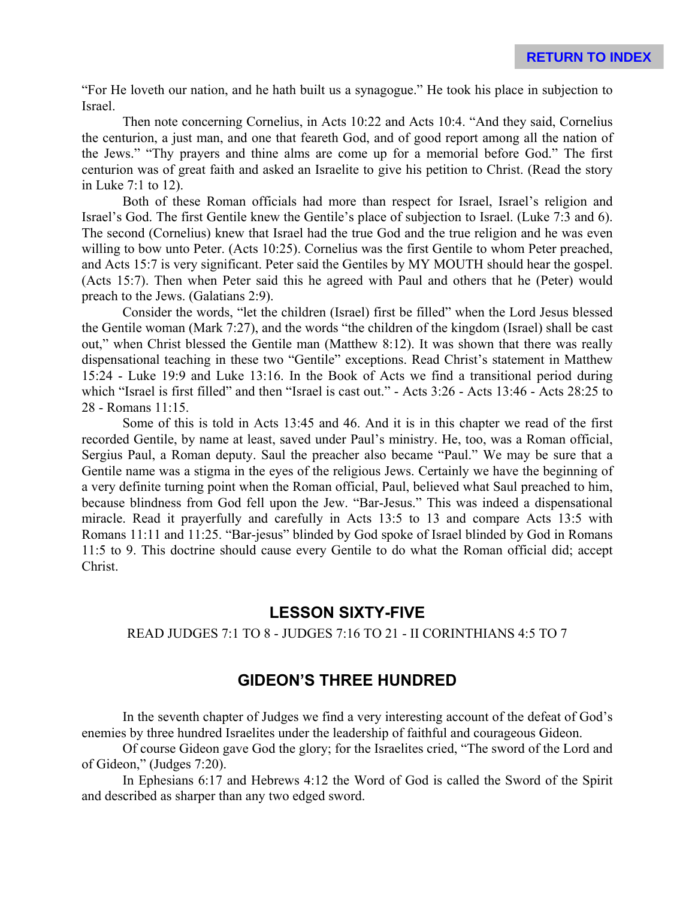"For He loveth our nation, and he hath built us a synagogue." He took his place in subjection to Israel.

Then note concerning Cornelius, in Acts 10:22 and Acts 10:4. "And they said, Cornelius the centurion, a just man, and one that feareth God, and of good report among all the nation of the Jews." "Thy prayers and thine alms are come up for a memorial before God." The first centurion was of great faith and asked an Israelite to give his petition to Christ. (Read the story in Luke 7:1 to 12).

Both of these Roman officials had more than respect for Israel, Israel's religion and Israel's God. The first Gentile knew the Gentile's place of subjection to Israel. (Luke 7:3 and 6). The second (Cornelius) knew that Israel had the true God and the true religion and he was even willing to bow unto Peter. (Acts 10:25). Cornelius was the first Gentile to whom Peter preached, and Acts 15:7 is very significant. Peter said the Gentiles by MY MOUTH should hear the gospel. (Acts 15:7). Then when Peter said this he agreed with Paul and others that he (Peter) would preach to the Jews. (Galatians 2:9).

Consider the words, "let the children (Israel) first be filled" when the Lord Jesus blessed the Gentile woman (Mark 7:27), and the words "the children of the kingdom (Israel) shall be cast out," when Christ blessed the Gentile man (Matthew 8:12). It was shown that there was really dispensational teaching in these two "Gentile" exceptions. Read Christ's statement in Matthew 15:24 - Luke 19:9 and Luke 13:16. In the Book of Acts we find a transitional period during which "Israel is first filled" and then "Israel is cast out." - Acts 3:26 - Acts 13:46 - Acts 28:25 to 28 - Romans 11:15.

Some of this is told in Acts 13:45 and 46. And it is in this chapter we read of the first recorded Gentile, by name at least, saved under Paul's ministry. He, too, was a Roman official, Sergius Paul, a Roman deputy. Saul the preacher also became "Paul." We may be sure that a Gentile name was a stigma in the eyes of the religious Jews. Certainly we have the beginning of a very definite turning point when the Roman official, Paul, believed what Saul preached to him, because blindness from God fell upon the Jew. "Bar-Jesus." This was indeed a dispensational miracle. Read it prayerfully and carefully in Acts 13:5 to 13 and compare Acts 13:5 with Romans 11:11 and 11:25. "Bar-jesus" blinded by God spoke of Israel blinded by God in Romans 11:5 to 9. This doctrine should cause every Gentile to do what the Roman official did; accept Christ.

## LESSON SIXTY-FIVE

READ JUDGES 7:1 TO 8 - JUDGES 7:16 TO 21 - II CORINTHIANS 4:5 TO 7

## GIDEON'S THREE HUNDRED

In the seventh chapter of Judges we find a very interesting account of the defeat of God's enemies by three hundred Israelites under the leadership of faithful and courageous Gideon.

Of course Gideon gave God the glory; for the Israelites cried, "The sword of the Lord and of Gideon," (Judges 7:20).

In Ephesians 6:17 and Hebrews 4:12 the Word of God is called the Sword of the Spirit and described as sharper than any two edged sword.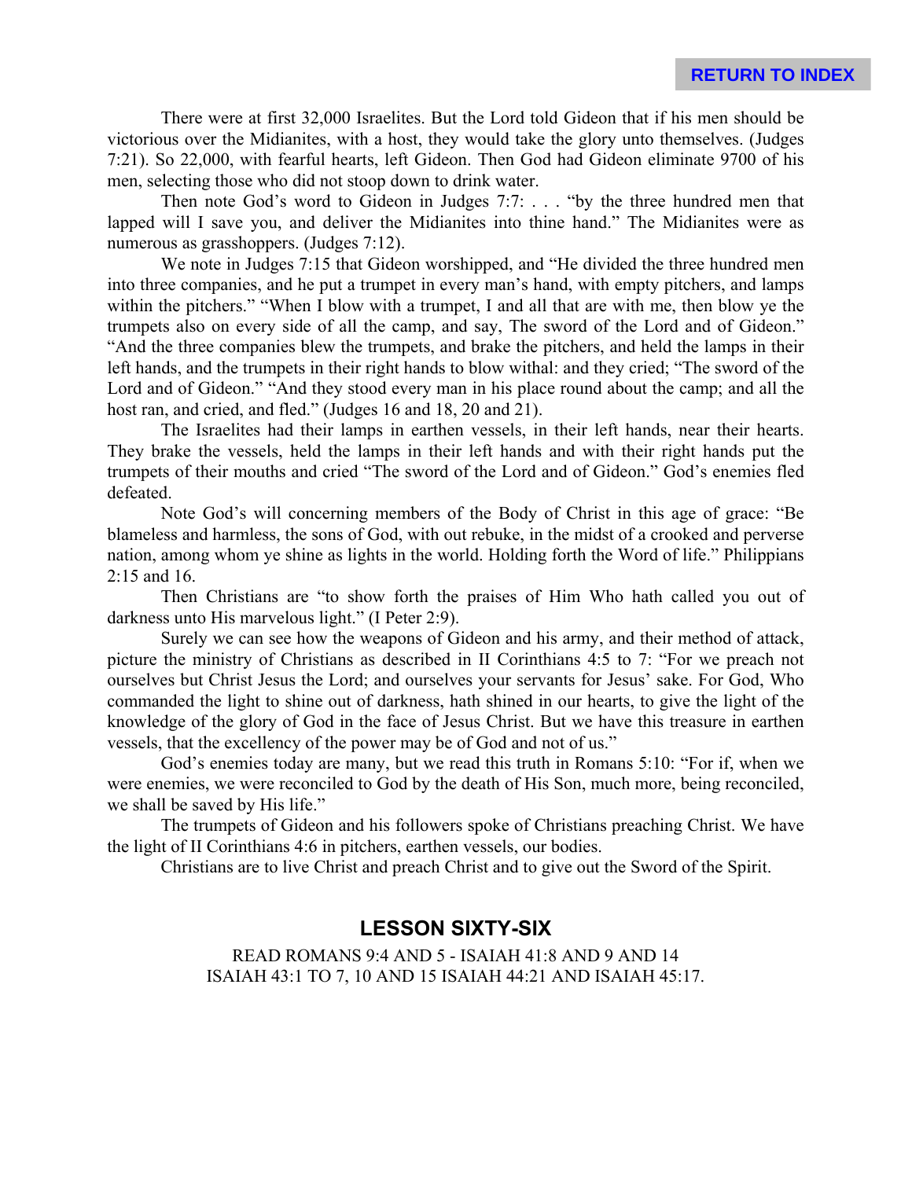There were at first 32,000 Israelites. But the Lord told Gideon that if his men should be victorious over the Midianites, with a host, they would take the glory unto themselves. (Judges 7:21). So 22,000, with fearful hearts, left Gideon. Then God had Gideon eliminate 9700 of his men, selecting those who did not stoop down to drink water.

Then note God's word to Gideon in Judges 7:7: . . . "by the three hundred men that lapped will I save you, and deliver the Midianites into thine hand." The Midianites were as numerous as grasshoppers. (Judges 7:12).

We note in Judges 7:15 that Gideon worshipped, and "He divided the three hundred men into three companies, and he put a trumpet in every man's hand, with empty pitchers, and lamps within the pitchers." "When I blow with a trumpet, I and all that are with me, then blow ye the trumpets also on every side of all the camp, and say, The sword of the Lord and of Gideon." "And the three companies blew the trumpets, and brake the pitchers, and held the lamps in their left hands, and the trumpets in their right hands to blow withal: and they cried; "The sword of the Lord and of Gideon." "And they stood every man in his place round about the camp; and all the host ran, and cried, and fled." (Judges 16 and 18, 20 and 21).

The Israelites had their lamps in earthen vessels, in their left hands, near their hearts. They brake the vessels, held the lamps in their left hands and with their right hands put the trumpets of their mouths and cried "The sword of the Lord and of Gideon." God's enemies fled defeated.

Note God's will concerning members of the Body of Christ in this age of grace: "Be blameless and harmless, the sons of God, with out rebuke, in the midst of a crooked and perverse nation, among whom ye shine as lights in the world. Holding forth the Word of life." Philippians 2:15 and 16.

Then Christians are "to show forth the praises of Him Who hath called you out of darkness unto His marvelous light." (I Peter 2:9).

Surely we can see how the weapons of Gideon and his army, and their method of attack, picture the ministry of Christians as described in II Corinthians 4:5 to 7: "For we preach not ourselves but Christ Jesus the Lord; and ourselves your servants for Jesus' sake. For God, Who commanded the light to shine out of darkness, hath shined in our hearts, to give the light of the knowledge of the glory of God in the face of Jesus Christ. But we have this treasure in earthen vessels, that the excellency of the power may be of God and not of us."

God's enemies today are many, but we read this truth in Romans 5:10: "For if, when we were enemies, we were reconciled to God by the death of His Son, much more, being reconciled, we shall be saved by His life."

The trumpets of Gideon and his followers spoke of Christians preaching Christ. We have the light of II Corinthians 4:6 in pitchers, earthen vessels, our bodies.

Christians are to live Christ and preach Christ and to give out the Sword of the Spirit.

## LESSON SIXTY-SIX

READ ROMANS 9:4 AND 5 - ISAIAH 41:8 AND 9 AND 14
ISAIAH 43:1 TO 7, 10 AND 15 ISAIAH 44:21 AND ISAIAH 45:17.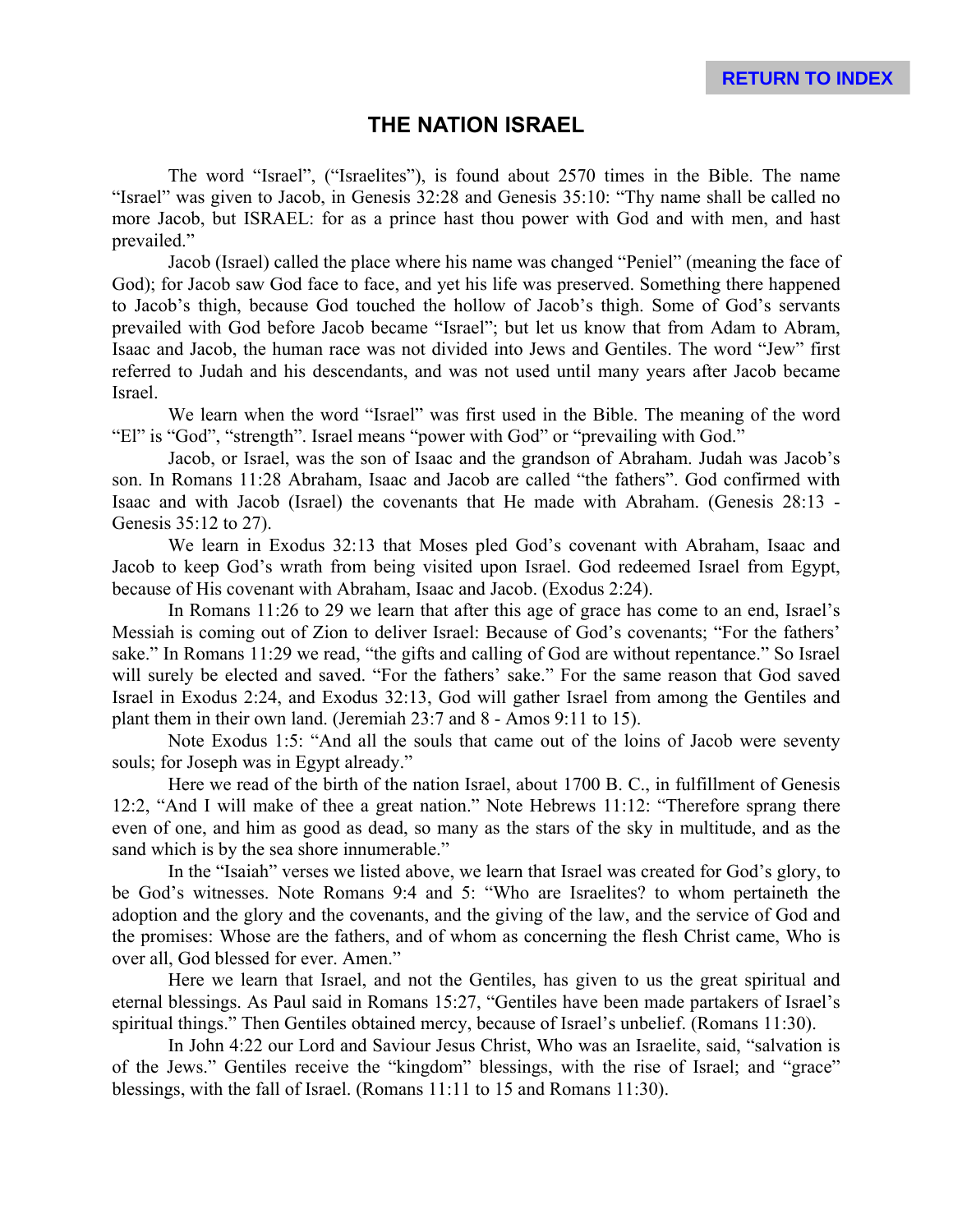# THE NATION ISRAEL

The word "Israel", ("Israelites"), is found about 2570 times in the Bible. The name "Israel" was given to Jacob, in Genesis 32:28 and Genesis 35:10: "Thy name shall be called no more Jacob, but ISRAEL: for as a prince hast thou power with God and with men, and hast prevailed."

Jacob (Israel) called the place where his name was changed "Peniel" (meaning the face of God); for Jacob saw God face to face, and yet his life was preserved. Something there happened to Jacob's thigh, because God touched the hollow of Jacob's thigh. Some of God's servants prevailed with God before Jacob became "Israel"; but let us know that from Adam to Abram, Isaac and Jacob, the human race was not divided into Jews and Gentiles. The word "Jew" first referred to Judah and his descendants, and was not used until many years after Jacob became Israel.

We learn when the word "Israel" was first used in the Bible. The meaning of the word "El" is "God", "strength". Israel means "power with God" or "prevailing with God."

Jacob, or Israel, was the son of Isaac and the grandson of Abraham. Judah was Jacob's son. In Romans 11:28 Abraham, Isaac and Jacob are called "the fathers". God confirmed with Isaac and with Jacob (Israel) the covenants that He made with Abraham. (Genesis 28:13 - Genesis 35:12 to 27).

We learn in Exodus 32:13 that Moses pled God's covenant with Abraham, Isaac and Jacob to keep God's wrath from being visited upon Israel. God redeemed Israel from Egypt, because of His covenant with Abraham, Isaac and Jacob. (Exodus 2:24).

In Romans 11:26 to 29 we learn that after this age of grace has come to an end, Israel's Messiah is coming out of Zion to deliver Israel: Because of God's covenants; "For the fathers' sake." In Romans 11:29 we read, "the gifts and calling of God are without repentance." So Israel will surely be elected and saved. "For the fathers' sake." For the same reason that God saved Israel in Exodus 2:24, and Exodus 32:13, God will gather Israel from among the Gentiles and plant them in their own land. (Jeremiah 23:7 and 8 - Amos 9:11 to 15).

Note Exodus 1:5: "And all the souls that came out of the loins of Jacob were seventy souls; for Joseph was in Egypt already."

Here we read of the birth of the nation Israel, about 1700 B. C., in fulfillment of Genesis 12:2, "And I will make of thee a great nation." Note Hebrews 11:12: "Therefore sprang there even of one, and him as good as dead, so many as the stars of the sky in multitude, and as the sand which is by the sea shore innumerable."

In the "Isaiah" verses we listed above, we learn that Israel was created for God's glory, to be God's witnesses. Note Romans 9:4 and 5: "Who are Israelites? to whom pertaineth the adoption and the glory and the covenants, and the giving of the law, and the service of God and the promises: Whose are the fathers, and of whom as concerning the flesh Christ came, Who is over all, God blessed for ever. Amen."

Here we learn that Israel, and not the Gentiles, has given to us the great spiritual and eternal blessings. As Paul said in Romans 15:27, "Gentiles have been made partakers of Israel's spiritual things." Then Gentiles obtained mercy, because of Israel's unbelief. (Romans 11:30).

In John 4:22 our Lord and Saviour Jesus Christ, Who was an Israelite, said, "salvation is of the Jews." Gentiles receive the "kingdom" blessings, with the rise of Israel; and "grace" blessings, with the fall of Israel. (Romans 11:11 to 15 and Romans 11:30).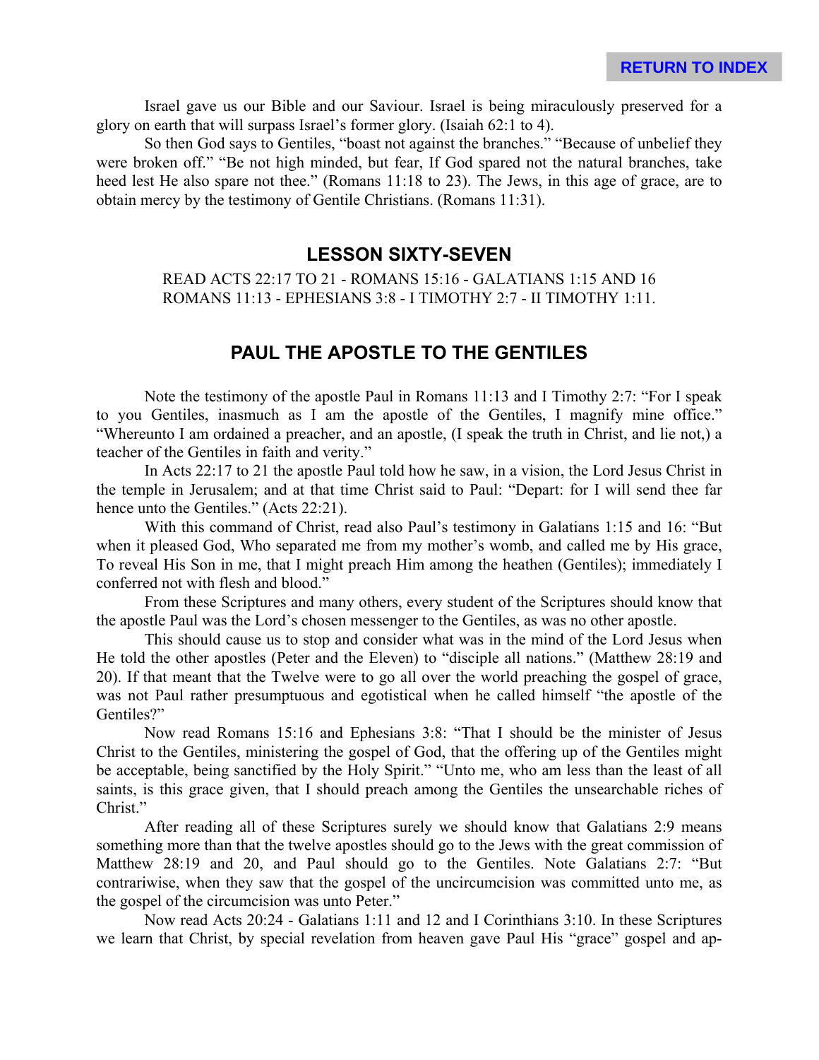Israel gave us our Bible and our Saviour. Israel is being miraculously preserved for a glory on earth that will surpass Israel's former glory. (Isaiah 62:1 to 4).

So then God says to Gentiles, "boast not against the branches." "Because of unbelief they were broken off." "Be not high minded, but fear, If God spared not the natural branches, take heed lest He also spare not thee." (Romans 11:18 to 23). The Jews, in this age of grace, are to obtain mercy by the testimony of Gentile Christians. (Romans 11:31).

## LESSON SIXTY-SEVEN

READ ACTS 22:17 TO 21 - ROMANS 15:16 - GALATIANS 1:15 AND 16
ROMANS 11:13 - EPHESIANS 3:8 - I TIMOTHY 2:7 - II TIMOTHY 1:11.

## PAUL THE APOSTLE TO THE GENTILES

Note the testimony of the apostle Paul in Romans 11:13 and I Timothy 2:7: "For I speak to you Gentiles, inasmuch as I am the apostle of the Gentiles, I magnify mine office." "Whereunto I am ordained a preacher, and an apostle, (I speak the truth in Christ, and lie not,) a teacher of the Gentiles in faith and verity."

In Acts 22:17 to 21 the apostle Paul told how he saw, in a vision, the Lord Jesus Christ in the temple in Jerusalem; and at that time Christ said to Paul: "Depart: for I will send thee far hence unto the Gentiles." (Acts 22:21).

With this command of Christ, read also Paul's testimony in Galatians 1:15 and 16: "But when it pleased God, Who separated me from my mother's womb, and called me by His grace, To reveal His Son in me, that I might preach Him among the heathen (Gentiles); immediately I conferred not with flesh and blood."

From these Scriptures and many others, every student of the Scriptures should know that the apostle Paul was the Lord's chosen messenger to the Gentiles, as was no other apostle.

This should cause us to stop and consider what was in the mind of the Lord Jesus when He told the other apostles (Peter and the Eleven) to "disciple all nations." (Matthew 28:19 and 20). If that meant that the Twelve were to go all over the world preaching the gospel of grace, was not Paul rather presumptuous and egotistical when he called himself "the apostle of the Gentiles?"

Now read Romans 15:16 and Ephesians 3:8: "That I should be the minister of Jesus Christ to the Gentiles, ministering the gospel of God, that the offering up of the Gentiles might be acceptable, being sanctified by the Holy Spirit." "Unto me, who am less than the least of all saints, is this grace given, that I should preach among the Gentiles the unsearchable riches of Christ."

After reading all of these Scriptures surely we should know that Galatians 2:9 means something more than that the twelve apostles should go to the Jews with the great commission of Matthew 28:19 and 20, and Paul should go to the Gentiles. Note Galatians 2:7: "But contrariwise, when they saw that the gospel of the uncircumcision was committed unto me, as the gospel of the circumcision was unto Peter."

Now read Acts 20:24 - Galatians 1:11 and 12 and I Corinthians 3:10. In these Scriptures we learn that Christ, by special revelation from heaven gave Paul His "grace" gospel and ap-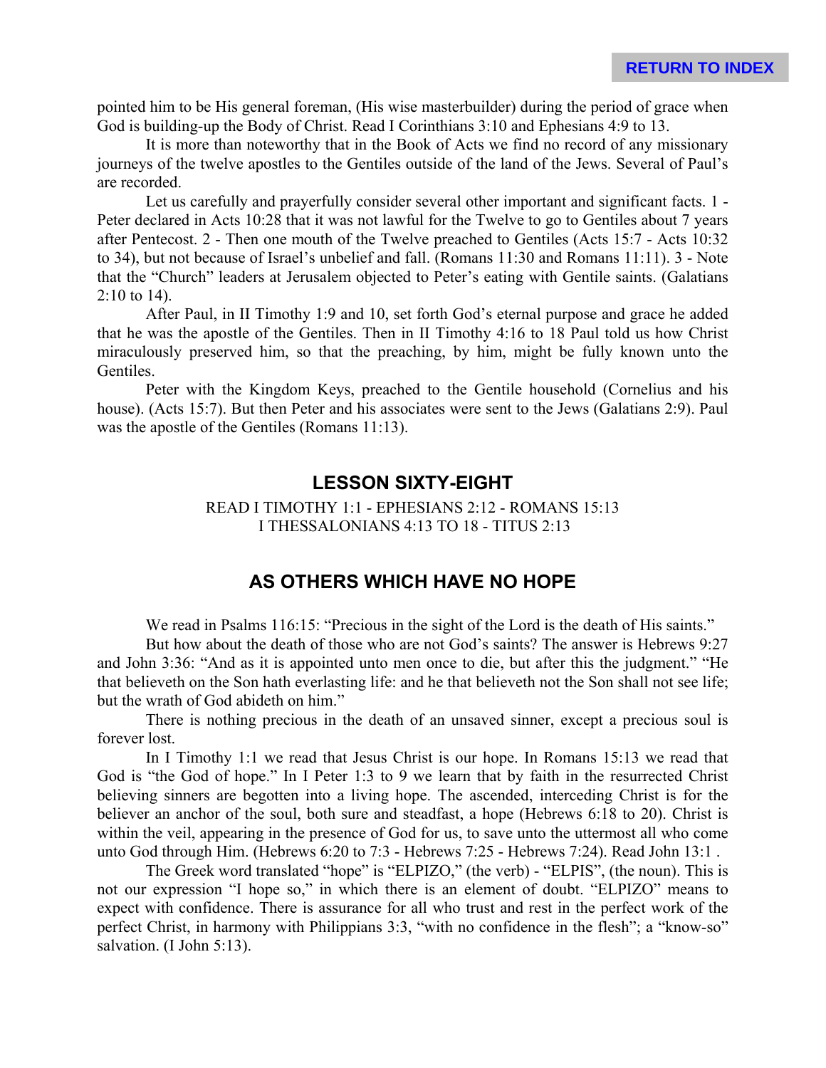pointed him to be His general foreman, (His wise masterbuilder) during the period of grace when God is building-up the Body of Christ. Read I Corinthians 3:10 and Ephesians 4:9 to 13.

It is more than noteworthy that in the Book of Acts we find no record of any missionary journeys of the twelve apostles to the Gentiles outside of the land of the Jews. Several of Paul's are recorded.

Let us carefully and prayerfully consider several other important and significant facts. 1 - Peter declared in Acts 10:28 that it was not lawful for the Twelve to go to Gentiles about 7 years after Pentecost. 2 - Then one mouth of the Twelve preached to Gentiles (Acts 15:7 - Acts 10:32 to 34), but not because of Israel's unbelief and fall. (Romans 11:30 and Romans 11:11). 3 - Note that the "Church" leaders at Jerusalem objected to Peter's eating with Gentile saints. (Galatians 2:10 to 14).

After Paul, in II Timothy 1:9 and 10, set forth God's eternal purpose and grace he added that he was the apostle of the Gentiles. Then in II Timothy 4:16 to 18 Paul told us how Christ miraculously preserved him, so that the preaching, by him, might be fully known unto the Gentiles.

Peter with the Kingdom Keys, preached to the Gentile household (Cornelius and his house). (Acts 15:7). But then Peter and his associates were sent to the Jews (Galatians 2:9). Paul was the apostle of the Gentiles (Romans 11:13).

## LESSON SIXTY-EIGHT

READ I TIMOTHY 1:1 - EPHESIANS 2:12 - ROMANS 15:13
I THESSALONIANS 4:13 TO 18 - TITUS 2:13

## AS OTHERS WHICH HAVE NO HOPE

We read in Psalms 116:15: "Precious in the sight of the Lord is the death of His saints."

But how about the death of those who are not God's saints? The answer is Hebrews 9:27 and John 3:36: "And as it is appointed unto men once to die, but after this the judgment." "He that believeth on the Son hath everlasting life: and he that believeth not the Son shall not see life; but the wrath of God abideth on him."

There is nothing precious in the death of an unsaved sinner, except a precious soul is forever lost.

In I Timothy 1:1 we read that Jesus Christ is our hope. In Romans 15:13 we read that God is "the God of hope." In I Peter 1:3 to 9 we learn that by faith in the resurrected Christ believing sinners are begotten into a living hope. The ascended, interceding Christ is for the believer an anchor of the soul, both sure and steadfast, a hope (Hebrews 6:18 to 20). Christ is within the veil, appearing in the presence of God for us, to save unto the uttermost all who come unto God through Him. (Hebrews 6:20 to 7:3 - Hebrews 7:25 - Hebrews 7:24). Read John 13:1 .

The Greek word translated "hope" is "ELPIZO," (the verb) - "ELPIS", (the noun). This is not our expression "I hope so," in which there is an element of doubt. "ELPIZO" means to expect with confidence. There is assurance for all who trust and rest in the perfect work of the perfect Christ, in harmony with Philippians 3:3, "with no confidence in the flesh"; a "know-so" salvation. (I John 5:13).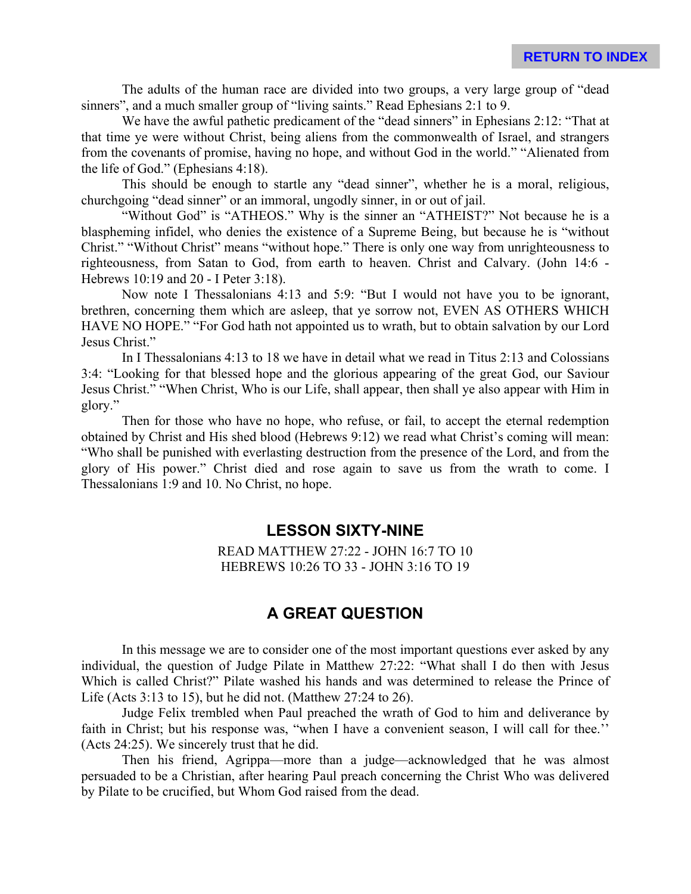The adults of the human race are divided into two groups, a very large group of "dead sinners", and a much smaller group of "living saints." Read Ephesians 2:1 to 9.

We have the awful pathetic predicament of the "dead sinners" in Ephesians 2:12: "That at that time ye were without Christ, being aliens from the commonwealth of Israel, and strangers from the covenants of promise, having no hope, and without God in the world." "Alienated from the life of God." (Ephesians 4:18).

This should be enough to startle any "dead sinner", whether he is a moral, religious, churchgoing "dead sinner" or an immoral, ungodly sinner, in or out of jail.

"Without God" is "ATHEOS." Why is the sinner an "ATHEIST?" Not because he is a blaspheming infidel, who denies the existence of a Supreme Being, but because he is "without Christ." "Without Christ" means "without hope." There is only one way from unrighteousness to righteousness, from Satan to God, from earth to heaven. Christ and Calvary. (John 14:6 - Hebrews 10:19 and 20 - I Peter 3:18).

Now note I Thessalonians 4:13 and 5:9: "But I would not have you to be ignorant, brethren, concerning them which are asleep, that ye sorrow not, EVEN AS OTHERS WHICH HAVE NO HOPE." "For God hath not appointed us to wrath, but to obtain salvation by our Lord Jesus Christ."

In I Thessalonians 4:13 to 18 we have in detail what we read in Titus 2:13 and Colossians 3:4: "Looking for that blessed hope and the glorious appearing of the great God, our Saviour Jesus Christ." "When Christ, Who is our Life, shall appear, then shall ye also appear with Him in glory."

Then for those who have no hope, who refuse, or fail, to accept the eternal redemption obtained by Christ and His shed blood (Hebrews 9:12) we read what Christ's coming will mean: "Who shall be punished with everlasting destruction from the presence of the Lord, and from the glory of His power." Christ died and rose again to save us from the wrath to come. I Thessalonians 1:9 and 10. No Christ, no hope.

## LESSON SIXTY-NINE

READ MATTHEW 27:22 - JOHN 16:7 TO 10
HEBREWS 10:26 TO 33 - JOHN 3:16 TO 19

## A GREAT QUESTION

In this message we are to consider one of the most important questions ever asked by any individual, the question of Judge Pilate in Matthew 27:22: "What shall I do then with Jesus Which is called Christ?" Pilate washed his hands and was determined to release the Prince of Life (Acts 3:13 to 15), but he did not. (Matthew 27:24 to 26).

Judge Felix trembled when Paul preached the wrath of God to him and deliverance by faith in Christ; but his response was, "when I have a convenient season, I will call for thee.'' (Acts 24:25). We sincerely trust that he did.

Then his friend, Agrippa—more than a judge—acknowledged that he was almost persuaded to be a Christian, after hearing Paul preach concerning the Christ Who was delivered by Pilate to be crucified, but Whom God raised from the dead.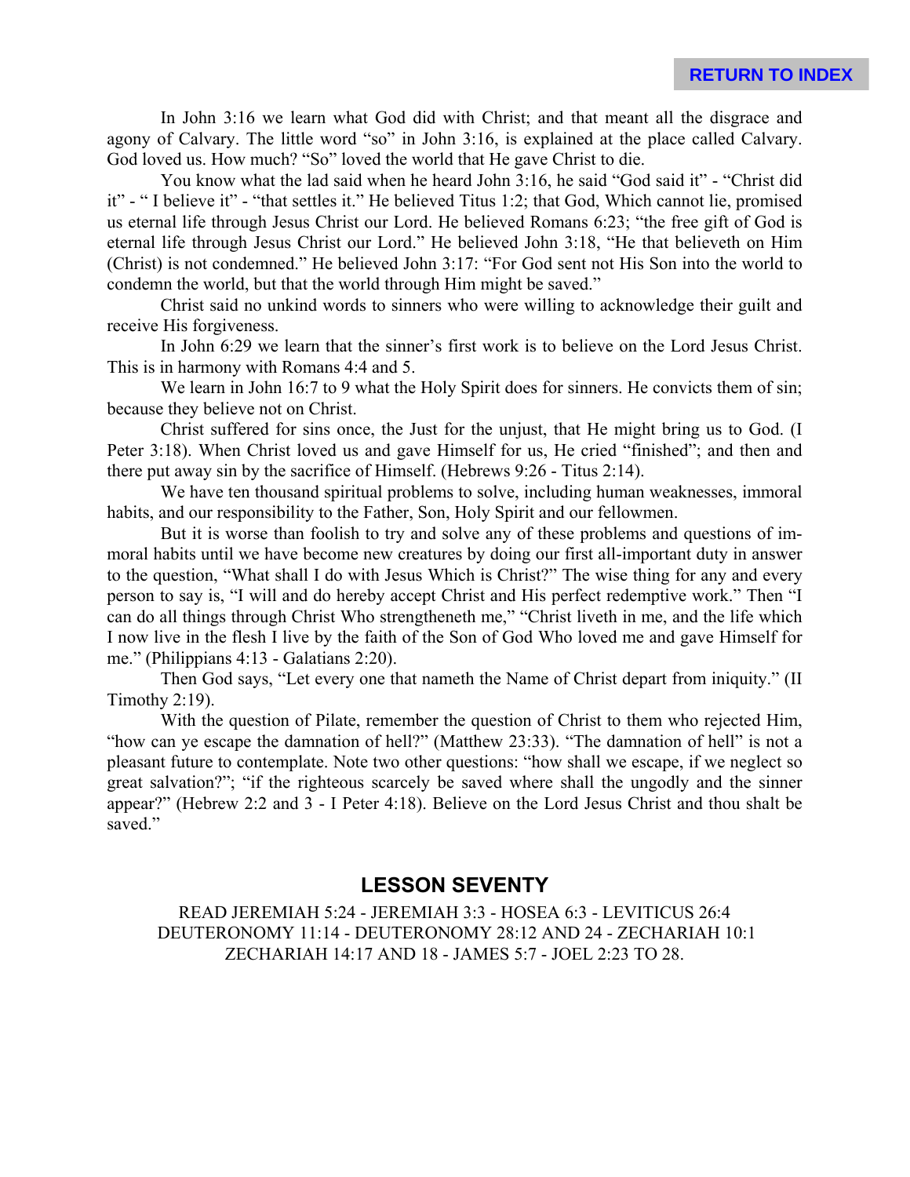In John 3:16 we learn what God did with Christ; and that meant all the disgrace and agony of Calvary. The little word "so" in John 3:16, is explained at the place called Calvary. God loved us. How much? "So" loved the world that He gave Christ to die.

You know what the lad said when he heard John 3:16, he said "God said it" - "Christ did it" - " I believe it" - "that settles it." He believed Titus 1:2; that God, Which cannot lie, promised us eternal life through Jesus Christ our Lord. He believed Romans 6:23; "the free gift of God is eternal life through Jesus Christ our Lord." He believed John 3:18, "He that believeth on Him (Christ) is not condemned." He believed John 3:17: "For God sent not His Son into the world to condemn the world, but that the world through Him might be saved."

Christ said no unkind words to sinners who were willing to acknowledge their guilt and receive His forgiveness.

In John 6:29 we learn that the sinner's first work is to believe on the Lord Jesus Christ. This is in harmony with Romans 4:4 and 5.

We learn in John 16:7 to 9 what the Holy Spirit does for sinners. He convicts them of sin; because they believe not on Christ.

Christ suffered for sins once, the Just for the unjust, that He might bring us to God. (I Peter 3:18). When Christ loved us and gave Himself for us, He cried "finished"; and then and there put away sin by the sacrifice of Himself. (Hebrews 9:26 - Titus 2:14).

We have ten thousand spiritual problems to solve, including human weaknesses, immoral habits, and our responsibility to the Father, Son, Holy Spirit and our fellowmen.

But it is worse than foolish to try and solve any of these problems and questions of immoral habits until we have become new creatures by doing our first all-important duty in answer to the question, "What shall I do with Jesus Which is Christ?" The wise thing for any and every person to say is, "I will and do hereby accept Christ and His perfect redemptive work." Then "I can do all things through Christ Who strengtheneth me," "Christ liveth in me, and the life which I now live in the flesh I live by the faith of the Son of God Who loved me and gave Himself for me." (Philippians 4:13 - Galatians 2:20).

Then God says, "Let every one that nameth the Name of Christ depart from iniquity." (II Timothy 2:19).

With the question of Pilate, remember the question of Christ to them who rejected Him, "how can ye escape the damnation of hell?" (Matthew 23:33). "The damnation of hell" is not a pleasant future to contemplate. Note two other questions: "how shall we escape, if we neglect so great salvation?"; "if the righteous scarcely be saved where shall the ungodly and the sinner appear?" (Hebrew 2:2 and 3 - I Peter 4:18). Believe on the Lord Jesus Christ and thou shalt be saved."

## LESSON SEVENTY

READ JEREMIAH 5:24 - JEREMIAH 3:3 - HOSEA 6:3 - LEVITICUS 26:4
DEUTERONOMY 11:14 - DEUTERONOMY 28:12 AND 24 - ZECHARIAH 10:1
ZECHARIAH 14:17 AND 18 - JAMES 5:7 - JOEL 2:23 TO 28.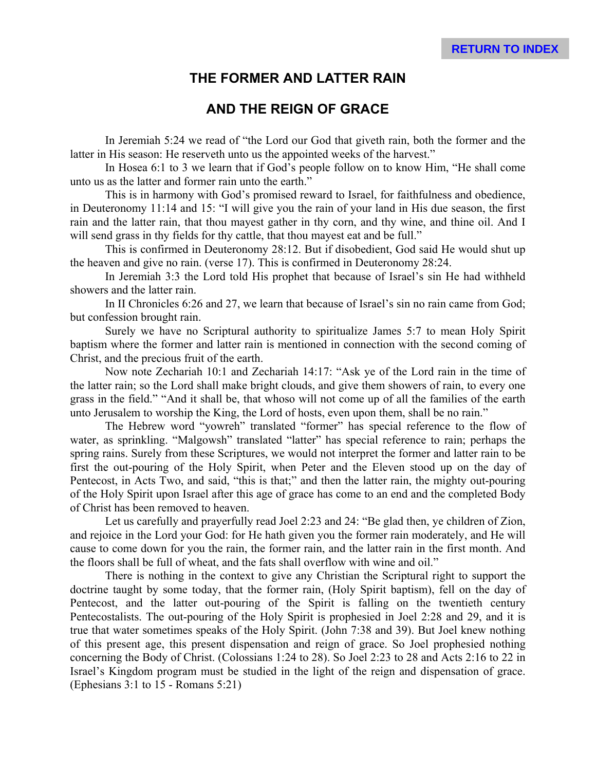# THE FORMER AND LATTER RAIN

# AND THE REIGN OF GRACE

In Jeremiah 5:24 we read of "the Lord our God that giveth rain, both the former and the latter in His season: He reserveth unto us the appointed weeks of the harvest."

In Hosea 6:1 to 3 we learn that if God's people follow on to know Him, "He shall come unto us as the latter and former rain unto the earth."

This is in harmony with God's promised reward to Israel, for faithfulness and obedience, in Deuteronomy 11:14 and 15: "I will give you the rain of your land in His due season, the first rain and the latter rain, that thou mayest gather in thy corn, and thy wine, and thine oil. And I will send grass in thy fields for thy cattle, that thou mayest eat and be full."

This is confirmed in Deuteronomy 28:12. But if disobedient, God said He would shut up the heaven and give no rain. (verse 17). This is confirmed in Deuteronomy 28:24.

In Jeremiah 3:3 the Lord told His prophet that because of Israel's sin He had withheld showers and the latter rain.

In II Chronicles 6:26 and 27, we learn that because of Israel's sin no rain came from God; but confession brought rain.

Surely we have no Scriptural authority to spiritualize James 5:7 to mean Holy Spirit baptism where the former and latter rain is mentioned in connection with the second coming of Christ, and the precious fruit of the earth.

Now note Zechariah 10:1 and Zechariah 14:17: "Ask ye of the Lord rain in the time of the latter rain; so the Lord shall make bright clouds, and give them showers of rain, to every one grass in the field." "And it shall be, that whoso will not come up of all the families of the earth unto Jerusalem to worship the King, the Lord of hosts, even upon them, shall be no rain."

The Hebrew word "yowreh" translated "former" has special reference to the flow of water, as sprinkling. "Malgowsh" translated "latter" has special reference to rain; perhaps the spring rains. Surely from these Scriptures, we would not interpret the former and latter rain to be first the out-pouring of the Holy Spirit, when Peter and the Eleven stood up on the day of Pentecost, in Acts Two, and said, "this is that;" and then the latter rain, the mighty out-pouring of the Holy Spirit upon Israel after this age of grace has come to an end and the completed Body of Christ has been removed to heaven.

Let us carefully and prayerfully read Joel 2:23 and 24: "Be glad then, ye children of Zion, and rejoice in the Lord your God: for He hath given you the former rain moderately, and He will cause to come down for you the rain, the former rain, and the latter rain in the first month. And the floors shall be full of wheat, and the fats shall overflow with wine and oil."

There is nothing in the context to give any Christian the Scriptural right to support the doctrine taught by some today, that the former rain, (Holy Spirit baptism), fell on the day of Pentecost, and the latter out-pouring of the Spirit is falling on the twentieth century Pentecostalists. The out-pouring of the Holy Spirit is prophesied in Joel 2:28 and 29, and it is true that water sometimes speaks of the Holy Spirit. (John 7:38 and 39). But Joel knew nothing of this present age, this present dispensation and reign of grace. So Joel prophesied nothing concerning the Body of Christ. (Colossians 1:24 to 28). So Joel 2:23 to 28 and Acts 2:16 to 22 in Israel's Kingdom program must be studied in the light of the reign and dispensation of grace. (Ephesians 3:1 to 15 - Romans 5:21)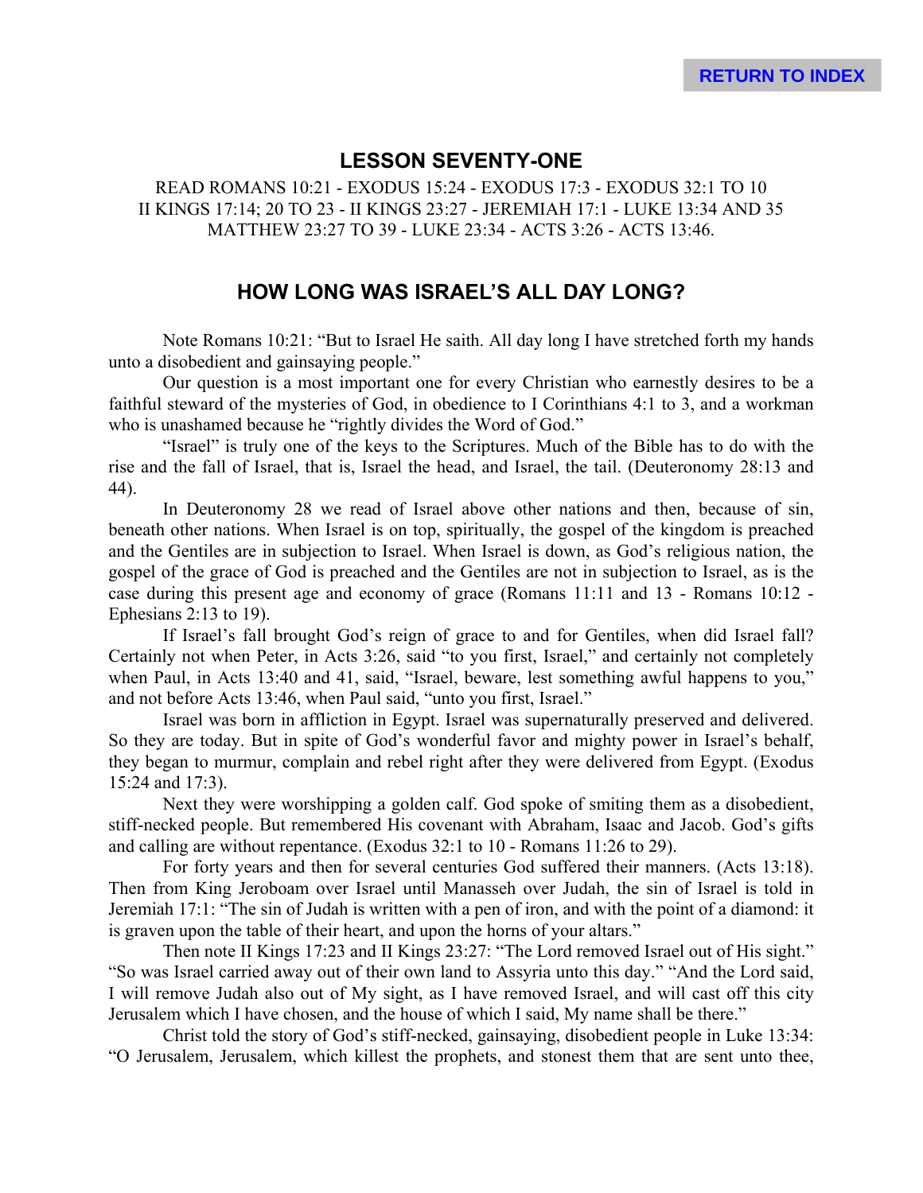## LESSON SEVENTY-ONE

READ ROMANS 10:21 - EXODUS 15:24 - EXODUS 17:3 - EXODUS 32:1 TO 10
II KINGS 17:14; 20 TO 23 - II KINGS 23:27 - JEREMIAH 17:1 - LUKE 13:34 AND 35
MATTHEW 23:27 TO 39 - LUKE 23:34 - ACTS 3:26 - ACTS 13:46.

## HOW LONG WAS ISRAEL'S ALL DAY LONG?

Note Romans 10:21: "But to Israel He saith. All day long I have stretched forth my hands unto a disobedient and gainsaying people."

Our question is a most important one for every Christian who earnestly desires to be a faithful steward of the mysteries of God, in obedience to I Corinthians 4:1 to 3, and a workman who is unashamed because he "rightly divides the Word of God."

"Israel" is truly one of the keys to the Scriptures. Much of the Bible has to do with the rise and the fall of Israel, that is, Israel the head, and Israel, the tail. (Deuteronomy 28:13 and 44).

In Deuteronomy 28 we read of Israel above other nations and then, because of sin, beneath other nations. When Israel is on top, spiritually, the gospel of the kingdom is preached and the Gentiles are in subjection to Israel. When Israel is down, as God's religious nation, the gospel of the grace of God is preached and the Gentiles are not in subjection to Israel, as is the case during this present age and economy of grace (Romans 11:11 and 13 - Romans 10:12 - Ephesians 2:13 to 19).

If Israel's fall brought God's reign of grace to and for Gentiles, when did Israel fall? Certainly not when Peter, in Acts 3:26, said "to you first, Israel," and certainly not completely when Paul, in Acts 13:40 and 41, said, "Israel, beware, lest something awful happens to you," and not before Acts 13:46, when Paul said, "unto you first, Israel."

Israel was born in affliction in Egypt. Israel was supernaturally preserved and delivered. So they are today. But in spite of God's wonderful favor and mighty power in Israel's behalf, they began to murmur, complain and rebel right after they were delivered from Egypt. (Exodus 15:24 and 17:3).

Next they were worshipping a golden calf. God spoke of smiting them as a disobedient, stiff-necked people. But remembered His covenant with Abraham, Isaac and Jacob. God's gifts and calling are without repentance. (Exodus 32:1 to 10 - Romans 11:26 to 29).

For forty years and then for several centuries God suffered their manners. (Acts 13:18). Then from King Jeroboam over Israel until Manasseh over Judah, the sin of Israel is told in Jeremiah 17:1: "The sin of Judah is written with a pen of iron, and with the point of a diamond: it is graven upon the table of their heart, and upon the horns of your altars."

Then note II Kings 17:23 and II Kings 23:27: "The Lord removed Israel out of His sight." "So was Israel carried away out of their own land to Assyria unto this day." "And the Lord said, I will remove Judah also out of My sight, as I have removed Israel, and will cast off this city Jerusalem which I have chosen, and the house of which I said, My name shall be there."

Christ told the story of God's stiff-necked, gainsaying, disobedient people in Luke 13:34: "O Jerusalem, Jerusalem, which killest the prophets, and stonest them that are sent unto thee,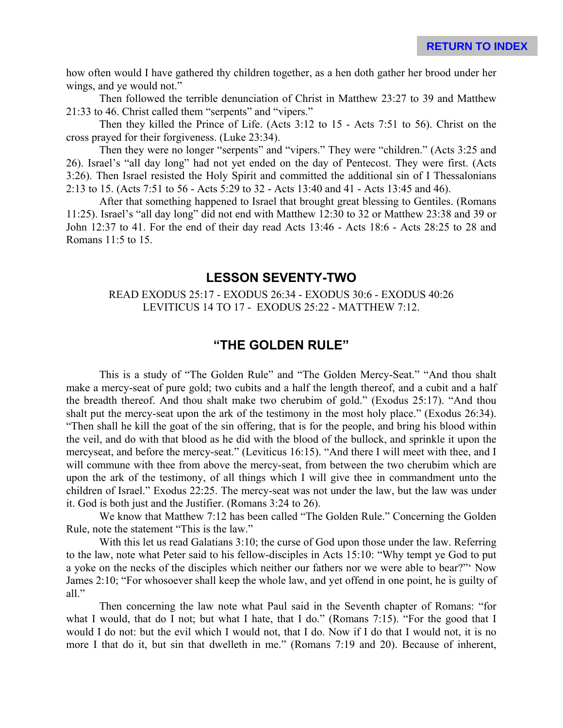how often would I have gathered thy children together, as a hen doth gather her brood under her wings, and ye would not."

Then followed the terrible denunciation of Christ in Matthew 23:27 to 39 and Matthew 21:33 to 46. Christ called them "serpents" and "vipers."

Then they killed the Prince of Life. (Acts 3:12 to 15 - Acts 7:51 to 56). Christ on the cross prayed for their forgiveness. (Luke 23:34).

Then they were no longer "serpents" and "vipers." They were "children." (Acts 3:25 and 26). Israel's "all day long" had not yet ended on the day of Pentecost. They were first. (Acts 3:26). Then Israel resisted the Holy Spirit and committed the additional sin of I Thessalonians 2:13 to 15. (Acts 7:51 to 56 - Acts 5:29 to 32 - Acts 13:40 and 41 - Acts 13:45 and 46).

After that something happened to Israel that brought great blessing to Gentiles. (Romans 11:25). Israel's "all day long" did not end with Matthew 12:30 to 32 or Matthew 23:38 and 39 or John 12:37 to 41. For the end of their day read Acts 13:46 - Acts 18:6 - Acts 28:25 to 28 and Romans 11:5 to 15.

## LESSON SEVENTY-TWO

READ EXODUS 25:17 - EXODUS 26:34 - EXODUS 30:6 - EXODUS 40:26
LEVITICUS 14 TO 17 - EXODUS 25:22 - MATTHEW 7:12.

## "THE GOLDEN RULE"

This is a study of "The Golden Rule" and "The Golden Mercy-Seat." "And thou shalt make a mercy-seat of pure gold; two cubits and a half the length thereof, and a cubit and a half the breadth thereof. And thou shalt make two cherubim of gold." (Exodus 25:17). "And thou shalt put the mercy-seat upon the ark of the testimony in the most holy place." (Exodus 26:34). "Then shall he kill the goat of the sin offering, that is for the people, and bring his blood within the veil, and do with that blood as he did with the blood of the bullock, and sprinkle it upon the mercyseat, and before the mercy-seat." (Leviticus 16:15). "And there I will meet with thee, and I will commune with thee from above the mercy-seat, from between the two cherubim which are upon the ark of the testimony, of all things which I will give thee in commandment unto the children of Israel." Exodus 22:25. The mercy-seat was not under the law, but the law was under it. God is both just and the Justifier. (Romans 3:24 to 26).

We know that Matthew 7:12 has been called "The Golden Rule." Concerning the Golden Rule, note the statement "This is the law."

With this let us read Galatians 3:10; the curse of God upon those under the law. Referring to the law, note what Peter said to his fellow-disciples in Acts 15:10: "Why tempt ye God to put a yoke on the necks of the disciples which neither our fathers nor we were able to bear?"' Now James 2:10; "For whosoever shall keep the whole law, and yet offend in one point, he is guilty of all."

Then concerning the law note what Paul said in the Seventh chapter of Romans: "for what I would, that do I not; but what I hate, that I do." (Romans 7:15). "For the good that I would I do not: but the evil which I would not, that I do. Now if I do that I would not, it is no more I that do it, but sin that dwelleth in me." (Romans 7:19 and 20). Because of inherent,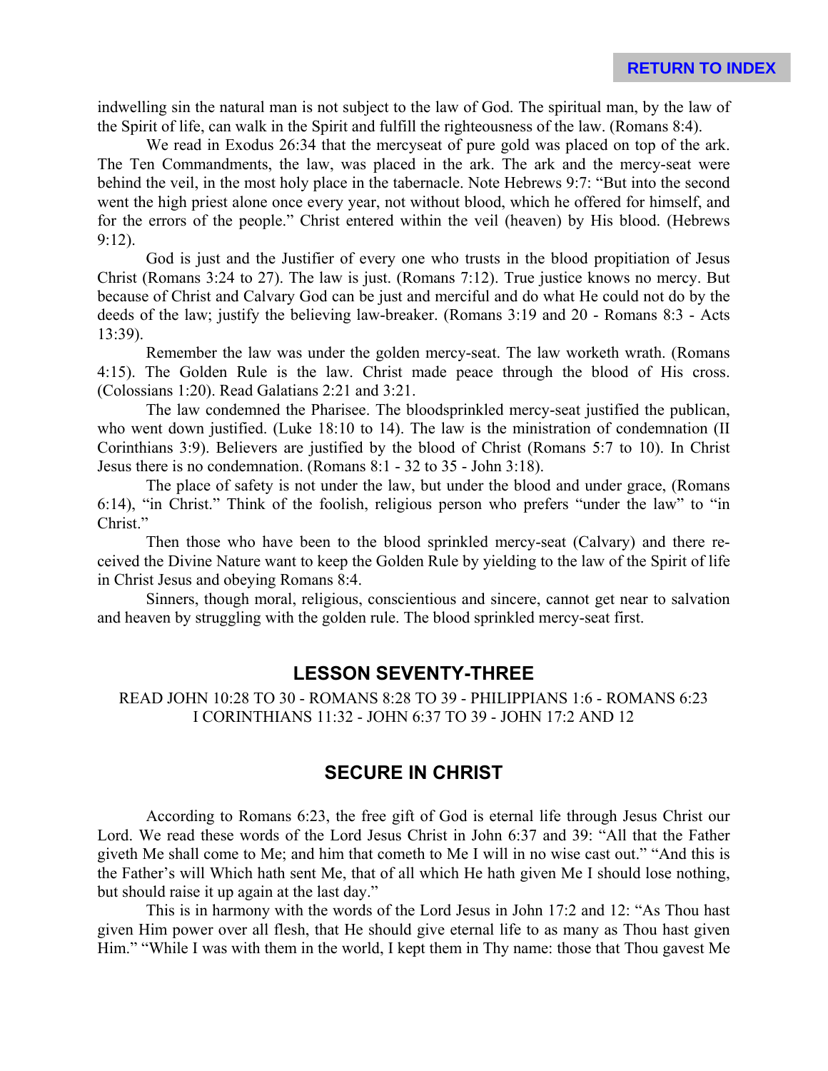indwelling sin the natural man is not subject to the law of God. The spiritual man, by the law of the Spirit of life, can walk in the Spirit and fulfill the righteousness of the law. (Romans 8:4).

We read in Exodus 26:34 that the mercyseat of pure gold was placed on top of the ark. The Ten Commandments, the law, was placed in the ark. The ark and the mercy-seat were behind the veil, in the most holy place in the tabernacle. Note Hebrews 9:7: "But into the second went the high priest alone once every year, not without blood, which he offered for himself, and for the errors of the people." Christ entered within the veil (heaven) by His blood. (Hebrews 9:12).

God is just and the Justifier of every one who trusts in the blood propitiation of Jesus Christ (Romans 3:24 to 27). The law is just. (Romans 7:12). True justice knows no mercy. But because of Christ and Calvary God can be just and merciful and do what He could not do by the deeds of the law; justify the believing law-breaker. (Romans 3:19 and 20 - Romans 8:3 - Acts 13:39).

Remember the law was under the golden mercy-seat. The law worketh wrath. (Romans 4:15). The Golden Rule is the law. Christ made peace through the blood of His cross. (Colossians 1:20). Read Galatians 2:21 and 3:21.

The law condemned the Pharisee. The bloodsprinkled mercy-seat justified the publican, who went down justified. (Luke 18:10 to 14). The law is the ministration of condemnation (II Corinthians 3:9). Believers are justified by the blood of Christ (Romans 5:7 to 10). In Christ Jesus there is no condemnation. (Romans 8:1 - 32 to 35 - John 3:18).

The place of safety is not under the law, but under the blood and under grace, (Romans 6:14), "in Christ." Think of the foolish, religious person who prefers "under the law" to "in Christ."

Then those who have been to the blood sprinkled mercy-seat (Calvary) and there received the Divine Nature want to keep the Golden Rule by yielding to the law of the Spirit of life in Christ Jesus and obeying Romans 8:4.

Sinners, though moral, religious, conscientious and sincere, cannot get near to salvation and heaven by struggling with the golden rule. The blood sprinkled mercy-seat first.

## LESSON SEVENTY-THREE

READ JOHN 10:28 TO 30 - ROMANS 8:28 TO 39 - PHILIPPIANS 1:6 - ROMANS 6:23
I CORINTHIANS 11:32 - JOHN 6:37 TO 39 - JOHN 17:2 AND 12

## SECURE IN CHRIST

According to Romans 6:23, the free gift of God is eternal life through Jesus Christ our Lord. We read these words of the Lord Jesus Christ in John 6:37 and 39: "All that the Father giveth Me shall come to Me; and him that cometh to Me I will in no wise cast out." "And this is the Father's will Which hath sent Me, that of all which He hath given Me I should lose nothing, but should raise it up again at the last day."

This is in harmony with the words of the Lord Jesus in John 17:2 and 12: "As Thou hast given Him power over all flesh, that He should give eternal life to as many as Thou hast given Him." "While I was with them in the world, I kept them in Thy name: those that Thou gavest Me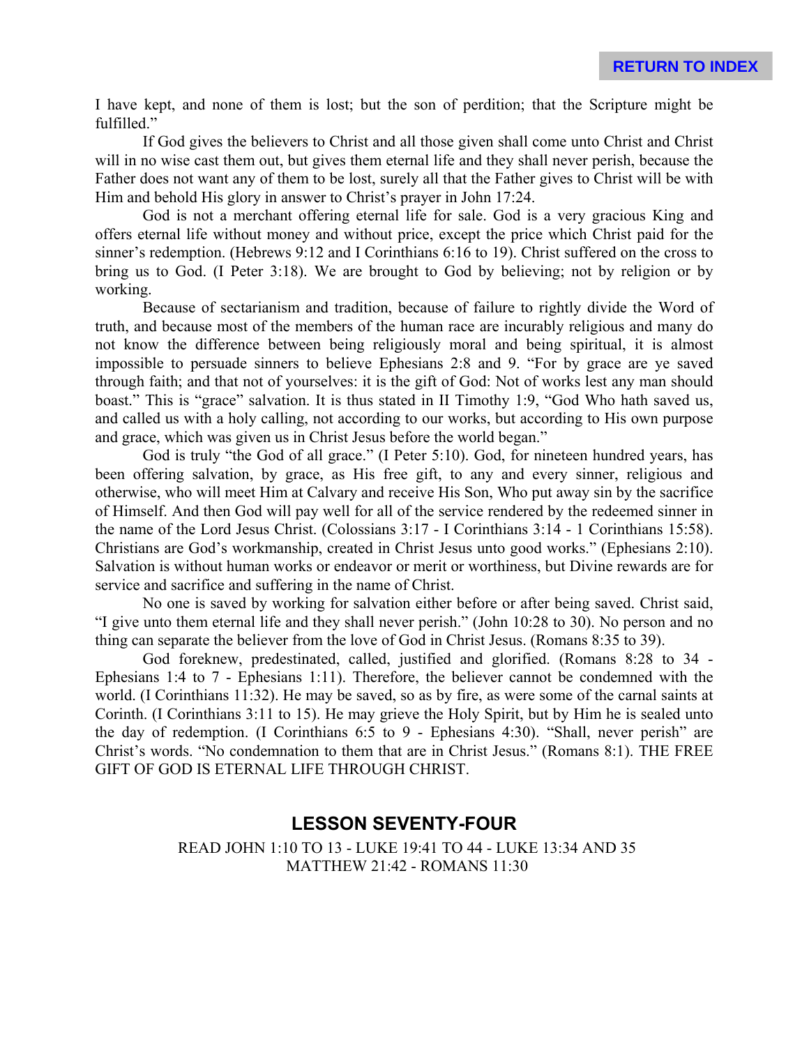I have kept, and none of them is lost; but the son of perdition; that the Scripture might be fulfilled."

If God gives the believers to Christ and all those given shall come unto Christ and Christ will in no wise cast them out, but gives them eternal life and they shall never perish, because the Father does not want any of them to be lost, surely all that the Father gives to Christ will be with Him and behold His glory in answer to Christ's prayer in John 17:24.

God is not a merchant offering eternal life for sale. God is a very gracious King and offers eternal life without money and without price, except the price which Christ paid for the sinner's redemption. (Hebrews 9:12 and I Corinthians 6:16 to 19). Christ suffered on the cross to bring us to God. (I Peter 3:18). We are brought to God by believing; not by religion or by working.

Because of sectarianism and tradition, because of failure to rightly divide the Word of truth, and because most of the members of the human race are incurably religious and many do not know the difference between being religiously moral and being spiritual, it is almost impossible to persuade sinners to believe Ephesians 2:8 and 9. "For by grace are ye saved through faith; and that not of yourselves: it is the gift of God: Not of works lest any man should boast." This is "grace" salvation. It is thus stated in II Timothy 1:9, "God Who hath saved us, and called us with a holy calling, not according to our works, but according to His own purpose and grace, which was given us in Christ Jesus before the world began."

God is truly "the God of all grace." (I Peter 5:10). God, for nineteen hundred years, has been offering salvation, by grace, as His free gift, to any and every sinner, religious and otherwise, who will meet Him at Calvary and receive His Son, Who put away sin by the sacrifice of Himself. And then God will pay well for all of the service rendered by the redeemed sinner in the name of the Lord Jesus Christ. (Colossians 3:17 - I Corinthians 3:14 - 1 Corinthians 15:58). Christians are God's workmanship, created in Christ Jesus unto good works." (Ephesians 2:10). Salvation is without human works or endeavor or merit or worthiness, but Divine rewards are for service and sacrifice and suffering in the name of Christ.

No one is saved by working for salvation either before or after being saved. Christ said, "I give unto them eternal life and they shall never perish." (John 10:28 to 30). No person and no thing can separate the believer from the love of God in Christ Jesus. (Romans 8:35 to 39).

God foreknew, predestinated, called, justified and glorified. (Romans 8:28 to 34 - Ephesians 1:4 to 7 - Ephesians 1:11). Therefore, the believer cannot be condemned with the world. (I Corinthians 11:32). He may be saved, so as by fire, as were some of the carnal saints at Corinth. (I Corinthians 3:11 to 15). He may grieve the Holy Spirit, but by Him he is sealed unto the day of redemption. (I Corinthians 6:5 to 9 - Ephesians 4:30). "Shall, never perish" are Christ's words. "No condemnation to them that are in Christ Jesus." (Romans 8:1). THE FREE GIFT OF GOD IS ETERNAL LIFE THROUGH CHRIST.

## LESSON SEVENTY-FOUR

READ JOHN 1:10 TO 13 - LUKE 19:41 TO 44 - LUKE 13:34 AND 35
MATTHEW 21:42 - ROMANS 11:30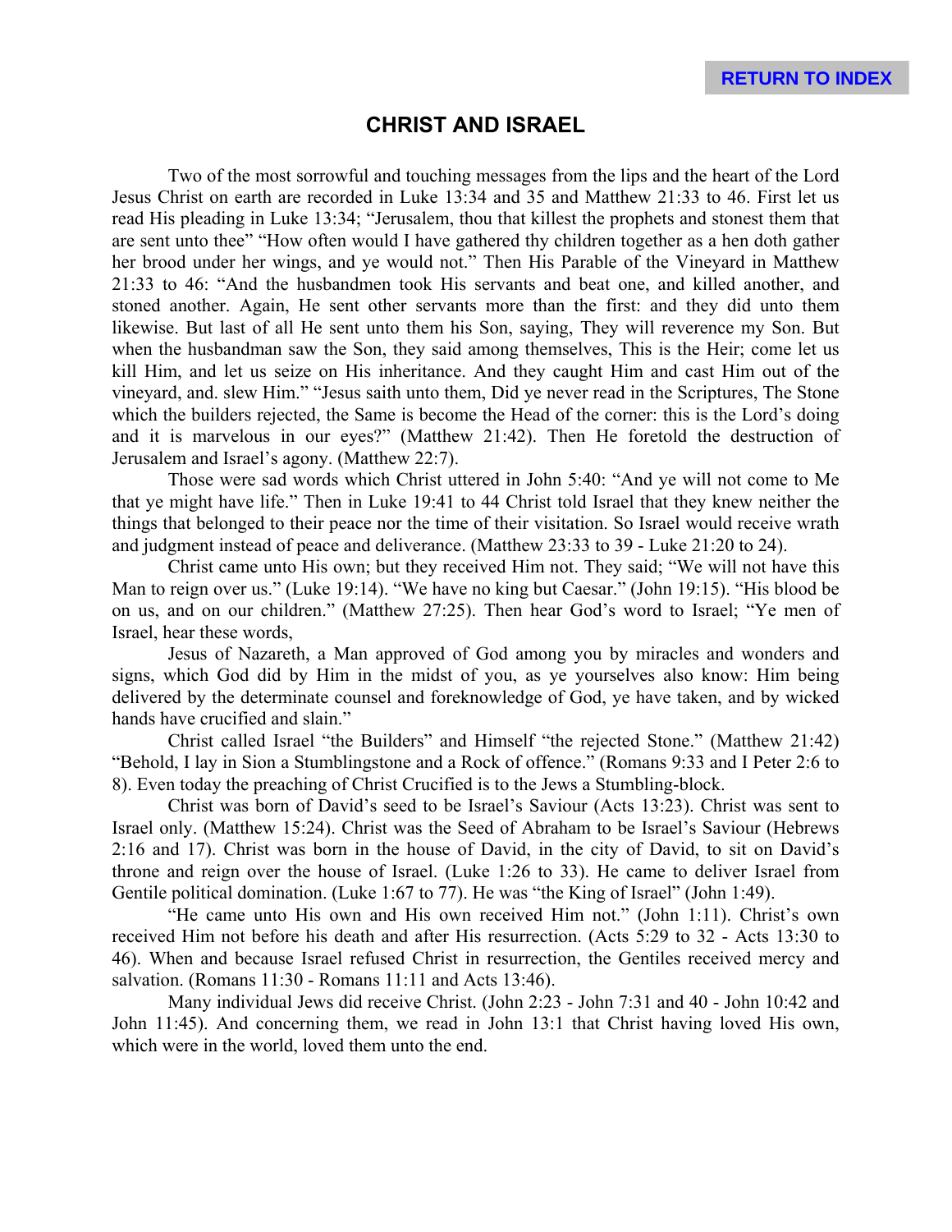## CHRIST AND ISRAEL

Two of the most sorrowful and touching messages from the lips and the heart of the Lord Jesus Christ on earth are recorded in Luke 13:34 and 35 and Matthew 21:33 to 46. First let us read His pleading in Luke 13:34; "Jerusalem, thou that killest the prophets and stonest them that are sent unto thee" "How often would I have gathered thy children together as a hen doth gather her brood under her wings, and ye would not." Then His Parable of the Vineyard in Matthew 21:33 to 46: "And the husbandmen took His servants and beat one, and killed another, and stoned another. Again, He sent other servants more than the first: and they did unto them likewise. But last of all He sent unto them his Son, saying, They will reverence my Son. But when the husbandman saw the Son, they said among themselves, This is the Heir; come let us kill Him, and let us seize on His inheritance. And they caught Him and cast Him out of the vineyard, and. slew Him." "Jesus saith unto them, Did ye never read in the Scriptures, The Stone which the builders rejected, the Same is become the Head of the corner: this is the Lord's doing and it is marvelous in our eyes?" (Matthew 21:42). Then He foretold the destruction of Jerusalem and Israel's agony. (Matthew 22:7).

Those were sad words which Christ uttered in John 5:40: "And ye will not come to Me that ye might have life." Then in Luke 19:41 to 44 Christ told Israel that they knew neither the things that belonged to their peace nor the time of their visitation. So Israel would receive wrath and judgment instead of peace and deliverance. (Matthew 23:33 to 39 - Luke 21:20 to 24).

Christ came unto His own; but they received Him not. They said; "We will not have this Man to reign over us." (Luke 19:14). "We have no king but Caesar." (John 19:15). "His blood be on us, and on our children." (Matthew 27:25). Then hear God's word to Israel; "Ye men of Israel, hear these words,

Jesus of Nazareth, a Man approved of God among you by miracles and wonders and signs, which God did by Him in the midst of you, as ye yourselves also know: Him being delivered by the determinate counsel and foreknowledge of God, ye have taken, and by wicked hands have crucified and slain."

Christ called Israel "the Builders" and Himself "the rejected Stone." (Matthew 21:42) "Behold, I lay in Sion a Stumblingstone and a Rock of offence." (Romans 9:33 and I Peter 2:6 to 8). Even today the preaching of Christ Crucified is to the Jews a Stumbling-block.

Christ was born of David's seed to be Israel's Saviour (Acts 13:23). Christ was sent to Israel only. (Matthew 15:24). Christ was the Seed of Abraham to be Israel's Saviour (Hebrews 2:16 and 17). Christ was born in the house of David, in the city of David, to sit on David's throne and reign over the house of Israel. (Luke 1:26 to 33). He came to deliver Israel from Gentile political domination. (Luke 1:67 to 77). He was "the King of Israel" (John 1:49).

"He came unto His own and His own received Him not." (John 1:11). Christ's own received Him not before his death and after His resurrection. (Acts 5:29 to 32 - Acts 13:30 to 46). When and because Israel refused Christ in resurrection, the Gentiles received mercy and salvation. (Romans 11:30 - Romans 11:11 and Acts 13:46).

Many individual Jews did receive Christ. (John 2:23 - John 7:31 and 40 - John 10:42 and John 11:45). And concerning them, we read in John 13:1 that Christ having loved His own, which were in the world, loved them unto the end.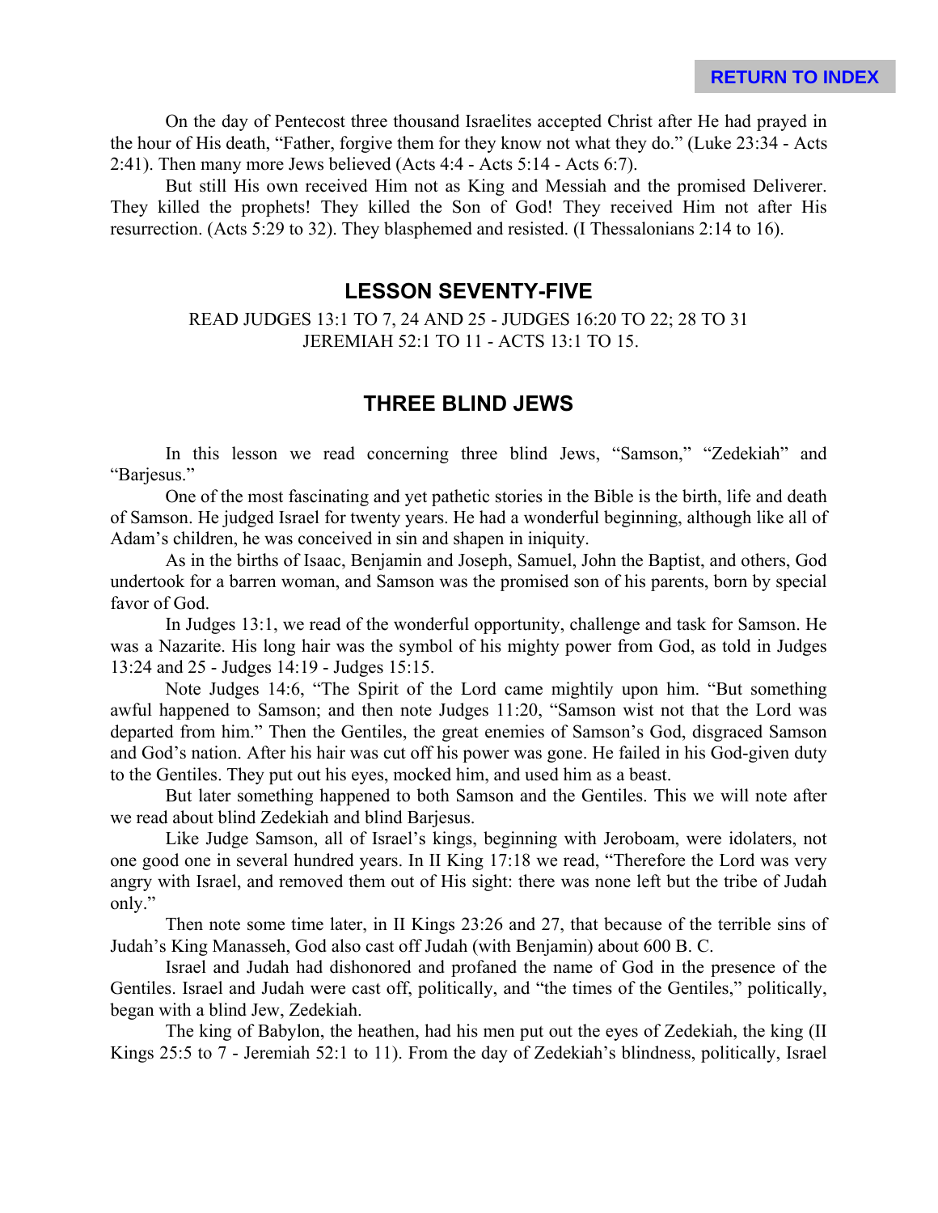On the day of Pentecost three thousand Israelites accepted Christ after He had prayed in the hour of His death, "Father, forgive them for they know not what they do." (Luke 23:34 - Acts 2:41). Then many more Jews believed (Acts 4:4 - Acts 5:14 - Acts 6:7).

But still His own received Him not as King and Messiah and the promised Deliverer. They killed the prophets! They killed the Son of God! They received Him not after His resurrection. (Acts 5:29 to 32). They blasphemed and resisted. (I Thessalonians 2:14 to 16).

## LESSON SEVENTY-FIVE

READ JUDGES 13:1 TO 7, 24 AND 25 - JUDGES 16:20 TO 22; 28 TO 31
JEREMIAH 52:1 TO 11 - ACTS 13:1 TO 15.

## THREE BLIND JEWS

In this lesson we read concerning three blind Jews, "Samson," "Zedekiah" and "Barjesus."

One of the most fascinating and yet pathetic stories in the Bible is the birth, life and death of Samson. He judged Israel for twenty years. He had a wonderful beginning, although like all of Adam's children, he was conceived in sin and shapen in iniquity.

As in the births of Isaac, Benjamin and Joseph, Samuel, John the Baptist, and others, God undertook for a barren woman, and Samson was the promised son of his parents, born by special favor of God.

In Judges 13:1, we read of the wonderful opportunity, challenge and task for Samson. He was a Nazarite. His long hair was the symbol of his mighty power from God, as told in Judges 13:24 and 25 - Judges 14:19 - Judges 15:15.

Note Judges 14:6, "The Spirit of the Lord came mightily upon him. "But something awful happened to Samson; and then note Judges 11:20, "Samson wist not that the Lord was departed from him." Then the Gentiles, the great enemies of Samson's God, disgraced Samson and God's nation. After his hair was cut off his power was gone. He failed in his God-given duty to the Gentiles. They put out his eyes, mocked him, and used him as a beast.

But later something happened to both Samson and the Gentiles. This we will note after we read about blind Zedekiah and blind Barjesus.

Like Judge Samson, all of Israel's kings, beginning with Jeroboam, were idolaters, not one good one in several hundred years. In II King 17:18 we read, "Therefore the Lord was very angry with Israel, and removed them out of His sight: there was none left but the tribe of Judah only."

Then note some time later, in II Kings 23:26 and 27, that because of the terrible sins of Judah's King Manasseh, God also cast off Judah (with Benjamin) about 600 B. C.

Israel and Judah had dishonored and profaned the name of God in the presence of the Gentiles. Israel and Judah were cast off, politically, and "the times of the Gentiles," politically, began with a blind Jew, Zedekiah.

The king of Babylon, the heathen, had his men put out the eyes of Zedekiah, the king (II Kings 25:5 to 7 - Jeremiah 52:1 to 11). From the day of Zedekiah's blindness, politically, Israel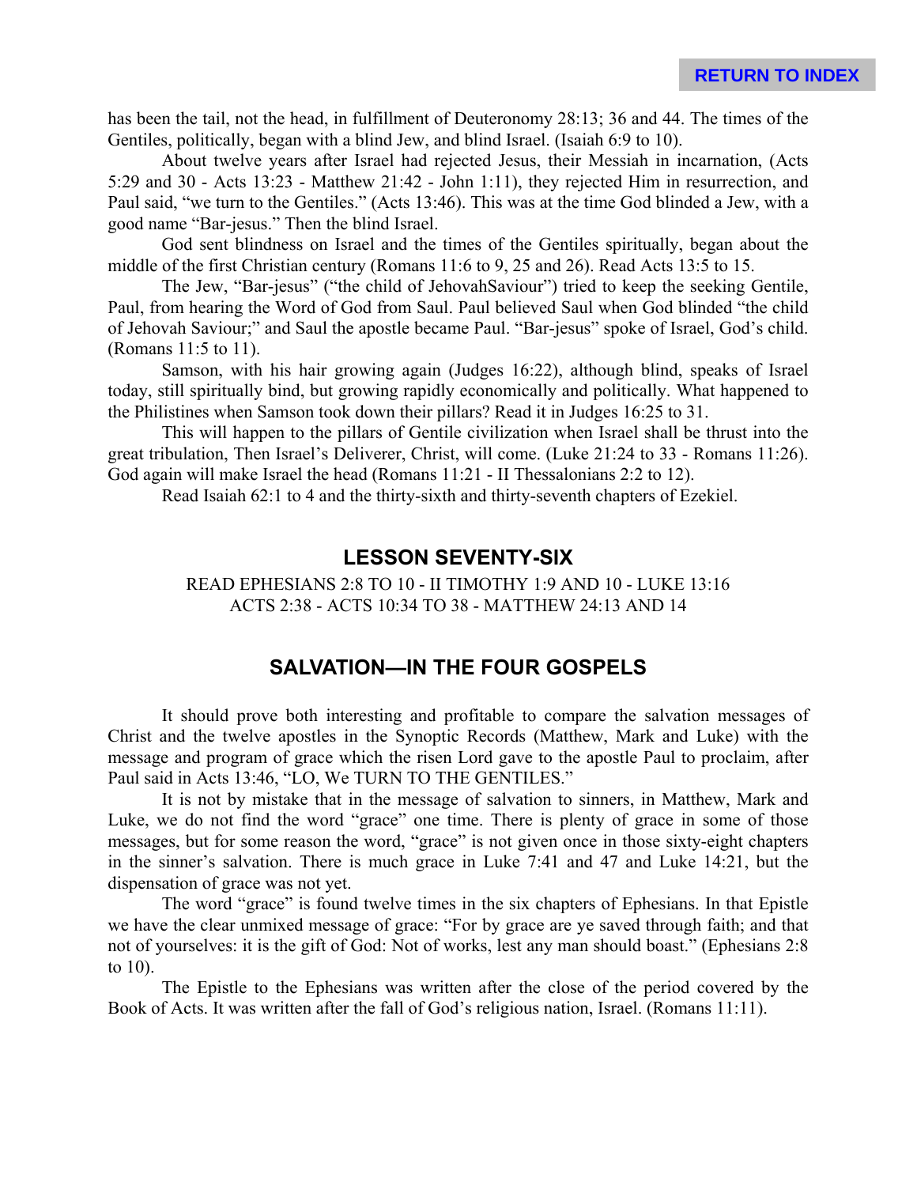has been the tail, not the head, in fulfillment of Deuteronomy 28:13; 36 and 44. The times of the Gentiles, politically, began with a blind Jew, and blind Israel. (Isaiah 6:9 to 10).

About twelve years after Israel had rejected Jesus, their Messiah in incarnation, (Acts 5:29 and 30 - Acts 13:23 - Matthew 21:42 - John 1:11), they rejected Him in resurrection, and Paul said, "we turn to the Gentiles." (Acts 13:46). This was at the time God blinded a Jew, with a good name "Bar-jesus." Then the blind Israel.

God sent blindness on Israel and the times of the Gentiles spiritually, began about the middle of the first Christian century (Romans 11:6 to 9, 25 and 26). Read Acts 13:5 to 15.

The Jew, "Bar-jesus" ("the child of JehovahSaviour") tried to keep the seeking Gentile, Paul, from hearing the Word of God from Saul. Paul believed Saul when God blinded "the child of Jehovah Saviour;" and Saul the apostle became Paul. "Bar-jesus" spoke of Israel, God's child. (Romans 11:5 to 11).

Samson, with his hair growing again (Judges 16:22), although blind, speaks of Israel today, still spiritually bind, but growing rapidly economically and politically. What happened to the Philistines when Samson took down their pillars? Read it in Judges 16:25 to 31.

This will happen to the pillars of Gentile civilization when Israel shall be thrust into the great tribulation, Then Israel's Deliverer, Christ, will come. (Luke 21:24 to 33 - Romans 11:26). God again will make Israel the head (Romans 11:21 - II Thessalonians 2:2 to 12).

Read Isaiah 62:1 to 4 and the thirty-sixth and thirty-seventh chapters of Ezekiel.

## LESSON SEVENTY-SIX

READ EPHESIANS 2:8 TO 10 - II TIMOTHY 1:9 AND 10 - LUKE 13:16
ACTS 2:38 - ACTS 10:34 TO 38 - MATTHEW 24:13 AND 14

## SALVATION—IN THE FOUR GOSPELS

It should prove both interesting and profitable to compare the salvation messages of Christ and the twelve apostles in the Synoptic Records (Matthew, Mark and Luke) with the message and program of grace which the risen Lord gave to the apostle Paul to proclaim, after Paul said in Acts 13:46, "LO, We TURN TO THE GENTILES."

It is not by mistake that in the message of salvation to sinners, in Matthew, Mark and Luke, we do not find the word "grace" one time. There is plenty of grace in some of those messages, but for some reason the word, "grace" is not given once in those sixty-eight chapters in the sinner's salvation. There is much grace in Luke 7:41 and 47 and Luke 14:21, but the dispensation of grace was not yet.

The word "grace" is found twelve times in the six chapters of Ephesians. In that Epistle we have the clear unmixed message of grace: "For by grace are ye saved through faith; and that not of yourselves: it is the gift of God: Not of works, lest any man should boast." (Ephesians 2:8 to 10).

The Epistle to the Ephesians was written after the close of the period covered by the Book of Acts. It was written after the fall of God's religious nation, Israel. (Romans 11:11).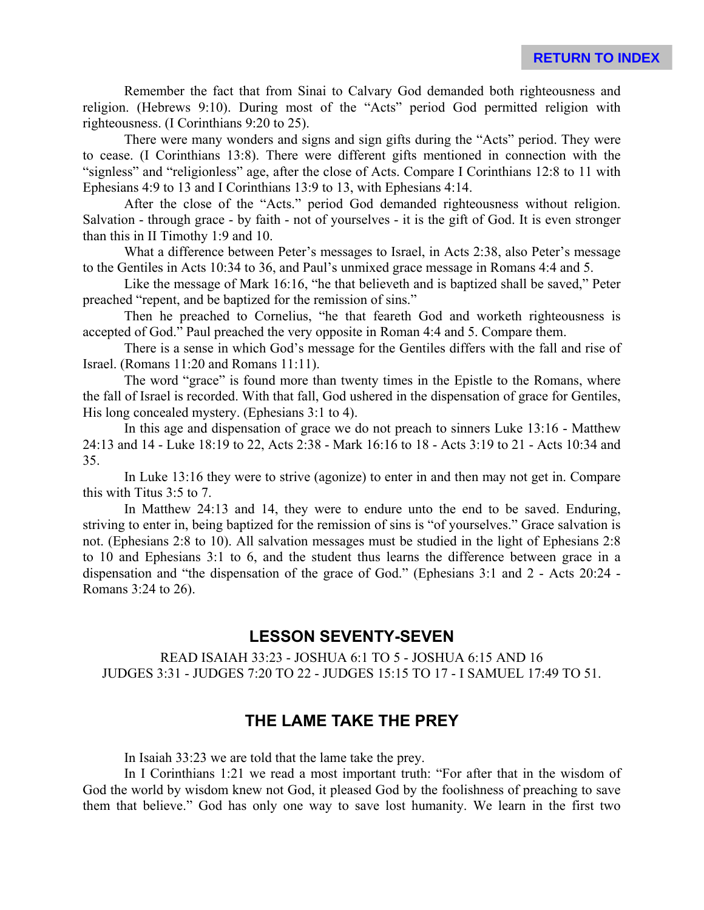Remember the fact that from Sinai to Calvary God demanded both righteousness and religion. (Hebrews 9:10). During most of the "Acts" period God permitted religion with righteousness. (I Corinthians 9:20 to 25).

There were many wonders and signs and sign gifts during the "Acts" period. They were to cease. (I Corinthians 13:8). There were different gifts mentioned in connection with the "signless" and "religionless" age, after the close of Acts. Compare I Corinthians 12:8 to 11 with Ephesians 4:9 to 13 and I Corinthians 13:9 to 13, with Ephesians 4:14.

After the close of the "Acts." period God demanded righteousness without religion. Salvation - through grace - by faith - not of yourselves - it is the gift of God. It is even stronger than this in II Timothy 1:9 and 10.

What a difference between Peter's messages to Israel, in Acts 2:38, also Peter's message to the Gentiles in Acts 10:34 to 36, and Paul's unmixed grace message in Romans 4:4 and 5.

Like the message of Mark 16:16, "he that believeth and is baptized shall be saved," Peter preached "repent, and be baptized for the remission of sins."

Then he preached to Cornelius, "he that feareth God and worketh righteousness is accepted of God." Paul preached the very opposite in Roman 4:4 and 5. Compare them.

There is a sense in which God's message for the Gentiles differs with the fall and rise of Israel. (Romans 11:20 and Romans 11:11).

The word "grace" is found more than twenty times in the Epistle to the Romans, where the fall of Israel is recorded. With that fall, God ushered in the dispensation of grace for Gentiles, His long concealed mystery. (Ephesians 3:1 to 4).

In this age and dispensation of grace we do not preach to sinners Luke 13:16 - Matthew 24:13 and 14 - Luke 18:19 to 22, Acts 2:38 - Mark 16:16 to 18 - Acts 3:19 to 21 - Acts 10:34 and 35.

In Luke 13:16 they were to strive (agonize) to enter in and then may not get in. Compare this with Titus 3:5 to 7.

In Matthew 24:13 and 14, they were to endure unto the end to be saved. Enduring, striving to enter in, being baptized for the remission of sins is "of yourselves." Grace salvation is not. (Ephesians 2:8 to 10). All salvation messages must be studied in the light of Ephesians 2:8 to 10 and Ephesians 3:1 to 6, and the student thus learns the difference between grace in a dispensation and "the dispensation of the grace of God." (Ephesians 3:1 and 2 - Acts 20:24 - Romans 3:24 to 26).

## LESSON SEVENTY-SEVEN

READ ISAIAH 33:23 - JOSHUA 6:1 TO 5 - JOSHUA 6:15 AND 16
JUDGES 3:31 - JUDGES 7:20 TO 22 - JUDGES 15:15 TO 17 - I SAMUEL 17:49 TO 51.

## THE LAME TAKE THE PREY

In Isaiah 33:23 we are told that the lame take the prey.

In I Corinthians 1:21 we read a most important truth: "For after that in the wisdom of God the world by wisdom knew not God, it pleased God by the foolishness of preaching to save them that believe." God has only one way to save lost humanity. We learn in the first two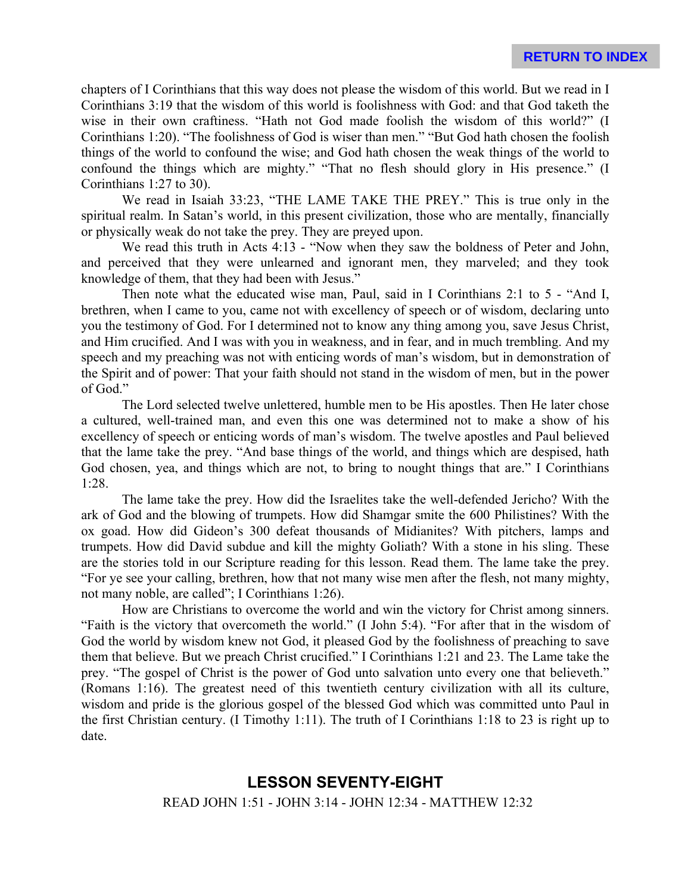chapters of I Corinthians that this way does not please the wisdom of this world. But we read in I Corinthians 3:19 that the wisdom of this world is foolishness with God: and that God taketh the wise in their own craftiness. "Hath not God made foolish the wisdom of this world?" (I Corinthians 1:20). "The foolishness of God is wiser than men." "But God hath chosen the foolish things of the world to confound the wise; and God hath chosen the weak things of the world to confound the things which are mighty." "That no flesh should glory in His presence." (I Corinthians 1:27 to 30).

We read in Isaiah 33:23, "THE LAME TAKE THE PREY." This is true only in the spiritual realm. In Satan's world, in this present civilization, those who are mentally, financially or physically weak do not take the prey. They are preyed upon.

We read this truth in Acts 4:13 - "Now when they saw the boldness of Peter and John, and perceived that they were unlearned and ignorant men, they marveled; and they took knowledge of them, that they had been with Jesus."

Then note what the educated wise man, Paul, said in I Corinthians 2:1 to 5 - "And I, brethren, when I came to you, came not with excellency of speech or of wisdom, declaring unto you the testimony of God. For I determined not to know any thing among you, save Jesus Christ, and Him crucified. And I was with you in weakness, and in fear, and in much trembling. And my speech and my preaching was not with enticing words of man's wisdom, but in demonstration of the Spirit and of power: That your faith should not stand in the wisdom of men, but in the power of God."

The Lord selected twelve unlettered, humble men to be His apostles. Then He later chose a cultured, well-trained man, and even this one was determined not to make a show of his excellency of speech or enticing words of man's wisdom. The twelve apostles and Paul believed that the lame take the prey. "And base things of the world, and things which are despised, hath God chosen, yea, and things which are not, to bring to nought things that are." I Corinthians 1:28.

The lame take the prey. How did the Israelites take the well-defended Jericho? With the ark of God and the blowing of trumpets. How did Shamgar smite the 600 Philistines? With the ox goad. How did Gideon's 300 defeat thousands of Midianites? With pitchers, lamps and trumpets. How did David subdue and kill the mighty Goliath? With a stone in his sling. These are the stories told in our Scripture reading for this lesson. Read them. The lame take the prey. "For ye see your calling, brethren, how that not many wise men after the flesh, not many mighty, not many noble, are called"; I Corinthians 1:26).

How are Christians to overcome the world and win the victory for Christ among sinners. "Faith is the victory that overcometh the world." (I John 5:4). "For after that in the wisdom of God the world by wisdom knew not God, it pleased God by the foolishness of preaching to save them that believe. But we preach Christ crucified." I Corinthians 1:21 and 23. The Lame take the prey. "The gospel of Christ is the power of God unto salvation unto every one that believeth." (Romans 1:16). The greatest need of this twentieth century civilization with all its culture, wisdom and pride is the glorious gospel of the blessed God which was committed unto Paul in the first Christian century. (I Timothy 1:11). The truth of I Corinthians 1:18 to 23 is right up to date.

## LESSON SEVENTY-EIGHT

READ JOHN 1:51 - JOHN 3:14 - JOHN 12:34 - MATTHEW 12:32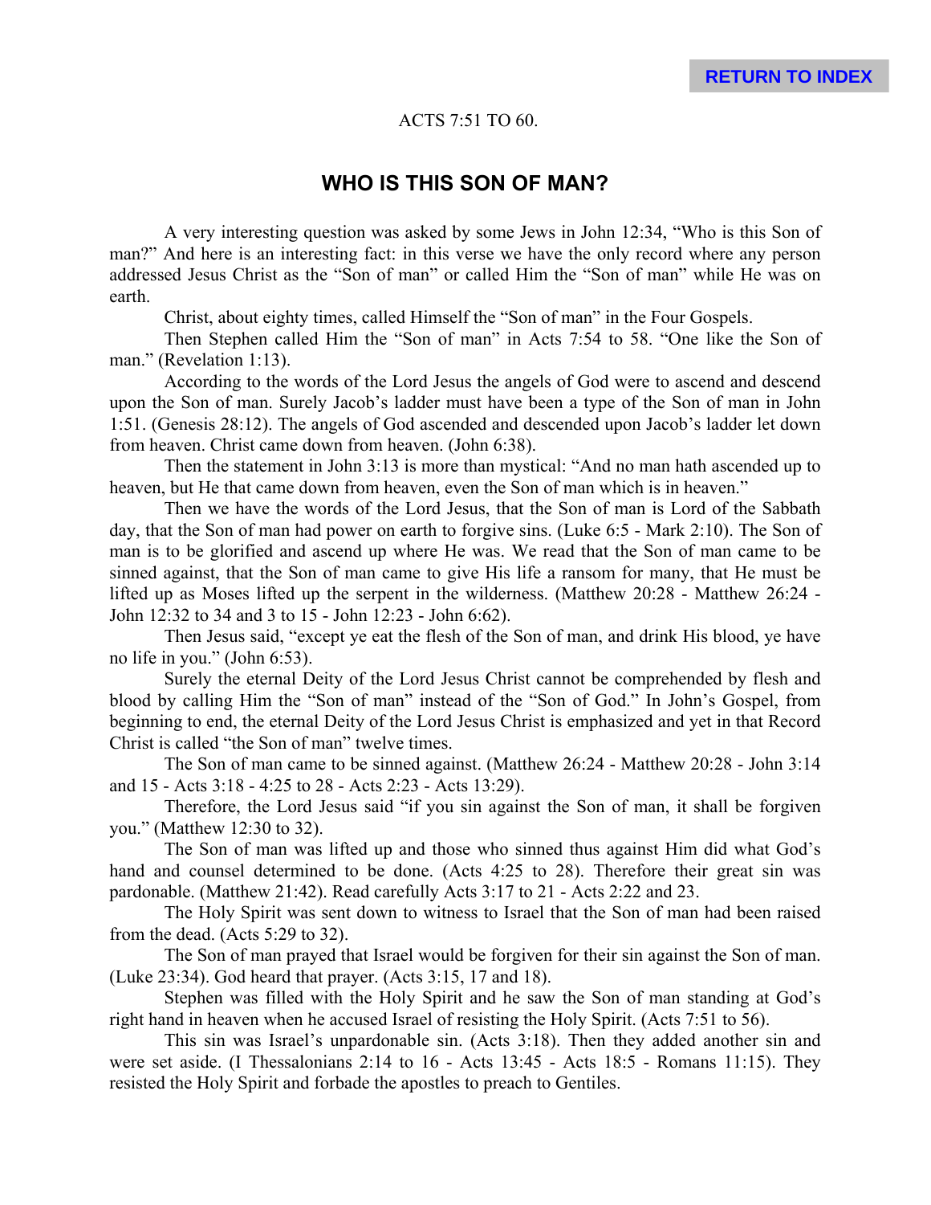ACTS 7:51 TO 60.

## WHO IS THIS SON OF MAN?

A very interesting question was asked by some Jews in John 12:34, "Who is this Son of man?" And here is an interesting fact: in this verse we have the only record where any person addressed Jesus Christ as the "Son of man" or called Him the "Son of man" while He was on earth.

Christ, about eighty times, called Himself the "Son of man" in the Four Gospels.

Then Stephen called Him the "Son of man" in Acts 7:54 to 58. "One like the Son of man." (Revelation 1:13).

According to the words of the Lord Jesus the angels of God were to ascend and descend upon the Son of man. Surely Jacob's ladder must have been a type of the Son of man in John 1:51. (Genesis 28:12). The angels of God ascended and descended upon Jacob's ladder let down from heaven. Christ came down from heaven. (John 6:38).

Then the statement in John 3:13 is more than mystical: "And no man hath ascended up to heaven, but He that came down from heaven, even the Son of man which is in heaven."

Then we have the words of the Lord Jesus, that the Son of man is Lord of the Sabbath day, that the Son of man had power on earth to forgive sins. (Luke 6:5 - Mark 2:10). The Son of man is to be glorified and ascend up where He was. We read that the Son of man came to be sinned against, that the Son of man came to give His life a ransom for many, that He must be lifted up as Moses lifted up the serpent in the wilderness. (Matthew 20:28 - Matthew 26:24 - John 12:32 to 34 and 3 to 15 - John 12:23 - John 6:62).

Then Jesus said, "except ye eat the flesh of the Son of man, and drink His blood, ye have no life in you." (John 6:53).

Surely the eternal Deity of the Lord Jesus Christ cannot be comprehended by flesh and blood by calling Him the "Son of man" instead of the "Son of God." In John's Gospel, from beginning to end, the eternal Deity of the Lord Jesus Christ is emphasized and yet in that Record Christ is called "the Son of man" twelve times.

The Son of man came to be sinned against. (Matthew 26:24 - Matthew 20:28 - John 3:14 and 15 - Acts 3:18 - 4:25 to 28 - Acts 2:23 - Acts 13:29).

Therefore, the Lord Jesus said "if you sin against the Son of man, it shall be forgiven you." (Matthew 12:30 to 32).

The Son of man was lifted up and those who sinned thus against Him did what God's hand and counsel determined to be done. (Acts 4:25 to 28). Therefore their great sin was pardonable. (Matthew 21:42). Read carefully Acts 3:17 to 21 - Acts 2:22 and 23.

The Holy Spirit was sent down to witness to Israel that the Son of man had been raised from the dead. (Acts 5:29 to 32).

The Son of man prayed that Israel would be forgiven for their sin against the Son of man. (Luke 23:34). God heard that prayer. (Acts 3:15, 17 and 18).

Stephen was filled with the Holy Spirit and he saw the Son of man standing at God's right hand in heaven when he accused Israel of resisting the Holy Spirit. (Acts 7:51 to 56).

This sin was Israel's unpardonable sin. (Acts 3:18). Then they added another sin and were set aside. (I Thessalonians 2:14 to 16 - Acts 13:45 - Acts 18:5 - Romans 11:15). They resisted the Holy Spirit and forbade the apostles to preach to Gentiles.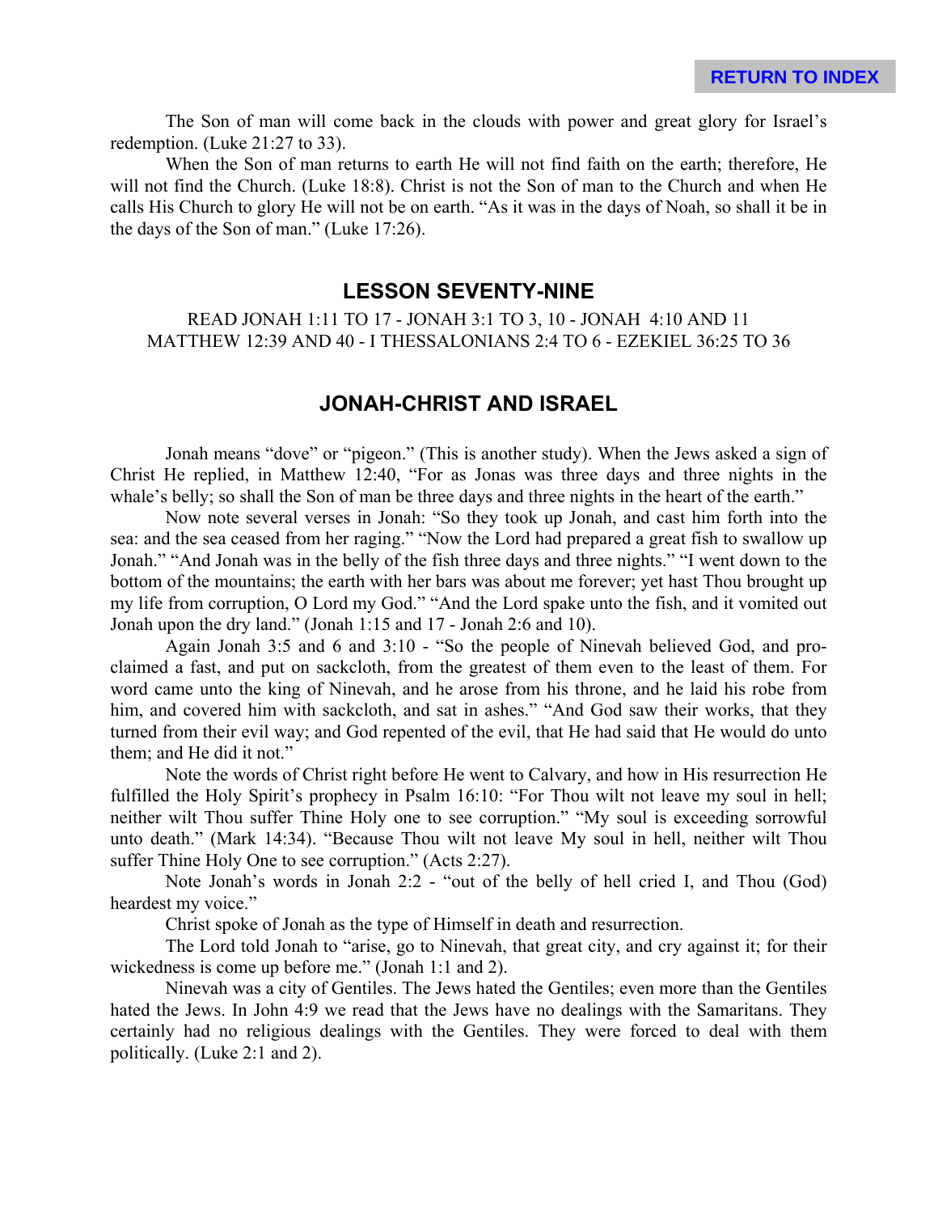The Son of man will come back in the clouds with power and great glory for Israel's redemption. (Luke 21:27 to 33).

When the Son of man returns to earth He will not find faith on the earth; therefore, He will not find the Church. (Luke 18:8). Christ is not the Son of man to the Church and when He calls His Church to glory He will not be on earth. "As it was in the days of Noah, so shall it be in the days of the Son of man." (Luke 17:26).

## LESSON SEVENTY-NINE

READ JONAH 1:11 TO 17 - JONAH 3:1 TO 3, 10 - JONAH 4:10 AND 11
MATTHEW 12:39 AND 40 - I THESSALONIANS 2:4 TO 6 - EZEKIEL 36:25 TO 36

## JONAH-CHRIST AND ISRAEL

Jonah means "dove" or "pigeon." (This is another study). When the Jews asked a sign of Christ He replied, in Matthew 12:40, "For as Jonas was three days and three nights in the whale's belly; so shall the Son of man be three days and three nights in the heart of the earth."

Now note several verses in Jonah: "So they took up Jonah, and cast him forth into the sea: and the sea ceased from her raging." "Now the Lord had prepared a great fish to swallow up Jonah." "And Jonah was in the belly of the fish three days and three nights." "I went down to the bottom of the mountains; the earth with her bars was about me forever; yet hast Thou brought up my life from corruption, O Lord my God." "And the Lord spake unto the fish, and it vomited out Jonah upon the dry land." (Jonah 1:15 and 17 - Jonah 2:6 and 10).

Again Jonah 3:5 and 6 and 3:10 - "So the people of Nineveh believed God, and proclaimed a fast, and put on sackcloth, from the greatest of them even to the least of them. For word came unto the king of Nineveh, and he arose from his throne, and he laid his robe from him, and covered him with sackcloth, and sat in ashes." "And God saw their works, that they turned from their evil way; and God repented of the evil, that He had said that He would do unto them; and He did it not."

Note the words of Christ right before He went to Calvary, and how in His resurrection He fulfilled the Holy Spirit's prophecy in Psalm 16:10: "For Thou wilt not leave my soul in hell; neither wilt Thou suffer Thine Holy one to see corruption." "My soul is exceeding sorrowful unto death." (Mark 14:34). "Because Thou wilt not leave My soul in hell, neither wilt Thou suffer Thine Holy One to see corruption." (Acts 2:27).

Note Jonah's words in Jonah 2:2 - "out of the belly of hell cried I, and Thou (God) heardest my voice."

Christ spoke of Jonah as the type of Himself in death and resurrection.

The Lord told Jonah to "arise, go to Nineveh, that great city, and cry against it; for their wickedness is come up before me." (Jonah 1:1 and 2).

Ninevah was a city of Gentiles. The Jews hated the Gentiles; even more than the Gentiles hated the Jews. In John 4:9 we read that the Jews have no dealings with the Samaritans. They certainly had no religious dealings with the Gentiles. They were forced to deal with them politically. (Luke 2:1 and 2).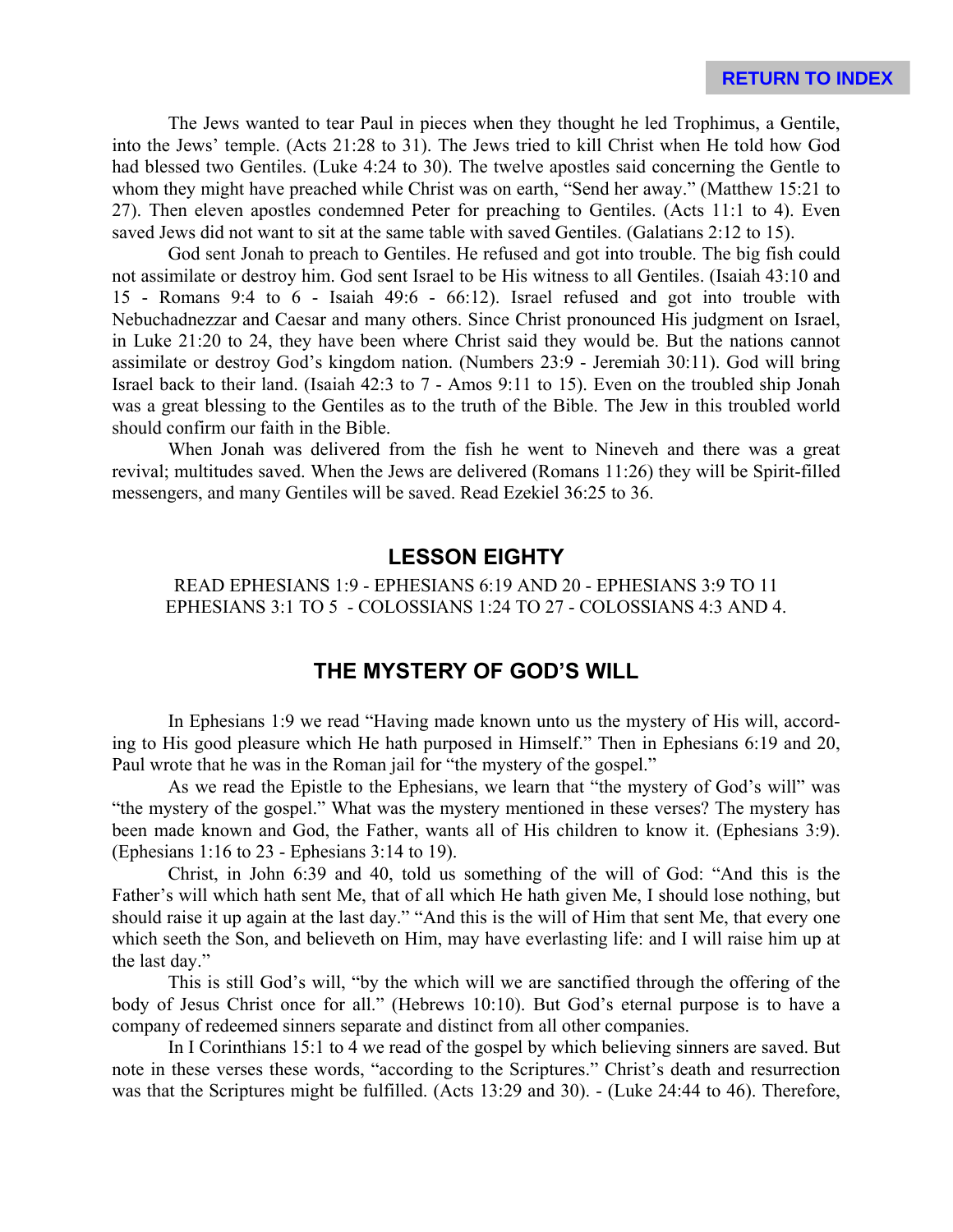The Jews wanted to tear Paul in pieces when they thought he led Trophimus, a Gentile, into the Jews' temple. (Acts 21:28 to 31). The Jews tried to kill Christ when He told how God had blessed two Gentiles. (Luke 4:24 to 30). The twelve apostles said concerning the Gentle to whom they might have preached while Christ was on earth, "Send her away." (Matthew 15:21 to 27). Then eleven apostles condemned Peter for preaching to Gentiles. (Acts 11:1 to 4). Even saved Jews did not want to sit at the same table with saved Gentiles. (Galatians 2:12 to 15).

God sent Jonah to preach to Gentiles. He refused and got into trouble. The big fish could not assimilate or destroy him. God sent Israel to be His witness to all Gentiles. (Isaiah 43:10 and 15 - Romans 9:4 to 6 - Isaiah 49:6 - 66:12). Israel refused and got into trouble with Nebuchadnezzar and Caesar and many others. Since Christ pronounced His judgment on Israel, in Luke 21:20 to 24, they have been where Christ said they would be. But the nations cannot assimilate or destroy God's kingdom nation. (Numbers 23:9 - Jeremiah 30:11). God will bring Israel back to their land. (Isaiah 42:3 to 7 - Amos 9:11 to 15). Even on the troubled ship Jonah was a great blessing to the Gentiles as to the truth of the Bible. The Jew in this troubled world should confirm our faith in the Bible.

When Jonah was delivered from the fish he went to Nineveh and there was a great revival; multitudes saved. When the Jews are delivered (Romans 11:26) they will be Spirit-filled messengers, and many Gentiles will be saved. Read Ezekiel 36:25 to 36.

## LESSON EIGHTY

READ EPHESIANS 1:9 - EPHESIANS 6:19 AND 20 - EPHESIANS 3:9 TO 11
EPHESIANS 3:1 TO 5 - COLOSSIANS 1:24 TO 27 - COLOSSIANS 4:3 AND 4.

## THE MYSTERY OF GOD'S WILL

In Ephesians 1:9 we read "Having made known unto us the mystery of His will, according to His good pleasure which He hath purposed in Himself." Then in Ephesians 6:19 and 20, Paul wrote that he was in the Roman jail for "the mystery of the gospel."

As we read the Epistle to the Ephesians, we learn that "the mystery of God's will" was "the mystery of the gospel." What was the mystery mentioned in these verses? The mystery has been made known and God, the Father, wants all of His children to know it. (Ephesians 3:9). (Ephesians 1:16 to 23 - Ephesians 3:14 to 19).

Christ, in John 6:39 and 40, told us something of the will of God: "And this is the Father's will which hath sent Me, that of all which He hath given Me, I should lose nothing, but should raise it up again at the last day." "And this is the will of Him that sent Me, that every one which seeth the Son, and believeth on Him, may have everlasting life: and I will raise him up at the last day."

This is still God's will, "by the which will we are sanctified through the offering of the body of Jesus Christ once for all." (Hebrews 10:10). But God's eternal purpose is to have a company of redeemed sinners separate and distinct from all other companies.

In I Corinthians 15:1 to 4 we read of the gospel by which believing sinners are saved. But note in these verses these words, "according to the Scriptures." Christ's death and resurrection was that the Scriptures might be fulfilled. (Acts 13:29 and 30). - (Luke 24:44 to 46). Therefore,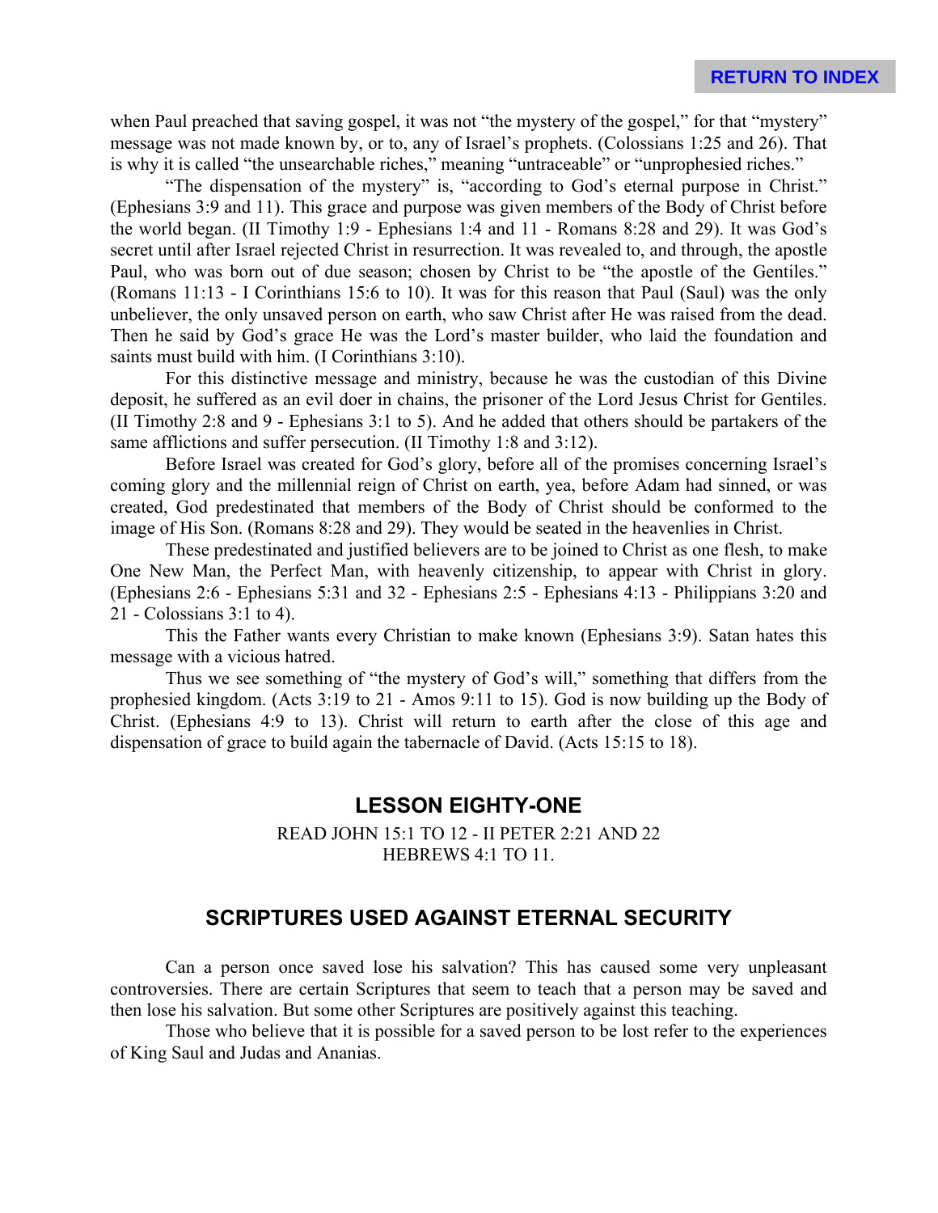when Paul preached that saving gospel, it was not "the mystery of the gospel," for that "mystery" message was not made known by, or to, any of Israel's prophets. (Colossians 1:25 and 26). That is why it is called "the unsearchable riches," meaning "untraceable" or "unprophesied riches."

"The dispensation of the mystery" is, "according to God's eternal purpose in Christ." (Ephesians 3:9 and 11). This grace and purpose was given members of the Body of Christ before the world began. (II Timothy 1:9 - Ephesians 1:4 and 11 - Romans 8:28 and 29). It was God's secret until after Israel rejected Christ in resurrection. It was revealed to, and through, the apostle Paul, who was born out of due season; chosen by Christ to be "the apostle of the Gentiles." (Romans 11:13 - I Corinthians 15:6 to 10). It was for this reason that Paul (Saul) was the only unbeliever, the only unsaved person on earth, who saw Christ after He was raised from the dead. Then he said by God's grace He was the Lord's master builder, who laid the foundation and saints must build with him. (I Corinthians 3:10).

For this distinctive message and ministry, because he was the custodian of this Divine deposit, he suffered as an evil doer in chains, the prisoner of the Lord Jesus Christ for Gentiles. (II Timothy 2:8 and 9 - Ephesians 3:1 to 5). And he added that others should be partakers of the same afflictions and suffer persecution. (II Timothy 1:8 and 3:12).

Before Israel was created for God's glory, before all of the promises concerning Israel's coming glory and the millennial reign of Christ on earth, yea, before Adam had sinned, or was created, God predestinated that members of the Body of Christ should be conformed to the image of His Son. (Romans 8:28 and 29). They would be seated in the heavenlies in Christ.

These predestinated and justified believers are to be joined to Christ as one flesh, to make One New Man, the Perfect Man, with heavenly citizenship, to appear with Christ in glory. (Ephesians 2:6 - Ephesians 5:31 and 32 - Ephesians 2:5 - Ephesians 4:13 - Philippians 3:20 and 21 - Colossians 3:1 to 4).

This the Father wants every Christian to make known (Ephesians 3:9). Satan hates this message with a vicious hatred.

Thus we see something of "the mystery of God's will," something that differs from the prophesied kingdom. (Acts 3:19 to 21 - Amos 9:11 to 15). God is now building up the Body of Christ. (Ephesians 4:9 to 13). Christ will return to earth after the close of this age and dispensation of grace to build again the tabernacle of David. (Acts 15:15 to 18).

## LESSON EIGHTY-ONE

READ JOHN 15:1 TO 12 - II PETER 2:21 AND 22
HEBREWS 4:1 TO 11.

## SCRIPTURES USED AGAINST ETERNAL SECURITY

Can a person once saved lose his salvation? This has caused some very unpleasant controversies. There are certain Scriptures that seem to teach that a person may be saved and then lose his salvation. But some other Scriptures are positively against this teaching.

Those who believe that it is possible for a saved person to be lost refer to the experiences of King Saul and Judas and Ananias.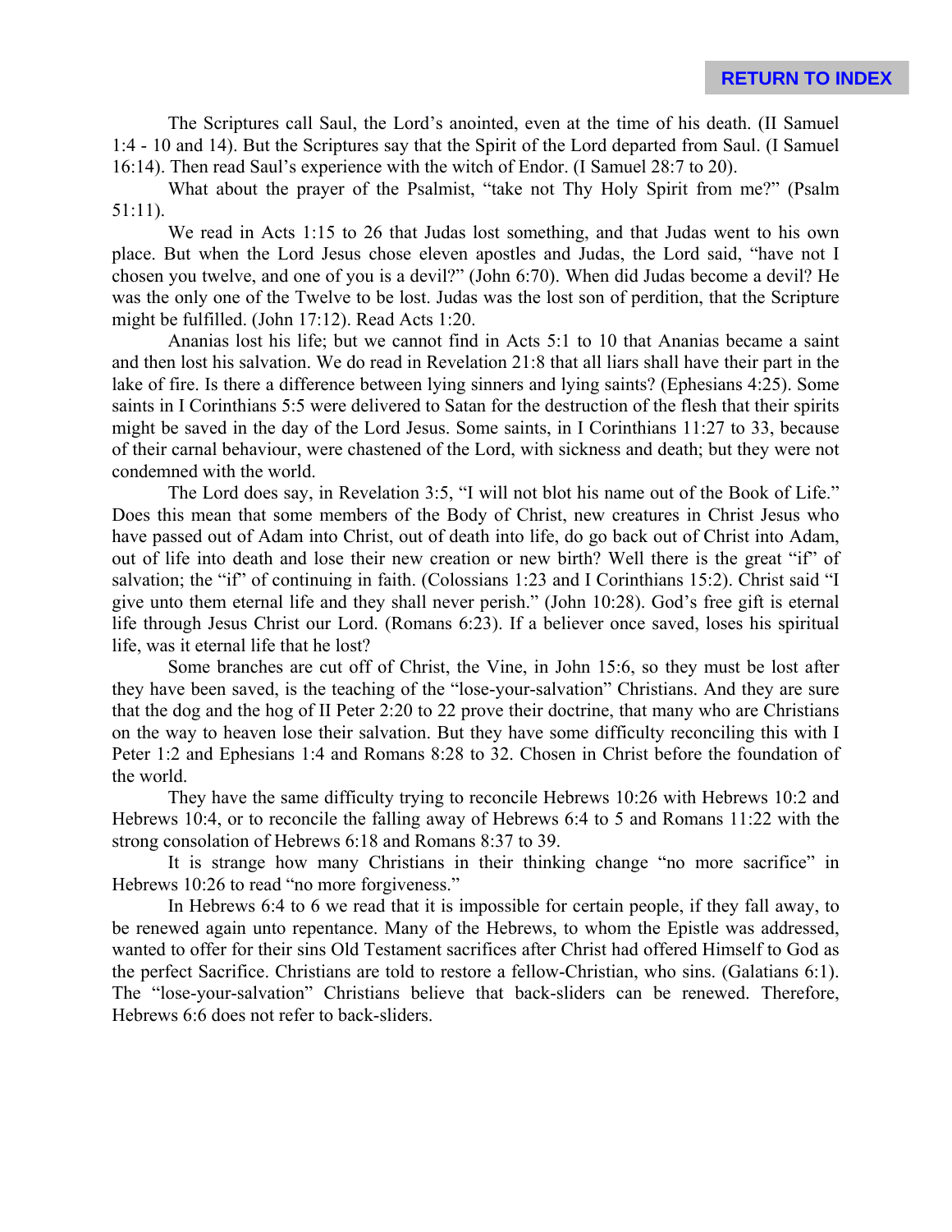The Scriptures call Saul, the Lord's anointed, even at the time of his death. (II Samuel 1:4 - 10 and 14). But the Scriptures say that the Spirit of the Lord departed from Saul. (I Samuel 16:14). Then read Saul's experience with the witch of Endor. (I Samuel 28:7 to 20).

What about the prayer of the Psalmist, "take not Thy Holy Spirit from me?" (Psalm 51:11).

We read in Acts 1:15 to 26 that Judas lost something, and that Judas went to his own place. But when the Lord Jesus chose eleven apostles and Judas, the Lord said, "have not I chosen you twelve, and one of you is a devil?" (John 6:70). When did Judas become a devil? He was the only one of the Twelve to be lost. Judas was the lost son of perdition, that the Scripture might be fulfilled. (John 17:12). Read Acts 1:20.

Ananias lost his life; but we cannot find in Acts 5:1 to 10 that Ananias became a saint and then lost his salvation. We do read in Revelation 21:8 that all liars shall have their part in the lake of fire. Is there a difference between lying sinners and lying saints? (Ephesians 4:25). Some saints in I Corinthians 5:5 were delivered to Satan for the destruction of the flesh that their spirits might be saved in the day of the Lord Jesus. Some saints, in I Corinthians 11:27 to 33, because of their carnal behaviour, were chastened of the Lord, with sickness and death; but they were not condemned with the world.

The Lord does say, in Revelation 3:5, "I will not blot his name out of the Book of Life." Does this mean that some members of the Body of Christ, new creatures in Christ Jesus who have passed out of Adam into Christ, out of death into life, do go back out of Christ into Adam, out of life into death and lose their new creation or new birth? Well there is the great "if" of salvation; the "if" of continuing in faith. (Colossians 1:23 and I Corinthians 15:2). Christ said "I give unto them eternal life and they shall never perish." (John 10:28). God's free gift is eternal life through Jesus Christ our Lord. (Romans 6:23). If a believer once saved, loses his spiritual life, was it eternal life that he lost?

Some branches are cut off of Christ, the Vine, in John 15:6, so they must be lost after they have been saved, is the teaching of the "lose-your-salvation" Christians. And they are sure that the dog and the hog of II Peter 2:20 to 22 prove their doctrine, that many who are Christians on the way to heaven lose their salvation. But they have some difficulty reconciling this with I Peter 1:2 and Ephesians 1:4 and Romans 8:28 to 32. Chosen in Christ before the foundation of the world.

They have the same difficulty trying to reconcile Hebrews 10:26 with Hebrews 10:2 and Hebrews 10:4, or to reconcile the falling away of Hebrews 6:4 to 5 and Romans 11:22 with the strong consolation of Hebrews 6:18 and Romans 8:37 to 39.

It is strange how many Christians in their thinking change "no more sacrifice" in Hebrews 10:26 to read "no more forgiveness."

In Hebrews 6:4 to 6 we read that it is impossible for certain people, if they fall away, to be renewed again unto repentance. Many of the Hebrews, to whom the Epistle was addressed, wanted to offer for their sins Old Testament sacrifices after Christ had offered Himself to God as the perfect Sacrifice. Christians are told to restore a fellow-Christian, who sins. (Galatians 6:1). The "lose-your-salvation" Christians believe that back-sliders can be renewed. Therefore, Hebrews 6:6 does not refer to back-sliders.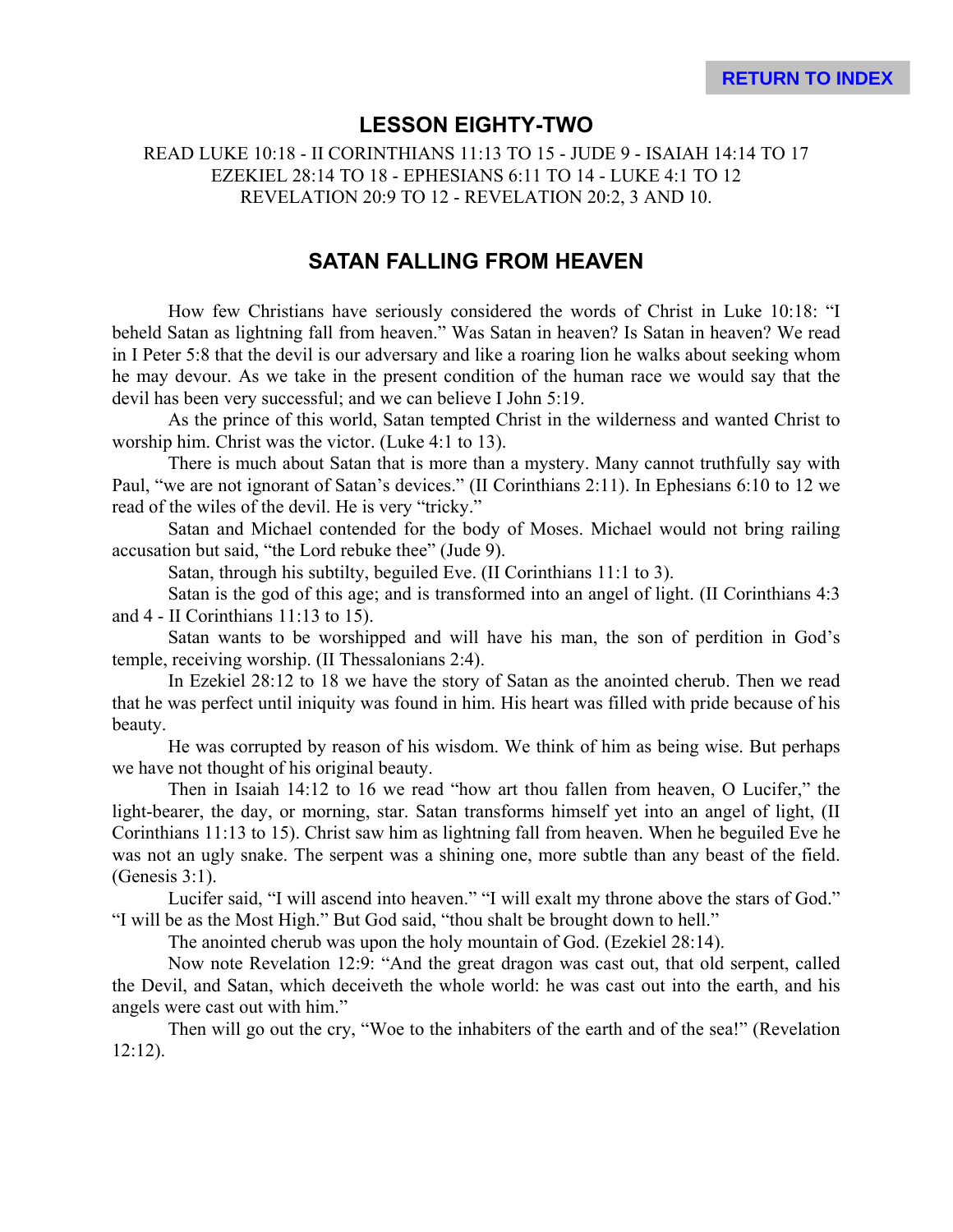RETURN TO INDEX

## LESSON EIGHTY-TWO

READ LUKE 10:18 - II CORINTHIANS 11:13 TO 15 - JUDE 9 - ISAIAH 14:14 TO 17
EZEKIEL 28:14 TO 18 - EPHESIANS 6:11 TO 14 - LUKE 4:1 TO 12
REVELATION 20:9 TO 12 - REVELATION 20:2, 3 AND 10.

## SATAN FALLING FROM HEAVEN

How few Christians have seriously considered the words of Christ in Luke 10:18: "I beheld Satan as lightning fall from heaven." Was Satan in heaven? Is Satan in heaven? We read in I Peter 5:8 that the devil is our adversary and like a roaring lion he walks about seeking whom he may devour. As we take in the present condition of the human race we would say that the devil has been very successful; and we can believe I John 5:19.

As the prince of this world, Satan tempted Christ in the wilderness and wanted Christ to worship him. Christ was the victor. (Luke 4:1 to 13).

There is much about Satan that is more than a mystery. Many cannot truthfully say with Paul, "we are not ignorant of Satan's devices." (II Corinthians 2:11). In Ephesians 6:10 to 12 we read of the wiles of the devil. He is very "tricky."

Satan and Michael contended for the body of Moses. Michael would not bring railing accusation but said, "the Lord rebuke thee" (Jude 9).

Satan, through his subtilty, beguiled Eve. (II Corinthians 11:1 to 3).

Satan is the god of this age; and is transformed into an angel of light. (II Corinthians 4:3 and 4 - II Corinthians 11:13 to 15).

Satan wants to be worshipped and will have his man, the son of perdition in God's temple, receiving worship. (II Thessalonians 2:4).

In Ezekiel 28:12 to 18 we have the story of Satan as the anointed cherub. Then we read that he was perfect until iniquity was found in him. His heart was filled with pride because of his beauty.

He was corrupted by reason of his wisdom. We think of him as being wise. But perhaps we have not thought of his original beauty.

Then in Isaiah 14:12 to 16 we read "how art thou fallen from heaven, O Lucifer," the light-bearer, the day, or morning, star. Satan transforms himself yet into an angel of light, (II Corinthians 11:13 to 15). Christ saw him as lightning fall from heaven. When he beguiled Eve he was not an ugly snake. The serpent was a shining one, more subtle than any beast of the field. (Genesis 3:1).

Lucifer said, "I will ascend into heaven." "I will exalt my throne above the stars of God." "I will be as the Most High." But God said, "thou shalt be brought down to hell."

The anointed cherub was upon the holy mountain of God. (Ezekiel 28:14).

Now note Revelation 12:9: "And the great dragon was cast out, that old serpent, called the Devil, and Satan, which deceiveth the whole world: he was cast out into the earth, and his angels were cast out with him."

Then will go out the cry, "Woe to the inhabiters of the earth and of the sea!" (Revelation 12:12).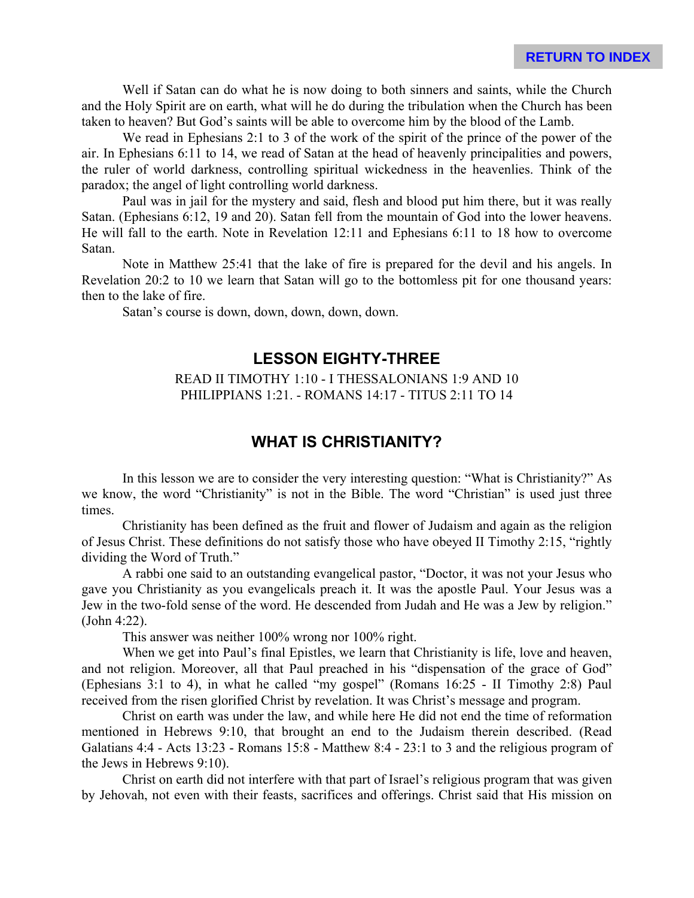Well if Satan can do what he is now doing to both sinners and saints, while the Church and the Holy Spirit are on earth, what will he do during the tribulation when the Church has been taken to heaven? But God's saints will be able to overcome him by the blood of the Lamb.

We read in Ephesians 2:1 to 3 of the work of the spirit of the prince of the power of the air. In Ephesians 6:11 to 14, we read of Satan at the head of heavenly principalities and powers, the ruler of world darkness, controlling spiritual wickedness in the heavenlies. Think of the paradox; the angel of light controlling world darkness.

Paul was in jail for the mystery and said, flesh and blood put him there, but it was really Satan. (Ephesians 6:12, 19 and 20). Satan fell from the mountain of God into the lower heavens. He will fall to the earth. Note in Revelation 12:11 and Ephesians 6:11 to 18 how to overcome Satan.

Note in Matthew 25:41 that the lake of fire is prepared for the devil and his angels. In Revelation 20:2 to 10 we learn that Satan will go to the bottomless pit for one thousand years: then to the lake of fire.

Satan's course is down, down, down, down, down.

## LESSON EIGHTY-THREE

READ II TIMOTHY 1:10 - I THESSALONIANS 1:9 AND 10
PHILIPPIANS 1:21. - ROMANS 14:17 - TITUS 2:11 TO 14

## WHAT IS CHRISTIANITY?

In this lesson we are to consider the very interesting question: "What is Christianity?" As we know, the word "Christianity" is not in the Bible. The word "Christian" is used just three times.

Christianity has been defined as the fruit and flower of Judaism and again as the religion of Jesus Christ. These definitions do not satisfy those who have obeyed II Timothy 2:15, "rightly dividing the Word of Truth."

A rabbi one said to an outstanding evangelical pastor, "Doctor, it was not your Jesus who gave you Christianity as you evangelicals preach it. It was the apostle Paul. Your Jesus was a Jew in the two-fold sense of the word. He descended from Judah and He was a Jew by religion." (John 4:22).

This answer was neither 100% wrong nor 100% right.

When we get into Paul's final Epistles, we learn that Christianity is life, love and heaven, and not religion. Moreover, all that Paul preached in his "dispensation of the grace of God" (Ephesians 3:1 to 4), in what he called "my gospel" (Romans 16:25 - II Timothy 2:8) Paul received from the risen glorified Christ by revelation. It was Christ's message and program.

Christ on earth was under the law, and while here He did not end the time of reformation mentioned in Hebrews 9:10, that brought an end to the Judaism therein described. (Read Galatians 4:4 - Acts 13:23 - Romans 15:8 - Matthew 8:4 - 23:1 to 3 and the religious program of the Jews in Hebrews 9:10).

Christ on earth did not interfere with that part of Israel's religious program that was given by Jehovah, not even with their feasts, sacrifices and offerings. Christ said that His mission on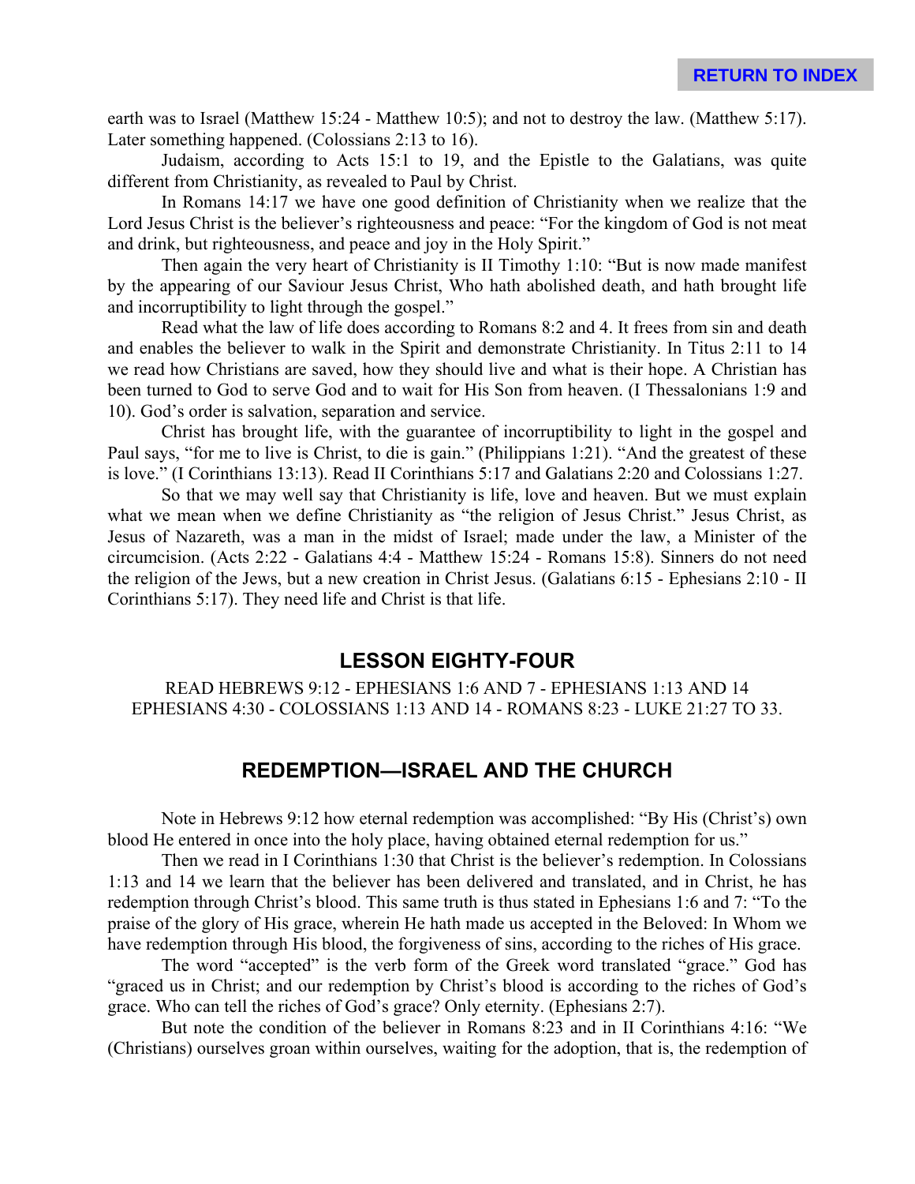earth was to Israel (Matthew 15:24 - Matthew 10:5); and not to destroy the law. (Matthew 5:17). Later something happened. (Colossians 2:13 to 16).

Judaism, according to Acts 15:1 to 19, and the Epistle to the Galatians, was quite different from Christianity, as revealed to Paul by Christ.

In Romans 14:17 we have one good definition of Christianity when we realize that the Lord Jesus Christ is the believer's righteousness and peace: "For the kingdom of God is not meat and drink, but righteousness, and peace and joy in the Holy Spirit."

Then again the very heart of Christianity is II Timothy 1:10: "But is now made manifest by the appearing of our Saviour Jesus Christ, Who hath abolished death, and hath brought life and incorruptibility to light through the gospel."

Read what the law of life does according to Romans 8:2 and 4. It frees from sin and death and enables the believer to walk in the Spirit and demonstrate Christianity. In Titus 2:11 to 14 we read how Christians are saved, how they should live and what is their hope. A Christian has been turned to God to serve God and to wait for His Son from heaven. (I Thessalonians 1:9 and 10). God's order is salvation, separation and service.

Christ has brought life, with the guarantee of incorruptibility to light in the gospel and Paul says, "for me to live is Christ, to die is gain." (Philippians 1:21). "And the greatest of these is love." (I Corinthians 13:13). Read II Corinthians 5:17 and Galatians 2:20 and Colossians 1:27.

So that we may well say that Christianity is life, love and heaven. But we must explain what we mean when we define Christianity as "the religion of Jesus Christ." Jesus Christ, as Jesus of Nazareth, was a man in the midst of Israel; made under the law, a Minister of the circumcision. (Acts 2:22 - Galatians 4:4 - Matthew 15:24 - Romans 15:8). Sinners do not need the religion of the Jews, but a new creation in Christ Jesus. (Galatians 6:15 - Ephesians 2:10 - II Corinthians 5:17). They need life and Christ is that life.

## LESSON EIGHTY-FOUR

READ HEBREWS 9:12 - EPHESIANS 1:6 AND 7 - EPHESIANS 1:13 AND 14 EPHESIANS 4:30 - COLOSSIANS 1:13 AND 14 - ROMANS 8:23 - LUKE 21:27 TO 33.

## REDEMPTION—ISRAEL AND THE CHURCH

Note in Hebrews 9:12 how eternal redemption was accomplished: "By His (Christ's) own blood He entered in once into the holy place, having obtained eternal redemption for us."

Then we read in I Corinthians 1:30 that Christ is the believer's redemption. In Colossians 1:13 and 14 we learn that the believer has been delivered and translated, and in Christ, he has redemption through Christ's blood. This same truth is thus stated in Ephesians 1:6 and 7: "To the praise of the glory of His grace, wherein He hath made us accepted in the Beloved: In Whom we have redemption through His blood, the forgiveness of sins, according to the riches of His grace.

The word "accepted" is the verb form of the Greek word translated "grace." God has "graced us in Christ; and our redemption by Christ's blood is according to the riches of God's grace. Who can tell the riches of God's grace? Only eternity. (Ephesians 2:7).

But note the condition of the believer in Romans 8:23 and in II Corinthians 4:16: "We (Christians) ourselves groan within ourselves, waiting for the adoption, that is, the redemption of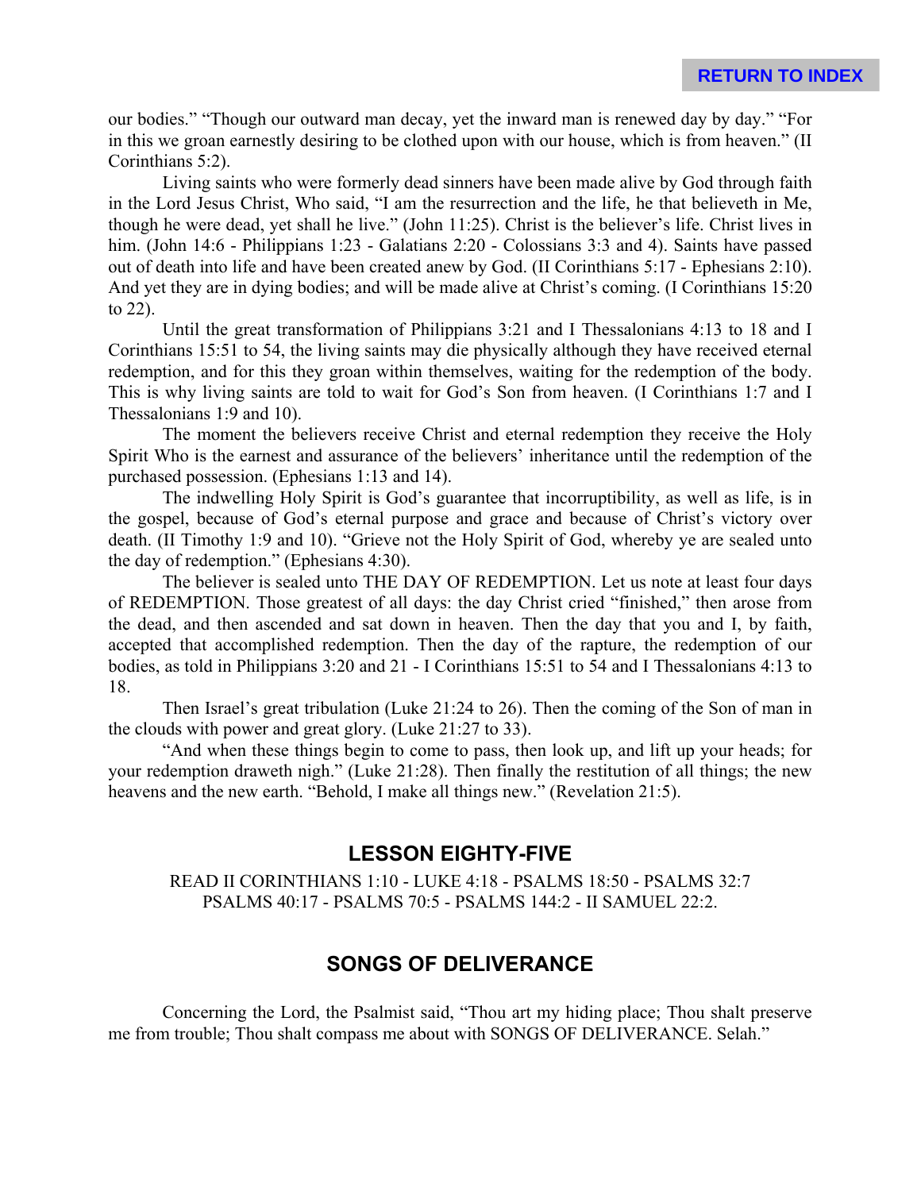our bodies." "Though our outward man decay, yet the inward man is renewed day by day." "For in this we groan earnestly desiring to be clothed upon with our house, which is from heaven." (II Corinthians 5:2).

Living saints who were formerly dead sinners have been made alive by God through faith in the Lord Jesus Christ, Who said, "I am the resurrection and the life, he that believeth in Me, though he were dead, yet shall he live." (John 11:25). Christ is the believer's life. Christ lives in him. (John 14:6 - Philippians 1:23 - Galatians 2:20 - Colossians 3:3 and 4). Saints have passed out of death into life and have been created anew by God. (II Corinthians 5:17 - Ephesians 2:10). And yet they are in dying bodies; and will be made alive at Christ's coming. (I Corinthians 15:20 to 22).

Until the great transformation of Philippians 3:21 and I Thessalonians 4:13 to 18 and I Corinthians 15:51 to 54, the living saints may die physically although they have received eternal redemption, and for this they groan within themselves, waiting for the redemption of the body. This is why living saints are told to wait for God's Son from heaven. (I Corinthians 1:7 and I Thessalonians 1:9 and 10).

The moment the believers receive Christ and eternal redemption they receive the Holy Spirit Who is the earnest and assurance of the believers' inheritance until the redemption of the purchased possession. (Ephesians 1:13 and 14).

The indwelling Holy Spirit is God's guarantee that incorruptibility, as well as life, is in the gospel, because of God's eternal purpose and grace and because of Christ's victory over death. (II Timothy 1:9 and 10). "Grieve not the Holy Spirit of God, whereby ye are sealed unto the day of redemption." (Ephesians 4:30).

The believer is sealed unto THE DAY OF REDEMPTION. Let us note at least four days of REDEMPTION. Those greatest of all days: the day Christ cried "finished," then arose from the dead, and then ascended and sat down in heaven. Then the day that you and I, by faith, accepted that accomplished redemption. Then the day of the rapture, the redemption of our bodies, as told in Philippians 3:20 and 21 - I Corinthians 15:51 to 54 and I Thessalonians 4:13 to 18.

Then Israel's great tribulation (Luke 21:24 to 26). Then the coming of the Son of man in the clouds with power and great glory. (Luke 21:27 to 33).

"And when these things begin to come to pass, then look up, and lift up your heads; for your redemption draweth nigh." (Luke 21:28). Then finally the restitution of all things; the new heavens and the new earth. "Behold, I make all things new." (Revelation 21:5).

## LESSON EIGHTY-FIVE

READ II CORINTHIANS 1:10 - LUKE 4:18 - PSALMS 18:50 - PSALMS 32:7
PSALMS 40:17 - PSALMS 70:5 - PSALMS 144:2 - II SAMUEL 22:2.

## SONGS OF DELIVERANCE

Concerning the Lord, the Psalmist said, "Thou art my hiding place; Thou shalt preserve me from trouble; Thou shalt compass me about with SONGS OF DELIVERANCE. Selah."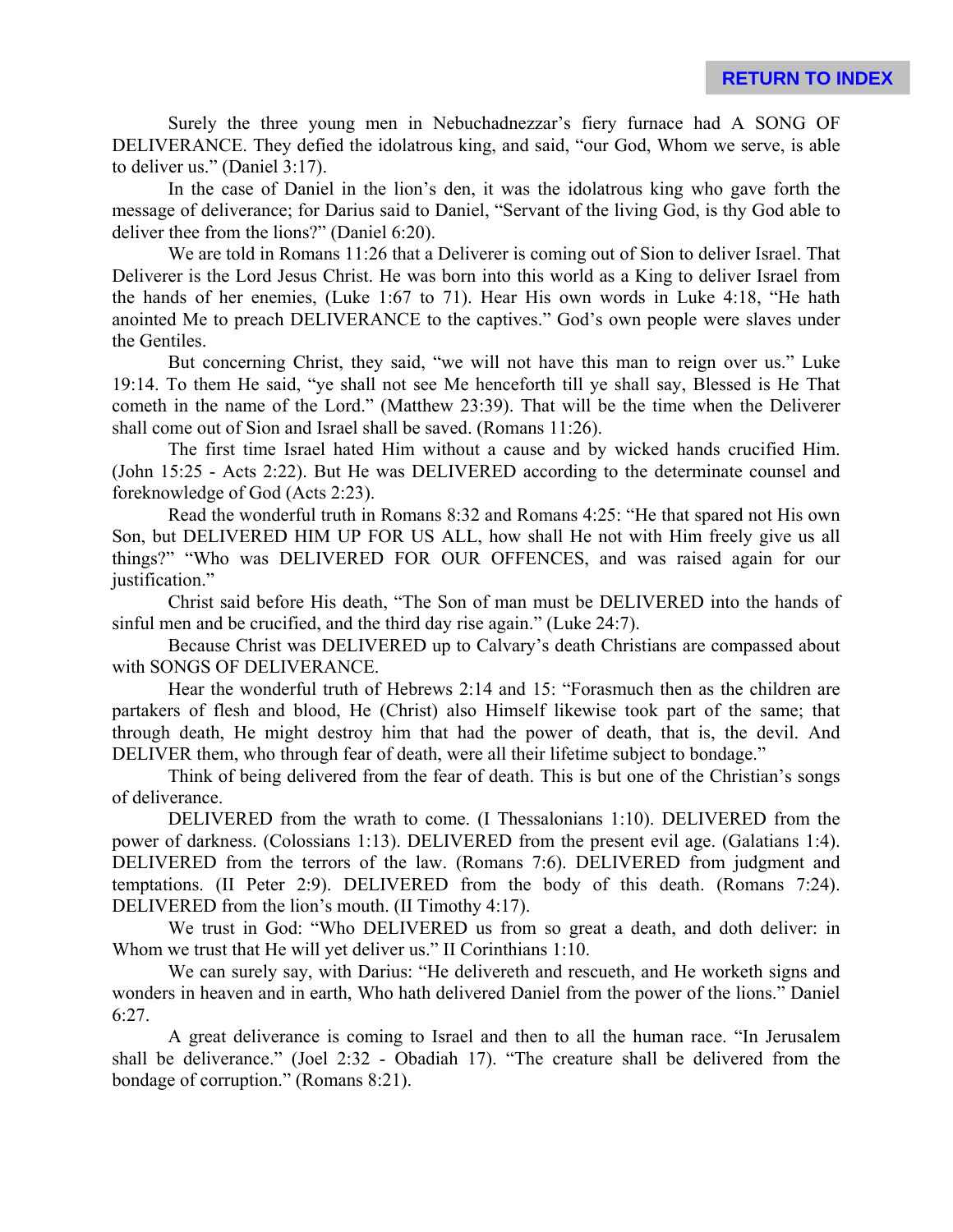Surely the three young men in Nebuchadnezzar's fiery furnace had A SONG OF DELIVERANCE. They defied the idolatrous king, and said, "our God, Whom we serve, is able to deliver us." (Daniel 3:17).

In the case of Daniel in the lion's den, it was the idolatrous king who gave forth the message of deliverance; for Darius said to Daniel, "Servant of the living God, is thy God able to deliver thee from the lions?" (Daniel 6:20).

We are told in Romans 11:26 that a Deliverer is coming out of Sion to deliver Israel. That Deliverer is the Lord Jesus Christ. He was born into this world as a King to deliver Israel from the hands of her enemies, (Luke 1:67 to 71). Hear His own words in Luke 4:18, "He hath anointed Me to preach DELIVERANCE to the captives." God's own people were slaves under the Gentiles.

But concerning Christ, they said, "we will not have this man to reign over us." Luke 19:14. To them He said, "ye shall not see Me henceforth till ye shall say, Blessed is He That cometh in the name of the Lord." (Matthew 23:39). That will be the time when the Deliverer shall come out of Sion and Israel shall be saved. (Romans 11:26).

The first time Israel hated Him without a cause and by wicked hands crucified Him. (John 15:25 - Acts 2:22). But He was DELIVERED according to the determinate counsel and foreknowledge of God (Acts 2:23).

Read the wonderful truth in Romans 8:32 and Romans 4:25: "He that spared not His own Son, but DELIVERED HIM UP FOR US ALL, how shall He not with Him freely give us all things?" "Who was DELIVERED FOR OUR OFFENCES, and was raised again for our justification."

Christ said before His death, "The Son of man must be DELIVERED into the hands of sinful men and be crucified, and the third day rise again." (Luke 24:7).

Because Christ was DELIVERED up to Calvary's death Christians are compassed about with SONGS OF DELIVERANCE.

Hear the wonderful truth of Hebrews 2:14 and 15: "Forasmuch then as the children are partakers of flesh and blood, He (Christ) also Himself likewise took part of the same; that through death, He might destroy him that had the power of death, that is, the devil. And DELIVER them, who through fear of death, were all their lifetime subject to bondage."

Think of being delivered from the fear of death. This is but one of the Christian's songs of deliverance.

DELIVERED from the wrath to come. (I Thessalonians 1:10). DELIVERED from the power of darkness. (Colossians 1:13). DELIVERED from the present evil age. (Galatians 1:4). DELIVERED from the terrors of the law. (Romans 7:6). DELIVERED from judgment and temptations. (II Peter 2:9). DELIVERED from the body of this death. (Romans 7:24). DELIVERED from the lion's mouth. (II Timothy 4:17).

We trust in God: "Who DELIVERED us from so great a death, and doth deliver: in Whom we trust that He will yet deliver us." II Corinthians 1:10.

We can surely say, with Darius: "He delivereth and rescueth, and He worketh signs and wonders in heaven and in earth, Who hath delivered Daniel from the power of the lions." Daniel 6:27.

A great deliverance is coming to Israel and then to all the human race. "In Jerusalem shall be deliverance." (Joel 2:32 - Obadiah 17). "The creature shall be delivered from the bondage of corruption." (Romans 8:21).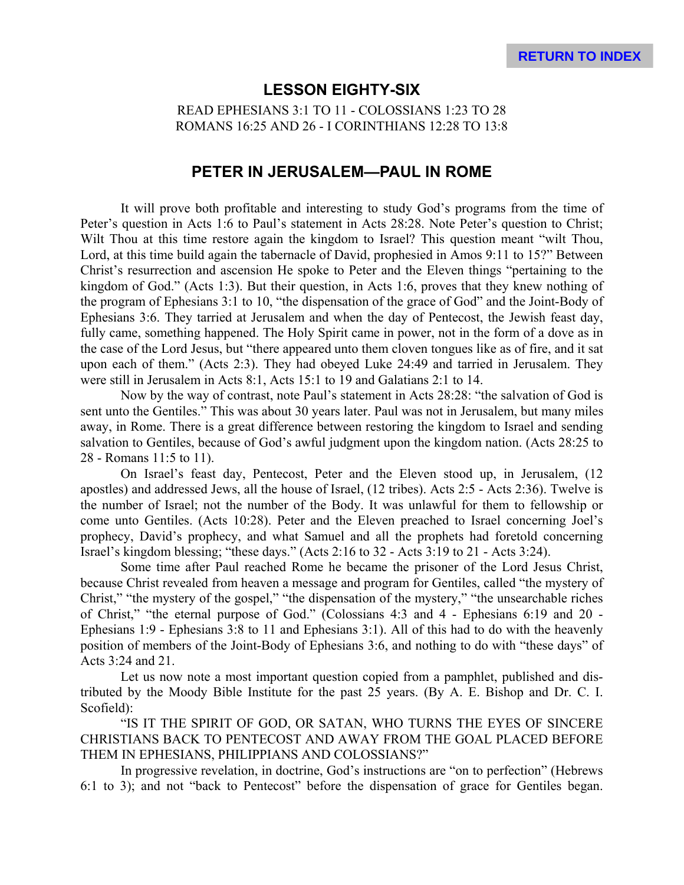RETURN TO INDEX

## LESSON EIGHTY-SIX

READ EPHESIANS 3:1 TO 11 - COLOSSIANS 1:23 TO 28
ROMANS 16:25 AND 26 - I CORINTHIANS 12:28 TO 13:8

## PETER IN JERUSALEM—PAUL IN ROME

It will prove both profitable and interesting to study God's programs from the time of Peter's question in Acts 1:6 to Paul's statement in Acts 28:28. Note Peter's question to Christ; Wilt Thou at this time restore again the kingdom to Israel? This question meant "wilt Thou, Lord, at this time build again the tabernacle of David, prophesied in Amos 9:11 to 15?" Between Christ's resurrection and ascension He spoke to Peter and the Eleven things "pertaining to the kingdom of God." (Acts 1:3). But their question, in Acts 1:6, proves that they knew nothing of the program of Ephesians 3:1 to 10, "the dispensation of the grace of God" and the Joint-Body of Ephesians 3:6. They tarried at Jerusalem and when the day of Pentecost, the Jewish feast day, fully came, something happened. The Holy Spirit came in power, not in the form of a dove as in the case of the Lord Jesus, but "there appeared unto them cloven tongues like as of fire, and it sat upon each of them." (Acts 2:3). They had obeyed Luke 24:49 and tarried in Jerusalem. They were still in Jerusalem in Acts 8:1, Acts 15:1 to 19 and Galatians 2:1 to 14.

Now by the way of contrast, note Paul's statement in Acts 28:28: "the salvation of God is sent unto the Gentiles." This was about 30 years later. Paul was not in Jerusalem, but many miles away, in Rome. There is a great difference between restoring the kingdom to Israel and sending salvation to Gentiles, because of God's awful judgment upon the kingdom nation. (Acts 28:25 to 28 - Romans 11:5 to 11).

On Israel's feast day, Pentecost, Peter and the Eleven stood up, in Jerusalem, (12 apostles) and addressed Jews, all the house of Israel, (12 tribes). Acts 2:5 - Acts 2:36). Twelve is the number of Israel; not the number of the Body. It was unlawful for them to fellowship or come unto Gentiles. (Acts 10:28). Peter and the Eleven preached to Israel concerning Joel's prophecy, David's prophecy, and what Samuel and all the prophets had foretold concerning Israel's kingdom blessing; "these days." (Acts 2:16 to 32 - Acts 3:19 to 21 - Acts 3:24).

Some time after Paul reached Rome he became the prisoner of the Lord Jesus Christ, because Christ revealed from heaven a message and program for Gentiles, called "the mystery of Christ," "the mystery of the gospel," "the dispensation of the mystery," "the unsearchable riches of Christ," "the eternal purpose of God." (Colossians 4:3 and 4 - Ephesians 6:19 and 20 - Ephesians 1:9 - Ephesians 3:8 to 11 and Ephesians 3:1). All of this had to do with the heavenly position of members of the Joint-Body of Ephesians 3:6, and nothing to do with "these days" of Acts 3:24 and 21.

Let us now note a most important question copied from a pamphlet, published and distributed by the Moody Bible Institute for the past 25 years. (By A. E. Bishop and Dr. C. I. Scofield):

"IS IT THE SPIRIT OF GOD, OR SATAN, WHO TURNS THE EYES OF SINCERE CHRISTIANS BACK TO PENTECOST AND AWAY FROM THE GOAL PLACED BEFORE THEM IN EPHESIANS, PHILIPPIANS AND COLOSSIANS?"

In progressive revelation, in doctrine, God's instructions are "on to perfection" (Hebrews 6:1 to 3); and not "back to Pentecost" before the dispensation of grace for Gentiles began.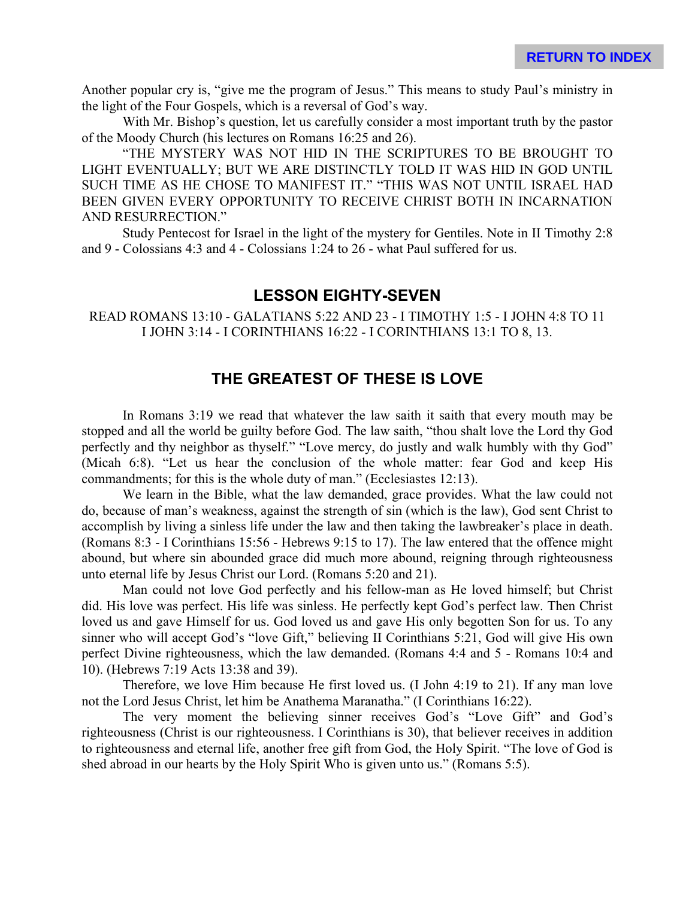Another popular cry is, "give me the program of Jesus." This means to study Paul's ministry in the light of the Four Gospels, which is a reversal of God's way.

With Mr. Bishop's question, let us carefully consider a most important truth by the pastor of the Moody Church (his lectures on Romans 16:25 and 26).

"THE MYSTERY WAS NOT HID IN THE SCRIPTURES TO BE BROUGHT TO LIGHT EVENTUALLY; BUT WE ARE DISTINCTLY TOLD IT WAS HID IN GOD UNTIL SUCH TIME AS HE CHOSE TO MANIFEST IT." "THIS WAS NOT UNTIL ISRAEL HAD BEEN GIVEN EVERY OPPORTUNITY TO RECEIVE CHRIST BOTH IN INCARNATION AND RESURRECTION."

Study Pentecost for Israel in the light of the mystery for Gentiles. Note in II Timothy 2:8 and 9 - Colossians 4:3 and 4 - Colossians 1:24 to 26 - what Paul suffered for us.

## LESSON EIGHTY-SEVEN

READ ROMANS 13:10 - GALATIANS 5:22 AND 23 - I TIMOTHY 1:5 - I JOHN 4:8 TO 11 I JOHN 3:14 - I CORINTHIANS 16:22 - I CORINTHIANS 13:1 TO 8, 13.

## THE GREATEST OF THESE IS LOVE

In Romans 3:19 we read that whatever the law saith it saith that every mouth may be stopped and all the world be guilty before God. The law saith, "thou shalt love the Lord thy God perfectly and thy neighbor as thyself." "Love mercy, do justly and walk humbly with thy God" (Micah 6:8). "Let us hear the conclusion of the whole matter: fear God and keep His commandments; for this is the whole duty of man." (Ecclesiastes 12:13).

We learn in the Bible, what the law demanded, grace provides. What the law could not do, because of man's weakness, against the strength of sin (which is the law), God sent Christ to accomplish by living a sinless life under the law and then taking the lawbreaker's place in death. (Romans 8:3 - I Corinthians 15:56 - Hebrews 9:15 to 17). The law entered that the offence might abound, but where sin abounded grace did much more abound, reigning through righteousness unto eternal life by Jesus Christ our Lord. (Romans 5:20 and 21).

Man could not love God perfectly and his fellow-man as He loved himself; but Christ did. His love was perfect. His life was sinless. He perfectly kept God's perfect law. Then Christ loved us and gave Himself for us. God loved us and gave His only begotten Son for us. To any sinner who will accept God's "love Gift," believing II Corinthians 5:21, God will give His own perfect Divine righteousness, which the law demanded. (Romans 4:4 and 5 - Romans 10:4 and 10). (Hebrews 7:19 Acts 13:38 and 39).

Therefore, we love Him because He first loved us. (I John 4:19 to 21). If any man love not the Lord Jesus Christ, let him be Anathema Maranatha." (I Corinthians 16:22).

The very moment the believing sinner receives God's "Love Gift" and God's righteousness (Christ is our righteousness. I Corinthians is 30), that believer receives in addition to righteousness and eternal life, another free gift from God, the Holy Spirit. "The love of God is shed abroad in our hearts by the Holy Spirit Who is given unto us." (Romans 5:5).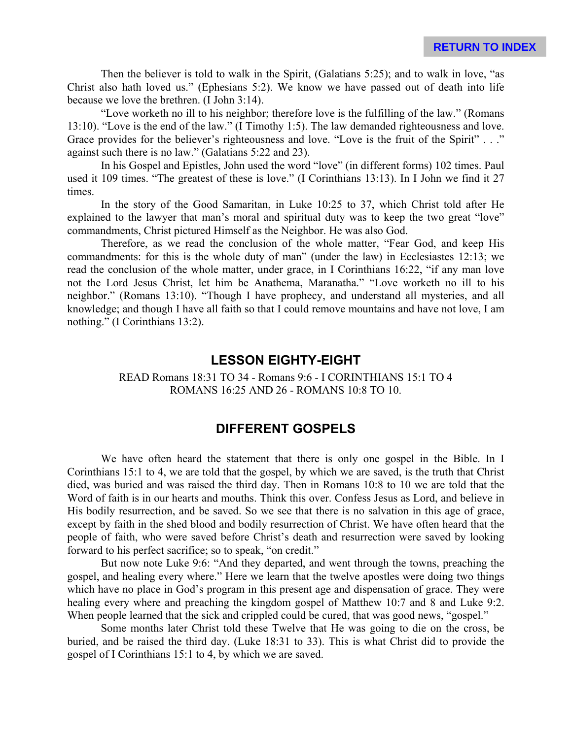Then the believer is told to walk in the Spirit, (Galatians 5:25); and to walk in love, "as Christ also hath loved us." (Ephesians 5:2). We know we have passed out of death into life because we love the brethren. (I John 3:14).

"Love worketh no ill to his neighbor; therefore love is the fulfilling of the law." (Romans 13:10). "Love is the end of the law." (I Timothy 1:5). The law demanded righteousness and love. Grace provides for the believer's righteousness and love. "Love is the fruit of the Spirit" . . ." against such there is no law." (Galatians 5:22 and 23).

In his Gospel and Epistles, John used the word "love" (in different forms) 102 times. Paul used it 109 times. "The greatest of these is love." (I Corinthians 13:13). In I John we find it 27 times.

In the story of the Good Samaritan, in Luke 10:25 to 37, which Christ told after He explained to the lawyer that man's moral and spiritual duty was to keep the two great "love" commandments, Christ pictured Himself as the Neighbor. He was also God.

Therefore, as we read the conclusion of the whole matter, "Fear God, and keep His commandments: for this is the whole duty of man" (under the law) in Ecclesiastes 12:13; we read the conclusion of the whole matter, under grace, in I Corinthians 16:22, "if any man love not the Lord Jesus Christ, let him be Anathema, Maranatha." "Love worketh no ill to his neighbor." (Romans 13:10). "Though I have prophecy, and understand all mysteries, and all knowledge; and though I have all faith so that I could remove mountains and have not love, I am nothing." (I Corinthians 13:2).

## LESSON EIGHTY-EIGHT

READ Romans 18:31 TO 34 - Romans 9:6 - I CORINTHIANS 15:1 TO 4
ROMANS 16:25 AND 26 - ROMANS 10:8 TO 10.

## DIFFERENT GOSPELS

We have often heard the statement that there is only one gospel in the Bible. In I Corinthians 15:1 to 4, we are told that the gospel, by which we are saved, is the truth that Christ died, was buried and was raised the third day. Then in Romans 10:8 to 10 we are told that the Word of faith is in our hearts and mouths. Think this over. Confess Jesus as Lord, and believe in His bodily resurrection, and be saved. So we see that there is no salvation in this age of grace, except by faith in the shed blood and bodily resurrection of Christ. We have often heard that the people of faith, who were saved before Christ's death and resurrection were saved by looking forward to his perfect sacrifice; so to speak, "on credit."

But now note Luke 9:6: "And they departed, and went through the towns, preaching the gospel, and healing every where." Here we learn that the twelve apostles were doing two things which have no place in God's program in this present age and dispensation of grace. They were healing every where and preaching the kingdom gospel of Matthew 10:7 and 8 and Luke 9:2. When people learned that the sick and crippled could be cured, that was good news, "gospel."

Some months later Christ told these Twelve that He was going to die on the cross, be buried, and be raised the third day. (Luke 18:31 to 33). This is what Christ did to provide the gospel of I Corinthians 15:1 to 4, by which we are saved.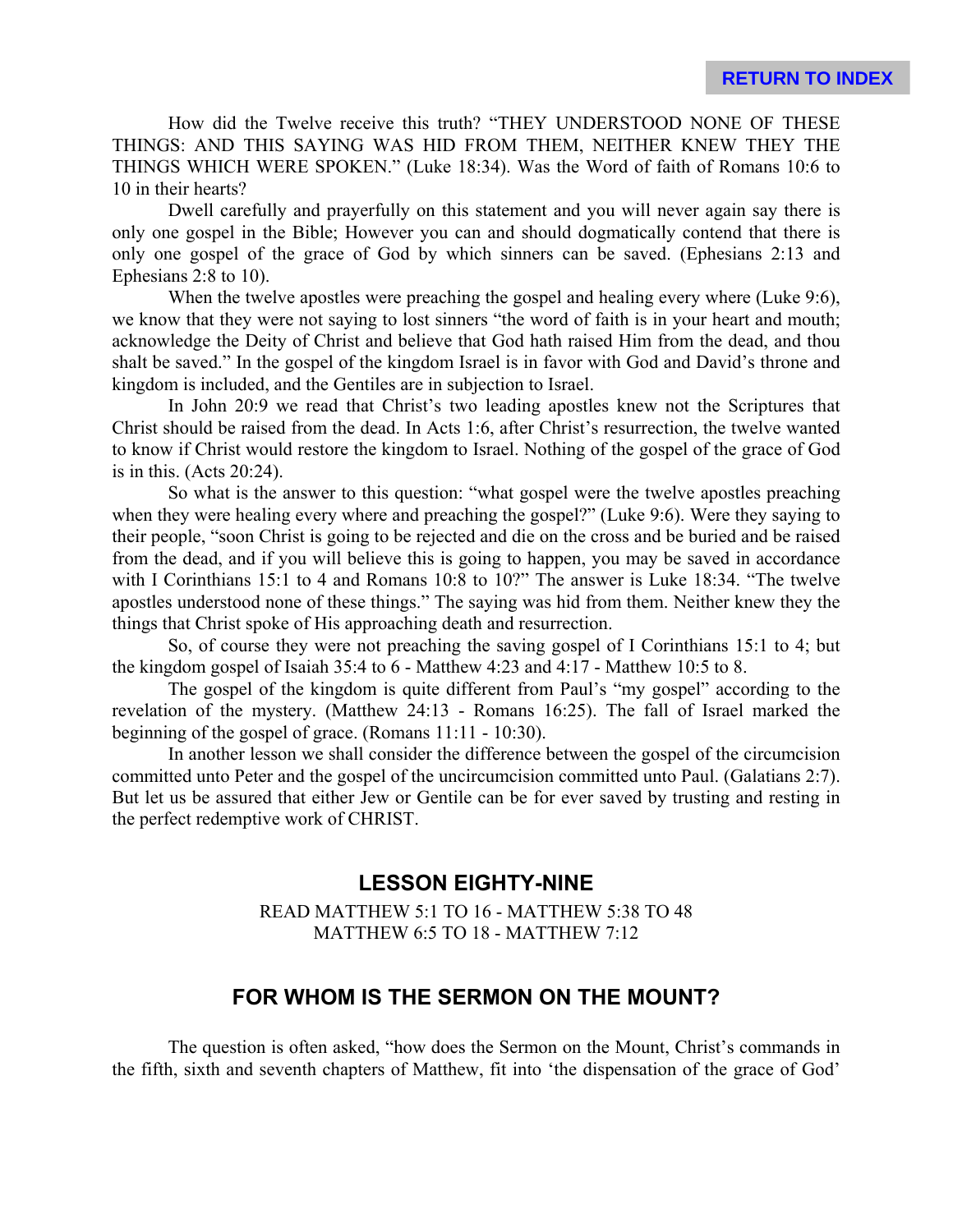How did the Twelve receive this truth? "THEY UNDERSTOOD NONE OF THESE THINGS: AND THIS SAYING WAS HID FROM THEM, NEITHER KNEW THEY THE THINGS WHICH WERE SPOKEN." (Luke 18:34). Was the Word of faith of Romans 10:6 to 10 in their hearts?

Dwell carefully and prayerfully on this statement and you will never again say there is only one gospel in the Bible; However you can and should dogmatically contend that there is only one gospel of the grace of God by which sinners can be saved. (Ephesians 2:13 and Ephesians 2:8 to 10).

When the twelve apostles were preaching the gospel and healing every where (Luke 9:6), we know that they were not saying to lost sinners "the word of faith is in your heart and mouth; acknowledge the Deity of Christ and believe that God hath raised Him from the dead, and thou shalt be saved." In the gospel of the kingdom Israel is in favor with God and David's throne and kingdom is included, and the Gentiles are in subjection to Israel.

In John 20:9 we read that Christ's two leading apostles knew not the Scriptures that Christ should be raised from the dead. In Acts 1:6, after Christ's resurrection, the twelve wanted to know if Christ would restore the kingdom to Israel. Nothing of the gospel of the grace of God is in this. (Acts 20:24).

So what is the answer to this question: "what gospel were the twelve apostles preaching when they were healing every where and preaching the gospel?" (Luke 9:6). Were they saying to their people, "soon Christ is going to be rejected and die on the cross and be buried and be raised from the dead, and if you will believe this is going to happen, you may be saved in accordance with I Corinthians 15:1 to 4 and Romans 10:8 to 10?" The answer is Luke 18:34. "The twelve apostles understood none of these things." The saying was hid from them. Neither knew they the things that Christ spoke of His approaching death and resurrection.

So, of course they were not preaching the saving gospel of I Corinthians 15:1 to 4; but the kingdom gospel of Isaiah 35:4 to 6 - Matthew 4:23 and 4:17 - Matthew 10:5 to 8.

The gospel of the kingdom is quite different from Paul's "my gospel" according to the revelation of the mystery. (Matthew 24:13 - Romans 16:25). The fall of Israel marked the beginning of the gospel of grace. (Romans 11:11 - 10:30).

In another lesson we shall consider the difference between the gospel of the circumcision committed unto Peter and the gospel of the uncircumcision committed unto Paul. (Galatians 2:7). But let us be assured that either Jew or Gentile can be for ever saved by trusting and resting in the perfect redemptive work of CHRIST.

## LESSON EIGHTY-NINE

READ MATTHEW 5:1 TO 16 - MATTHEW 5:38 TO 48
MATTHEW 6:5 TO 18 - MATTHEW 7:12

## FOR WHOM IS THE SERMON ON THE MOUNT?

The question is often asked, "how does the Sermon on the Mount, Christ's commands in the fifth, sixth and seventh chapters of Matthew, fit into 'the dispensation of the grace of God'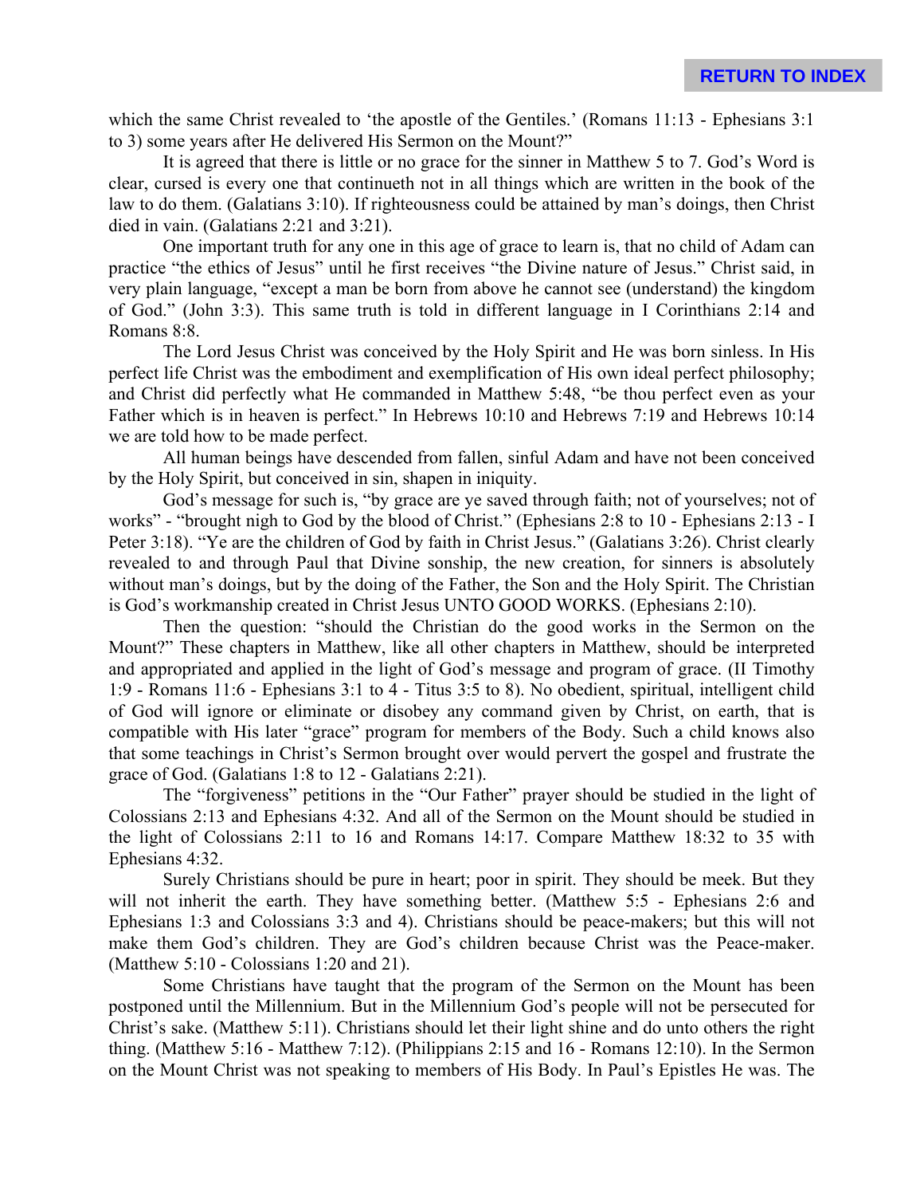which the same Christ revealed to 'the apostle of the Gentiles.' (Romans 11:13 - Ephesians 3:1 to 3) some years after He delivered His Sermon on the Mount?"

It is agreed that there is little or no grace for the sinner in Matthew 5 to 7. God's Word is clear, cursed is every one that continueth not in all things which are written in the book of the law to do them. (Galatians 3:10). If righteousness could be attained by man's doings, then Christ died in vain. (Galatians 2:21 and 3:21).

One important truth for any one in this age of grace to learn is, that no child of Adam can practice "the ethics of Jesus" until he first receives "the Divine nature of Jesus." Christ said, in very plain language, "except a man be born from above he cannot see (understand) the kingdom of God." (John 3:3). This same truth is told in different language in I Corinthians 2:14 and Romans 8:8.

The Lord Jesus Christ was conceived by the Holy Spirit and He was born sinless. In His perfect life Christ was the embodiment and exemplification of His own ideal perfect philosophy; and Christ did perfectly what He commanded in Matthew 5:48, "be thou perfect even as your Father which is in heaven is perfect." In Hebrews 10:10 and Hebrews 7:19 and Hebrews 10:14 we are told how to be made perfect.

All human beings have descended from fallen, sinful Adam and have not been conceived by the Holy Spirit, but conceived in sin, shapen in iniquity.

God's message for such is, "by grace are ye saved through faith; not of yourselves; not of works" - "brought nigh to God by the blood of Christ." (Ephesians 2:8 to 10 - Ephesians 2:13 - I Peter 3:18). "Ye are the children of God by faith in Christ Jesus." (Galatians 3:26). Christ clearly revealed to and through Paul that Divine sonship, the new creation, for sinners is absolutely without man's doings, but by the doing of the Father, the Son and the Holy Spirit. The Christian is God's workmanship created in Christ Jesus UNTO GOOD WORKS. (Ephesians 2:10).

Then the question: "should the Christian do the good works in the Sermon on the Mount?" These chapters in Matthew, like all other chapters in Matthew, should be interpreted and appropriated and applied in the light of God's message and program of grace. (II Timothy 1:9 - Romans 11:6 - Ephesians 3:1 to 4 - Titus 3:5 to 8). No obedient, spiritual, intelligent child of God will ignore or eliminate or disobey any command given by Christ, on earth, that is compatible with His later "grace" program for members of the Body. Such a child knows also that some teachings in Christ's Sermon brought over would pervert the gospel and frustrate the grace of God. (Galatians 1:8 to 12 - Galatians 2:21).

The "forgiveness" petitions in the "Our Father" prayer should be studied in the light of Colossians 2:13 and Ephesians 4:32. And all of the Sermon on the Mount should be studied in the light of Colossians 2:11 to 16 and Romans 14:17. Compare Matthew 18:32 to 35 with Ephesians 4:32.

Surely Christians should be pure in heart; poor in spirit. They should be meek. But they will not inherit the earth. They have something better. (Matthew 5:5 - Ephesians 2:6 and Ephesians 1:3 and Colossians 3:3 and 4). Christians should be peace-makers; but this will not make them God's children. They are God's children because Christ was the Peace-maker. (Matthew 5:10 - Colossians 1:20 and 21).

Some Christians have taught that the program of the Sermon on the Mount has been postponed until the Millennium. But in the Millennium God's people will not be persecuted for Christ's sake. (Matthew 5:11). Christians should let their light shine and do unto others the right thing. (Matthew 5:16 - Matthew 7:12). (Philippians 2:15 and 16 - Romans 12:10). In the Sermon on the Mount Christ was not speaking to members of His Body. In Paul's Epistles He was. The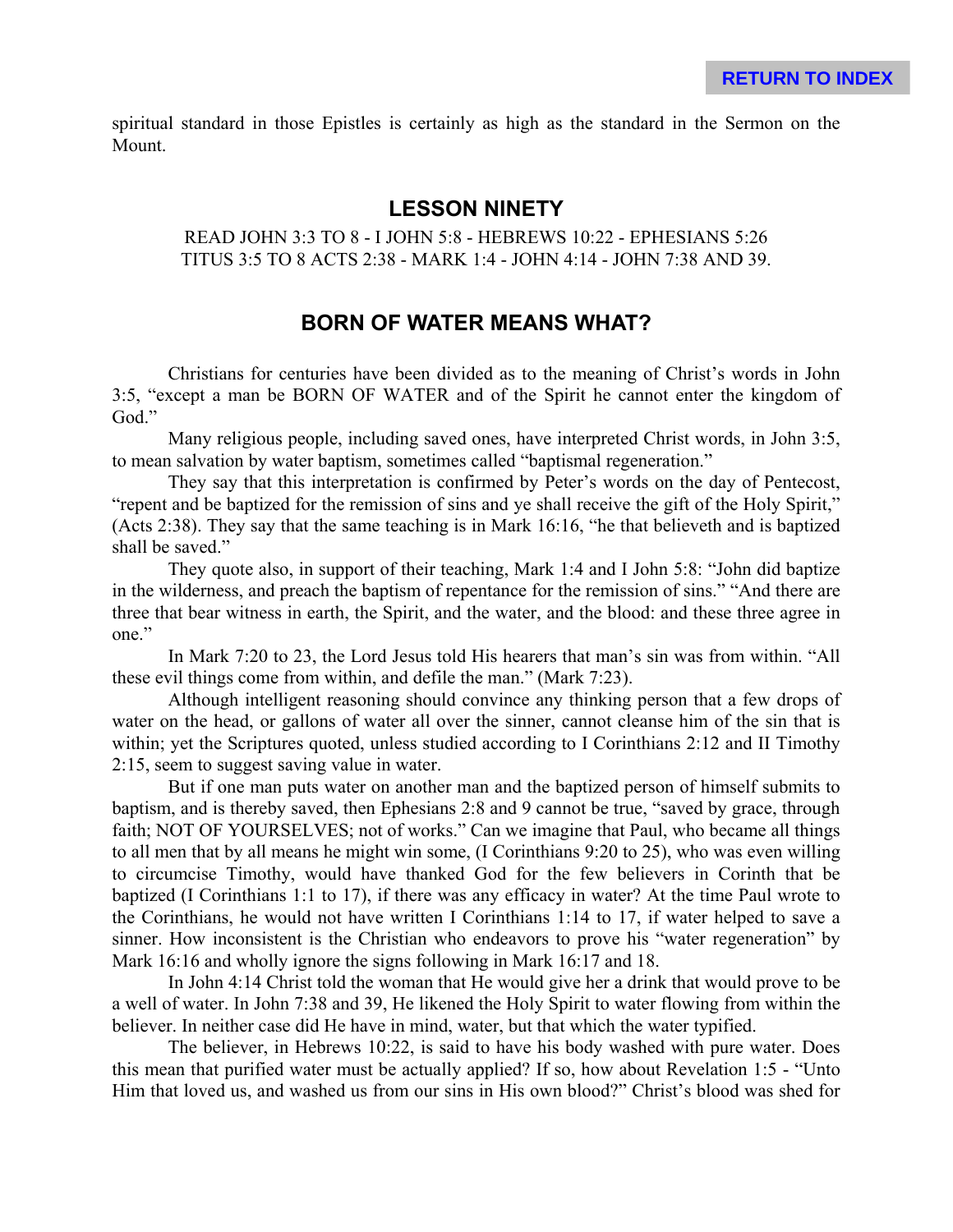spiritual standard in those Epistles is certainly as high as the standard in the Sermon on the Mount.

## LESSON NINETY

READ JOHN 3:3 TO 8 - I JOHN 5:8 - HEBREWS 10:22 - EPHESIANS 5:26 TITUS 3:5 TO 8 ACTS 2:38 - MARK 1:4 - JOHN 4:14 - JOHN 7:38 AND 39.

## BORN OF WATER MEANS WHAT?

Christians for centuries have been divided as to the meaning of Christ's words in John 3:5, "except a man be BORN OF WATER and of the Spirit he cannot enter the kingdom of God."

Many religious people, including saved ones, have interpreted Christ words, in John 3:5, to mean salvation by water baptism, sometimes called "baptismal regeneration."

They say that this interpretation is confirmed by Peter's words on the day of Pentecost, "repent and be baptized for the remission of sins and ye shall receive the gift of the Holy Spirit," (Acts 2:38). They say that the same teaching is in Mark 16:16, "he that believeth and is baptized shall be saved."

They quote also, in support of their teaching, Mark 1:4 and I John 5:8: "John did baptize in the wilderness, and preach the baptism of repentance for the remission of sins." "And there are three that bear witness in earth, the Spirit, and the water, and the blood: and these three agree in one."

In Mark 7:20 to 23, the Lord Jesus told His hearers that man's sin was from within. "All these evil things come from within, and defile the man." (Mark 7:23).

Although intelligent reasoning should convince any thinking person that a few drops of water on the head, or gallons of water all over the sinner, cannot cleanse him of the sin that is within; yet the Scriptures quoted, unless studied according to I Corinthians 2:12 and II Timothy 2:15, seem to suggest saving value in water.

But if one man puts water on another man and the baptized person of himself submits to baptism, and is thereby saved, then Ephesians 2:8 and 9 cannot be true, "saved by grace, through faith; NOT OF YOURSELVES; not of works." Can we imagine that Paul, who became all things to all men that by all means he might win some, (I Corinthians 9:20 to 25), who was even willing to circumcise Timothy, would have thanked God for the few believers in Corinth that be baptized (I Corinthians 1:1 to 17), if there was any efficacy in water? At the time Paul wrote to the Corinthians, he would not have written I Corinthians 1:14 to 17, if water helped to save a sinner. How inconsistent is the Christian who endeavors to prove his "water regeneration" by Mark 16:16 and wholly ignore the signs following in Mark 16:17 and 18.

In John 4:14 Christ told the woman that He would give her a drink that would prove to be a well of water. In John 7:38 and 39, He likened the Holy Spirit to water flowing from within the believer. In neither case did He have in mind, water, but that which the water typified.

The believer, in Hebrews 10:22, is said to have his body washed with pure water. Does this mean that purified water must be actually applied? If so, how about Revelation 1:5 - "Unto Him that loved us, and washed us from our sins in His own blood?" Christ's blood was shed for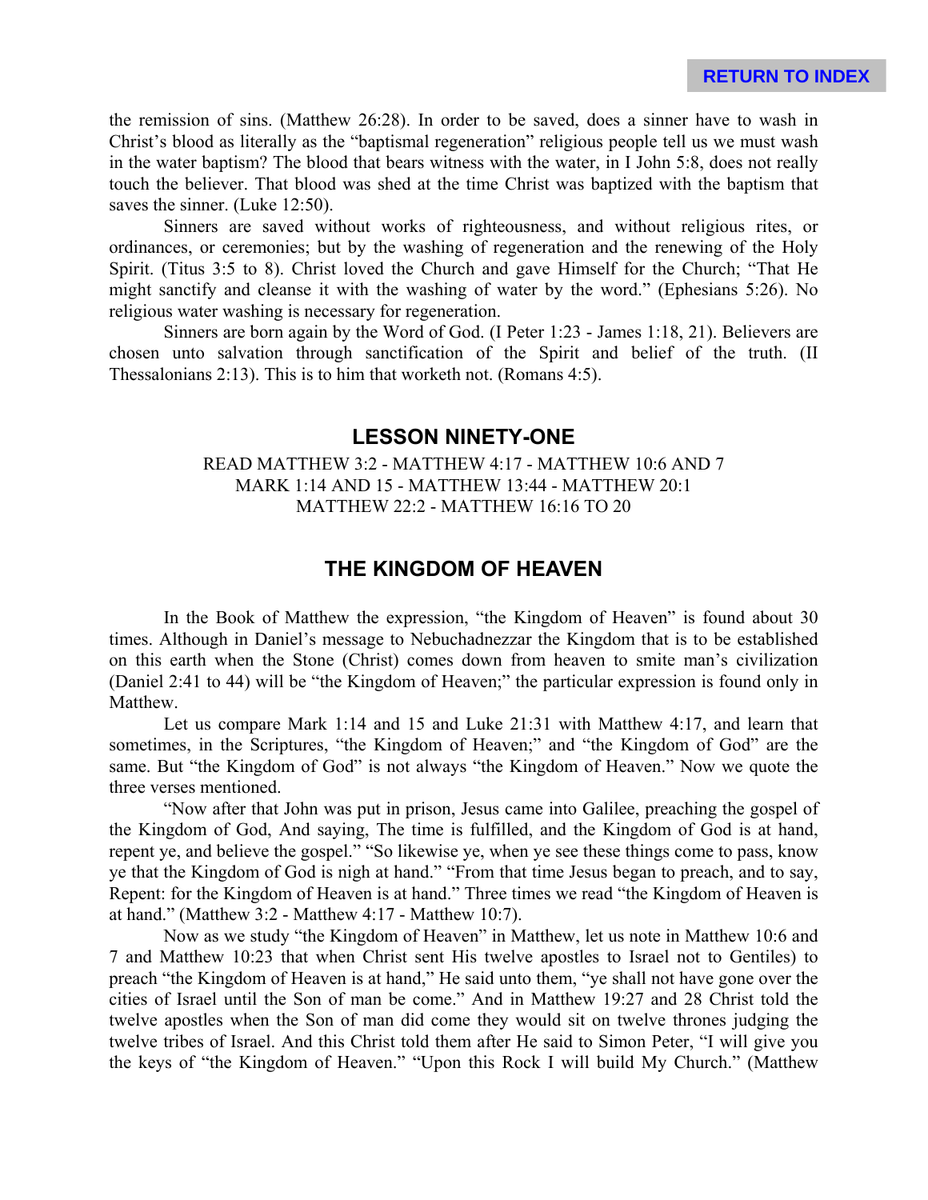the remission of sins. (Matthew 26:28). In order to be saved, does a sinner have to wash in Christ's blood as literally as the "baptismal regeneration" religious people tell us we must wash in the water baptism? The blood that bears witness with the water, in I John 5:8, does not really touch the believer. That blood was shed at the time Christ was baptized with the baptism that saves the sinner. (Luke 12:50).

Sinners are saved without works of righteousness, and without religious rites, or ordinances, or ceremonies; but by the washing of regeneration and the renewing of the Holy Spirit. (Titus 3:5 to 8). Christ loved the Church and gave Himself for the Church; "That He might sanctify and cleanse it with the washing of water by the word." (Ephesians 5:26). No religious water washing is necessary for regeneration.

Sinners are born again by the Word of God. (I Peter 1:23 - James 1:18, 21). Believers are chosen unto salvation through sanctification of the Spirit and belief of the truth. (II Thessalonians 2:13). This is to him that worketh not. (Romans 4:5).

## LESSON NINETY-ONE

READ MATTHEW 3:2 - MATTHEW 4:17 - MATTHEW 10:6 AND 7
MARK 1:14 AND 15 - MATTHEW 13:44 - MATTHEW 20:1
MATTHEW 22:2 - MATTHEW 16:16 TO 20

## THE KINGDOM OF HEAVEN

In the Book of Matthew the expression, "the Kingdom of Heaven" is found about 30 times. Although in Daniel's message to Nebuchadnezzar the Kingdom that is to be established on this earth when the Stone (Christ) comes down from heaven to smite man's civilization (Daniel 2:41 to 44) will be "the Kingdom of Heaven;" the particular expression is found only in Matthew.

Let us compare Mark 1:14 and 15 and Luke 21:31 with Matthew 4:17, and learn that sometimes, in the Scriptures, "the Kingdom of Heaven;" and "the Kingdom of God" are the same. But "the Kingdom of God" is not always "the Kingdom of Heaven." Now we quote the three verses mentioned.

"Now after that John was put in prison, Jesus came into Galilee, preaching the gospel of the Kingdom of God, And saying, The time is fulfilled, and the Kingdom of God is at hand, repent ye, and believe the gospel." "So likewise ye, when ye see these things come to pass, know ye that the Kingdom of God is nigh at hand." "From that time Jesus began to preach, and to say, Repent: for the Kingdom of Heaven is at hand." Three times we read "the Kingdom of Heaven is at hand." (Matthew 3:2 - Matthew 4:17 - Matthew 10:7).

Now as we study "the Kingdom of Heaven" in Matthew, let us note in Matthew 10:6 and 7 and Matthew 10:23 that when Christ sent His twelve apostles to Israel not to Gentiles) to preach "the Kingdom of Heaven is at hand," He said unto them, "ye shall not have gone over the cities of Israel until the Son of man be come." And in Matthew 19:27 and 28 Christ told the twelve apostles when the Son of man did come they would sit on twelve thrones judging the twelve tribes of Israel. And this Christ told them after He said to Simon Peter, "I will give you the keys of "the Kingdom of Heaven." "Upon this Rock I will build My Church." (Matthew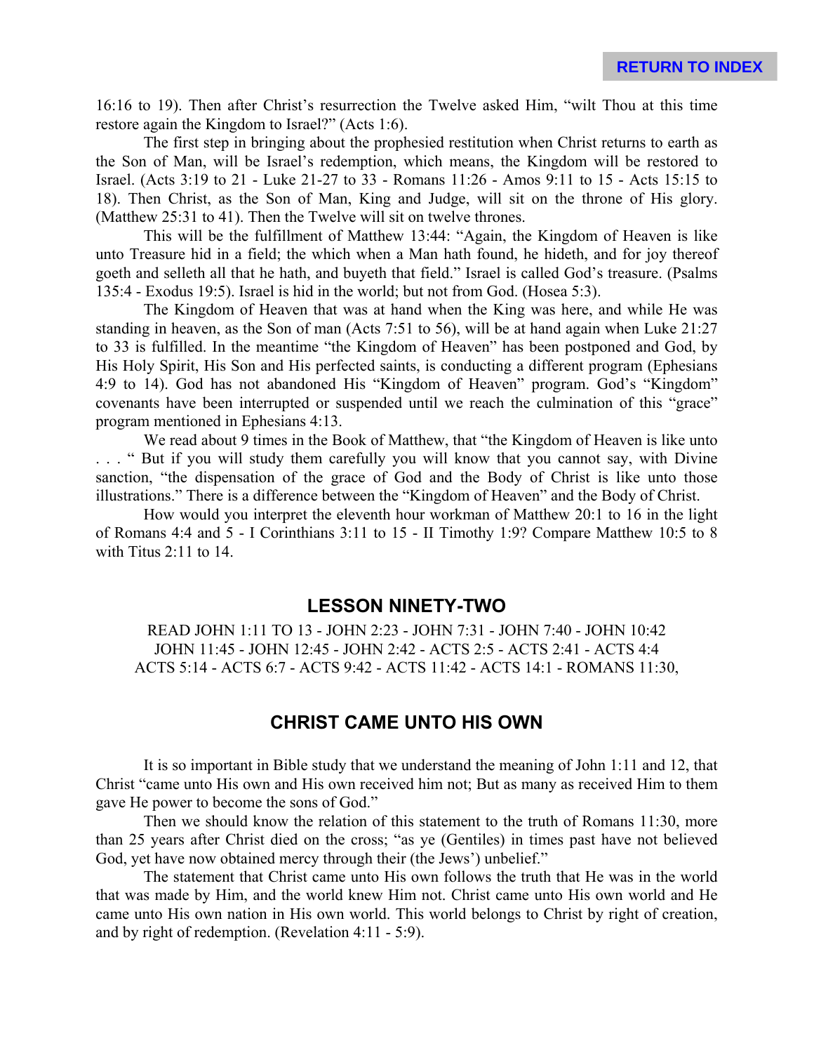16:16 to 19). Then after Christ's resurrection the Twelve asked Him, "wilt Thou at this time restore again the Kingdom to Israel?" (Acts 1:6).

The first step in bringing about the prophesied restitution when Christ returns to earth as the Son of Man, will be Israel's redemption, which means, the Kingdom will be restored to Israel. (Acts 3:19 to 21 - Luke 21-27 to 33 - Romans 11:26 - Amos 9:11 to 15 - Acts 15:15 to 18). Then Christ, as the Son of Man, King and Judge, will sit on the throne of His glory. (Matthew 25:31 to 41). Then the Twelve will sit on twelve thrones.

This will be the fulfillment of Matthew 13:44: "Again, the Kingdom of Heaven is like unto Treasure hid in a field; the which when a Man hath found, he hideth, and for joy thereof goeth and selleth all that he hath, and buyeth that field." Israel is called God's treasure. (Psalms 135:4 - Exodus 19:5). Israel is hid in the world; but not from God. (Hosea 5:3).

The Kingdom of Heaven that was at hand when the King was here, and while He was standing in heaven, as the Son of man (Acts 7:51 to 56), will be at hand again when Luke 21:27 to 33 is fulfilled. In the meantime "the Kingdom of Heaven" has been postponed and God, by His Holy Spirit, His Son and His perfected saints, is conducting a different program (Ephesians 4:9 to 14). God has not abandoned His "Kingdom of Heaven" program. God's "Kingdom" covenants have been interrupted or suspended until we reach the culmination of this "grace" program mentioned in Ephesians 4:13.

We read about 9 times in the Book of Matthew, that "the Kingdom of Heaven is like unto . . . " But if you will study them carefully you will know that you cannot say, with Divine sanction, "the dispensation of the grace of God and the Body of Christ is like unto those illustrations." There is a difference between the "Kingdom of Heaven" and the Body of Christ.

How would you interpret the eleventh hour workman of Matthew 20:1 to 16 in the light of Romans 4:4 and 5 - I Corinthians 3:11 to 15 - II Timothy 1:9? Compare Matthew 10:5 to 8 with Titus 2:11 to 14.

## LESSON NINETY-TWO

READ JOHN 1:11 TO 13 - JOHN 2:23 - JOHN 7:31 - JOHN 7:40 - JOHN 10:42
JOHN 11:45 - JOHN 12:45 - JOHN 2:42 - ACTS 2:5 - ACTS 2:41 - ACTS 4:4
ACTS 5:14 - ACTS 6:7 - ACTS 9:42 - ACTS 11:42 - ACTS 14:1 - ROMANS 11:30,

## CHRIST CAME UNTO HIS OWN

It is so important in Bible study that we understand the meaning of John 1:11 and 12, that Christ "came unto His own and His own received him not; But as many as received Him to them gave He power to become the sons of God."

Then we should know the relation of this statement to the truth of Romans 11:30, more than 25 years after Christ died on the cross; "as ye (Gentiles) in times past have not believed God, yet have now obtained mercy through their (the Jews') unbelief."

The statement that Christ came unto His own follows the truth that He was in the world that was made by Him, and the world knew Him not. Christ came unto His own world and He came unto His own nation in His own world. This world belongs to Christ by right of creation, and by right of redemption. (Revelation 4:11 - 5:9).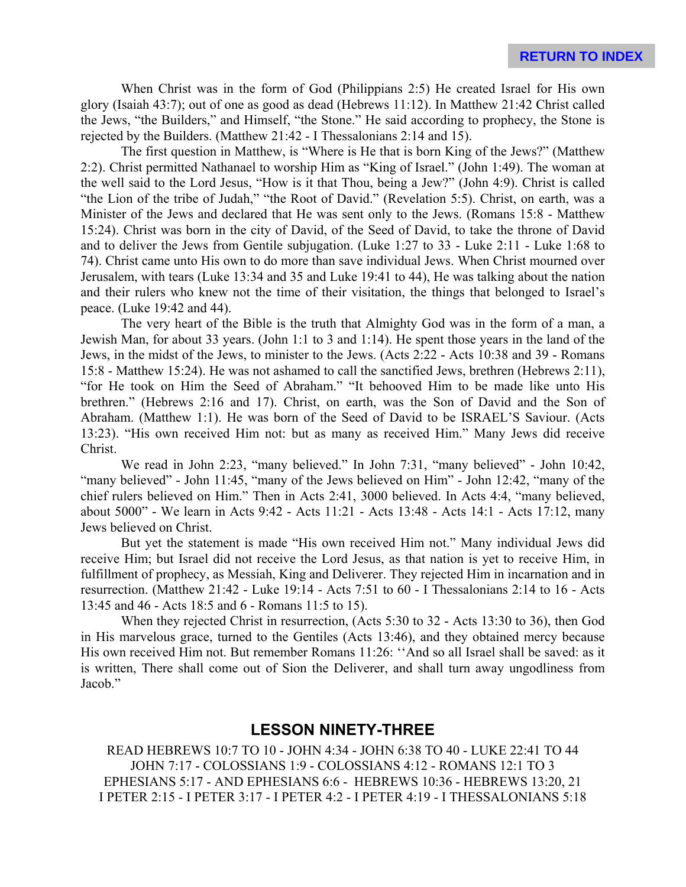When Christ was in the form of God (Philippians 2:5) He created Israel for His own glory (Isaiah 43:7); out of one as good as dead (Hebrews 11:12). In Matthew 21:42 Christ called the Jews, “the Builders,” and Himself, “the Stone.” He said according to prophecy, the Stone is rejected by the Builders. (Matthew 21:42 - I Thessalonians 2:14 and 15).

The first question in Matthew, is “Where is He that is born King of the Jews?” (Matthew 2:2). Christ permitted Nathanael to worship Him as “King of Israel.” (John 1:49). The woman at the well said to the Lord Jesus, “How is it that Thou, being a Jew?” (John 4:9). Christ is called “the Lion of the tribe of Judah,” “the Root of David.” (Revelation 5:5). Christ, on earth, was a Minister of the Jews and declared that He was sent only to the Jews. (Romans 15:8 - Matthew 15:24). Christ was born in the city of David, of the Seed of David, to take the throne of David and to deliver the Jews from Gentile subjugation. (Luke 1:27 to 33 - Luke 2:11 - Luke 1:68 to 74). Christ came unto His own to do more than save individual Jews. When Christ mourned over Jerusalem, with tears (Luke 13:34 and 35 and Luke 19:41 to 44), He was talking about the nation and their rulers who knew not the time of their visitation, the things that belonged to Israel’s peace. (Luke 19:42 and 44).

The very heart of the Bible is the truth that Almighty God was in the form of a man, a Jewish Man, for about 33 years. (John 1:1 to 3 and 1:14). He spent those years in the land of the Jews, in the midst of the Jews, to minister to the Jews. (Acts 2:22 - Acts 10:38 and 39 - Romans 15:8 - Matthew 15:24). He was not ashamed to call the sanctified Jews, brethren (Hebrews 2:11), “for He took on Him the Seed of Abraham.” “It behooved Him to be made like unto His brethren.” (Hebrews 2:16 and 17). Christ, on earth, was the Son of David and the Son of Abraham. (Matthew 1:1). He was born of the Seed of David to be ISRAEL’S Saviour. (Acts 13:23). “His own received Him not: but as many as received Him.” Many Jews did receive Christ.

We read in John 2:23, “many believed.” In John 7:31, “many believed” - John 10:42, “many believed” - John 11:45, “many of the Jews believed on Him” - John 12:42, “many of the chief rulers believed on Him.” Then in Acts 2:41, 3000 believed. In Acts 4:4, “many believed, about 5000” - We learn in Acts 9:42 - Acts 11:21 - Acts 13:48 - Acts 14:1 - Acts 17:12, many Jews believed on Christ.

But yet the statement is made “His own received Him not.” Many individual Jews did receive Him; but Israel did not receive the Lord Jesus, as that nation is yet to receive Him, in fulfillment of prophecy, as Messiah, King and Deliverer. They rejected Him in incarnation and in resurrection. (Matthew 21:42 - Luke 19:14 - Acts 7:51 to 60 - I Thessalonians 2:14 to 16 - Acts 13:45 and 46 - Acts 18:5 and 6 - Romans 11:5 to 15).

When they rejected Christ in resurrection, (Acts 5:30 to 32 - Acts 13:30 to 36), then God in His marvelous grace, turned to the Gentiles (Acts 13:46), and they obtained mercy because His own received Him not. But remember Romans 11:26: ‘‘And so all Israel shall be saved: as it is written, There shall come out of Sion the Deliverer, and shall turn away ungodliness from Jacob.”

## LESSON NINETY-THREE

READ HEBREWS 10:7 TO 10 - JOHN 4:34 - JOHN 6:38 TO 40 - LUKE 22:41 TO 44 JOHN 7:17 - COLOSSIANS 1:9 - COLOSSIANS 4:12 - ROMANS 12:1 TO 3 EPHESIANS 5:17 - AND EPHESIANS 6:6 - HEBREWS 10:36 - HEBREWS 13:20, 21 I PETER 2:15 - I PETER 3:17 - I PETER 4:2 - I PETER 4:19 - I THESSALONIANS 5:18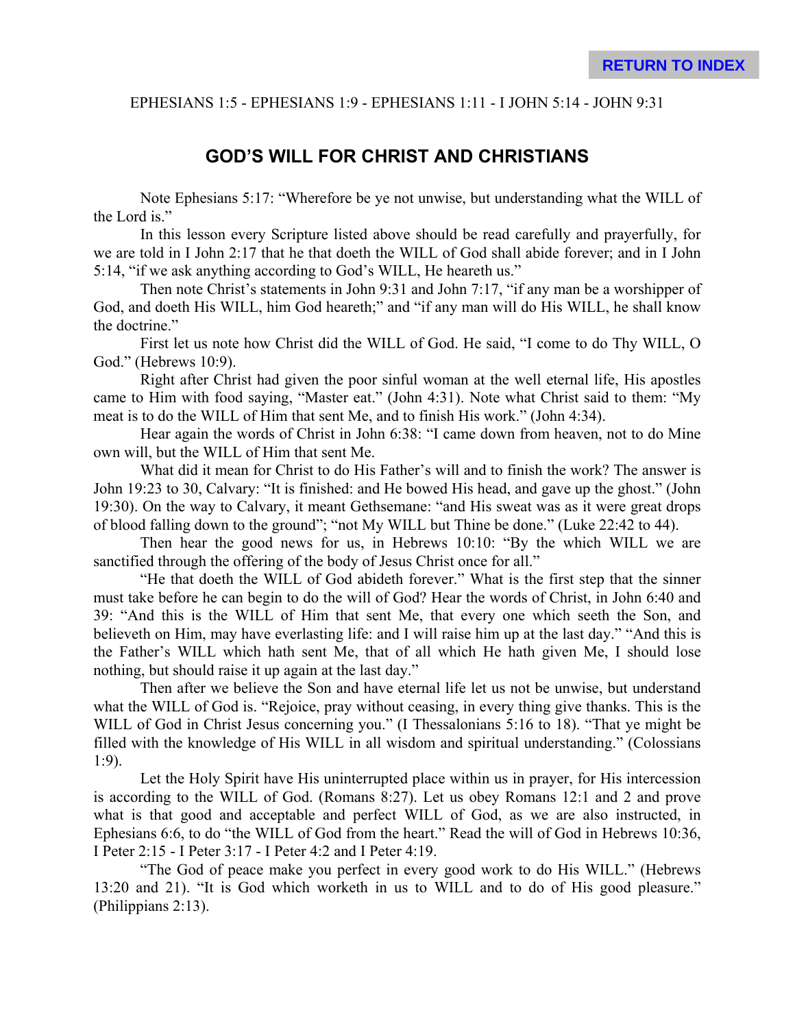EPHESIANS 1:5 - EPHESIANS 1:9 - EPHESIANS 1:11 - I JOHN 5:14 - JOHN 9:31

## GOD'S WILL FOR CHRIST AND CHRISTIANS

Note Ephesians 5:17: "Wherefore be ye not unwise, but understanding what the WILL of the Lord is."

In this lesson every Scripture listed above should be read carefully and prayerfully, for we are told in I John 2:17 that he that doeth the WILL of God shall abide forever; and in I John 5:14, "if we ask anything according to God's WILL, He heareth us."

Then note Christ's statements in John 9:31 and John 7:17, "if any man be a worshipper of God, and doeth His WILL, him God heareth;" and "if any man will do His WILL, he shall know the doctrine."

First let us note how Christ did the WILL of God. He said, "I come to do Thy WILL, O God." (Hebrews 10:9).

Right after Christ had given the poor sinful woman at the well eternal life, His apostles came to Him with food saying, "Master eat." (John 4:31). Note what Christ said to them: "My meat is to do the WILL of Him that sent Me, and to finish His work." (John 4:34).

Hear again the words of Christ in John 6:38: "I came down from heaven, not to do Mine own will, but the WILL of Him that sent Me.

What did it mean for Christ to do His Father's will and to finish the work? The answer is John 19:23 to 30, Calvary: "It is finished: and He bowed His head, and gave up the ghost." (John 19:30). On the way to Calvary, it meant Gethsemane: "and His sweat was as it were great drops of blood falling down to the ground"; "not My WILL but Thine be done." (Luke 22:42 to 44).

Then hear the good news for us, in Hebrews 10:10: "By the which WILL we are sanctified through the offering of the body of Jesus Christ once for all."

"He that doeth the WILL of God abideth forever." What is the first step that the sinner must take before he can begin to do the will of God? Hear the words of Christ, in John 6:40 and 39: "And this is the WILL of Him that sent Me, that every one which seeth the Son, and believeth on Him, may have everlasting life: and I will raise him up at the last day." "And this is the Father's WILL which hath sent Me, that of all which He hath given Me, I should lose nothing, but should raise it up again at the last day."

Then after we believe the Son and have eternal life let us not be unwise, but understand what the WILL of God is. "Rejoice, pray without ceasing, in every thing give thanks. This is the WILL of God in Christ Jesus concerning you." (I Thessalonians 5:16 to 18). "That ye might be filled with the knowledge of His WILL in all wisdom and spiritual understanding." (Colossians 1:9).

Let the Holy Spirit have His uninterrupted place within us in prayer, for His intercession is according to the WILL of God. (Romans 8:27). Let us obey Romans 12:1 and 2 and prove what is that good and acceptable and perfect WILL of God, as we are also instructed, in Ephesians 6:6, to do "the WILL of God from the heart." Read the will of God in Hebrews 10:36, I Peter 2:15 - I Peter 3:17 - I Peter 4:2 and I Peter 4:19.

"The God of peace make you perfect in every good work to do His WILL." (Hebrews 13:20 and 21). "It is God which worketh in us to WILL and to do of His good pleasure." (Philippians 2:13).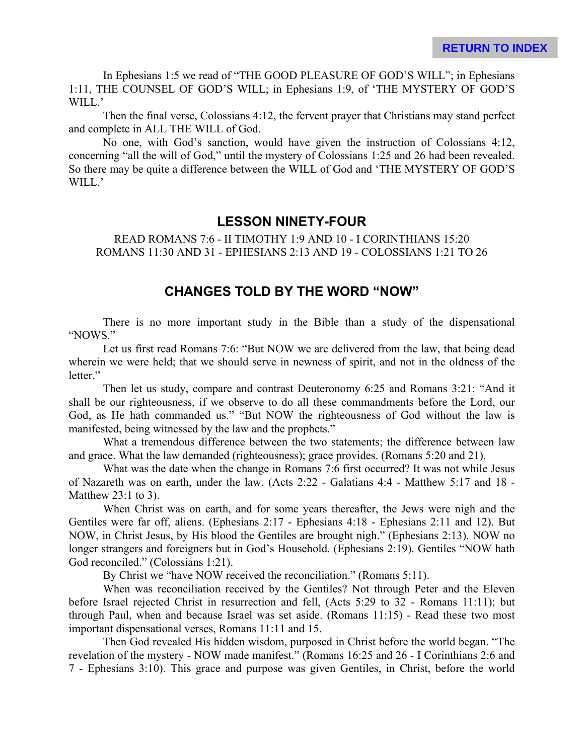In Ephesians 1:5 we read of "THE GOOD PLEASURE OF GOD'S WILL"; in Ephesians 1:11, THE COUNSEL OF GOD'S WILL; in Ephesians 1:9, of 'THE MYSTERY OF GOD'S WILL.'

Then the final verse, Colossians 4:12, the fervent prayer that Christians may stand perfect and complete in ALL THE WILL of God.

No one, with God's sanction, would have given the instruction of Colossians 4:12, concerning "all the will of God," until the mystery of Colossians 1:25 and 26 had been revealed. So there may be quite a difference between the WILL of God and 'THE MYSTERY OF GOD'S WILL.'

## LESSON NINETY-FOUR

READ ROMANS 7:6 - II TIMOTHY 1:9 AND 10 - I CORINTHIANS 15:20
ROMANS 11:30 AND 31 - EPHESIANS 2:13 AND 19 - COLOSSIANS 1:21 TO 26

## CHANGES TOLD BY THE WORD "NOW"

There is no more important study in the Bible than a study of the dispensational "NOWS."

Let us first read Romans 7:6: "But NOW we are delivered from the law, that being dead wherein we were held; that we should serve in newness of spirit, and not in the oldness of the letter."

Then let us study, compare and contrast Deuteronomy 6:25 and Romans 3:21: "And it shall be our righteousness, if we observe to do all these commandments before the Lord, our God, as He hath commanded us." "But NOW the righteousness of God without the law is manifested, being witnessed by the law and the prophets."

What a tremendous difference between the two statements; the difference between law and grace. What the law demanded (righteousness); grace provides. (Romans 5:20 and 21).

What was the date when the change in Romans 7:6 first occurred? It was not while Jesus of Nazareth was on earth, under the law. (Acts 2:22 - Galatians 4:4 - Matthew 5:17 and 18 - Matthew 23:1 to 3).

When Christ was on earth, and for some years thereafter, the Jews were nigh and the Gentiles were far off, aliens. (Ephesians 2:17 - Ephesians 4:18 - Ephesians 2:11 and 12). But NOW, in Christ Jesus, by His blood the Gentiles are brought nigh." (Ephesians 2:13). NOW no longer strangers and foreigners but in God's Household. (Ephesians 2:19). Gentiles "NOW hath God reconciled." (Colossians 1:21).

By Christ we "have NOW received the reconciliation." (Romans 5:11).

When was reconciliation received by the Gentiles? Not through Peter and the Eleven before Israel rejected Christ in resurrection and fell, (Acts 5:29 to 32 - Romans 11:11); but through Paul, when and because Israel was set aside. (Romans 11:15) - Read these two most important dispensational verses, Romans 11:11 and 15.

Then God revealed His hidden wisdom, purposed in Christ before the world began. "The revelation of the mystery - NOW made manifest." (Romans 16:25 and 26 - I Corinthians 2:6 and 7 - Ephesians 3:10). This grace and purpose was given Gentiles, in Christ, before the world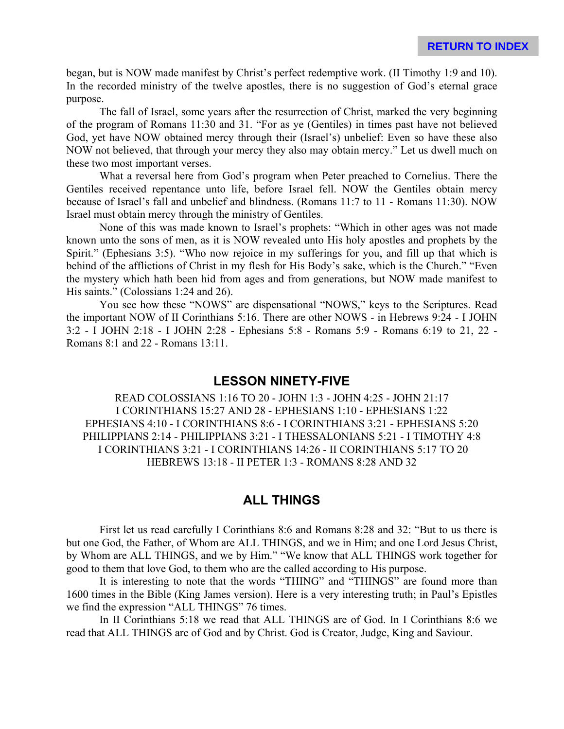began, but is NOW made manifest by Christ's perfect redemptive work. (II Timothy 1:9 and 10). In the recorded ministry of the twelve apostles, there is no suggestion of God's eternal grace purpose.

The fall of Israel, some years after the resurrection of Christ, marked the very beginning of the program of Romans 11:30 and 31. "For as ye (Gentiles) in times past have not believed God, yet have NOW obtained mercy through their (Israel's) unbelief: Even so have these also NOW not believed, that through your mercy they also may obtain mercy." Let us dwell much on these two most important verses.

What a reversal here from God's program when Peter preached to Cornelius. There the Gentiles received repentance unto life, before Israel fell. NOW the Gentiles obtain mercy because of Israel's fall and unbelief and blindness. (Romans 11:7 to 11 - Romans 11:30). NOW Israel must obtain mercy through the ministry of Gentiles.

None of this was made known to Israel's prophets: "Which in other ages was not made known unto the sons of men, as it is NOW revealed unto His holy apostles and prophets by the Spirit." (Ephesians 3:5). "Who now rejoice in my sufferings for you, and fill up that which is behind of the afflictions of Christ in my flesh for His Body's sake, which is the Church." "Even the mystery which hath been hid from ages and from generations, but NOW made manifest to His saints." (Colossians 1:24 and 26).

You see how these "NOWS" are dispensational "NOWS," keys to the Scriptures. Read the important NOW of II Corinthians 5:16. There are other NOWS - in Hebrews 9:24 - I JOHN 3:2 - I JOHN 2:18 - I JOHN 2:28 - Ephesians 5:8 - Romans 5:9 - Romans 6:19 to 21, 22 - Romans 8:1 and 22 - Romans 13:11.

## LESSON NINETY-FIVE

READ COLOSSIANS 1:16 TO 20 - JOHN 1:3 - JOHN 4:25 - JOHN 21:17
I CORINTHIANS 15:27 AND 28 - EPHESIANS 1:10 - EPHESIANS 1:22
EPHESIANS 4:10 - I CORINTHIANS 8:6 - I CORINTHIANS 3:21 - EPHESIANS 5:20
PHILIPPIANS 2:14 - PHILIPPIANS 3:21 - I THESSALONIANS 5:21 - I TIMOTHY 4:8
I CORINTHIANS 3:21 - I CORINTHIANS 14:26 - II CORINTHIANS 5:17 TO 20
HEBREWS 13:18 - II PETER 1:3 - ROMANS 8:28 AND 32

## ALL THINGS

First let us read carefully I Corinthians 8:6 and Romans 8:28 and 32: "But to us there is but one God, the Father, of Whom are ALL THINGS, and we in Him; and one Lord Jesus Christ, by Whom are ALL THINGS, and we by Him." "We know that ALL THINGS work together for good to them that love God, to them who are the called according to His purpose.

It is interesting to note that the words "THING" and "THINGS" are found more than 1600 times in the Bible (King James version). Here is a very interesting truth; in Paul's Epistles we find the expression "ALL THINGS" 76 times.

In II Corinthians 5:18 we read that ALL THINGS are of God. In I Corinthians 8:6 we read that ALL THINGS are of God and by Christ. God is Creator, Judge, King and Saviour.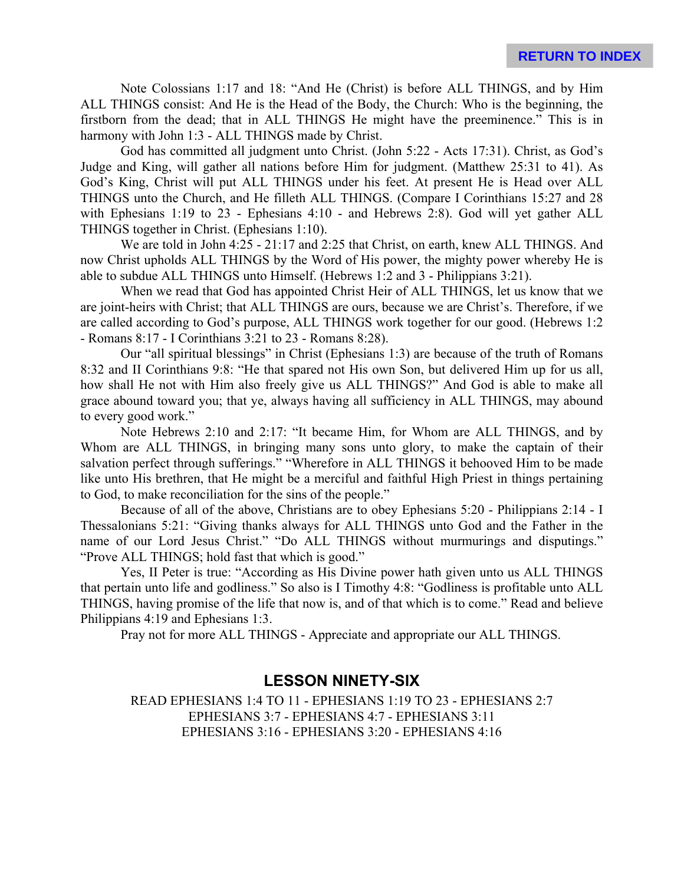Note Colossians 1:17 and 18: "And He (Christ) is before ALL THINGS, and by Him ALL THINGS consist: And He is the Head of the Body, the Church: Who is the beginning, the firstborn from the dead; that in ALL THINGS He might have the preeminence." This is in harmony with John 1:3 - ALL THINGS made by Christ.

God has committed all judgment unto Christ. (John 5:22 - Acts 17:31). Christ, as God's Judge and King, will gather all nations before Him for judgment. (Matthew 25:31 to 41). As God's King, Christ will put ALL THINGS under his feet. At present He is Head over ALL THINGS unto the Church, and He filleth ALL THINGS. (Compare I Corinthians 15:27 and 28 with Ephesians 1:19 to 23 - Ephesians 4:10 - and Hebrews 2:8). God will yet gather ALL THINGS together in Christ. (Ephesians 1:10).

We are told in John 4:25 - 21:17 and 2:25 that Christ, on earth, knew ALL THINGS. And now Christ upholds ALL THINGS by the Word of His power, the mighty power whereby He is able to subdue ALL THINGS unto Himself. (Hebrews 1:2 and 3 - Philippians 3:21).

When we read that God has appointed Christ Heir of ALL THINGS, let us know that we are joint-heirs with Christ; that ALL THINGS are ours, because we are Christ's. Therefore, if we are called according to God's purpose, ALL THINGS work together for our good. (Hebrews 1:2 - Romans 8:17 - I Corinthians 3:21 to 23 - Romans 8:28).

Our "all spiritual blessings" in Christ (Ephesians 1:3) are because of the truth of Romans 8:32 and II Corinthians 9:8: "He that spared not His own Son, but delivered Him up for us all, how shall He not with Him also freely give us ALL THINGS?" And God is able to make all grace abound toward you; that ye, always having all sufficiency in ALL THINGS, may abound to every good work."

Note Hebrews 2:10 and 2:17: "It became Him, for Whom are ALL THINGS, and by Whom are ALL THINGS, in bringing many sons unto glory, to make the captain of their salvation perfect through sufferings." "Wherefore in ALL THINGS it behooved Him to be made like unto His brethren, that He might be a merciful and faithful High Priest in things pertaining to God, to make reconciliation for the sins of the people."

Because of all of the above, Christians are to obey Ephesians 5:20 - Philippians 2:14 - I Thessalonians 5:21: "Giving thanks always for ALL THINGS unto God and the Father in the name of our Lord Jesus Christ." "Do ALL THINGS without murmurings and disputings." "Prove ALL THINGS; hold fast that which is good."

Yes, II Peter is true: "According as His Divine power hath given unto us ALL THINGS that pertain unto life and godliness." So also is I Timothy 4:8: "Godliness is profitable unto ALL THINGS, having promise of the life that now is, and of that which is to come." Read and believe Philippians 4:19 and Ephesians 1:3.

Pray not for more ALL THINGS - Appreciate and appropriate our ALL THINGS.

## LESSON NINETY-SIX

READ EPHESIANS 1:4 TO 11 - EPHESIANS 1:19 TO 23 - EPHESIANS 2:7
EPHESIANS 3:7 - EPHESIANS 4:7 - EPHESIANS 3:11
EPHESIANS 3:16 - EPHESIANS 3:20 - EPHESIANS 4:16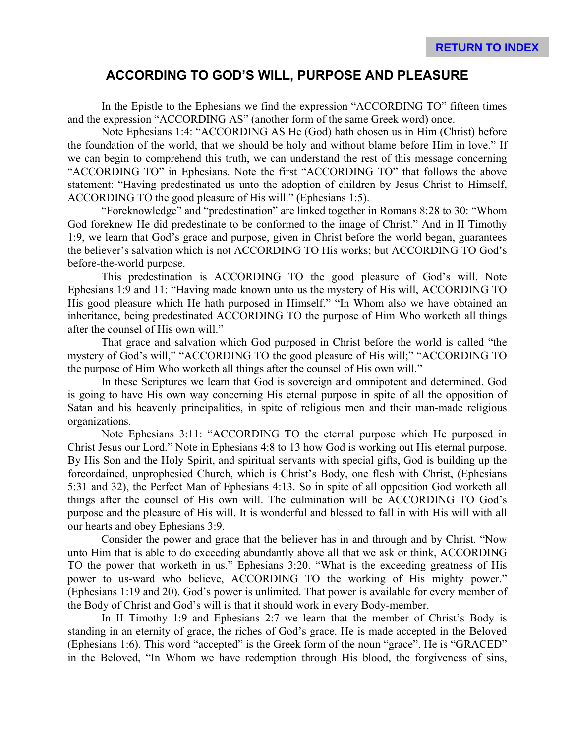## ACCORDING TO GOD'S WILL, PURPOSE AND PLEASURE

In the Epistle to the Ephesians we find the expression "ACCORDING TO" fifteen times and the expression "ACCORDING AS" (another form of the same Greek word) once.

Note Ephesians 1:4: "ACCORDING AS He (God) hath chosen us in Him (Christ) before the foundation of the world, that we should be holy and without blame before Him in love." If we can begin to comprehend this truth, we can understand the rest of this message concerning "ACCORDING TO" in Ephesians. Note the first "ACCORDING TO" that follows the above statement: "Having predestinated us unto the adoption of children by Jesus Christ to Himself, ACCORDING TO the good pleasure of His will." (Ephesians 1:5).

"Foreknowledge" and "predestination" are linked together in Romans 8:28 to 30: "Whom God foreknew He did predestinate to be conformed to the image of Christ." And in II Timothy 1:9, we learn that God's grace and purpose, given in Christ before the world began, guarantees the believer's salvation which is not ACCORDING TO His works; but ACCORDING TO God's before-the-world purpose.

This predestination is ACCORDING TO the good pleasure of God's will. Note Ephesians 1:9 and 11: "Having made known unto us the mystery of His will, ACCORDING TO His good pleasure which He hath purposed in Himself." "In Whom also we have obtained an inheritance, being predestinated ACCORDING TO the purpose of Him Who worketh all things after the counsel of His own will."

That grace and salvation which God purposed in Christ before the world is called "the mystery of God's will," "ACCORDING TO the good pleasure of His will;" "ACCORDING TO the purpose of Him Who worketh all things after the counsel of His own will."

In these Scriptures we learn that God is sovereign and omnipotent and determined. God is going to have His own way concerning His eternal purpose in spite of all the opposition of Satan and his heavenly principalities, in spite of religious men and their man-made religious organizations.

Note Ephesians 3:11: "ACCORDING TO the eternal purpose which He purposed in Christ Jesus our Lord." Note in Ephesians 4:8 to 13 how God is working out His eternal purpose. By His Son and the Holy Spirit, and spiritual servants with special gifts, God is building up the foreordained, unprophesied Church, which is Christ's Body, one flesh with Christ, (Ephesians 5:31 and 32), the Perfect Man of Ephesians 4:13. So in spite of all opposition God worketh all things after the counsel of His own will. The culmination will be ACCORDING TO God's purpose and the pleasure of His will. It is wonderful and blessed to fall in with His will with all our hearts and obey Ephesians 3:9.

Consider the power and grace that the believer has in and through and by Christ. "Now unto Him that is able to do exceeding abundantly above all that we ask or think, ACCORDING TO the power that worketh in us." Ephesians 3:20. "What is the exceeding greatness of His power to us-ward who believe, ACCORDING TO the working of His mighty power." (Ephesians 1:19 and 20). God's power is unlimited. That power is available for every member of the Body of Christ and God's will is that it should work in every Body-member.

In II Timothy 1:9 and Ephesians 2:7 we learn that the member of Christ's Body is standing in an eternity of grace, the riches of God's grace. He is made accepted in the Beloved (Ephesians 1:6). This word "accepted" is the Greek form of the noun "grace". He is "GRACED" in the Beloved, "In Whom we have redemption through His blood, the forgiveness of sins,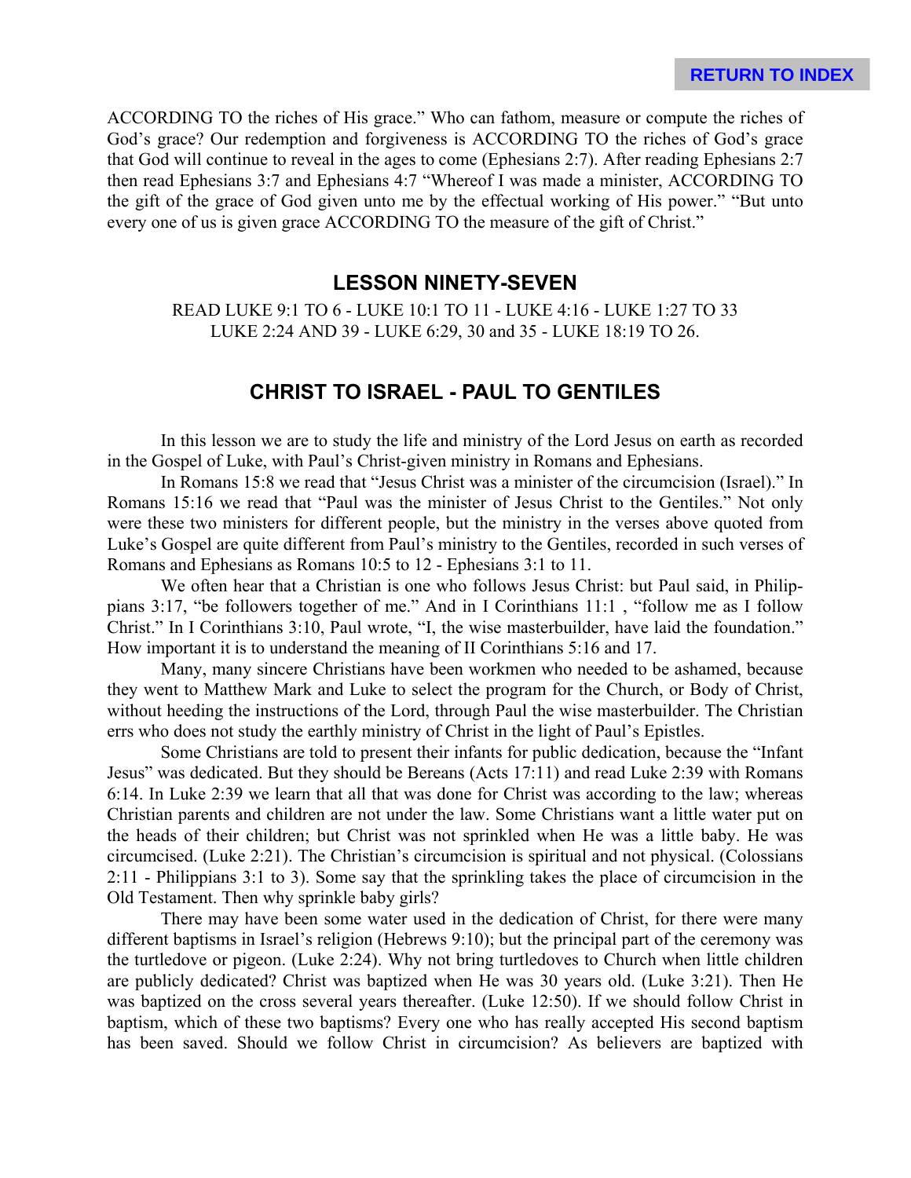ACCORDING TO the riches of His grace." Who can fathom, measure or compute the riches of God's grace? Our redemption and forgiveness is ACCORDING TO the riches of God's grace that God will continue to reveal in the ages to come (Ephesians 2:7). After reading Ephesians 2:7 then read Ephesians 3:7 and Ephesians 4:7 "Whereof I was made a minister, ACCORDING TO the gift of the grace of God given unto me by the effectual working of His power." "But unto every one of us is given grace ACCORDING TO the measure of the gift of Christ."

## LESSON NINETY-SEVEN

READ LUKE 9:1 TO 6 - LUKE 10:1 TO 11 - LUKE 4:16 - LUKE 1:27 TO 33 LUKE 2:24 AND 39 - LUKE 6:29, 30 and 35 - LUKE 18:19 TO 26.

## CHRIST TO ISRAEL - PAUL TO GENTILES

In this lesson we are to study the life and ministry of the Lord Jesus on earth as recorded in the Gospel of Luke, with Paul's Christ-given ministry in Romans and Ephesians.

In Romans 15:8 we read that "Jesus Christ was a minister of the circumcision (Israel)." In Romans 15:16 we read that "Paul was the minister of Jesus Christ to the Gentiles." Not only were these two ministers for different people, but the ministry in the verses above quoted from Luke's Gospel are quite different from Paul's ministry to the Gentiles, recorded in such verses of Romans and Ephesians as Romans 10:5 to 12 - Ephesians 3:1 to 11.

We often hear that a Christian is one who follows Jesus Christ: but Paul said, in Philippians 3:17, "be followers together of me." And in I Corinthians 11:1 , "follow me as I follow Christ." In I Corinthians 3:10, Paul wrote, "I, the wise masterbuilder, have laid the foundation." How important it is to understand the meaning of II Corinthians 5:16 and 17.

Many, many sincere Christians have been workmen who needed to be ashamed, because they went to Matthew Mark and Luke to select the program for the Church, or Body of Christ, without heeding the instructions of the Lord, through Paul the wise masterbuilder. The Christian errs who does not study the earthly ministry of Christ in the light of Paul's Epistles.

Some Christians are told to present their infants for public dedication, because the "Infant Jesus" was dedicated. But they should be Bereans (Acts 17:11) and read Luke 2:39 with Romans 6:14. In Luke 2:39 we learn that all that was done for Christ was according to the law; whereas Christian parents and children are not under the law. Some Christians want a little water put on the heads of their children; but Christ was not sprinkled when He was a little baby. He was circumcised. (Luke 2:21). The Christian's circumcision is spiritual and not physical. (Colossians 2:11 - Philippians 3:1 to 3). Some say that the sprinkling takes the place of circumcision in the Old Testament. Then why sprinkle baby girls?

There may have been some water used in the dedication of Christ, for there were many different baptisms in Israel's religion (Hebrews 9:10); but the principal part of the ceremony was the turtledove or pigeon. (Luke 2:24). Why not bring turtledoves to Church when little children are publicly dedicated? Christ was baptized when He was 30 years old. (Luke 3:21). Then He was baptized on the cross several years thereafter. (Luke 12:50). If we should follow Christ in baptism, which of these two baptisms? Every one who has really accepted His second baptism has been saved. Should we follow Christ in circumcision? As believers are baptized with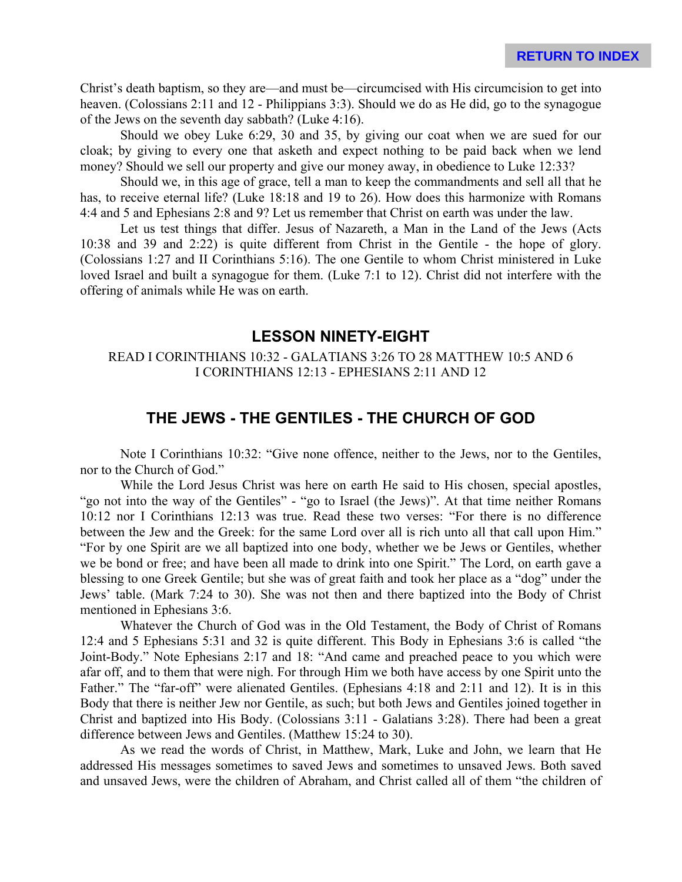Christ's death baptism, so they are—and must be—circumcised with His circumcision to get into heaven. (Colossians 2:11 and 12 - Philippians 3:3). Should we do as He did, go to the synagogue of the Jews on the seventh day sabbath? (Luke 4:16).

Should we obey Luke 6:29, 30 and 35, by giving our coat when we are sued for our cloak; by giving to every one that asketh and expect nothing to be paid back when we lend money? Should we sell our property and give our money away, in obedience to Luke 12:33?

Should we, in this age of grace, tell a man to keep the commandments and sell all that he has, to receive eternal life? (Luke 18:18 and 19 to 26). How does this harmonize with Romans 4:4 and 5 and Ephesians 2:8 and 9? Let us remember that Christ on earth was under the law.

Let us test things that differ. Jesus of Nazareth, a Man in the Land of the Jews (Acts 10:38 and 39 and 2:22) is quite different from Christ in the Gentile - the hope of glory. (Colossians 1:27 and II Corinthians 5:16). The one Gentile to whom Christ ministered in Luke loved Israel and built a synagogue for them. (Luke 7:1 to 12). Christ did not interfere with the offering of animals while He was on earth.

## LESSON NINETY-EIGHT

READ I CORINTHIANS 10:32 - GALATIANS 3:26 TO 28 MATTHEW 10:5 AND 6
I CORINTHIANS 12:13 - EPHESIANS 2:11 AND 12

## THE JEWS - THE GENTILES - THE CHURCH OF GOD

Note I Corinthians 10:32: "Give none offence, neither to the Jews, nor to the Gentiles, nor to the Church of God."

While the Lord Jesus Christ was here on earth He said to His chosen, special apostles, "go not into the way of the Gentiles" - "go to Israel (the Jews)". At that time neither Romans 10:12 nor I Corinthians 12:13 was true. Read these two verses: "For there is no difference between the Jew and the Greek: for the same Lord over all is rich unto all that call upon Him." "For by one Spirit are we all baptized into one body, whether we be Jews or Gentiles, whether we be bond or free; and have been all made to drink into one Spirit." The Lord, on earth gave a blessing to one Greek Gentile; but she was of great faith and took her place as a "dog" under the Jews' table. (Mark 7:24 to 30). She was not then and there baptized into the Body of Christ mentioned in Ephesians 3:6.

Whatever the Church of God was in the Old Testament, the Body of Christ of Romans 12:4 and 5 Ephesians 5:31 and 32 is quite different. This Body in Ephesians 3:6 is called "the Joint-Body." Note Ephesians 2:17 and 18: "And came and preached peace to you which were afar off, and to them that were nigh. For through Him we both have access by one Spirit unto the Father." The "far-off" were alienated Gentiles. (Ephesians 4:18 and 2:11 and 12). It is in this Body that there is neither Jew nor Gentile, as such; but both Jews and Gentiles joined together in Christ and baptized into His Body. (Colossians 3:11 - Galatians 3:28). There had been a great difference between Jews and Gentiles. (Matthew 15:24 to 30).

As we read the words of Christ, in Matthew, Mark, Luke and John, we learn that He addressed His messages sometimes to saved Jews and sometimes to unsaved Jews. Both saved and unsaved Jews, were the children of Abraham, and Christ called all of them "the children of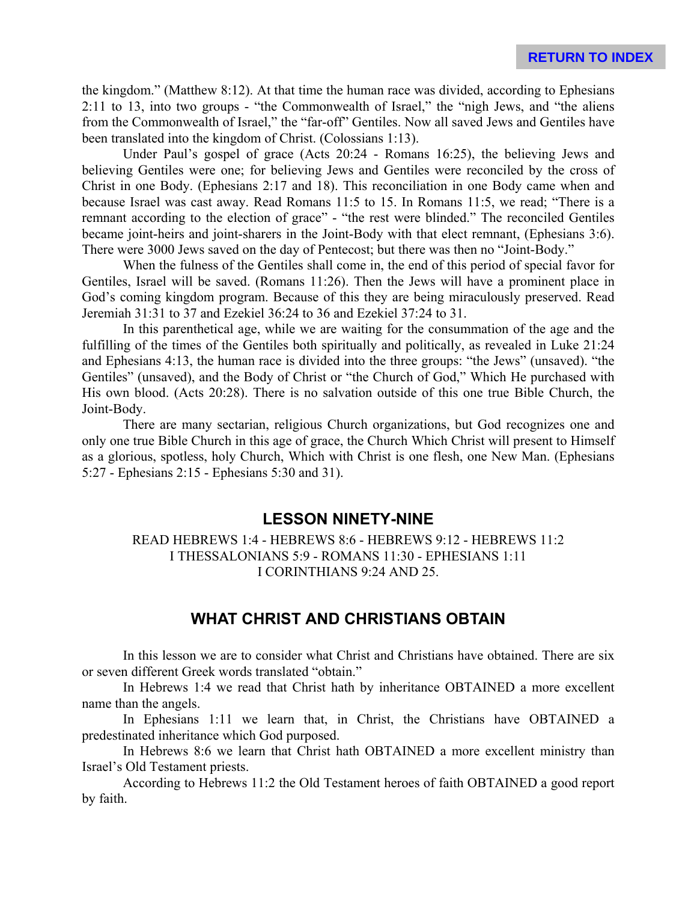the kingdom." (Matthew 8:12). At that time the human race was divided, according to Ephesians 2:11 to 13, into two groups - "the Commonwealth of Israel," the "nigh Jews, and "the aliens from the Commonwealth of Israel," the "far-off" Gentiles. Now all saved Jews and Gentiles have been translated into the kingdom of Christ. (Colossians 1:13).

Under Paul's gospel of grace (Acts 20:24 - Romans 16:25), the believing Jews and believing Gentiles were one; for believing Jews and Gentiles were reconciled by the cross of Christ in one Body. (Ephesians 2:17 and 18). This reconciliation in one Body came when and because Israel was cast away. Read Romans 11:5 to 15. In Romans 11:5, we read; "There is a remnant according to the election of grace" - "the rest were blinded." The reconciled Gentiles became joint-heirs and joint-sharers in the Joint-Body with that elect remnant, (Ephesians 3:6). There were 3000 Jews saved on the day of Pentecost; but there was then no "Joint-Body."

When the fulness of the Gentiles shall come in, the end of this period of special favor for Gentiles, Israel will be saved. (Romans 11:26). Then the Jews will have a prominent place in God's coming kingdom program. Because of this they are being miraculously preserved. Read Jeremiah 31:31 to 37 and Ezekiel 36:24 to 36 and Ezekiel 37:24 to 31.

In this parenthetical age, while we are waiting for the consummation of the age and the fulfilling of the times of the Gentiles both spiritually and politically, as revealed in Luke 21:24 and Ephesians 4:13, the human race is divided into the three groups: "the Jews" (unsaved). "the Gentiles" (unsaved), and the Body of Christ or "the Church of God," Which He purchased with His own blood. (Acts 20:28). There is no salvation outside of this one true Bible Church, the Joint-Body.

There are many sectarian, religious Church organizations, but God recognizes one and only one true Bible Church in this age of grace, the Church Which Christ will present to Himself as a glorious, spotless, holy Church, Which with Christ is one flesh, one New Man. (Ephesians 5:27 - Ephesians 2:15 - Ephesians 5:30 and 31).

## LESSON NINETY-NINE

READ HEBREWS 1:4 - HEBREWS 8:6 - HEBREWS 9:12 - HEBREWS 11:2
I THESSALONIANS 5:9 - ROMANS 11:30 - EPHESIANS 1:11
I CORINTHIANS 9:24 AND 25.

## WHAT CHRIST AND CHRISTIANS OBTAIN

In this lesson we are to consider what Christ and Christians have obtained. There are six or seven different Greek words translated "obtain."

In Hebrews 1:4 we read that Christ hath by inheritance OBTAINED a more excellent name than the angels.

In Ephesians 1:11 we learn that, in Christ, the Christians have OBTAINED a predestinated inheritance which God purposed.

In Hebrews 8:6 we learn that Christ hath OBTAINED a more excellent ministry than Israel's Old Testament priests.

According to Hebrews 11:2 the Old Testament heroes of faith OBTAINED a good report by faith.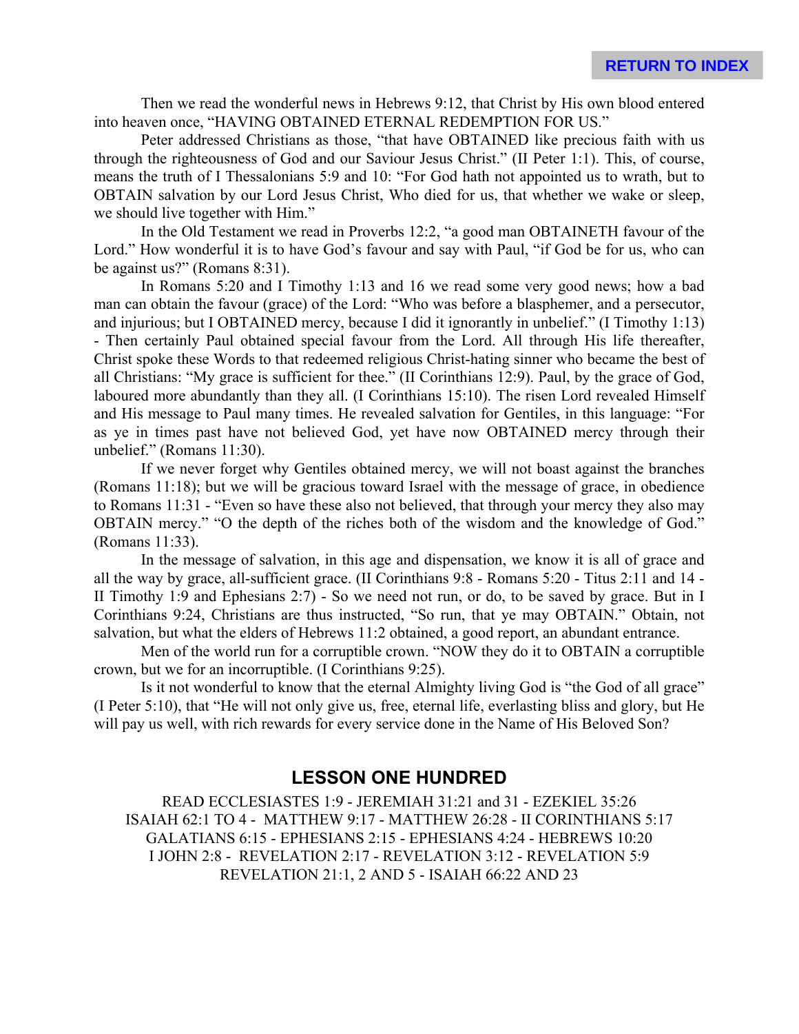Then we read the wonderful news in Hebrews 9:12, that Christ by His own blood entered into heaven once, "HAVING OBTAINED ETERNAL REDEMPTION FOR US."

Peter addressed Christians as those, "that have OBTAINED like precious faith with us through the righteousness of God and our Saviour Jesus Christ." (II Peter 1:1). This, of course, means the truth of I Thessalonians 5:9 and 10: "For God hath not appointed us to wrath, but to OBTAIN salvation by our Lord Jesus Christ, Who died for us, that whether we wake or sleep, we should live together with Him."

In the Old Testament we read in Proverbs 12:2, "a good man OBTAINETH favour of the Lord." How wonderful it is to have God's favour and say with Paul, "if God be for us, who can be against us?" (Romans 8:31).

In Romans 5:20 and I Timothy 1:13 and 16 we read some very good news; how a bad man can obtain the favour (grace) of the Lord: "Who was before a blasphemer, and a persecutor, and injurious; but I OBTAINED mercy, because I did it ignorantly in unbelief." (I Timothy 1:13) - Then certainly Paul obtained special favour from the Lord. All through His life thereafter, Christ spoke these Words to that redeemed religious Christ-hating sinner who became the best of all Christians: "My grace is sufficient for thee." (II Corinthians 12:9). Paul, by the grace of God, laboured more abundantly than they all. (I Corinthians 15:10). The risen Lord revealed Himself and His message to Paul many times. He revealed salvation for Gentiles, in this language: "For as ye in times past have not believed God, yet have now OBTAINED mercy through their unbelief." (Romans 11:30).

If we never forget why Gentiles obtained mercy, we will not boast against the branches (Romans 11:18); but we will be gracious toward Israel with the message of grace, in obedience to Romans 11:31 - "Even so have these also not believed, that through your mercy they also may OBTAIN mercy." "O the depth of the riches both of the wisdom and the knowledge of God." (Romans 11:33).

In the message of salvation, in this age and dispensation, we know it is all of grace and all the way by grace, all-sufficient grace. (II Corinthians 9:8 - Romans 5:20 - Titus 2:11 and 14 - II Timothy 1:9 and Ephesians 2:7) - So we need not run, or do, to be saved by grace. But in I Corinthians 9:24, Christians are thus instructed, "So run, that ye may OBTAIN." Obtain, not salvation, but what the elders of Hebrews 11:2 obtained, a good report, an abundant entrance.

Men of the world run for a corruptible crown. "NOW they do it to OBTAIN a corruptible crown, but we for an incorruptible. (I Corinthians 9:25).

Is it not wonderful to know that the eternal Almighty living God is "the God of all grace" (I Peter 5:10), that "He will not only give us, free, eternal life, everlasting bliss and glory, but He will pay us well, with rich rewards for every service done in the Name of His Beloved Son?

## LESSON ONE HUNDRED

READ ECCLESIASTES 1:9 - JEREMIAH 31:21 and 31 - EZEKIEL 35:26
ISAIAH 62:1 TO 4 - MATTHEW 9:17 - MATTHEW 26:28 - II CORINTHIANS 5:17
GALATIANS 6:15 - EPHESIANS 2:15 - EPHESIANS 4:24 - HEBREWS 10:20
I JOHN 2:8 - REVELATION 2:17 - REVELATION 3:12 - REVELATION 5:9
REVELATION 21:1, 2 AND 5 - ISAIAH 66:22 AND 23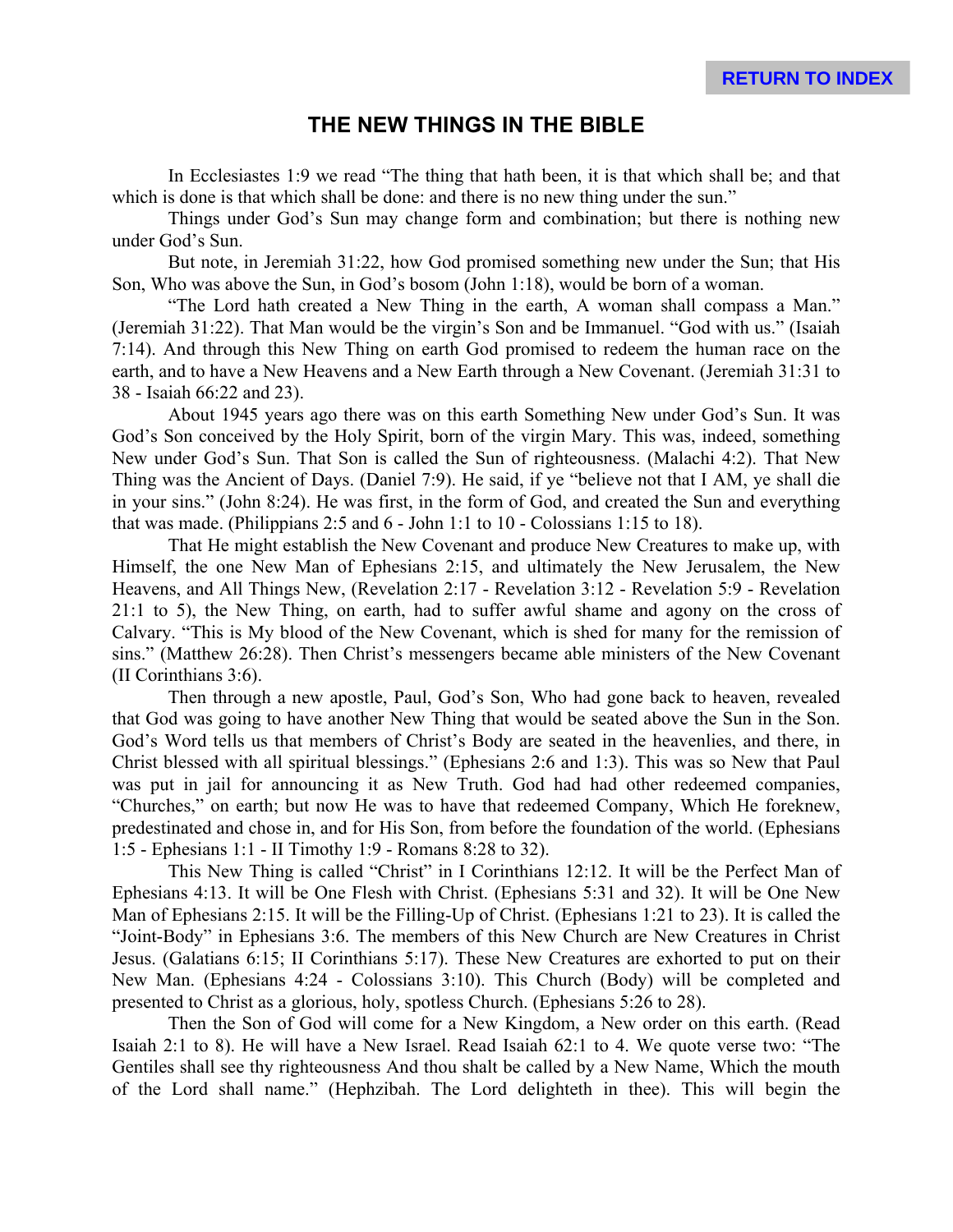# THE NEW THINGS IN THE BIBLE

In Ecclesiastes 1:9 we read "The thing that hath been, it is that which shall be; and that which is done is that which shall be done: and there is no new thing under the sun."

Things under God's Sun may change form and combination; but there is nothing new under God's Sun.

But note, in Jeremiah 31:22, how God promised something new under the Sun; that His Son, Who was above the Sun, in God's bosom (John 1:18), would be born of a woman.

"The Lord hath created a New Thing in the earth, A woman shall compass a Man." (Jeremiah 31:22). That Man would be the virgin's Son and be Immanuel. "God with us." (Isaiah 7:14). And through this New Thing on earth God promised to redeem the human race on the earth, and to have a New Heavens and a New Earth through a New Covenant. (Jeremiah 31:31 to 38 - Isaiah 66:22 and 23).

About 1945 years ago there was on this earth Something New under God's Sun. It was God's Son conceived by the Holy Spirit, born of the virgin Mary. This was, indeed, something New under God's Sun. That Son is called the Sun of righteousness. (Malachi 4:2). That New Thing was the Ancient of Days. (Daniel 7:9). He said, if ye "believe not that I AM, ye shall die in your sins." (John 8:24). He was first, in the form of God, and created the Sun and everything that was made. (Philippians 2:5 and 6 - John 1:1 to 10 - Colossians 1:15 to 18).

That He might establish the New Covenant and produce New Creatures to make up, with Himself, the one New Man of Ephesians 2:15, and ultimately the New Jerusalem, the New Heavens, and All Things New, (Revelation 2:17 - Revelation 3:12 - Revelation 5:9 - Revelation 21:1 to 5), the New Thing, on earth, had to suffer awful shame and agony on the cross of Calvary. "This is My blood of the New Covenant, which is shed for many for the remission of sins." (Matthew 26:28). Then Christ's messengers became able ministers of the New Covenant (II Corinthians 3:6).

Then through a new apostle, Paul, God's Son, Who had gone back to heaven, revealed that God was going to have another New Thing that would be seated above the Sun in the Son. God's Word tells us that members of Christ's Body are seated in the heavenlies, and there, in Christ blessed with all spiritual blessings." (Ephesians 2:6 and 1:3). This was so New that Paul was put in jail for announcing it as New Truth. God had had other redeemed companies, "Churches," on earth; but now He was to have that redeemed Company, Which He foreknew, predestinated and chose in, and for His Son, from before the foundation of the world. (Ephesians 1:5 - Ephesians 1:1 - II Timothy 1:9 - Romans 8:28 to 32).

This New Thing is called "Christ" in I Corinthians 12:12. It will be the Perfect Man of Ephesians 4:13. It will be One Flesh with Christ. (Ephesians 5:31 and 32). It will be One New Man of Ephesians 2:15. It will be the Filling-Up of Christ. (Ephesians 1:21 to 23). It is called the "Joint-Body" in Ephesians 3:6. The members of this New Church are New Creatures in Christ Jesus. (Galatians 6:15; II Corinthians 5:17). These New Creatures are exhorted to put on their New Man. (Ephesians 4:24 - Colossians 3:10). This Church (Body) will be completed and presented to Christ as a glorious, holy, spotless Church. (Ephesians 5:26 to 28).

Then the Son of God will come for a New Kingdom, a New order on this earth. (Read Isaiah 2:1 to 8). He will have a New Israel. Read Isaiah 62:1 to 4. We quote verse two: "The Gentiles shall see thy righteousness And thou shalt be called by a New Name, Which the mouth of the Lord shall name." (Hephzibah. The Lord delighteth in thee). This will begin the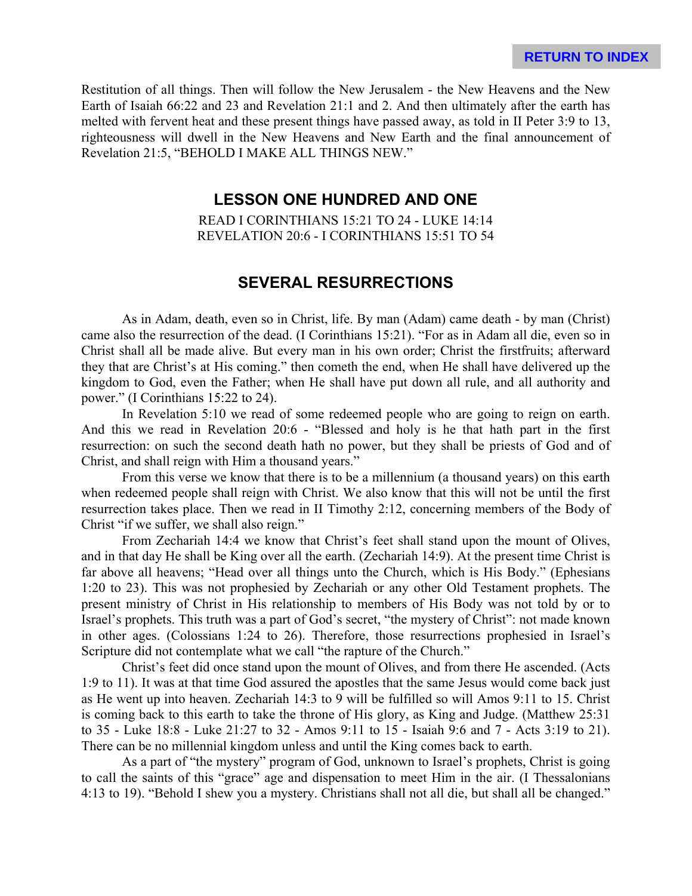Restitution of all things. Then will follow the New Jerusalem - the New Heavens and the New Earth of Isaiah 66:22 and 23 and Revelation 21:1 and 2. And then ultimately after the earth has melted with fervent heat and these present things have passed away, as told in II Peter 3:9 to 13, righteousness will dwell in the New Heavens and New Earth and the final announcement of Revelation 21:5, "BEHOLD I MAKE ALL THINGS NEW."

## LESSON ONE HUNDRED AND ONE

READ I CORINTHIANS 15:21 TO 24 - LUKE 14:14
REVELATION 20:6 - I CORINTHIANS 15:51 TO 54

## SEVERAL RESURRECTIONS

As in Adam, death, even so in Christ, life. By man (Adam) came death - by man (Christ) came also the resurrection of the dead. (I Corinthians 15:21). "For as in Adam all die, even so in Christ shall all be made alive. But every man in his own order; Christ the firstfruits; afterward they that are Christ's at His coming." then cometh the end, when He shall have delivered up the kingdom to God, even the Father; when He shall have put down all rule, and all authority and power." (I Corinthians 15:22 to 24).

In Revelation 5:10 we read of some redeemed people who are going to reign on earth. And this we read in Revelation 20:6 - "Blessed and holy is he that hath part in the first resurrection: on such the second death hath no power, but they shall be priests of God and of Christ, and shall reign with Him a thousand years."

From this verse we know that there is to be a millennium (a thousand years) on this earth when redeemed people shall reign with Christ. We also know that this will not be until the first resurrection takes place. Then we read in II Timothy 2:12, concerning members of the Body of Christ "if we suffer, we shall also reign."

From Zechariah 14:4 we know that Christ's feet shall stand upon the mount of Olives, and in that day He shall be King over all the earth. (Zechariah 14:9). At the present time Christ is far above all heavens; "Head over all things unto the Church, which is His Body." (Ephesians 1:20 to 23). This was not prophesied by Zechariah or any other Old Testament prophets. The present ministry of Christ in His relationship to members of His Body was not told by or to Israel's prophets. This truth was a part of God's secret, "the mystery of Christ": not made known in other ages. (Colossians 1:24 to 26). Therefore, those resurrections prophesied in Israel's Scripture did not contemplate what we call "the rapture of the Church."

Christ's feet did once stand upon the mount of Olives, and from there He ascended. (Acts 1:9 to 11). It was at that time God assured the apostles that the same Jesus would come back just as He went up into heaven. Zechariah 14:3 to 9 will be fulfilled so will Amos 9:11 to 15. Christ is coming back to this earth to take the throne of His glory, as King and Judge. (Matthew 25:31 to 35 - Luke 18:8 - Luke 21:27 to 32 - Amos 9:11 to 15 - Isaiah 9:6 and 7 - Acts 3:19 to 21). There can be no millennial kingdom unless and until the King comes back to earth.

As a part of "the mystery" program of God, unknown to Israel's prophets, Christ is going to call the saints of this "grace" age and dispensation to meet Him in the air. (I Thessalonians 4:13 to 19). "Behold I shew you a mystery. Christians shall not all die, but shall all be changed."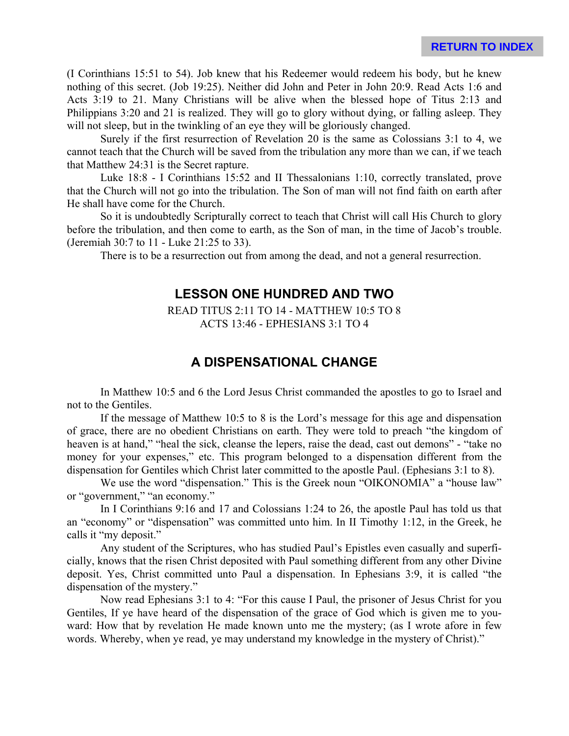(I Corinthians 15:51 to 54). Job knew that his Redeemer would redeem his body, but he knew nothing of this secret. (Job 19:25). Neither did John and Peter in John 20:9. Read Acts 1:6 and Acts 3:19 to 21. Many Christians will be alive when the blessed hope of Titus 2:13 and Philippians 3:20 and 21 is realized. They will go to glory without dying, or falling asleep. They will not sleep, but in the twinkling of an eye they will be gloriously changed.

Surely if the first resurrection of Revelation 20 is the same as Colossians 3:1 to 4, we cannot teach that the Church will be saved from the tribulation any more than we can, if we teach that Matthew 24:31 is the Secret rapture.

Luke 18:8 - I Corinthians 15:52 and II Thessalonians 1:10, correctly translated, prove that the Church will not go into the tribulation. The Son of man will not find faith on earth after He shall have come for the Church.

So it is undoubtedly Scripturally correct to teach that Christ will call His Church to glory before the tribulation, and then come to earth, as the Son of man, in the time of Jacob's trouble. (Jeremiah 30:7 to 11 - Luke 21:25 to 33).

There is to be a resurrection out from among the dead, and not a general resurrection.

## LESSON ONE HUNDRED AND TWO

READ TITUS 2:11 TO 14 - MATTHEW 10:5 TO 8
ACTS 13:46 - EPHESIANS 3:1 TO 4

## A DISPENSATIONAL CHANGE

In Matthew 10:5 and 6 the Lord Jesus Christ commanded the apostles to go to Israel and not to the Gentiles.

If the message of Matthew 10:5 to 8 is the Lord's message for this age and dispensation of grace, there are no obedient Christians on earth. They were told to preach "the kingdom of heaven is at hand," "heal the sick, cleanse the lepers, raise the dead, cast out demons" - "take no money for your expenses," etc. This program belonged to a dispensation different from the dispensation for Gentiles which Christ later committed to the apostle Paul. (Ephesians 3:1 to 8).

We use the word "dispensation." This is the Greek noun "OIKONOMIA" a "house law" or "government," "an economy."

In I Corinthians 9:16 and 17 and Colossians 1:24 to 26, the apostle Paul has told us that an "economy" or "dispensation" was committed unto him. In II Timothy 1:12, in the Greek, he calls it "my deposit."

Any student of the Scriptures, who has studied Paul's Epistles even casually and superficially, knows that the risen Christ deposited with Paul something different from any other Divine deposit. Yes, Christ committed unto Paul a dispensation. In Ephesians 3:9, it is called "the dispensation of the mystery."

Now read Ephesians 3:1 to 4: "For this cause I Paul, the prisoner of Jesus Christ for you Gentiles, If ye have heard of the dispensation of the grace of God which is given me to you-ward: How that by revelation He made known unto me the mystery; (as I wrote afore in few words. Whereby, when ye read, ye may understand my knowledge in the mystery of Christ)."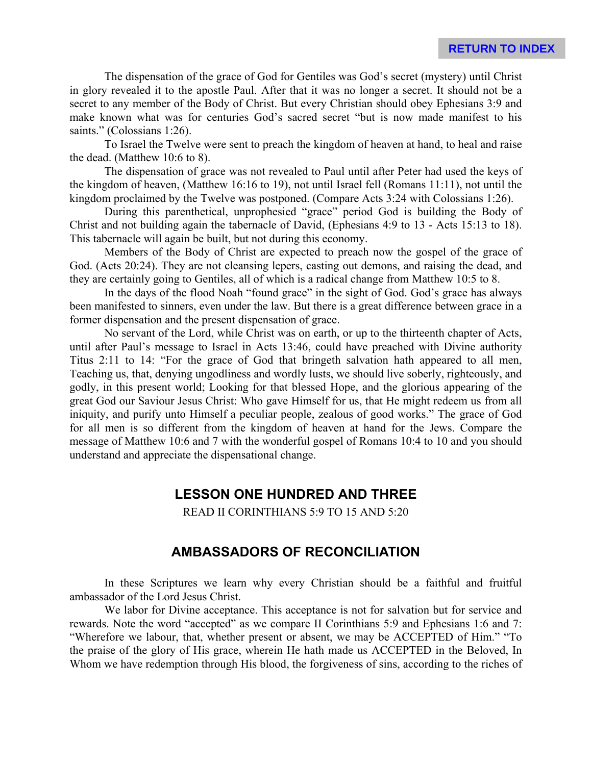The dispensation of the grace of God for Gentiles was God's secret (mystery) until Christ in glory revealed it to the apostle Paul. After that it was no longer a secret. It should not be a secret to any member of the Body of Christ. But every Christian should obey Ephesians 3:9 and make known what was for centuries God's sacred secret "but is now made manifest to his saints." (Colossians 1:26).

To Israel the Twelve were sent to preach the kingdom of heaven at hand, to heal and raise the dead. (Matthew 10:6 to 8).

The dispensation of grace was not revealed to Paul until after Peter had used the keys of the kingdom of heaven, (Matthew 16:16 to 19), not until Israel fell (Romans 11:11), not until the kingdom proclaimed by the Twelve was postponed. (Compare Acts 3:24 with Colossians 1:26).

During this parenthetical, unprophesied "grace" period God is building the Body of Christ and not building again the tabernacle of David, (Ephesians 4:9 to 13 - Acts 15:13 to 18). This tabernacle will again be built, but not during this economy.

Members of the Body of Christ are expected to preach now the gospel of the grace of God. (Acts 20:24). They are not cleansing lepers, casting out demons, and raising the dead, and they are certainly going to Gentiles, all of which is a radical change from Matthew 10:5 to 8.

In the days of the flood Noah "found grace" in the sight of God. God's grace has always been manifested to sinners, even under the law. But there is a great difference between grace in a former dispensation and the present dispensation of grace.

No servant of the Lord, while Christ was on earth, or up to the thirteenth chapter of Acts, until after Paul's message to Israel in Acts 13:46, could have preached with Divine authority Titus 2:11 to 14: "For the grace of God that bringeth salvation hath appeared to all men, Teaching us, that, denying ungodliness and wordly lusts, we should live soberly, righteously, and godly, in this present world; Looking for that blessed Hope, and the glorious appearing of the great God our Saviour Jesus Christ: Who gave Himself for us, that He might redeem us from all iniquity, and purify unto Himself a peculiar people, zealous of good works." The grace of God for all men is so different from the kingdom of heaven at hand for the Jews. Compare the message of Matthew 10:6 and 7 with the wonderful gospel of Romans 10:4 to 10 and you should understand and appreciate the dispensational change.

## LESSON ONE HUNDRED AND THREE

READ II CORINTHIANS 5:9 TO 15 AND 5:20

## AMBASSADORS OF RECONCILIATION

In these Scriptures we learn why every Christian should be a faithful and fruitful ambassador of the Lord Jesus Christ.

We labor for Divine acceptance. This acceptance is not for salvation but for service and rewards. Note the word "accepted" as we compare II Corinthians 5:9 and Ephesians 1:6 and 7: "Wherefore we labour, that, whether present or absent, we may be ACCEPTED of Him." "To the praise of the glory of His grace, wherein He hath made us ACCEPTED in the Beloved, In Whom we have redemption through His blood, the forgiveness of sins, according to the riches of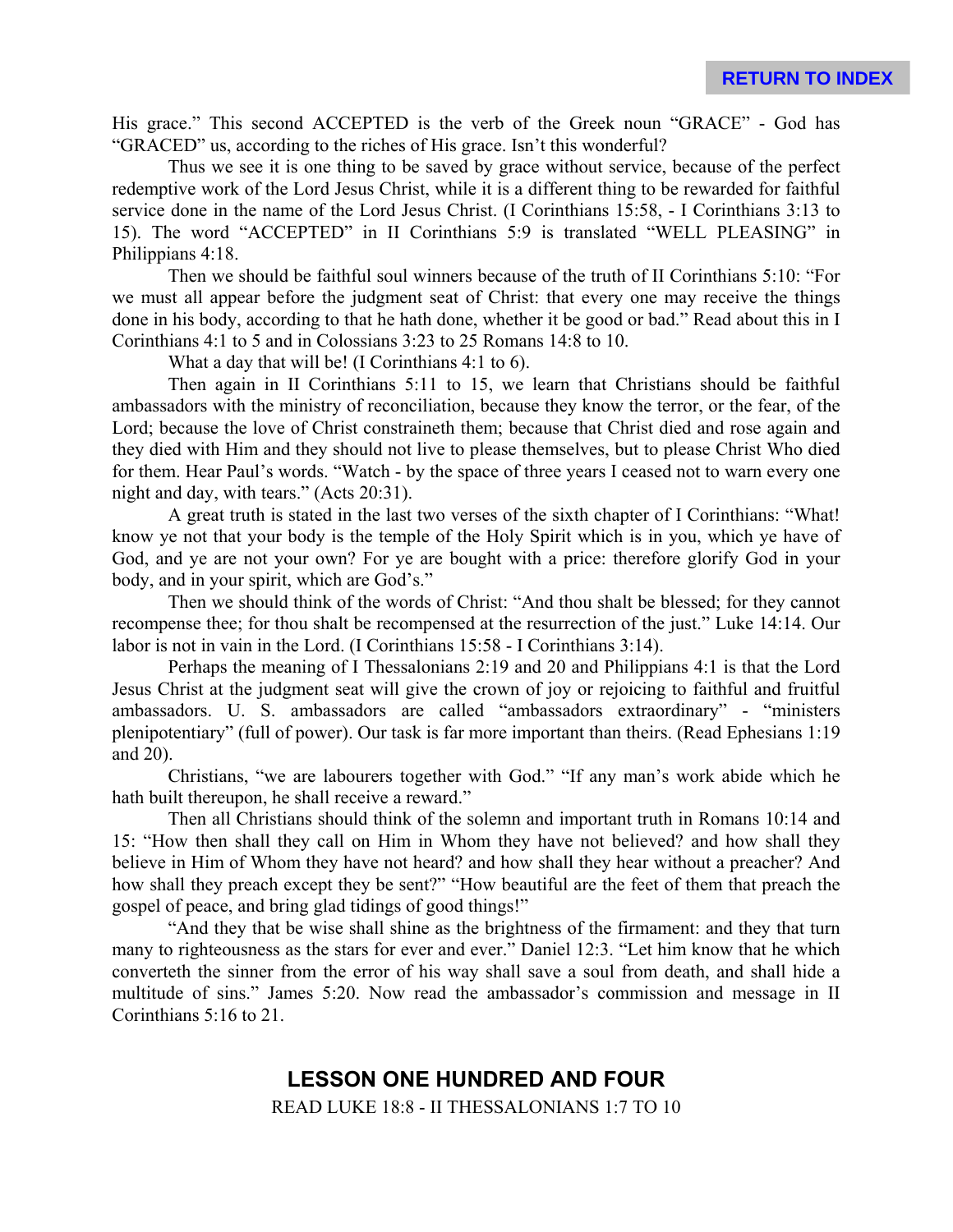His grace." This second ACCEPTED is the verb of the Greek noun "GRACE" - God has "GRACED" us, according to the riches of His grace. Isn't this wonderful?

Thus we see it is one thing to be saved by grace without service, because of the perfect redemptive work of the Lord Jesus Christ, while it is a different thing to be rewarded for faithful service done in the name of the Lord Jesus Christ. (I Corinthians 15:58, - I Corinthians 3:13 to 15). The word "ACCEPTED" in II Corinthians 5:9 is translated "WELL PLEASING" in Philippians 4:18.

Then we should be faithful soul winners because of the truth of II Corinthians 5:10: "For we must all appear before the judgment seat of Christ: that every one may receive the things done in his body, according to that he hath done, whether it be good or bad." Read about this in I Corinthians 4:1 to 5 and in Colossians 3:23 to 25 Romans 14:8 to 10.

What a day that will be! (I Corinthians 4:1 to 6).

Then again in II Corinthians 5:11 to 15, we learn that Christians should be faithful ambassadors with the ministry of reconciliation, because they know the terror, or the fear, of the Lord; because the love of Christ constraineth them; because that Christ died and rose again and they died with Him and they should not live to please themselves, but to please Christ Who died for them. Hear Paul's words. "Watch - by the space of three years I ceased not to warn every one night and day, with tears." (Acts 20:31).

A great truth is stated in the last two verses of the sixth chapter of I Corinthians: "What! know ye not that your body is the temple of the Holy Spirit which is in you, which ye have of God, and ye are not your own? For ye are bought with a price: therefore glorify God in your body, and in your spirit, which are God's."

Then we should think of the words of Christ: "And thou shalt be blessed; for they cannot recompense thee; for thou shalt be recompensed at the resurrection of the just." Luke 14:14. Our labor is not in vain in the Lord. (I Corinthians 15:58 - I Corinthians 3:14).

Perhaps the meaning of I Thessalonians 2:19 and 20 and Philippians 4:1 is that the Lord Jesus Christ at the judgment seat will give the crown of joy or rejoicing to faithful and fruitful ambassadors. U. S. ambassadors are called "ambassadors extraordinary" - "ministers plenipotentiary" (full of power). Our task is far more important than theirs. (Read Ephesians 1:19 and 20).

Christians, "we are labourers together with God." "If any man's work abide which he hath built thereupon, he shall receive a reward."

Then all Christians should think of the solemn and important truth in Romans 10:14 and 15: "How then shall they call on Him in Whom they have not believed? and how shall they believe in Him of Whom they have not heard? and how shall they hear without a preacher? And how shall they preach except they be sent?" "How beautiful are the feet of them that preach the gospel of peace, and bring glad tidings of good things!"

"And they that be wise shall shine as the brightness of the firmament: and they that turn many to righteousness as the stars for ever and ever." Daniel 12:3. "Let him know that he which converteth the sinner from the error of his way shall save a soul from death, and shall hide a multitude of sins." James 5:20. Now read the ambassador's commission and message in II Corinthians 5:16 to 21.

## LESSON ONE HUNDRED AND FOUR

READ LUKE 18:8 - II THESSALONIANS 1:7 TO 10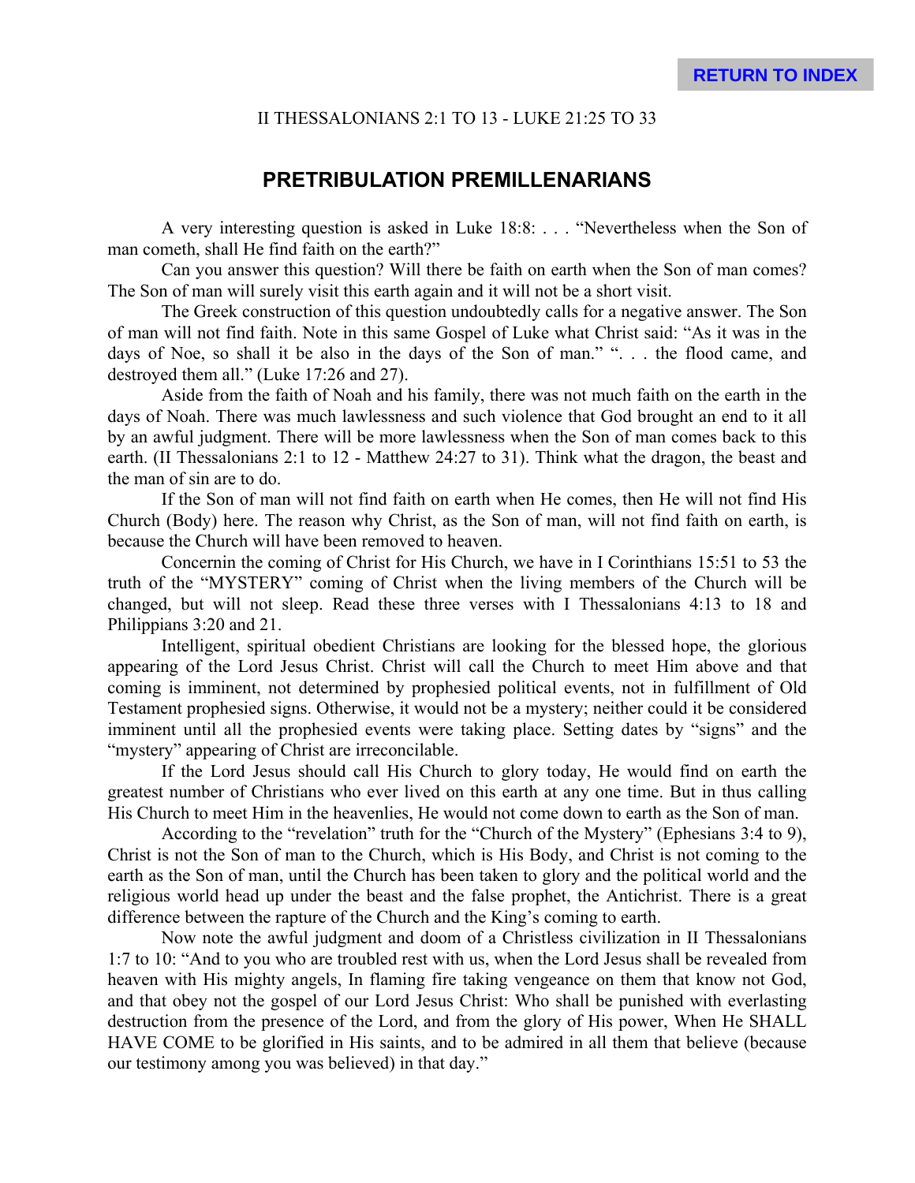II THESSALONIANS 2:1 TO 13 - LUKE 21:25 TO 33

## PRETRIBULATION PREMILLENARIANS

A very interesting question is asked in Luke 18:8: . . . “Nevertheless when the Son of man cometh, shall He find faith on the earth?”

Can you answer this question? Will there be faith on earth when the Son of man comes? The Son of man will surely visit this earth again and it will not be a short visit.

The Greek construction of this question undoubtedly calls for a negative answer. The Son of man will not find faith. Note in this same Gospel of Luke what Christ said: “As it was in the days of Noe, so shall it be also in the days of the Son of man.” “. . . the flood came, and destroyed them all.” (Luke 17:26 and 27).

Aside from the faith of Noah and his family, there was not much faith on the earth in the days of Noah. There was much lawlessness and such violence that God brought an end to it all by an awful judgment. There will be more lawlessness when the Son of man comes back to this earth. (II Thessalonians 2:1 to 12 - Matthew 24:27 to 31). Think what the dragon, the beast and the man of sin are to do.

If the Son of man will not find faith on earth when He comes, then He will not find His Church (Body) here. The reason why Christ, as the Son of man, will not find faith on earth, is because the Church will have been removed to heaven.

Concernin the coming of Christ for His Church, we have in I Corinthians 15:51 to 53 the truth of the “MYSTERY” coming of Christ when the living members of the Church will be changed, but will not sleep. Read these three verses with I Thessalonians 4:13 to 18 and Philippians 3:20 and 21.

Intelligent, spiritual obedient Christians are looking for the blessed hope, the glorious appearing of the Lord Jesus Christ. Christ will call the Church to meet Him above and that coming is imminent, not determined by prophesied political events, not in fulfillment of Old Testament prophesied signs. Otherwise, it would not be a mystery; neither could it be considered imminent until all the prophesied events were taking place. Setting dates by “signs” and the “mystery” appearing of Christ are irreconcilable.

If the Lord Jesus should call His Church to glory today, He would find on earth the greatest number of Christians who ever lived on this earth at any one time. But in thus calling His Church to meet Him in the heavenlies, He would not come down to earth as the Son of man.

According to the “revelation” truth for the “Church of the Mystery” (Ephesians 3:4 to 9), Christ is not the Son of man to the Church, which is His Body, and Christ is not coming to the earth as the Son of man, until the Church has been taken to glory and the political world and the religious world head up under the beast and the false prophet, the Antichrist. There is a great difference between the rapture of the Church and the King’s coming to earth.

Now note the awful judgment and doom of a Christless civilization in II Thessalonians 1:7 to 10: “And to you who are troubled rest with us, when the Lord Jesus shall be revealed from heaven with His mighty angels, In flaming fire taking vengeance on them that know not God, and that obey not the gospel of our Lord Jesus Christ: Who shall be punished with everlasting destruction from the presence of the Lord, and from the glory of His power, When He SHALL HAVE COME to be glorified in His saints, and to be admired in all them that believe (because our testimony among you was believed) in that day.”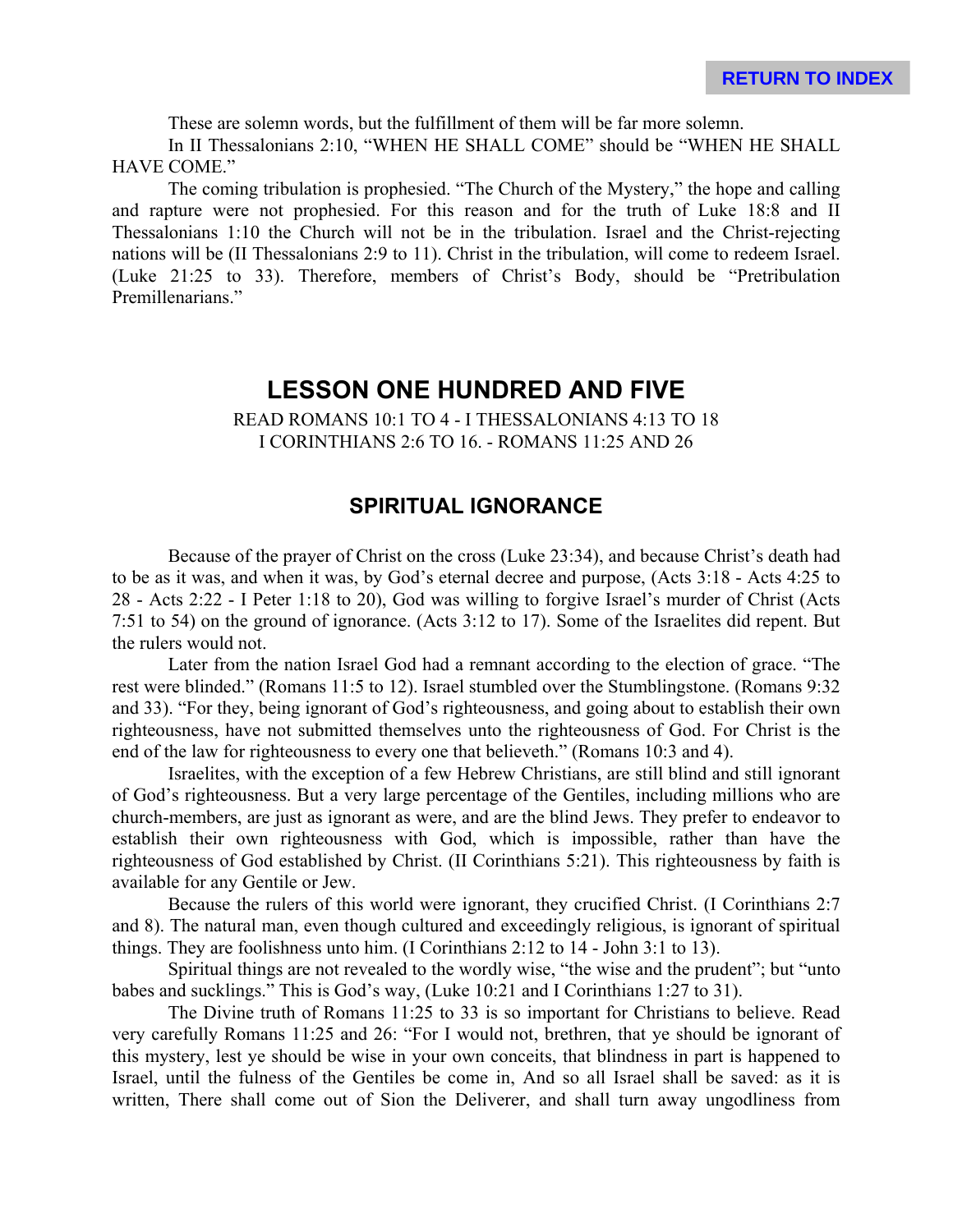These are solemn words, but the fulfillment of them will be far more solemn.

In II Thessalonians 2:10, "WHEN HE SHALL COME" should be "WHEN HE SHALL HAVE COME."

The coming tribulation is prophesied. "The Church of the Mystery," the hope and calling and rapture were not prophesied. For this reason and for the truth of Luke 18:8 and II Thessalonians 1:10 the Church will not be in the tribulation. Israel and the Christ-rejecting nations will be (II Thessalonians 2:9 to 11). Christ in the tribulation, will come to redeem Israel. (Luke 21:25 to 33). Therefore, members of Christ's Body, should be "Pretribulation Premillenarians."

# LESSON ONE HUNDRED AND FIVE

READ ROMANS 10:1 TO 4 - I THESSALONIANS 4:13 TO 18
I CORINTHIANS 2:6 TO 16. - ROMANS 11:25 AND 26

## SPIRITUAL IGNORANCE

Because of the prayer of Christ on the cross (Luke 23:34), and because Christ's death had to be as it was, and when it was, by God's eternal decree and purpose, (Acts 3:18 - Acts 4:25 to 28 - Acts 2:22 - I Peter 1:18 to 20), God was willing to forgive Israel's murder of Christ (Acts 7:51 to 54) on the ground of ignorance. (Acts 3:12 to 17). Some of the Israelites did repent. But the rulers would not.

Later from the nation Israel God had a remnant according to the election of grace. "The rest were blinded." (Romans 11:5 to 12). Israel stumbled over the Stumblingstone. (Romans 9:32 and 33). "For they, being ignorant of God's righteousness, and going about to establish their own righteousness, have not submitted themselves unto the righteousness of God. For Christ is the end of the law for righteousness to every one that believeth." (Romans 10:3 and 4).

Israelites, with the exception of a few Hebrew Christians, are still blind and still ignorant of God's righteousness. But a very large percentage of the Gentiles, including millions who are church-members, are just as ignorant as were, and are the blind Jews. They prefer to endeavor to establish their own righteousness with God, which is impossible, rather than have the righteousness of God established by Christ. (II Corinthians 5:21). This righteousness by faith is available for any Gentile or Jew.

Because the rulers of this world were ignorant, they crucified Christ. (I Corinthians 2:7 and 8). The natural man, even though cultured and exceedingly religious, is ignorant of spiritual things. They are foolishness unto him. (I Corinthians 2:12 to 14 - John 3:1 to 13).

Spiritual things are not revealed to the wordly wise, "the wise and the prudent"; but "unto babes and sucklings." This is God's way, (Luke 10:21 and I Corinthians 1:27 to 31).

The Divine truth of Romans 11:25 to 33 is so important for Christians to believe. Read very carefully Romans 11:25 and 26: "For I would not, brethren, that ye should be ignorant of this mystery, lest ye should be wise in your own conceits, that blindness in part is happened to Israel, until the fulness of the Gentiles be come in, And so all Israel shall be saved: as it is written, There shall come out of Sion the Deliverer, and shall turn away ungodliness from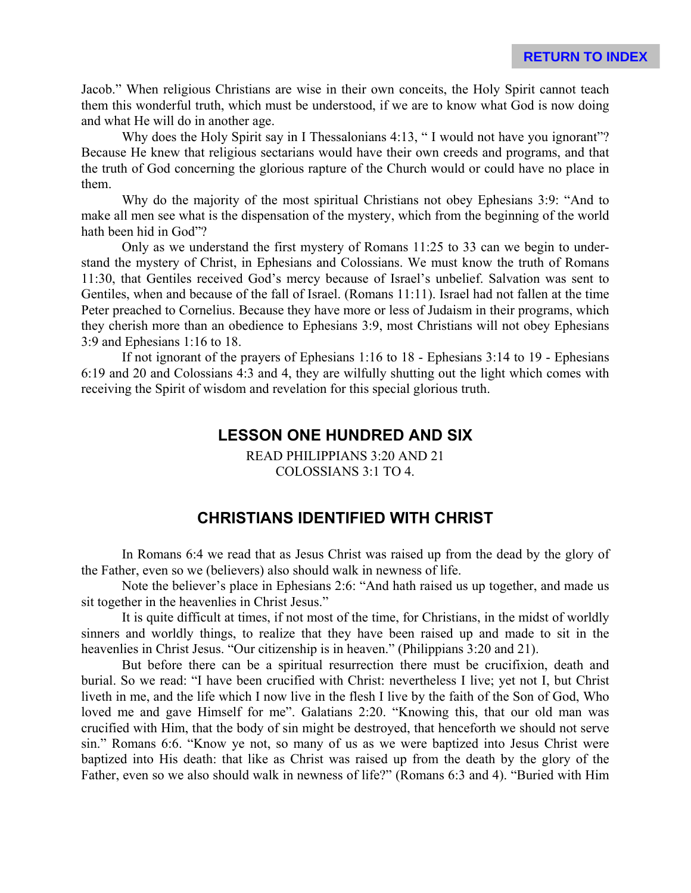Jacob." When religious Christians are wise in their own conceits, the Holy Spirit cannot teach them this wonderful truth, which must be understood, if we are to know what God is now doing and what He will do in another age.

Why does the Holy Spirit say in I Thessalonians 4:13, " I would not have you ignorant"? Because He knew that religious sectarians would have their own creeds and programs, and that the truth of God concerning the glorious rapture of the Church would or could have no place in them.

Why do the majority of the most spiritual Christians not obey Ephesians 3:9: "And to make all men see what is the dispensation of the mystery, which from the beginning of the world hath been hid in God"?

Only as we understand the first mystery of Romans 11:25 to 33 can we begin to understand the mystery of Christ, in Ephesians and Colossians. We must know the truth of Romans 11:30, that Gentiles received God's mercy because of Israel's unbelief. Salvation was sent to Gentiles, when and because of the fall of Israel. (Romans 11:11). Israel had not fallen at the time Peter preached to Cornelius. Because they have more or less of Judaism in their programs, which they cherish more than an obedience to Ephesians 3:9, most Christians will not obey Ephesians 3:9 and Ephesians 1:16 to 18.

If not ignorant of the prayers of Ephesians 1:16 to 18 - Ephesians 3:14 to 19 - Ephesians 6:19 and 20 and Colossians 4:3 and 4, they are wilfully shutting out the light which comes with receiving the Spirit of wisdom and revelation for this special glorious truth.

## LESSON ONE HUNDRED AND SIX

READ PHILIPPIANS 3:20 AND 21
COLOSSIANS 3:1 TO 4.

## CHRISTIANS IDENTIFIED WITH CHRIST

In Romans 6:4 we read that as Jesus Christ was raised up from the dead by the glory of the Father, even so we (believers) also should walk in newness of life.

Note the believer's place in Ephesians 2:6: "And hath raised us up together, and made us sit together in the heavenlies in Christ Jesus."

It is quite difficult at times, if not most of the time, for Christians, in the midst of worldly sinners and worldly things, to realize that they have been raised up and made to sit in the heavenlies in Christ Jesus. "Our citizenship is in heaven." (Philippians 3:20 and 21).

But before there can be a spiritual resurrection there must be crucifixion, death and burial. So we read: "I have been crucified with Christ: nevertheless I live; yet not I, but Christ liveth in me, and the life which I now live in the flesh I live by the faith of the Son of God, Who loved me and gave Himself for me". Galatians 2:20. "Knowing this, that our old man was crucified with Him, that the body of sin might be destroyed, that henceforth we should not serve sin." Romans 6:6. "Know ye not, so many of us as we were baptized into Jesus Christ were baptized into His death: that like as Christ was raised up from the death by the glory of the Father, even so we also should walk in newness of life?" (Romans 6:3 and 4). "Buried with Him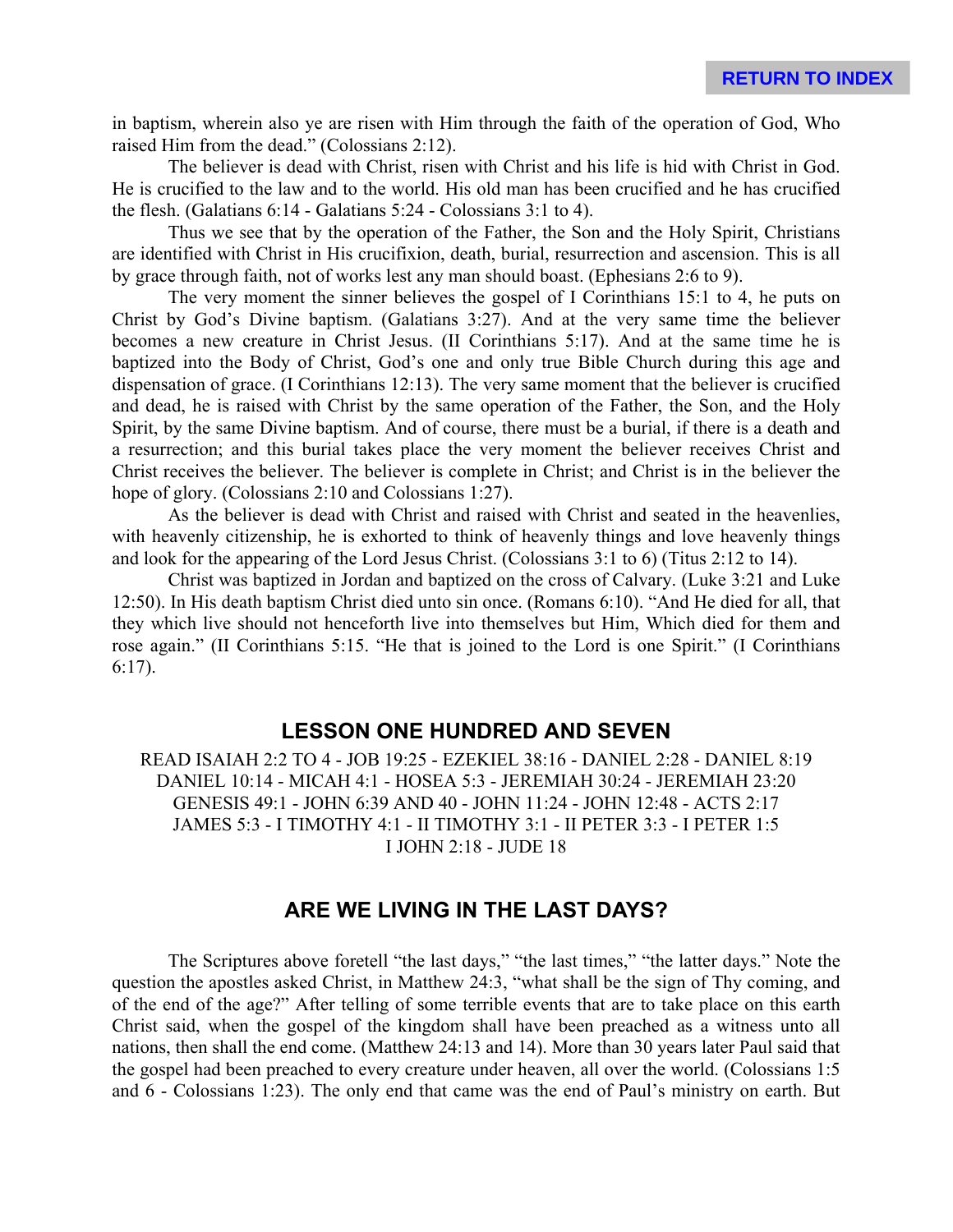in baptism, wherein also ye are risen with Him through the faith of the operation of God, Who raised Him from the dead." (Colossians 2:12).

The believer is dead with Christ, risen with Christ and his life is hid with Christ in God. He is crucified to the law and to the world. His old man has been crucified and he has crucified the flesh. (Galatians 6:14 - Galatians 5:24 - Colossians 3:1 to 4).

Thus we see that by the operation of the Father, the Son and the Holy Spirit, Christians are identified with Christ in His crucifixion, death, burial, resurrection and ascension. This is all by grace through faith, not of works lest any man should boast. (Ephesians 2:6 to 9).

The very moment the sinner believes the gospel of I Corinthians 15:1 to 4, he puts on Christ by God's Divine baptism. (Galatians 3:27). And at the very same time the believer becomes a new creature in Christ Jesus. (II Corinthians 5:17). And at the same time he is baptized into the Body of Christ, God's one and only true Bible Church during this age and dispensation of grace. (I Corinthians 12:13). The very same moment that the believer is crucified and dead, he is raised with Christ by the same operation of the Father, the Son, and the Holy Spirit, by the same Divine baptism. And of course, there must be a burial, if there is a death and a resurrection; and this burial takes place the very moment the believer receives Christ and Christ receives the believer. The believer is complete in Christ; and Christ is in the believer the hope of glory. (Colossians 2:10 and Colossians 1:27).

As the believer is dead with Christ and raised with Christ and seated in the heavenlies, with heavenly citizenship, he is exhorted to think of heavenly things and love heavenly things and look for the appearing of the Lord Jesus Christ. (Colossians 3:1 to 6) (Titus 2:12 to 14).

Christ was baptized in Jordan and baptized on the cross of Calvary. (Luke 3:21 and Luke 12:50). In His death baptism Christ died unto sin once. (Romans 6:10). "And He died for all, that they which live should not henceforth live into themselves but Him, Which died for them and rose again." (II Corinthians 5:15. "He that is joined to the Lord is one Spirit." (I Corinthians 6:17).

## LESSON ONE HUNDRED AND SEVEN

READ ISAIAH 2:2 TO 4 - JOB 19:25 - EZEKIEL 38:16 - DANIEL 2:28 - DANIEL 8:19
DANIEL 10:14 - MICAH 4:1 - HOSEA 5:3 - JEREMIAH 30:24 - JEREMIAH 23:20
GENESIS 49:1 - JOHN 6:39 AND 40 - JOHN 11:24 - JOHN 12:48 - ACTS 2:17
JAMES 5:3 - I TIMOTHY 4:1 - II TIMOTHY 3:1 - II PETER 3:3 - I PETER 1:5
I JOHN 2:18 - JUDE 18

## ARE WE LIVING IN THE LAST DAYS?

The Scriptures above foretell "the last days," "the last times," "the latter days." Note the question the apostles asked Christ, in Matthew 24:3, "what shall be the sign of Thy coming, and of the end of the age?" After telling of some terrible events that are to take place on this earth Christ said, when the gospel of the kingdom shall have been preached as a witness unto all nations, then shall the end come. (Matthew 24:13 and 14). More than 30 years later Paul said that the gospel had been preached to every creature under heaven, all over the world. (Colossians 1:5 and 6 - Colossians 1:23). The only end that came was the end of Paul's ministry on earth. But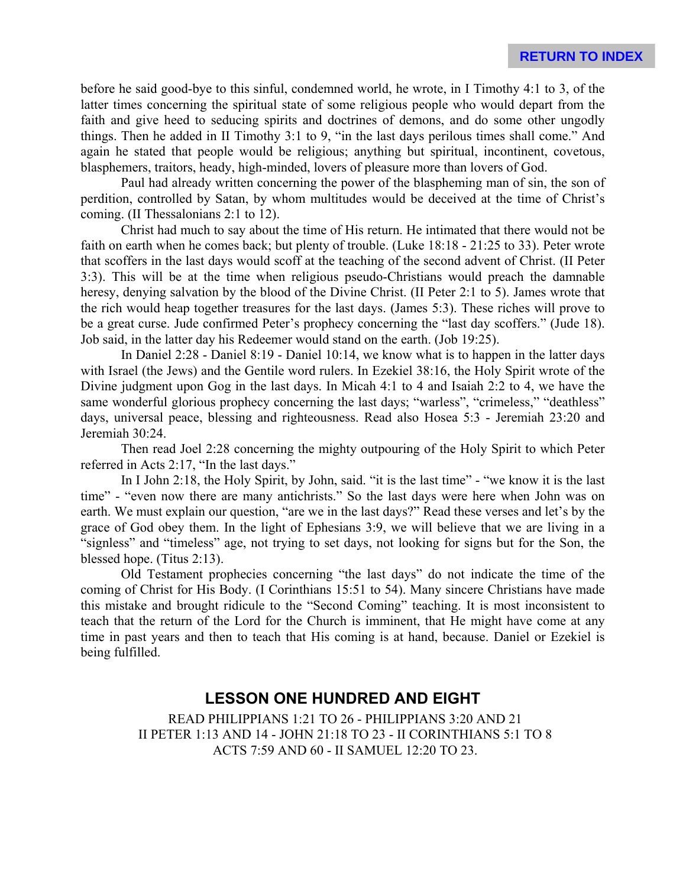before he said good-bye to this sinful, condemned world, he wrote, in I Timothy 4:1 to 3, of the latter times concerning the spiritual state of some religious people who would depart from the faith and give heed to seducing spirits and doctrines of demons, and do some other ungodly things. Then he added in II Timothy 3:1 to 9, “in the last days perilous times shall come.” And again he stated that people would be religious; anything but spiritual, incontinent, covetous, blasphemers, traitors, heady, high-minded, lovers of pleasure more than lovers of God.

Paul had already written concerning the power of the blaspheming man of sin, the son of perdition, controlled by Satan, by whom multitudes would be deceived at the time of Christ’s coming. (II Thessalonians 2:1 to 12).

Christ had much to say about the time of His return. He intimated that there would not be faith on earth when he comes back; but plenty of trouble. (Luke 18:18 - 21:25 to 33). Peter wrote that scoffers in the last days would scoff at the teaching of the second advent of Christ. (II Peter 3:3). This will be at the time when religious pseudo-Christians would preach the damnable heresy, denying salvation by the blood of the Divine Christ. (II Peter 2:1 to 5). James wrote that the rich would heap together treasures for the last days. (James 5:3). These riches will prove to be a great curse. Jude confirmed Peter’s prophecy concerning the “last day scoffers.” (Jude 18). Job said, in the latter day his Redeemer would stand on the earth. (Job 19:25).

In Daniel 2:28 - Daniel 8:19 - Daniel 10:14, we know what is to happen in the latter days with Israel (the Jews) and the Gentile word rulers. In Ezekiel 38:16, the Holy Spirit wrote of the Divine judgment upon Gog in the last days. In Micah 4:1 to 4 and Isaiah 2:2 to 4, we have the same wonderful glorious prophecy concerning the last days; “warless”, “crimeless,” “deathless” days, universal peace, blessing and righteousness. Read also Hosea 5:3 - Jeremiah 23:20 and Jeremiah 30:24.

Then read Joel 2:28 concerning the mighty outpouring of the Holy Spirit to which Peter referred in Acts 2:17, “In the last days.”

In I John 2:18, the Holy Spirit, by John, said. “it is the last time” - “we know it is the last time” - “even now there are many antichrists.” So the last days were here when John was on earth. We must explain our question, “are we in the last days?” Read these verses and let’s by the grace of God obey them. In the light of Ephesians 3:9, we will believe that we are living in a “signless” and “timeless” age, not trying to set days, not looking for signs but for the Son, the blessed hope. (Titus 2:13).

Old Testament prophecies concerning “the last days” do not indicate the time of the coming of Christ for His Body. (I Corinthians 15:51 to 54). Many sincere Christians have made this mistake and brought ridicule to the “Second Coming” teaching. It is most inconsistent to teach that the return of the Lord for the Church is imminent, that He might have come at any time in past years and then to teach that His coming is at hand, because. Daniel or Ezekiel is being fulfilled.

## LESSON ONE HUNDRED AND EIGHT

READ PHILIPPIANS 1:21 TO 26 - PHILIPPIANS 3:20 AND 21
II PETER 1:13 AND 14 - JOHN 21:18 TO 23 - II CORINTHIANS 5:1 TO 8
ACTS 7:59 AND 60 - II SAMUEL 12:20 TO 23.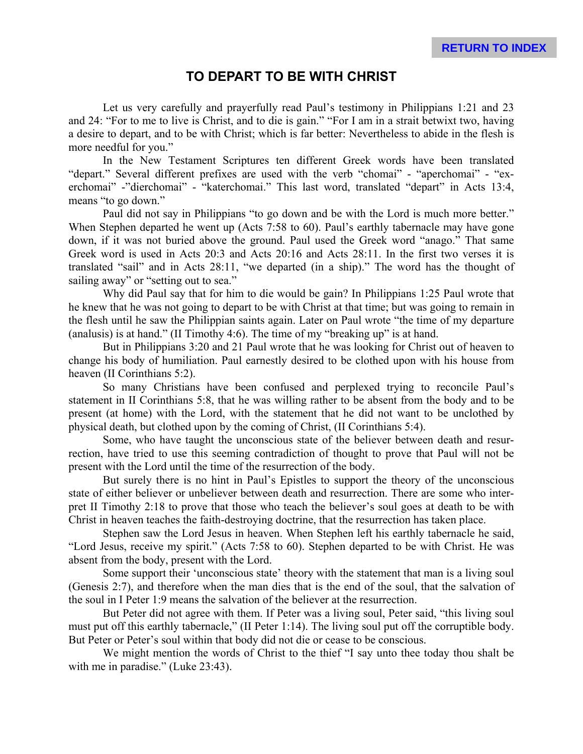RETURN TO INDEX

## TO DEPART TO BE WITH CHRIST

Let us very carefully and prayerfully read Paul's testimony in Philippians 1:21 and 23 and 24: "For to me to live is Christ, and to die is gain." "For I am in a strait betwixt two, having a desire to depart, and to be with Christ; which is far better: Nevertheless to abide in the flesh is more needful for you."

In the New Testament Scriptures ten different Greek words have been translated "depart." Several different prefixes are used with the verb "chomai" - "aperchomai" - "ex-erchomai" -"dierchomai" - "katerchomai." This last word, translated "depart" in Acts 13:4, means "to go down."

Paul did not say in Philippians "to go down and be with the Lord is much more better." When Stephen departed he went up (Acts 7:58 to 60). Paul's earthly tabernacle may have gone down, if it was not buried above the ground. Paul used the Greek word "anago." That same Greek word is used in Acts 20:3 and Acts 20:16 and Acts 28:11. In the first two verses it is translated "sail" and in Acts 28:11, "we departed (in a ship)." The word has the thought of sailing away" or "setting out to sea."

Why did Paul say that for him to die would be gain? In Philippians 1:25 Paul wrote that he knew that he was not going to depart to be with Christ at that time; but was going to remain in the flesh until he saw the Philippian saints again. Later on Paul wrote "the time of my departure (analusis) is at hand." (II Timothy 4:6). The time of my "breaking up" is at hand.

But in Philippians 3:20 and 21 Paul wrote that he was looking for Christ out of heaven to change his body of humiliation. Paul earnestly desired to be clothed upon with his house from heaven (II Corinthians 5:2).

So many Christians have been confused and perplexed trying to reconcile Paul's statement in II Corinthians 5:8, that he was willing rather to be absent from the body and to be present (at home) with the Lord, with the statement that he did not want to be unclothed by physical death, but clothed upon by the coming of Christ, (II Corinthians 5:4).

Some, who have taught the unconscious state of the believer between death and resurrection, have tried to use this seeming contradiction of thought to prove that Paul will not be present with the Lord until the time of the resurrection of the body.

But surely there is no hint in Paul's Epistles to support the theory of the unconscious state of either believer or unbeliever between death and resurrection. There are some who interpret II Timothy 2:18 to prove that those who teach the believer's soul goes at death to be with Christ in heaven teaches the faith-destroying doctrine, that the resurrection has taken place.

Stephen saw the Lord Jesus in heaven. When Stephen left his earthly tabernacle he said, "Lord Jesus, receive my spirit." (Acts 7:58 to 60). Stephen departed to be with Christ. He was absent from the body, present with the Lord.

Some support their 'unconscious state' theory with the statement that man is a living soul (Genesis 2:7), and therefore when the man dies that is the end of the soul, that the salvation of the soul in I Peter 1:9 means the salvation of the believer at the resurrection.

But Peter did not agree with them. If Peter was a living soul, Peter said, "this living soul must put off this earthly tabernacle," (II Peter 1:14). The living soul put off the corruptible body. But Peter or Peter's soul within that body did not die or cease to be conscious.

We might mention the words of Christ to the thief "I say unto thee today thou shalt be with me in paradise." (Luke 23:43).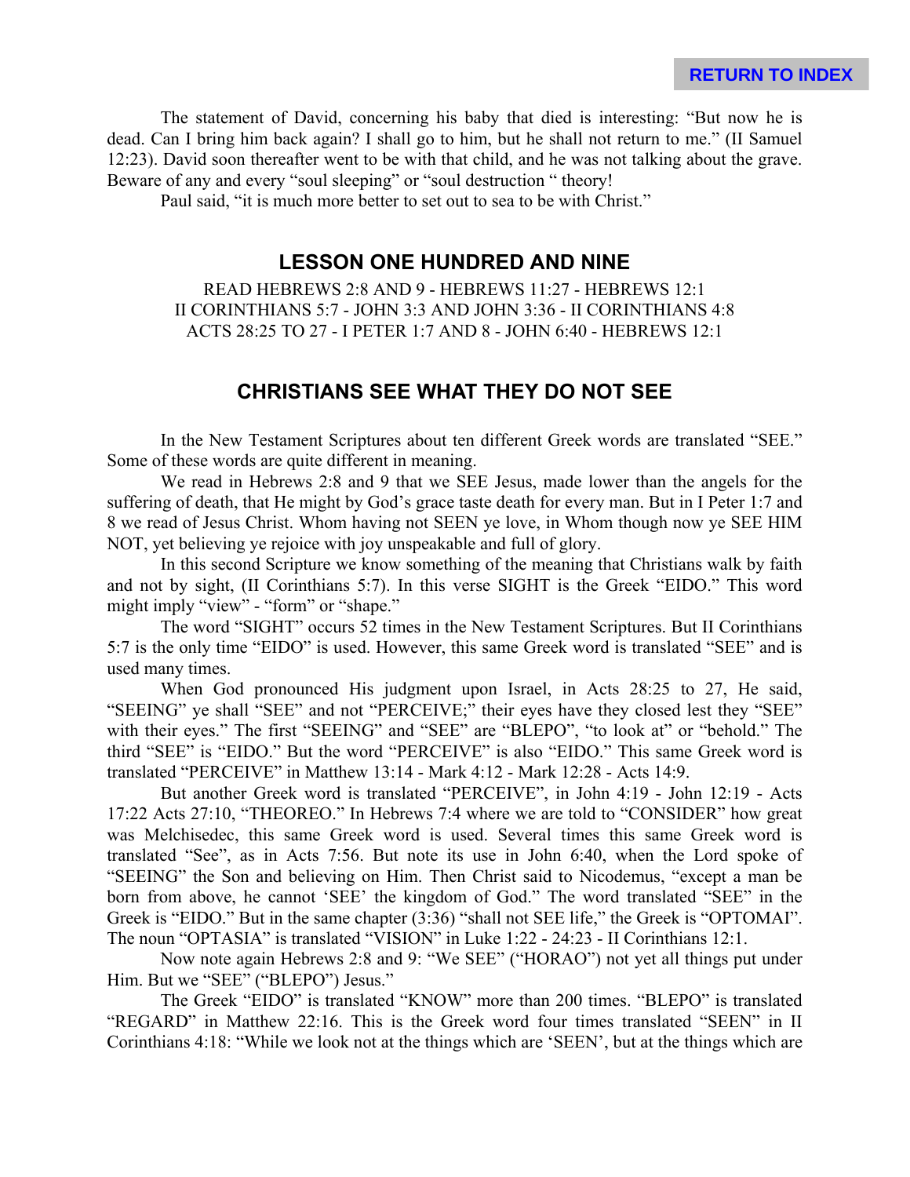The statement of David, concerning his baby that died is interesting: "But now he is dead. Can I bring him back again? I shall go to him, but he shall not return to me." (II Samuel 12:23). David soon thereafter went to be with that child, and he was not talking about the grave. Beware of any and every "soul sleeping" or "soul destruction " theory!

Paul said, "it is much more better to set out to sea to be with Christ."

## LESSON ONE HUNDRED AND NINE

READ HEBREWS 2:8 AND 9 - HEBREWS 11:27 - HEBREWS 12:1
II CORINTHIANS 5:7 - JOHN 3:3 AND JOHN 3:36 - II CORINTHIANS 4:8
ACTS 28:25 TO 27 - I PETER 1:7 AND 8 - JOHN 6:40 - HEBREWS 12:1

## CHRISTIANS SEE WHAT THEY DO NOT SEE

In the New Testament Scriptures about ten different Greek words are translated "SEE." Some of these words are quite different in meaning.

We read in Hebrews 2:8 and 9 that we SEE Jesus, made lower than the angels for the suffering of death, that He might by God's grace taste death for every man. But in I Peter 1:7 and 8 we read of Jesus Christ. Whom having not SEEN ye love, in Whom though now ye SEE HIM NOT, yet believing ye rejoice with joy unspeakable and full of glory.

In this second Scripture we know something of the meaning that Christians walk by faith and not by sight, (II Corinthians 5:7). In this verse SIGHT is the Greek "EIDO." This word might imply "view" - "form" or "shape."

The word "SIGHT" occurs 52 times in the New Testament Scriptures. But II Corinthians 5:7 is the only time "EIDO" is used. However, this same Greek word is translated "SEE" and is used many times.

When God pronounced His judgment upon Israel, in Acts 28:25 to 27, He said, "SEEING" ye shall "SEE" and not "PERCEIVE;" their eyes have they closed lest they "SEE" with their eyes." The first "SEEING" and "SEE" are "BLEPO", "to look at" or "behold." The third "SEE" is "EIDO." But the word "PERCEIVE" is also "EIDO." This same Greek word is translated "PERCEIVE" in Matthew 13:14 - Mark 4:12 - Mark 12:28 - Acts 14:9.

But another Greek word is translated "PERCEIVE", in John 4:19 - John 12:19 - Acts 17:22 Acts 27:10, "THEOREO." In Hebrews 7:4 where we are told to "CONSIDER" how great was Melchisedec, this same Greek word is used. Several times this same Greek word is translated "See", as in Acts 7:56. But note its use in John 6:40, when the Lord spoke of "SEEING" the Son and believing on Him. Then Christ said to Nicodemus, "except a man be born from above, he cannot 'SEE' the kingdom of God." The word translated "SEE" in the Greek is "EIDO." But in the same chapter (3:36) "shall not SEE life," the Greek is "OPTOMAI". The noun "OPTASIA" is translated "VISION" in Luke 1:22 - 24:23 - II Corinthians 12:1.

Now note again Hebrews 2:8 and 9: "We SEE" ("HORAO") not yet all things put under Him. But we "SEE" ("BLEPO") Jesus."

The Greek "EIDO" is translated "KNOW" more than 200 times. "BLEPO" is translated "REGARD" in Matthew 22:16. This is the Greek word four times translated "SEEN" in II Corinthians 4:18: "While we look not at the things which are 'SEEN', but at the things which are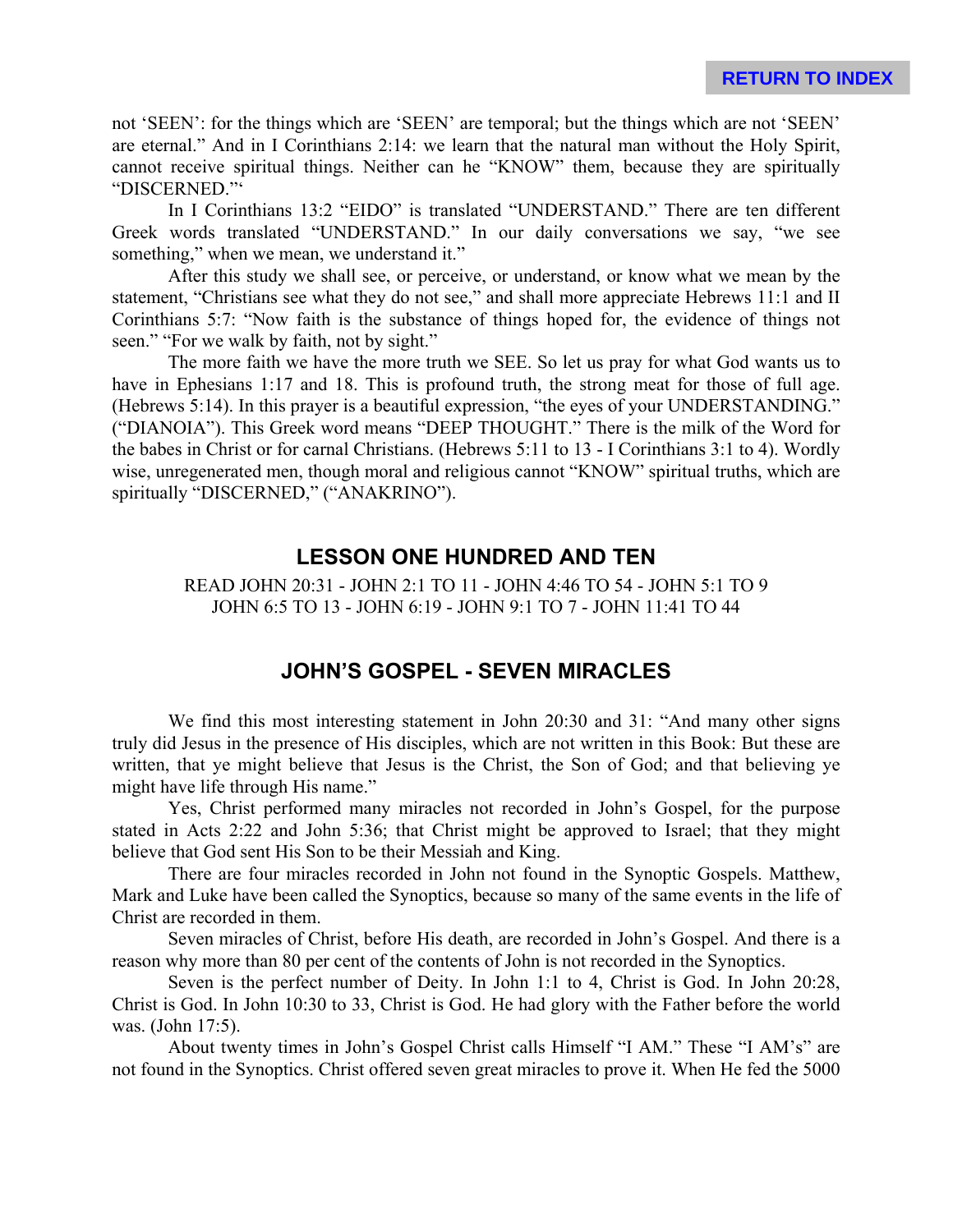not 'SEEN': for the things which are 'SEEN' are temporal; but the things which are not 'SEEN' are eternal." And in I Corinthians 2:14: we learn that the natural man without the Holy Spirit, cannot receive spiritual things. Neither can he "KNOW" them, because they are spiritually "DISCERNED."'

In I Corinthians 13:2 "EIDO" is translated "UNDERSTAND." There are ten different Greek words translated "UNDERSTAND." In our daily conversations we say, "we see something," when we mean, we understand it."

After this study we shall see, or perceive, or understand, or know what we mean by the statement, "Christians see what they do not see," and shall more appreciate Hebrews 11:1 and II Corinthians 5:7: "Now faith is the substance of things hoped for, the evidence of things not seen." "For we walk by faith, not by sight."

The more faith we have the more truth we SEE. So let us pray for what God wants us to have in Ephesians 1:17 and 18. This is profound truth, the strong meat for those of full age. (Hebrews 5:14). In this prayer is a beautiful expression, "the eyes of your UNDERSTANDING." ("DIANOIA"). This Greek word means "DEEP THOUGHT." There is the milk of the Word for the babes in Christ or for carnal Christians. (Hebrews 5:11 to 13 - I Corinthians 3:1 to 4). Wordly wise, unregenerated men, though moral and religious cannot "KNOW" spiritual truths, which are spiritually "DISCERNED," ("ANAKRINO").

## LESSON ONE HUNDRED AND TEN

READ JOHN 20:31 - JOHN 2:1 TO 11 - JOHN 4:46 TO 54 - JOHN 5:1 TO 9
JOHN 6:5 TO 13 - JOHN 6:19 - JOHN 9:1 TO 7 - JOHN 11:41 TO 44

## JOHN'S GOSPEL - SEVEN MIRACLES

We find this most interesting statement in John 20:30 and 31: "And many other signs truly did Jesus in the presence of His disciples, which are not written in this Book: But these are written, that ye might believe that Jesus is the Christ, the Son of God; and that believing ye might have life through His name."

Yes, Christ performed many miracles not recorded in John's Gospel, for the purpose stated in Acts 2:22 and John 5:36; that Christ might be approved to Israel; that they might believe that God sent His Son to be their Messiah and King.

There are four miracles recorded in John not found in the Synoptic Gospels. Matthew, Mark and Luke have been called the Synoptics, because so many of the same events in the life of Christ are recorded in them.

Seven miracles of Christ, before His death, are recorded in John's Gospel. And there is a reason why more than 80 per cent of the contents of John is not recorded in the Synoptics.

Seven is the perfect number of Deity. In John 1:1 to 4, Christ is God. In John 20:28, Christ is God. In John 10:30 to 33, Christ is God. He had glory with the Father before the world was. (John 17:5).

About twenty times in John's Gospel Christ calls Himself "I AM." These "I AM's" are not found in the Synoptics. Christ offered seven great miracles to prove it. When He fed the 5000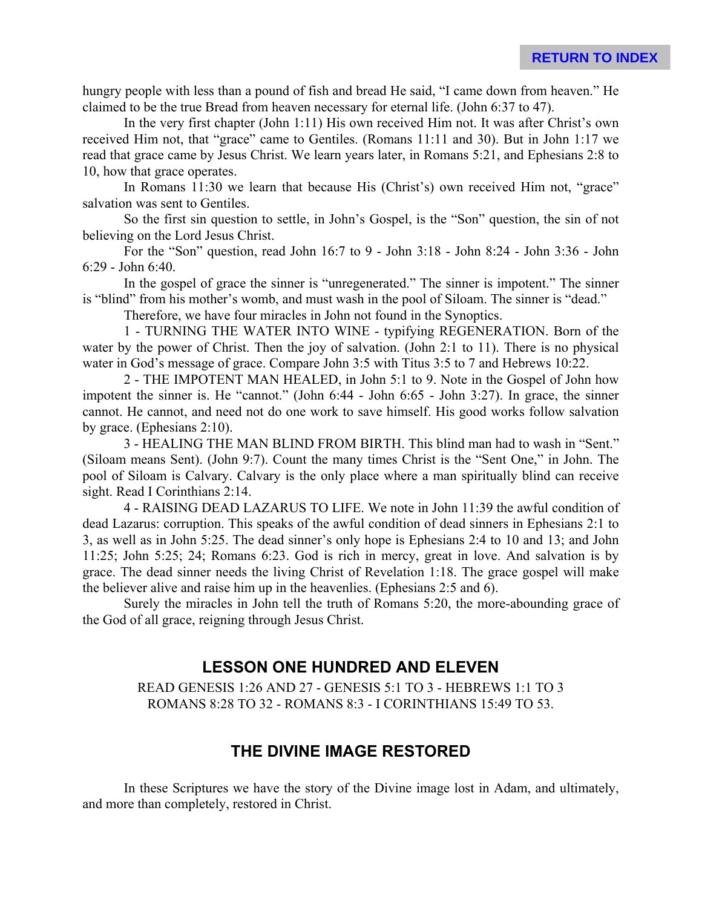hungry people with less than a pound of fish and bread He said, "I came down from heaven." He claimed to be the true Bread from heaven necessary for eternal life. (John 6:37 to 47).

In the very first chapter (John 1:11) His own received Him not. It was after Christ's own received Him not, that "grace" came to Gentiles. (Romans 11:11 and 30). But in John 1:17 we read that grace came by Jesus Christ. We learn years later, in Romans 5:21, and Ephesians 2:8 to 10, how that grace operates.

In Romans 11:30 we learn that because His (Christ's) own received Him not, "grace" salvation was sent to Gentiles.

So the first sin question to settle, in John's Gospel, is the "Son" question, the sin of not believing on the Lord Jesus Christ.

For the "Son" question, read John 16:7 to 9 - John 3:18 - John 8:24 - John 3:36 - John 6:29 - John 6:40.

In the gospel of grace the sinner is "unregenerated." The sinner is impotent." The sinner is "blind" from his mother's womb, and must wash in the pool of Siloam. The sinner is "dead."

Therefore, we have four miracles in John not found in the Synoptics.

1 - TURNING THE WATER INTO WINE - typifying REGENERATION. Born of the water by the power of Christ. Then the joy of salvation. (John 2:1 to 11). There is no physical water in God's message of grace. Compare John 3:5 with Titus 3:5 to 7 and Hebrews 10:22.

2 - THE IMPOTENT MAN HEALED, in John 5:1 to 9. Note in the Gospel of John how impotent the sinner is. He "cannot." (John 6:44 - John 6:65 - John 3:27). In grace, the sinner cannot. He cannot, and need not do one work to save himself. His good works follow salvation by grace. (Ephesians 2:10).

3 - HEALING THE MAN BLIND FROM BIRTH. This blind man had to wash in "Sent." (Siloam means Sent). (John 9:7). Count the many times Christ is the "Sent One," in John. The pool of Siloam is Calvary. Calvary is the only place where a man spiritually blind can receive sight. Read I Corinthians 2:14.

4 - RAISING DEAD LAZARUS TO LIFE. We note in John 11:39 the awful condition of dead Lazarus: corruption. This speaks of the awful condition of dead sinners in Ephesians 2:1 to 3, as well as in John 5:25. The dead sinner's only hope is Ephesians 2:4 to 10 and 13; and John 11:25; John 5:25; 24; Romans 6:23. God is rich in mercy, great in love. And salvation is by grace. The dead sinner needs the living Christ of Revelation 1:18. The grace gospel will make the believer alive and raise him up in the heavenlies. (Ephesians 2:5 and 6).

Surely the miracles in John tell the truth of Romans 5:20, the more-abounding grace of the God of all grace, reigning through Jesus Christ.

## LESSON ONE HUNDRED AND ELEVEN

READ GENESIS 1:26 AND 27 - GENESIS 5:1 TO 3 - HEBREWS 1:1 TO 3 ROMANS 8:28 TO 32 - ROMANS 8:3 - I CORINTHIANS 15:49 TO 53.

## THE DIVINE IMAGE RESTORED

In these Scriptures we have the story of the Divine image lost in Adam, and ultimately, and more than completely, restored in Christ.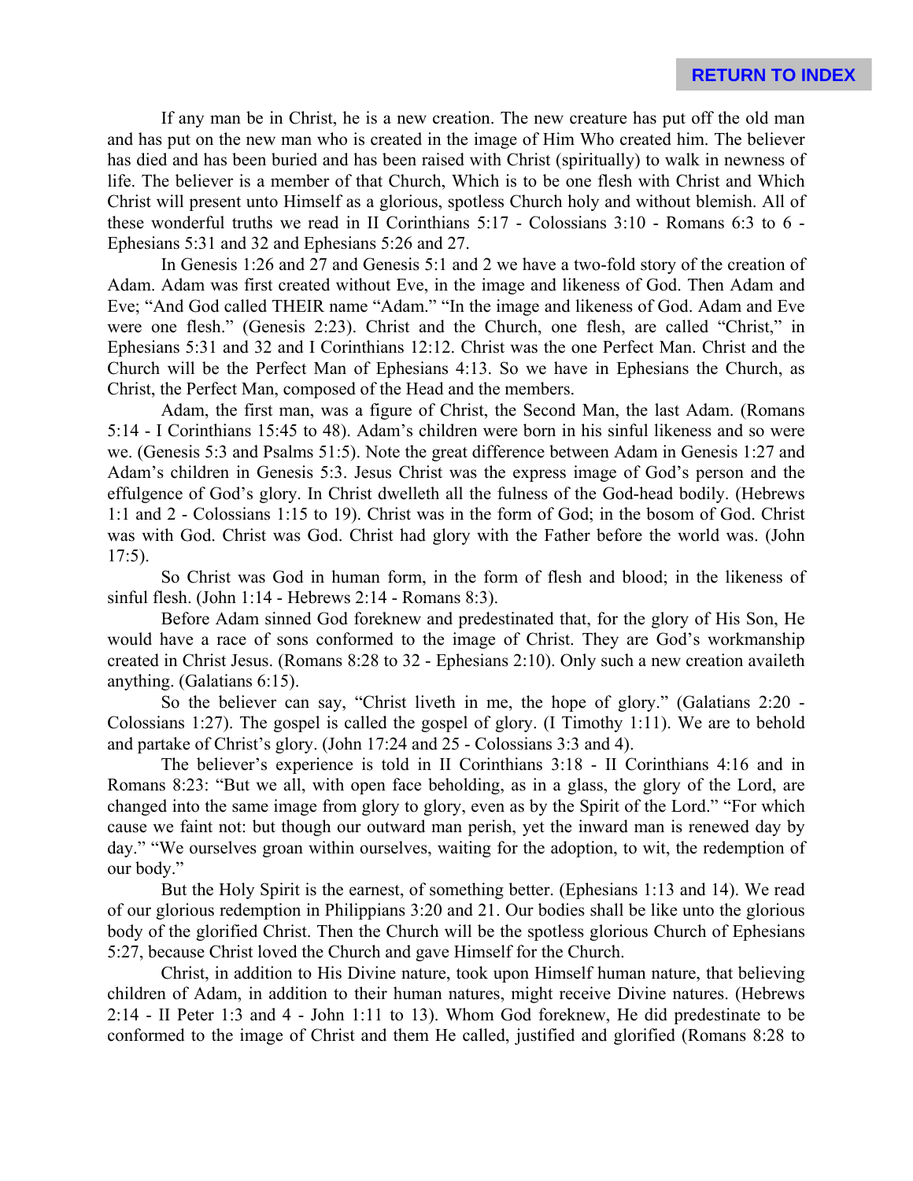If any man be in Christ, he is a new creation. The new creature has put off the old man and has put on the new man who is created in the image of Him Who created him. The believer has died and has been buried and has been raised with Christ (spiritually) to walk in newness of life. The believer is a member of that Church, Which is to be one flesh with Christ and Which Christ will present unto Himself as a glorious, spotless Church holy and without blemish. All of these wonderful truths we read in II Corinthians 5:17 - Colossians 3:10 - Romans 6:3 to 6 - Ephesians 5:31 and 32 and Ephesians 5:26 and 27.

In Genesis 1:26 and 27 and Genesis 5:1 and 2 we have a two-fold story of the creation of Adam. Adam was first created without Eve, in the image and likeness of God. Then Adam and Eve; "And God called THEIR name "Adam." "In the image and likeness of God. Adam and Eve were one flesh." (Genesis 2:23). Christ and the Church, one flesh, are called "Christ," in Ephesians 5:31 and 32 and I Corinthians 12:12. Christ was the one Perfect Man. Christ and the Church will be the Perfect Man of Ephesians 4:13. So we have in Ephesians the Church, as Christ, the Perfect Man, composed of the Head and the members.

Adam, the first man, was a figure of Christ, the Second Man, the last Adam. (Romans 5:14 - I Corinthians 15:45 to 48). Adam's children were born in his sinful likeness and so were we. (Genesis 5:3 and Psalms 51:5). Note the great difference between Adam in Genesis 1:27 and Adam's children in Genesis 5:3. Jesus Christ was the express image of God's person and the effulgence of God's glory. In Christ dwelleth all the fulness of the God-head bodily. (Hebrews 1:1 and 2 - Colossians 1:15 to 19). Christ was in the form of God; in the bosom of God. Christ was with God. Christ was God. Christ had glory with the Father before the world was. (John 17:5).

So Christ was God in human form, in the form of flesh and blood; in the likeness of sinful flesh. (John 1:14 - Hebrews 2:14 - Romans 8:3).

Before Adam sinned God foreknew and predestinated that, for the glory of His Son, He would have a race of sons conformed to the image of Christ. They are God's workmanship created in Christ Jesus. (Romans 8:28 to 32 - Ephesians 2:10). Only such a new creation availeth anything. (Galatians 6:15).

So the believer can say, "Christ liveth in me, the hope of glory." (Galatians 2:20 - Colossians 1:27). The gospel is called the gospel of glory. (I Timothy 1:11). We are to behold and partake of Christ's glory. (John 17:24 and 25 - Colossians 3:3 and 4).

The believer's experience is told in II Corinthians 3:18 - II Corinthians 4:16 and in Romans 8:23: "But we all, with open face beholding, as in a glass, the glory of the Lord, are changed into the same image from glory to glory, even as by the Spirit of the Lord." "For which cause we faint not: but though our outward man perish, yet the inward man is renewed day by day." "We ourselves groan within ourselves, waiting for the adoption, to wit, the redemption of our body."

But the Holy Spirit is the earnest, of something better. (Ephesians 1:13 and 14). We read of our glorious redemption in Philippians 3:20 and 21. Our bodies shall be like unto the glorious body of the glorified Christ. Then the Church will be the spotless glorious Church of Ephesians 5:27, because Christ loved the Church and gave Himself for the Church.

Christ, in addition to His Divine nature, took upon Himself human nature, that believing children of Adam, in addition to their human natures, might receive Divine natures. (Hebrews 2:14 - II Peter 1:3 and 4 - John 1:11 to 13). Whom God foreknew, He did predestinate to be conformed to the image of Christ and them He called, justified and glorified (Romans 8:28 to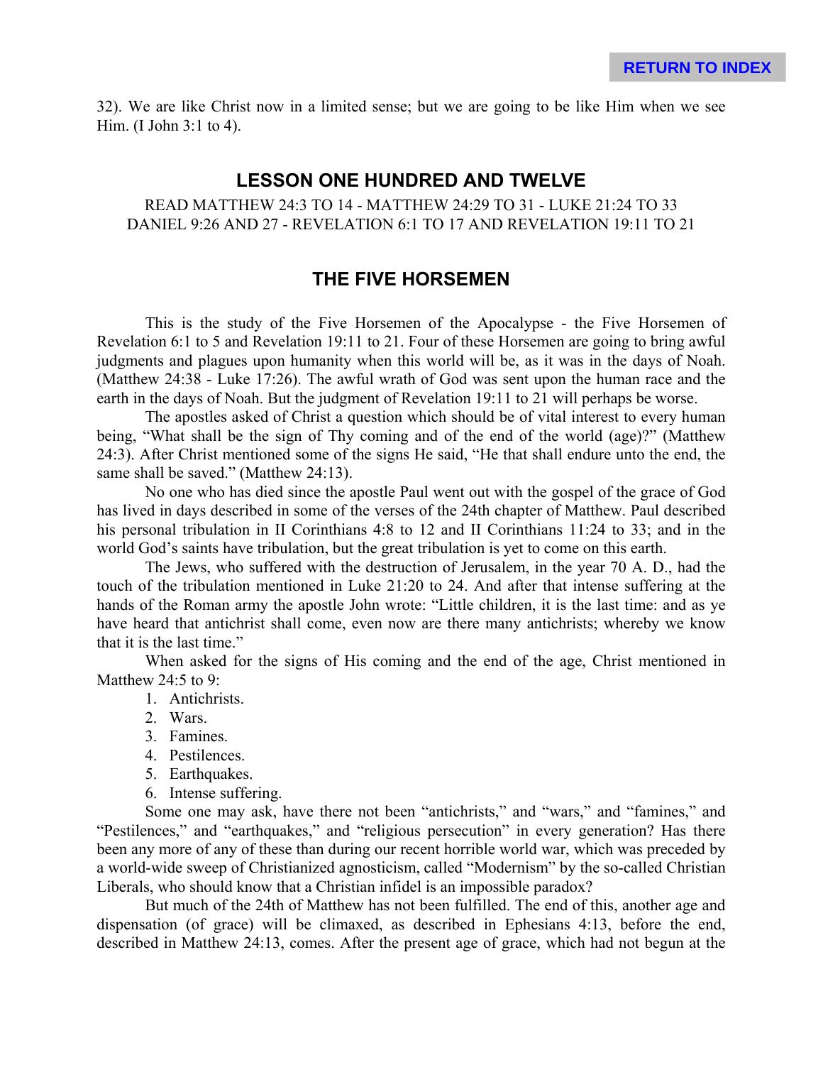32). We are like Christ now in a limited sense; but we are going to be like Him when we see Him. (I John 3:1 to 4).

## LESSON ONE HUNDRED AND TWELVE

READ MATTHEW 24:3 TO 14 - MATTHEW 24:29 TO 31 - LUKE 21:24 TO 33 DANIEL 9:26 AND 27 - REVELATION 6:1 TO 17 AND REVELATION 19:11 TO 21

## THE FIVE HORSEMEN

This is the study of the Five Horsemen of the Apocalypse - the Five Horsemen of Revelation 6:1 to 5 and Revelation 19:11 to 21. Four of these Horsemen are going to bring awful judgments and plagues upon humanity when this world will be, as it was in the days of Noah. (Matthew 24:38 - Luke 17:26). The awful wrath of God was sent upon the human race and the earth in the days of Noah. But the judgment of Revelation 19:11 to 21 will perhaps be worse.

The apostles asked of Christ a question which should be of vital interest to every human being, "What shall be the sign of Thy coming and of the end of the world (age)?" (Matthew 24:3). After Christ mentioned some of the signs He said, "He that shall endure unto the end, the same shall be saved." (Matthew 24:13).

No one who has died since the apostle Paul went out with the gospel of the grace of God has lived in days described in some of the verses of the 24th chapter of Matthew. Paul described his personal tribulation in II Corinthians 4:8 to 12 and II Corinthians 11:24 to 33; and in the world God's saints have tribulation, but the great tribulation is yet to come on this earth.

The Jews, who suffered with the destruction of Jerusalem, in the year 70 A. D., had the touch of the tribulation mentioned in Luke 21:20 to 24. And after that intense suffering at the hands of the Roman army the apostle John wrote: "Little children, it is the last time: and as ye have heard that antichrist shall come, even now are there many antichrists; whereby we know that it is the last time."

When asked for the signs of His coming and the end of the age, Christ mentioned in Matthew 24:5 to 9:

1. Antichrists.
2. Wars.
3. Famines.
4. Pestilences.
5. Earthquakes.
6. Intense suffering.

Some one may ask, have there not been "antichrists," and "wars," and "famines," and "Pestilences," and "earthquakes," and "religious persecution" in every generation? Has there been any more of any of these than during our recent horrible world war, which was preceded by a world-wide sweep of Christianized agnosticism, called "Modernism" by the so-called Christian Liberals, who should know that a Christian infidel is an impossible paradox?

But much of the 24th of Matthew has not been fulfilled. The end of this, another age and dispensation (of grace) will be climaxed, as described in Ephesians 4:13, before the end, described in Matthew 24:13, comes. After the present age of grace, which had not begun at the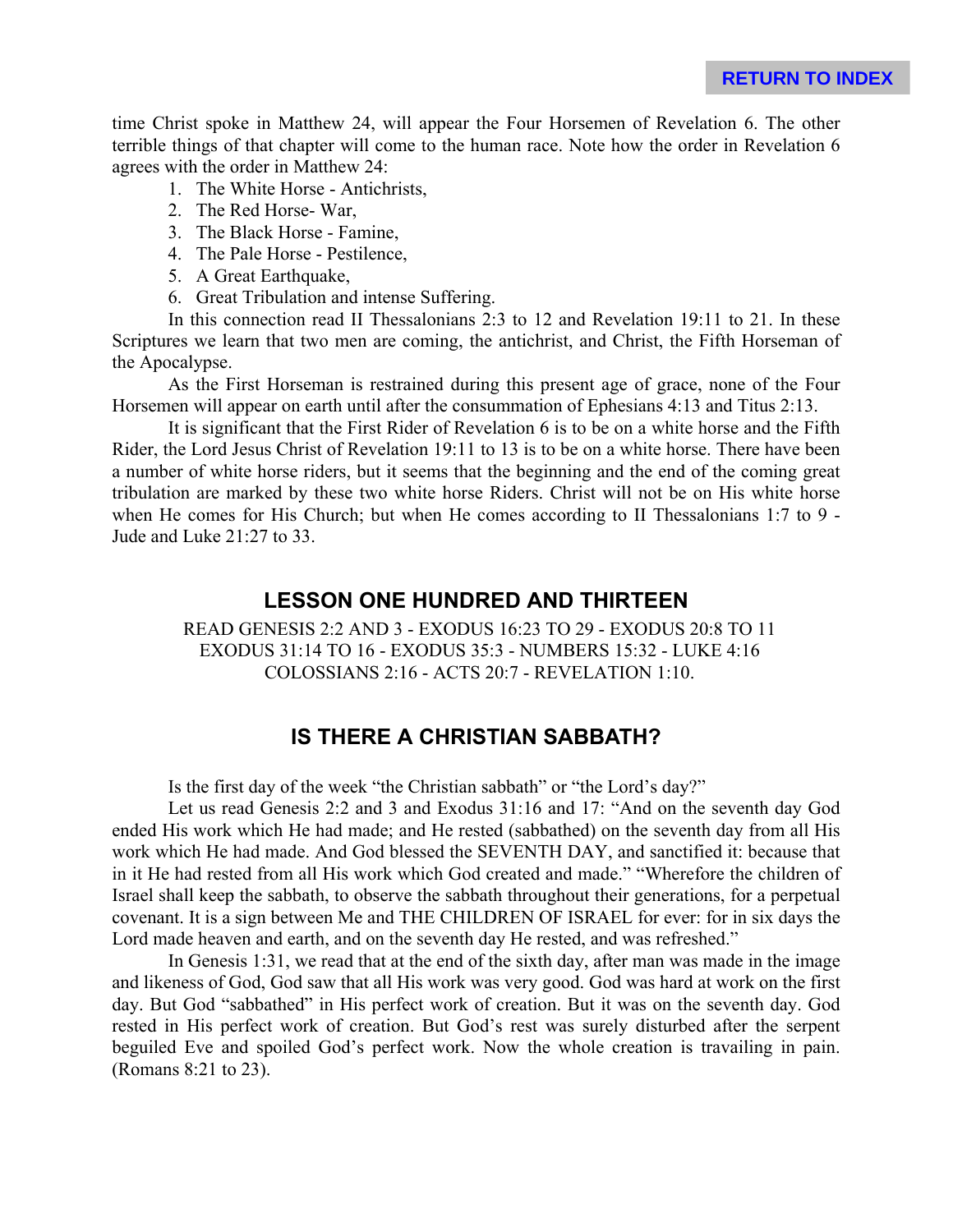time Christ spoke in Matthew 24, will appear the Four Horsemen of Revelation 6. The other terrible things of that chapter will come to the human race. Note how the order in Revelation 6 agrees with the order in Matthew 24:

1. The White Horse - Antichrists,
2. The Red Horse- War,
3. The Black Horse - Famine,
4. The Pale Horse - Pestilence,
5. A Great Earthquake,
6. Great Tribulation and intense Suffering.

In this connection read II Thessalonians 2:3 to 12 and Revelation 19:11 to 21. In these Scriptures we learn that two men are coming, the antichrist, and Christ, the Fifth Horseman of the Apocalypse.

As the First Horseman is restrained during this present age of grace, none of the Four Horsemen will appear on earth until after the consummation of Ephesians 4:13 and Titus 2:13.

It is significant that the First Rider of Revelation 6 is to be on a white horse and the Fifth Rider, the Lord Jesus Christ of Revelation 19:11 to 13 is to be on a white horse. There have been a number of white horse riders, but it seems that the beginning and the end of the coming great tribulation are marked by these two white horse Riders. Christ will not be on His white horse when He comes for His Church; but when He comes according to II Thessalonians 1:7 to 9 - Jude and Luke 21:27 to 33.

## LESSON ONE HUNDRED AND THIRTEEN

READ GENESIS 2:2 AND 3 - EXODUS 16:23 TO 29 - EXODUS 20:8 TO 11
EXODUS 31:14 TO 16 - EXODUS 35:3 - NUMBERS 15:32 - LUKE 4:16
COLOSSIANS 2:16 - ACTS 20:7 - REVELATION 1:10.

## IS THERE A CHRISTIAN SABBATH?

Is the first day of the week "the Christian sabbath" or "the Lord's day?"

Let us read Genesis 2:2 and 3 and Exodus 31:16 and 17: "And on the seventh day God ended His work which He had made; and He rested (sabbathed) on the seventh day from all His work which He had made. And God blessed the SEVENTH DAY, and sanctified it: because that in it He had rested from all His work which God created and made." "Wherefore the children of Israel shall keep the sabbath, to observe the sabbath throughout their generations, for a perpetual covenant. It is a sign between Me and THE CHILDREN OF ISRAEL for ever: for in six days the Lord made heaven and earth, and on the seventh day He rested, and was refreshed."

In Genesis 1:31, we read that at the end of the sixth day, after man was made in the image and likeness of God, God saw that all His work was very good. God was hard at work on the first day. But God "sabbathed" in His perfect work of creation. But it was on the seventh day. God rested in His perfect work of creation. But God's rest was surely disturbed after the serpent beguiled Eve and spoiled God's perfect work. Now the whole creation is travailing in pain. (Romans 8:21 to 23).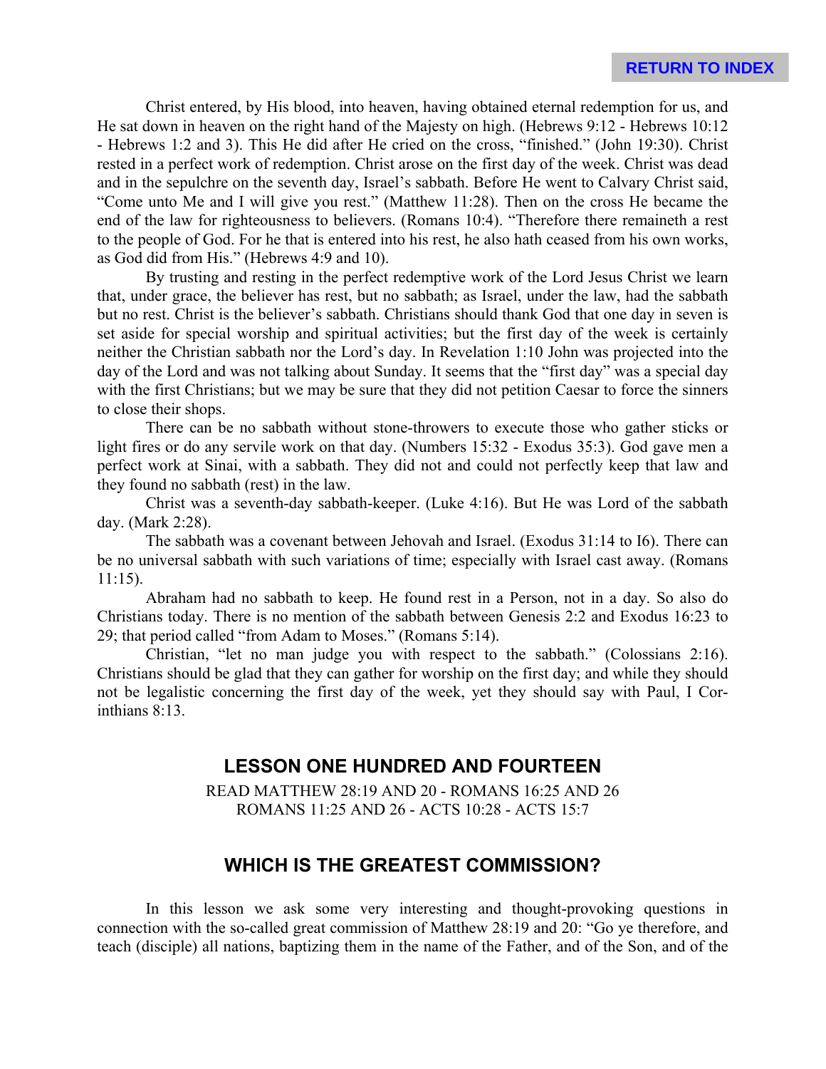Christ entered, by His blood, into heaven, having obtained eternal redemption for us, and He sat down in heaven on the right hand of the Majesty on high. (Hebrews 9:12 - Hebrews 10:12 - Hebrews 1:2 and 3). This He did after He cried on the cross, "finished." (John 19:30). Christ rested in a perfect work of redemption. Christ arose on the first day of the week. Christ was dead and in the sepulchre on the seventh day, Israel's sabbath. Before He went to Calvary Christ said, "Come unto Me and I will give you rest." (Matthew 11:28). Then on the cross He became the end of the law for righteousness to believers. (Romans 10:4). "Therefore there remaineth a rest to the people of God. For he that is entered into his rest, he also hath ceased from his own works, as God did from His." (Hebrews 4:9 and 10).

By trusting and resting in the perfect redemptive work of the Lord Jesus Christ we learn that, under grace, the believer has rest, but no sabbath; as Israel, under the law, had the sabbath but no rest. Christ is the believer's sabbath. Christians should thank God that one day in seven is set aside for special worship and spiritual activities; but the first day of the week is certainly neither the Christian sabbath nor the Lord's day. In Revelation 1:10 John was projected into the day of the Lord and was not talking about Sunday. It seems that the "first day" was a special day with the first Christians; but we may be sure that they did not petition Caesar to force the sinners to close their shops.

There can be no sabbath without stone-throwers to execute those who gather sticks or light fires or do any servile work on that day. (Numbers 15:32 - Exodus 35:3). God gave men a perfect work at Sinai, with a sabbath. They did not and could not perfectly keep that law and they found no sabbath (rest) in the law.

Christ was a seventh-day sabbath-keeper. (Luke 4:16). But He was Lord of the sabbath day. (Mark 2:28).

The sabbath was a covenant between Jehovah and Israel. (Exodus 31:14 to I6). There can be no universal sabbath with such variations of time; especially with Israel cast away. (Romans 11:15).

Abraham had no sabbath to keep. He found rest in a Person, not in a day. So also do Christians today. There is no mention of the sabbath between Genesis 2:2 and Exodus 16:23 to 29; that period called "from Adam to Moses." (Romans 5:14).

Christian, "let no man judge you with respect to the sabbath." (Colossians 2:16). Christians should be glad that they can gather for worship on the first day; and while they should not be legalistic concerning the first day of the week, yet they should say with Paul, I Corinthians 8:13.

## LESSON ONE HUNDRED AND FOURTEEN

READ MATTHEW 28:19 AND 20 - ROMANS 16:25 AND 26
ROMANS 11:25 AND 26 - ACTS 10:28 - ACTS 15:7

## WHICH IS THE GREATEST COMMISSION?

In this lesson we ask some very interesting and thought-provoking questions in connection with the so-called great commission of Matthew 28:19 and 20: "Go ye therefore, and teach (disciple) all nations, baptizing them in the name of the Father, and of the Son, and of the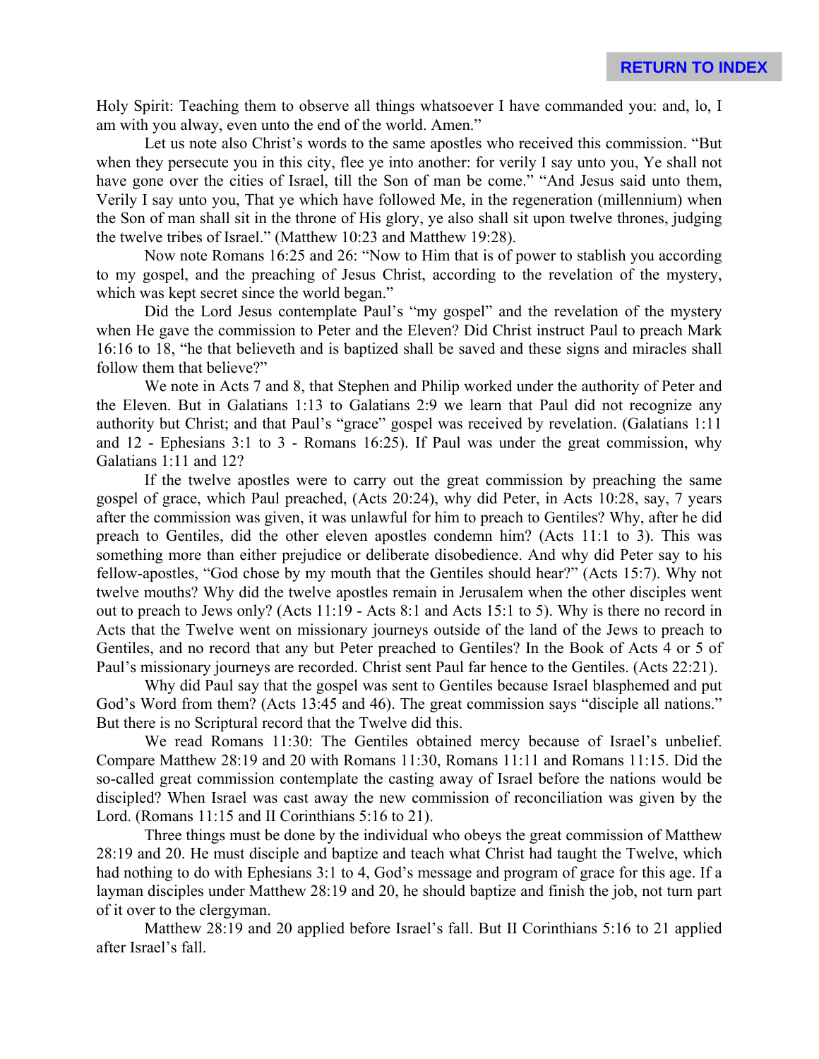Holy Spirit: Teaching them to observe all things whatsoever I have commanded you: and, lo, I am with you alway, even unto the end of the world. Amen."

Let us note also Christ's words to the same apostles who received this commission. "But when they persecute you in this city, flee ye into another: for verily I say unto you, Ye shall not have gone over the cities of Israel, till the Son of man be come." "And Jesus said unto them, Verily I say unto you, That ye which have followed Me, in the regeneration (millennium) when the Son of man shall sit in the throne of His glory, ye also shall sit upon twelve thrones, judging the twelve tribes of Israel." (Matthew 10:23 and Matthew 19:28).

Now note Romans 16:25 and 26: "Now to Him that is of power to stablish you according to my gospel, and the preaching of Jesus Christ, according to the revelation of the mystery, which was kept secret since the world began."

Did the Lord Jesus contemplate Paul's "my gospel" and the revelation of the mystery when He gave the commission to Peter and the Eleven? Did Christ instruct Paul to preach Mark 16:16 to 18, "he that believeth and is baptized shall be saved and these signs and miracles shall follow them that believe?"

We note in Acts 7 and 8, that Stephen and Philip worked under the authority of Peter and the Eleven. But in Galatians 1:13 to Galatians 2:9 we learn that Paul did not recognize any authority but Christ; and that Paul's "grace" gospel was received by revelation. (Galatians 1:11 and 12 - Ephesians 3:1 to 3 - Romans 16:25). If Paul was under the great commission, why Galatians 1:11 and 12?

If the twelve apostles were to carry out the great commission by preaching the same gospel of grace, which Paul preached, (Acts 20:24), why did Peter, in Acts 10:28, say, 7 years after the commission was given, it was unlawful for him to preach to Gentiles? Why, after he did preach to Gentiles, did the other eleven apostles condemn him? (Acts 11:1 to 3). This was something more than either prejudice or deliberate disobedience. And why did Peter say to his fellow-apostles, "God chose by my mouth that the Gentiles should hear?" (Acts 15:7). Why not twelve mouths? Why did the twelve apostles remain in Jerusalem when the other disciples went out to preach to Jews only? (Acts 11:19 - Acts 8:1 and Acts 15:1 to 5). Why is there no record in Acts that the Twelve went on missionary journeys outside of the land of the Jews to preach to Gentiles, and no record that any but Peter preached to Gentiles? In the Book of Acts 4 or 5 of Paul's missionary journeys are recorded. Christ sent Paul far hence to the Gentiles. (Acts 22:21).

Why did Paul say that the gospel was sent to Gentiles because Israel blasphemed and put God's Word from them? (Acts 13:45 and 46). The great commission says "disciple all nations." But there is no Scriptural record that the Twelve did this.

We read Romans 11:30: The Gentiles obtained mercy because of Israel's unbelief. Compare Matthew 28:19 and 20 with Romans 11:30, Romans 11:11 and Romans 11:15. Did the so-called great commission contemplate the casting away of Israel before the nations would be discipled? When Israel was cast away the new commission of reconciliation was given by the Lord. (Romans 11:15 and II Corinthians 5:16 to 21).

Three things must be done by the individual who obeys the great commission of Matthew 28:19 and 20. He must disciple and baptize and teach what Christ had taught the Twelve, which had nothing to do with Ephesians 3:1 to 4, God's message and program of grace for this age. If a layman disciples under Matthew 28:19 and 20, he should baptize and finish the job, not turn part of it over to the clergyman.

Matthew 28:19 and 20 applied before Israel's fall. But II Corinthians 5:16 to 21 applied after Israel's fall.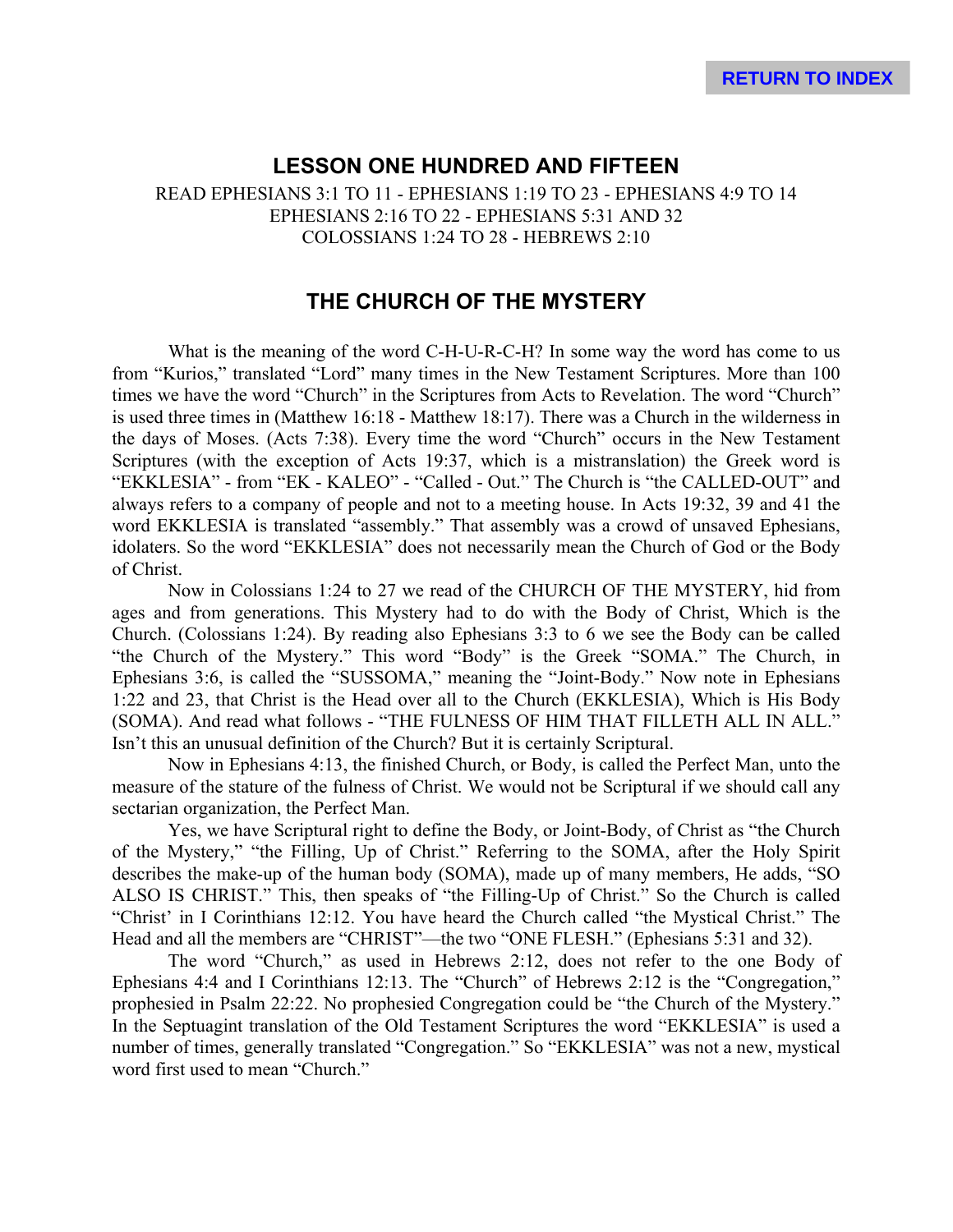RETURN TO INDEX

## LESSON ONE HUNDRED AND FIFTEEN

READ EPHESIANS 3:1 TO 11 - EPHESIANS 1:19 TO 23 - EPHESIANS 4:9 TO 14
EPHESIANS 2:16 TO 22 - EPHESIANS 5:31 AND 32
COLOSSIANS 1:24 TO 28 - HEBREWS 2:10

## THE CHURCH OF THE MYSTERY

What is the meaning of the word C-H-U-R-C-H? In some way the word has come to us from "Kurios," translated "Lord" many times in the New Testament Scriptures. More than 100 times we have the word "Church" in the Scriptures from Acts to Revelation. The word "Church" is used three times in (Matthew 16:18 - Matthew 18:17). There was a Church in the wilderness in the days of Moses. (Acts 7:38). Every time the word "Church" occurs in the New Testament Scriptures (with the exception of Acts 19:37, which is a mistranslation) the Greek word is "EKKLESIA" - from "EK - KALEO" - "Called - Out." The Church is "the CALLED-OUT" and always refers to a company of people and not to a meeting house. In Acts 19:32, 39 and 41 the word EKKLESIA is translated "assembly." That assembly was a crowd of unsaved Ephesians, idolaters. So the word "EKKLESIA" does not necessarily mean the Church of God or the Body of Christ.

Now in Colossians 1:24 to 27 we read of the CHURCH OF THE MYSTERY, hid from ages and from generations. This Mystery had to do with the Body of Christ, Which is the Church. (Colossians 1:24). By reading also Ephesians 3:3 to 6 we see the Body can be called "the Church of the Mystery." This word "Body" is the Greek "SOMA." The Church, in Ephesians 3:6, is called the "SUSSOMA," meaning the "Joint-Body." Now note in Ephesians 1:22 and 23, that Christ is the Head over all to the Church (EKKLESIA), Which is His Body (SOMA). And read what follows - "THE FULNESS OF HIM THAT FILLETH ALL IN ALL." Isn't this an unusual definition of the Church? But it is certainly Scriptural.

Now in Ephesians 4:13, the finished Church, or Body, is called the Perfect Man, unto the measure of the stature of the fulness of Christ. We would not be Scriptural if we should call any sectarian organization, the Perfect Man.

Yes, we have Scriptural right to define the Body, or Joint-Body, of Christ as "the Church of the Mystery," "the Filling, Up of Christ." Referring to the SOMA, after the Holy Spirit describes the make-up of the human body (SOMA), made up of many members, He adds, "SO ALSO IS CHRIST." This, then speaks of "the Filling-Up of Christ." So the Church is called "Christ' in I Corinthians 12:12. You have heard the Church called "the Mystical Christ." The Head and all the members are "CHRIST"—the two "ONE FLESH." (Ephesians 5:31 and 32).

The word "Church," as used in Hebrews 2:12, does not refer to the one Body of Ephesians 4:4 and I Corinthians 12:13. The "Church" of Hebrews 2:12 is the "Congregation," prophesied in Psalm 22:22. No prophesied Congregation could be "the Church of the Mystery." In the Septuagint translation of the Old Testament Scriptures the word "EKKLESIA" is used a number of times, generally translated "Congregation." So "EKKLESIA" was not a new, mystical word first used to mean "Church."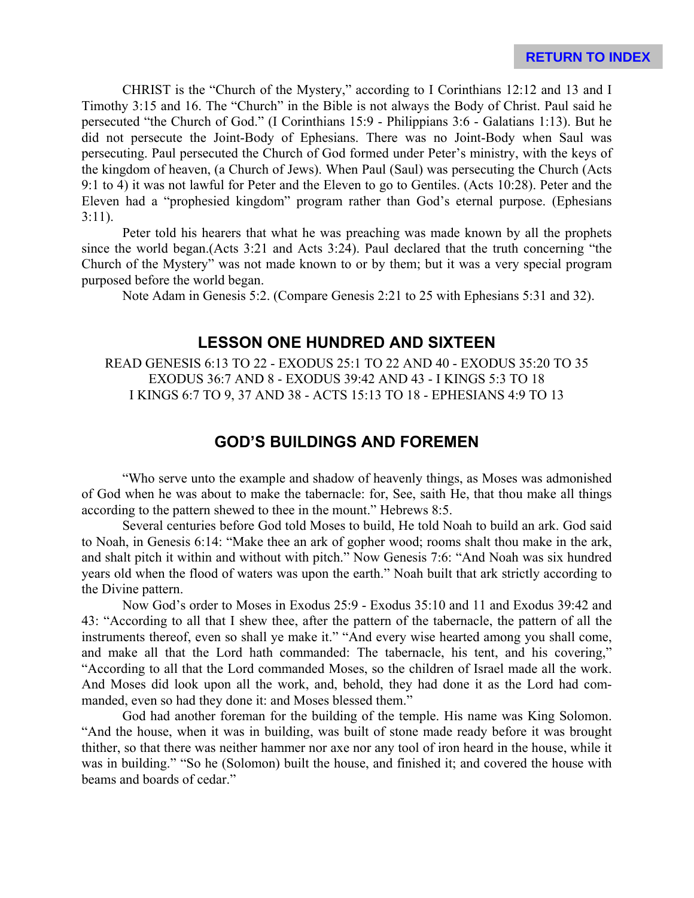CHRIST is the "Church of the Mystery," according to I Corinthians 12:12 and 13 and I Timothy 3:15 and 16. The "Church" in the Bible is not always the Body of Christ. Paul said he persecuted "the Church of God." (I Corinthians 15:9 - Philippians 3:6 - Galatians 1:13). But he did not persecute the Joint-Body of Ephesians. There was no Joint-Body when Saul was persecuting. Paul persecuted the Church of God formed under Peter's ministry, with the keys of the kingdom of heaven, (a Church of Jews). When Paul (Saul) was persecuting the Church (Acts 9:1 to 4) it was not lawful for Peter and the Eleven to go to Gentiles. (Acts 10:28). Peter and the Eleven had a "prophesied kingdom" program rather than God's eternal purpose. (Ephesians 3:11).

Peter told his hearers that what he was preaching was made known by all the prophets since the world began.(Acts 3:21 and Acts 3:24). Paul declared that the truth concerning "the Church of the Mystery" was not made known to or by them; but it was a very special program purposed before the world began.

Note Adam in Genesis 5:2. (Compare Genesis 2:21 to 25 with Ephesians 5:31 and 32).

## LESSON ONE HUNDRED AND SIXTEEN

READ GENESIS 6:13 TO 22 - EXODUS 25:1 TO 22 AND 40 - EXODUS 35:20 TO 35
EXODUS 36:7 AND 8 - EXODUS 39:42 AND 43 - I KINGS 5:3 TO 18
I KINGS 6:7 TO 9, 37 AND 38 - ACTS 15:13 TO 18 - EPHESIANS 4:9 TO 13

## GOD'S BUILDINGS AND FOREMEN

"Who serve unto the example and shadow of heavenly things, as Moses was admonished of God when he was about to make the tabernacle: for, See, saith He, that thou make all things according to the pattern shewed to thee in the mount." Hebrews 8:5.

Several centuries before God told Moses to build, He told Noah to build an ark. God said to Noah, in Genesis 6:14: "Make thee an ark of gopher wood; rooms shalt thou make in the ark, and shalt pitch it within and without with pitch." Now Genesis 7:6: "And Noah was six hundred years old when the flood of waters was upon the earth." Noah built that ark strictly according to the Divine pattern.

Now God's order to Moses in Exodus 25:9 - Exodus 35:10 and 11 and Exodus 39:42 and 43: "According to all that I shew thee, after the pattern of the tabernacle, the pattern of all the instruments thereof, even so shall ye make it." "And every wise hearted among you shall come, and make all that the Lord hath commanded: The tabernacle, his tent, and his covering," "According to all that the Lord commanded Moses, so the children of Israel made all the work. And Moses did look upon all the work, and, behold, they had done it as the Lord had commanded, even so had they done it: and Moses blessed them."

God had another foreman for the building of the temple. His name was King Solomon. "And the house, when it was in building, was built of stone made ready before it was brought thither, so that there was neither hammer nor axe nor any tool of iron heard in the house, while it was in building." "So he (Solomon) built the house, and finished it; and covered the house with beams and boards of cedar."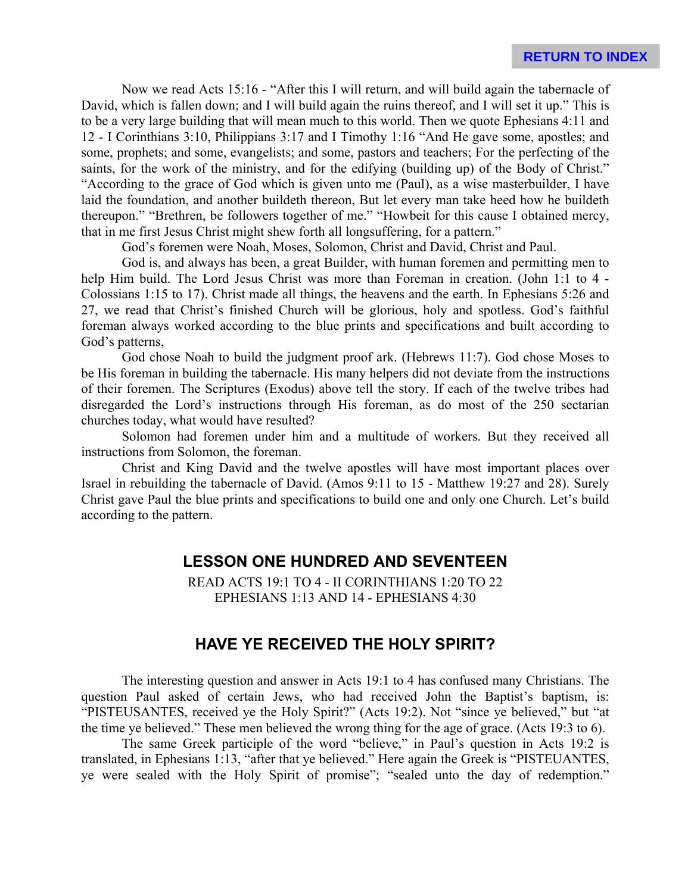Now we read Acts 15:16 - "After this I will return, and will build again the tabernacle of David, which is fallen down; and I will build again the ruins thereof, and I will set it up." This is to be a very large building that will mean much to this world. Then we quote Ephesians 4:11 and 12 - I Corinthians 3:10, Philippians 3:17 and I Timothy 1:16 "And He gave some, apostles; and some, prophets; and some, evangelists; and some, pastors and teachers; For the perfecting of the saints, for the work of the ministry, and for the edifying (building up) of the Body of Christ." "According to the grace of God which is given unto me (Paul), as a wise masterbuilder, I have laid the foundation, and another buildeth thereon, But let every man take heed how he buildeth thereupon." "Brethren, be followers together of me." "Howbeit for this cause I obtained mercy, that in me first Jesus Christ might shew forth all longsuffering, for a pattern."

God's foremen were Noah, Moses, Solomon, Christ and David, Christ and Paul.

God is, and always has been, a great Builder, with human foremen and permitting men to help Him build. The Lord Jesus Christ was more than Foreman in creation. (John 1:1 to 4 - Colossians 1:15 to 17). Christ made all things, the heavens and the earth. In Ephesians 5:26 and 27, we read that Christ's finished Church will be glorious, holy and spotless. God's faithful foreman always worked according to the blue prints and specifications and built according to God's patterns,

God chose Noah to build the judgment proof ark. (Hebrews 11:7). God chose Moses to be His foreman in building the tabernacle. His many helpers did not deviate from the instructions of their foremen. The Scriptures (Exodus) above tell the story. If each of the twelve tribes had disregarded the Lord's instructions through His foreman, as do most of the 250 sectarian churches today, what would have resulted?

Solomon had foremen under him and a multitude of workers. But they received all instructions from Solomon, the foreman.

Christ and King David and the twelve apostles will have most important places over Israel in rebuilding the tabernacle of David. (Amos 9:11 to 15 - Matthew 19:27 and 28). Surely Christ gave Paul the blue prints and specifications to build one and only one Church. Let's build according to the pattern.

## LESSON ONE HUNDRED AND SEVENTEEN

READ ACTS 19:1 TO 4 - II CORINTHIANS 1:20 TO 22
EPHESIANS 1:13 AND 14 - EPHESIANS 4:30

## HAVE YE RECEIVED THE HOLY SPIRIT?

The interesting question and answer in Acts 19:1 to 4 has confused many Christians. The question Paul asked of certain Jews, who had received John the Baptist's baptism, is: "PISTEUSANTES, received ye the Holy Spirit?" (Acts 19:2). Not "since ye believed," but "at the time ye believed." These men believed the wrong thing for the age of grace. (Acts 19:3 to 6).

The same Greek participle of the word "believe," in Paul's question in Acts 19:2 is translated, in Ephesians 1:13, "after that ye believed." Here again the Greek is "PISTEUANTES, ye were sealed with the Holy Spirit of promise"; "sealed unto the day of redemption."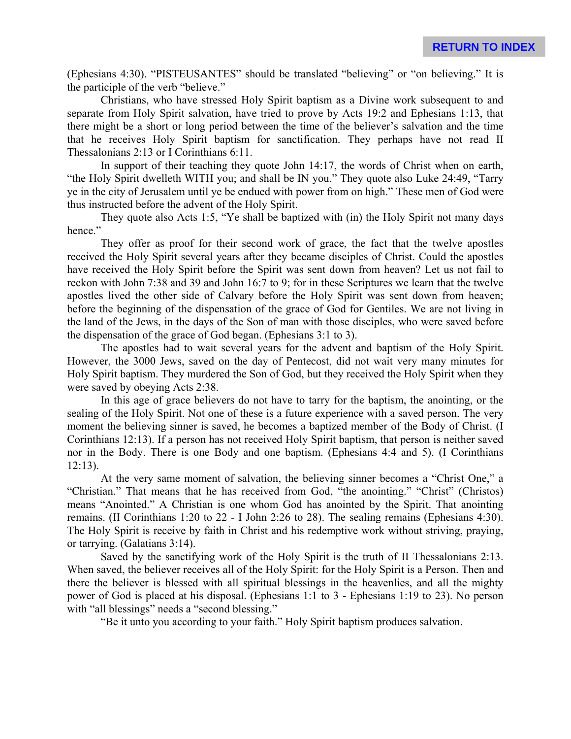(Ephesians 4:30). "PISTEUSANTES" should be translated "believing" or "on believing." It is the participle of the verb "believe."

Christians, who have stressed Holy Spirit baptism as a Divine work subsequent to and separate from Holy Spirit salvation, have tried to prove by Acts 19:2 and Ephesians 1:13, that there might be a short or long period between the time of the believer's salvation and the time that he receives Holy Spirit baptism for sanctification. They perhaps have not read II Thessalonians 2:13 or I Corinthians 6:11.

In support of their teaching they quote John 14:17, the words of Christ when on earth, "the Holy Spirit dwelleth WITH you; and shall be IN you." They quote also Luke 24:49, "Tarry ye in the city of Jerusalem until ye be endued with power from on high." These men of God were thus instructed before the advent of the Holy Spirit.

They quote also Acts 1:5, "Ye shall be baptized with (in) the Holy Spirit not many days hence."

They offer as proof for their second work of grace, the fact that the twelve apostles received the Holy Spirit several years after they became disciples of Christ. Could the apostles have received the Holy Spirit before the Spirit was sent down from heaven? Let us not fail to reckon with John 7:38 and 39 and John 16:7 to 9; for in these Scriptures we learn that the twelve apostles lived the other side of Calvary before the Holy Spirit was sent down from heaven; before the beginning of the dispensation of the grace of God for Gentiles. We are not living in the land of the Jews, in the days of the Son of man with those disciples, who were saved before the dispensation of the grace of God began. (Ephesians 3:1 to 3).

The apostles had to wait several years for the advent and baptism of the Holy Spirit. However, the 3000 Jews, saved on the day of Pentecost, did not wait very many minutes for Holy Spirit baptism. They murdered the Son of God, but they received the Holy Spirit when they were saved by obeying Acts 2:38.

In this age of grace believers do not have to tarry for the baptism, the anointing, or the sealing of the Holy Spirit. Not one of these is a future experience with a saved person. The very moment the believing sinner is saved, he becomes a baptized member of the Body of Christ. (I Corinthians 12:13). If a person has not received Holy Spirit baptism, that person is neither saved nor in the Body. There is one Body and one baptism. (Ephesians 4:4 and 5). (I Corinthians 12:13).

At the very same moment of salvation, the believing sinner becomes a "Christ One," a "Christian." That means that he has received from God, "the anointing." "Christ" (Christos) means "Anointed." A Christian is one whom God has anointed by the Spirit. That anointing remains. (II Corinthians 1:20 to 22 - I John 2:26 to 28). The sealing remains (Ephesians 4:30). The Holy Spirit is receive by faith in Christ and his redemptive work without striving, praying, or tarrying. (Galatians 3:14).

Saved by the sanctifying work of the Holy Spirit is the truth of II Thessalonians 2:13. When saved, the believer receives all of the Holy Spirit: for the Holy Spirit is a Person. Then and there the believer is blessed with all spiritual blessings in the heavenlies, and all the mighty power of God is placed at his disposal. (Ephesians 1:1 to 3 - Ephesians 1:19 to 23). No person with "all blessings" needs a "second blessing."

"Be it unto you according to your faith." Holy Spirit baptism produces salvation.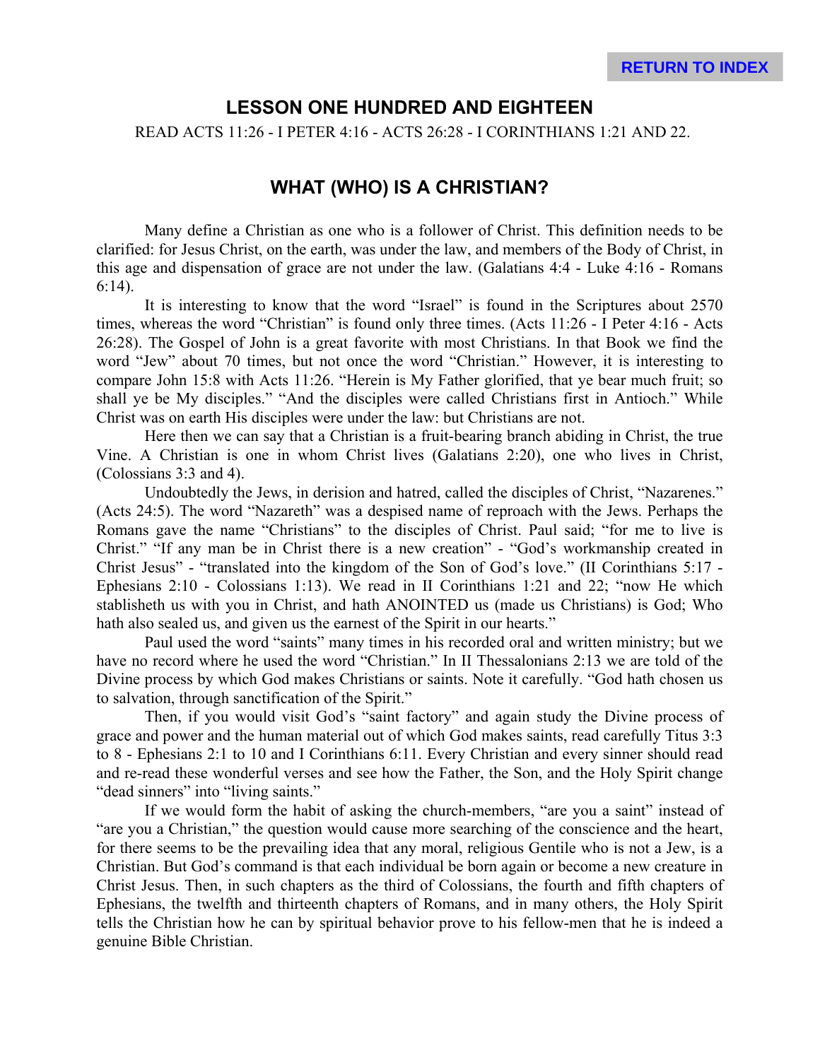## LESSON ONE HUNDRED AND EIGHTEEN

READ ACTS 11:26 - I PETER 4:16 - ACTS 26:28 - I CORINTHIANS 1:21 AND 22.

## WHAT (WHO) IS A CHRISTIAN?

Many define a Christian as one who is a follower of Christ. This definition needs to be clarified: for Jesus Christ, on the earth, was under the law, and members of the Body of Christ, in this age and dispensation of grace are not under the law. (Galatians 4:4 - Luke 4:16 - Romans 6:14).

It is interesting to know that the word "Israel" is found in the Scriptures about 2570 times, whereas the word "Christian" is found only three times. (Acts 11:26 - I Peter 4:16 - Acts 26:28). The Gospel of John is a great favorite with most Christians. In that Book we find the word "Jew" about 70 times, but not once the word "Christian." However, it is interesting to compare John 15:8 with Acts 11:26. "Herein is My Father glorified, that ye bear much fruit; so shall ye be My disciples." "And the disciples were called Christians first in Antioch." While Christ was on earth His disciples were under the law: but Christians are not.

Here then we can say that a Christian is a fruit-bearing branch abiding in Christ, the true Vine. A Christian is one in whom Christ lives (Galatians 2:20), one who lives in Christ, (Colossians 3:3 and 4).

Undoubtedly the Jews, in derision and hatred, called the disciples of Christ, "Nazarenes." (Acts 24:5). The word "Nazareth" was a despised name of reproach with the Jews. Perhaps the Romans gave the name "Christians" to the disciples of Christ. Paul said; "for me to live is Christ." "If any man be in Christ there is a new creation" - "God's workmanship created in Christ Jesus" - "translated into the kingdom of the Son of God's love." (II Corinthians 5:17 - Ephesians 2:10 - Colossians 1:13). We read in II Corinthians 1:21 and 22; "now He which stablisheth us with you in Christ, and hath ANOINTED us (made us Christians) is God; Who hath also sealed us, and given us the earnest of the Spirit in our hearts."

Paul used the word "saints" many times in his recorded oral and written ministry; but we have no record where he used the word "Christian." In II Thessalonians 2:13 we are told of the Divine process by which God makes Christians or saints. Note it carefully. "God hath chosen us to salvation, through sanctification of the Spirit."

Then, if you would visit God's "saint factory" and again study the Divine process of grace and power and the human material out of which God makes saints, read carefully Titus 3:3 to 8 - Ephesians 2:1 to 10 and I Corinthians 6:11. Every Christian and every sinner should read and re-read these wonderful verses and see how the Father, the Son, and the Holy Spirit change "dead sinners" into "living saints."

If we would form the habit of asking the church-members, "are you a saint" instead of "are you a Christian," the question would cause more searching of the conscience and the heart, for there seems to be the prevailing idea that any moral, religious Gentile who is not a Jew, is a Christian. But God's command is that each individual be born again or become a new creature in Christ Jesus. Then, in such chapters as the third of Colossians, the fourth and fifth chapters of Ephesians, the twelfth and thirteenth chapters of Romans, and in many others, the Holy Spirit tells the Christian how he can by spiritual behavior prove to his fellow-men that he is indeed a genuine Bible Christian.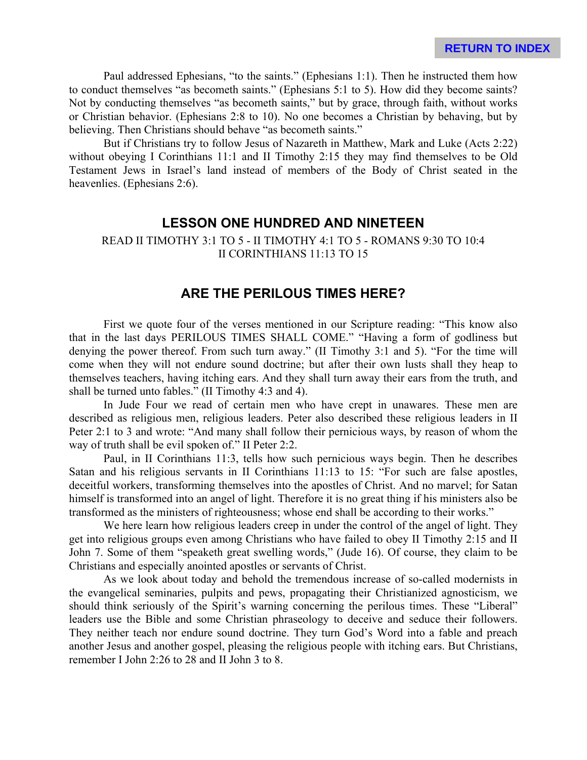Paul addressed Ephesians, "to the saints." (Ephesians 1:1). Then he instructed them how to conduct themselves "as becometh saints." (Ephesians 5:1 to 5). How did they become saints? Not by conducting themselves "as becometh saints," but by grace, through faith, without works or Christian behavior. (Ephesians 2:8 to 10). No one becomes a Christian by behaving, but by believing. Then Christians should behave "as becometh saints."

But if Christians try to follow Jesus of Nazareth in Matthew, Mark and Luke (Acts 2:22) without obeying I Corinthians 11:1 and II Timothy 2:15 they may find themselves to be Old Testament Jews in Israel's land instead of members of the Body of Christ seated in the heavenlies. (Ephesians 2:6).

## LESSON ONE HUNDRED AND NINETEEN

READ II TIMOTHY 3:1 TO 5 - II TIMOTHY 4:1 TO 5 - ROMANS 9:30 TO 10:4
II CORINTHIANS 11:13 TO 15

## ARE THE PERILOUS TIMES HERE?

First we quote four of the verses mentioned in our Scripture reading: "This know also that in the last days PERILOUS TIMES SHALL COME." "Having a form of godliness but denying the power thereof. From such turn away." (II Timothy 3:1 and 5). "For the time will come when they will not endure sound doctrine; but after their own lusts shall they heap to themselves teachers, having itching ears. And they shall turn away their ears from the truth, and shall be turned unto fables." (II Timothy 4:3 and 4).

In Jude Four we read of certain men who have crept in unawares. These men are described as religious men, religious leaders. Peter also described these religious leaders in II Peter 2:1 to 3 and wrote: "And many shall follow their pernicious ways, by reason of whom the way of truth shall be evil spoken of." II Peter 2:2.

Paul, in II Corinthians 11:3, tells how such pernicious ways begin. Then he describes Satan and his religious servants in II Corinthians 11:13 to 15: "For such are false apostles, deceitful workers, transforming themselves into the apostles of Christ. And no marvel; for Satan himself is transformed into an angel of light. Therefore it is no great thing if his ministers also be transformed as the ministers of righteousness; whose end shall be according to their works."

We here learn how religious leaders creep in under the control of the angel of light. They get into religious groups even among Christians who have failed to obey II Timothy 2:15 and II John 7. Some of them "speaketh great swelling words," (Jude 16). Of course, they claim to be Christians and especially anointed apostles or servants of Christ.

As we look about today and behold the tremendous increase of so-called modernists in the evangelical seminaries, pulpits and pews, propagating their Christianized agnosticism, we should think seriously of the Spirit's warning concerning the perilous times. These "Liberal" leaders use the Bible and some Christian phraseology to deceive and seduce their followers. They neither teach nor endure sound doctrine. They turn God's Word into a fable and preach another Jesus and another gospel, pleasing the religious people with itching ears. But Christians, remember I John 2:26 to 28 and II John 3 to 8.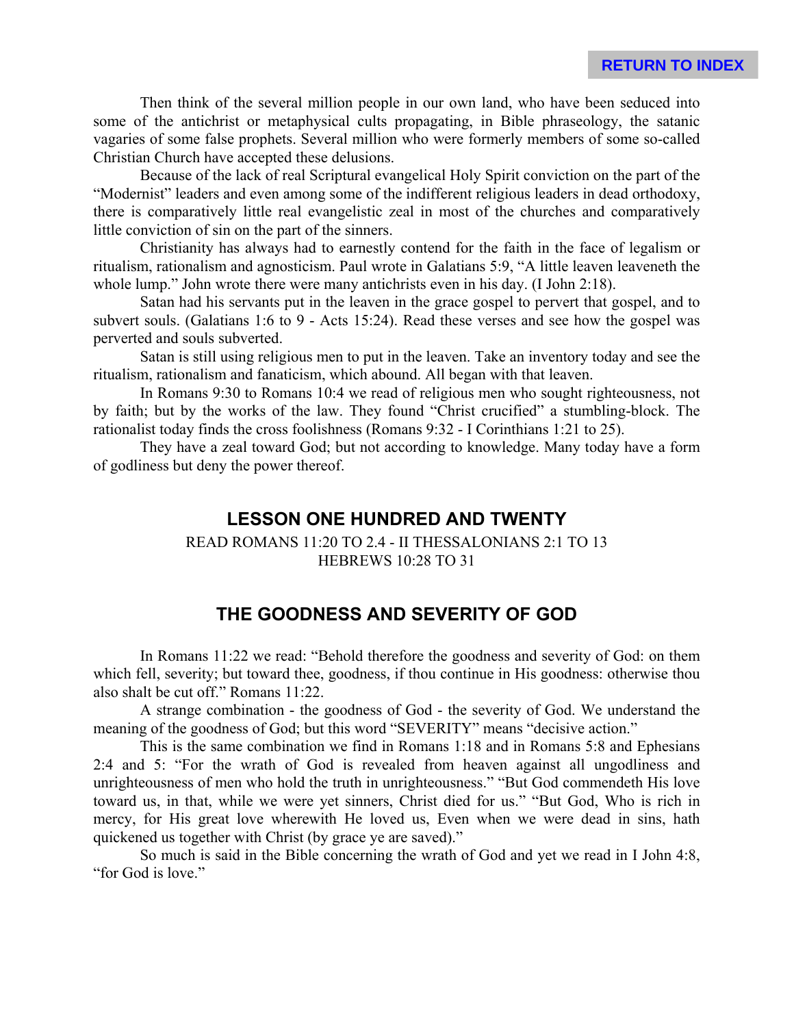Then think of the several million people in our own land, who have been seduced into some of the antichrist or metaphysical cults propagating, in Bible phraseology, the satanic vagaries of some false prophets. Several million who were formerly members of some so-called Christian Church have accepted these delusions.

Because of the lack of real Scriptural evangelical Holy Spirit conviction on the part of the "Modernist" leaders and even among some of the indifferent religious leaders in dead orthodoxy, there is comparatively little real evangelistic zeal in most of the churches and comparatively little conviction of sin on the part of the sinners.

Christianity has always had to earnestly contend for the faith in the face of legalism or ritualism, rationalism and agnosticism. Paul wrote in Galatians 5:9, "A little leaven leaveneth the whole lump." John wrote there were many antichrists even in his day. (I John 2:18).

Satan had his servants put in the leaven in the grace gospel to pervert that gospel, and to subvert souls. (Galatians 1:6 to 9 - Acts 15:24). Read these verses and see how the gospel was perverted and souls subverted.

Satan is still using religious men to put in the leaven. Take an inventory today and see the ritualism, rationalism and fanaticism, which abound. All began with that leaven.

In Romans 9:30 to Romans 10:4 we read of religious men who sought righteousness, not by faith; but by the works of the law. They found "Christ crucified" a stumbling-block. The rationalist today finds the cross foolishness (Romans 9:32 - I Corinthians 1:21 to 25).

They have a zeal toward God; but not according to knowledge. Many today have a form of godliness but deny the power thereof.

## LESSON ONE HUNDRED AND TWENTY

READ ROMANS 11:20 TO 2.4 - II THESSALONIANS 2:1 TO 13
HEBREWS 10:28 TO 31

## THE GOODNESS AND SEVERITY OF GOD

In Romans 11:22 we read: "Behold therefore the goodness and severity of God: on them which fell, severity; but toward thee, goodness, if thou continue in His goodness: otherwise thou also shalt be cut off." Romans 11:22.

A strange combination - the goodness of God - the severity of God. We understand the meaning of the goodness of God; but this word "SEVERITY" means "decisive action."

This is the same combination we find in Romans 1:18 and in Romans 5:8 and Ephesians 2:4 and 5: "For the wrath of God is revealed from heaven against all ungodliness and unrighteousness of men who hold the truth in unrighteousness." "But God commendeth His love toward us, in that, while we were yet sinners, Christ died for us." "But God, Who is rich in mercy, for His great love wherewith He loved us, Even when we were dead in sins, hath quickened us together with Christ (by grace ye are saved)."

So much is said in the Bible concerning the wrath of God and yet we read in I John 4:8, "for God is love."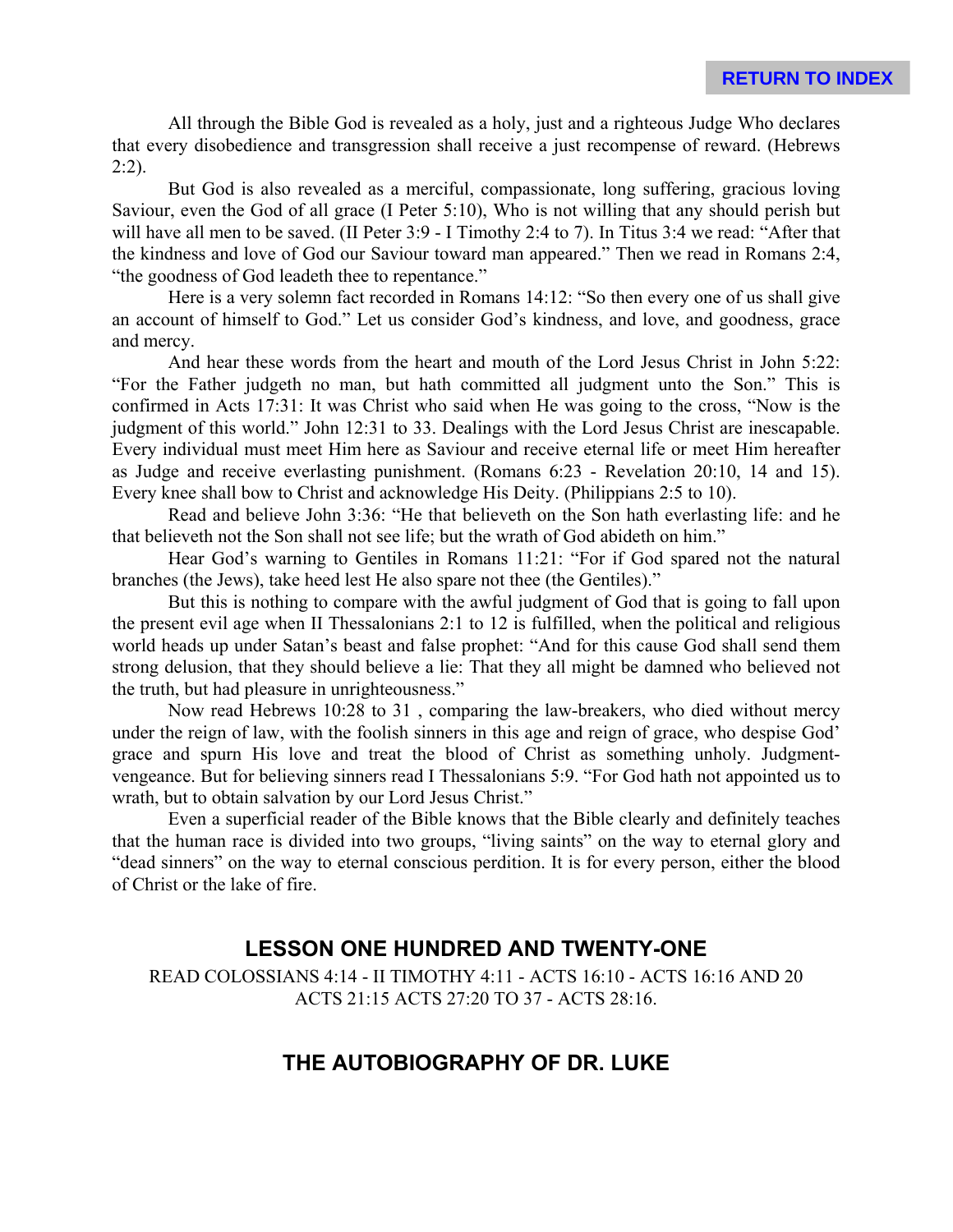All through the Bible God is revealed as a holy, just and a righteous Judge Who declares that every disobedience and transgression shall receive a just recompense of reward. (Hebrews 2:2).

But God is also revealed as a merciful, compassionate, long suffering, gracious loving Saviour, even the God of all grace (I Peter 5:10), Who is not willing that any should perish but will have all men to be saved. (II Peter 3:9 - I Timothy 2:4 to 7). In Titus 3:4 we read: "After that the kindness and love of God our Saviour toward man appeared." Then we read in Romans 2:4, "the goodness of God leadeth thee to repentance."

Here is a very solemn fact recorded in Romans 14:12: "So then every one of us shall give an account of himself to God." Let us consider God's kindness, and love, and goodness, grace and mercy.

And hear these words from the heart and mouth of the Lord Jesus Christ in John 5:22: "For the Father judgeth no man, but hath committed all judgment unto the Son." This is confirmed in Acts 17:31: It was Christ who said when He was going to the cross, "Now is the judgment of this world." John 12:31 to 33. Dealings with the Lord Jesus Christ are inescapable. Every individual must meet Him here as Saviour and receive eternal life or meet Him hereafter as Judge and receive everlasting punishment. (Romans 6:23 - Revelation 20:10, 14 and 15). Every knee shall bow to Christ and acknowledge His Deity. (Philippians 2:5 to 10).

Read and believe John 3:36: "He that believeth on the Son hath everlasting life: and he that believeth not the Son shall not see life; but the wrath of God abideth on him."

Hear God's warning to Gentiles in Romans 11:21: "For if God spared not the natural branches (the Jews), take heed lest He also spare not thee (the Gentiles)."

But this is nothing to compare with the awful judgment of God that is going to fall upon the present evil age when II Thessalonians 2:1 to 12 is fulfilled, when the political and religious world heads up under Satan's beast and false prophet: "And for this cause God shall send them strong delusion, that they should believe a lie: That they all might be damned who believed not the truth, but had pleasure in unrighteousness."

Now read Hebrews 10:28 to 31 , comparing the law-breakers, who died without mercy under the reign of law, with the foolish sinners in this age and reign of grace, who despise God' grace and spurn His love and treat the blood of Christ as something unholy. Judgment-vengeance. But for believing sinners read I Thessalonians 5:9. "For God hath not appointed us to wrath, but to obtain salvation by our Lord Jesus Christ."

Even a superficial reader of the Bible knows that the Bible clearly and definitely teaches that the human race is divided into two groups, "living saints" on the way to eternal glory and "dead sinners" on the way to eternal conscious perdition. It is for every person, either the blood of Christ or the lake of fire.

## LESSON ONE HUNDRED AND TWENTY-ONE

READ COLOSSIANS 4:14 - II TIMOTHY 4:11 - ACTS 16:10 - ACTS 16:16 AND 20 ACTS 21:15 ACTS 27:20 TO 37 - ACTS 28:16.

## THE AUTOBIOGRAPHY OF DR. LUKE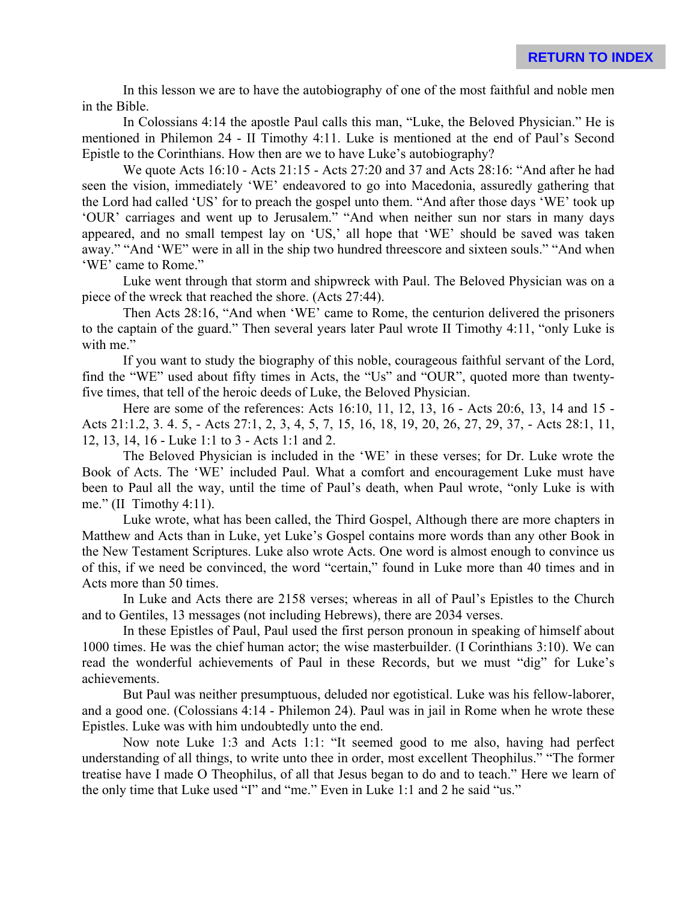In this lesson we are to have the autobiography of one of the most faithful and noble men in the Bible.

In Colossians 4:14 the apostle Paul calls this man, “Luke, the Beloved Physician.” He is mentioned in Philemon 24 - II Timothy 4:11. Luke is mentioned at the end of Paul’s Second Epistle to the Corinthians. How then are we to have Luke’s autobiography?

We quote Acts 16:10 - Acts 21:15 - Acts 27:20 and 37 and Acts 28:16: “And after he had seen the vision, immediately ‘WE’ endeavored to go into Macedonia, assuredly gathering that the Lord had called ‘US’ for to preach the gospel unto them. “And after those days ‘WE’ took up ‘OUR’ carriages and went up to Jerusalem.” “And when neither sun nor stars in many days appeared, and no small tempest lay on ‘US,’ all hope that ‘WE’ should be saved was taken away.” “And ‘WE” were in all in the ship two hundred threescore and sixteen souls.” “And when ‘WE’ came to Rome.”

Luke went through that storm and shipwreck with Paul. The Beloved Physician was on a piece of the wreck that reached the shore. (Acts 27:44).

Then Acts 28:16, “And when ‘WE’ came to Rome, the centurion delivered the prisoners to the captain of the guard.” Then several years later Paul wrote II Timothy 4:11, “only Luke is with me.”

If you want to study the biography of this noble, courageous faithful servant of the Lord, find the “WE” used about fifty times in Acts, the “Us” and “OUR”, quoted more than twenty-five times, that tell of the heroic deeds of Luke, the Beloved Physician.

Here are some of the references: Acts 16:10, 11, 12, 13, 16 - Acts 20:6, 13, 14 and 15 - Acts 21:1.2, 3. 4. 5, - Acts 27:1, 2, 3, 4, 5, 7, 15, 16, 18, 19, 20, 26, 27, 29, 37, - Acts 28:1, 11, 12, 13, 14, 16 - Luke 1:1 to 3 - Acts 1:1 and 2.

The Beloved Physician is included in the ‘WE’ in these verses; for Dr. Luke wrote the Book of Acts. The ‘WE’ included Paul. What a comfort and encouragement Luke must have been to Paul all the way, until the time of Paul’s death, when Paul wrote, “only Luke is with me.” (II Timothy 4:11).

Luke wrote, what has been called, the Third Gospel, Although there are more chapters in Matthew and Acts than in Luke, yet Luke’s Gospel contains more words than any other Book in the New Testament Scriptures. Luke also wrote Acts. One word is almost enough to convince us of this, if we need be convinced, the word “certain,” found in Luke more than 40 times and in Acts more than 50 times.

In Luke and Acts there are 2158 verses; whereas in all of Paul’s Epistles to the Church and to Gentiles, 13 messages (not including Hebrews), there are 2034 verses.

In these Epistles of Paul, Paul used the first person pronoun in speaking of himself about 1000 times. He was the chief human actor; the wise masterbuilder. (I Corinthians 3:10). We can read the wonderful achievements of Paul in these Records, but we must “dig” for Luke’s achievements.

But Paul was neither presumptuous, deluded nor egotistical. Luke was his fellow-laborer, and a good one. (Colossians 4:14 - Philemon 24). Paul was in jail in Rome when he wrote these Epistles. Luke was with him undoubtedly unto the end.

Now note Luke 1:3 and Acts 1:1: “It seemed good to me also, having had perfect understanding of all things, to write unto thee in order, most excellent Theophilus.” “The former treatise have I made O Theophilus, of all that Jesus began to do and to teach.” Here we learn of the only time that Luke used “I” and “me.” Even in Luke 1:1 and 2 he said “us.”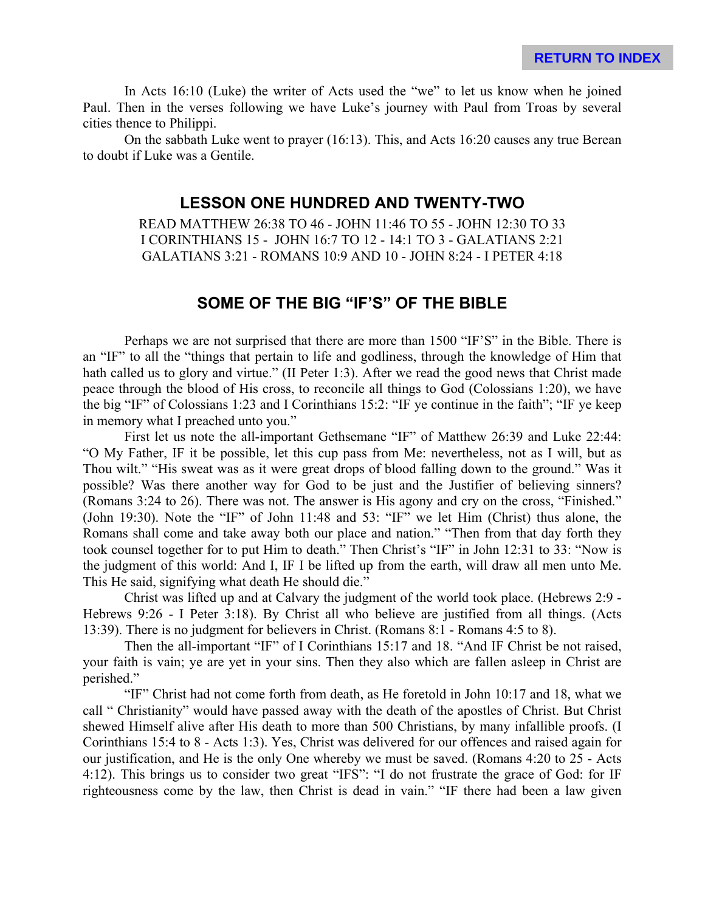In Acts 16:10 (Luke) the writer of Acts used the "we" to let us know when he joined Paul. Then in the verses following we have Luke's journey with Paul from Troas by several cities thence to Philippi.

On the sabbath Luke went to prayer (16:13). This, and Acts 16:20 causes any true Berean to doubt if Luke was a Gentile.

## LESSON ONE HUNDRED AND TWENTY-TWO

READ MATTHEW 26:38 TO 46 - JOHN 11:46 TO 55 - JOHN 12:30 TO 33
I CORINTHIANS 15 - JOHN 16:7 TO 12 - 14:1 TO 3 - GALATIANS 2:21
GALATIANS 3:21 - ROMANS 10:9 AND 10 - JOHN 8:24 - I PETER 4:18

## SOME OF THE BIG "IF'S" OF THE BIBLE

Perhaps we are not surprised that there are more than 1500 "IF'S" in the Bible. There is an "IF" to all the "things that pertain to life and godliness, through the knowledge of Him that hath called us to glory and virtue." (II Peter 1:3). After we read the good news that Christ made peace through the blood of His cross, to reconcile all things to God (Colossians 1:20), we have the big "IF" of Colossians 1:23 and I Corinthians 15:2: "IF ye continue in the faith"; "IF ye keep in memory what I preached unto you."

First let us note the all-important Gethsemane "IF" of Matthew 26:39 and Luke 22:44: "O My Father, IF it be possible, let this cup pass from Me: nevertheless, not as I will, but as Thou wilt." "His sweat was as it were great drops of blood falling down to the ground." Was it possible? Was there another way for God to be just and the Justifier of believing sinners? (Romans 3:24 to 26). There was not. The answer is His agony and cry on the cross, "Finished." (John 19:30). Note the "IF" of John 11:48 and 53: "IF" we let Him (Christ) thus alone, the Romans shall come and take away both our place and nation." "Then from that day forth they took counsel together for to put Him to death." Then Christ's "IF" in John 12:31 to 33: "Now is the judgment of this world: And I, IF I be lifted up from the earth, will draw all men unto Me. This He said, signifying what death He should die."

Christ was lifted up and at Calvary the judgment of the world took place. (Hebrews 2:9 - Hebrews 9:26 - I Peter 3:18). By Christ all who believe are justified from all things. (Acts 13:39). There is no judgment for believers in Christ. (Romans 8:1 - Romans 4:5 to 8).

Then the all-important "IF" of I Corinthians 15:17 and 18. "And IF Christ be not raised, your faith is vain; ye are yet in your sins. Then they also which are fallen asleep in Christ are perished."

"IF" Christ had not come forth from death, as He foretold in John 10:17 and 18, what we call " Christianity" would have passed away with the death of the apostles of Christ. But Christ shewed Himself alive after His death to more than 500 Christians, by many infallible proofs. (I Corinthians 15:4 to 8 - Acts 1:3). Yes, Christ was delivered for our offences and raised again for our justification, and He is the only One whereby we must be saved. (Romans 4:20 to 25 - Acts 4:12). This brings us to consider two great "IFS": "I do not frustrate the grace of God: for IF righteousness come by the law, then Christ is dead in vain." "IF there had been a law given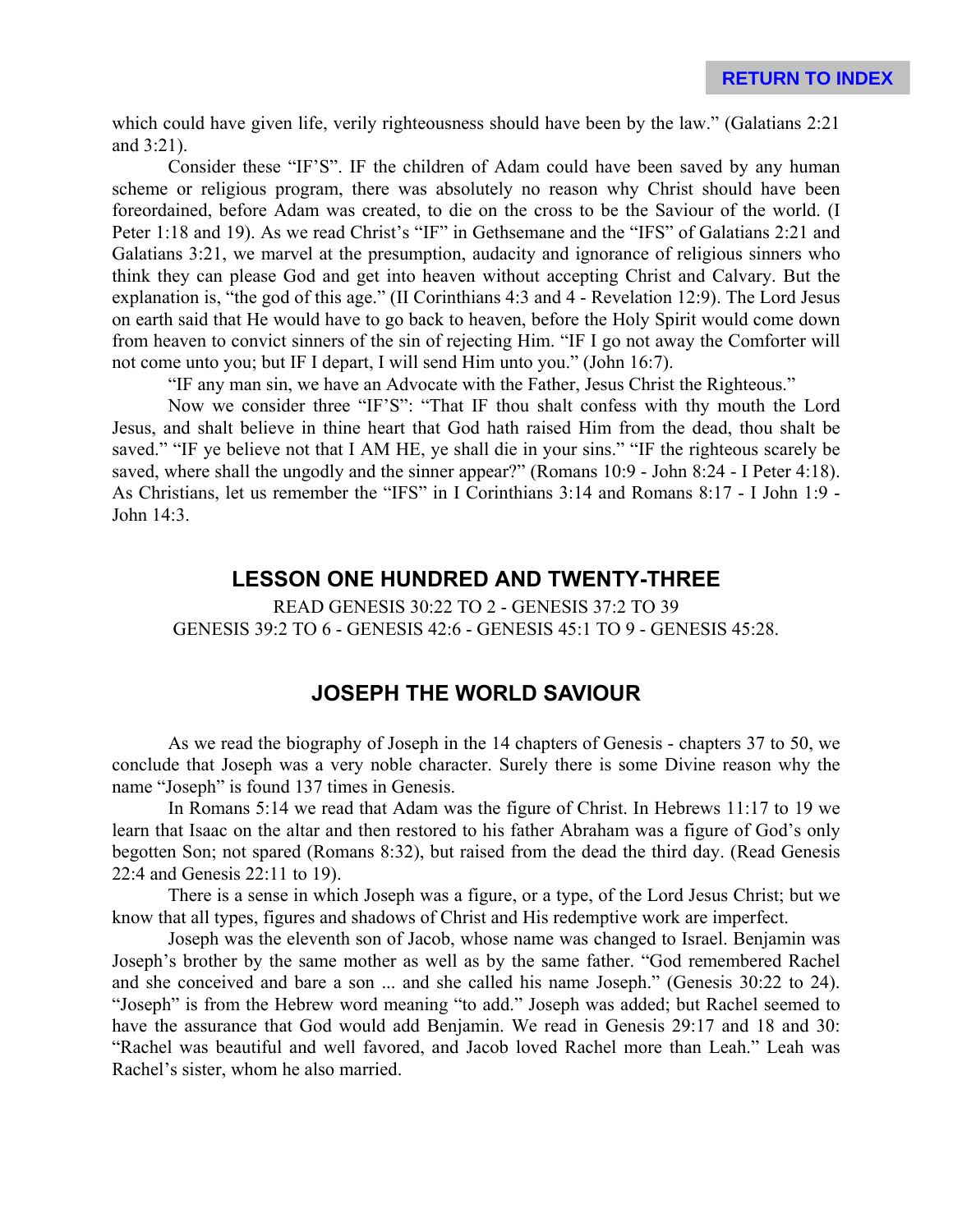which could have given life, verily righteousness should have been by the law." (Galatians 2:21 and 3:21).

Consider these "IF'S". IF the children of Adam could have been saved by any human scheme or religious program, there was absolutely no reason why Christ should have been foreordained, before Adam was created, to die on the cross to be the Saviour of the world. (I Peter 1:18 and 19). As we read Christ's "IF" in Gethsemane and the "IFS" of Galatians 2:21 and Galatians 3:21, we marvel at the presumption, audacity and ignorance of religious sinners who think they can please God and get into heaven without accepting Christ and Calvary. But the explanation is, "the god of this age." (II Corinthians 4:3 and 4 - Revelation 12:9). The Lord Jesus on earth said that He would have to go back to heaven, before the Holy Spirit would come down from heaven to convict sinners of the sin of rejecting Him. "IF I go not away the Comforter will not come unto you; but IF I depart, I will send Him unto you." (John 16:7).

"IF any man sin, we have an Advocate with the Father, Jesus Christ the Righteous."

Now we consider three "IF'S": "That IF thou shalt confess with thy mouth the Lord Jesus, and shalt believe in thine heart that God hath raised Him from the dead, thou shalt be saved." "IF ye believe not that I AM HE, ye shall die in your sins." "IF the righteous scarely be saved, where shall the ungodly and the sinner appear?" (Romans 10:9 - John 8:24 - I Peter 4:18). As Christians, let us remember the "IFS" in I Corinthians 3:14 and Romans 8:17 - I John 1:9 - John 14:3.

## LESSON ONE HUNDRED AND TWENTY-THREE

READ GENESIS 30:22 TO 2 - GENESIS 37:2 TO 39
GENESIS 39:2 TO 6 - GENESIS 42:6 - GENESIS 45:1 TO 9 - GENESIS 45:28.

## JOSEPH THE WORLD SAVIOUR

As we read the biography of Joseph in the 14 chapters of Genesis - chapters 37 to 50, we conclude that Joseph was a very noble character. Surely there is some Divine reason why the name "Joseph" is found 137 times in Genesis.

In Romans 5:14 we read that Adam was the figure of Christ. In Hebrews 11:17 to 19 we learn that Isaac on the altar and then restored to his father Abraham was a figure of God's only begotten Son; not spared (Romans 8:32), but raised from the dead the third day. (Read Genesis 22:4 and Genesis 22:11 to 19).

There is a sense in which Joseph was a figure, or a type, of the Lord Jesus Christ; but we know that all types, figures and shadows of Christ and His redemptive work are imperfect.

Joseph was the eleventh son of Jacob, whose name was changed to Israel. Benjamin was Joseph's brother by the same mother as well as by the same father. "God remembered Rachel and she conceived and bare a son ... and she called his name Joseph." (Genesis 30:22 to 24). "Joseph" is from the Hebrew word meaning "to add." Joseph was added; but Rachel seemed to have the assurance that God would add Benjamin. We read in Genesis 29:17 and 18 and 30: "Rachel was beautiful and well favored, and Jacob loved Rachel more than Leah." Leah was Rachel's sister, whom he also married.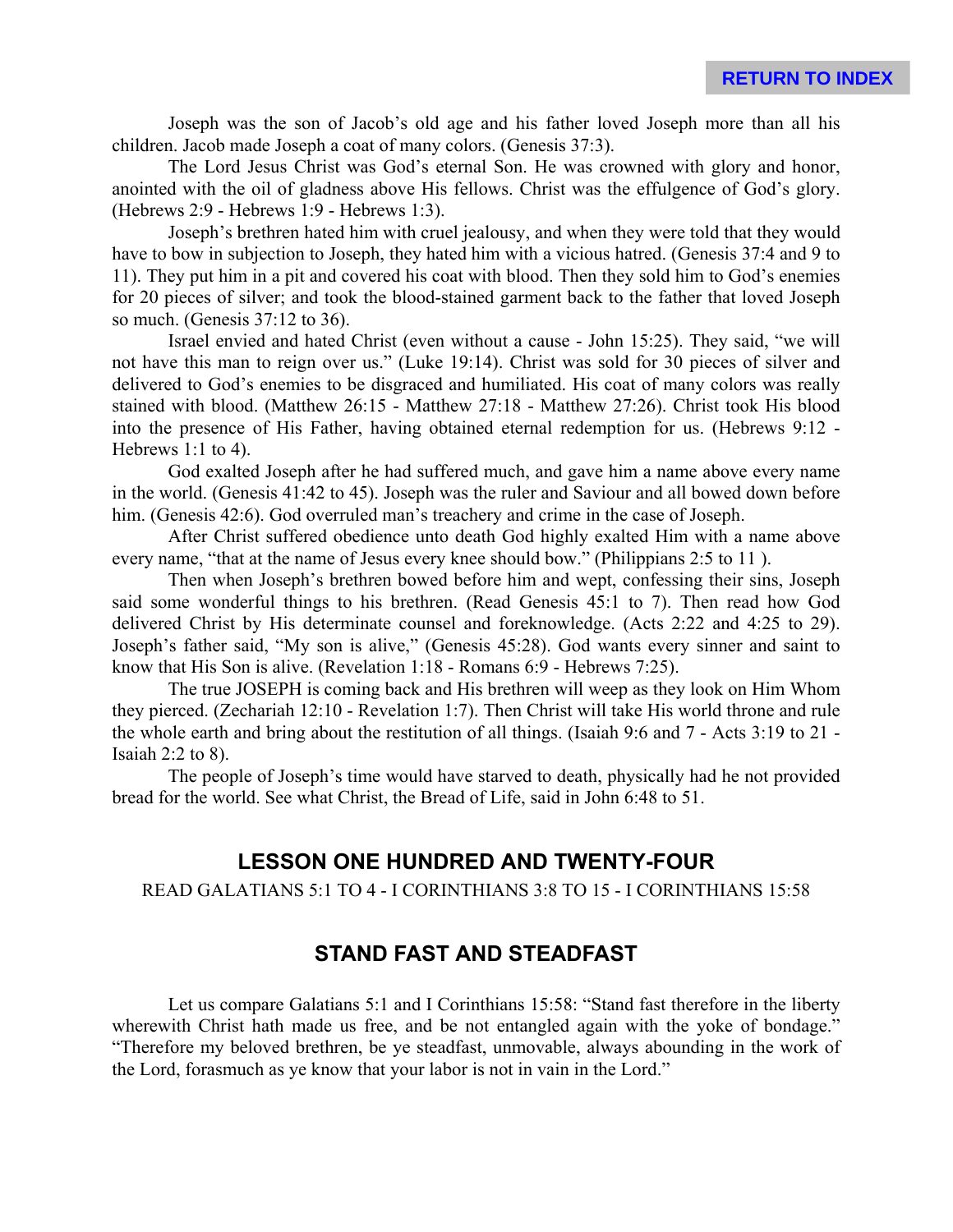Joseph was the son of Jacob's old age and his father loved Joseph more than all his children. Jacob made Joseph a coat of many colors. (Genesis 37:3).

The Lord Jesus Christ was God's eternal Son. He was crowned with glory and honor, anointed with the oil of gladness above His fellows. Christ was the effulgence of God's glory. (Hebrews 2:9 - Hebrews 1:9 - Hebrews 1:3).

Joseph's brethren hated him with cruel jealousy, and when they were told that they would have to bow in subjection to Joseph, they hated him with a vicious hatred. (Genesis 37:4 and 9 to 11). They put him in a pit and covered his coat with blood. Then they sold him to God's enemies for 20 pieces of silver; and took the blood-stained garment back to the father that loved Joseph so much. (Genesis 37:12 to 36).

Israel envied and hated Christ (even without a cause - John 15:25). They said, "we will not have this man to reign over us." (Luke 19:14). Christ was sold for 30 pieces of silver and delivered to God's enemies to be disgraced and humiliated. His coat of many colors was really stained with blood. (Matthew 26:15 - Matthew 27:18 - Matthew 27:26). Christ took His blood into the presence of His Father, having obtained eternal redemption for us. (Hebrews 9:12 - Hebrews 1:1 to 4).

God exalted Joseph after he had suffered much, and gave him a name above every name in the world. (Genesis 41:42 to 45). Joseph was the ruler and Saviour and all bowed down before him. (Genesis 42:6). God overruled man's treachery and crime in the case of Joseph.

After Christ suffered obedience unto death God highly exalted Him with a name above every name, "that at the name of Jesus every knee should bow." (Philippians 2:5 to 11 ).

Then when Joseph's brethren bowed before him and wept, confessing their sins, Joseph said some wonderful things to his brethren. (Read Genesis 45:1 to 7). Then read how God delivered Christ by His determinate counsel and foreknowledge. (Acts 2:22 and 4:25 to 29). Joseph's father said, "My son is alive," (Genesis 45:28). God wants every sinner and saint to know that His Son is alive. (Revelation 1:18 - Romans 6:9 - Hebrews 7:25).

The true JOSEPH is coming back and His brethren will weep as they look on Him Whom they pierced. (Zechariah 12:10 - Revelation 1:7). Then Christ will take His world throne and rule the whole earth and bring about the restitution of all things. (Isaiah 9:6 and 7 - Acts 3:19 to 21 - Isaiah 2:2 to 8).

The people of Joseph's time would have starved to death, physically had he not provided bread for the world. See what Christ, the Bread of Life, said in John 6:48 to 51.

## LESSON ONE HUNDRED AND TWENTY-FOUR

READ GALATIANS 5:1 TO 4 - I CORINTHIANS 3:8 TO 15 - I CORINTHIANS 15:58

## STAND FAST AND STEADFAST

Let us compare Galatians 5:1 and I Corinthians 15:58: "Stand fast therefore in the liberty wherewith Christ hath made us free, and be not entangled again with the yoke of bondage." "Therefore my beloved brethren, be ye steadfast, unmovable, always abounding in the work of the Lord, forasmuch as ye know that your labor is not in vain in the Lord."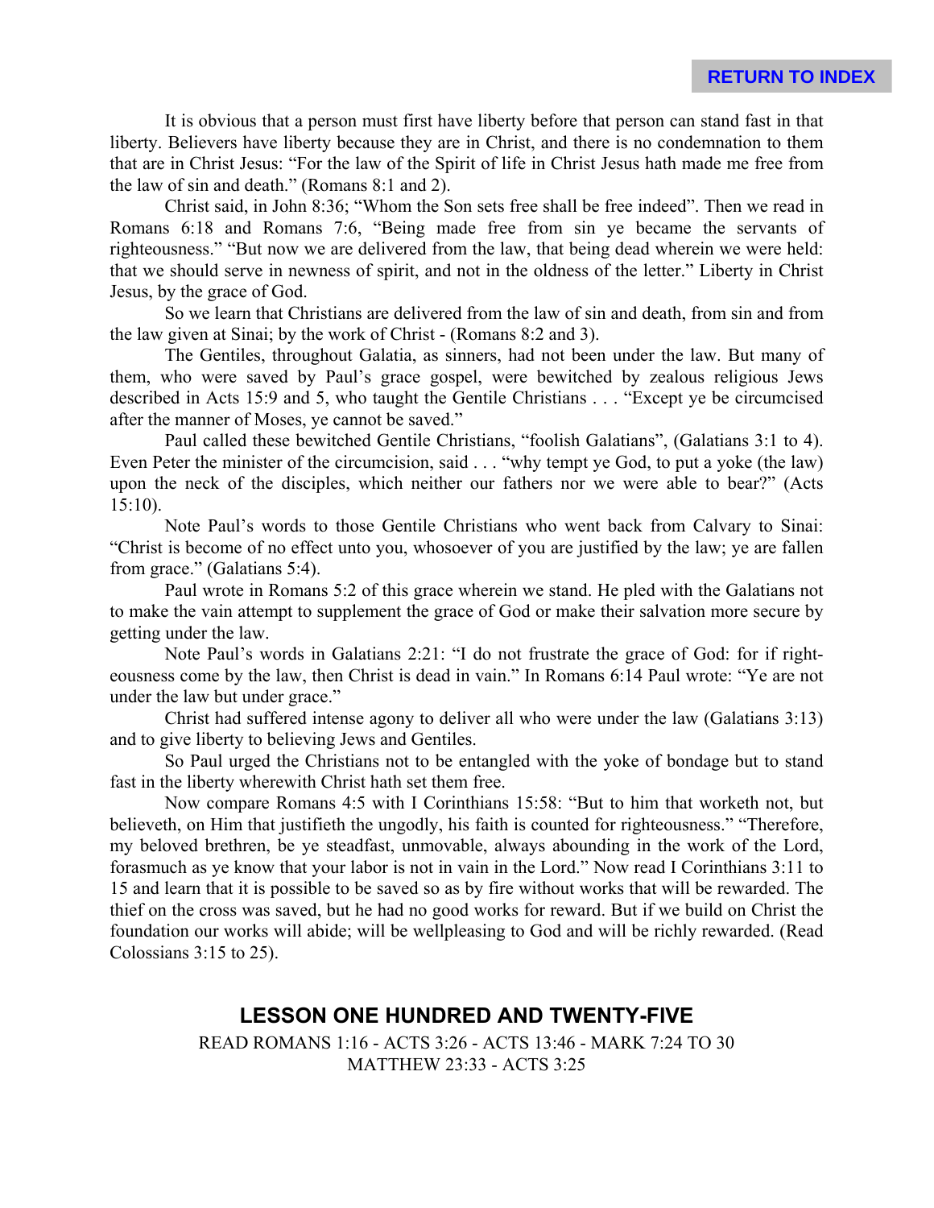It is obvious that a person must first have liberty before that person can stand fast in that liberty. Believers have liberty because they are in Christ, and there is no condemnation to them that are in Christ Jesus: "For the law of the Spirit of life in Christ Jesus hath made me free from the law of sin and death." (Romans 8:1 and 2).

Christ said, in John 8:36; "Whom the Son sets free shall be free indeed". Then we read in Romans 6:18 and Romans 7:6, "Being made free from sin ye became the servants of righteousness." "But now we are delivered from the law, that being dead wherein we were held: that we should serve in newness of spirit, and not in the oldness of the letter." Liberty in Christ Jesus, by the grace of God.

So we learn that Christians are delivered from the law of sin and death, from sin and from the law given at Sinai; by the work of Christ - (Romans 8:2 and 3).

The Gentiles, throughout Galatia, as sinners, had not been under the law. But many of them, who were saved by Paul's grace gospel, were bewitched by zealous religious Jews described in Acts 15:9 and 5, who taught the Gentile Christians . . . "Except ye be circumcised after the manner of Moses, ye cannot be saved."

Paul called these bewitched Gentile Christians, "foolish Galatians", (Galatians 3:1 to 4). Even Peter the minister of the circumcision, said . . . "why tempt ye God, to put a yoke (the law) upon the neck of the disciples, which neither our fathers nor we were able to bear?" (Acts 15:10).

Note Paul's words to those Gentile Christians who went back from Calvary to Sinai: "Christ is become of no effect unto you, whosoever of you are justified by the law; ye are fallen from grace." (Galatians 5:4).

Paul wrote in Romans 5:2 of this grace wherein we stand. He pled with the Galatians not to make the vain attempt to supplement the grace of God or make their salvation more secure by getting under the law.

Note Paul's words in Galatians 2:21: "I do not frustrate the grace of God: for if righteousness come by the law, then Christ is dead in vain." In Romans 6:14 Paul wrote: "Ye are not under the law but under grace."

Christ had suffered intense agony to deliver all who were under the law (Galatians 3:13) and to give liberty to believing Jews and Gentiles.

So Paul urged the Christians not to be entangled with the yoke of bondage but to stand fast in the liberty wherewith Christ hath set them free.

Now compare Romans 4:5 with I Corinthians 15:58: "But to him that worketh not, but believeth, on Him that justifieth the ungodly, his faith is counted for righteousness." "Therefore, my beloved brethren, be ye steadfast, unmovable, always abounding in the work of the Lord, forasmuch as ye know that your labor is not in vain in the Lord." Now read I Corinthians 3:11 to 15 and learn that it is possible to be saved so as by fire without works that will be rewarded. The thief on the cross was saved, but he had no good works for reward. But if we build on Christ the foundation our works will abide; will be wellpleasing to God and will be richly rewarded. (Read Colossians 3:15 to 25).

## LESSON ONE HUNDRED AND TWENTY-FIVE

READ ROMANS 1:16 - ACTS 3:26 - ACTS 13:46 - MARK 7:24 TO 30
MATTHEW 23:33 - ACTS 3:25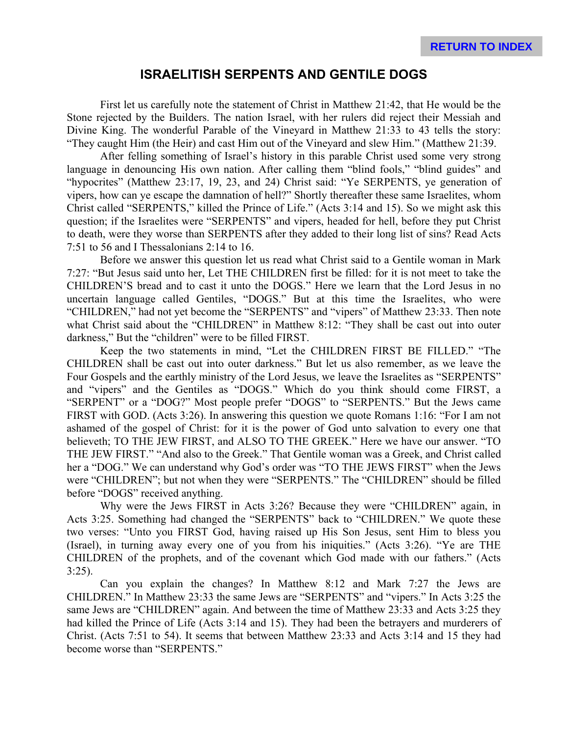# ISRAELITISH SERPENTS AND GENTILE DOGS

First let us carefully note the statement of Christ in Matthew 21:42, that He would be the Stone rejected by the Builders. The nation Israel, with her rulers did reject their Messiah and Divine King. The wonderful Parable of the Vineyard in Matthew 21:33 to 43 tells the story: "They caught Him (the Heir) and cast Him out of the Vineyard and slew Him." (Matthew 21:39.

After felling something of Israel's history in this parable Christ used some very strong language in denouncing His own nation. After calling them "blind fools," "blind guides" and "hypocrites" (Matthew 23:17, 19, 23, and 24) Christ said: "Ye SERPENTS, ye generation of vipers, how can ye escape the damnation of hell?" Shortly thereafter these same Israelites, whom Christ called "SERPENTS," killed the Prince of Life." (Acts 3:14 and 15). So we might ask this question; if the Israelites were "SERPENTS" and vipers, headed for hell, before they put Christ to death, were they worse than SERPENTS after they added to their long list of sins? Read Acts 7:51 to 56 and I Thessalonians 2:14 to 16.

Before we answer this question let us read what Christ said to a Gentile woman in Mark 7:27: "But Jesus said unto her, Let THE CHILDREN first be filled: for it is not meet to take the CHILDREN'S bread and to cast it unto the DOGS." Here we learn that the Lord Jesus in no uncertain language called Gentiles, "DOGS." But at this time the Israelites, who were "CHILDREN," had not yet become the "SERPENTS" and "vipers" of Matthew 23:33. Then note what Christ said about the "CHILDREN" in Matthew 8:12: "They shall be cast out into outer darkness," But the "children" were to be filled FIRST.

Keep the two statements in mind, "Let the CHILDREN FIRST BE FILLED." "The CHILDREN shall be cast out into outer darkness." But let us also remember, as we leave the Four Gospels and the earthly ministry of the Lord Jesus, we leave the Israelites as "SERPENTS" and "vipers" and the Gentiles as "DOGS." Which do you think should come FIRST, a "SERPENT" or a "DOG?" Most people prefer "DOGS" to "SERPENTS." But the Jews came FIRST with GOD. (Acts 3:26). In answering this question we quote Romans 1:16: "For I am not ashamed of the gospel of Christ: for it is the power of God unto salvation to every one that believeth; TO THE JEW FIRST, and ALSO TO THE GREEK." Here we have our answer. "TO THE JEW FIRST." "And also to the Greek." That Gentile woman was a Greek, and Christ called her a "DOG." We can understand why God's order was "TO THE JEWS FIRST" when the Jews were "CHILDREN"; but not when they were "SERPENTS." The "CHILDREN" should be filled before "DOGS" received anything.

Why were the Jews FIRST in Acts 3:26? Because they were "CHILDREN" again, in Acts 3:25. Something had changed the "SERPENTS" back to "CHILDREN." We quote these two verses: "Unto you FIRST God, having raised up His Son Jesus, sent Him to bless you (Israel), in turning away every one of you from his iniquities." (Acts 3:26). "Ye are THE CHILDREN of the prophets, and of the covenant which God made with our fathers." (Acts 3:25).

Can you explain the changes? In Matthew 8:12 and Mark 7:27 the Jews are CHILDREN." In Matthew 23:33 the same Jews are "SERPENTS" and "vipers." In Acts 3:25 the same Jews are "CHILDREN" again. And between the time of Matthew 23:33 and Acts 3:25 they had killed the Prince of Life (Acts 3:14 and 15). They had been the betrayers and murderers of Christ. (Acts 7:51 to 54). It seems that between Matthew 23:33 and Acts 3:14 and 15 they had become worse than "SERPENTS."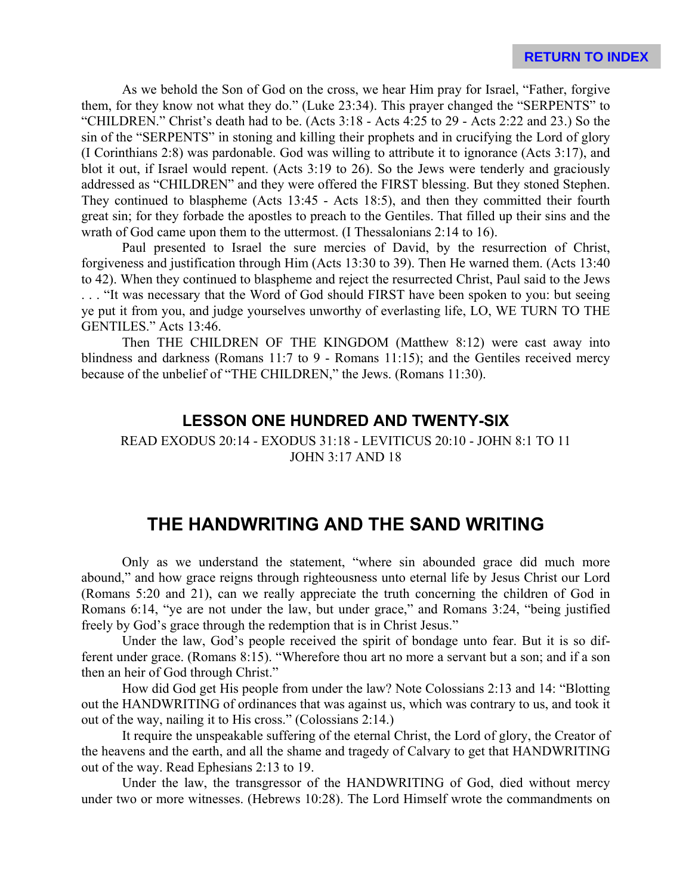As we behold the Son of God on the cross, we hear Him pray for Israel, "Father, forgive them, for they know not what they do." (Luke 23:34). This prayer changed the "SERPENTS" to "CHILDREN." Christ's death had to be. (Acts 3:18 - Acts 4:25 to 29 - Acts 2:22 and 23.) So the sin of the "SERPENTS" in stoning and killing their prophets and in crucifying the Lord of glory (I Corinthians 2:8) was pardonable. God was willing to attribute it to ignorance (Acts 3:17), and blot it out, if Israel would repent. (Acts 3:19 to 26). So the Jews were tenderly and graciously addressed as "CHILDREN" and they were offered the FIRST blessing. But they stoned Stephen. They continued to blaspheme (Acts 13:45 - Acts 18:5), and then they committed their fourth great sin; for they forbade the apostles to preach to the Gentiles. That filled up their sins and the wrath of God came upon them to the uttermost. (I Thessalonians 2:14 to 16).

Paul presented to Israel the sure mercies of David, by the resurrection of Christ, forgiveness and justification through Him (Acts 13:30 to 39). Then He warned them. (Acts 13:40 to 42). When they continued to blaspheme and reject the resurrected Christ, Paul said to the Jews . . . "It was necessary that the Word of God should FIRST have been spoken to you: but seeing ye put it from you, and judge yourselves unworthy of everlasting life, LO, WE TURN TO THE GENTILES." Acts 13:46.

Then THE CHILDREN OF THE KINGDOM (Matthew 8:12) were cast away into blindness and darkness (Romans 11:7 to 9 - Romans 11:15); and the Gentiles received mercy because of the unbelief of "THE CHILDREN," the Jews. (Romans 11:30).

## LESSON ONE HUNDRED AND TWENTY-SIX

READ EXODUS 20:14 - EXODUS 31:18 - LEVITICUS 20:10 - JOHN 8:1 TO 11
JOHN 3:17 AND 18

# THE HANDWRITING AND THE SAND WRITING

Only as we understand the statement, "where sin abounded grace did much more abound," and how grace reigns through righteousness unto eternal life by Jesus Christ our Lord (Romans 5:20 and 21), can we really appreciate the truth concerning the children of God in Romans 6:14, "ye are not under the law, but under grace," and Romans 3:24, "being justified freely by God's grace through the redemption that is in Christ Jesus."

Under the law, God's people received the spirit of bondage unto fear. But it is so different under grace. (Romans 8:15). "Wherefore thou art no more a servant but a son; and if a son then an heir of God through Christ."

How did God get His people from under the law? Note Colossians 2:13 and 14: "Blotting out the HANDWRITING of ordinances that was against us, which was contrary to us, and took it out of the way, nailing it to His cross." (Colossians 2:14.)

It require the unspeakable suffering of the eternal Christ, the Lord of glory, the Creator of the heavens and the earth, and all the shame and tragedy of Calvary to get that HANDWRITING out of the way. Read Ephesians 2:13 to 19.

Under the law, the transgressor of the HANDWRITING of God, died without mercy under two or more witnesses. (Hebrews 10:28). The Lord Himself wrote the commandments on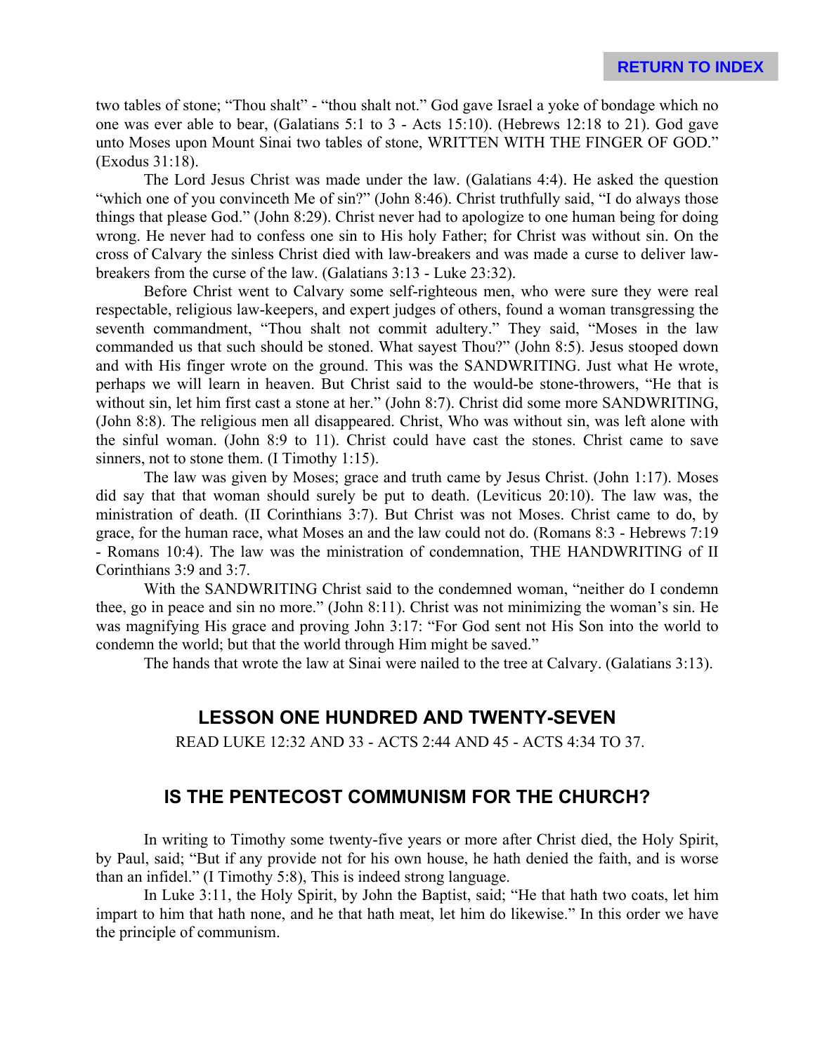two tables of stone; "Thou shalt" - "thou shalt not." God gave Israel a yoke of bondage which no one was ever able to bear, (Galatians 5:1 to 3 - Acts 15:10). (Hebrews 12:18 to 21). God gave unto Moses upon Mount Sinai two tables of stone, WRITTEN WITH THE FINGER OF GOD." (Exodus 31:18).

The Lord Jesus Christ was made under the law. (Galatians 4:4). He asked the question "which one of you convinceth Me of sin?" (John 8:46). Christ truthfully said, "I do always those things that please God." (John 8:29). Christ never had to apologize to one human being for doing wrong. He never had to confess one sin to His holy Father; for Christ was without sin. On the cross of Calvary the sinless Christ died with law-breakers and was made a curse to deliver law-breakers from the curse of the law. (Galatians 3:13 - Luke 23:32).

Before Christ went to Calvary some self-righteous men, who were sure they were real respectable, religious law-keepers, and expert judges of others, found a woman transgressing the seventh commandment, "Thou shalt not commit adultery." They said, "Moses in the law commanded us that such should be stoned. What sayest Thou?" (John 8:5). Jesus stooped down and with His finger wrote on the ground. This was the SANDWRITING. Just what He wrote, perhaps we will learn in heaven. But Christ said to the would-be stone-throwers, "He that is without sin, let him first cast a stone at her." (John 8:7). Christ did some more SANDWRITING, (John 8:8). The religious men all disappeared. Christ, Who was without sin, was left alone with the sinful woman. (John 8:9 to 11). Christ could have cast the stones. Christ came to save sinners, not to stone them. (I Timothy 1:15).

The law was given by Moses; grace and truth came by Jesus Christ. (John 1:17). Moses did say that that woman should surely be put to death. (Leviticus 20:10). The law was, the ministration of death. (II Corinthians 3:7). But Christ was not Moses. Christ came to do, by grace, for the human race, what Moses an and the law could not do. (Romans 8:3 - Hebrews 7:19 - Romans 10:4). The law was the ministration of condemnation, THE HANDWRITING of II Corinthians 3:9 and 3:7.

With the SANDWRITING Christ said to the condemned woman, "neither do I condemn thee, go in peace and sin no more." (John 8:11). Christ was not minimizing the woman's sin. He was magnifying His grace and proving John 3:17: "For God sent not His Son into the world to condemn the world; but that the world through Him might be saved."

The hands that wrote the law at Sinai were nailed to the tree at Calvary. (Galatians 3:13).

## LESSON ONE HUNDRED AND TWENTY-SEVEN

READ LUKE 12:32 AND 33 - ACTS 2:44 AND 45 - ACTS 4:34 TO 37.

## IS THE PENTECOST COMMUNISM FOR THE CHURCH?

In writing to Timothy some twenty-five years or more after Christ died, the Holy Spirit, by Paul, said; "But if any provide not for his own house, he hath denied the faith, and is worse than an infidel." (I Timothy 5:8), This is indeed strong language.

In Luke 3:11, the Holy Spirit, by John the Baptist, said; "He that hath two coats, let him impart to him that hath none, and he that hath meat, let him do likewise." In this order we have the principle of communism.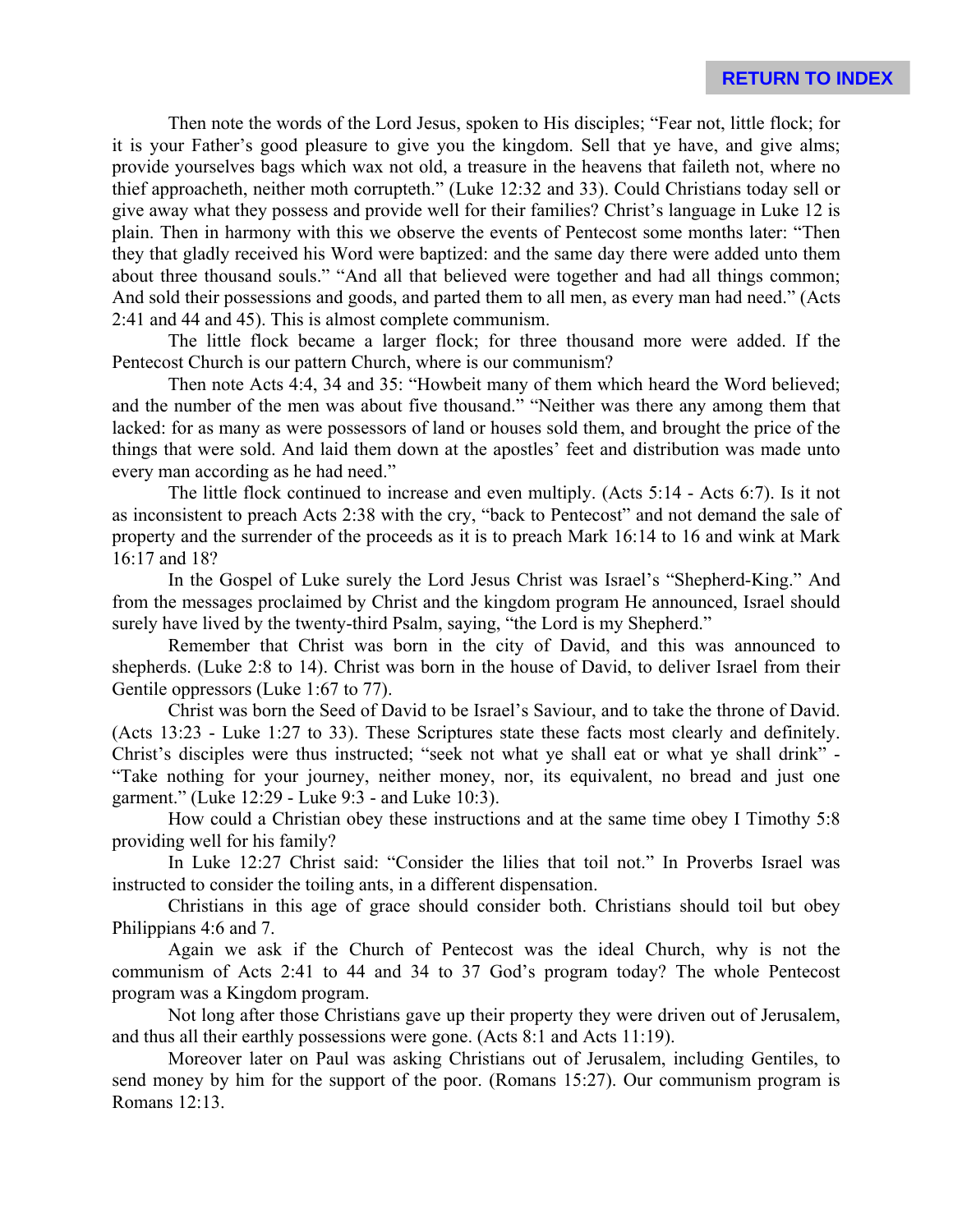Then note the words of the Lord Jesus, spoken to His disciples; "Fear not, little flock; for it is your Father's good pleasure to give you the kingdom. Sell that ye have, and give alms; provide yourselves bags which wax not old, a treasure in the heavens that faileth not, where no thief approacheth, neither moth corrupteth." (Luke 12:32 and 33). Could Christians today sell or give away what they possess and provide well for their families? Christ's language in Luke 12 is plain. Then in harmony with this we observe the events of Pentecost some months later: "Then they that gladly received his Word were baptized: and the same day there were added unto them about three thousand souls." "And all that believed were together and had all things common; And sold their possessions and goods, and parted them to all men, as every man had need." (Acts 2:41 and 44 and 45). This is almost complete communism.

The little flock became a larger flock; for three thousand more were added. If the Pentecost Church is our pattern Church, where is our communism?

Then note Acts 4:4, 34 and 35: "Howbeit many of them which heard the Word believed; and the number of the men was about five thousand." "Neither was there any among them that lacked: for as many as were possessors of land or houses sold them, and brought the price of the things that were sold. And laid them down at the apostles' feet and distribution was made unto every man according as he had need."

The little flock continued to increase and even multiply. (Acts 5:14 - Acts 6:7). Is it not as inconsistent to preach Acts 2:38 with the cry, "back to Pentecost" and not demand the sale of property and the surrender of the proceeds as it is to preach Mark 16:14 to 16 and wink at Mark 16:17 and 18?

In the Gospel of Luke surely the Lord Jesus Christ was Israel's "Shepherd-King." And from the messages proclaimed by Christ and the kingdom program He announced, Israel should surely have lived by the twenty-third Psalm, saying, "the Lord is my Shepherd."

Remember that Christ was born in the city of David, and this was announced to shepherds. (Luke 2:8 to 14). Christ was born in the house of David, to deliver Israel from their Gentile oppressors (Luke 1:67 to 77).

Christ was born the Seed of David to be Israel's Saviour, and to take the throne of David. (Acts 13:23 - Luke 1:27 to 33). These Scriptures state these facts most clearly and definitely. Christ's disciples were thus instructed; "seek not what ye shall eat or what ye shall drink" - "Take nothing for your journey, neither money, nor, its equivalent, no bread and just one garment." (Luke 12:29 - Luke 9:3 - and Luke 10:3).

How could a Christian obey these instructions and at the same time obey I Timothy 5:8 providing well for his family?

In Luke 12:27 Christ said: "Consider the lilies that toil not." In Proverbs Israel was instructed to consider the toiling ants, in a different dispensation.

Christians in this age of grace should consider both. Christians should toil but obey Philippians 4:6 and 7.

Again we ask if the Church of Pentecost was the ideal Church, why is not the communism of Acts 2:41 to 44 and 34 to 37 God's program today? The whole Pentecost program was a Kingdom program.

Not long after those Christians gave up their property they were driven out of Jerusalem, and thus all their earthly possessions were gone. (Acts 8:1 and Acts 11:19).

Moreover later on Paul was asking Christians out of Jerusalem, including Gentiles, to send money by him for the support of the poor. (Romans 15:27). Our communism program is Romans 12:13.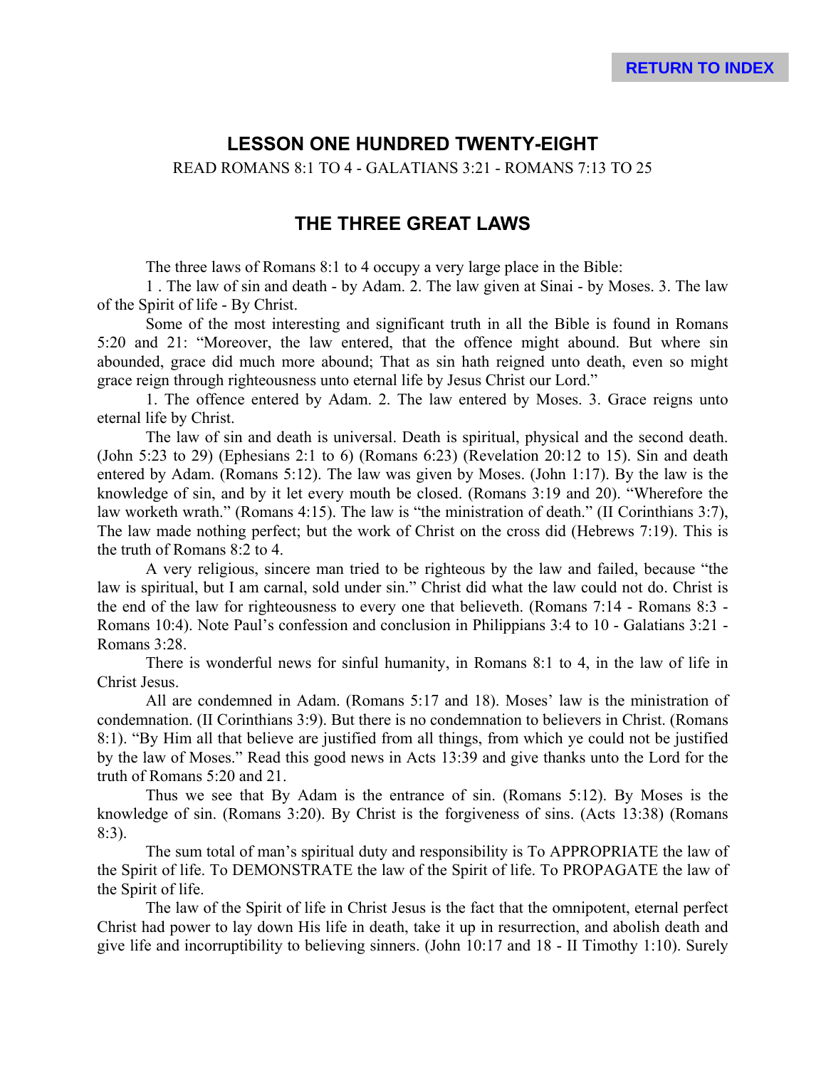RETURN TO INDEX

## LESSON ONE HUNDRED TWENTY-EIGHT

READ ROMANS 8:1 TO 4 - GALATIANS 3:21 - ROMANS 7:13 TO 25

## THE THREE GREAT LAWS

The three laws of Romans 8:1 to 4 occupy a very large place in the Bible:

1 . The law of sin and death - by Adam. 2. The law given at Sinai - by Moses. 3. The law of the Spirit of life - By Christ.

Some of the most interesting and significant truth in all the Bible is found in Romans 5:20 and 21: "Moreover, the law entered, that the offence might abound. But where sin abounded, grace did much more abound; That as sin hath reigned unto death, even so might grace reign through righteousness unto eternal life by Jesus Christ our Lord."

1. The offence entered by Adam. 2. The law entered by Moses. 3. Grace reigns unto eternal life by Christ.

The law of sin and death is universal. Death is spiritual, physical and the second death. (John 5:23 to 29) (Ephesians 2:1 to 6) (Romans 6:23) (Revelation 20:12 to 15). Sin and death entered by Adam. (Romans 5:12). The law was given by Moses. (John 1:17). By the law is the knowledge of sin, and by it let every mouth be closed. (Romans 3:19 and 20). "Wherefore the law worketh wrath." (Romans 4:15). The law is "the ministration of death." (II Corinthians 3:7), The law made nothing perfect; but the work of Christ on the cross did (Hebrews 7:19). This is the truth of Romans 8:2 to 4.

A very religious, sincere man tried to be righteous by the law and failed, because "the law is spiritual, but I am carnal, sold under sin." Christ did what the law could not do. Christ is the end of the law for righteousness to every one that believeth. (Romans 7:14 - Romans 8:3 - Romans 10:4). Note Paul's confession and conclusion in Philippians 3:4 to 10 - Galatians 3:21 - Romans 3:28.

There is wonderful news for sinful humanity, in Romans 8:1 to 4, in the law of life in Christ Jesus.

All are condemned in Adam. (Romans 5:17 and 18). Moses' law is the ministration of condemnation. (II Corinthians 3:9). But there is no condemnation to believers in Christ. (Romans 8:1). "By Him all that believe are justified from all things, from which ye could not be justified by the law of Moses." Read this good news in Acts 13:39 and give thanks unto the Lord for the truth of Romans 5:20 and 21.

Thus we see that By Adam is the entrance of sin. (Romans 5:12). By Moses is the knowledge of sin. (Romans 3:20). By Christ is the forgiveness of sins. (Acts 13:38) (Romans 8:3).

The sum total of man's spiritual duty and responsibility is To APPROPRIATE the law of the Spirit of life. To DEMONSTRATE the law of the Spirit of life. To PROPAGATE the law of the Spirit of life.

The law of the Spirit of life in Christ Jesus is the fact that the omnipotent, eternal perfect Christ had power to lay down His life in death, take it up in resurrection, and abolish death and give life and incorruptibility to believing sinners. (John 10:17 and 18 - II Timothy 1:10). Surely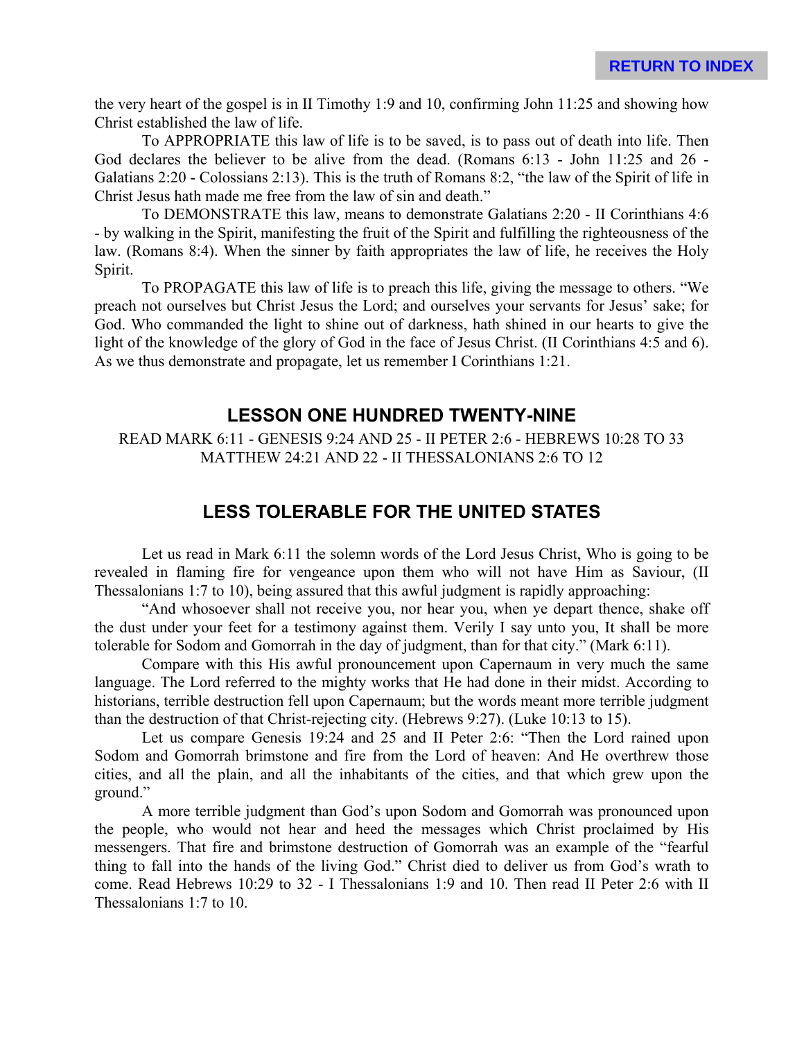the very heart of the gospel is in II Timothy 1:9 and 10, confirming John 11:25 and showing how Christ established the law of life.

To APPROPRIATE this law of life is to be saved, is to pass out of death into life. Then God declares the believer to be alive from the dead. (Romans 6:13 - John 11:25 and 26 - Galatians 2:20 - Colossians 2:13). This is the truth of Romans 8:2, "the law of the Spirit of life in Christ Jesus hath made me free from the law of sin and death."

To DEMONSTRATE this law, means to demonstrate Galatians 2:20 - II Corinthians 4:6 - by walking in the Spirit, manifesting the fruit of the Spirit and fulfilling the righteousness of the law. (Romans 8:4). When the sinner by faith appropriates the law of life, he receives the Holy Spirit.

To PROPAGATE this law of life is to preach this life, giving the message to others. "We preach not ourselves but Christ Jesus the Lord; and ourselves your servants for Jesus' sake; for God. Who commanded the light to shine out of darkness, hath shined in our hearts to give the light of the knowledge of the glory of God in the face of Jesus Christ. (II Corinthians 4:5 and 6). As we thus demonstrate and propagate, let us remember I Corinthians 1:21.

## LESSON ONE HUNDRED TWENTY-NINE

READ MARK 6:11 - GENESIS 9:24 AND 25 - II PETER 2:6 - HEBREWS 10:28 TO 33
MATTHEW 24:21 AND 22 - II THESSALONIANS 2:6 TO 12

## LESS TOLERABLE FOR THE UNITED STATES

Let us read in Mark 6:11 the solemn words of the Lord Jesus Christ, Who is going to be revealed in flaming fire for vengeance upon them who will not have Him as Saviour, (II Thessalonians 1:7 to 10), being assured that this awful judgment is rapidly approaching:

"And whosoever shall not receive you, nor hear you, when ye depart thence, shake off the dust under your feet for a testimony against them. Verily I say unto you, It shall be more tolerable for Sodom and Gomorrah in the day of judgment, than for that city." (Mark 6:11).

Compare with this His awful pronouncement upon Capernaum in very much the same language. The Lord referred to the mighty works that He had done in their midst. According to historians, terrible destruction fell upon Capernaum; but the words meant more terrible judgment than the destruction of that Christ-rejecting city. (Hebrews 9:27). (Luke 10:13 to 15).

Let us compare Genesis 19:24 and 25 and II Peter 2:6: "Then the Lord rained upon Sodom and Gomorrah brimstone and fire from the Lord of heaven: And He overthrew those cities, and all the plain, and all the inhabitants of the cities, and that which grew upon the ground."

A more terrible judgment than God's upon Sodom and Gomorrah was pronounced upon the people, who would not hear and heed the messages which Christ proclaimed by His messengers. That fire and brimstone destruction of Gomorrah was an example of the "fearful thing to fall into the hands of the living God." Christ died to deliver us from God's wrath to come. Read Hebrews 10:29 to 32 - I Thessalonians 1:9 and 10. Then read II Peter 2:6 with II Thessalonians 1:7 to 10.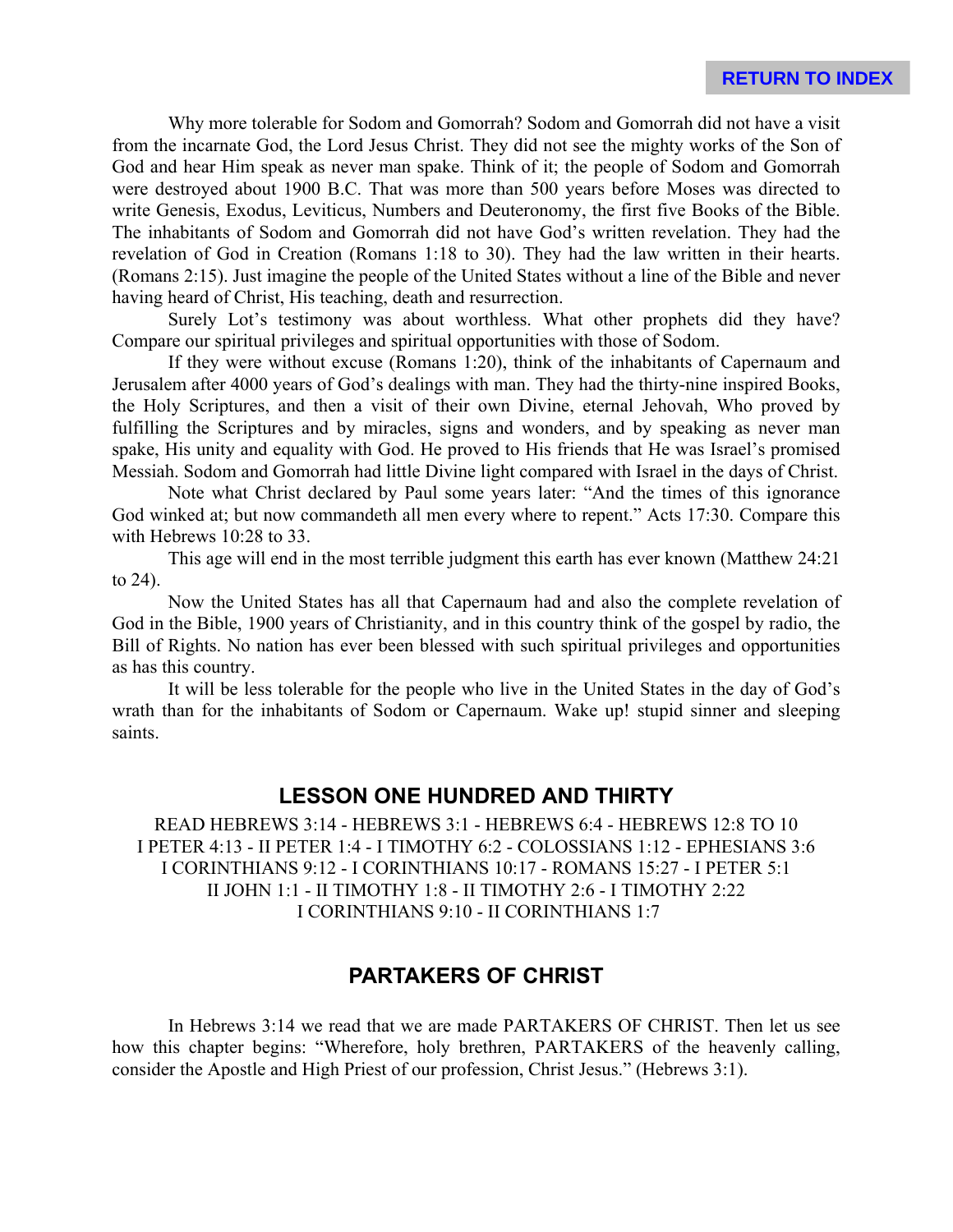Why more tolerable for Sodom and Gomorrah? Sodom and Gomorrah did not have a visit from the incarnate God, the Lord Jesus Christ. They did not see the mighty works of the Son of God and hear Him speak as never man spake. Think of it; the people of Sodom and Gomorrah were destroyed about 1900 B.C. That was more than 500 years before Moses was directed to write Genesis, Exodus, Leviticus, Numbers and Deuteronomy, the first five Books of the Bible. The inhabitants of Sodom and Gomorrah did not have God's written revelation. They had the revelation of God in Creation (Romans 1:18 to 30). They had the law written in their hearts. (Romans 2:15). Just imagine the people of the United States without a line of the Bible and never having heard of Christ, His teaching, death and resurrection.

Surely Lot's testimony was about worthless. What other prophets did they have? Compare our spiritual privileges and spiritual opportunities with those of Sodom.

If they were without excuse (Romans 1:20), think of the inhabitants of Capernaum and Jerusalem after 4000 years of God's dealings with man. They had the thirty-nine inspired Books, the Holy Scriptures, and then a visit of their own Divine, eternal Jehovah, Who proved by fulfilling the Scriptures and by miracles, signs and wonders, and by speaking as never man spake, His unity and equality with God. He proved to His friends that He was Israel's promised Messiah. Sodom and Gomorrah had little Divine light compared with Israel in the days of Christ.

Note what Christ declared by Paul some years later: "And the times of this ignorance God winked at; but now commandeth all men every where to repent." Acts 17:30. Compare this with Hebrews 10:28 to 33.

This age will end in the most terrible judgment this earth has ever known (Matthew 24:21 to 24).

Now the United States has all that Capernaum had and also the complete revelation of God in the Bible, 1900 years of Christianity, and in this country think of the gospel by radio, the Bill of Rights. No nation has ever been blessed with such spiritual privileges and opportunities as has this country.

It will be less tolerable for the people who live in the United States in the day of God's wrath than for the inhabitants of Sodom or Capernaum. Wake up! stupid sinner and sleeping saints.

## LESSON ONE HUNDRED AND THIRTY

READ HEBREWS 3:14 - HEBREWS 3:1 - HEBREWS 6:4 - HEBREWS 12:8 TO 10
I PETER 4:13 - II PETER 1:4 - I TIMOTHY 6:2 - COLOSSIANS 1:12 - EPHESIANS 3:6
I CORINTHIANS 9:12 - I CORINTHIANS 10:17 - ROMANS 15:27 - I PETER 5:1
II JOHN 1:1 - II TIMOTHY 1:8 - II TIMOTHY 2:6 - I TIMOTHY 2:22
I CORINTHIANS 9:10 - II CORINTHIANS 1:7

## PARTAKERS OF CHRIST

In Hebrews 3:14 we read that we are made PARTAKERS OF CHRIST. Then let us see how this chapter begins: "Wherefore, holy brethren, PARTAKERS of the heavenly calling, consider the Apostle and High Priest of our profession, Christ Jesus." (Hebrews 3:1).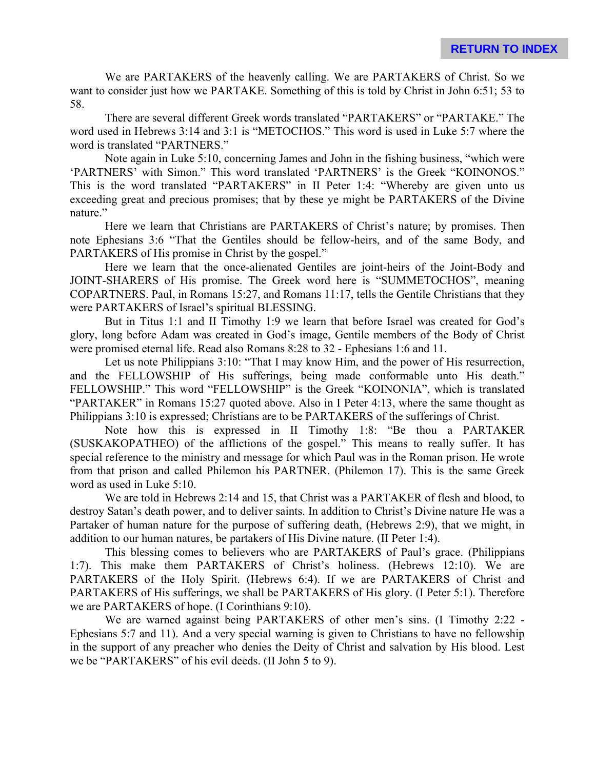We are PARTAKERS of the heavenly calling. We are PARTAKERS of Christ. So we want to consider just how we PARTAKE. Something of this is told by Christ in John 6:51; 53 to 58.

There are several different Greek words translated "PARTAKERS" or "PARTAKE." The word used in Hebrews 3:14 and 3:1 is "METOCHOS." This word is used in Luke 5:7 where the word is translated "PARTNERS."

Note again in Luke 5:10, concerning James and John in the fishing business, "which were 'PARTNERS' with Simon." This word translated 'PARTNERS' is the Greek "KOINONOS." This is the word translated "PARTAKERS" in II Peter 1:4: "Whereby are given unto us exceeding great and precious promises; that by these ye might be PARTAKERS of the Divine nature."

Here we learn that Christians are PARTAKERS of Christ's nature; by promises. Then note Ephesians 3:6 "That the Gentiles should be fellow-heirs, and of the same Body, and PARTAKERS of His promise in Christ by the gospel."

Here we learn that the once-alienated Gentiles are joint-heirs of the Joint-Body and JOINT-SHARERS of His promise. The Greek word here is "SUMMETOCHOS", meaning COPARTNERS. Paul, in Romans 15:27, and Romans 11:17, tells the Gentile Christians that they were PARTAKERS of Israel's spiritual BLESSING.

But in Titus 1:1 and II Timothy 1:9 we learn that before Israel was created for God's glory, long before Adam was created in God's image, Gentile members of the Body of Christ were promised eternal life. Read also Romans 8:28 to 32 - Ephesians 1:6 and 11.

Let us note Philippians 3:10: "That I may know Him, and the power of His resurrection, and the FELLOWSHIP of His sufferings, being made conformable unto His death." FELLOWSHIP." This word "FELLOWSHIP" is the Greek "KOINONIA", which is translated "PARTAKER" in Romans 15:27 quoted above. Also in I Peter 4:13, where the same thought as Philippians 3:10 is expressed; Christians are to be PARTAKERS of the sufferings of Christ.

Note how this is expressed in II Timothy 1:8: "Be thou a PARTAKER (SUSKAKOPATHEO) of the afflictions of the gospel." This means to really suffer. It has special reference to the ministry and message for which Paul was in the Roman prison. He wrote from that prison and called Philemon his PARTNER. (Philemon 17). This is the same Greek word as used in Luke 5:10.

We are told in Hebrews 2:14 and 15, that Christ was a PARTAKER of flesh and blood, to destroy Satan's death power, and to deliver saints. In addition to Christ's Divine nature He was a Partaker of human nature for the purpose of suffering death, (Hebrews 2:9), that we might, in addition to our human natures, be partakers of His Divine nature. (II Peter 1:4).

This blessing comes to believers who are PARTAKERS of Paul's grace. (Philippians 1:7). This make them PARTAKERS of Christ's holiness. (Hebrews 12:10). We are PARTAKERS of the Holy Spirit. (Hebrews 6:4). If we are PARTAKERS of Christ and PARTAKERS of His sufferings, we shall be PARTAKERS of His glory. (I Peter 5:1). Therefore we are PARTAKERS of hope. (I Corinthians 9:10).

We are warned against being PARTAKERS of other men's sins. (I Timothy 2:22 - Ephesians 5:7 and 11). And a very special warning is given to Christians to have no fellowship in the support of any preacher who denies the Deity of Christ and salvation by His blood. Lest we be "PARTAKERS" of his evil deeds. (II John 5 to 9).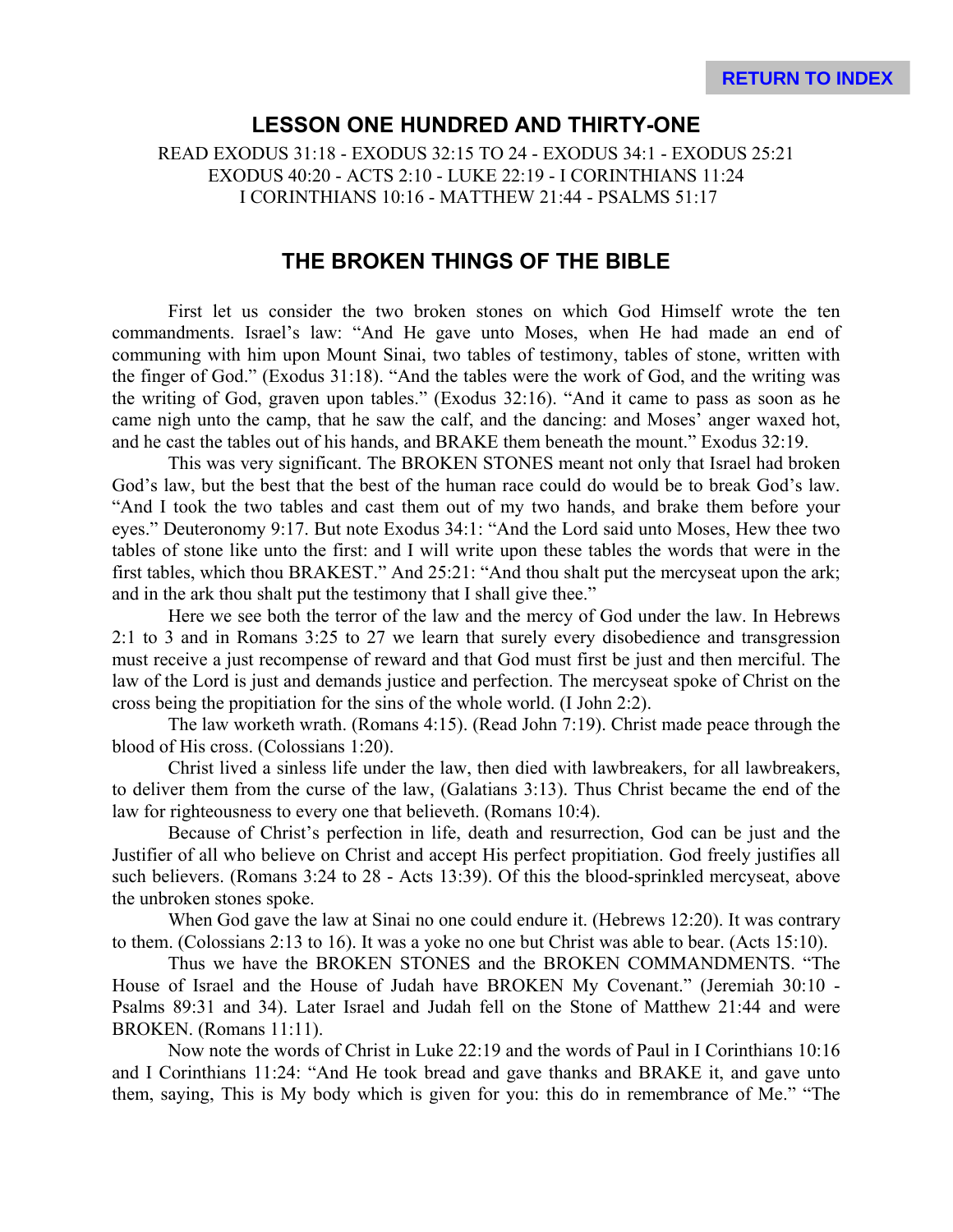RETURN TO INDEX

## LESSON ONE HUNDRED AND THIRTY-ONE

READ EXODUS 31:18 - EXODUS 32:15 TO 24 - EXODUS 34:1 - EXODUS 25:21
EXODUS 40:20 - ACTS 2:10 - LUKE 22:19 - I CORINTHIANS 11:24
I CORINTHIANS 10:16 - MATTHEW 21:44 - PSALMS 51:17

## THE BROKEN THINGS OF THE BIBLE

First let us consider the two broken stones on which God Himself wrote the ten commandments. Israel's law: "And He gave unto Moses, when He had made an end of communing with him upon Mount Sinai, two tables of testimony, tables of stone, written with the finger of God." (Exodus 31:18). "And the tables were the work of God, and the writing was the writing of God, graven upon tables." (Exodus 32:16). "And it came to pass as soon as he came nigh unto the camp, that he saw the calf, and the dancing: and Moses' anger waxed hot, and he cast the tables out of his hands, and BRAKE them beneath the mount." Exodus 32:19.

This was very significant. The BROKEN STONES meant not only that Israel had broken God's law, but the best that the best of the human race could do would be to break God's law. "And I took the two tables and cast them out of my two hands, and brake them before your eyes." Deuteronomy 9:17. But note Exodus 34:1: "And the Lord said unto Moses, Hew thee two tables of stone like unto the first: and I will write upon these tables the words that were in the first tables, which thou BRAKEST." And 25:21: "And thou shalt put the mercyseat upon the ark; and in the ark thou shalt put the testimony that I shall give thee."

Here we see both the terror of the law and the mercy of God under the law. In Hebrews 2:1 to 3 and in Romans 3:25 to 27 we learn that surely every disobedience and transgression must receive a just recompense of reward and that God must first be just and then merciful. The law of the Lord is just and demands justice and perfection. The mercyseat spoke of Christ on the cross being the propitiation for the sins of the whole world. (I John 2:2).

The law worketh wrath. (Romans 4:15). (Read John 7:19). Christ made peace through the blood of His cross. (Colossians 1:20).

Christ lived a sinless life under the law, then died with lawbreakers, for all lawbreakers, to deliver them from the curse of the law, (Galatians 3:13). Thus Christ became the end of the law for righteousness to every one that believeth. (Romans 10:4).

Because of Christ's perfection in life, death and resurrection, God can be just and the Justifier of all who believe on Christ and accept His perfect propitiation. God freely justifies all such believers. (Romans 3:24 to 28 - Acts 13:39). Of this the blood-sprinkled mercyseat, above the unbroken stones spoke.

When God gave the law at Sinai no one could endure it. (Hebrews 12:20). It was contrary to them. (Colossians 2:13 to 16). It was a yoke no one but Christ was able to bear. (Acts 15:10).

Thus we have the BROKEN STONES and the BROKEN COMMANDMENTS. "The House of Israel and the House of Judah have BROKEN My Covenant." (Jeremiah 30:10 - Psalms 89:31 and 34). Later Israel and Judah fell on the Stone of Matthew 21:44 and were BROKEN. (Romans 11:11).

Now note the words of Christ in Luke 22:19 and the words of Paul in I Corinthians 10:16 and I Corinthians 11:24: "And He took bread and gave thanks and BRAKE it, and gave unto them, saying, This is My body which is given for you: this do in remembrance of Me." "The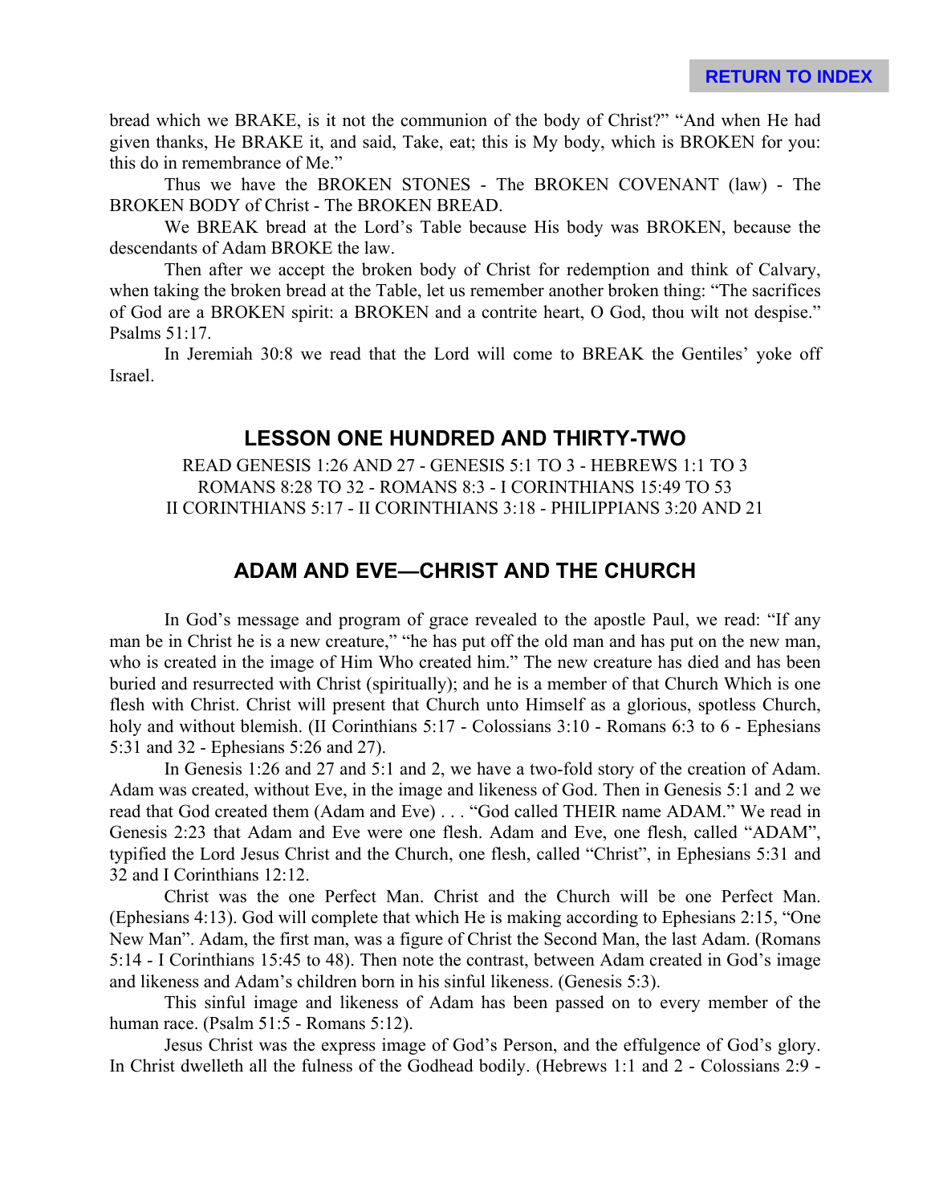bread which we BRAKE, is it not the communion of the body of Christ?" "And when He had given thanks, He BRAKE it, and said, Take, eat; this is My body, which is BROKEN for you: this do in remembrance of Me."

Thus we have the BROKEN STONES - The BROKEN COVENANT (law) - The BROKEN BODY of Christ - The BROKEN BREAD.

We BREAK bread at the Lord's Table because His body was BROKEN, because the descendants of Adam BROKE the law.

Then after we accept the broken body of Christ for redemption and think of Calvary, when taking the broken bread at the Table, let us remember another broken thing: "The sacrifices of God are a BROKEN spirit: a BROKEN and a contrite heart, O God, thou wilt not despise." Psalms 51:17.

In Jeremiah 30:8 we read that the Lord will come to BREAK the Gentiles' yoke off Israel.

## LESSON ONE HUNDRED AND THIRTY-TWO

READ GENESIS 1:26 AND 27 - GENESIS 5:1 TO 3 - HEBREWS 1:1 TO 3
ROMANS 8:28 TO 32 - ROMANS 8:3 - I CORINTHIANS 15:49 TO 53
II CORINTHIANS 5:17 - II CORINTHIANS 3:18 - PHILIPPIANS 3:20 AND 21

## ADAM AND EVE—CHRIST AND THE CHURCH

In God's message and program of grace revealed to the apostle Paul, we read: "If any man be in Christ he is a new creature," "he has put off the old man and has put on the new man, who is created in the image of Him Who created him." The new creature has died and has been buried and resurrected with Christ (spiritually); and he is a member of that Church Which is one flesh with Christ. Christ will present that Church unto Himself as a glorious, spotless Church, holy and without blemish. (II Corinthians 5:17 - Colossians 3:10 - Romans 6:3 to 6 - Ephesians 5:31 and 32 - Ephesians 5:26 and 27).

In Genesis 1:26 and 27 and 5:1 and 2, we have a two-fold story of the creation of Adam. Adam was created, without Eve, in the image and likeness of God. Then in Genesis 5:1 and 2 we read that God created them (Adam and Eve) . . . "God called THEIR name ADAM." We read in Genesis 2:23 that Adam and Eve were one flesh. Adam and Eve, one flesh, called "ADAM", typified the Lord Jesus Christ and the Church, one flesh, called "Christ", in Ephesians 5:31 and 32 and I Corinthians 12:12.

Christ was the one Perfect Man. Christ and the Church will be one Perfect Man. (Ephesians 4:13). God will complete that which He is making according to Ephesians 2:15, "One New Man". Adam, the first man, was a figure of Christ the Second Man, the last Adam. (Romans 5:14 - I Corinthians 15:45 to 48). Then note the contrast, between Adam created in God's image and likeness and Adam's children born in his sinful likeness. (Genesis 5:3).

This sinful image and likeness of Adam has been passed on to every member of the human race. (Psalm 51:5 - Romans 5:12).

Jesus Christ was the express image of God's Person, and the effulgence of God's glory. In Christ dwelleth all the fulness of the Godhead bodily. (Hebrews 1:1 and 2 - Colossians 2:9 -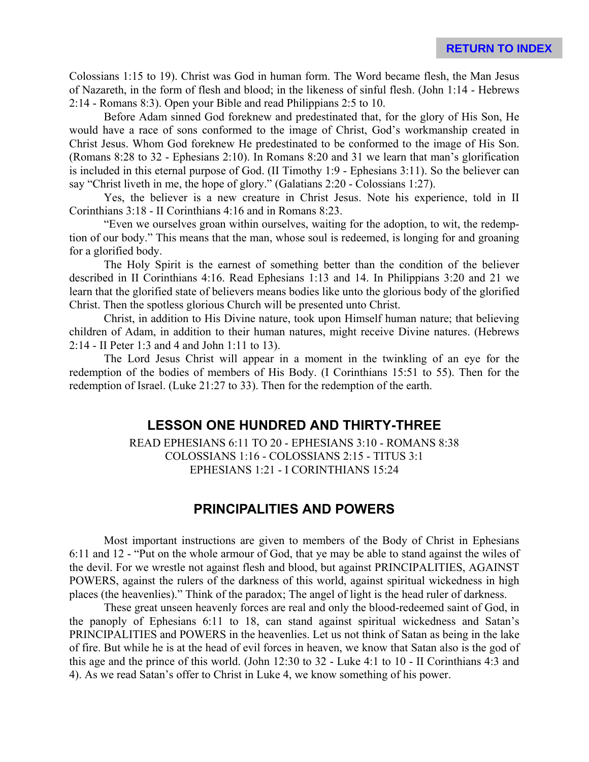Colossians 1:15 to 19). Christ was God in human form. The Word became flesh, the Man Jesus of Nazareth, in the form of flesh and blood; in the likeness of sinful flesh. (John 1:14 - Hebrews 2:14 - Romans 8:3). Open your Bible and read Philippians 2:5 to 10.

Before Adam sinned God foreknew and predestinated that, for the glory of His Son, He would have a race of sons conformed to the image of Christ, God's workmanship created in Christ Jesus. Whom God foreknew He predestinated to be conformed to the image of His Son. (Romans 8:28 to 32 - Ephesians 2:10). In Romans 8:20 and 31 we learn that man's glorification is included in this eternal purpose of God. (II Timothy 1:9 - Ephesians 3:11). So the believer can say "Christ liveth in me, the hope of glory." (Galatians 2:20 - Colossians 1:27).

Yes, the believer is a new creature in Christ Jesus. Note his experience, told in II Corinthians 3:18 - II Corinthians 4:16 and in Romans 8:23.

"Even we ourselves groan within ourselves, waiting for the adoption, to wit, the redemption of our body." This means that the man, whose soul is redeemed, is longing for and groaning for a glorified body.

The Holy Spirit is the earnest of something better than the condition of the believer described in II Corinthians 4:16. Read Ephesians 1:13 and 14. In Philippians 3:20 and 21 we learn that the glorified state of believers means bodies like unto the glorious body of the glorified Christ. Then the spotless glorious Church will be presented unto Christ.

Christ, in addition to His Divine nature, took upon Himself human nature; that believing children of Adam, in addition to their human natures, might receive Divine natures. (Hebrews 2:14 - II Peter 1:3 and 4 and John 1:11 to 13).

The Lord Jesus Christ will appear in a moment in the twinkling of an eye for the redemption of the bodies of members of His Body. (I Corinthians 15:51 to 55). Then for the redemption of Israel. (Luke 21:27 to 33). Then for the redemption of the earth.

## LESSON ONE HUNDRED AND THIRTY-THREE

READ EPHESIANS 6:11 TO 20 - EPHESIANS 3:10 - ROMANS 8:38
COLOSSIANS 1:16 - COLOSSIANS 2:15 - TITUS 3:1
EPHESIANS 1:21 - I CORINTHIANS 15:24

## PRINCIPALITIES AND POWERS

Most important instructions are given to members of the Body of Christ in Ephesians 6:11 and 12 - "Put on the whole armour of God, that ye may be able to stand against the wiles of the devil. For we wrestle not against flesh and blood, but against PRINCIPALITIES, AGAINST POWERS, against the rulers of the darkness of this world, against spiritual wickedness in high places (the heavenlies)." Think of the paradox; The angel of light is the head ruler of darkness.

These great unseen heavenly forces are real and only the blood-redeemed saint of God, in the panoply of Ephesians 6:11 to 18, can stand against spiritual wickedness and Satan's PRINCIPALITIES and POWERS in the heavenlies. Let us not think of Satan as being in the lake of fire. But while he is at the head of evil forces in heaven, we know that Satan also is the god of this age and the prince of this world. (John 12:30 to 32 - Luke 4:1 to 10 - II Corinthians 4:3 and 4). As we read Satan's offer to Christ in Luke 4, we know something of his power.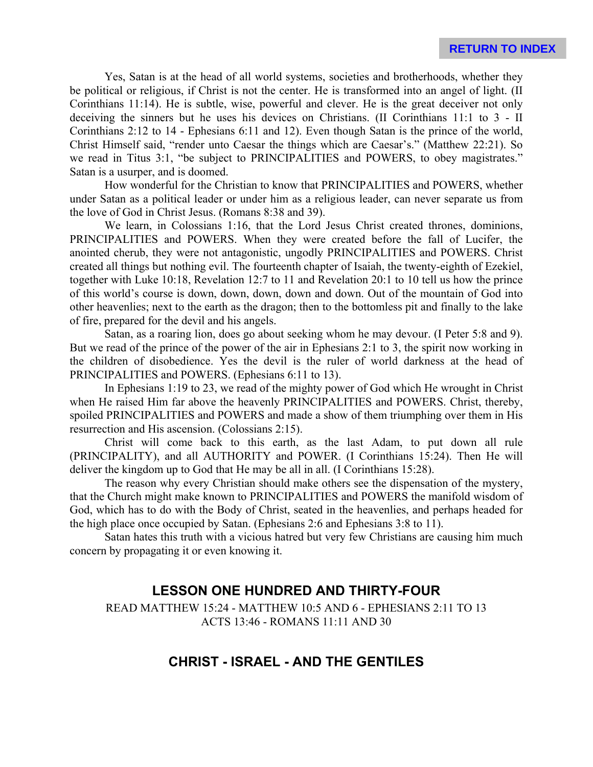Yes, Satan is at the head of all world systems, societies and brotherhoods, whether they be political or religious, if Christ is not the center. He is transformed into an angel of light. (II Corinthians 11:14). He is subtle, wise, powerful and clever. He is the great deceiver not only deceiving the sinners but he uses his devices on Christians. (II Corinthians 11:1 to 3 - II Corinthians 2:12 to 14 - Ephesians 6:11 and 12). Even though Satan is the prince of the world, Christ Himself said, "render unto Caesar the things which are Caesar's." (Matthew 22:21). So we read in Titus 3:1, "be subject to PRINCIPALITIES and POWERS, to obey magistrates." Satan is a usurper, and is doomed.

How wonderful for the Christian to know that PRINCIPALITIES and POWERS, whether under Satan as a political leader or under him as a religious leader, can never separate us from the love of God in Christ Jesus. (Romans 8:38 and 39).

We learn, in Colossians 1:16, that the Lord Jesus Christ created thrones, dominions, PRINCIPALITIES and POWERS. When they were created before the fall of Lucifer, the anointed cherub, they were not antagonistic, ungodly PRINCIPALITIES and POWERS. Christ created all things but nothing evil. The fourteenth chapter of Isaiah, the twenty-eighth of Ezekiel, together with Luke 10:18, Revelation 12:7 to 11 and Revelation 20:1 to 10 tell us how the prince of this world's course is down, down, down, down and down. Out of the mountain of God into other heavenlies; next to the earth as the dragon; then to the bottomless pit and finally to the lake of fire, prepared for the devil and his angels.

Satan, as a roaring lion, does go about seeking whom he may devour. (I Peter 5:8 and 9). But we read of the prince of the power of the air in Ephesians 2:1 to 3, the spirit now working in the children of disobedience. Yes the devil is the ruler of world darkness at the head of PRINCIPALITIES and POWERS. (Ephesians 6:11 to 13).

In Ephesians 1:19 to 23, we read of the mighty power of God which He wrought in Christ when He raised Him far above the heavenly PRINCIPALITIES and POWERS. Christ, thereby, spoiled PRINCIPALITIES and POWERS and made a show of them triumphing over them in His resurrection and His ascension. (Colossians 2:15).

Christ will come back to this earth, as the last Adam, to put down all rule (PRINCIPALITY), and all AUTHORITY and POWER. (I Corinthians 15:24). Then He will deliver the kingdom up to God that He may be all in all. (I Corinthians 15:28).

The reason why every Christian should make others see the dispensation of the mystery, that the Church might make known to PRINCIPALITIES and POWERS the manifold wisdom of God, which has to do with the Body of Christ, seated in the heavenlies, and perhaps headed for the high place once occupied by Satan. (Ephesians 2:6 and Ephesians 3:8 to 11).

Satan hates this truth with a vicious hatred but very few Christians are causing him much concern by propagating it or even knowing it.

## LESSON ONE HUNDRED AND THIRTY-FOUR

READ MATTHEW 15:24 - MATTHEW 10:5 AND 6 - EPHESIANS 2:11 TO 13
ACTS 13:46 - ROMANS 11:11 AND 30

## CHRIST - ISRAEL - AND THE GENTILES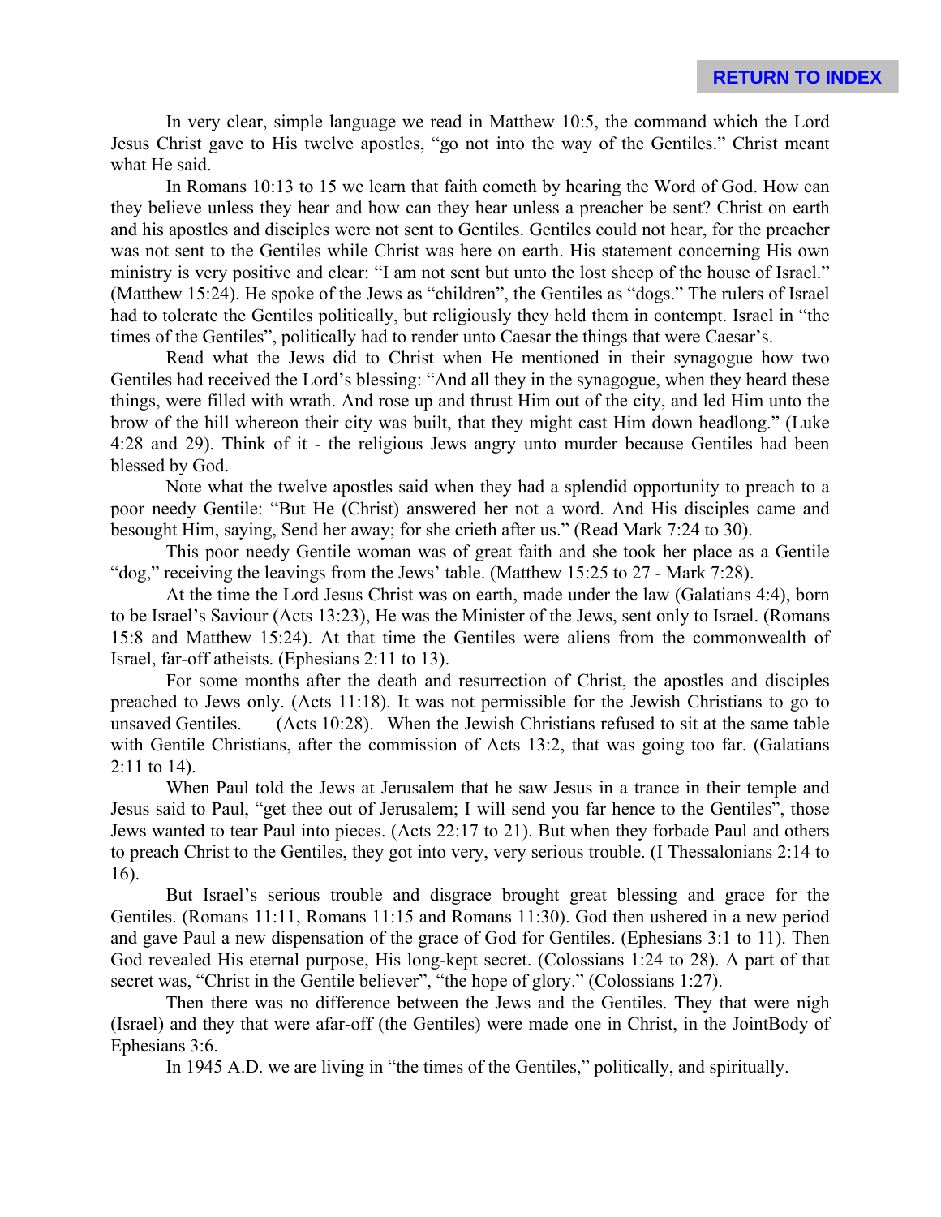In very clear, simple language we read in Matthew 10:5, the command which the Lord Jesus Christ gave to His twelve apostles, "go not into the way of the Gentiles." Christ meant what He said.

In Romans 10:13 to 15 we learn that faith cometh by hearing the Word of God. How can they believe unless they hear and how can they hear unless a preacher be sent? Christ on earth and his apostles and disciples were not sent to Gentiles. Gentiles could not hear, for the preacher was not sent to the Gentiles while Christ was here on earth. His statement concerning His own ministry is very positive and clear: "I am not sent but unto the lost sheep of the house of Israel." (Matthew 15:24). He spoke of the Jews as "children", the Gentiles as "dogs." The rulers of Israel had to tolerate the Gentiles politically, but religiously they held them in contempt. Israel in "the times of the Gentiles", politically had to render unto Caesar the things that were Caesar's.

Read what the Jews did to Christ when He mentioned in their synagogue how two Gentiles had received the Lord's blessing: "And all they in the synagogue, when they heard these things, were filled with wrath. And rose up and thrust Him out of the city, and led Him unto the brow of the hill whereon their city was built, that they might cast Him down headlong." (Luke 4:28 and 29). Think of it - the religious Jews angry unto murder because Gentiles had been blessed by God.

Note what the twelve apostles said when they had a splendid opportunity to preach to a poor needy Gentile: "But He (Christ) answered her not a word. And His disciples came and besought Him, saying, Send her away; for she crieth after us." (Read Mark 7:24 to 30).

This poor needy Gentile woman was of great faith and she took her place as a Gentile "dog," receiving the leavings from the Jews' table. (Matthew 15:25 to 27 - Mark 7:28).

At the time the Lord Jesus Christ was on earth, made under the law (Galatians 4:4), born to be Israel's Saviour (Acts 13:23), He was the Minister of the Jews, sent only to Israel. (Romans 15:8 and Matthew 15:24). At that time the Gentiles were aliens from the commonwealth of Israel, far-off atheists. (Ephesians 2:11 to 13).

For some months after the death and resurrection of Christ, the apostles and disciples preached to Jews only. (Acts 11:18). It was not permissible for the Jewish Christians to go to unsaved Gentiles. (Acts 10:28). When the Jewish Christians refused to sit at the same table with Gentile Christians, after the commission of Acts 13:2, that was going too far. (Galatians 2:11 to 14).

When Paul told the Jews at Jerusalem that he saw Jesus in a trance in their temple and Jesus said to Paul, "get thee out of Jerusalem; I will send you far hence to the Gentiles", those Jews wanted to tear Paul into pieces. (Acts 22:17 to 21). But when they forbade Paul and others to preach Christ to the Gentiles, they got into very, very serious trouble. (I Thessalonians 2:14 to 16).

But Israel's serious trouble and disgrace brought great blessing and grace for the Gentiles. (Romans 11:11, Romans 11:15 and Romans 11:30). God then ushered in a new period and gave Paul a new dispensation of the grace of God for Gentiles. (Ephesians 3:1 to 11). Then God revealed His eternal purpose, His long-kept secret. (Colossians 1:24 to 28). A part of that secret was, "Christ in the Gentile believer", "the hope of glory." (Colossians 1:27).

Then there was no difference between the Jews and the Gentiles. They that were nigh (Israel) and they that were afar-off (the Gentiles) were made one in Christ, in the JointBody of Ephesians 3:6.

In 1945 A.D. we are living in "the times of the Gentiles," politically, and spiritually.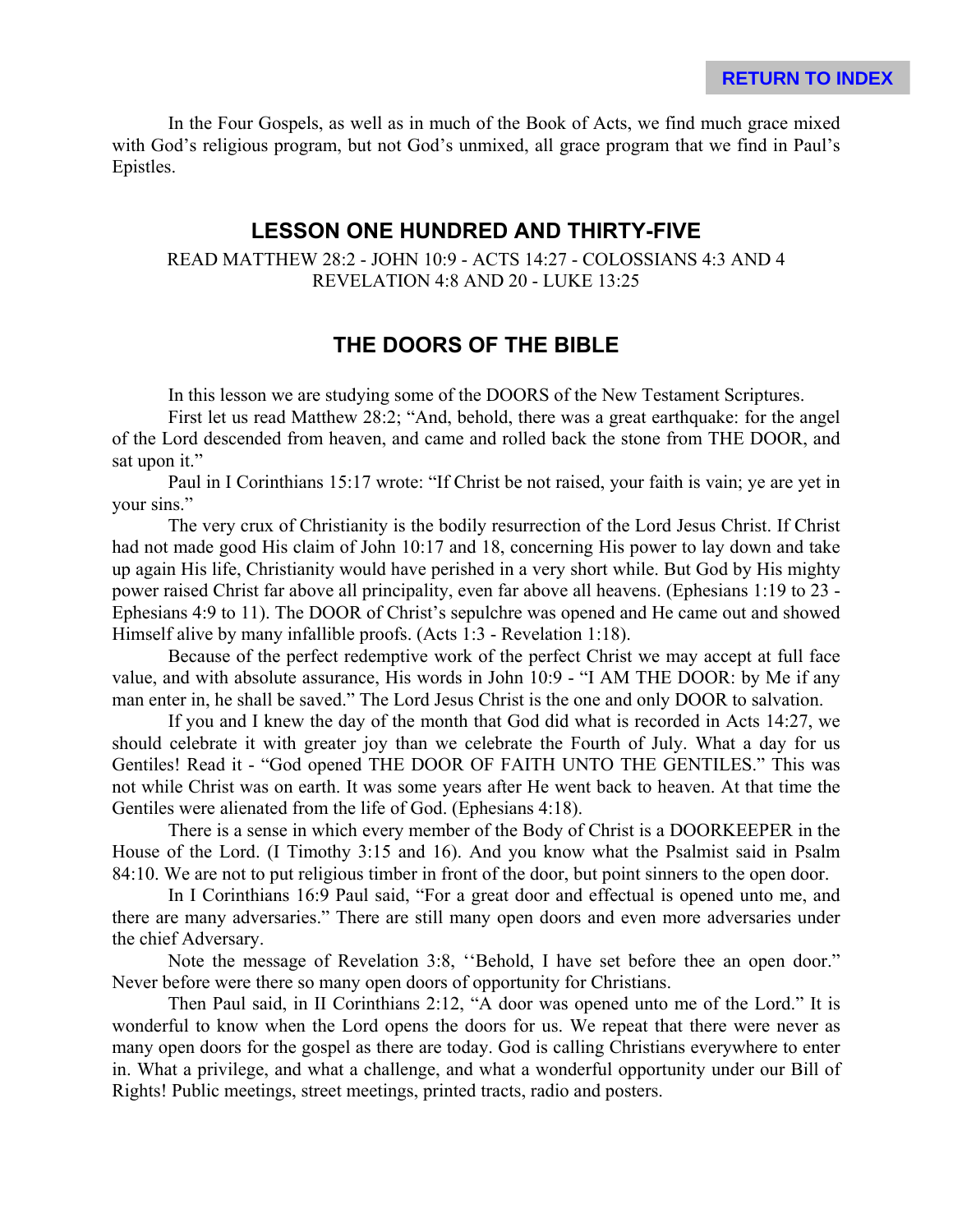In the Four Gospels, as well as in much of the Book of Acts, we find much grace mixed with God's religious program, but not God's unmixed, all grace program that we find in Paul's Epistles.

## LESSON ONE HUNDRED AND THIRTY-FIVE

READ MATTHEW 28:2 - JOHN 10:9 - ACTS 14:27 - COLOSSIANS 4:3 AND 4
REVELATION 4:8 AND 20 - LUKE 13:25

## THE DOORS OF THE BIBLE

In this lesson we are studying some of the DOORS of the New Testament Scriptures.

First let us read Matthew 28:2; "And, behold, there was a great earthquake: for the angel of the Lord descended from heaven, and came and rolled back the stone from THE DOOR, and sat upon it."

Paul in I Corinthians 15:17 wrote: "If Christ be not raised, your faith is vain; ye are yet in your sins."

The very crux of Christianity is the bodily resurrection of the Lord Jesus Christ. If Christ had not made good His claim of John 10:17 and 18, concerning His power to lay down and take up again His life, Christianity would have perished in a very short while. But God by His mighty power raised Christ far above all principality, even far above all heavens. (Ephesians 1:19 to 23 - Ephesians 4:9 to 11). The DOOR of Christ's sepulchre was opened and He came out and showed Himself alive by many infallible proofs. (Acts 1:3 - Revelation 1:18).

Because of the perfect redemptive work of the perfect Christ we may accept at full face value, and with absolute assurance, His words in John 10:9 - "I AM THE DOOR: by Me if any man enter in, he shall be saved." The Lord Jesus Christ is the one and only DOOR to salvation.

If you and I knew the day of the month that God did what is recorded in Acts 14:27, we should celebrate it with greater joy than we celebrate the Fourth of July. What a day for us Gentiles! Read it - "God opened THE DOOR OF FAITH UNTO THE GENTILES." This was not while Christ was on earth. It was some years after He went back to heaven. At that time the Gentiles were alienated from the life of God. (Ephesians 4:18).

There is a sense in which every member of the Body of Christ is a DOORKEEPER in the House of the Lord. (I Timothy 3:15 and 16). And you know what the Psalmist said in Psalm 84:10. We are not to put religious timber in front of the door, but point sinners to the open door.

In I Corinthians 16:9 Paul said, "For a great door and effectual is opened unto me, and there are many adversaries." There are still many open doors and even more adversaries under the chief Adversary.

Note the message of Revelation 3:8, "Behold, I have set before thee an open door." Never before were there so many open doors of opportunity for Christians.

Then Paul said, in II Corinthians 2:12, "A door was opened unto me of the Lord." It is wonderful to know when the Lord opens the doors for us. We repeat that there were never as many open doors for the gospel as there are today. God is calling Christians everywhere to enter in. What a privilege, and what a challenge, and what a wonderful opportunity under our Bill of Rights! Public meetings, street meetings, printed tracts, radio and posters.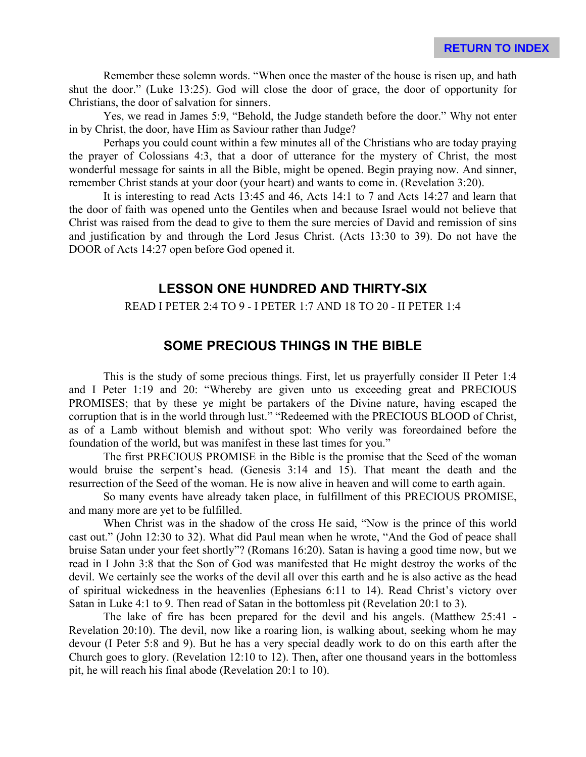Remember these solemn words. "When once the master of the house is risen up, and hath shut the door." (Luke 13:25). God will close the door of grace, the door of opportunity for Christians, the door of salvation for sinners.

Yes, we read in James 5:9, "Behold, the Judge standeth before the door." Why not enter in by Christ, the door, have Him as Saviour rather than Judge?

Perhaps you could count within a few minutes all of the Christians who are today praying the prayer of Colossians 4:3, that a door of utterance for the mystery of Christ, the most wonderful message for saints in all the Bible, might be opened. Begin praying now. And sinner, remember Christ stands at your door (your heart) and wants to come in. (Revelation 3:20).

It is interesting to read Acts 13:45 and 46, Acts 14:1 to 7 and Acts 14:27 and learn that the door of faith was opened unto the Gentiles when and because Israel would not believe that Christ was raised from the dead to give to them the sure mercies of David and remission of sins and justification by and through the Lord Jesus Christ. (Acts 13:30 to 39). Do not have the DOOR of Acts 14:27 open before God opened it.

## LESSON ONE HUNDRED AND THIRTY-SIX

READ I PETER 2:4 TO 9 - I PETER 1:7 AND 18 TO 20 - II PETER 1:4

## SOME PRECIOUS THINGS IN THE BIBLE

This is the study of some precious things. First, let us prayerfully consider II Peter 1:4 and I Peter 1:19 and 20: "Whereby are given unto us exceeding great and PRECIOUS PROMISES; that by these ye might be partakers of the Divine nature, having escaped the corruption that is in the world through lust." "Redeemed with the PRECIOUS BLOOD of Christ, as of a Lamb without blemish and without spot: Who verily was foreordained before the foundation of the world, but was manifest in these last times for you."

The first PRECIOUS PROMISE in the Bible is the promise that the Seed of the woman would bruise the serpent's head. (Genesis 3:14 and 15). That meant the death and the resurrection of the Seed of the woman. He is now alive in heaven and will come to earth again.

So many events have already taken place, in fulfillment of this PRECIOUS PROMISE, and many more are yet to be fulfilled.

When Christ was in the shadow of the cross He said, "Now is the prince of this world cast out." (John 12:30 to 32). What did Paul mean when he wrote, "And the God of peace shall bruise Satan under your feet shortly"? (Romans 16:20). Satan is having a good time now, but we read in I John 3:8 that the Son of God was manifested that He might destroy the works of the devil. We certainly see the works of the devil all over this earth and he is also active as the head of spiritual wickedness in the heavenlies (Ephesians 6:11 to 14). Read Christ's victory over Satan in Luke 4:1 to 9. Then read of Satan in the bottomless pit (Revelation 20:1 to 3).

The lake of fire has been prepared for the devil and his angels. (Matthew 25:41 - Revelation 20:10). The devil, now like a roaring lion, is walking about, seeking whom he may devour (I Peter 5:8 and 9). But he has a very special deadly work to do on this earth after the Church goes to glory. (Revelation 12:10 to 12). Then, after one thousand years in the bottomless pit, he will reach his final abode (Revelation 20:1 to 10).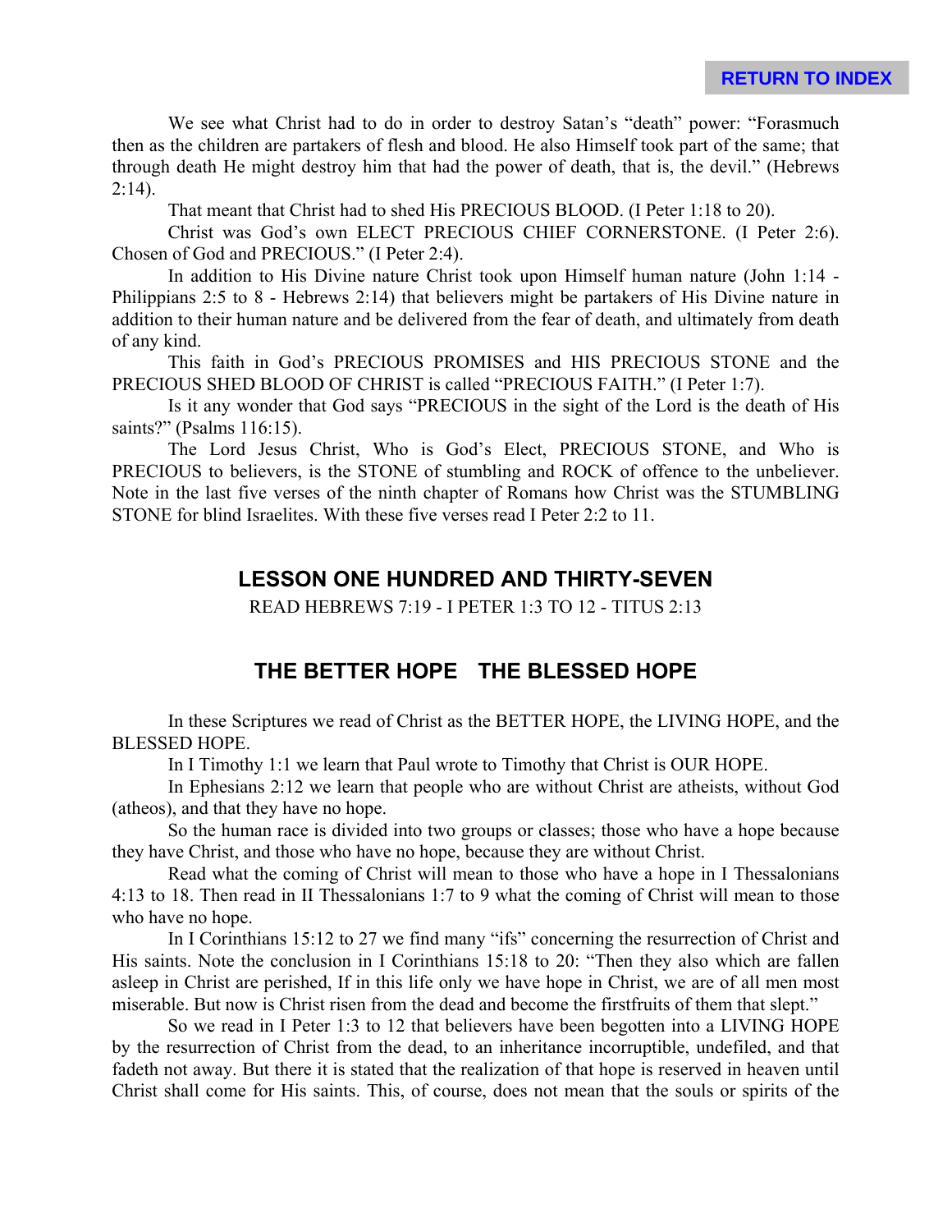We see what Christ had to do in order to destroy Satan's "death" power: "Forasmuch then as the children are partakers of flesh and blood. He also Himself took part of the same; that through death He might destroy him that had the power of death, that is, the devil." (Hebrews 2:14).

That meant that Christ had to shed His PRECIOUS BLOOD. (I Peter 1:18 to 20).

Christ was God's own ELECT PRECIOUS CHIEF CORNERSTONE. (I Peter 2:6). Chosen of God and PRECIOUS." (I Peter 2:4).

In addition to His Divine nature Christ took upon Himself human nature (John 1:14 - Philippians 2:5 to 8 - Hebrews 2:14) that believers might be partakers of His Divine nature in addition to their human nature and be delivered from the fear of death, and ultimately from death of any kind.

This faith in God's PRECIOUS PROMISES and HIS PRECIOUS STONE and the PRECIOUS SHED BLOOD OF CHRIST is called "PRECIOUS FAITH." (I Peter 1:7).

Is it any wonder that God says "PRECIOUS in the sight of the Lord is the death of His saints?" (Psalms 116:15).

The Lord Jesus Christ, Who is God's Elect, PRECIOUS STONE, and Who is PRECIOUS to believers, is the STONE of stumbling and ROCK of offence to the unbeliever. Note in the last five verses of the ninth chapter of Romans how Christ was the STUMBLING STONE for blind Israelites. With these five verses read I Peter 2:2 to 11.

## LESSON ONE HUNDRED AND THIRTY-SEVEN

READ HEBREWS 7:19 - I PETER 1:3 TO 12 - TITUS 2:13

## THE BETTER HOPE THE BLESSED HOPE

In these Scriptures we read of Christ as the BETTER HOPE, the LIVING HOPE, and the BLESSED HOPE.

In I Timothy 1:1 we learn that Paul wrote to Timothy that Christ is OUR HOPE.

In Ephesians 2:12 we learn that people who are without Christ are atheists, without God (atheos), and that they have no hope.

So the human race is divided into two groups or classes; those who have a hope because they have Christ, and those who have no hope, because they are without Christ.

Read what the coming of Christ will mean to those who have a hope in I Thessalonians 4:13 to 18. Then read in II Thessalonians 1:7 to 9 what the coming of Christ will mean to those who have no hope.

In I Corinthians 15:12 to 27 we find many "ifs" concerning the resurrection of Christ and His saints. Note the conclusion in I Corinthians 15:18 to 20: "Then they also which are fallen asleep in Christ are perished, If in this life only we have hope in Christ, we are of all men most miserable. But now is Christ risen from the dead and become the firstfruits of them that slept."

So we read in I Peter 1:3 to 12 that believers have been begotten into a LIVING HOPE by the resurrection of Christ from the dead, to an inheritance incorruptible, undefiled, and that fadeth not away. But there it is stated that the realization of that hope is reserved in heaven until Christ shall come for His saints. This, of course, does not mean that the souls or spirits of the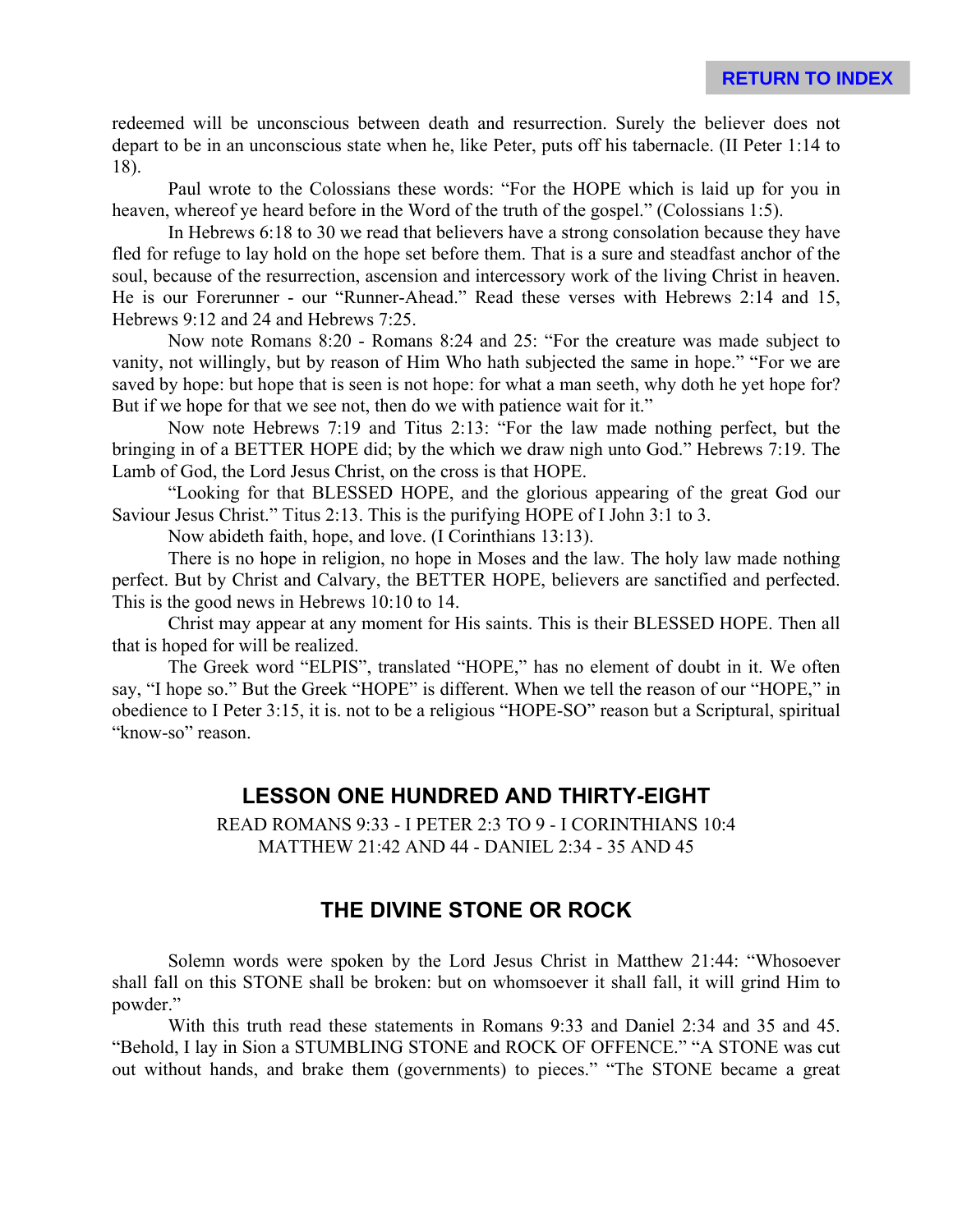redeemed will be unconscious between death and resurrection. Surely the believer does not depart to be in an unconscious state when he, like Peter, puts off his tabernacle. (II Peter 1:14 to 18).

Paul wrote to the Colossians these words: "For the HOPE which is laid up for you in heaven, whereof ye heard before in the Word of the truth of the gospel." (Colossians 1:5).

In Hebrews 6:18 to 30 we read that believers have a strong consolation because they have fled for refuge to lay hold on the hope set before them. That is a sure and steadfast anchor of the soul, because of the resurrection, ascension and intercessory work of the living Christ in heaven. He is our Forerunner - our "Runner-Ahead." Read these verses with Hebrews 2:14 and 15, Hebrews 9:12 and 24 and Hebrews 7:25.

Now note Romans 8:20 - Romans 8:24 and 25: "For the creature was made subject to vanity, not willingly, but by reason of Him Who hath subjected the same in hope." "For we are saved by hope: but hope that is seen is not hope: for what a man seeth, why doth he yet hope for? But if we hope for that we see not, then do we with patience wait for it."

Now note Hebrews 7:19 and Titus 2:13: "For the law made nothing perfect, but the bringing in of a BETTER HOPE did; by the which we draw nigh unto God." Hebrews 7:19. The Lamb of God, the Lord Jesus Christ, on the cross is that HOPE.

"Looking for that BLESSED HOPE, and the glorious appearing of the great God our Saviour Jesus Christ." Titus 2:13. This is the purifying HOPE of I John 3:1 to 3.

Now abideth faith, hope, and love. (I Corinthians 13:13).

There is no hope in religion, no hope in Moses and the law. The holy law made nothing perfect. But by Christ and Calvary, the BETTER HOPE, believers are sanctified and perfected. This is the good news in Hebrews 10:10 to 14.

Christ may appear at any moment for His saints. This is their BLESSED HOPE. Then all that is hoped for will be realized.

The Greek word "ELPIS", translated "HOPE," has no element of doubt in it. We often say, "I hope so." But the Greek "HOPE" is different. When we tell the reason of our "HOPE," in obedience to I Peter 3:15, it is. not to be a religious "HOPE-SO" reason but a Scriptural, spiritual "know-so" reason.

## LESSON ONE HUNDRED AND THIRTY-EIGHT

READ ROMANS 9:33 - I PETER 2:3 TO 9 - I CORINTHIANS 10:4
MATTHEW 21:42 AND 44 - DANIEL 2:34 - 35 AND 45

## THE DIVINE STONE OR ROCK

Solemn words were spoken by the Lord Jesus Christ in Matthew 21:44: "Whosoever shall fall on this STONE shall be broken: but on whomsoever it shall fall, it will grind Him to powder."

With this truth read these statements in Romans 9:33 and Daniel 2:34 and 35 and 45. "Behold, I lay in Sion a STUMBLING STONE and ROCK OF OFFENCE." "A STONE was cut out without hands, and brake them (governments) to pieces." "The STONE became a great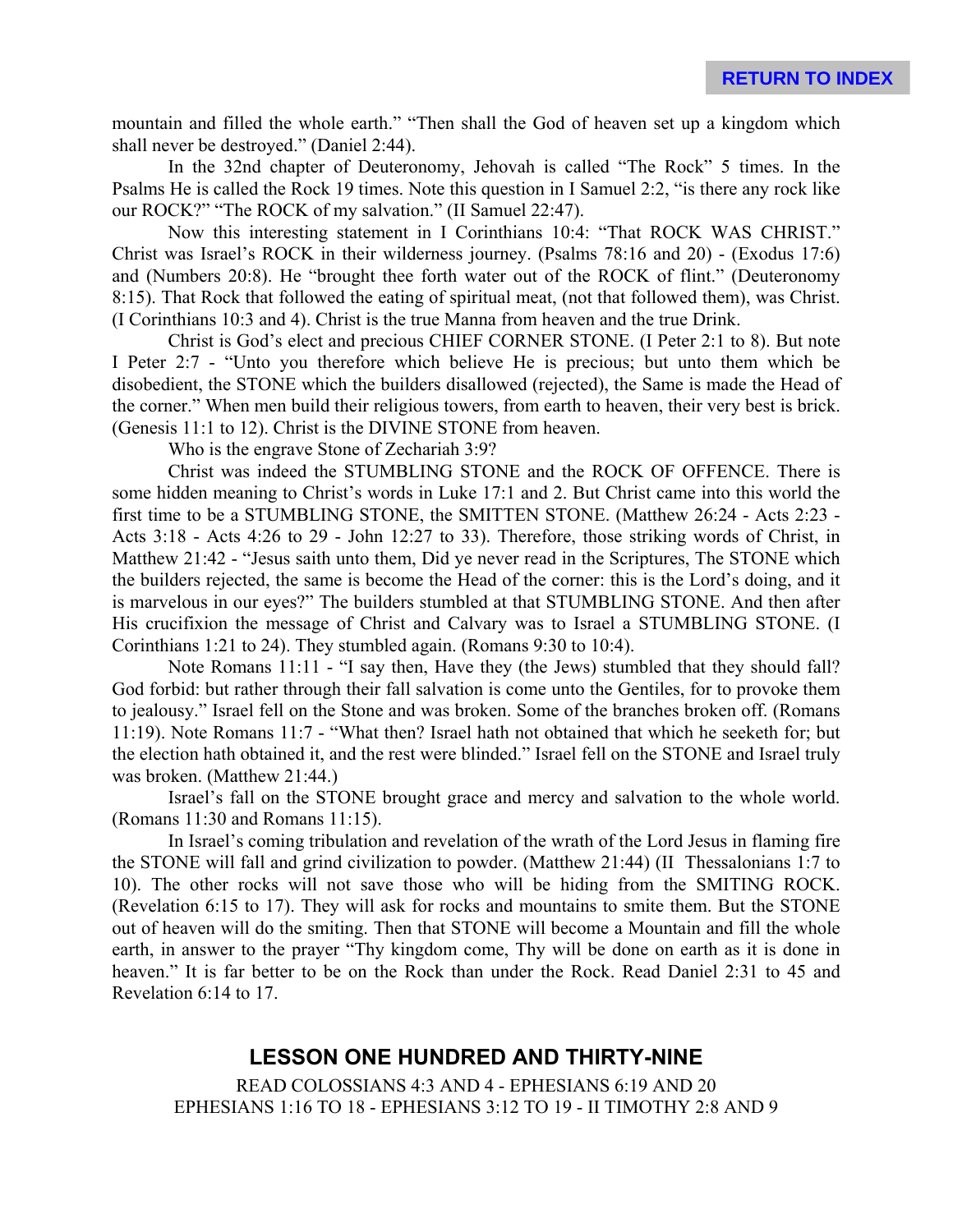mountain and filled the whole earth." "Then shall the God of heaven set up a kingdom which shall never be destroyed." (Daniel 2:44).

In the 32nd chapter of Deuteronomy, Jehovah is called "The Rock" 5 times. In the Psalms He is called the Rock 19 times. Note this question in I Samuel 2:2, "is there any rock like our ROCK?" "The ROCK of my salvation." (II Samuel 22:47).

Now this interesting statement in I Corinthians 10:4: "That ROCK WAS CHRIST." Christ was Israel's ROCK in their wilderness journey. (Psalms 78:16 and 20) - (Exodus 17:6) and (Numbers 20:8). He "brought thee forth water out of the ROCK of flint." (Deuteronomy 8:15). That Rock that followed the eating of spiritual meat, (not that followed them), was Christ. (I Corinthians 10:3 and 4). Christ is the true Manna from heaven and the true Drink.

Christ is God's elect and precious CHIEF CORNER STONE. (I Peter 2:1 to 8). But note I Peter 2:7 - "Unto you therefore which believe He is precious; but unto them which be disobedient, the STONE which the builders disallowed (rejected), the Same is made the Head of the corner." When men build their religious towers, from earth to heaven, their very best is brick. (Genesis 11:1 to 12). Christ is the DIVINE STONE from heaven.

Who is the engrave Stone of Zechariah 3:9?

Christ was indeed the STUMBLING STONE and the ROCK OF OFFENCE. There is some hidden meaning to Christ's words in Luke 17:1 and 2. But Christ came into this world the first time to be a STUMBLING STONE, the SMITTEN STONE. (Matthew 26:24 - Acts 2:23 - Acts 3:18 - Acts 4:26 to 29 - John 12:27 to 33). Therefore, those striking words of Christ, in Matthew 21:42 - "Jesus saith unto them, Did ye never read in the Scriptures, The STONE which the builders rejected, the same is become the Head of the corner: this is the Lord's doing, and it is marvelous in our eyes?" The builders stumbled at that STUMBLING STONE. And then after His crucifixion the message of Christ and Calvary was to Israel a STUMBLING STONE. (I Corinthians 1:21 to 24). They stumbled again. (Romans 9:30 to 10:4).

Note Romans 11:11 - "I say then, Have they (the Jews) stumbled that they should fall? God forbid: but rather through their fall salvation is come unto the Gentiles, for to provoke them to jealousy." Israel fell on the Stone and was broken. Some of the branches broken off. (Romans 11:19). Note Romans 11:7 - "What then? Israel hath not obtained that which he seeketh for; but the election hath obtained it, and the rest were blinded." Israel fell on the STONE and Israel truly was broken. (Matthew 21:44.)

Israel's fall on the STONE brought grace and mercy and salvation to the whole world. (Romans 11:30 and Romans 11:15).

In Israel's coming tribulation and revelation of the wrath of the Lord Jesus in flaming fire the STONE will fall and grind civilization to powder. (Matthew 21:44) (II Thessalonians 1:7 to 10). The other rocks will not save those who will be hiding from the SMITING ROCK. (Revelation 6:15 to 17). They will ask for rocks and mountains to smite them. But the STONE out of heaven will do the smiting. Then that STONE will become a Mountain and fill the whole earth, in answer to the prayer "Thy kingdom come, Thy will be done on earth as it is done in heaven." It is far better to be on the Rock than under the Rock. Read Daniel 2:31 to 45 and Revelation 6:14 to 17.

## LESSON ONE HUNDRED AND THIRTY-NINE

READ COLOSSIANS 4:3 AND 4 - EPHESIANS 6:19 AND 20
EPHESIANS 1:16 TO 18 - EPHESIANS 3:12 TO 19 - II TIMOTHY 2:8 AND 9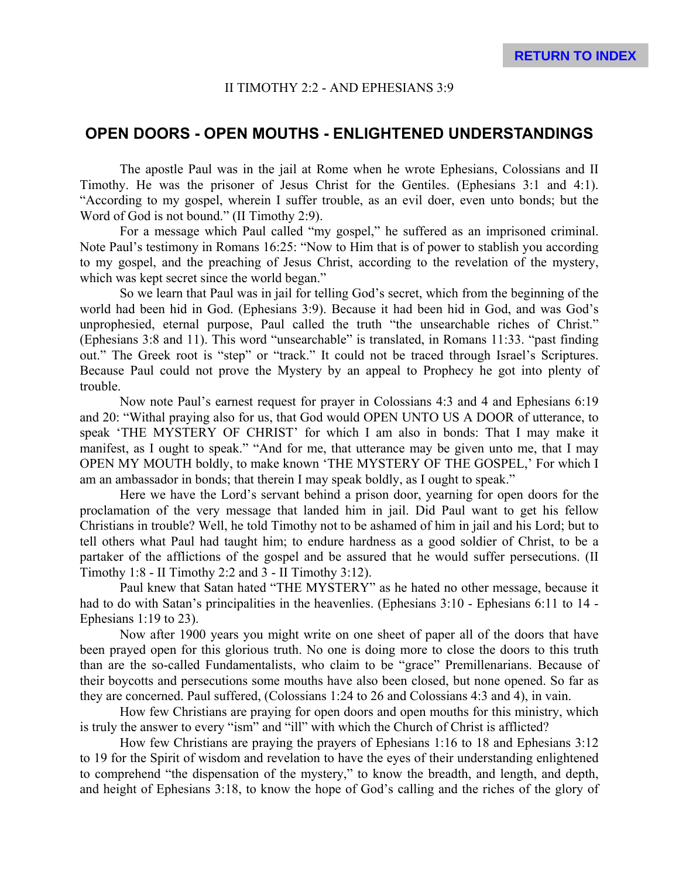II TIMOTHY 2:2 - AND EPHESIANS 3:9

## OPEN DOORS - OPEN MOUTHS - ENLIGHTENED UNDERSTANDINGS

The apostle Paul was in the jail at Rome when he wrote Ephesians, Colossians and II Timothy. He was the prisoner of Jesus Christ for the Gentiles. (Ephesians 3:1 and 4:1). "According to my gospel, wherein I suffer trouble, as an evil doer, even unto bonds; but the Word of God is not bound." (II Timothy 2:9).

For a message which Paul called "my gospel," he suffered as an imprisoned criminal. Note Paul's testimony in Romans 16:25: "Now to Him that is of power to stablish you according to my gospel, and the preaching of Jesus Christ, according to the revelation of the mystery, which was kept secret since the world began."

So we learn that Paul was in jail for telling God's secret, which from the beginning of the world had been hid in God. (Ephesians 3:9). Because it had been hid in God, and was God's unprophesied, eternal purpose, Paul called the truth "the unsearchable riches of Christ." (Ephesians 3:8 and 11). This word "unsearchable" is translated, in Romans 11:33. "past finding out." The Greek root is "step" or "track." It could not be traced through Israel's Scriptures. Because Paul could not prove the Mystery by an appeal to Prophecy he got into plenty of trouble.

Now note Paul's earnest request for prayer in Colossians 4:3 and 4 and Ephesians 6:19 and 20: "Withal praying also for us, that God would OPEN UNTO US A DOOR of utterance, to speak 'THE MYSTERY OF CHRIST' for which I am also in bonds: That I may make it manifest, as I ought to speak." "And for me, that utterance may be given unto me, that I may OPEN MY MOUTH boldly, to make known 'THE MYSTERY OF THE GOSPEL,' For which I am an ambassador in bonds; that therein I may speak boldly, as I ought to speak."

Here we have the Lord's servant behind a prison door, yearning for open doors for the proclamation of the very message that landed him in jail. Did Paul want to get his fellow Christians in trouble? Well, he told Timothy not to be ashamed of him in jail and his Lord; but to tell others what Paul had taught him; to endure hardness as a good soldier of Christ, to be a partaker of the afflictions of the gospel and be assured that he would suffer persecutions. (II Timothy 1:8 - II Timothy 2:2 and 3 - II Timothy 3:12).

Paul knew that Satan hated "THE MYSTERY" as he hated no other message, because it had to do with Satan's principalities in the heavenlies. (Ephesians 3:10 - Ephesians 6:11 to 14 - Ephesians 1:19 to 23).

Now after 1900 years you might write on one sheet of paper all of the doors that have been prayed open for this glorious truth. No one is doing more to close the doors to this truth than are the so-called Fundamentalists, who claim to be "grace" Premillenarians. Because of their boycotts and persecutions some mouths have also been closed, but none opened. So far as they are concerned. Paul suffered, (Colossians 1:24 to 26 and Colossians 4:3 and 4), in vain.

How few Christians are praying for open doors and open mouths for this ministry, which is truly the answer to every "ism" and "ill" with which the Church of Christ is afflicted?

How few Christians are praying the prayers of Ephesians 1:16 to 18 and Ephesians 3:12 to 19 for the Spirit of wisdom and revelation to have the eyes of their understanding enlightened to comprehend "the dispensation of the mystery," to know the breadth, and length, and depth, and height of Ephesians 3:18, to know the hope of God's calling and the riches of the glory of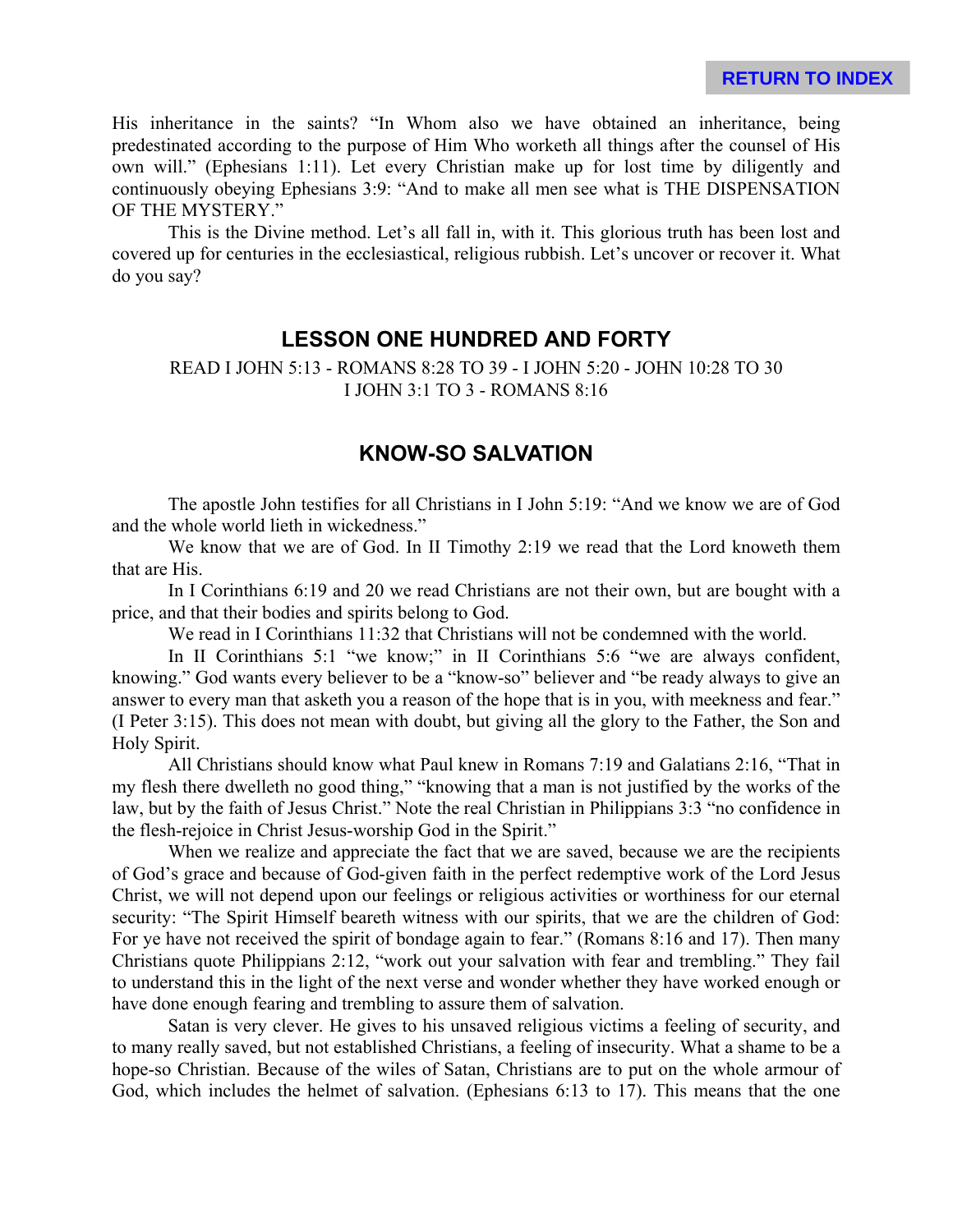His inheritance in the saints? "In Whom also we have obtained an inheritance, being predestinated according to the purpose of Him Who worketh all things after the counsel of His own will." (Ephesians 1:11). Let every Christian make up for lost time by diligently and continuously obeying Ephesians 3:9: "And to make all men see what is THE DISPENSATION OF THE MYSTERY."

This is the Divine method. Let's all fall in, with it. This glorious truth has been lost and covered up for centuries in the ecclesiastical, religious rubbish. Let's uncover or recover it. What do you say?

## LESSON ONE HUNDRED AND FORTY

READ I JOHN 5:13 - ROMANS 8:28 TO 39 - I JOHN 5:20 - JOHN 10:28 TO 30
I JOHN 3:1 TO 3 - ROMANS 8:16

## KNOW-SO SALVATION

The apostle John testifies for all Christians in I John 5:19: "And we know we are of God and the whole world lieth in wickedness."

We know that we are of God. In II Timothy 2:19 we read that the Lord knoweth them that are His.

In I Corinthians 6:19 and 20 we read Christians are not their own, but are bought with a price, and that their bodies and spirits belong to God.

We read in I Corinthians 11:32 that Christians will not be condemned with the world.

In II Corinthians 5:1 "we know;" in II Corinthians 5:6 "we are always confident, knowing." God wants every believer to be a "know-so" believer and "be ready always to give an answer to every man that asketh you a reason of the hope that is in you, with meekness and fear." (I Peter 3:15). This does not mean with doubt, but giving all the glory to the Father, the Son and Holy Spirit.

All Christians should know what Paul knew in Romans 7:19 and Galatians 2:16, "That in my flesh there dwelleth no good thing," "knowing that a man is not justified by the works of the law, but by the faith of Jesus Christ." Note the real Christian in Philippians 3:3 "no confidence in the flesh-rejoice in Christ Jesus-worship God in the Spirit."

When we realize and appreciate the fact that we are saved, because we are the recipients of God's grace and because of God-given faith in the perfect redemptive work of the Lord Jesus Christ, we will not depend upon our feelings or religious activities or worthiness for our eternal security: "The Spirit Himself beareth witness with our spirits, that we are the children of God: For ye have not received the spirit of bondage again to fear." (Romans 8:16 and 17). Then many Christians quote Philippians 2:12, "work out your salvation with fear and trembling." They fail to understand this in the light of the next verse and wonder whether they have worked enough or have done enough fearing and trembling to assure them of salvation.

Satan is very clever. He gives to his unsaved religious victims a feeling of security, and to many really saved, but not established Christians, a feeling of insecurity. What a shame to be a hope-so Christian. Because of the wiles of Satan, Christians are to put on the whole armour of God, which includes the helmet of salvation. (Ephesians 6:13 to 17). This means that the one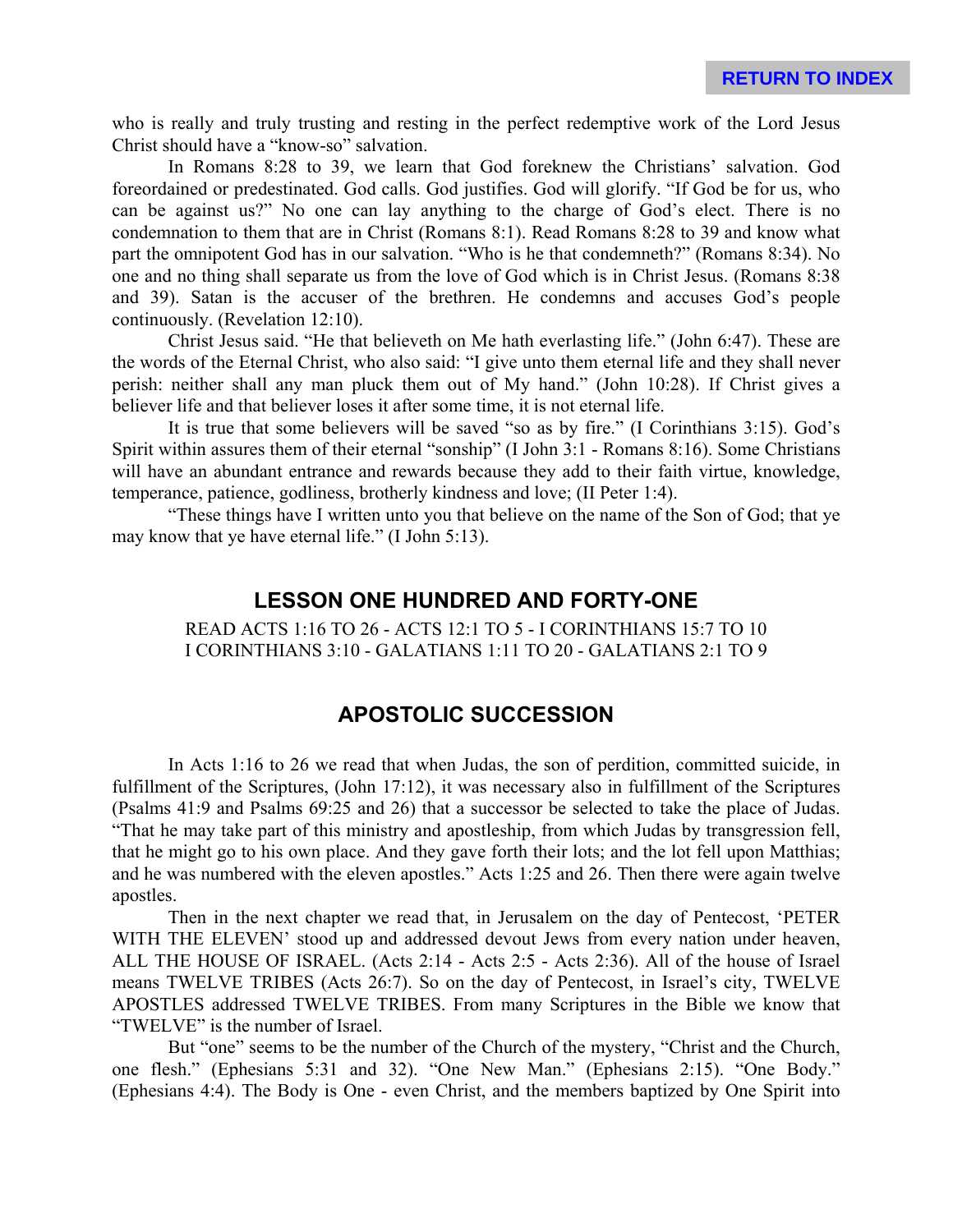who is really and truly trusting and resting in the perfect redemptive work of the Lord Jesus Christ should have a "know-so" salvation.

In Romans 8:28 to 39, we learn that God foreknew the Christians' salvation. God foreordained or predestinated. God calls. God justifies. God will glorify. "If God be for us, who can be against us?" No one can lay anything to the charge of God's elect. There is no condemnation to them that are in Christ (Romans 8:1). Read Romans 8:28 to 39 and know what part the omnipotent God has in our salvation. "Who is he that condemneth?" (Romans 8:34). No one and no thing shall separate us from the love of God which is in Christ Jesus. (Romans 8:38 and 39). Satan is the accuser of the brethren. He condemns and accuses God's people continuously. (Revelation 12:10).

Christ Jesus said. "He that believeth on Me hath everlasting life." (John 6:47). These are the words of the Eternal Christ, who also said: "I give unto them eternal life and they shall never perish: neither shall any man pluck them out of My hand." (John 10:28). If Christ gives a believer life and that believer loses it after some time, it is not eternal life.

It is true that some believers will be saved "so as by fire." (I Corinthians 3:15). God's Spirit within assures them of their eternal "sonship" (I John 3:1 - Romans 8:16). Some Christians will have an abundant entrance and rewards because they add to their faith virtue, knowledge, temperance, patience, godliness, brotherly kindness and love; (II Peter 1:4).

"These things have I written unto you that believe on the name of the Son of God; that ye may know that ye have eternal life." (I John 5:13).

## LESSON ONE HUNDRED AND FORTY-ONE

READ ACTS 1:16 TO 26 - ACTS 12:1 TO 5 - I CORINTHIANS 15:7 TO 10
I CORINTHIANS 3:10 - GALATIANS 1:11 TO 20 - GALATIANS 2:1 TO 9

## APOSTOLIC SUCCESSION

In Acts 1:16 to 26 we read that when Judas, the son of perdition, committed suicide, in fulfillment of the Scriptures, (John 17:12), it was necessary also in fulfillment of the Scriptures (Psalms 41:9 and Psalms 69:25 and 26) that a successor be selected to take the place of Judas. "That he may take part of this ministry and apostleship, from which Judas by transgression fell, that he might go to his own place. And they gave forth their lots; and the lot fell upon Matthias; and he was numbered with the eleven apostles." Acts 1:25 and 26. Then there were again twelve apostles.

Then in the next chapter we read that, in Jerusalem on the day of Pentecost, 'PETER WITH THE ELEVEN' stood up and addressed devout Jews from every nation under heaven, ALL THE HOUSE OF ISRAEL. (Acts 2:14 - Acts 2:5 - Acts 2:36). All of the house of Israel means TWELVE TRIBES (Acts 26:7). So on the day of Pentecost, in Israel's city, TWELVE APOSTLES addressed TWELVE TRIBES. From many Scriptures in the Bible we know that "TWELVE" is the number of Israel.

But "one" seems to be the number of the Church of the mystery, "Christ and the Church, one flesh." (Ephesians 5:31 and 32). "One New Man." (Ephesians 2:15). "One Body." (Ephesians 4:4). The Body is One - even Christ, and the members baptized by One Spirit into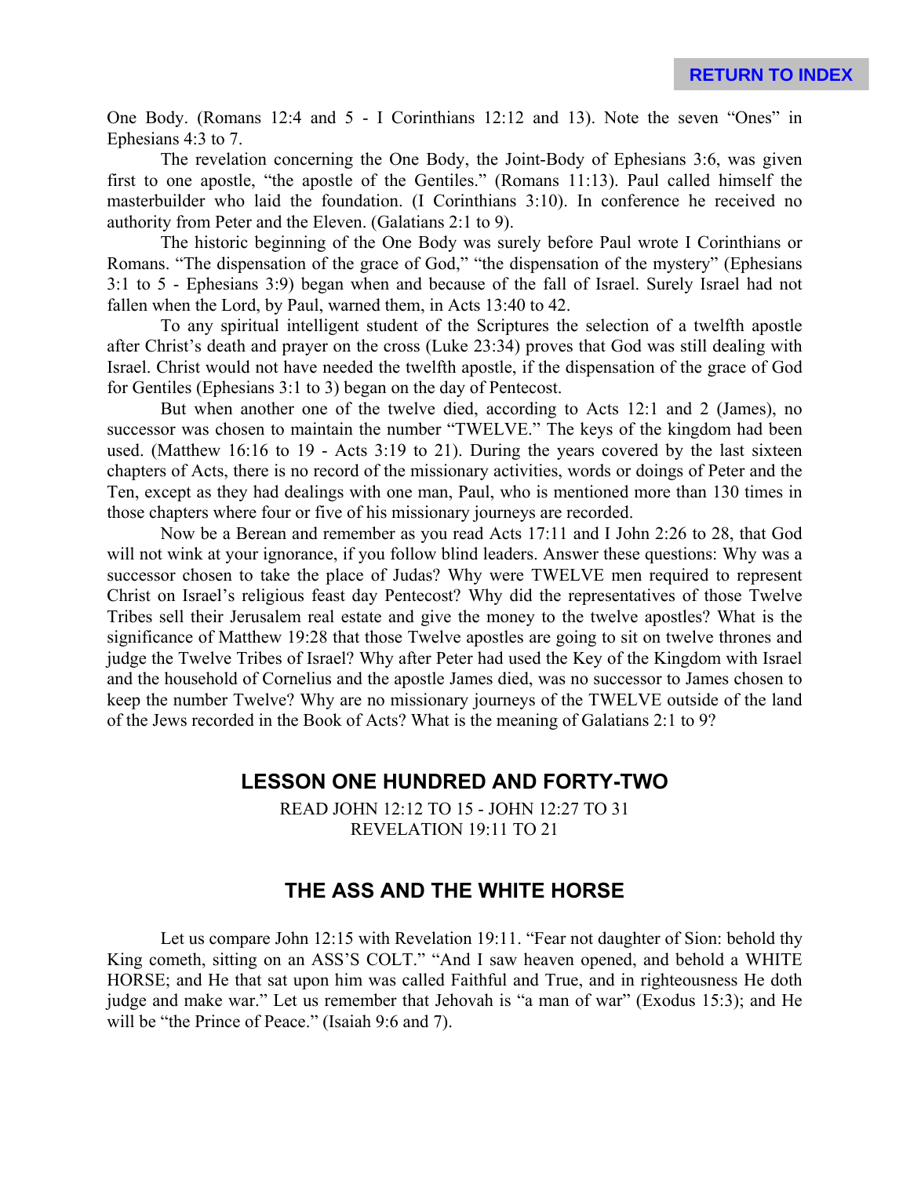One Body. (Romans 12:4 and 5 - I Corinthians 12:12 and 13). Note the seven "Ones" in Ephesians 4:3 to 7.

The revelation concerning the One Body, the Joint-Body of Ephesians 3:6, was given first to one apostle, "the apostle of the Gentiles." (Romans 11:13). Paul called himself the masterbuilder who laid the foundation. (I Corinthians 3:10). In conference he received no authority from Peter and the Eleven. (Galatians 2:1 to 9).

The historic beginning of the One Body was surely before Paul wrote I Corinthians or Romans. "The dispensation of the grace of God," "the dispensation of the mystery" (Ephesians 3:1 to 5 - Ephesians 3:9) began when and because of the fall of Israel. Surely Israel had not fallen when the Lord, by Paul, warned them, in Acts 13:40 to 42.

To any spiritual intelligent student of the Scriptures the selection of a twelfth apostle after Christ's death and prayer on the cross (Luke 23:34) proves that God was still dealing with Israel. Christ would not have needed the twelfth apostle, if the dispensation of the grace of God for Gentiles (Ephesians 3:1 to 3) began on the day of Pentecost.

But when another one of the twelve died, according to Acts 12:1 and 2 (James), no successor was chosen to maintain the number "TWELVE." The keys of the kingdom had been used. (Matthew 16:16 to 19 - Acts 3:19 to 21). During the years covered by the last sixteen chapters of Acts, there is no record of the missionary activities, words or doings of Peter and the Ten, except as they had dealings with one man, Paul, who is mentioned more than 130 times in those chapters where four or five of his missionary journeys are recorded.

Now be a Berean and remember as you read Acts 17:11 and I John 2:26 to 28, that God will not wink at your ignorance, if you follow blind leaders. Answer these questions: Why was a successor chosen to take the place of Judas? Why were TWELVE men required to represent Christ on Israel's religious feast day Pentecost? Why did the representatives of those Twelve Tribes sell their Jerusalem real estate and give the money to the twelve apostles? What is the significance of Matthew 19:28 that those Twelve apostles are going to sit on twelve thrones and judge the Twelve Tribes of Israel? Why after Peter had used the Key of the Kingdom with Israel and the household of Cornelius and the apostle James died, was no successor to James chosen to keep the number Twelve? Why are no missionary journeys of the TWELVE outside of the land of the Jews recorded in the Book of Acts? What is the meaning of Galatians 2:1 to 9?

## LESSON ONE HUNDRED AND FORTY-TWO

READ JOHN 12:12 TO 15 - JOHN 12:27 TO 31
REVELATION 19:11 TO 21

## THE ASS AND THE WHITE HORSE

Let us compare John 12:15 with Revelation 19:11. "Fear not daughter of Sion: behold thy King cometh, sitting on an ASS'S COLT." "And I saw heaven opened, and behold a WHITE HORSE; and He that sat upon him was called Faithful and True, and in righteousness He doth judge and make war." Let us remember that Jehovah is "a man of war" (Exodus 15:3); and He will be "the Prince of Peace." (Isaiah 9:6 and 7).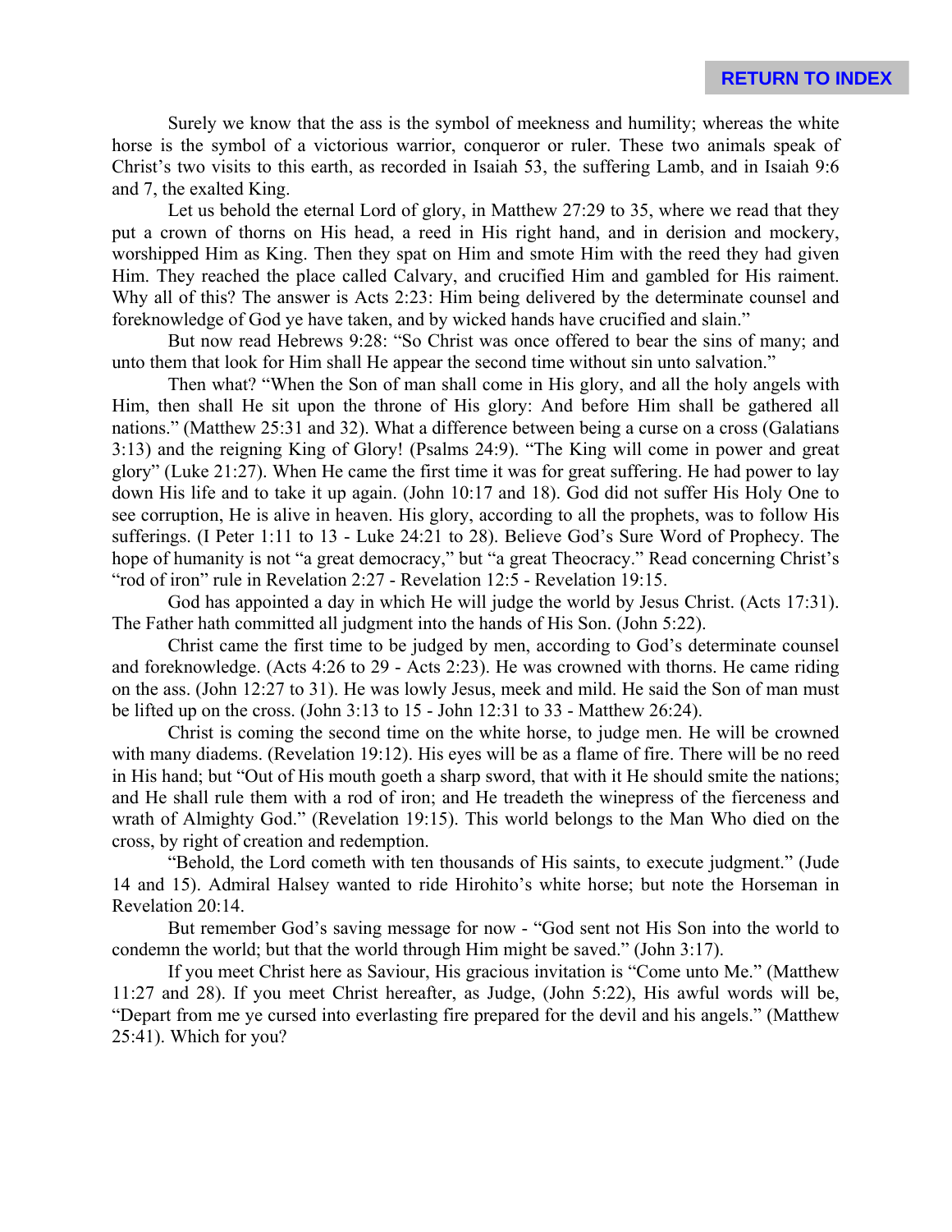Surely we know that the ass is the symbol of meekness and humility; whereas the white horse is the symbol of a victorious warrior, conqueror or ruler. These two animals speak of Christ's two visits to this earth, as recorded in Isaiah 53, the suffering Lamb, and in Isaiah 9:6 and 7, the exalted King.

Let us behold the eternal Lord of glory, in Matthew 27:29 to 35, where we read that they put a crown of thorns on His head, a reed in His right hand, and in derision and mockery, worshipped Him as King. Then they spat on Him and smote Him with the reed they had given Him. They reached the place called Calvary, and crucified Him and gambled for His raiment. Why all of this? The answer is Acts 2:23: Him being delivered by the determinate counsel and foreknowledge of God ye have taken, and by wicked hands have crucified and slain."

But now read Hebrews 9:28: "So Christ was once offered to bear the sins of many; and unto them that look for Him shall He appear the second time without sin unto salvation."

Then what? "When the Son of man shall come in His glory, and all the holy angels with Him, then shall He sit upon the throne of His glory: And before Him shall be gathered all nations." (Matthew 25:31 and 32). What a difference between being a curse on a cross (Galatians 3:13) and the reigning King of Glory! (Psalms 24:9). "The King will come in power and great glory" (Luke 21:27). When He came the first time it was for great suffering. He had power to lay down His life and to take it up again. (John 10:17 and 18). God did not suffer His Holy One to see corruption, He is alive in heaven. His glory, according to all the prophets, was to follow His sufferings. (I Peter 1:11 to 13 - Luke 24:21 to 28). Believe God's Sure Word of Prophecy. The hope of humanity is not "a great democracy," but "a great Theocracy." Read concerning Christ's "rod of iron" rule in Revelation 2:27 - Revelation 12:5 - Revelation 19:15.

God has appointed a day in which He will judge the world by Jesus Christ. (Acts 17:31). The Father hath committed all judgment into the hands of His Son. (John 5:22).

Christ came the first time to be judged by men, according to God's determinate counsel and foreknowledge. (Acts 4:26 to 29 - Acts 2:23). He was crowned with thorns. He came riding on the ass. (John 12:27 to 31). He was lowly Jesus, meek and mild. He said the Son of man must be lifted up on the cross. (John 3:13 to 15 - John 12:31 to 33 - Matthew 26:24).

Christ is coming the second time on the white horse, to judge men. He will be crowned with many diadems. (Revelation 19:12). His eyes will be as a flame of fire. There will be no reed in His hand; but "Out of His mouth goeth a sharp sword, that with it He should smite the nations; and He shall rule them with a rod of iron; and He treadeth the winepress of the fierceness and wrath of Almighty God." (Revelation 19:15). This world belongs to the Man Who died on the cross, by right of creation and redemption.

"Behold, the Lord cometh with ten thousands of His saints, to execute judgment." (Jude 14 and 15). Admiral Halsey wanted to ride Hirohito's white horse; but note the Horseman in Revelation 20:14.

But remember God's saving message for now - "God sent not His Son into the world to condemn the world; but that the world through Him might be saved." (John 3:17).

If you meet Christ here as Saviour, His gracious invitation is "Come unto Me." (Matthew 11:27 and 28). If you meet Christ hereafter, as Judge, (John 5:22), His awful words will be, "Depart from me ye cursed into everlasting fire prepared for the devil and his angels." (Matthew 25:41). Which for you?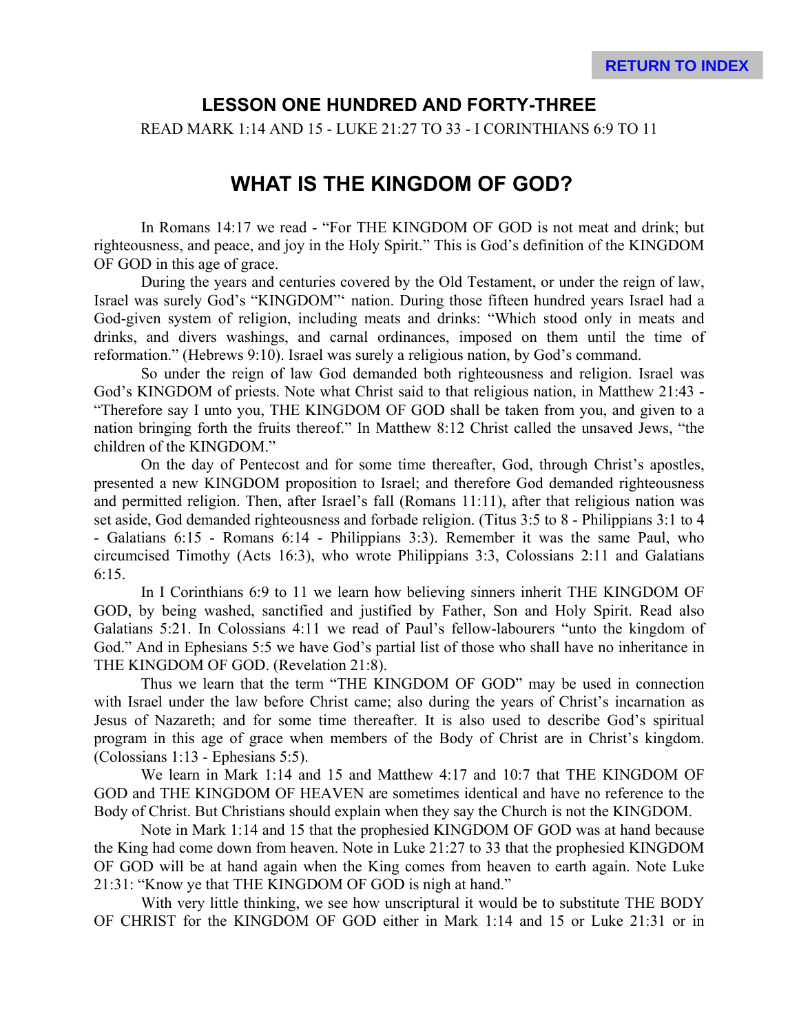## LESSON ONE HUNDRED AND FORTY-THREE

READ MARK 1:14 AND 15 - LUKE 21:27 TO 33 - I CORINTHIANS 6:9 TO 11

# WHAT IS THE KINGDOM OF GOD?

In Romans 14:17 we read - "For THE KINGDOM OF GOD is not meat and drink; but righteousness, and peace, and joy in the Holy Spirit." This is God's definition of the KINGDOM OF GOD in this age of grace.

During the years and centuries covered by the Old Testament, or under the reign of law, Israel was surely God's "KINGDOM"' nation. During those fifteen hundred years Israel had a God-given system of religion, including meats and drinks: "Which stood only in meats and drinks, and divers washings, and carnal ordinances, imposed on them until the time of reformation." (Hebrews 9:10). Israel was surely a religious nation, by God's command.

So under the reign of law God demanded both righteousness and religion. Israel was God's KINGDOM of priests. Note what Christ said to that religious nation, in Matthew 21:43 - "Therefore say I unto you, THE KINGDOM OF GOD shall be taken from you, and given to a nation bringing forth the fruits thereof." In Matthew 8:12 Christ called the unsaved Jews, "the children of the KINGDOM."

On the day of Pentecost and for some time thereafter, God, through Christ's apostles, presented a new KINGDOM proposition to Israel; and therefore God demanded righteousness and permitted religion. Then, after Israel's fall (Romans 11:11), after that religious nation was set aside, God demanded righteousness and forbade religion. (Titus 3:5 to 8 - Philippians 3:1 to 4 - Galatians 6:15 - Romans 6:14 - Philippians 3:3). Remember it was the same Paul, who circumcised Timothy (Acts 16:3), who wrote Philippians 3:3, Colossians 2:11 and Galatians 6:15.

In I Corinthians 6:9 to 11 we learn how believing sinners inherit THE KINGDOM OF GOD, by being washed, sanctified and justified by Father, Son and Holy Spirit. Read also Galatians 5:21. In Colossians 4:11 we read of Paul's fellow-labourers "unto the kingdom of God." And in Ephesians 5:5 we have God's partial list of those who shall have no inheritance in THE KINGDOM OF GOD. (Revelation 21:8).

Thus we learn that the term "THE KINGDOM OF GOD" may be used in connection with Israel under the law before Christ came; also during the years of Christ's incarnation as Jesus of Nazareth; and for some time thereafter. It is also used to describe God's spiritual program in this age of grace when members of the Body of Christ are in Christ's kingdom. (Colossians 1:13 - Ephesians 5:5).

We learn in Mark 1:14 and 15 and Matthew 4:17 and 10:7 that THE KINGDOM OF GOD and THE KINGDOM OF HEAVEN are sometimes identical and have no reference to the Body of Christ. But Christians should explain when they say the Church is not the KINGDOM.

Note in Mark 1:14 and 15 that the prophesied KINGDOM OF GOD was at hand because the King had come down from heaven. Note in Luke 21:27 to 33 that the prophesied KINGDOM OF GOD will be at hand again when the King comes from heaven to earth again. Note Luke 21:31: "Know ye that THE KINGDOM OF GOD is nigh at hand."

With very little thinking, we see how unscriptural it would be to substitute THE BODY OF CHRIST for the KINGDOM OF GOD either in Mark 1:14 and 15 or Luke 21:31 or in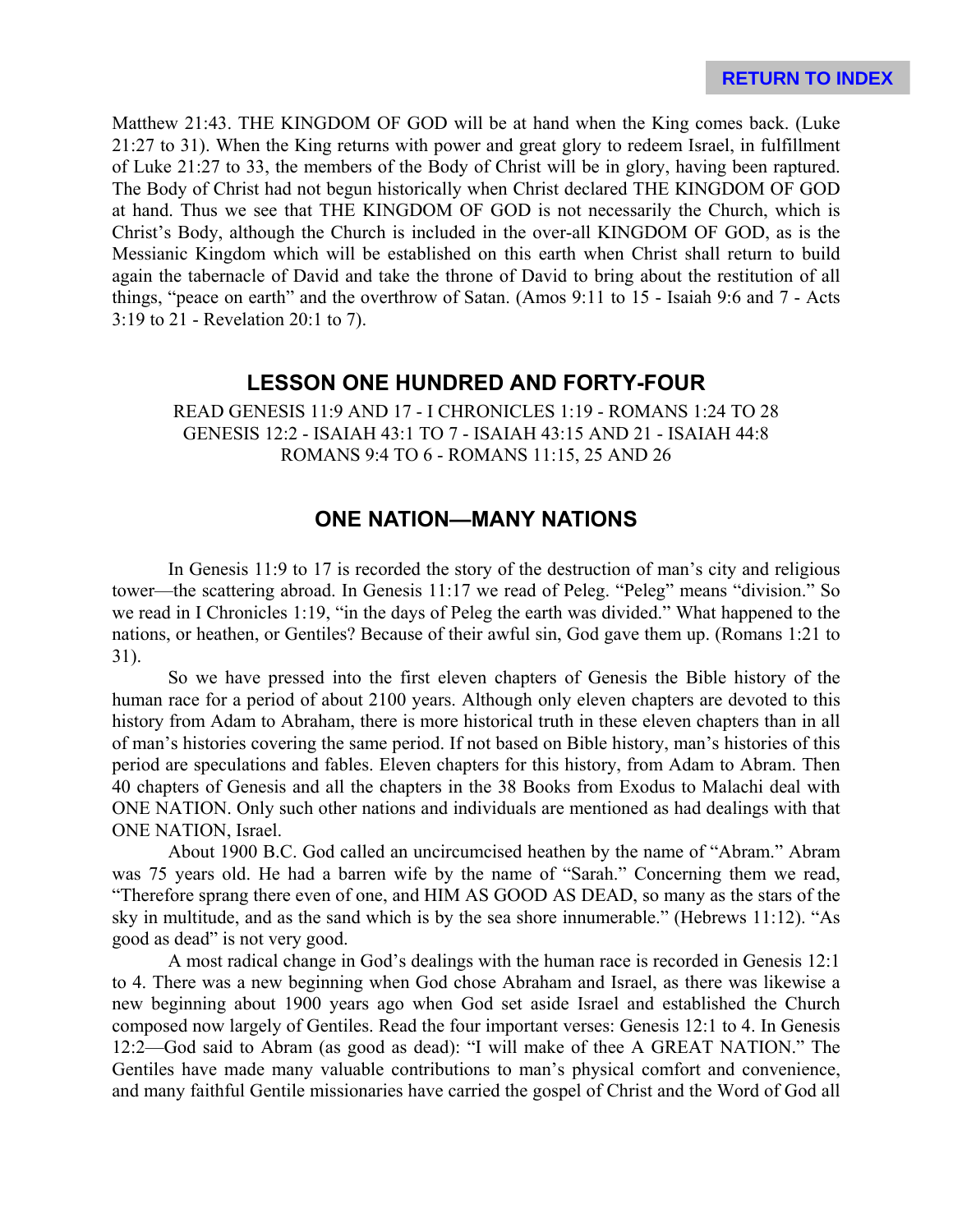Matthew 21:43. THE KINGDOM OF GOD will be at hand when the King comes back. (Luke 21:27 to 31). When the King returns with power and great glory to redeem Israel, in fulfillment of Luke 21:27 to 33, the members of the Body of Christ will be in glory, having been raptured. The Body of Christ had not begun historically when Christ declared THE KINGDOM OF GOD at hand. Thus we see that THE KINGDOM OF GOD is not necessarily the Church, which is Christ's Body, although the Church is included in the over-all KINGDOM OF GOD, as is the Messianic Kingdom which will be established on this earth when Christ shall return to build again the tabernacle of David and take the throne of David to bring about the restitution of all things, "peace on earth" and the overthrow of Satan. (Amos 9:11 to 15 - Isaiah 9:6 and 7 - Acts 3:19 to 21 - Revelation 20:1 to 7).

## LESSON ONE HUNDRED AND FORTY-FOUR

READ GENESIS 11:9 AND 17 - I CHRONICLES 1:19 - ROMANS 1:24 TO 28
GENESIS 12:2 - ISAIAH 43:1 TO 7 - ISAIAH 43:15 AND 21 - ISAIAH 44:8
ROMANS 9:4 TO 6 - ROMANS 11:15, 25 AND 26

## ONE NATION—MANY NATIONS

In Genesis 11:9 to 17 is recorded the story of the destruction of man's city and religious tower—the scattering abroad. In Genesis 11:17 we read of Peleg. "Peleg" means "division." So we read in I Chronicles 1:19, "in the days of Peleg the earth was divided." What happened to the nations, or heathen, or Gentiles? Because of their awful sin, God gave them up. (Romans 1:21 to 31).

So we have pressed into the first eleven chapters of Genesis the Bible history of the human race for a period of about 2100 years. Although only eleven chapters are devoted to this history from Adam to Abraham, there is more historical truth in these eleven chapters than in all of man's histories covering the same period. If not based on Bible history, man's histories of this period are speculations and fables. Eleven chapters for this history, from Adam to Abram. Then 40 chapters of Genesis and all the chapters in the 38 Books from Exodus to Malachi deal with ONE NATION. Only such other nations and individuals are mentioned as had dealings with that ONE NATION, Israel.

About 1900 B.C. God called an uncircumcised heathen by the name of "Abram." Abram was 75 years old. He had a barren wife by the name of "Sarah." Concerning them we read, "Therefore sprang there even of one, and HIM AS GOOD AS DEAD, so many as the stars of the sky in multitude, and as the sand which is by the sea shore innumerable." (Hebrews 11:12). "As good as dead" is not very good.

A most radical change in God's dealings with the human race is recorded in Genesis 12:1 to 4. There was a new beginning when God chose Abraham and Israel, as there was likewise a new beginning about 1900 years ago when God set aside Israel and established the Church composed now largely of Gentiles. Read the four important verses: Genesis 12:1 to 4. In Genesis 12:2—God said to Abram (as good as dead): "I will make of thee A GREAT NATION." The Gentiles have made many valuable contributions to man's physical comfort and convenience, and many faithful Gentile missionaries have carried the gospel of Christ and the Word of God all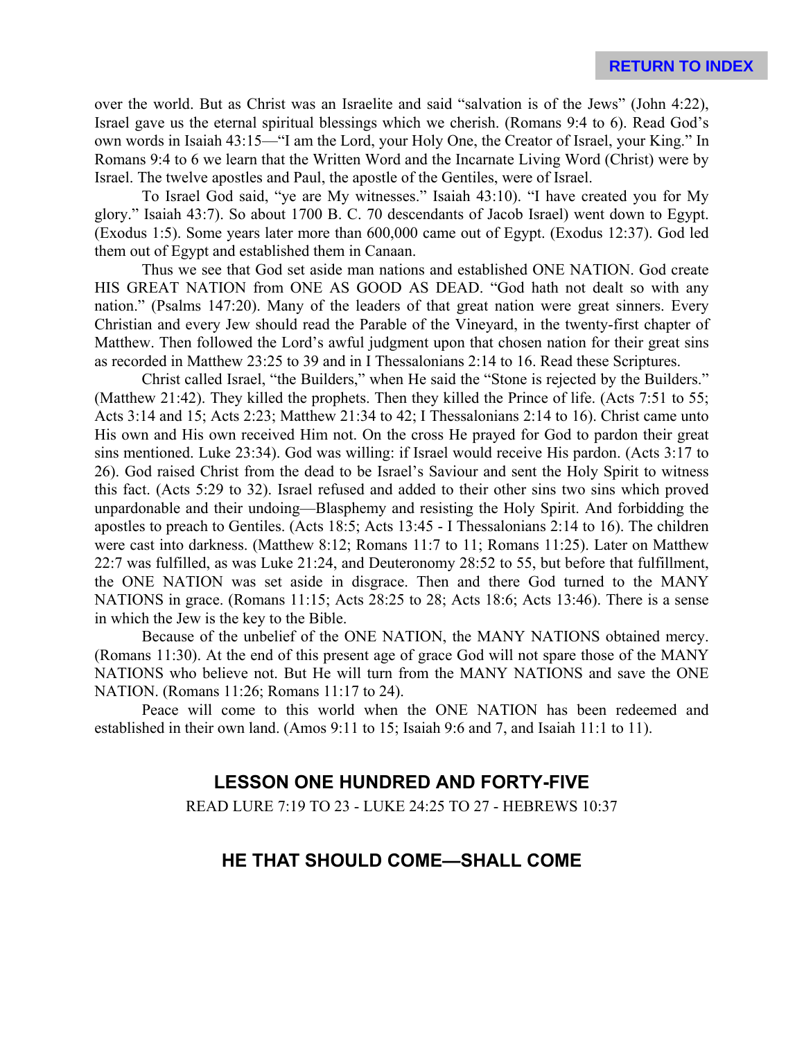over the world. But as Christ was an Israelite and said "salvation is of the Jews" (John 4:22), Israel gave us the eternal spiritual blessings which we cherish. (Romans 9:4 to 6). Read God's own words in Isaiah 43:15—"I am the Lord, your Holy One, the Creator of Israel, your King." In Romans 9:4 to 6 we learn that the Written Word and the Incarnate Living Word (Christ) were by Israel. The twelve apostles and Paul, the apostle of the Gentiles, were of Israel.

To Israel God said, "ye are My witnesses." Isaiah 43:10). "I have created you for My glory." Isaiah 43:7). So about 1700 B. C. 70 descendants of Jacob Israel) went down to Egypt. (Exodus 1:5). Some years later more than 600,000 came out of Egypt. (Exodus 12:37). God led them out of Egypt and established them in Canaan.

Thus we see that God set aside man nations and established ONE NATION. God create HIS GREAT NATION from ONE AS GOOD AS DEAD. "God hath not dealt so with any nation." (Psalms 147:20). Many of the leaders of that great nation were great sinners. Every Christian and every Jew should read the Parable of the Vineyard, in the twenty-first chapter of Matthew. Then followed the Lord's awful judgment upon that chosen nation for their great sins as recorded in Matthew 23:25 to 39 and in I Thessalonians 2:14 to 16. Read these Scriptures.

Christ called Israel, "the Builders," when He said the "Stone is rejected by the Builders." (Matthew 21:42). They killed the prophets. Then they killed the Prince of life. (Acts 7:51 to 55; Acts 3:14 and 15; Acts 2:23; Matthew 21:34 to 42; I Thessalonians 2:14 to 16). Christ came unto His own and His own received Him not. On the cross He prayed for God to pardon their great sins mentioned. Luke 23:34). God was willing: if Israel would receive His pardon. (Acts 3:17 to 26). God raised Christ from the dead to be Israel's Saviour and sent the Holy Spirit to witness this fact. (Acts 5:29 to 32). Israel refused and added to their other sins two sins which proved unpardonable and their undoing—Blasphemy and resisting the Holy Spirit. And forbidding the apostles to preach to Gentiles. (Acts 18:5; Acts 13:45 - I Thessalonians 2:14 to 16). The children were cast into darkness. (Matthew 8:12; Romans 11:7 to 11; Romans 11:25). Later on Matthew 22:7 was fulfilled, as was Luke 21:24, and Deuteronomy 28:52 to 55, but before that fulfillment, the ONE NATION was set aside in disgrace. Then and there God turned to the MANY NATIONS in grace. (Romans 11:15; Acts 28:25 to 28; Acts 18:6; Acts 13:46). There is a sense in which the Jew is the key to the Bible.

Because of the unbelief of the ONE NATION, the MANY NATIONS obtained mercy. (Romans 11:30). At the end of this present age of grace God will not spare those of the MANY NATIONS who believe not. But He will turn from the MANY NATIONS and save the ONE NATION. (Romans 11:26; Romans 11:17 to 24).

Peace will come to this world when the ONE NATION has been redeemed and established in their own land. (Amos 9:11 to 15; Isaiah 9:6 and 7, and Isaiah 11:1 to 11).

## LESSON ONE HUNDRED AND FORTY-FIVE

READ LURE 7:19 TO 23 - LUKE 24:25 TO 27 - HEBREWS 10:37

## HE THAT SHOULD COME—SHALL COME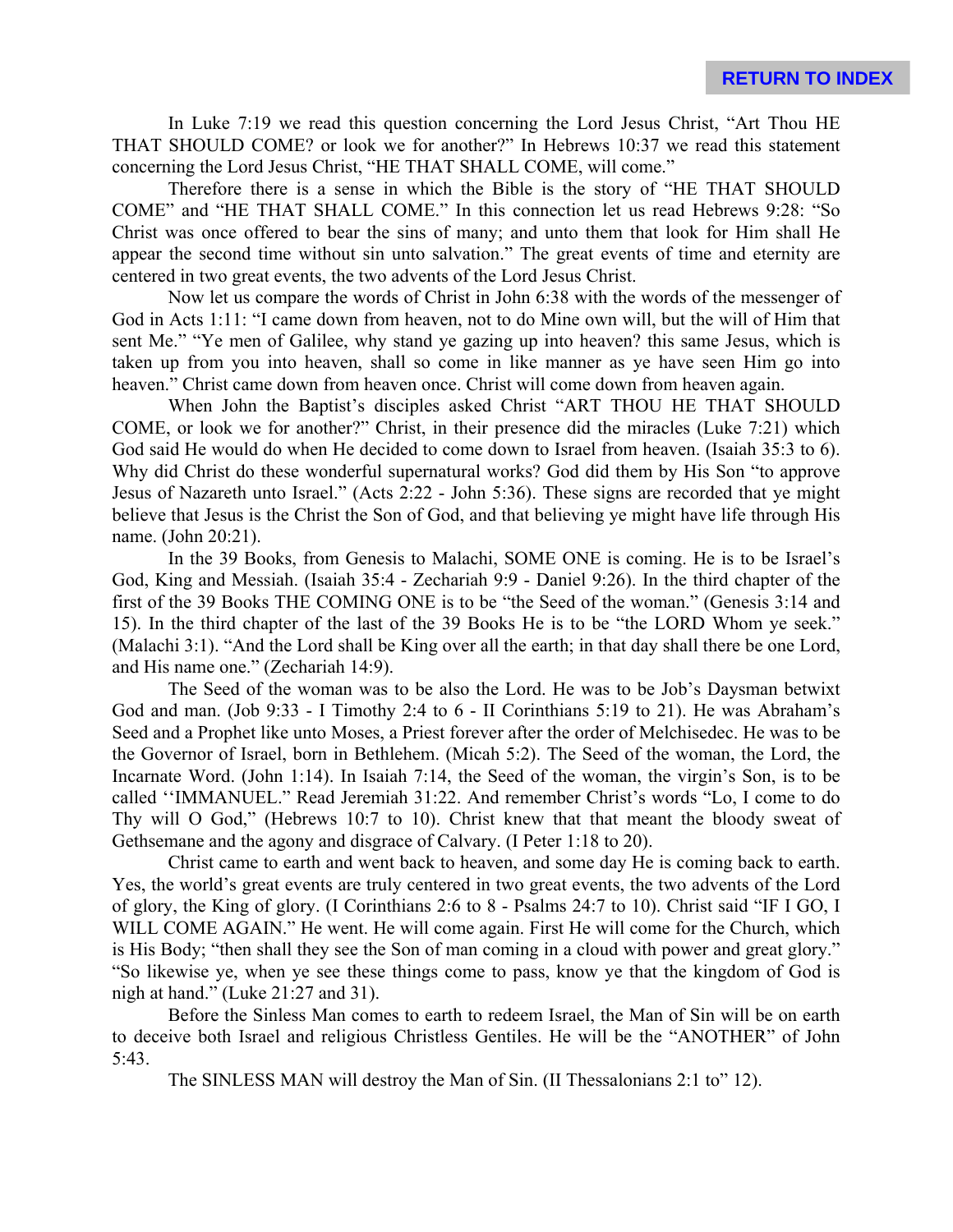In Luke 7:19 we read this question concerning the Lord Jesus Christ, "Art Thou HE THAT SHOULD COME? or look we for another?" In Hebrews 10:37 we read this statement concerning the Lord Jesus Christ, "HE THAT SHALL COME, will come."

Therefore there is a sense in which the Bible is the story of "HE THAT SHOULD COME" and "HE THAT SHALL COME." In this connection let us read Hebrews 9:28: "So Christ was once offered to bear the sins of many; and unto them that look for Him shall He appear the second time without sin unto salvation." The great events of time and eternity are centered in two great events, the two advents of the Lord Jesus Christ.

Now let us compare the words of Christ in John 6:38 with the words of the messenger of God in Acts 1:11: "I came down from heaven, not to do Mine own will, but the will of Him that sent Me." "Ye men of Galilee, why stand ye gazing up into heaven? this same Jesus, which is taken up from you into heaven, shall so come in like manner as ye have seen Him go into heaven." Christ came down from heaven once. Christ will come down from heaven again.

When John the Baptist's disciples asked Christ "ART THOU HE THAT SHOULD COME, or look we for another?" Christ, in their presence did the miracles (Luke 7:21) which God said He would do when He decided to come down to Israel from heaven. (Isaiah 35:3 to 6). Why did Christ do these wonderful supernatural works? God did them by His Son "to approve Jesus of Nazareth unto Israel." (Acts 2:22 - John 5:36). These signs are recorded that ye might believe that Jesus is the Christ the Son of God, and that believing ye might have life through His name. (John 20:21).

In the 39 Books, from Genesis to Malachi, SOME ONE is coming. He is to be Israel's God, King and Messiah. (Isaiah 35:4 - Zechariah 9:9 - Daniel 9:26). In the third chapter of the first of the 39 Books THE COMING ONE is to be "the Seed of the woman." (Genesis 3:14 and 15). In the third chapter of the last of the 39 Books He is to be "the LORD Whom ye seek." (Malachi 3:1). "And the Lord shall be King over all the earth; in that day shall there be one Lord, and His name one." (Zechariah 14:9).

The Seed of the woman was to be also the Lord. He was to be Job's Daysman betwixt God and man. (Job 9:33 - I Timothy 2:4 to 6 - II Corinthians 5:19 to 21). He was Abraham's Seed and a Prophet like unto Moses, a Priest forever after the order of Melchisedec. He was to be the Governor of Israel, born in Bethlehem. (Micah 5:2). The Seed of the woman, the Lord, the Incarnate Word. (John 1:14). In Isaiah 7:14, the Seed of the woman, the virgin's Son, is to be called ''IMMANUEL." Read Jeremiah 31:22. And remember Christ's words "Lo, I come to do Thy will O God," (Hebrews 10:7 to 10). Christ knew that that meant the bloody sweat of Gethsemane and the agony and disgrace of Calvary. (I Peter 1:18 to 20).

Christ came to earth and went back to heaven, and some day He is coming back to earth. Yes, the world's great events are truly centered in two great events, the two advents of the Lord of glory, the King of glory. (I Corinthians 2:6 to 8 - Psalms 24:7 to 10). Christ said "IF I GO, I WILL COME AGAIN." He went. He will come again. First He will come for the Church, which is His Body; "then shall they see the Son of man coming in a cloud with power and great glory." "So likewise ye, when ye see these things come to pass, know ye that the kingdom of God is nigh at hand." (Luke 21:27 and 31).

Before the Sinless Man comes to earth to redeem Israel, the Man of Sin will be on earth to deceive both Israel and religious Christless Gentiles. He will be the "ANOTHER" of John 5:43.

The SINLESS MAN will destroy the Man of Sin. (II Thessalonians 2:1 to" 12).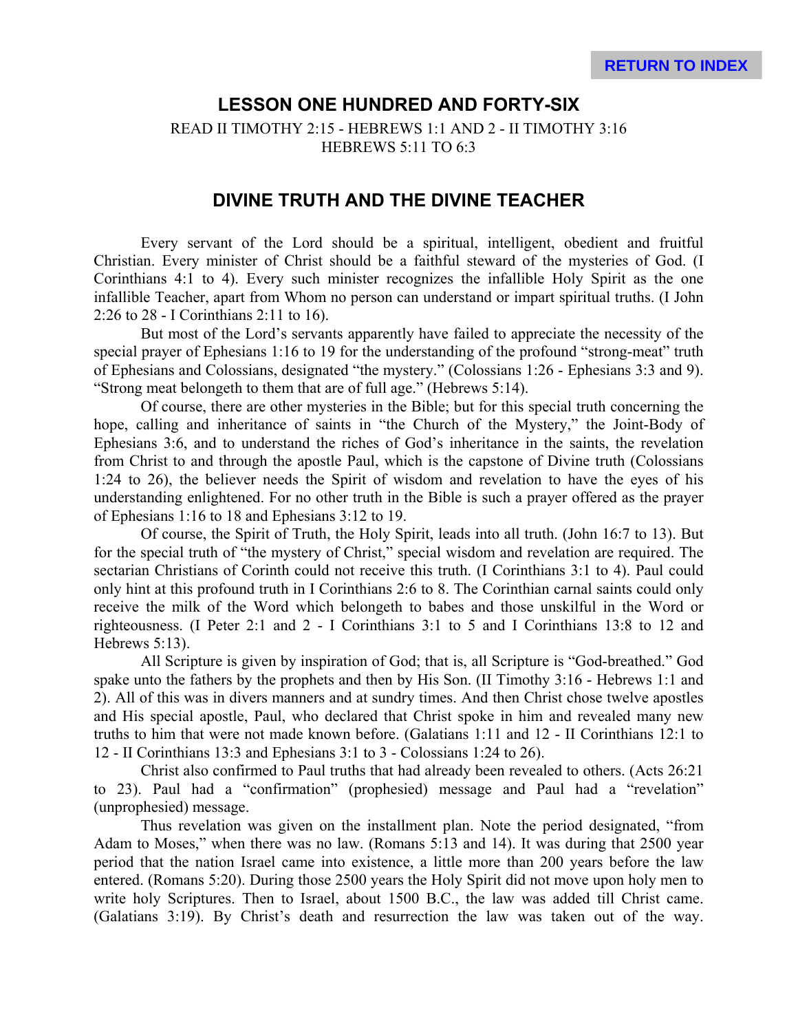# LESSON ONE HUNDRED AND FORTY-SIX

READ II TIMOTHY 2:15 - HEBREWS 1:1 AND 2 - II TIMOTHY 3:16
HEBREWS 5:11 TO 6:3

## DIVINE TRUTH AND THE DIVINE TEACHER

Every servant of the Lord should be a spiritual, intelligent, obedient and fruitful Christian. Every minister of Christ should be a faithful steward of the mysteries of God. (I Corinthians 4:1 to 4). Every such minister recognizes the infallible Holy Spirit as the one infallible Teacher, apart from Whom no person can understand or impart spiritual truths. (I John 2:26 to 28 - I Corinthians 2:11 to 16).

But most of the Lord's servants apparently have failed to appreciate the necessity of the special prayer of Ephesians 1:16 to 19 for the understanding of the profound "strong-meat" truth of Ephesians and Colossians, designated "the mystery." (Colossians 1:26 - Ephesians 3:3 and 9). "Strong meat belongeth to them that are of full age." (Hebrews 5:14).

Of course, there are other mysteries in the Bible; but for this special truth concerning the hope, calling and inheritance of saints in "the Church of the Mystery," the Joint-Body of Ephesians 3:6, and to understand the riches of God's inheritance in the saints, the revelation from Christ to and through the apostle Paul, which is the capstone of Divine truth (Colossians 1:24 to 26), the believer needs the Spirit of wisdom and revelation to have the eyes of his understanding enlightened. For no other truth in the Bible is such a prayer offered as the prayer of Ephesians 1:16 to 18 and Ephesians 3:12 to 19.

Of course, the Spirit of Truth, the Holy Spirit, leads into all truth. (John 16:7 to 13). But for the special truth of "the mystery of Christ," special wisdom and revelation are required. The sectarian Christians of Corinth could not receive this truth. (I Corinthians 3:1 to 4). Paul could only hint at this profound truth in I Corinthians 2:6 to 8. The Corinthian carnal saints could only receive the milk of the Word which belongeth to babes and those unskilful in the Word or righteousness. (I Peter 2:1 and 2 - I Corinthians 3:1 to 5 and I Corinthians 13:8 to 12 and Hebrews 5:13).

All Scripture is given by inspiration of God; that is, all Scripture is "God-breathed." God spake unto the fathers by the prophets and then by His Son. (II Timothy 3:16 - Hebrews 1:1 and 2). All of this was in divers manners and at sundry times. And then Christ chose twelve apostles and His special apostle, Paul, who declared that Christ spoke in him and revealed many new truths to him that were not made known before. (Galatians 1:11 and 12 - II Corinthians 12:1 to 12 - II Corinthians 13:3 and Ephesians 3:1 to 3 - Colossians 1:24 to 26).

Christ also confirmed to Paul truths that had already been revealed to others. (Acts 26:21 to 23). Paul had a "confirmation" (prophesied) message and Paul had a "revelation" (unprophesied) message.

Thus revelation was given on the installment plan. Note the period designated, "from Adam to Moses," when there was no law. (Romans 5:13 and 14). It was during that 2500 year period that the nation Israel came into existence, a little more than 200 years before the law entered. (Romans 5:20). During those 2500 years the Holy Spirit did not move upon holy men to write holy Scriptures. Then to Israel, about 1500 B.C., the law was added till Christ came. (Galatians 3:19). By Christ's death and resurrection the law was taken out of the way.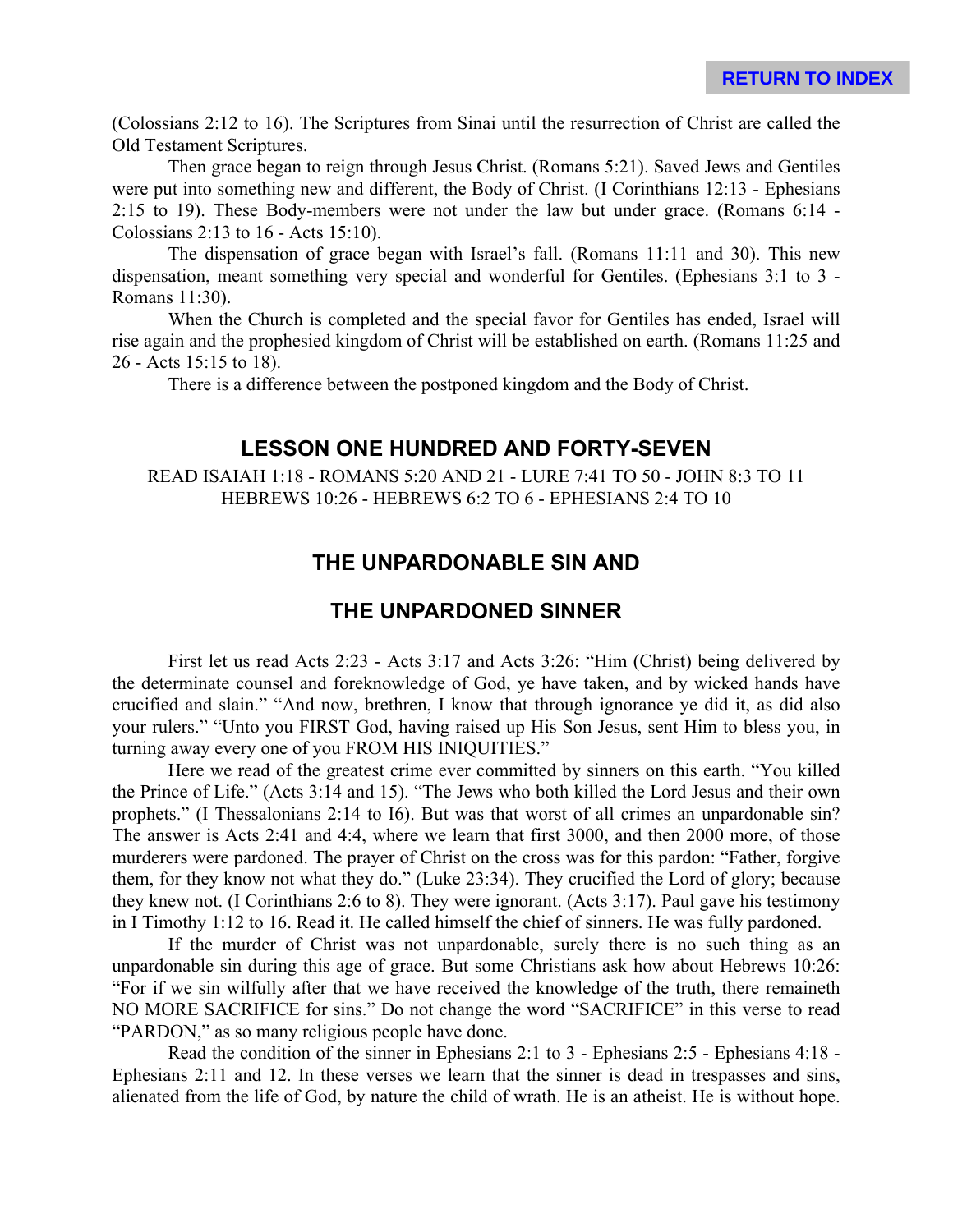(Colossians 2:12 to 16). The Scriptures from Sinai until the resurrection of Christ are called the Old Testament Scriptures.

Then grace began to reign through Jesus Christ. (Romans 5:21). Saved Jews and Gentiles were put into something new and different, the Body of Christ. (I Corinthians 12:13 - Ephesians 2:15 to 19). These Body-members were not under the law but under grace. (Romans 6:14 - Colossians 2:13 to 16 - Acts 15:10).

The dispensation of grace began with Israel's fall. (Romans 11:11 and 30). This new dispensation, meant something very special and wonderful for Gentiles. (Ephesians 3:1 to 3 - Romans 11:30).

When the Church is completed and the special favor for Gentiles has ended, Israel will rise again and the prophesied kingdom of Christ will be established on earth. (Romans 11:25 and 26 - Acts 15:15 to 18).

There is a difference between the postponed kingdom and the Body of Christ.

## LESSON ONE HUNDRED AND FORTY-SEVEN

READ ISAIAH 1:18 - ROMANS 5:20 AND 21 - LURE 7:41 TO 50 - JOHN 8:3 TO 11
HEBREWS 10:26 - HEBREWS 6:2 TO 6 - EPHESIANS 2:4 TO 10

## THE UNPARDONABLE SIN AND

## THE UNPARDONED SINNER

First let us read Acts 2:23 - Acts 3:17 and Acts 3:26: "Him (Christ) being delivered by the determinate counsel and foreknowledge of God, ye have taken, and by wicked hands have crucified and slain." "And now, brethren, I know that through ignorance ye did it, as did also your rulers." "Unto you FIRST God, having raised up His Son Jesus, sent Him to bless you, in turning away every one of you FROM HIS INIQUITIES."

Here we read of the greatest crime ever committed by sinners on this earth. "You killed the Prince of Life." (Acts 3:14 and 15). "The Jews who both killed the Lord Jesus and their own prophets." (I Thessalonians 2:14 to I6). But was that worst of all crimes an unpardonable sin? The answer is Acts 2:41 and 4:4, where we learn that first 3000, and then 2000 more, of those murderers were pardoned. The prayer of Christ on the cross was for this pardon: "Father, forgive them, for they know not what they do." (Luke 23:34). They crucified the Lord of glory; because they knew not. (I Corinthians 2:6 to 8). They were ignorant. (Acts 3:17). Paul gave his testimony in I Timothy 1:12 to 16. Read it. He called himself the chief of sinners. He was fully pardoned.

If the murder of Christ was not unpardonable, surely there is no such thing as an unpardonable sin during this age of grace. But some Christians ask how about Hebrews 10:26: "For if we sin wilfully after that we have received the knowledge of the truth, there remaineth NO MORE SACRIFICE for sins." Do not change the word "SACRIFICE" in this verse to read "PARDON," as so many religious people have done.

Read the condition of the sinner in Ephesians 2:1 to 3 - Ephesians 2:5 - Ephesians 4:18 - Ephesians 2:11 and 12. In these verses we learn that the sinner is dead in trespasses and sins, alienated from the life of God, by nature the child of wrath. He is an atheist. He is without hope.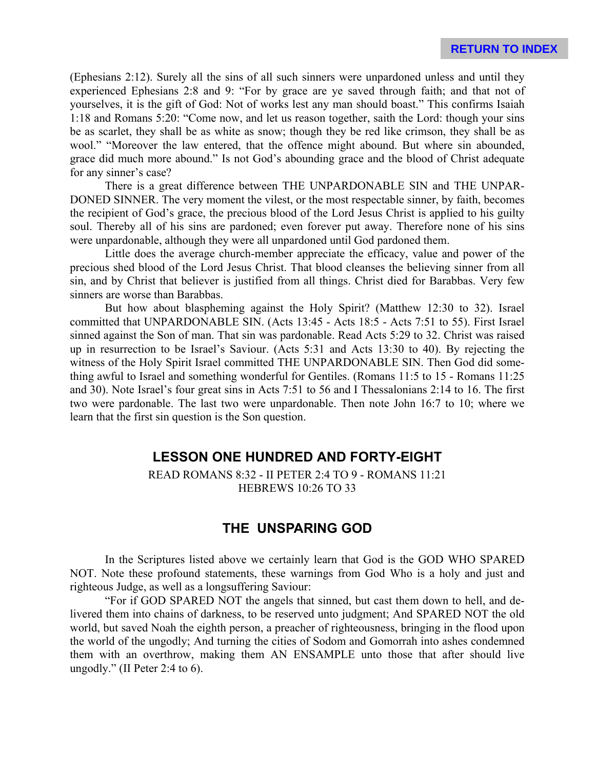(Ephesians 2:12). Surely all the sins of all such sinners were unpardoned unless and until they experienced Ephesians 2:8 and 9: "For by grace are ye saved through faith; and that not of yourselves, it is the gift of God: Not of works lest any man should boast." This confirms Isaiah 1:18 and Romans 5:20: "Come now, and let us reason together, saith the Lord: though your sins be as scarlet, they shall be as white as snow; though they be red like crimson, they shall be as wool." "Moreover the law entered, that the offence might abound. But where sin abounded, grace did much more abound." Is not God's abounding grace and the blood of Christ adequate for any sinner's case?

There is a great difference between THE UNPARDONABLE SIN and THE UNPARDONED SINNER. The very moment the vilest, or the most respectable sinner, by faith, becomes the recipient of God's grace, the precious blood of the Lord Jesus Christ is applied to his guilty soul. Thereby all of his sins are pardoned; even forever put away. Therefore none of his sins were unpardonable, although they were all unpardoned until God pardoned them.

Little does the average church-member appreciate the efficacy, value and power of the precious shed blood of the Lord Jesus Christ. That blood cleanses the believing sinner from all sin, and by Christ that believer is justified from all things. Christ died for Barabbas. Very few sinners are worse than Barabbas.

But how about blaspheming against the Holy Spirit? (Matthew 12:30 to 32). Israel committed that UNPARDONABLE SIN. (Acts 13:45 - Acts 18:5 - Acts 7:51 to 55). First Israel sinned against the Son of man. That sin was pardonable. Read Acts 5:29 to 32. Christ was raised up in resurrection to be Israel's Saviour. (Acts 5:31 and Acts 13:30 to 40). By rejecting the witness of the Holy Spirit Israel committed THE UNPARDONABLE SIN. Then God did something awful to Israel and something wonderful for Gentiles. (Romans 11:5 to 15 - Romans 11:25 and 30). Note Israel's four great sins in Acts 7:51 to 56 and I Thessalonians 2:14 to 16. The first two were pardonable. The last two were unpardonable. Then note John 16:7 to 10; where we learn that the first sin question is the Son question.

## LESSON ONE HUNDRED AND FORTY-EIGHT

READ ROMANS 8:32 - II PETER 2:4 TO 9 - ROMANS 11:21
HEBREWS 10:26 TO 33

## THE UNSPARING GOD

In the Scriptures listed above we certainly learn that God is the GOD WHO SPARED NOT. Note these profound statements, these warnings from God Who is a holy and just and righteous Judge, as well as a longsuffering Saviour:

"For if GOD SPARED NOT the angels that sinned, but cast them down to hell, and delivered them into chains of darkness, to be reserved unto judgment; And SPARED NOT the old world, but saved Noah the eighth person, a preacher of righteousness, bringing in the flood upon the world of the ungodly; And turning the cities of Sodom and Gomorrah into ashes condemned them with an overthrow, making them AN ENSAMPLE unto those that after should live ungodly." (II Peter 2:4 to 6).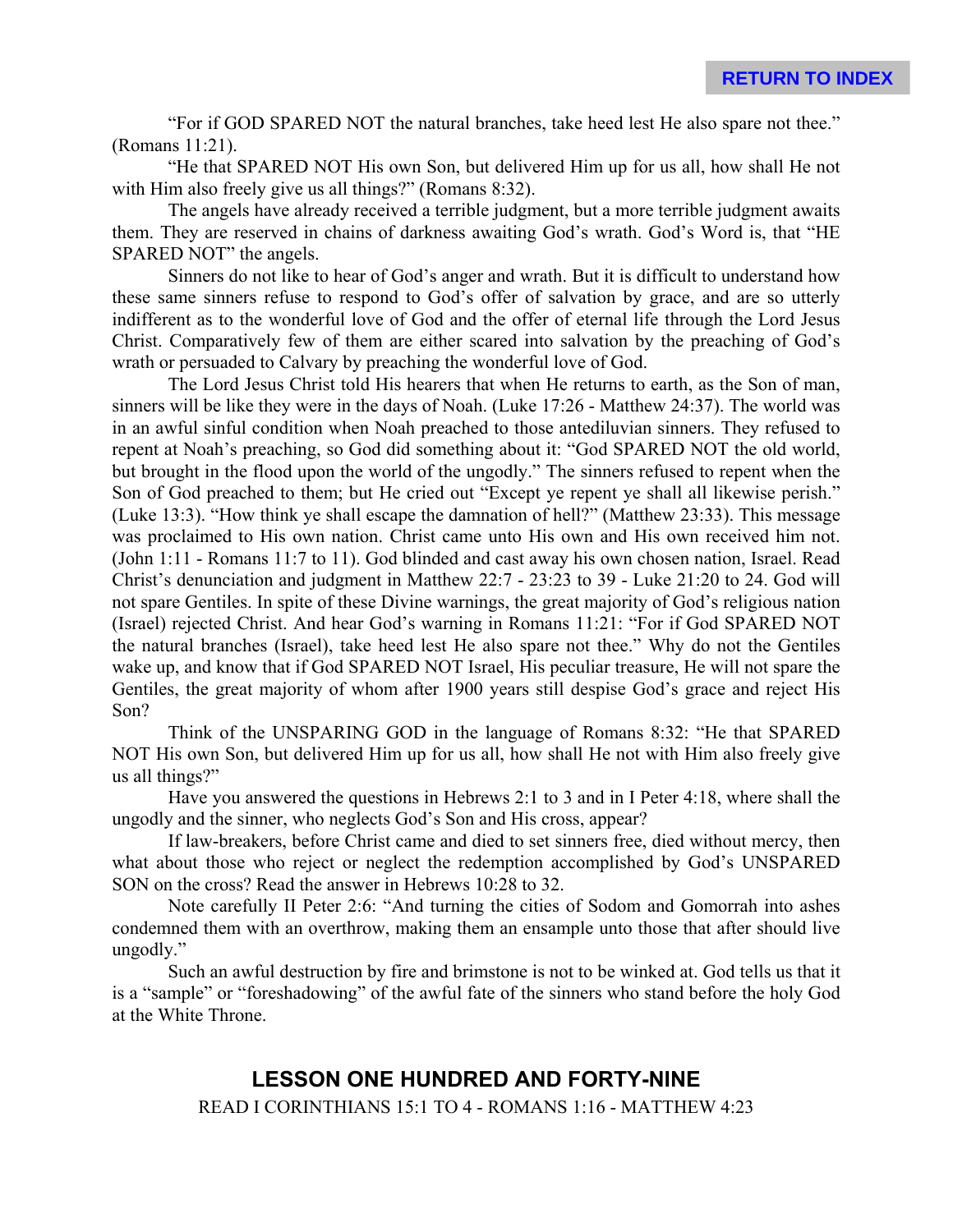"For if GOD SPARED NOT the natural branches, take heed lest He also spare not thee." (Romans 11:21).

"He that SPARED NOT His own Son, but delivered Him up for us all, how shall He not with Him also freely give us all things?" (Romans 8:32).

The angels have already received a terrible judgment, but a more terrible judgment awaits them. They are reserved in chains of darkness awaiting God's wrath. God's Word is, that "HE SPARED NOT" the angels.

Sinners do not like to hear of God's anger and wrath. But it is difficult to understand how these same sinners refuse to respond to God's offer of salvation by grace, and are so utterly indifferent as to the wonderful love of God and the offer of eternal life through the Lord Jesus Christ. Comparatively few of them are either scared into salvation by the preaching of God's wrath or persuaded to Calvary by preaching the wonderful love of God.

The Lord Jesus Christ told His hearers that when He returns to earth, as the Son of man, sinners will be like they were in the days of Noah. (Luke 17:26 - Matthew 24:37). The world was in an awful sinful condition when Noah preached to those antediluvian sinners. They refused to repent at Noah's preaching, so God did something about it: "God SPARED NOT the old world, but brought in the flood upon the world of the ungodly." The sinners refused to repent when the Son of God preached to them; but He cried out "Except ye repent ye shall all likewise perish." (Luke 13:3). "How think ye shall escape the damnation of hell?" (Matthew 23:33). This message was proclaimed to His own nation. Christ came unto His own and His own received him not. (John 1:11 - Romans 11:7 to 11). God blinded and cast away his own chosen nation, Israel. Read Christ's denunciation and judgment in Matthew 22:7 - 23:23 to 39 - Luke 21:20 to 24. God will not spare Gentiles. In spite of these Divine warnings, the great majority of God's religious nation (Israel) rejected Christ. And hear God's warning in Romans 11:21: "For if God SPARED NOT the natural branches (Israel), take heed lest He also spare not thee." Why do not the Gentiles wake up, and know that if God SPARED NOT Israel, His peculiar treasure, He will not spare the Gentiles, the great majority of whom after 1900 years still despise God's grace and reject His Son?

Think of the UNSPARING GOD in the language of Romans 8:32: "He that SPARED NOT His own Son, but delivered Him up for us all, how shall He not with Him also freely give us all things?"

Have you answered the questions in Hebrews 2:1 to 3 and in I Peter 4:18, where shall the ungodly and the sinner, who neglects God's Son and His cross, appear?

If law-breakers, before Christ came and died to set sinners free, died without mercy, then what about those who reject or neglect the redemption accomplished by God's UNSPARED SON on the cross? Read the answer in Hebrews 10:28 to 32.

Note carefully II Peter 2:6: "And turning the cities of Sodom and Gomorrah into ashes condemned them with an overthrow, making them an ensample unto those that after should live ungodly."

Such an awful destruction by fire and brimstone is not to be winked at. God tells us that it is a "sample" or "foreshadowing" of the awful fate of the sinners who stand before the holy God at the White Throne.

## LESSON ONE HUNDRED AND FORTY-NINE

READ I CORINTHIANS 15:1 TO 4 - ROMANS 1:16 - MATTHEW 4:23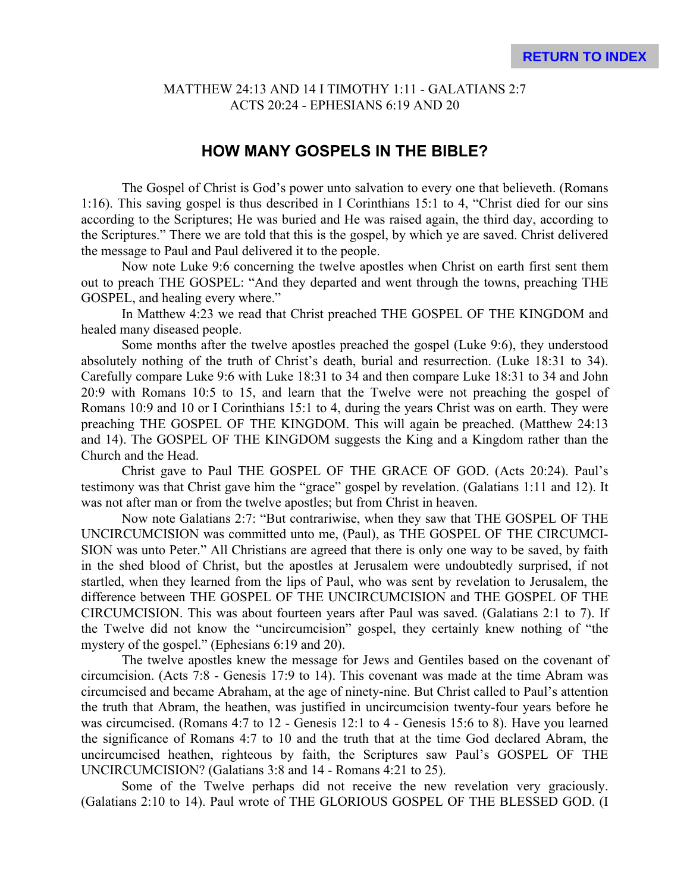MATTHEW 24:13 AND 14 I TIMOTHY 1:11 - GALATIANS 2:7
ACTS 20:24 - EPHESIANS 6:19 AND 20

## HOW MANY GOSPELS IN THE BIBLE?

The Gospel of Christ is God's power unto salvation to every one that believeth. (Romans 1:16). This saving gospel is thus described in I Corinthians 15:1 to 4, "Christ died for our sins according to the Scriptures; He was buried and He was raised again, the third day, according to the Scriptures." There we are told that this is the gospel, by which ye are saved. Christ delivered the message to Paul and Paul delivered it to the people.

Now note Luke 9:6 concerning the twelve apostles when Christ on earth first sent them out to preach THE GOSPEL: "And they departed and went through the towns, preaching THE GOSPEL, and healing every where."

In Matthew 4:23 we read that Christ preached THE GOSPEL OF THE KINGDOM and healed many diseased people.

Some months after the twelve apostles preached the gospel (Luke 9:6), they understood absolutely nothing of the truth of Christ's death, burial and resurrection. (Luke 18:31 to 34). Carefully compare Luke 9:6 with Luke 18:31 to 34 and then compare Luke 18:31 to 34 and John 20:9 with Romans 10:5 to 15, and learn that the Twelve were not preaching the gospel of Romans 10:9 and 10 or I Corinthians 15:1 to 4, during the years Christ was on earth. They were preaching THE GOSPEL OF THE KINGDOM. This will again be preached. (Matthew 24:13 and 14). The GOSPEL OF THE KINGDOM suggests the King and a Kingdom rather than the Church and the Head.

Christ gave to Paul THE GOSPEL OF THE GRACE OF GOD. (Acts 20:24). Paul's testimony was that Christ gave him the "grace" gospel by revelation. (Galatians 1:11 and 12). It was not after man or from the twelve apostles; but from Christ in heaven.

Now note Galatians 2:7: "But contrariwise, when they saw that THE GOSPEL OF THE UNCIRCUMCISION was committed unto me, (Paul), as THE GOSPEL OF THE CIRCUMCISION was unto Peter." All Christians are agreed that there is only one way to be saved, by faith in the shed blood of Christ, but the apostles at Jerusalem were undoubtedly surprised, if not startled, when they learned from the lips of Paul, who was sent by revelation to Jerusalem, the difference between THE GOSPEL OF THE UNCIRCUMCISION and THE GOSPEL OF THE CIRCUMCISION. This was about fourteen years after Paul was saved. (Galatians 2:1 to 7). If the Twelve did not know the "uncircumcision" gospel, they certainly knew nothing of "the mystery of the gospel." (Ephesians 6:19 and 20).

The twelve apostles knew the message for Jews and Gentiles based on the covenant of circumcision. (Acts 7:8 - Genesis 17:9 to 14). This covenant was made at the time Abram was circumcised and became Abraham, at the age of ninety-nine. But Christ called to Paul's attention the truth that Abram, the heathen, was justified in uncircumcision twenty-four years before he was circumcised. (Romans 4:7 to 12 - Genesis 12:1 to 4 - Genesis 15:6 to 8). Have you learned the significance of Romans 4:7 to 10 and the truth that at the time God declared Abram, the uncircumcised heathen, righteous by faith, the Scriptures saw Paul's GOSPEL OF THE UNCIRCUMCISION? (Galatians 3:8 and 14 - Romans 4:21 to 25).

Some of the Twelve perhaps did not receive the new revelation very graciously. (Galatians 2:10 to 14). Paul wrote of THE GLORIOUS GOSPEL OF THE BLESSED GOD. (I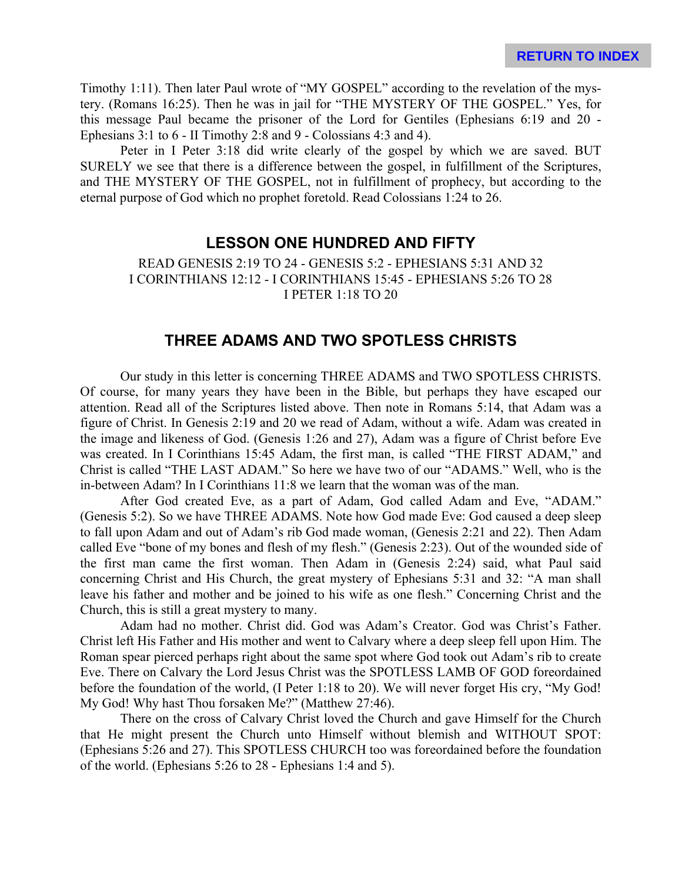Timothy 1:11). Then later Paul wrote of "MY GOSPEL" according to the revelation of the mystery. (Romans 16:25). Then he was in jail for "THE MYSTERY OF THE GOSPEL." Yes, for this message Paul became the prisoner of the Lord for Gentiles (Ephesians 6:19 and 20 - Ephesians 3:1 to 6 - II Timothy 2:8 and 9 - Colossians 4:3 and 4).

Peter in I Peter 3:18 did write clearly of the gospel by which we are saved. BUT SURELY we see that there is a difference between the gospel, in fulfillment of the Scriptures, and THE MYSTERY OF THE GOSPEL, not in fulfillment of prophecy, but according to the eternal purpose of God which no prophet foretold. Read Colossians 1:24 to 26.

## LESSON ONE HUNDRED AND FIFTY

READ GENESIS 2:19 TO 24 - GENESIS 5:2 - EPHESIANS 5:31 AND 32
I CORINTHIANS 12:12 - I CORINTHIANS 15:45 - EPHESIANS 5:26 TO 28
I PETER 1:18 TO 20

## THREE ADAMS AND TWO SPOTLESS CHRISTS

Our study in this letter is concerning THREE ADAMS and TWO SPOTLESS CHRISTS. Of course, for many years they have been in the Bible, but perhaps they have escaped our attention. Read all of the Scriptures listed above. Then note in Romans 5:14, that Adam was a figure of Christ. In Genesis 2:19 and 20 we read of Adam, without a wife. Adam was created in the image and likeness of God. (Genesis 1:26 and 27), Adam was a figure of Christ before Eve was created. In I Corinthians 15:45 Adam, the first man, is called "THE FIRST ADAM," and Christ is called "THE LAST ADAM." So here we have two of our "ADAMS." Well, who is the in-between Adam? In I Corinthians 11:8 we learn that the woman was of the man.

After God created Eve, as a part of Adam, God called Adam and Eve, "ADAM." (Genesis 5:2). So we have THREE ADAMS. Note how God made Eve: God caused a deep sleep to fall upon Adam and out of Adam's rib God made woman, (Genesis 2:21 and 22). Then Adam called Eve "bone of my bones and flesh of my flesh." (Genesis 2:23). Out of the wounded side of the first man came the first woman. Then Adam in (Genesis 2:24) said, what Paul said concerning Christ and His Church, the great mystery of Ephesians 5:31 and 32: "A man shall leave his father and mother and be joined to his wife as one flesh." Concerning Christ and the Church, this is still a great mystery to many.

Adam had no mother. Christ did. God was Adam's Creator. God was Christ's Father. Christ left His Father and His mother and went to Calvary where a deep sleep fell upon Him. The Roman spear pierced perhaps right about the same spot where God took out Adam's rib to create Eve. There on Calvary the Lord Jesus Christ was the SPOTLESS LAMB OF GOD foreordained before the foundation of the world, (I Peter 1:18 to 20). We will never forget His cry, "My God! My God! Why hast Thou forsaken Me?" (Matthew 27:46).

There on the cross of Calvary Christ loved the Church and gave Himself for the Church that He might present the Church unto Himself without blemish and WITHOUT SPOT: (Ephesians 5:26 and 27). This SPOTLESS CHURCH too was foreordained before the foundation of the world. (Ephesians 5:26 to 28 - Ephesians 1:4 and 5).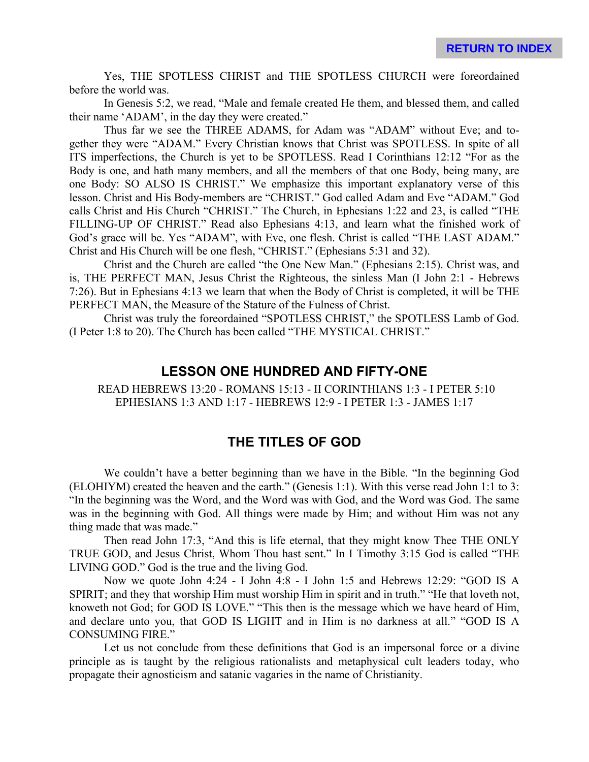Yes, THE SPOTLESS CHRIST and THE SPOTLESS CHURCH were foreordained before the world was.

In Genesis 5:2, we read, "Male and female created He them, and blessed them, and called their name 'ADAM', in the day they were created."

Thus far we see the THREE ADAMS, for Adam was "ADAM" without Eve; and together they were "ADAM." Every Christian knows that Christ was SPOTLESS. In spite of all ITS imperfections, the Church is yet to be SPOTLESS. Read I Corinthians 12:12 "For as the Body is one, and hath many members, and all the members of that one Body, being many, are one Body: SO ALSO IS CHRIST." We emphasize this important explanatory verse of this lesson. Christ and His Body-members are "CHRIST." God called Adam and Eve "ADAM." God calls Christ and His Church "CHRIST." The Church, in Ephesians 1:22 and 23, is called "THE FILLING-UP OF CHRIST." Read also Ephesians 4:13, and learn what the finished work of God's grace will be. Yes "ADAM", with Eve, one flesh. Christ is called "THE LAST ADAM." Christ and His Church will be one flesh, "CHRIST." (Ephesians 5:31 and 32).

Christ and the Church are called "the One New Man." (Ephesians 2:15). Christ was, and is, THE PERFECT MAN, Jesus Christ the Righteous, the sinless Man (I John 2:1 - Hebrews 7:26). But in Ephesians 4:13 we learn that when the Body of Christ is completed, it will be THE PERFECT MAN, the Measure of the Stature of the Fulness of Christ.

Christ was truly the foreordained "SPOTLESS CHRIST," the SPOTLESS Lamb of God. (I Peter 1:8 to 20). The Church has been called "THE MYSTICAL CHRIST."

## LESSON ONE HUNDRED AND FIFTY-ONE

READ HEBREWS 13:20 - ROMANS 15:13 - II CORINTHIANS 1:3 - I PETER 5:10
EPHESIANS 1:3 AND 1:17 - HEBREWS 12:9 - I PETER 1:3 - JAMES 1:17

## THE TITLES OF GOD

We couldn't have a better beginning than we have in the Bible. "In the beginning God (ELOHIYM) created the heaven and the earth." (Genesis 1:1). With this verse read John 1:1 to 3: "In the beginning was the Word, and the Word was with God, and the Word was God. The same was in the beginning with God. All things were made by Him; and without Him was not any thing made that was made."

Then read John 17:3, "And this is life eternal, that they might know Thee THE ONLY TRUE GOD, and Jesus Christ, Whom Thou hast sent." In I Timothy 3:15 God is called "THE LIVING GOD." God is the true and the living God.

Now we quote John 4:24 - I John 4:8 - I John 1:5 and Hebrews 12:29: "GOD IS A SPIRIT; and they that worship Him must worship Him in spirit and in truth." "He that loveth not, knoweth not God; for GOD IS LOVE." "This then is the message which we have heard of Him, and declare unto you, that GOD IS LIGHT and in Him is no darkness at all." "GOD IS A CONSUMING FIRE."

Let us not conclude from these definitions that God is an impersonal force or a divine principle as is taught by the religious rationalists and metaphysical cult leaders today, who propagate their agnosticism and satanic vagaries in the name of Christianity.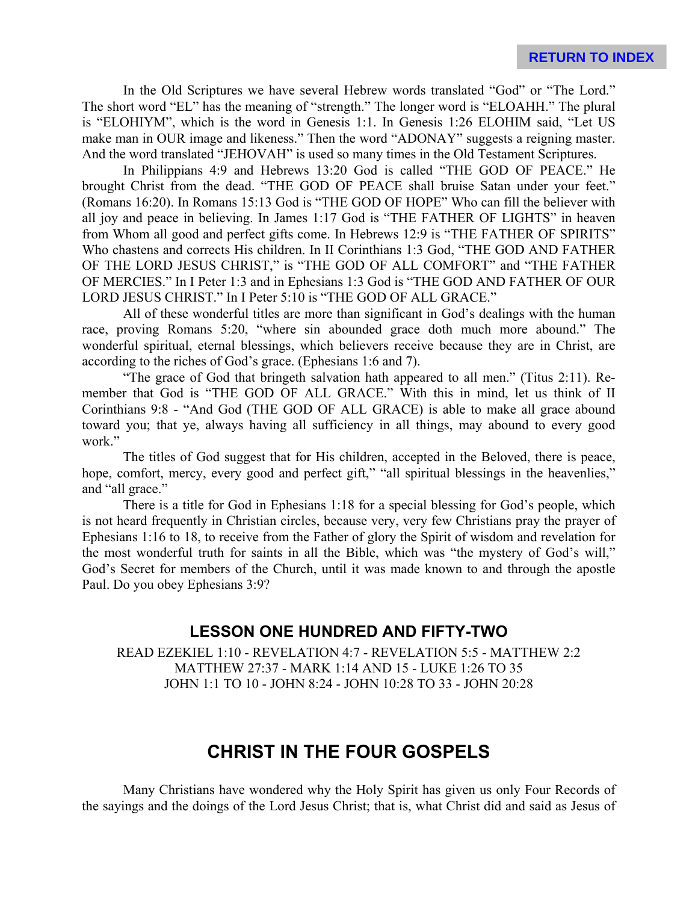In the Old Scriptures we have several Hebrew words translated "God" or "The Lord." The short word "EL" has the meaning of "strength." The longer word is "ELOAHH." The plural is "ELOHIYM", which is the word in Genesis 1:1. In Genesis 1:26 ELOHIM said, "Let US make man in OUR image and likeness." Then the word "ADONAY" suggests a reigning master. And the word translated "JEHOVAH" is used so many times in the Old Testament Scriptures.

In Philippians 4:9 and Hebrews 13:20 God is called "THE GOD OF PEACE." He brought Christ from the dead. "THE GOD OF PEACE shall bruise Satan under your feet." (Romans 16:20). In Romans 15:13 God is "THE GOD OF HOPE" Who can fill the believer with all joy and peace in believing. In James 1:17 God is "THE FATHER OF LIGHTS" in heaven from Whom all good and perfect gifts come. In Hebrews 12:9 is "THE FATHER OF SPIRITS" Who chastens and corrects His children. In II Corinthians 1:3 God, "THE GOD AND FATHER OF THE LORD JESUS CHRIST," is "THE GOD OF ALL COMFORT" and "THE FATHER OF MERCIES." In I Peter 1:3 and in Ephesians 1:3 God is "THE GOD AND FATHER OF OUR LORD JESUS CHRIST." In I Peter 5:10 is "THE GOD OF ALL GRACE."

All of these wonderful titles are more than significant in God's dealings with the human race, proving Romans 5:20, "where sin abounded grace doth much more abound." The wonderful spiritual, eternal blessings, which believers receive because they are in Christ, are according to the riches of God's grace. (Ephesians 1:6 and 7).

"The grace of God that bringeth salvation hath appeared to all men." (Titus 2:11). Remember that God is "THE GOD OF ALL GRACE." With this in mind, let us think of II Corinthians 9:8 - "And God (THE GOD OF ALL GRACE) is able to make all grace abound toward you; that ye, always having all sufficiency in all things, may abound to every good work."

The titles of God suggest that for His children, accepted in the Beloved, there is peace, hope, comfort, mercy, every good and perfect gift," "all spiritual blessings in the heavenlies," and "all grace."

There is a title for God in Ephesians 1:18 for a special blessing for God's people, which is not heard frequently in Christian circles, because very, very few Christians pray the prayer of Ephesians 1:16 to 18, to receive from the Father of glory the Spirit of wisdom and revelation for the most wonderful truth for saints in all the Bible, which was "the mystery of God's will," God's Secret for members of the Church, until it was made known to and through the apostle Paul. Do you obey Ephesians 3:9?

## LESSON ONE HUNDRED AND FIFTY-TWO

READ EZEKIEL 1:10 - REVELATION 4:7 - REVELATION 5:5 - MATTHEW 2:2
MATTHEW 27:37 - MARK 1:14 AND 15 - LUKE 1:26 TO 35
JOHN 1:1 TO 10 - JOHN 8:24 - JOHN 10:28 TO 33 - JOHN 20:28

# CHRIST IN THE FOUR GOSPELS

Many Christians have wondered why the Holy Spirit has given us only Four Records of the sayings and the doings of the Lord Jesus Christ; that is, what Christ did and said as Jesus of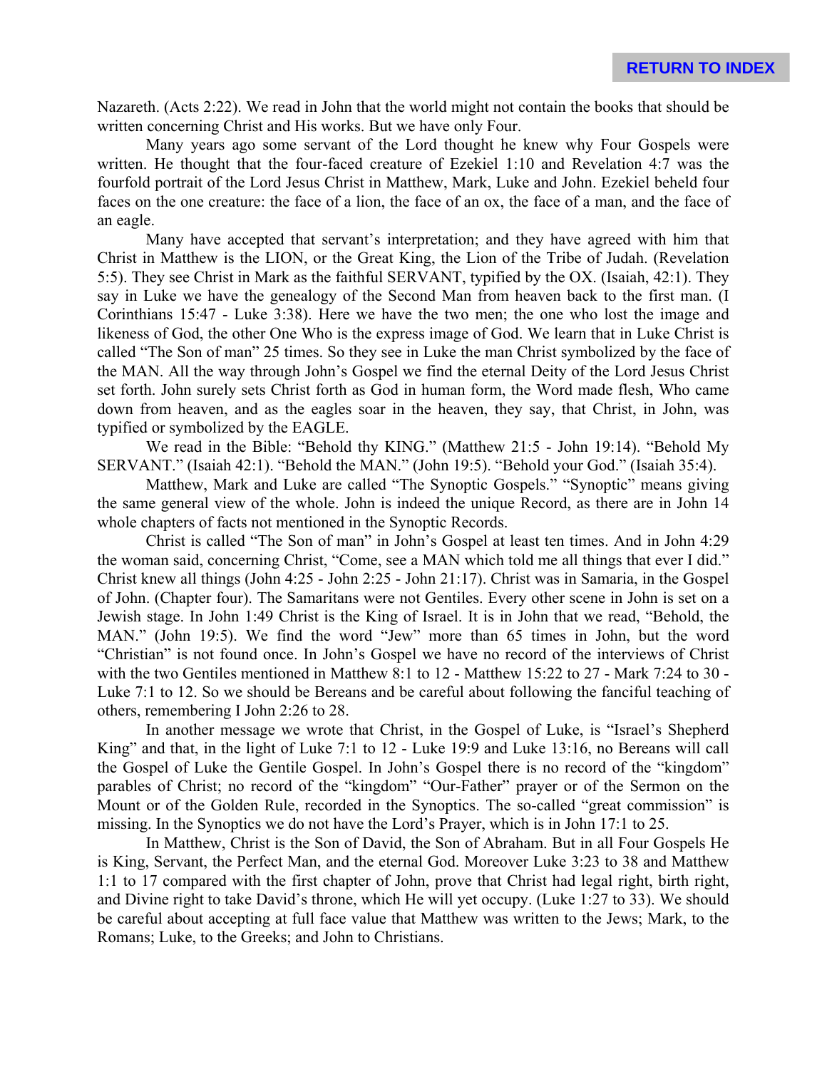Nazareth. (Acts 2:22). We read in John that the world might not contain the books that should be written concerning Christ and His works. But we have only Four.

Many years ago some servant of the Lord thought he knew why Four Gospels were written. He thought that the four-faced creature of Ezekiel 1:10 and Revelation 4:7 was the fourfold portrait of the Lord Jesus Christ in Matthew, Mark, Luke and John. Ezekiel beheld four faces on the one creature: the face of a lion, the face of an ox, the face of a man, and the face of an eagle.

Many have accepted that servant's interpretation; and they have agreed with him that Christ in Matthew is the LION, or the Great King, the Lion of the Tribe of Judah. (Revelation 5:5). They see Christ in Mark as the faithful SERVANT, typified by the OX. (Isaiah, 42:1). They say in Luke we have the genealogy of the Second Man from heaven back to the first man. (I Corinthians 15:47 - Luke 3:38). Here we have the two men; the one who lost the image and likeness of God, the other One Who is the express image of God. We learn that in Luke Christ is called "The Son of man" 25 times. So they see in Luke the man Christ symbolized by the face of the MAN. All the way through John's Gospel we find the eternal Deity of the Lord Jesus Christ set forth. John surely sets Christ forth as God in human form, the Word made flesh, Who came down from heaven, and as the eagles soar in the heaven, they say, that Christ, in John, was typified or symbolized by the EAGLE.

We read in the Bible: "Behold thy KING." (Matthew 21:5 - John 19:14). "Behold My SERVANT." (Isaiah 42:1). "Behold the MAN." (John 19:5). "Behold your God." (Isaiah 35:4).

Matthew, Mark and Luke are called "The Synoptic Gospels." "Synoptic" means giving the same general view of the whole. John is indeed the unique Record, as there are in John 14 whole chapters of facts not mentioned in the Synoptic Records.

Christ is called "The Son of man" in John's Gospel at least ten times. And in John 4:29 the woman said, concerning Christ, "Come, see a MAN which told me all things that ever I did." Christ knew all things (John 4:25 - John 2:25 - John 21:17). Christ was in Samaria, in the Gospel of John. (Chapter four). The Samaritans were not Gentiles. Every other scene in John is set on a Jewish stage. In John 1:49 Christ is the King of Israel. It is in John that we read, "Behold, the MAN." (John 19:5). We find the word "Jew" more than 65 times in John, but the word "Christian" is not found once. In John's Gospel we have no record of the interviews of Christ with the two Gentiles mentioned in Matthew 8:1 to 12 - Matthew 15:22 to 27 - Mark 7:24 to 30 - Luke 7:1 to 12. So we should be Bereans and be careful about following the fanciful teaching of others, remembering I John 2:26 to 28.

In another message we wrote that Christ, in the Gospel of Luke, is "Israel's Shepherd King" and that, in the light of Luke 7:1 to 12 - Luke 19:9 and Luke 13:16, no Bereans will call the Gospel of Luke the Gentile Gospel. In John's Gospel there is no record of the "kingdom" parables of Christ; no record of the "kingdom" "Our-Father" prayer or of the Sermon on the Mount or of the Golden Rule, recorded in the Synoptics. The so-called "great commission" is missing. In the Synoptics we do not have the Lord's Prayer, which is in John 17:1 to 25.

In Matthew, Christ is the Son of David, the Son of Abraham. But in all Four Gospels He is King, Servant, the Perfect Man, and the eternal God. Moreover Luke 3:23 to 38 and Matthew 1:1 to 17 compared with the first chapter of John, prove that Christ had legal right, birth right, and Divine right to take David's throne, which He will yet occupy. (Luke 1:27 to 33). We should be careful about accepting at full face value that Matthew was written to the Jews; Mark, to the Romans; Luke, to the Greeks; and John to Christians.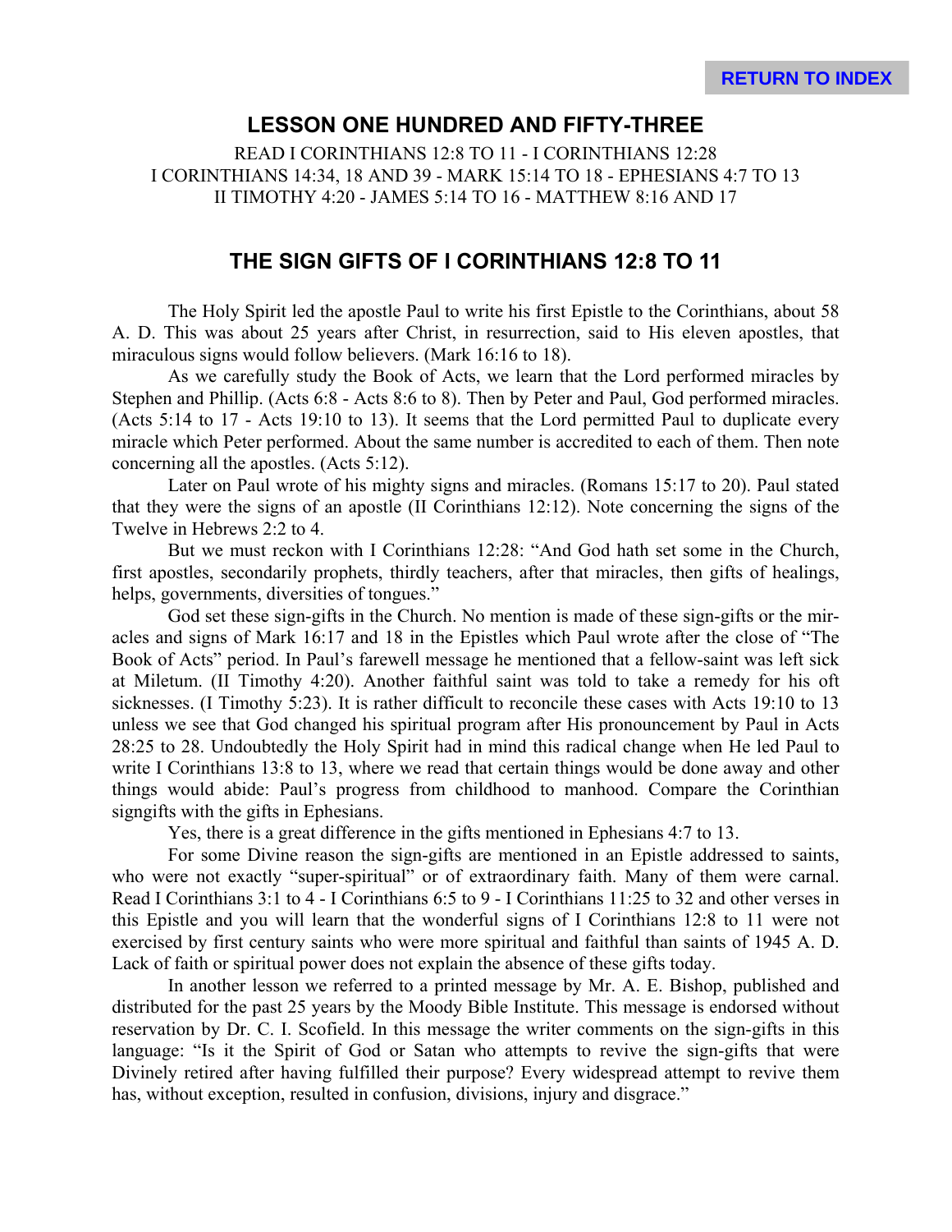**RETURN TO INDEX**

## LESSON ONE HUNDRED AND FIFTY-THREE

READ I CORINTHIANS 12:8 TO 11 - I CORINTHIANS 12:28
I CORINTHIANS 14:34, 18 AND 39 - MARK 15:14 TO 18 - EPHESIANS 4:7 TO 13
II TIMOTHY 4:20 - JAMES 5:14 TO 16 - MATTHEW 8:16 AND 17

## THE SIGN GIFTS OF I CORINTHIANS 12:8 TO 11

The Holy Spirit led the apostle Paul to write his first Epistle to the Corinthians, about 58 A. D. This was about 25 years after Christ, in resurrection, said to His eleven apostles, that miraculous signs would follow believers. (Mark 16:16 to 18).

As we carefully study the Book of Acts, we learn that the Lord performed miracles by Stephen and Phillip. (Acts 6:8 - Acts 8:6 to 8). Then by Peter and Paul, God performed miracles. (Acts 5:14 to 17 - Acts 19:10 to 13). It seems that the Lord permitted Paul to duplicate every miracle which Peter performed. About the same number is accredited to each of them. Then note concerning all the apostles. (Acts 5:12).

Later on Paul wrote of his mighty signs and miracles. (Romans 15:17 to 20). Paul stated that they were the signs of an apostle (II Corinthians 12:12). Note concerning the signs of the Twelve in Hebrews 2:2 to 4.

But we must reckon with I Corinthians 12:28: “And God hath set some in the Church, first apostles, secondarily prophets, thirdly teachers, after that miracles, then gifts of healings, helps, governments, diversities of tongues.”

God set these sign-gifts in the Church. No mention is made of these sign-gifts or the miracles and signs of Mark 16:17 and 18 in the Epistles which Paul wrote after the close of “The Book of Acts” period. In Paul’s farewell message he mentioned that a fellow-saint was left sick at Miletum. (II Timothy 4:20). Another faithful saint was told to take a remedy for his oft sicknesses. (I Timothy 5:23). It is rather difficult to reconcile these cases with Acts 19:10 to 13 unless we see that God changed his spiritual program after His pronouncement by Paul in Acts 28:25 to 28. Undoubtedly the Holy Spirit had in mind this radical change when He led Paul to write I Corinthians 13:8 to 13, where we read that certain things would be done away and other things would abide: Paul’s progress from childhood to manhood. Compare the Corinthian signgifts with the gifts in Ephesians.

Yes, there is a great difference in the gifts mentioned in Ephesians 4:7 to 13.

For some Divine reason the sign-gifts are mentioned in an Epistle addressed to saints, who were not exactly “super-spiritual” or of extraordinary faith. Many of them were carnal. Read I Corinthians 3:1 to 4 - I Corinthians 6:5 to 9 - I Corinthians 11:25 to 32 and other verses in this Epistle and you will learn that the wonderful signs of I Corinthians 12:8 to 11 were not exercised by first century saints who were more spiritual and faithful than saints of 1945 A. D. Lack of faith or spiritual power does not explain the absence of these gifts today.

In another lesson we referred to a printed message by Mr. A. E. Bishop, published and distributed for the past 25 years by the Moody Bible Institute. This message is endorsed without reservation by Dr. C. I. Scofield. In this message the writer comments on the sign-gifts in this language: “Is it the Spirit of God or Satan who attempts to revive the sign-gifts that were Divinely retired after having fulfilled their purpose? Every widespread attempt to revive them has, without exception, resulted in confusion, divisions, injury and disgrace.”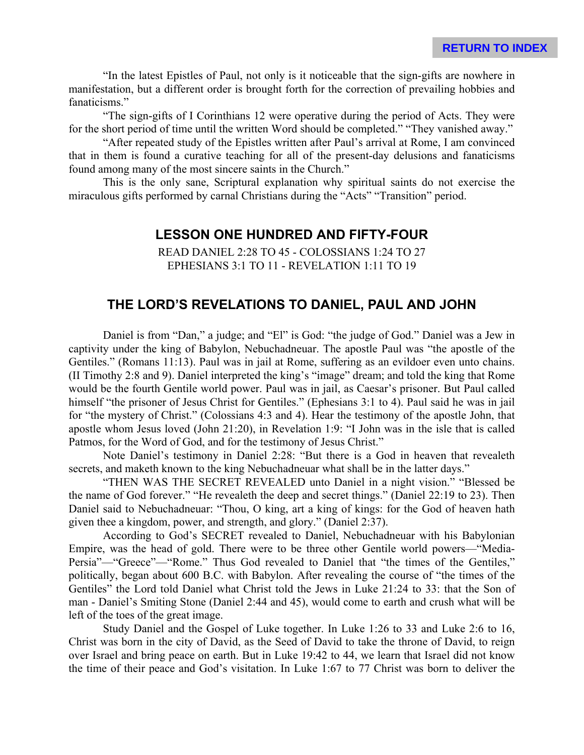"In the latest Epistles of Paul, not only is it noticeable that the sign-gifts are nowhere in manifestation, but a different order is brought forth for the correction of prevailing hobbies and fanaticisms."

"The sign-gifts of I Corinthians 12 were operative during the period of Acts. They were for the short period of time until the written Word should be completed." "They vanished away."

"After repeated study of the Epistles written after Paul's arrival at Rome, I am convinced that in them is found a curative teaching for all of the present-day delusions and fanaticisms found among many of the most sincere saints in the Church."

This is the only sane, Scriptural explanation why spiritual saints do not exercise the miraculous gifts performed by carnal Christians during the "Acts" "Transition" period.

## LESSON ONE HUNDRED AND FIFTY-FOUR

READ DANIEL 2:28 TO 45 - COLOSSIANS 1:24 TO 27
EPHESIANS 3:1 TO 11 - REVELATION 1:11 TO 19

## THE LORD'S REVELATIONS TO DANIEL, PAUL AND JOHN

Daniel is from "Dan," a judge; and "El" is God: "the judge of God." Daniel was a Jew in captivity under the king of Babylon, Nebuchadneuar. The apostle Paul was "the apostle of the Gentiles." (Romans 11:13). Paul was in jail at Rome, suffering as an evildoer even unto chains. (II Timothy 2:8 and 9). Daniel interpreted the king's "image" dream; and told the king that Rome would be the fourth Gentile world power. Paul was in jail, as Caesar's prisoner. But Paul called himself "the prisoner of Jesus Christ for Gentiles." (Ephesians 3:1 to 4). Paul said he was in jail for "the mystery of Christ." (Colossians 4:3 and 4). Hear the testimony of the apostle John, that apostle whom Jesus loved (John 21:20), in Revelation 1:9: "I John was in the isle that is called Patmos, for the Word of God, and for the testimony of Jesus Christ."

Note Daniel's testimony in Daniel 2:28: "But there is a God in heaven that revealeth secrets, and maketh known to the king Nebuchadneuar what shall be in the latter days."

"THEN WAS THE SECRET REVEALED unto Daniel in a night vision." "Blessed be the name of God forever." "He revealeth the deep and secret things." (Daniel 22:19 to 23). Then Daniel said to Nebuchadneuar: "Thou, O king, art a king of kings: for the God of heaven hath given thee a kingdom, power, and strength, and glory." (Daniel 2:37).

According to God's SECRET revealed to Daniel, Nebuchadneuar with his Babylonian Empire, was the head of gold. There were to be three other Gentile world powers—"Media-Persia"—"Greece"—"Rome." Thus God revealed to Daniel that "the times of the Gentiles," politically, began about 600 B.C. with Babylon. After revealing the course of "the times of the Gentiles" the Lord told Daniel what Christ told the Jews in Luke 21:24 to 33: that the Son of man - Daniel's Smiting Stone (Daniel 2:44 and 45), would come to earth and crush what will be left of the toes of the great image.

Study Daniel and the Gospel of Luke together. In Luke 1:26 to 33 and Luke 2:6 to 16, Christ was born in the city of David, as the Seed of David to take the throne of David, to reign over Israel and bring peace on earth. But in Luke 19:42 to 44, we learn that Israel did not know the time of their peace and God's visitation. In Luke 1:67 to 77 Christ was born to deliver the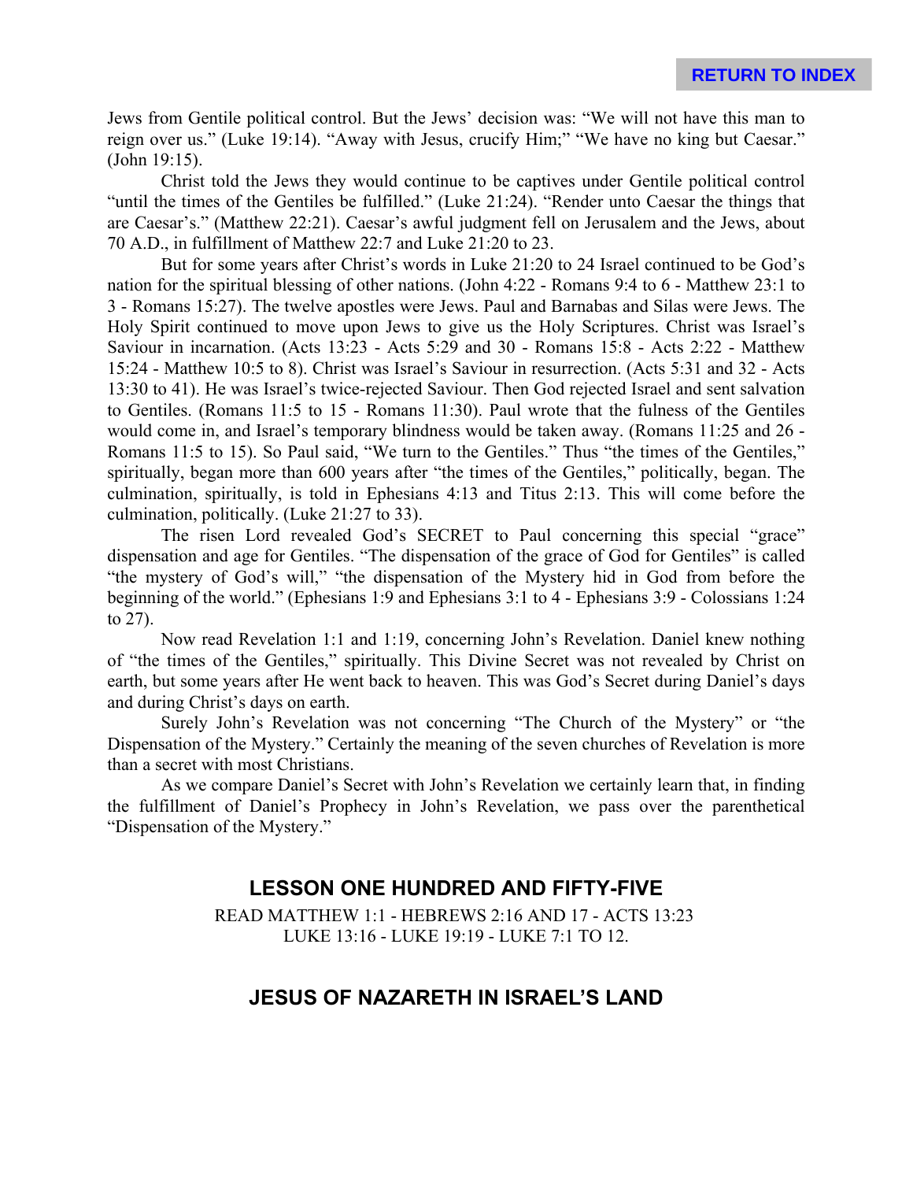Jews from Gentile political control. But the Jews' decision was: "We will not have this man to reign over us." (Luke 19:14). "Away with Jesus, crucify Him;" "We have no king but Caesar." (John 19:15).

Christ told the Jews they would continue to be captives under Gentile political control "until the times of the Gentiles be fulfilled." (Luke 21:24). "Render unto Caesar the things that are Caesar's." (Matthew 22:21). Caesar's awful judgment fell on Jerusalem and the Jews, about 70 A.D., in fulfillment of Matthew 22:7 and Luke 21:20 to 23.

But for some years after Christ's words in Luke 21:20 to 24 Israel continued to be God's nation for the spiritual blessing of other nations. (John 4:22 - Romans 9:4 to 6 - Matthew 23:1 to 3 - Romans 15:27). The twelve apostles were Jews. Paul and Barnabas and Silas were Jews. The Holy Spirit continued to move upon Jews to give us the Holy Scriptures. Christ was Israel's Saviour in incarnation. (Acts 13:23 - Acts 5:29 and 30 - Romans 15:8 - Acts 2:22 - Matthew 15:24 - Matthew 10:5 to 8). Christ was Israel's Saviour in resurrection. (Acts 5:31 and 32 - Acts 13:30 to 41). He was Israel's twice-rejected Saviour. Then God rejected Israel and sent salvation to Gentiles. (Romans 11:5 to 15 - Romans 11:30). Paul wrote that the fulness of the Gentiles would come in, and Israel's temporary blindness would be taken away. (Romans 11:25 and 26 - Romans 11:5 to 15). So Paul said, "We turn to the Gentiles." Thus "the times of the Gentiles," spiritually, began more than 600 years after "the times of the Gentiles," politically, began. The culmination, spiritually, is told in Ephesians 4:13 and Titus 2:13. This will come before the culmination, politically. (Luke 21:27 to 33).

The risen Lord revealed God's SECRET to Paul concerning this special "grace" dispensation and age for Gentiles. "The dispensation of the grace of God for Gentiles" is called "the mystery of God's will," "the dispensation of the Mystery hid in God from before the beginning of the world." (Ephesians 1:9 and Ephesians 3:1 to 4 - Ephesians 3:9 - Colossians 1:24 to 27).

Now read Revelation 1:1 and 1:19, concerning John's Revelation. Daniel knew nothing of "the times of the Gentiles," spiritually. This Divine Secret was not revealed by Christ on earth, but some years after He went back to heaven. This was God's Secret during Daniel's days and during Christ's days on earth.

Surely John's Revelation was not concerning "The Church of the Mystery" or "the Dispensation of the Mystery." Certainly the meaning of the seven churches of Revelation is more than a secret with most Christians.

As we compare Daniel's Secret with John's Revelation we certainly learn that, in finding the fulfillment of Daniel's Prophecy in John's Revelation, we pass over the parenthetical "Dispensation of the Mystery."

## LESSON ONE HUNDRED AND FIFTY-FIVE

READ MATTHEW 1:1 - HEBREWS 2:16 AND 17 - ACTS 13:23
LUKE 13:16 - LUKE 19:19 - LUKE 7:1 TO 12.

## JESUS OF NAZARETH IN ISRAEL'S LAND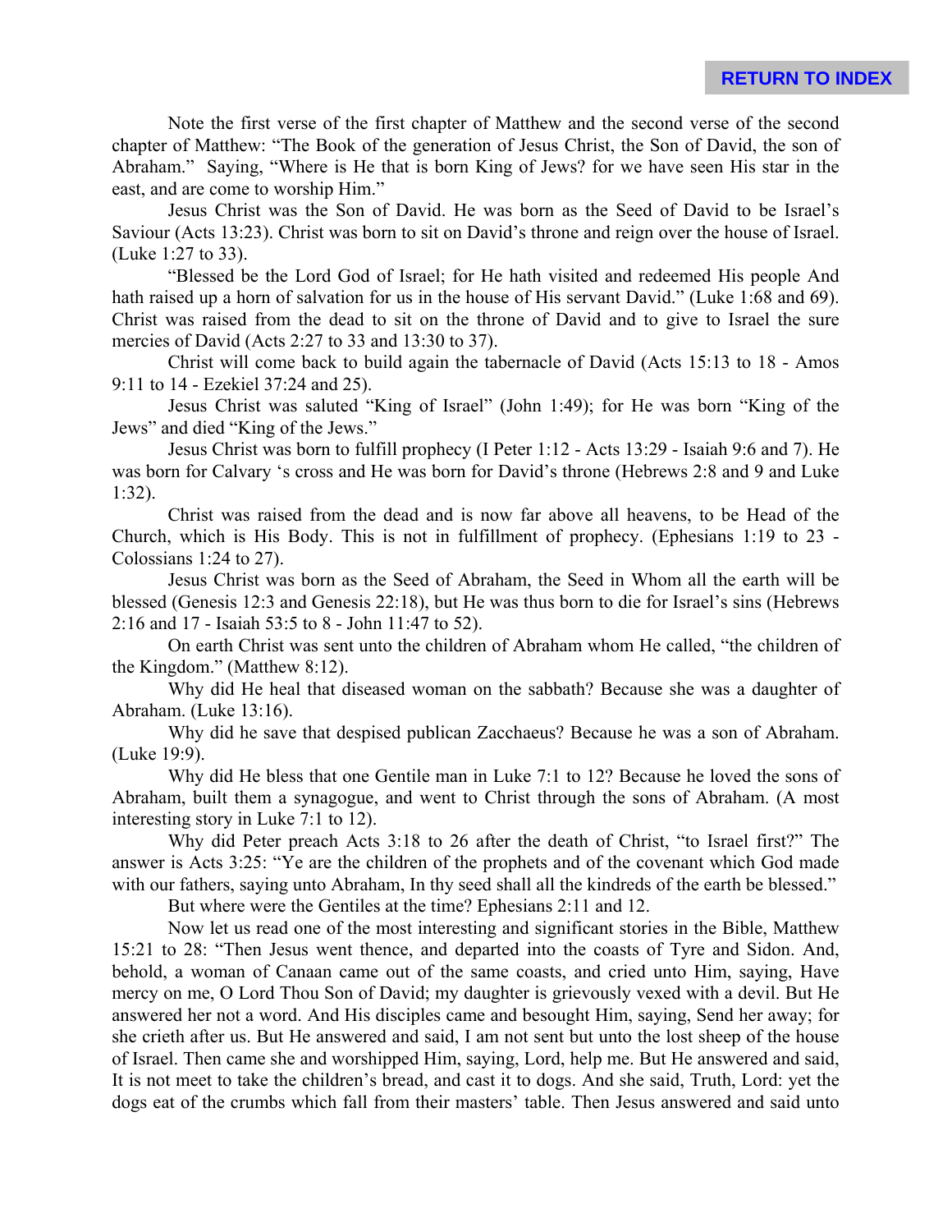Note the first verse of the first chapter of Matthew and the second verse of the second chapter of Matthew: "The Book of the generation of Jesus Christ, the Son of David, the son of Abraham." Saying, "Where is He that is born King of Jews? for we have seen His star in the east, and are come to worship Him."

Jesus Christ was the Son of David. He was born as the Seed of David to be Israel's Saviour (Acts 13:23). Christ was born to sit on David's throne and reign over the house of Israel. (Luke 1:27 to 33).

"Blessed be the Lord God of Israel; for He hath visited and redeemed His people And hath raised up a horn of salvation for us in the house of His servant David." (Luke 1:68 and 69). Christ was raised from the dead to sit on the throne of David and to give to Israel the sure mercies of David (Acts 2:27 to 33 and 13:30 to 37).

Christ will come back to build again the tabernacle of David (Acts 15:13 to 18 - Amos 9:11 to 14 - Ezekiel 37:24 and 25).

Jesus Christ was saluted "King of Israel" (John 1:49); for He was born "King of the Jews" and died "King of the Jews."

Jesus Christ was born to fulfill prophecy (I Peter 1:12 - Acts 13:29 - Isaiah 9:6 and 7). He was born for Calvary 's cross and He was born for David's throne (Hebrews 2:8 and 9 and Luke 1:32).

Christ was raised from the dead and is now far above all heavens, to be Head of the Church, which is His Body. This is not in fulfillment of prophecy. (Ephesians 1:19 to 23 - Colossians 1:24 to 27).

Jesus Christ was born as the Seed of Abraham, the Seed in Whom all the earth will be blessed (Genesis 12:3 and Genesis 22:18), but He was thus born to die for Israel's sins (Hebrews 2:16 and 17 - Isaiah 53:5 to 8 - John 11:47 to 52).

On earth Christ was sent unto the children of Abraham whom He called, "the children of the Kingdom." (Matthew 8:12).

Why did He heal that diseased woman on the sabbath? Because she was a daughter of Abraham. (Luke 13:16).

Why did he save that despised publican Zacchaeus? Because he was a son of Abraham. (Luke 19:9).

Why did He bless that one Gentile man in Luke 7:1 to 12? Because he loved the sons of Abraham, built them a synagogue, and went to Christ through the sons of Abraham. (A most interesting story in Luke 7:1 to 12).

Why did Peter preach Acts 3:18 to 26 after the death of Christ, "to Israel first?" The answer is Acts 3:25: "Ye are the children of the prophets and of the covenant which God made with our fathers, saying unto Abraham, In thy seed shall all the kindreds of the earth be blessed."

But where were the Gentiles at the time? Ephesians 2:11 and 12.

Now let us read one of the most interesting and significant stories in the Bible, Matthew 15:21 to 28: "Then Jesus went thence, and departed into the coasts of Tyre and Sidon. And, behold, a woman of Canaan came out of the same coasts, and cried unto Him, saying, Have mercy on me, O Lord Thou Son of David; my daughter is grievously vexed with a devil. But He answered her not a word. And His disciples came and besought Him, saying, Send her away; for she crieth after us. But He answered and said, I am not sent but unto the lost sheep of the house of Israel. Then came she and worshipped Him, saying, Lord, help me. But He answered and said, It is not meet to take the children's bread, and cast it to dogs. And she said, Truth, Lord: yet the dogs eat of the crumbs which fall from their masters' table. Then Jesus answered and said unto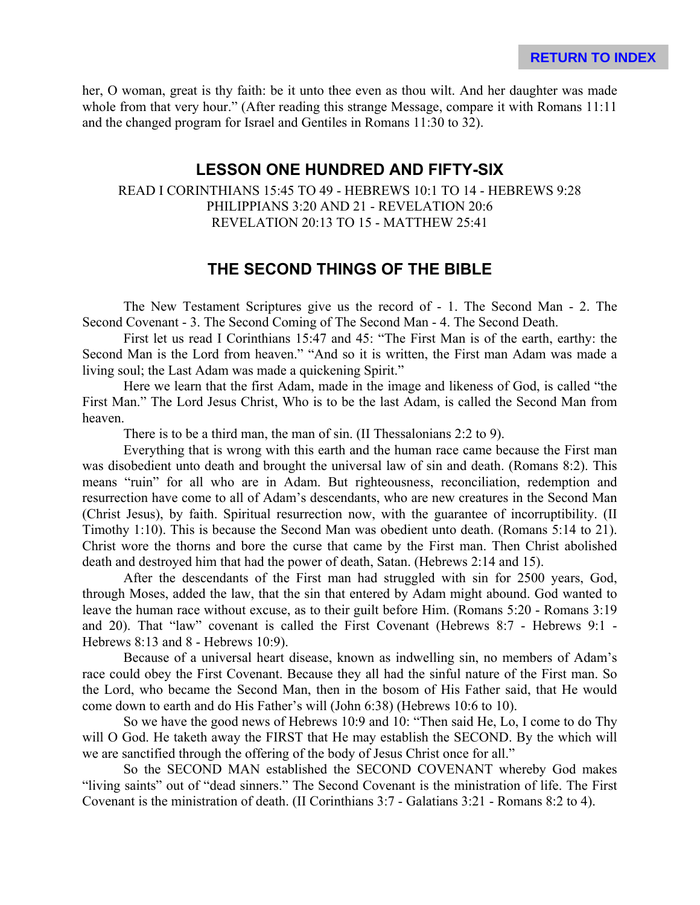her, O woman, great is thy faith: be it unto thee even as thou wilt. And her daughter was made whole from that very hour." (After reading this strange Message, compare it with Romans 11:11 and the changed program for Israel and Gentiles in Romans 11:30 to 32).

## LESSON ONE HUNDRED AND FIFTY-SIX

READ I CORINTHIANS 15:45 TO 49 - HEBREWS 10:1 TO 14 - HEBREWS 9:28
PHILIPPIANS 3:20 AND 21 - REVELATION 20:6
REVELATION 20:13 TO 15 - MATTHEW 25:41

## THE SECOND THINGS OF THE BIBLE

The New Testament Scriptures give us the record of - 1. The Second Man - 2. The Second Covenant - 3. The Second Coming of The Second Man - 4. The Second Death.

First let us read I Corinthians 15:47 and 45: "The First Man is of the earth, earthy: the Second Man is the Lord from heaven." "And so it is written, the First man Adam was made a living soul; the Last Adam was made a quickening Spirit."

Here we learn that the first Adam, made in the image and likeness of God, is called "the First Man." The Lord Jesus Christ, Who is to be the last Adam, is called the Second Man from heaven.

There is to be a third man, the man of sin. (II Thessalonians 2:2 to 9).

Everything that is wrong with this earth and the human race came because the First man was disobedient unto death and brought the universal law of sin and death. (Romans 8:2). This means "ruin" for all who are in Adam. But righteousness, reconciliation, redemption and resurrection have come to all of Adam's descendants, who are new creatures in the Second Man (Christ Jesus), by faith. Spiritual resurrection now, with the guarantee of incorruptibility. (II Timothy 1:10). This is because the Second Man was obedient unto death. (Romans 5:14 to 21). Christ wore the thorns and bore the curse that came by the First man. Then Christ abolished death and destroyed him that had the power of death, Satan. (Hebrews 2:14 and 15).

After the descendants of the First man had struggled with sin for 2500 years, God, through Moses, added the law, that the sin that entered by Adam might abound. God wanted to leave the human race without excuse, as to their guilt before Him. (Romans 5:20 - Romans 3:19 and 20). That "law" covenant is called the First Covenant (Hebrews 8:7 - Hebrews 9:1 - Hebrews 8:13 and 8 - Hebrews 10:9).

Because of a universal heart disease, known as indwelling sin, no members of Adam's race could obey the First Covenant. Because they all had the sinful nature of the First man. So the Lord, who became the Second Man, then in the bosom of His Father said, that He would come down to earth and do His Father's will (John 6:38) (Hebrews 10:6 to 10).

So we have the good news of Hebrews 10:9 and 10: "Then said He, Lo, I come to do Thy will O God. He taketh away the FIRST that He may establish the SECOND. By the which will we are sanctified through the offering of the body of Jesus Christ once for all."

So the SECOND MAN established the SECOND COVENANT whereby God makes "living saints" out of "dead sinners." The Second Covenant is the ministration of life. The First Covenant is the ministration of death. (II Corinthians 3:7 - Galatians 3:21 - Romans 8:2 to 4).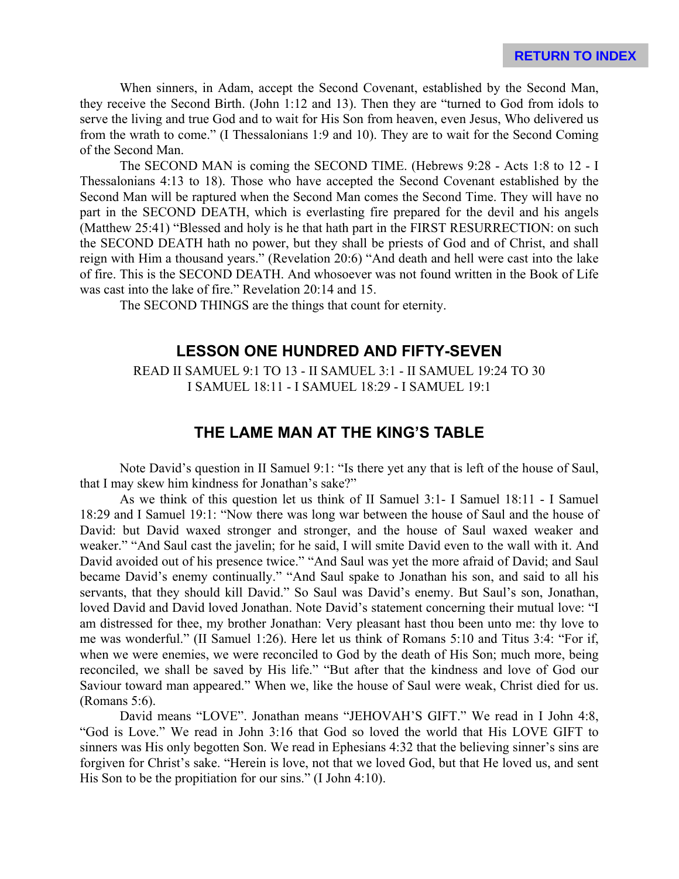When sinners, in Adam, accept the Second Covenant, established by the Second Man, they receive the Second Birth. (John 1:12 and 13). Then they are "turned to God from idols to serve the living and true God and to wait for His Son from heaven, even Jesus, Who delivered us from the wrath to come." (I Thessalonians 1:9 and 10). They are to wait for the Second Coming of the Second Man.

The SECOND MAN is coming the SECOND TIME. (Hebrews 9:28 - Acts 1:8 to 12 - I Thessalonians 4:13 to 18). Those who have accepted the Second Covenant established by the Second Man will be raptured when the Second Man comes the Second Time. They will have no part in the SECOND DEATH, which is everlasting fire prepared for the devil and his angels (Matthew 25:41) "Blessed and holy is he that hath part in the FIRST RESURRECTION: on such the SECOND DEATH hath no power, but they shall be priests of God and of Christ, and shall reign with Him a thousand years." (Revelation 20:6) "And death and hell were cast into the lake of fire. This is the SECOND DEATH. And whosoever was not found written in the Book of Life was cast into the lake of fire." Revelation 20:14 and 15.

The SECOND THINGS are the things that count for eternity.

## LESSON ONE HUNDRED AND FIFTY-SEVEN

READ II SAMUEL 9:1 TO 13 - II SAMUEL 3:1 - II SAMUEL 19:24 TO 30
I SAMUEL 18:11 - I SAMUEL 18:29 - I SAMUEL 19:1

## THE LAME MAN AT THE KING'S TABLE

Note David's question in II Samuel 9:1: "Is there yet any that is left of the house of Saul, that I may skew him kindness for Jonathan's sake?"

As we think of this question let us think of II Samuel 3:1- I Samuel 18:11 - I Samuel 18:29 and I Samuel 19:1: "Now there was long war between the house of Saul and the house of David: but David waxed stronger and stronger, and the house of Saul waxed weaker and weaker." "And Saul cast the javelin; for he said, I will smite David even to the wall with it. And David avoided out of his presence twice." "And Saul was yet the more afraid of David; and Saul became David's enemy continually." "And Saul spake to Jonathan his son, and said to all his servants, that they should kill David." So Saul was David's enemy. But Saul's son, Jonathan, loved David and David loved Jonathan. Note David's statement concerning their mutual love: "I am distressed for thee, my brother Jonathan: Very pleasant hast thou been unto me: thy love to me was wonderful." (II Samuel 1:26). Here let us think of Romans 5:10 and Titus 3:4: "For if, when we were enemies, we were reconciled to God by the death of His Son; much more, being reconciled, we shall be saved by His life." "But after that the kindness and love of God our Saviour toward man appeared." When we, like the house of Saul were weak, Christ died for us. (Romans 5:6).

David means "LOVE". Jonathan means "JEHOVAH'S GIFT." We read in I John 4:8, "God is Love." We read in John 3:16 that God so loved the world that His LOVE GIFT to sinners was His only begotten Son. We read in Ephesians 4:32 that the believing sinner's sins are forgiven for Christ's sake. "Herein is love, not that we loved God, but that He loved us, and sent His Son to be the propitiation for our sins." (I John 4:10).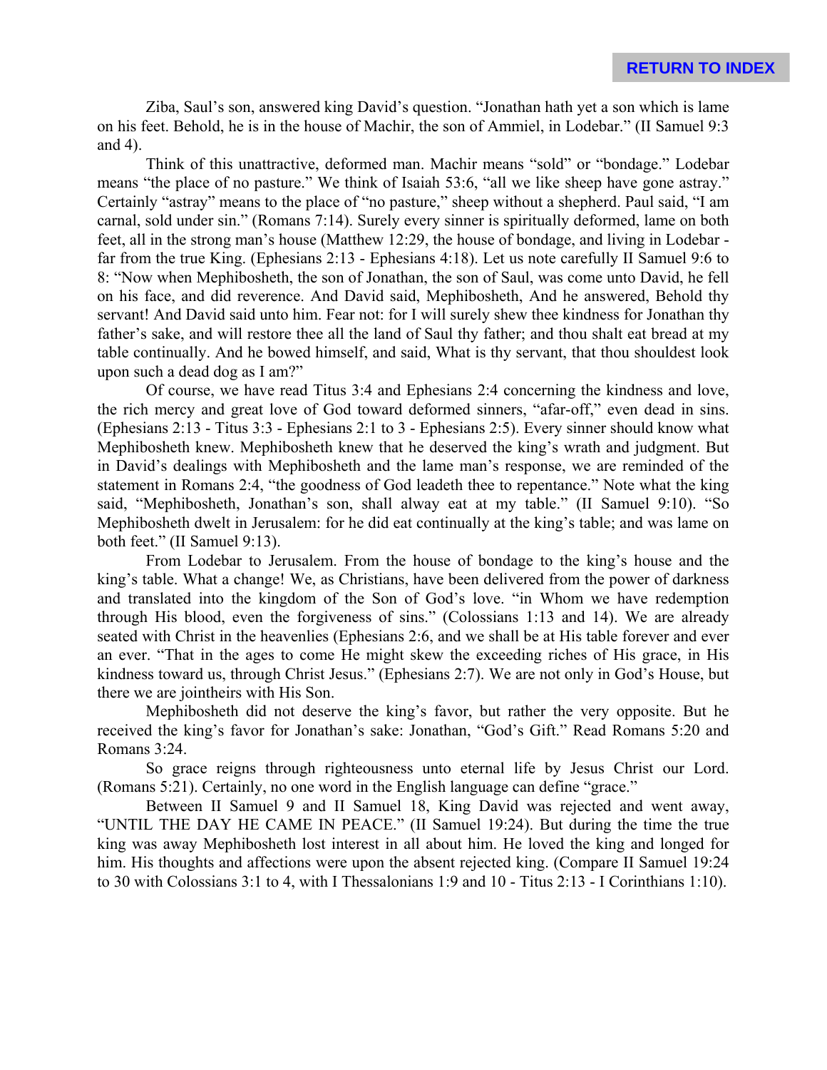Ziba, Saul's son, answered king David's question. "Jonathan hath yet a son which is lame on his feet. Behold, he is in the house of Machir, the son of Ammiel, in Lodebar." (II Samuel 9:3 and 4).

Think of this unattractive, deformed man. Machir means "sold" or "bondage." Lodebar means "the place of no pasture." We think of Isaiah 53:6, "all we like sheep have gone astray." Certainly "astray" means to the place of "no pasture," sheep without a shepherd. Paul said, "I am carnal, sold under sin." (Romans 7:14). Surely every sinner is spiritually deformed, lame on both feet, all in the strong man's house (Matthew 12:29, the house of bondage, and living in Lodebar - far from the true King. (Ephesians 2:13 - Ephesians 4:18). Let us note carefully II Samuel 9:6 to 8: "Now when Mephibosheth, the son of Jonathan, the son of Saul, was come unto David, he fell on his face, and did reverence. And David said, Mephibosheth, And he answered, Behold thy servant! And David said unto him. Fear not: for I will surely shew thee kindness for Jonathan thy father's sake, and will restore thee all the land of Saul thy father; and thou shalt eat bread at my table continually. And he bowed himself, and said, What is thy servant, that thou shouldest look upon such a dead dog as I am?"

Of course, we have read Titus 3:4 and Ephesians 2:4 concerning the kindness and love, the rich mercy and great love of God toward deformed sinners, "afar-off," even dead in sins. (Ephesians 2:13 - Titus 3:3 - Ephesians 2:1 to 3 - Ephesians 2:5). Every sinner should know what Mephibosheth knew. Mephibosheth knew that he deserved the king's wrath and judgment. But in David's dealings with Mephibosheth and the lame man's response, we are reminded of the statement in Romans 2:4, "the goodness of God leadeth thee to repentance." Note what the king said, "Mephibosheth, Jonathan's son, shall alway eat at my table." (II Samuel 9:10). "So Mephibosheth dwelt in Jerusalem: for he did eat continually at the king's table; and was lame on both feet." (II Samuel 9:13).

From Lodebar to Jerusalem. From the house of bondage to the king's house and the king's table. What a change! We, as Christians, have been delivered from the power of darkness and translated into the kingdom of the Son of God's love. "in Whom we have redemption through His blood, even the forgiveness of sins." (Colossians 1:13 and 14). We are already seated with Christ in the heavenlies (Ephesians 2:6, and we shall be at His table forever and ever an ever. "That in the ages to come He might skew the exceeding riches of His grace, in His kindness toward us, through Christ Jesus." (Ephesians 2:7). We are not only in God's House, but there we are jointheirs with His Son.

Mephibosheth did not deserve the king's favor, but rather the very opposite. But he received the king's favor for Jonathan's sake: Jonathan, "God's Gift." Read Romans 5:20 and Romans 3:24.

So grace reigns through righteousness unto eternal life by Jesus Christ our Lord. (Romans 5:21). Certainly, no one word in the English language can define "grace."

Between II Samuel 9 and II Samuel 18, King David was rejected and went away, "UNTIL THE DAY HE CAME IN PEACE." (II Samuel 19:24). But during the time the true king was away Mephibosheth lost interest in all about him. He loved the king and longed for him. His thoughts and affections were upon the absent rejected king. (Compare II Samuel 19:24 to 30 with Colossians 3:1 to 4, with I Thessalonians 1:9 and 10 - Titus 2:13 - I Corinthians 1:10).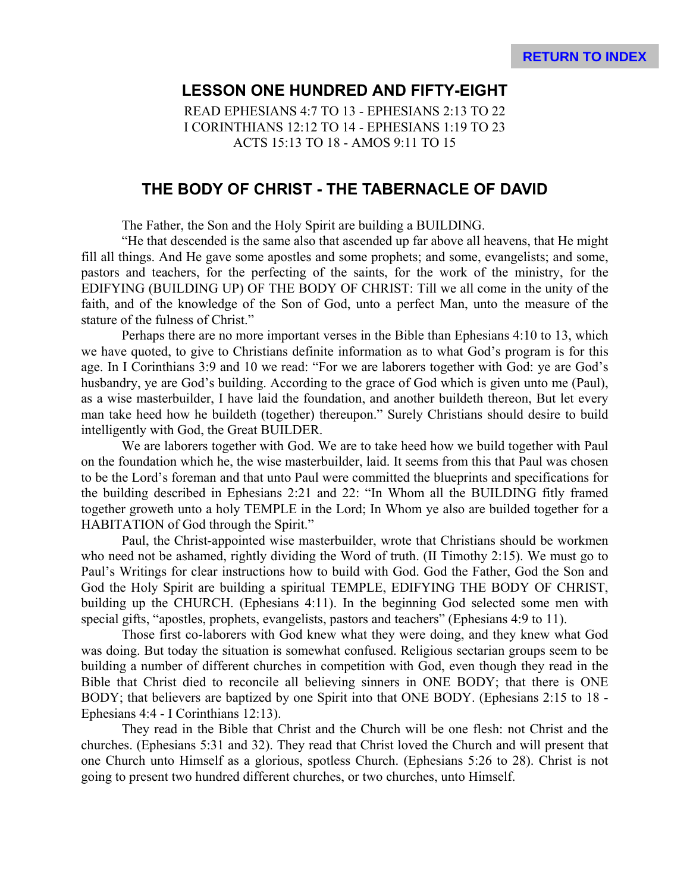## LESSON ONE HUNDRED AND FIFTY-EIGHT

READ EPHESIANS 4:7 TO 13 - EPHESIANS 2:13 TO 22
I CORINTHIANS 12:12 TO 14 - EPHESIANS 1:19 TO 23
ACTS 15:13 TO 18 - AMOS 9:11 TO 15

## THE BODY OF CHRIST - THE TABERNACLE OF DAVID

The Father, the Son and the Holy Spirit are building a BUILDING.

"He that descended is the same also that ascended up far above all heavens, that He might fill all things. And He gave some apostles and some prophets; and some, evangelists; and some, pastors and teachers, for the perfecting of the saints, for the work of the ministry, for the EDIFYING (BUILDING UP) OF THE BODY OF CHRIST: Till we all come in the unity of the faith, and of the knowledge of the Son of God, unto a perfect Man, unto the measure of the stature of the fulness of Christ."

Perhaps there are no more important verses in the Bible than Ephesians 4:10 to 13, which we have quoted, to give to Christians definite information as to what God's program is for this age. In I Corinthians 3:9 and 10 we read: "For we are laborers together with God: ye are God's husbandry, ye are God's building. According to the grace of God which is given unto me (Paul), as a wise masterbuilder, I have laid the foundation, and another buildeth thereon, But let every man take heed how he buildeth (together) thereupon." Surely Christians should desire to build intelligently with God, the Great BUILDER.

We are laborers together with God. We are to take heed how we build together with Paul on the foundation which he, the wise masterbuilder, laid. It seems from this that Paul was chosen to be the Lord's foreman and that unto Paul were committed the blueprints and specifications for the building described in Ephesians 2:21 and 22: "In Whom all the BUILDING fitly framed together groweth unto a holy TEMPLE in the Lord; In Whom ye also are builded together for a HABITATION of God through the Spirit."

Paul, the Christ-appointed wise masterbuilder, wrote that Christians should be workmen who need not be ashamed, rightly dividing the Word of truth. (II Timothy 2:15). We must go to Paul's Writings for clear instructions how to build with God. God the Father, God the Son and God the Holy Spirit are building a spiritual TEMPLE, EDIFYING THE BODY OF CHRIST, building up the CHURCH. (Ephesians 4:11). In the beginning God selected some men with special gifts, "apostles, prophets, evangelists, pastors and teachers" (Ephesians 4:9 to 11).

Those first co-laborers with God knew what they were doing, and they knew what God was doing. But today the situation is somewhat confused. Religious sectarian groups seem to be building a number of different churches in competition with God, even though they read in the Bible that Christ died to reconcile all believing sinners in ONE BODY; that there is ONE BODY; that believers are baptized by one Spirit into that ONE BODY. (Ephesians 2:15 to 18 - Ephesians 4:4 - I Corinthians 12:13).

They read in the Bible that Christ and the Church will be one flesh: not Christ and the churches. (Ephesians 5:31 and 32). They read that Christ loved the Church and will present that one Church unto Himself as a glorious, spotless Church. (Ephesians 5:26 to 28). Christ is not going to present two hundred different churches, or two churches, unto Himself.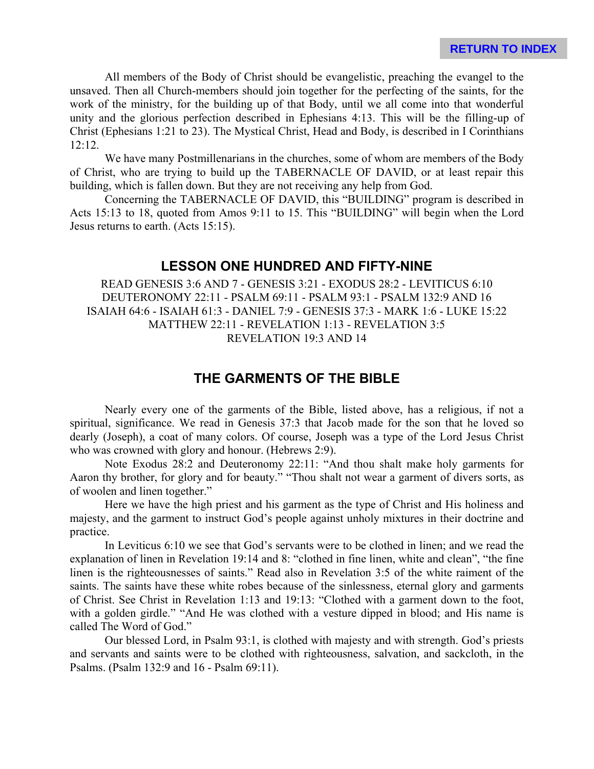All members of the Body of Christ should be evangelistic, preaching the evangel to the unsaved. Then all Church-members should join together for the perfecting of the saints, for the work of the ministry, for the building up of that Body, until we all come into that wonderful unity and the glorious perfection described in Ephesians 4:13. This will be the filling-up of Christ (Ephesians 1:21 to 23). The Mystical Christ, Head and Body, is described in I Corinthians 12:12.

We have many Postmillenarians in the churches, some of whom are members of the Body of Christ, who are trying to build up the TABERNACLE OF DAVID, or at least repair this building, which is fallen down. But they are not receiving any help from God.

Concerning the TABERNACLE OF DAVID, this "BUILDING" program is described in Acts 15:13 to 18, quoted from Amos 9:11 to 15. This "BUILDING" will begin when the Lord Jesus returns to earth. (Acts 15:15).

## LESSON ONE HUNDRED AND FIFTY-NINE

READ GENESIS 3:6 AND 7 - GENESIS 3:21 - EXODUS 28:2 - LEVITICUS 6:10
DEUTERONOMY 22:11 - PSALM 69:11 - PSALM 93:1 - PSALM 132:9 AND 16
ISAIAH 64:6 - ISAIAH 61:3 - DANIEL 7:9 - GENESIS 37:3 - MARK 1:6 - LUKE 15:22
MATTHEW 22:11 - REVELATION 1:13 - REVELATION 3:5
REVELATION 19:3 AND 14

## THE GARMENTS OF THE BIBLE

Nearly every one of the garments of the Bible, listed above, has a religious, if not a spiritual, significance. We read in Genesis 37:3 that Jacob made for the son that he loved so dearly (Joseph), a coat of many colors. Of course, Joseph was a type of the Lord Jesus Christ who was crowned with glory and honour. (Hebrews 2:9).

Note Exodus 28:2 and Deuteronomy 22:11: "And thou shalt make holy garments for Aaron thy brother, for glory and for beauty." "Thou shalt not wear a garment of divers sorts, as of woolen and linen together."

Here we have the high priest and his garment as the type of Christ and His holiness and majesty, and the garment to instruct God's people against unholy mixtures in their doctrine and practice.

In Leviticus 6:10 we see that God's servants were to be clothed in linen; and we read the explanation of linen in Revelation 19:14 and 8: "clothed in fine linen, white and clean", "the fine linen is the righteousnesses of saints." Read also in Revelation 3:5 of the white raiment of the saints. The saints have these white robes because of the sinlessness, eternal glory and garments of Christ. See Christ in Revelation 1:13 and 19:13: "Clothed with a garment down to the foot, with a golden girdle." "And He was clothed with a vesture dipped in blood; and His name is called The Word of God."

Our blessed Lord, in Psalm 93:1, is clothed with majesty and with strength. God's priests and servants and saints were to be clothed with righteousness, salvation, and sackcloth, in the Psalms. (Psalm 132:9 and 16 - Psalm 69:11).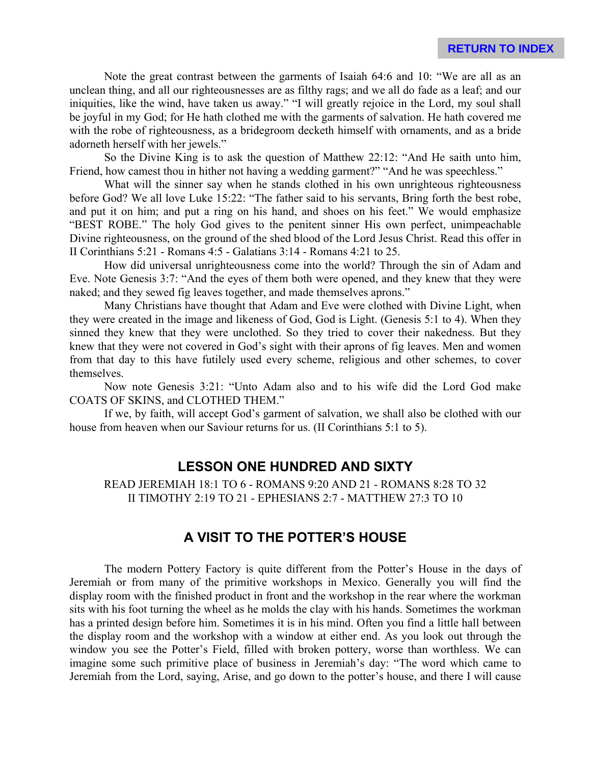Note the great contrast between the garments of Isaiah 64:6 and 10: "We are all as an unclean thing, and all our righteousnesses are as filthy rags; and we all do fade as a leaf; and our iniquities, like the wind, have taken us away." "I will greatly rejoice in the Lord, my soul shall be joyful in my God; for He hath clothed me with the garments of salvation. He hath covered me with the robe of righteousness, as a bridegroom decketh himself with ornaments, and as a bride adorneth herself with her jewels."

So the Divine King is to ask the question of Matthew 22:12: "And He saith unto him, Friend, how camest thou in hither not having a wedding garment?" "And he was speechless."

What will the sinner say when he stands clothed in his own unrighteous righteousness before God? We all love Luke 15:22: "The father said to his servants, Bring forth the best robe, and put it on him; and put a ring on his hand, and shoes on his feet." We would emphasize "BEST ROBE." The holy God gives to the penitent sinner His own perfect, unimpeachable Divine righteousness, on the ground of the shed blood of the Lord Jesus Christ. Read this offer in II Corinthians 5:21 - Romans 4:5 - Galatians 3:14 - Romans 4:21 to 25.

How did universal unrighteousness come into the world? Through the sin of Adam and Eve. Note Genesis 3:7: "And the eyes of them both were opened, and they knew that they were naked; and they sewed fig leaves together, and made themselves aprons."

Many Christians have thought that Adam and Eve were clothed with Divine Light, when they were created in the image and likeness of God, God is Light. (Genesis 5:1 to 4). When they sinned they knew that they were unclothed. So they tried to cover their nakedness. But they knew that they were not covered in God's sight with their aprons of fig leaves. Men and women from that day to this have futilely used every scheme, religious and other schemes, to cover themselves.

Now note Genesis 3:21: "Unto Adam also and to his wife did the Lord God make COATS OF SKINS, and CLOTHED THEM."

If we, by faith, will accept God's garment of salvation, we shall also be clothed with our house from heaven when our Saviour returns for us. (II Corinthians 5:1 to 5).

## LESSON ONE HUNDRED AND SIXTY

READ JEREMIAH 18:1 TO 6 - ROMANS 9:20 AND 21 - ROMANS 8:28 TO 32
II TIMOTHY 2:19 TO 21 - EPHESIANS 2:7 - MATTHEW 27:3 TO 10

## A VISIT TO THE POTTER'S HOUSE

The modern Pottery Factory is quite different from the Potter's House in the days of Jeremiah or from many of the primitive workshops in Mexico. Generally you will find the display room with the finished product in front and the workshop in the rear where the workman sits with his foot turning the wheel as he molds the clay with his hands. Sometimes the workman has a printed design before him. Sometimes it is in his mind. Often you find a little hall between the display room and the workshop with a window at either end. As you look out through the window you see the Potter's Field, filled with broken pottery, worse than worthless. We can imagine some such primitive place of business in Jeremiah's day: "The word which came to Jeremiah from the Lord, saying, Arise, and go down to the potter's house, and there I will cause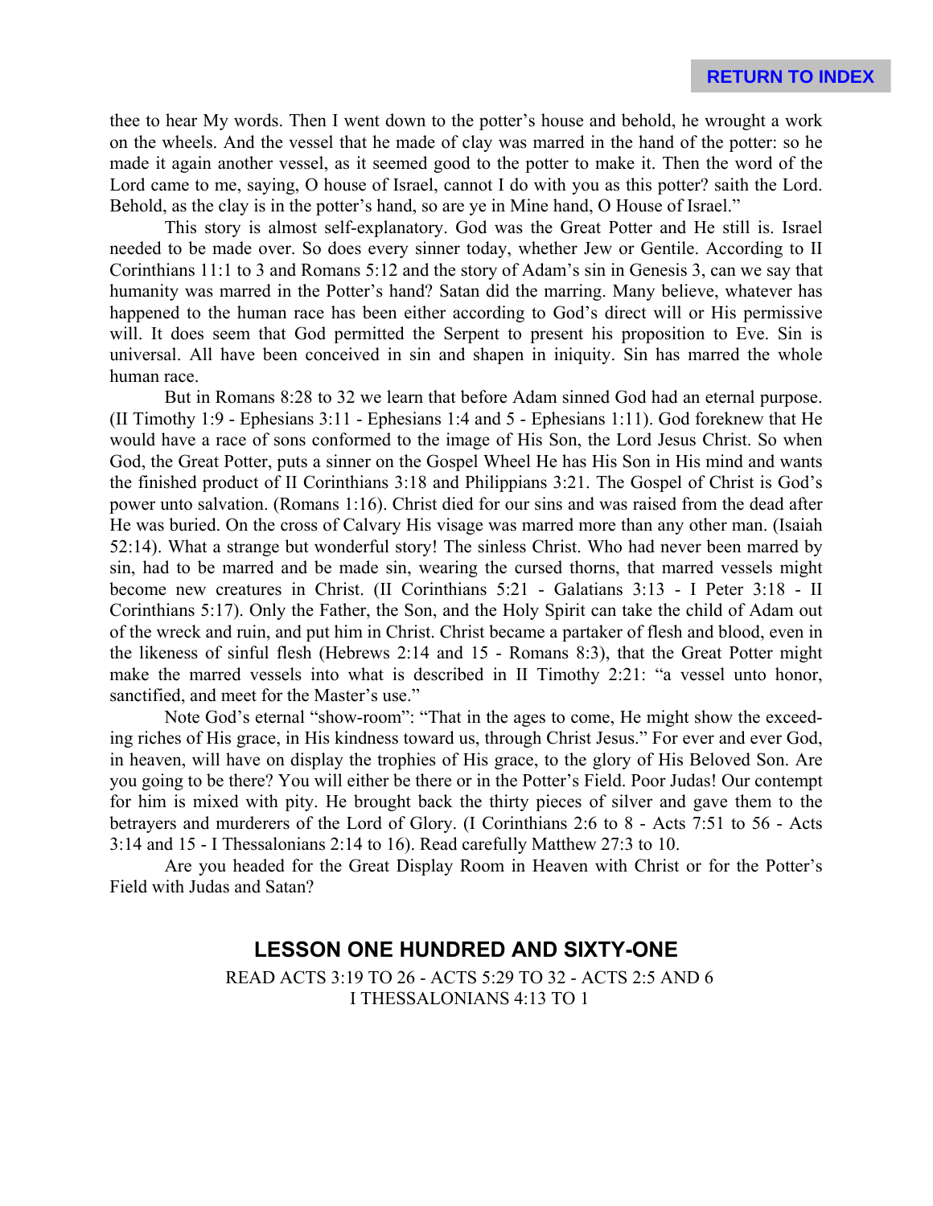thee to hear My words. Then I went down to the potter's house and behold, he wrought a work on the wheels. And the vessel that he made of clay was marred in the hand of the potter: so he made it again another vessel, as it seemed good to the potter to make it. Then the word of the Lord came to me, saying, O house of Israel, cannot I do with you as this potter? saith the Lord. Behold, as the clay is in the potter's hand, so are ye in Mine hand, O House of Israel."

This story is almost self-explanatory. God was the Great Potter and He still is. Israel needed to be made over. So does every sinner today, whether Jew or Gentile. According to II Corinthians 11:1 to 3 and Romans 5:12 and the story of Adam's sin in Genesis 3, can we say that humanity was marred in the Potter's hand? Satan did the marring. Many believe, whatever has happened to the human race has been either according to God's direct will or His permissive will. It does seem that God permitted the Serpent to present his proposition to Eve. Sin is universal. All have been conceived in sin and shapen in iniquity. Sin has marred the whole human race.

But in Romans 8:28 to 32 we learn that before Adam sinned God had an eternal purpose. (II Timothy 1:9 - Ephesians 3:11 - Ephesians 1:4 and 5 - Ephesians 1:11). God foreknew that He would have a race of sons conformed to the image of His Son, the Lord Jesus Christ. So when God, the Great Potter, puts a sinner on the Gospel Wheel He has His Son in His mind and wants the finished product of II Corinthians 3:18 and Philippians 3:21. The Gospel of Christ is God's power unto salvation. (Romans 1:16). Christ died for our sins and was raised from the dead after He was buried. On the cross of Calvary His visage was marred more than any other man. (Isaiah 52:14). What a strange but wonderful story! The sinless Christ. Who had never been marred by sin, had to be marred and be made sin, wearing the cursed thorns, that marred vessels might become new creatures in Christ. (II Corinthians 5:21 - Galatians 3:13 - I Peter 3:18 - II Corinthians 5:17). Only the Father, the Son, and the Holy Spirit can take the child of Adam out of the wreck and ruin, and put him in Christ. Christ became a partaker of flesh and blood, even in the likeness of sinful flesh (Hebrews 2:14 and 15 - Romans 8:3), that the Great Potter might make the marred vessels into what is described in II Timothy 2:21: "a vessel unto honor, sanctified, and meet for the Master's use."

Note God's eternal "show-room": "That in the ages to come, He might show the exceeding riches of His grace, in His kindness toward us, through Christ Jesus." For ever and ever God, in heaven, will have on display the trophies of His grace, to the glory of His Beloved Son. Are you going to be there? You will either be there or in the Potter's Field. Poor Judas! Our contempt for him is mixed with pity. He brought back the thirty pieces of silver and gave them to the betrayers and murderers of the Lord of Glory. (I Corinthians 2:6 to 8 - Acts 7:51 to 56 - Acts 3:14 and 15 - I Thessalonians 2:14 to 16). Read carefully Matthew 27:3 to 10.

Are you headed for the Great Display Room in Heaven with Christ or for the Potter's Field with Judas and Satan?

## LESSON ONE HUNDRED AND SIXTY-ONE

READ ACTS 3:19 TO 26 - ACTS 5:29 TO 32 - ACTS 2:5 AND 6
I THESSALONIANS 4:13 TO 1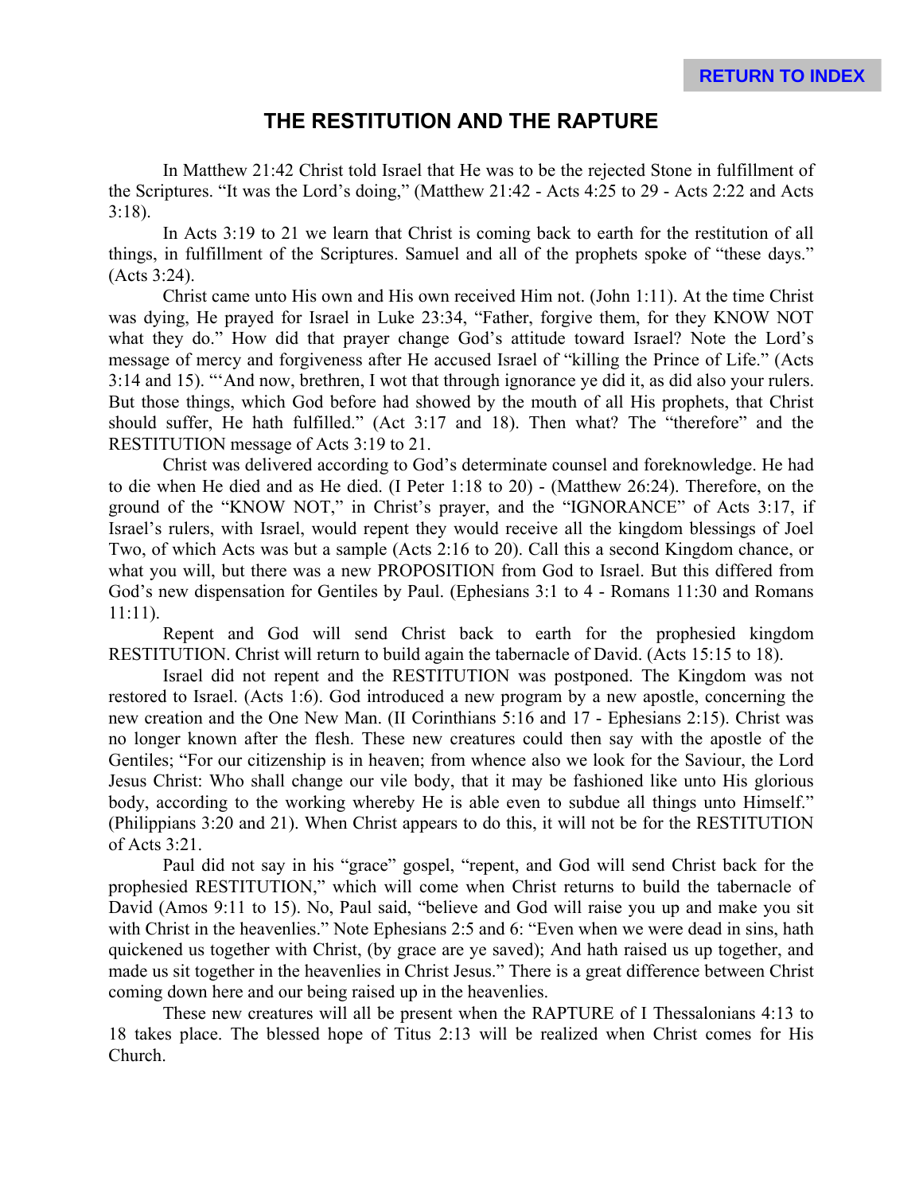# THE RESTITUTION AND THE RAPTURE

In Matthew 21:42 Christ told Israel that He was to be the rejected Stone in fulfillment of the Scriptures. "It was the Lord's doing," (Matthew 21:42 - Acts 4:25 to 29 - Acts 2:22 and Acts 3:18).

In Acts 3:19 to 21 we learn that Christ is coming back to earth for the restitution of all things, in fulfillment of the Scriptures. Samuel and all of the prophets spoke of "these days." (Acts 3:24).

Christ came unto His own and His own received Him not. (John 1:11). At the time Christ was dying, He prayed for Israel in Luke 23:34, "Father, forgive them, for they KNOW NOT what they do." How did that prayer change God's attitude toward Israel? Note the Lord's message of mercy and forgiveness after He accused Israel of "killing the Prince of Life." (Acts 3:14 and 15). "'And now, brethren, I wot that through ignorance ye did it, as did also your rulers. But those things, which God before had showed by the mouth of all His prophets, that Christ should suffer, He hath fulfilled." (Act 3:17 and 18). Then what? The "therefore" and the RESTITUTION message of Acts 3:19 to 21.

Christ was delivered according to God's determinate counsel and foreknowledge. He had to die when He died and as He died. (I Peter 1:18 to 20) - (Matthew 26:24). Therefore, on the ground of the "KNOW NOT," in Christ's prayer, and the "IGNORANCE" of Acts 3:17, if Israel's rulers, with Israel, would repent they would receive all the kingdom blessings of Joel Two, of which Acts was but a sample (Acts 2:16 to 20). Call this a second Kingdom chance, or what you will, but there was a new PROPOSITION from God to Israel. But this differed from God's new dispensation for Gentiles by Paul. (Ephesians 3:1 to 4 - Romans 11:30 and Romans 11:11).

Repent and God will send Christ back to earth for the prophesied kingdom RESTITUTION. Christ will return to build again the tabernacle of David. (Acts 15:15 to 18).

Israel did not repent and the RESTITUTION was postponed. The Kingdom was not restored to Israel. (Acts 1:6). God introduced a new program by a new apostle, concerning the new creation and the One New Man. (II Corinthians 5:16 and 17 - Ephesians 2:15). Christ was no longer known after the flesh. These new creatures could then say with the apostle of the Gentiles; "For our citizenship is in heaven; from whence also we look for the Saviour, the Lord Jesus Christ: Who shall change our vile body, that it may be fashioned like unto His glorious body, according to the working whereby He is able even to subdue all things unto Himself." (Philippians 3:20 and 21). When Christ appears to do this, it will not be for the RESTITUTION of Acts 3:21.

Paul did not say in his "grace" gospel, "repent, and God will send Christ back for the prophesied RESTITUTION," which will come when Christ returns to build the tabernacle of David (Amos 9:11 to 15). No, Paul said, "believe and God will raise you up and make you sit with Christ in the heavenlies." Note Ephesians 2:5 and 6: "Even when we were dead in sins, hath quickened us together with Christ, (by grace are ye saved); And hath raised us up together, and made us sit together in the heavenlies in Christ Jesus." There is a great difference between Christ coming down here and our being raised up in the heavenlies.

These new creatures will all be present when the RAPTURE of I Thessalonians 4:13 to 18 takes place. The blessed hope of Titus 2:13 will be realized when Christ comes for His Church.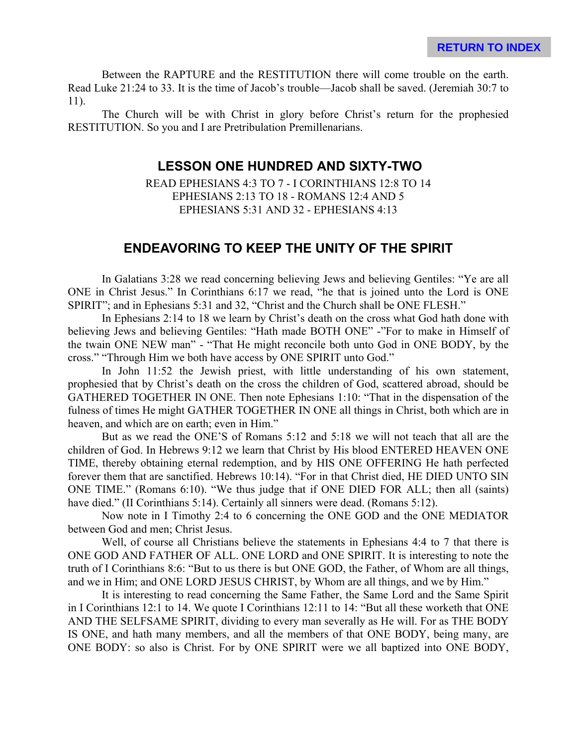Between the RAPTURE and the RESTITUTION there will come trouble on the earth. Read Luke 21:24 to 33. It is the time of Jacob's trouble—Jacob shall be saved. (Jeremiah 30:7 to 11).

The Church will be with Christ in glory before Christ's return for the prophesied RESTITUTION. So you and I are Pretribulation Premillenarians.

## LESSON ONE HUNDRED AND SIXTY-TWO

READ EPHESIANS 4:3 TO 7 - I CORINTHIANS 12:8 TO 14
EPHESIANS 2:13 TO 18 - ROMANS 12:4 AND 5
EPHESIANS 5:31 AND 32 - EPHESIANS 4:13

## ENDEAVORING TO KEEP THE UNITY OF THE SPIRIT

In Galatians 3:28 we read concerning believing Jews and believing Gentiles: "Ye are all ONE in Christ Jesus." In Corinthians 6:17 we read, "he that is joined unto the Lord is ONE SPIRIT"; and in Ephesians 5:31 and 32, "Christ and the Church shall be ONE FLESH."

In Ephesians 2:14 to 18 we learn by Christ's death on the cross what God hath done with believing Jews and believing Gentiles: "Hath made BOTH ONE" -"For to make in Himself of the twain ONE NEW man" - "That He might reconcile both unto God in ONE BODY, by the cross." "Through Him we both have access by ONE SPIRIT unto God."

In John 11:52 the Jewish priest, with little understanding of his own statement, prophesied that by Christ's death on the cross the children of God, scattered abroad, should be GATHERED TOGETHER IN ONE. Then note Ephesians 1:10: "That in the dispensation of the fulness of times He might GATHER TOGETHER IN ONE all things in Christ, both which are in heaven, and which are on earth; even in Him."

But as we read the ONE'S of Romans 5:12 and 5:18 we will not teach that all are the children of God. In Hebrews 9:12 we learn that Christ by His blood ENTERED HEAVEN ONE TIME, thereby obtaining eternal redemption, and by HIS ONE OFFERING He hath perfected forever them that are sanctified. Hebrews 10:14). "For in that Christ died, HE DIED UNTO SIN ONE TIME." (Romans 6:10). "We thus judge that if ONE DIED FOR ALL; then all (saints) have died." (II Corinthians 5:14). Certainly all sinners were dead. (Romans 5:12).

Now note in I Timothy 2:4 to 6 concerning the ONE GOD and the ONE MEDIATOR between God and men; Christ Jesus.

Well, of course all Christians believe the statements in Ephesians 4:4 to 7 that there is ONE GOD AND FATHER OF ALL. ONE LORD and ONE SPIRIT. It is interesting to note the truth of I Corinthians 8:6: "But to us there is but ONE GOD, the Father, of Whom are all things, and we in Him; and ONE LORD JESUS CHRIST, by Whom are all things, and we by Him."

It is interesting to read concerning the Same Father, the Same Lord and the Same Spirit in I Corinthians 12:1 to 14. We quote I Corinthians 12:11 to 14: "But all these worketh that ONE AND THE SELFSAME SPIRIT, dividing to every man severally as He will. For as THE BODY IS ONE, and hath many members, and all the members of that ONE BODY, being many, are ONE BODY: so also is Christ. For by ONE SPIRIT were we all baptized into ONE BODY,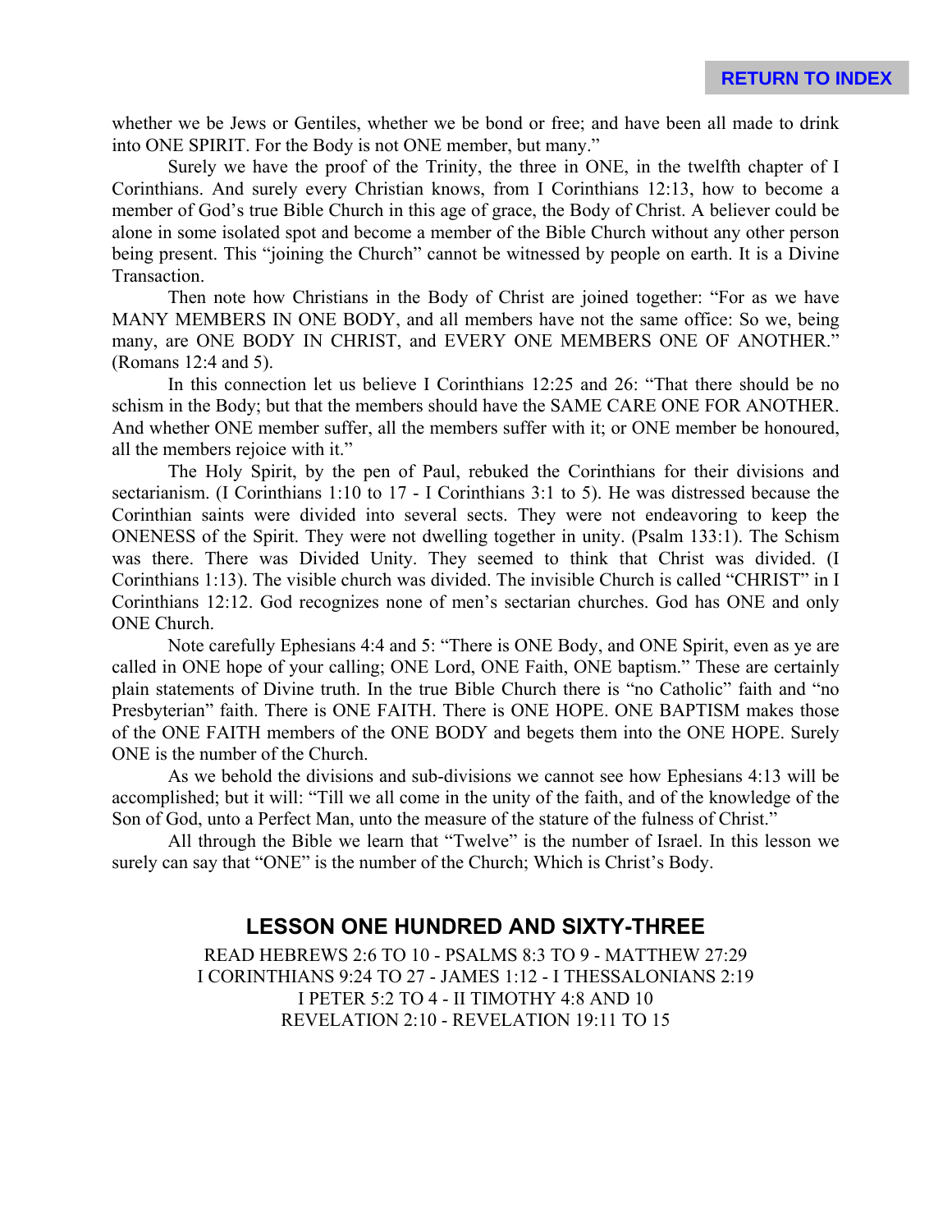whether we be Jews or Gentiles, whether we be bond or free; and have been all made to drink into ONE SPIRIT. For the Body is not ONE member, but many."

Surely we have the proof of the Trinity, the three in ONE, in the twelfth chapter of I Corinthians. And surely every Christian knows, from I Corinthians 12:13, how to become a member of God's true Bible Church in this age of grace, the Body of Christ. A believer could be alone in some isolated spot and become a member of the Bible Church without any other person being present. This "joining the Church" cannot be witnessed by people on earth. It is a Divine Transaction.

Then note how Christians in the Body of Christ are joined together: "For as we have MANY MEMBERS IN ONE BODY, and all members have not the same office: So we, being many, are ONE BODY IN CHRIST, and EVERY ONE MEMBERS ONE OF ANOTHER." (Romans 12:4 and 5).

In this connection let us believe I Corinthians 12:25 and 26: "That there should be no schism in the Body; but that the members should have the SAME CARE ONE FOR ANOTHER. And whether ONE member suffer, all the members suffer with it; or ONE member be honoured, all the members rejoice with it."

The Holy Spirit, by the pen of Paul, rebuked the Corinthians for their divisions and sectarianism. (I Corinthians 1:10 to 17 - I Corinthians 3:1 to 5). He was distressed because the Corinthian saints were divided into several sects. They were not endeavoring to keep the ONENESS of the Spirit. They were not dwelling together in unity. (Psalm 133:1). The Schism was there. There was Divided Unity. They seemed to think that Christ was divided. (I Corinthians 1:13). The visible church was divided. The invisible Church is called "CHRIST" in I Corinthians 12:12. God recognizes none of men's sectarian churches. God has ONE and only ONE Church.

Note carefully Ephesians 4:4 and 5: "There is ONE Body, and ONE Spirit, even as ye are called in ONE hope of your calling; ONE Lord, ONE Faith, ONE baptism." These are certainly plain statements of Divine truth. In the true Bible Church there is "no Catholic" faith and "no Presbyterian" faith. There is ONE FAITH. There is ONE HOPE. ONE BAPTISM makes those of the ONE FAITH members of the ONE BODY and begets them into the ONE HOPE. Surely ONE is the number of the Church.

As we behold the divisions and sub-divisions we cannot see how Ephesians 4:13 will be accomplished; but it will: "Till we all come in the unity of the faith, and of the knowledge of the Son of God, unto a Perfect Man, unto the measure of the stature of the fulness of Christ."

All through the Bible we learn that "Twelve" is the number of Israel. In this lesson we surely can say that "ONE" is the number of the Church; Which is Christ's Body.

## LESSON ONE HUNDRED AND SIXTY-THREE

READ HEBREWS 2:6 TO 10 - PSALMS 8:3 TO 9 - MATTHEW 27:29
I CORINTHIANS 9:24 TO 27 - JAMES 1:12 - I THESSALONIANS 2:19
I PETER 5:2 TO 4 - II TIMOTHY 4:8 AND 10
REVELATION 2:10 - REVELATION 19:11 TO 15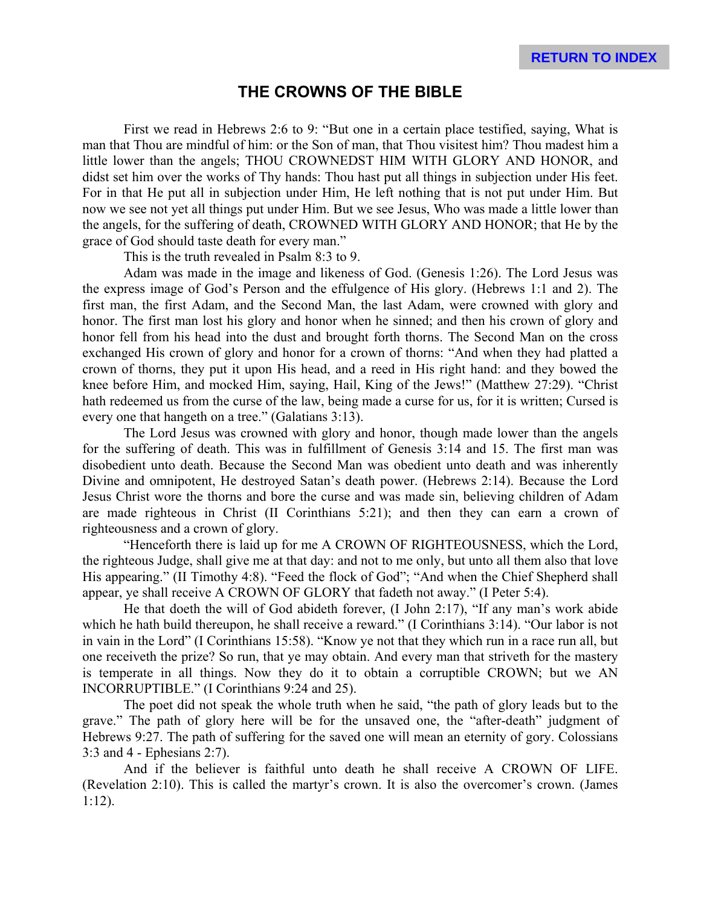# THE CROWNS OF THE BIBLE

First we read in Hebrews 2:6 to 9: "But one in a certain place testified, saying, What is man that Thou are mindful of him: or the Son of man, that Thou visitest him? Thou madest him a little lower than the angels; THOU CROWNEDST HIM WITH GLORY AND HONOR, and didst set him over the works of Thy hands: Thou hast put all things in subjection under His feet. For in that He put all in subjection under Him, He left nothing that is not put under Him. But now we see not yet all things put under Him. But we see Jesus, Who was made a little lower than the angels, for the suffering of death, CROWNED WITH GLORY AND HONOR; that He by the grace of God should taste death for every man."

This is the truth revealed in Psalm 8:3 to 9.

Adam was made in the image and likeness of God. (Genesis 1:26). The Lord Jesus was the express image of God's Person and the effulgence of His glory. (Hebrews 1:1 and 2). The first man, the first Adam, and the Second Man, the last Adam, were crowned with glory and honor. The first man lost his glory and honor when he sinned; and then his crown of glory and honor fell from his head into the dust and brought forth thorns. The Second Man on the cross exchanged His crown of glory and honor for a crown of thorns: "And when they had platted a crown of thorns, they put it upon His head, and a reed in His right hand: and they bowed the knee before Him, and mocked Him, saying, Hail, King of the Jews!" (Matthew 27:29). "Christ hath redeemed us from the curse of the law, being made a curse for us, for it is written; Cursed is every one that hangeth on a tree." (Galatians 3:13).

The Lord Jesus was crowned with glory and honor, though made lower than the angels for the suffering of death. This was in fulfillment of Genesis 3:14 and 15. The first man was disobedient unto death. Because the Second Man was obedient unto death and was inherently Divine and omnipotent, He destroyed Satan's death power. (Hebrews 2:14). Because the Lord Jesus Christ wore the thorns and bore the curse and was made sin, believing children of Adam are made righteous in Christ (II Corinthians 5:21); and then they can earn a crown of righteousness and a crown of glory.

"Henceforth there is laid up for me A CROWN OF RIGHTEOUSNESS, which the Lord, the righteous Judge, shall give me at that day: and not to me only, but unto all them also that love His appearing." (II Timothy 4:8). "Feed the flock of God"; "And when the Chief Shepherd shall appear, ye shall receive A CROWN OF GLORY that fadeth not away." (I Peter 5:4).

He that doeth the will of God abideth forever, (I John 2:17), "If any man's work abide which he hath build thereupon, he shall receive a reward." (I Corinthians 3:14). "Our labor is not in vain in the Lord" (I Corinthians 15:58). "Know ye not that they which run in a race run all, but one receiveth the prize? So run, that ye may obtain. And every man that striveth for the mastery is temperate in all things. Now they do it to obtain a corruptible CROWN; but we AN INCORRUPTIBLE." (I Corinthians 9:24 and 25).

The poet did not speak the whole truth when he said, "the path of glory leads but to the grave." The path of glory here will be for the unsaved one, the "after-death" judgment of Hebrews 9:27. The path of suffering for the saved one will mean an eternity of gory. Colossians 3:3 and 4 - Ephesians 2:7).

And if the believer is faithful unto death he shall receive A CROWN OF LIFE. (Revelation 2:10). This is called the martyr's crown. It is also the overcomer's crown. (James 1:12).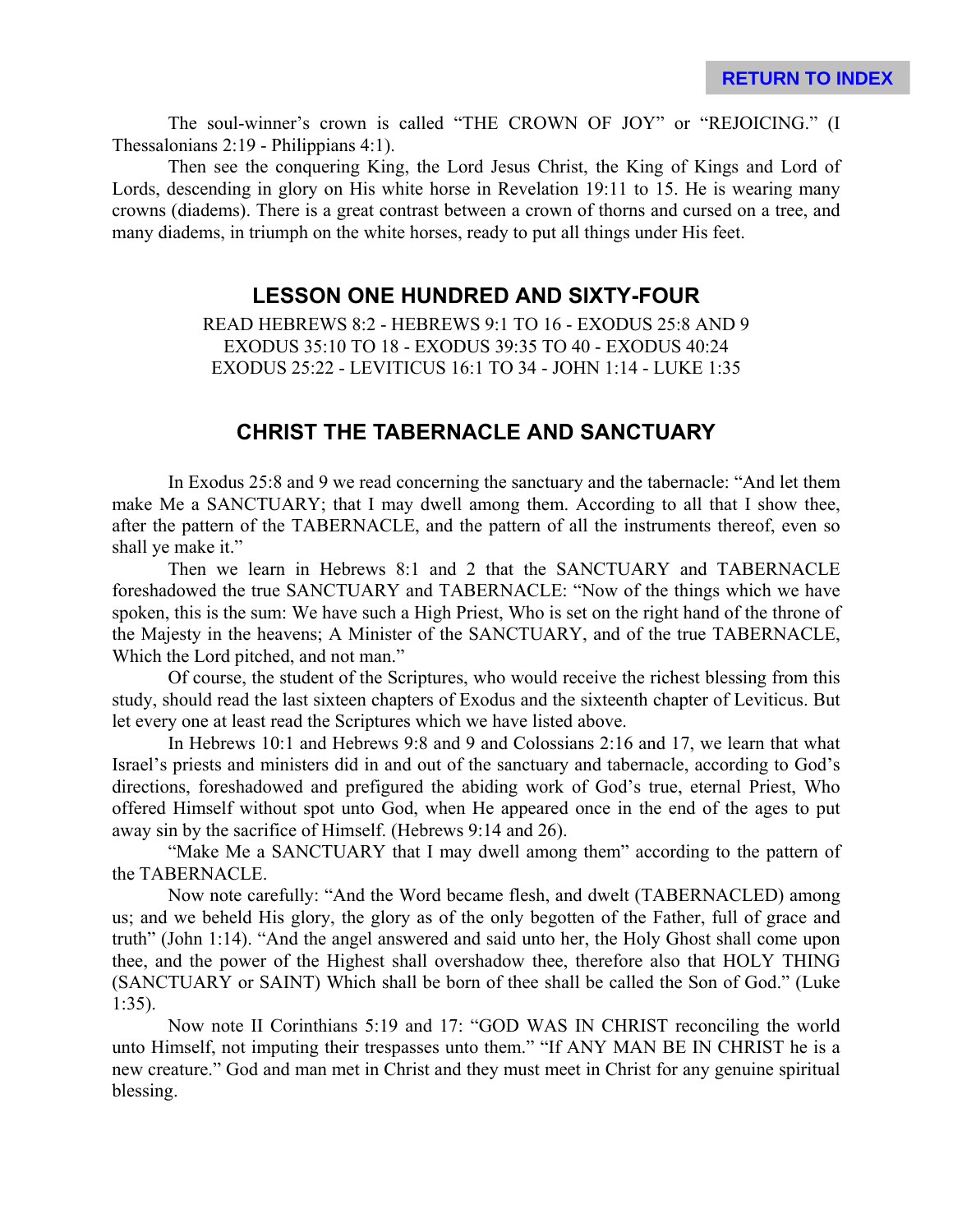The soul-winner's crown is called "THE CROWN OF JOY" or "REJOICING." (I Thessalonians 2:19 - Philippians 4:1).

Then see the conquering King, the Lord Jesus Christ, the King of Kings and Lord of Lords, descending in glory on His white horse in Revelation 19:11 to 15. He is wearing many crowns (diadems). There is a great contrast between a crown of thorns and cursed on a tree, and many diadems, in triumph on the white horses, ready to put all things under His feet.

## LESSON ONE HUNDRED AND SIXTY-FOUR

READ HEBREWS 8:2 - HEBREWS 9:1 TO 16 - EXODUS 25:8 AND 9
EXODUS 35:10 TO 18 - EXODUS 39:35 TO 40 - EXODUS 40:24
EXODUS 25:22 - LEVITICUS 16:1 TO 34 - JOHN 1:14 - LUKE 1:35

## CHRIST THE TABERNACLE AND SANCTUARY

In Exodus 25:8 and 9 we read concerning the sanctuary and the tabernacle: "And let them make Me a SANCTUARY; that I may dwell among them. According to all that I show thee, after the pattern of the TABERNACLE, and the pattern of all the instruments thereof, even so shall ye make it."

Then we learn in Hebrews 8:1 and 2 that the SANCTUARY and TABERNACLE foreshadowed the true SANCTUARY and TABERNACLE: "Now of the things which we have spoken, this is the sum: We have such a High Priest, Who is set on the right hand of the throne of the Majesty in the heavens; A Minister of the SANCTUARY, and of the true TABERNACLE, Which the Lord pitched, and not man."

Of course, the student of the Scriptures, who would receive the richest blessing from this study, should read the last sixteen chapters of Exodus and the sixteenth chapter of Leviticus. But let every one at least read the Scriptures which we have listed above.

In Hebrews 10:1 and Hebrews 9:8 and 9 and Colossians 2:16 and 17, we learn that what Israel's priests and ministers did in and out of the sanctuary and tabernacle, according to God's directions, foreshadowed and prefigured the abiding work of God's true, eternal Priest, Who offered Himself without spot unto God, when He appeared once in the end of the ages to put away sin by the sacrifice of Himself. (Hebrews 9:14 and 26).

"Make Me a SANCTUARY that I may dwell among them" according to the pattern of the TABERNACLE.

Now note carefully: "And the Word became flesh, and dwelt (TABERNACLED) among us; and we beheld His glory, the glory as of the only begotten of the Father, full of grace and truth" (John 1:14). "And the angel answered and said unto her, the Holy Ghost shall come upon thee, and the power of the Highest shall overshadow thee, therefore also that HOLY THING (SANCTUARY or SAINT) Which shall be born of thee shall be called the Son of God." (Luke 1:35).

Now note II Corinthians 5:19 and 17: "GOD WAS IN CHRIST reconciling the world unto Himself, not imputing their trespasses unto them." "If ANY MAN BE IN CHRIST he is a new creature." God and man met in Christ and they must meet in Christ for any genuine spiritual blessing.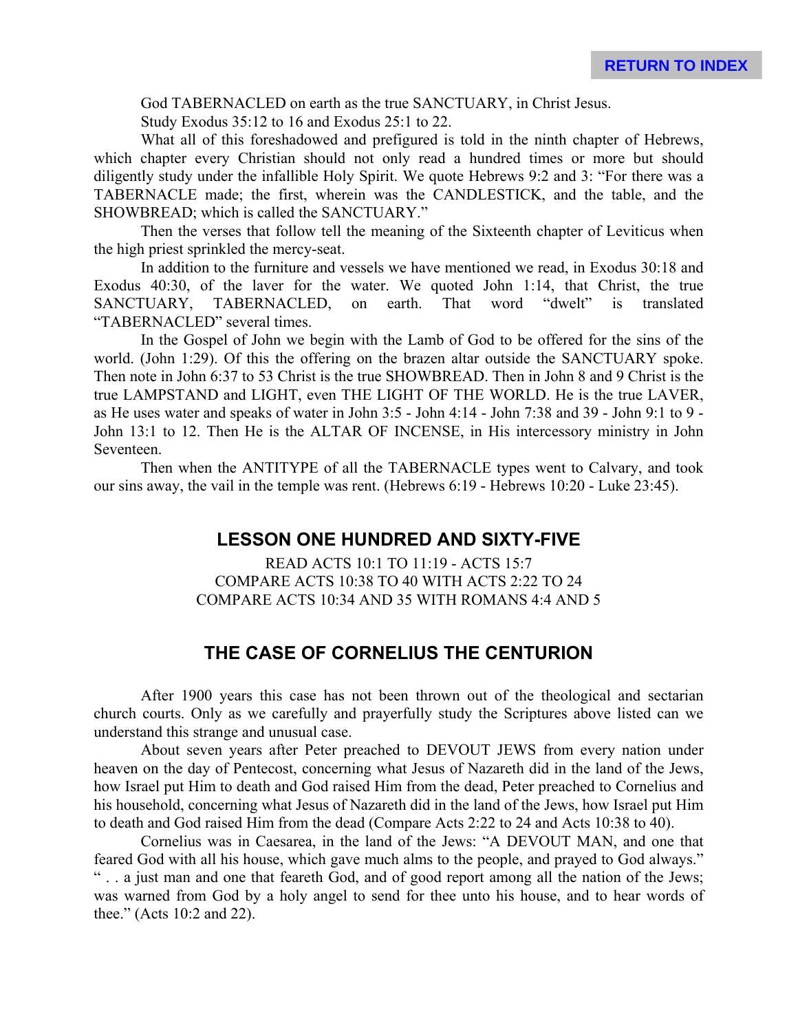God TABERNACLED on earth as the true SANCTUARY, in Christ Jesus.

Study Exodus 35:12 to 16 and Exodus 25:1 to 22.

What all of this foreshadowed and prefigured is told in the ninth chapter of Hebrews, which chapter every Christian should not only read a hundred times or more but should diligently study under the infallible Holy Spirit. We quote Hebrews 9:2 and 3: "For there was a TABERNACLE made; the first, wherein was the CANDLESTICK, and the table, and the SHOWBREAD; which is called the SANCTUARY."

Then the verses that follow tell the meaning of the Sixteenth chapter of Leviticus when the high priest sprinkled the mercy-seat.

In addition to the furniture and vessels we have mentioned we read, in Exodus 30:18 and Exodus 40:30, of the laver for the water. We quoted John 1:14, that Christ, the true SANCTUARY, TABERNACLED, on earth. That word "dwelt" is translated "TABERNACLED" several times.

In the Gospel of John we begin with the Lamb of God to be offered for the sins of the world. (John 1:29). Of this the offering on the brazen altar outside the SANCTUARY spoke. Then note in John 6:37 to 53 Christ is the true SHOWBREAD. Then in John 8 and 9 Christ is the true LAMPSTAND and LIGHT, even THE LIGHT OF THE WORLD. He is the true LAVER, as He uses water and speaks of water in John 3:5 - John 4:14 - John 7:38 and 39 - John 9:1 to 9 - John 13:1 to 12. Then He is the ALTAR OF INCENSE, in His intercessory ministry in John Seventeen.

Then when the ANTITYPE of all the TABERNACLE types went to Calvary, and took our sins away, the vail in the temple was rent. (Hebrews 6:19 - Hebrews 10:20 - Luke 23:45).

## LESSON ONE HUNDRED AND SIXTY-FIVE

READ ACTS 10:1 TO 11:19 - ACTS 15:7
COMPARE ACTS 10:38 TO 40 WITH ACTS 2:22 TO 24
COMPARE ACTS 10:34 AND 35 WITH ROMANS 4:4 AND 5

## THE CASE OF CORNELIUS THE CENTURION

After 1900 years this case has not been thrown out of the theological and sectarian church courts. Only as we carefully and prayerfully study the Scriptures above listed can we understand this strange and unusual case.

About seven years after Peter preached to DEVOUT JEWS from every nation under heaven on the day of Pentecost, concerning what Jesus of Nazareth did in the land of the Jews, how Israel put Him to death and God raised Him from the dead, Peter preached to Cornelius and his household, concerning what Jesus of Nazareth did in the land of the Jews, how Israel put Him to death and God raised Him from the dead (Compare Acts 2:22 to 24 and Acts 10:38 to 40).

Cornelius was in Caesarea, in the land of the Jews: "A DEVOUT MAN, and one that feared God with all his house, which gave much alms to the people, and prayed to God always." " . . a just man and one that feareth God, and of good report among all the nation of the Jews; was warned from God by a holy angel to send for thee unto his house, and to hear words of thee." (Acts 10:2 and 22).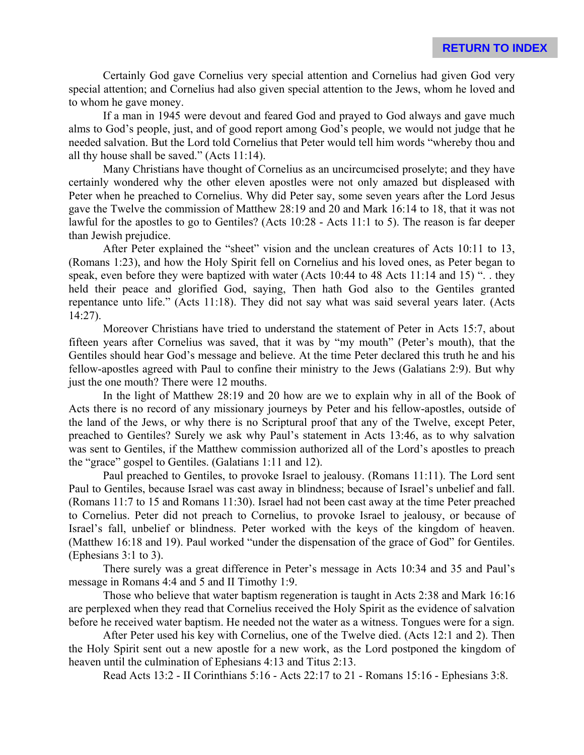Certainly God gave Cornelius very special attention and Cornelius had given God very special attention; and Cornelius had also given special attention to the Jews, whom he loved and to whom he gave money.

If a man in 1945 were devout and feared God and prayed to God always and gave much alms to God's people, just, and of good report among God's people, we would not judge that he needed salvation. But the Lord told Cornelius that Peter would tell him words "whereby thou and all thy house shall be saved." (Acts 11:14).

Many Christians have thought of Cornelius as an uncircumcised proselyte; and they have certainly wondered why the other eleven apostles were not only amazed but displeased with Peter when he preached to Cornelius. Why did Peter say, some seven years after the Lord Jesus gave the Twelve the commission of Matthew 28:19 and 20 and Mark 16:14 to 18, that it was not lawful for the apostles to go to Gentiles? (Acts 10:28 - Acts 11:1 to 5). The reason is far deeper than Jewish prejudice.

After Peter explained the "sheet" vision and the unclean creatures of Acts 10:11 to 13, (Romans 1:23), and how the Holy Spirit fell on Cornelius and his loved ones, as Peter began to speak, even before they were baptized with water (Acts 10:44 to 48 Acts 11:14 and 15) ". . they held their peace and glorified God, saying, Then hath God also to the Gentiles granted repentance unto life." (Acts 11:18). They did not say what was said several years later. (Acts 14:27).

Moreover Christians have tried to understand the statement of Peter in Acts 15:7, about fifteen years after Cornelius was saved, that it was by "my mouth" (Peter's mouth), that the Gentiles should hear God's message and believe. At the time Peter declared this truth he and his fellow-apostles agreed with Paul to confine their ministry to the Jews (Galatians 2:9). But why just the one mouth? There were 12 mouths.

In the light of Matthew 28:19 and 20 how are we to explain why in all of the Book of Acts there is no record of any missionary journeys by Peter and his fellow-apostles, outside of the land of the Jews, or why there is no Scriptural proof that any of the Twelve, except Peter, preached to Gentiles? Surely we ask why Paul's statement in Acts 13:46, as to why salvation was sent to Gentiles, if the Matthew commission authorized all of the Lord's apostles to preach the "grace" gospel to Gentiles. (Galatians 1:11 and 12).

Paul preached to Gentiles, to provoke Israel to jealousy. (Romans 11:11). The Lord sent Paul to Gentiles, because Israel was cast away in blindness; because of Israel's unbelief and fall. (Romans 11:7 to 15 and Romans 11:30). Israel had not been cast away at the time Peter preached to Cornelius. Peter did not preach to Cornelius, to provoke Israel to jealousy, or because of Israel's fall, unbelief or blindness. Peter worked with the keys of the kingdom of heaven. (Matthew 16:18 and 19). Paul worked "under the dispensation of the grace of God" for Gentiles. (Ephesians 3:1 to 3).

There surely was a great difference in Peter's message in Acts 10:34 and 35 and Paul's message in Romans 4:4 and 5 and II Timothy 1:9.

Those who believe that water baptism regeneration is taught in Acts 2:38 and Mark 16:16 are perplexed when they read that Cornelius received the Holy Spirit as the evidence of salvation before he received water baptism. He needed not the water as a witness. Tongues were for a sign.

After Peter used his key with Cornelius, one of the Twelve died. (Acts 12:1 and 2). Then the Holy Spirit sent out a new apostle for a new work, as the Lord postponed the kingdom of heaven until the culmination of Ephesians 4:13 and Titus 2:13.

Read Acts 13:2 - II Corinthians 5:16 - Acts 22:17 to 21 - Romans 15:16 - Ephesians 3:8.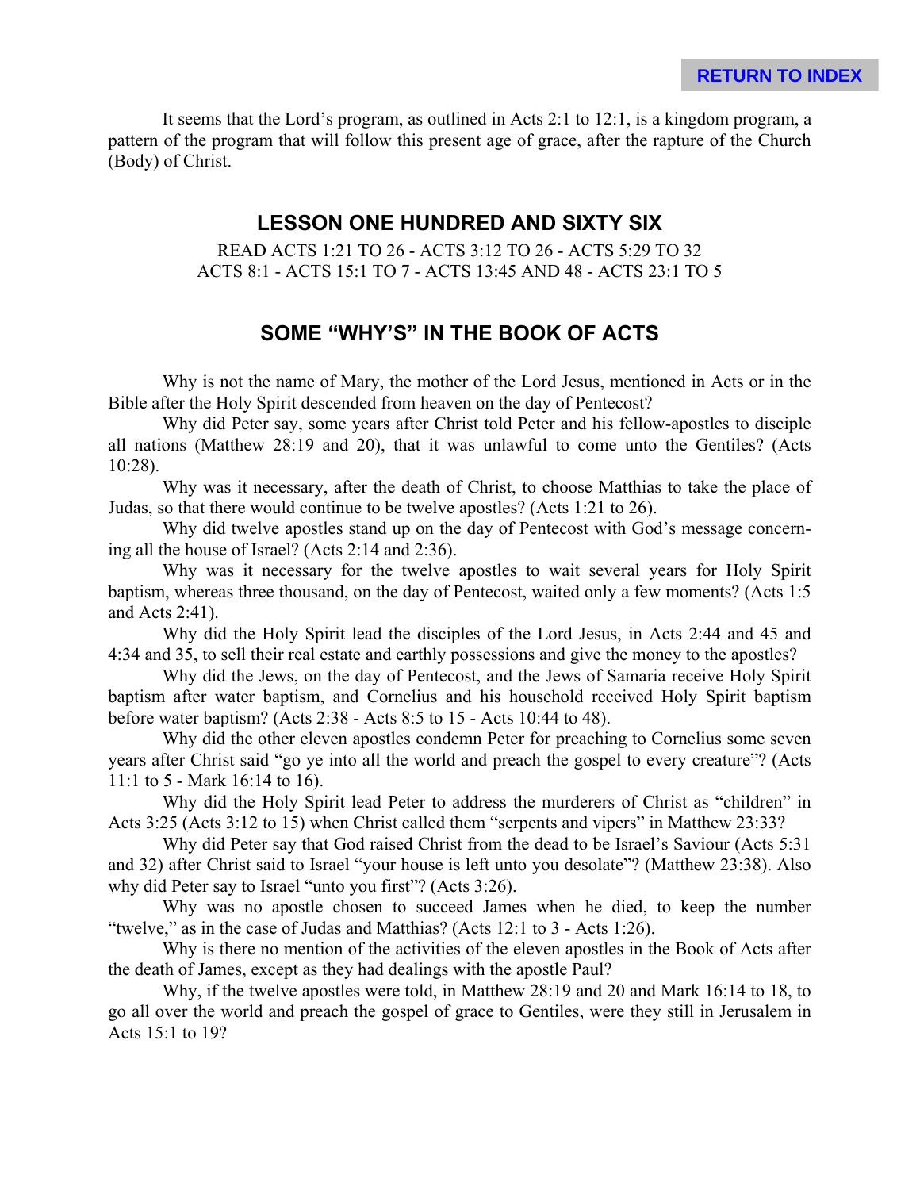It seems that the Lord's program, as outlined in Acts 2:1 to 12:1, is a kingdom program, a pattern of the program that will follow this present age of grace, after the rapture of the Church (Body) of Christ.

## LESSON ONE HUNDRED AND SIXTY SIX

READ ACTS 1:21 TO 26 - ACTS 3:12 TO 26 - ACTS 5:29 TO 32
ACTS 8:1 - ACTS 15:1 TO 7 - ACTS 13:45 AND 48 - ACTS 23:1 TO 5

## SOME "WHY'S" IN THE BOOK OF ACTS

Why is not the name of Mary, the mother of the Lord Jesus, mentioned in Acts or in the Bible after the Holy Spirit descended from heaven on the day of Pentecost?

Why did Peter say, some years after Christ told Peter and his fellow-apostles to disciple all nations (Matthew 28:19 and 20), that it was unlawful to come unto the Gentiles? (Acts 10:28).

Why was it necessary, after the death of Christ, to choose Matthias to take the place of Judas, so that there would continue to be twelve apostles? (Acts 1:21 to 26).

Why did twelve apostles stand up on the day of Pentecost with God's message concerning all the house of Israel? (Acts 2:14 and 2:36).

Why was it necessary for the twelve apostles to wait several years for Holy Spirit baptism, whereas three thousand, on the day of Pentecost, waited only a few moments? (Acts 1:5 and Acts 2:41).

Why did the Holy Spirit lead the disciples of the Lord Jesus, in Acts 2:44 and 45 and 4:34 and 35, to sell their real estate and earthly possessions and give the money to the apostles?

Why did the Jews, on the day of Pentecost, and the Jews of Samaria receive Holy Spirit baptism after water baptism, and Cornelius and his household received Holy Spirit baptism before water baptism? (Acts 2:38 - Acts 8:5 to 15 - Acts 10:44 to 48).

Why did the other eleven apostles condemn Peter for preaching to Cornelius some seven years after Christ said "go ye into all the world and preach the gospel to every creature"? (Acts 11:1 to 5 - Mark 16:14 to 16).

Why did the Holy Spirit lead Peter to address the murderers of Christ as "children" in Acts 3:25 (Acts 3:12 to 15) when Christ called them "serpents and vipers" in Matthew 23:33?

Why did Peter say that God raised Christ from the dead to be Israel's Saviour (Acts 5:31 and 32) after Christ said to Israel "your house is left unto you desolate"? (Matthew 23:38). Also why did Peter say to Israel "unto you first"? (Acts 3:26).

Why was no apostle chosen to succeed James when he died, to keep the number "twelve," as in the case of Judas and Matthias? (Acts 12:1 to 3 - Acts 1:26).

Why is there no mention of the activities of the eleven apostles in the Book of Acts after the death of James, except as they had dealings with the apostle Paul?

Why, if the twelve apostles were told, in Matthew 28:19 and 20 and Mark 16:14 to 18, to go all over the world and preach the gospel of grace to Gentiles, were they still in Jerusalem in Acts 15:1 to 19?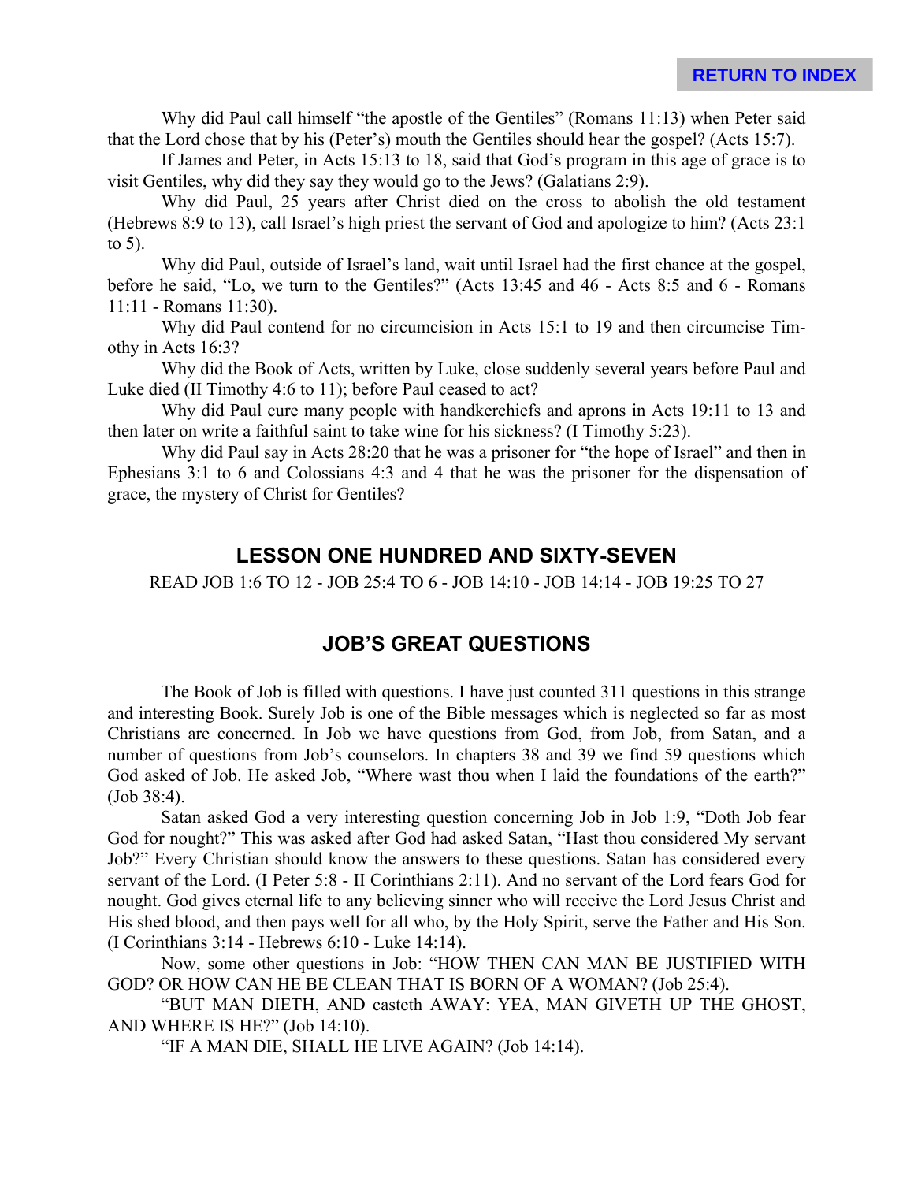Why did Paul call himself "the apostle of the Gentiles" (Romans 11:13) when Peter said that the Lord chose that by his (Peter's) mouth the Gentiles should hear the gospel? (Acts 15:7).

If James and Peter, in Acts 15:13 to 18, said that God's program in this age of grace is to visit Gentiles, why did they say they would go to the Jews? (Galatians 2:9).

Why did Paul, 25 years after Christ died on the cross to abolish the old testament (Hebrews 8:9 to 13), call Israel's high priest the servant of God and apologize to him? (Acts 23:1 to 5).

Why did Paul, outside of Israel's land, wait until Israel had the first chance at the gospel, before he said, "Lo, we turn to the Gentiles?" (Acts 13:45 and 46 - Acts 8:5 and 6 - Romans 11:11 - Romans 11:30).

Why did Paul contend for no circumcision in Acts 15:1 to 19 and then circumcise Timothy in Acts 16:3?

Why did the Book of Acts, written by Luke, close suddenly several years before Paul and Luke died (II Timothy 4:6 to 11); before Paul ceased to act?

Why did Paul cure many people with handkerchiefs and aprons in Acts 19:11 to 13 and then later on write a faithful saint to take wine for his sickness? (I Timothy 5:23).

Why did Paul say in Acts 28:20 that he was a prisoner for "the hope of Israel" and then in Ephesians 3:1 to 6 and Colossians 4:3 and 4 that he was the prisoner for the dispensation of grace, the mystery of Christ for Gentiles?

## LESSON ONE HUNDRED AND SIXTY-SEVEN

READ JOB 1:6 TO 12 - JOB 25:4 TO 6 - JOB 14:10 - JOB 14:14 - JOB 19:25 TO 27

## JOB'S GREAT QUESTIONS

The Book of Job is filled with questions. I have just counted 311 questions in this strange and interesting Book. Surely Job is one of the Bible messages which is neglected so far as most Christians are concerned. In Job we have questions from God, from Job, from Satan, and a number of questions from Job's counselors. In chapters 38 and 39 we find 59 questions which God asked of Job. He asked Job, "Where wast thou when I laid the foundations of the earth?" (Job 38:4).

Satan asked God a very interesting question concerning Job in Job 1:9, "Doth Job fear God for nought?" This was asked after God had asked Satan, "Hast thou considered My servant Job?" Every Christian should know the answers to these questions. Satan has considered every servant of the Lord. (I Peter 5:8 - II Corinthians 2:11). And no servant of the Lord fears God for nought. God gives eternal life to any believing sinner who will receive the Lord Jesus Christ and His shed blood, and then pays well for all who, by the Holy Spirit, serve the Father and His Son. (I Corinthians 3:14 - Hebrews 6:10 - Luke 14:14).

Now, some other questions in Job: "HOW THEN CAN MAN BE JUSTIFIED WITH GOD? OR HOW CAN HE BE CLEAN THAT IS BORN OF A WOMAN? (Job 25:4).

"BUT MAN DIETH, AND casteth AWAY: YEA, MAN GIVETH UP THE GHOST, AND WHERE IS HE?" (Job 14:10).

"IF A MAN DIE, SHALL HE LIVE AGAIN? (Job 14:14).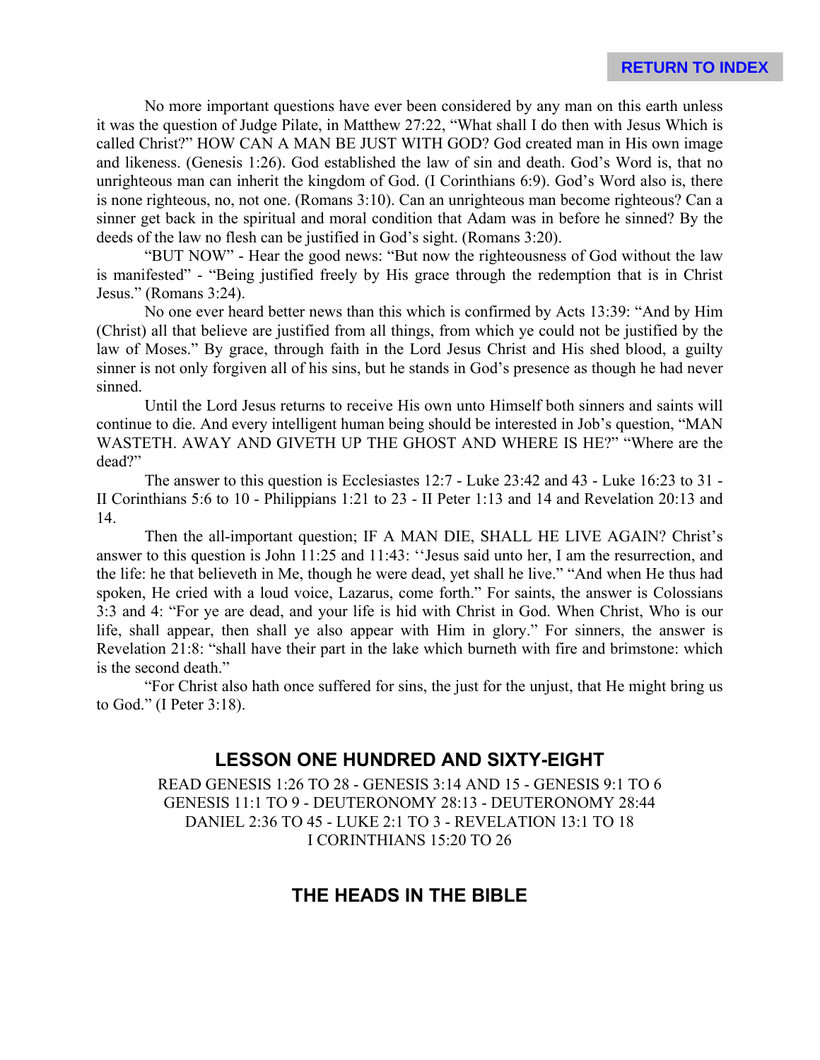No more important questions have ever been considered by any man on this earth unless it was the question of Judge Pilate, in Matthew 27:22, "What shall I do then with Jesus Which is called Christ?" HOW CAN A MAN BE JUST WITH GOD? God created man in His own image and likeness. (Genesis 1:26). God established the law of sin and death. God's Word is, that no unrighteous man can inherit the kingdom of God. (I Corinthians 6:9). God's Word also is, there is none righteous, no, not one. (Romans 3:10). Can an unrighteous man become righteous? Can a sinner get back in the spiritual and moral condition that Adam was in before he sinned? By the deeds of the law no flesh can be justified in God's sight. (Romans 3:20).

"BUT NOW" - Hear the good news: "But now the righteousness of God without the law is manifested" - "Being justified freely by His grace through the redemption that is in Christ Jesus." (Romans 3:24).

No one ever heard better news than this which is confirmed by Acts 13:39: "And by Him (Christ) all that believe are justified from all things, from which ye could not be justified by the law of Moses." By grace, through faith in the Lord Jesus Christ and His shed blood, a guilty sinner is not only forgiven all of his sins, but he stands in God's presence as though he had never sinned.

Until the Lord Jesus returns to receive His own unto Himself both sinners and saints will continue to die. And every intelligent human being should be interested in Job's question, "MAN WASTETH. AWAY AND GIVETH UP THE GHOST AND WHERE IS HE?" "Where are the dead?"

The answer to this question is Ecclesiastes 12:7 - Luke 23:42 and 43 - Luke 16:23 to 31 - II Corinthians 5:6 to 10 - Philippians 1:21 to 23 - II Peter 1:13 and 14 and Revelation 20:13 and 14.

Then the all-important question; IF A MAN DIE, SHALL HE LIVE AGAIN? Christ's answer to this question is John 11:25 and 11:43: ''Jesus said unto her, I am the resurrection, and the life: he that believeth in Me, though he were dead, yet shall he live." "And when He thus had spoken, He cried with a loud voice, Lazarus, come forth." For saints, the answer is Colossians 3:3 and 4: "For ye are dead, and your life is hid with Christ in God. When Christ, Who is our life, shall appear, then shall ye also appear with Him in glory." For sinners, the answer is Revelation 21:8: "shall have their part in the lake which burneth with fire and brimstone: which is the second death."

"For Christ also hath once suffered for sins, the just for the unjust, that He might bring us to God." (I Peter 3:18).

## LESSON ONE HUNDRED AND SIXTY-EIGHT

READ GENESIS 1:26 TO 28 - GENESIS 3:14 AND 15 - GENESIS 9:1 TO 6
GENESIS 11:1 TO 9 - DEUTERONOMY 28:13 - DEUTERONOMY 28:44
DANIEL 2:36 TO 45 - LUKE 2:1 TO 3 - REVELATION 13:1 TO 18
I CORINTHIANS 15:20 TO 26

## THE HEADS IN THE BIBLE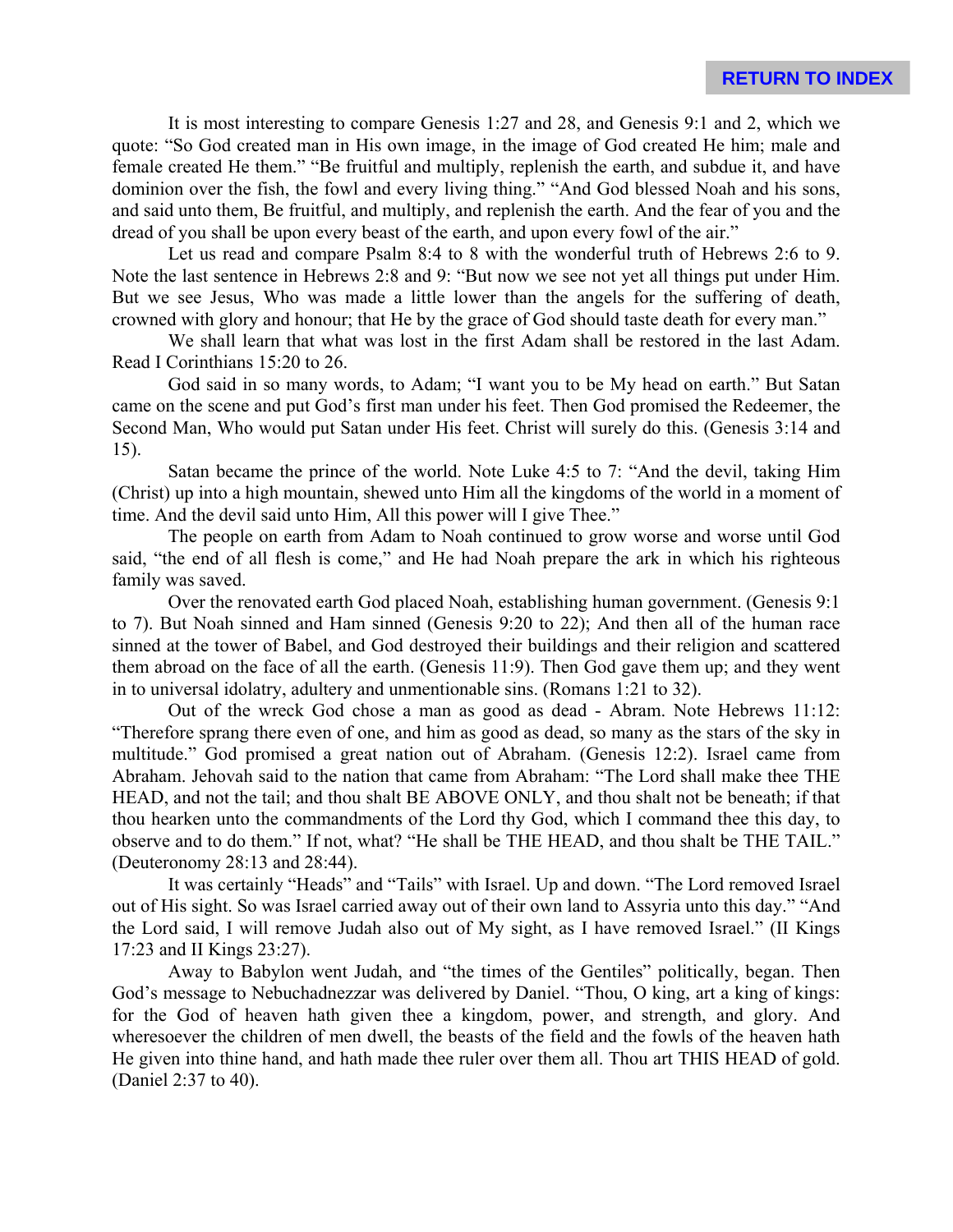It is most interesting to compare Genesis 1:27 and 28, and Genesis 9:1 and 2, which we quote: "So God created man in His own image, in the image of God created He him; male and female created He them." "Be fruitful and multiply, replenish the earth, and subdue it, and have dominion over the fish, the fowl and every living thing." "And God blessed Noah and his sons, and said unto them, Be fruitful, and multiply, and replenish the earth. And the fear of you and the dread of you shall be upon every beast of the earth, and upon every fowl of the air."

Let us read and compare Psalm 8:4 to 8 with the wonderful truth of Hebrews 2:6 to 9. Note the last sentence in Hebrews 2:8 and 9: "But now we see not yet all things put under Him. But we see Jesus, Who was made a little lower than the angels for the suffering of death, crowned with glory and honour; that He by the grace of God should taste death for every man."

We shall learn that what was lost in the first Adam shall be restored in the last Adam. Read I Corinthians 15:20 to 26.

God said in so many words, to Adam; "I want you to be My head on earth." But Satan came on the scene and put God's first man under his feet. Then God promised the Redeemer, the Second Man, Who would put Satan under His feet. Christ will surely do this. (Genesis 3:14 and 15).

Satan became the prince of the world. Note Luke 4:5 to 7: "And the devil, taking Him (Christ) up into a high mountain, shewed unto Him all the kingdoms of the world in a moment of time. And the devil said unto Him, All this power will I give Thee."

The people on earth from Adam to Noah continued to grow worse and worse until God said, "the end of all flesh is come," and He had Noah prepare the ark in which his righteous family was saved.

Over the renovated earth God placed Noah, establishing human government. (Genesis 9:1 to 7). But Noah sinned and Ham sinned (Genesis 9:20 to 22); And then all of the human race sinned at the tower of Babel, and God destroyed their buildings and their religion and scattered them abroad on the face of all the earth. (Genesis 11:9). Then God gave them up; and they went in to universal idolatry, adultery and unmentionable sins. (Romans 1:21 to 32).

Out of the wreck God chose a man as good as dead - Abram. Note Hebrews 11:12: "Therefore sprang there even of one, and him as good as dead, so many as the stars of the sky in multitude." God promised a great nation out of Abraham. (Genesis 12:2). Israel came from Abraham. Jehovah said to the nation that came from Abraham: "The Lord shall make thee THE HEAD, and not the tail; and thou shalt BE ABOVE ONLY, and thou shalt not be beneath; if that thou hearken unto the commandments of the Lord thy God, which I command thee this day, to observe and to do them." If not, what? "He shall be THE HEAD, and thou shalt be THE TAIL." (Deuteronomy 28:13 and 28:44).

It was certainly "Heads" and "Tails" with Israel. Up and down. "The Lord removed Israel out of His sight. So was Israel carried away out of their own land to Assyria unto this day." "And the Lord said, I will remove Judah also out of My sight, as I have removed Israel." (II Kings 17:23 and II Kings 23:27).

Away to Babylon went Judah, and "the times of the Gentiles" politically, began. Then God's message to Nebuchadnezzar was delivered by Daniel. "Thou, O king, art a king of kings: for the God of heaven hath given thee a kingdom, power, and strength, and glory. And wheresoever the children of men dwell, the beasts of the field and the fowls of the heaven hath He given into thine hand, and hath made thee ruler over them all. Thou art THIS HEAD of gold. (Daniel 2:37 to 40).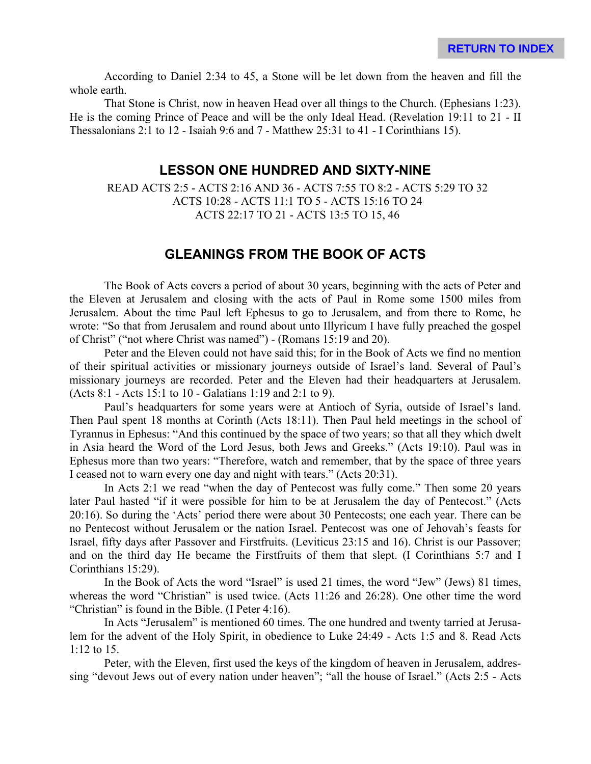According to Daniel 2:34 to 45, a Stone will be let down from the heaven and fill the whole earth.

That Stone is Christ, now in heaven Head over all things to the Church. (Ephesians 1:23). He is the coming Prince of Peace and will be the only Ideal Head. (Revelation 19:11 to 21 - II Thessalonians 2:1 to 12 - Isaiah 9:6 and 7 - Matthew 25:31 to 41 - I Corinthians 15).

## LESSON ONE HUNDRED AND SIXTY-NINE

READ ACTS 2:5 - ACTS 2:16 AND 36 - ACTS 7:55 TO 8:2 - ACTS 5:29 TO 32
ACTS 10:28 - ACTS 11:1 TO 5 - ACTS 15:16 TO 24
ACTS 22:17 TO 21 - ACTS 13:5 TO 15, 46

## GLEANINGS FROM THE BOOK OF ACTS

The Book of Acts covers a period of about 30 years, beginning with the acts of Peter and the Eleven at Jerusalem and closing with the acts of Paul in Rome some 1500 miles from Jerusalem. About the time Paul left Ephesus to go to Jerusalem, and from there to Rome, he wrote: "So that from Jerusalem and round about unto Illyricum I have fully preached the gospel of Christ" ("not where Christ was named") - (Romans 15:19 and 20).

Peter and the Eleven could not have said this; for in the Book of Acts we find no mention of their spiritual activities or missionary journeys outside of Israel's land. Several of Paul's missionary journeys are recorded. Peter and the Eleven had their headquarters at Jerusalem. (Acts 8:1 - Acts 15:1 to 10 - Galatians 1:19 and 2:1 to 9).

Paul's headquarters for some years were at Antioch of Syria, outside of Israel's land. Then Paul spent 18 months at Corinth (Acts 18:11). Then Paul held meetings in the school of Tyrannus in Ephesus: "And this continued by the space of two years; so that all they which dwelt in Asia heard the Word of the Lord Jesus, both Jews and Greeks." (Acts 19:10). Paul was in Ephesus more than two years: "Therefore, watch and remember, that by the space of three years I ceased not to warn every one day and night with tears." (Acts 20:31).

In Acts 2:1 we read "when the day of Pentecost was fully come." Then some 20 years later Paul hasted "if it were possible for him to be at Jerusalem the day of Pentecost." (Acts 20:16). So during the 'Acts' period there were about 30 Pentecosts; one each year. There can be no Pentecost without Jerusalem or the nation Israel. Pentecost was one of Jehovah's feasts for Israel, fifty days after Passover and Firstfruits. (Leviticus 23:15 and 16). Christ is our Passover; and on the third day He became the Firstfruits of them that slept. (I Corinthians 5:7 and I Corinthians 15:29).

In the Book of Acts the word "Israel" is used 21 times, the word "Jew" (Jews) 81 times, whereas the word "Christian" is used twice. (Acts 11:26 and 26:28). One other time the word "Christian" is found in the Bible. (I Peter 4:16).

In Acts "Jerusalem" is mentioned 60 times. The one hundred and twenty tarried at Jerusalem for the advent of the Holy Spirit, in obedience to Luke 24:49 - Acts 1:5 and 8. Read Acts 1:12 to 15.

Peter, with the Eleven, first used the keys of the kingdom of heaven in Jerusalem, addressing "devout Jews out of every nation under heaven"; "all the house of Israel." (Acts 2:5 - Acts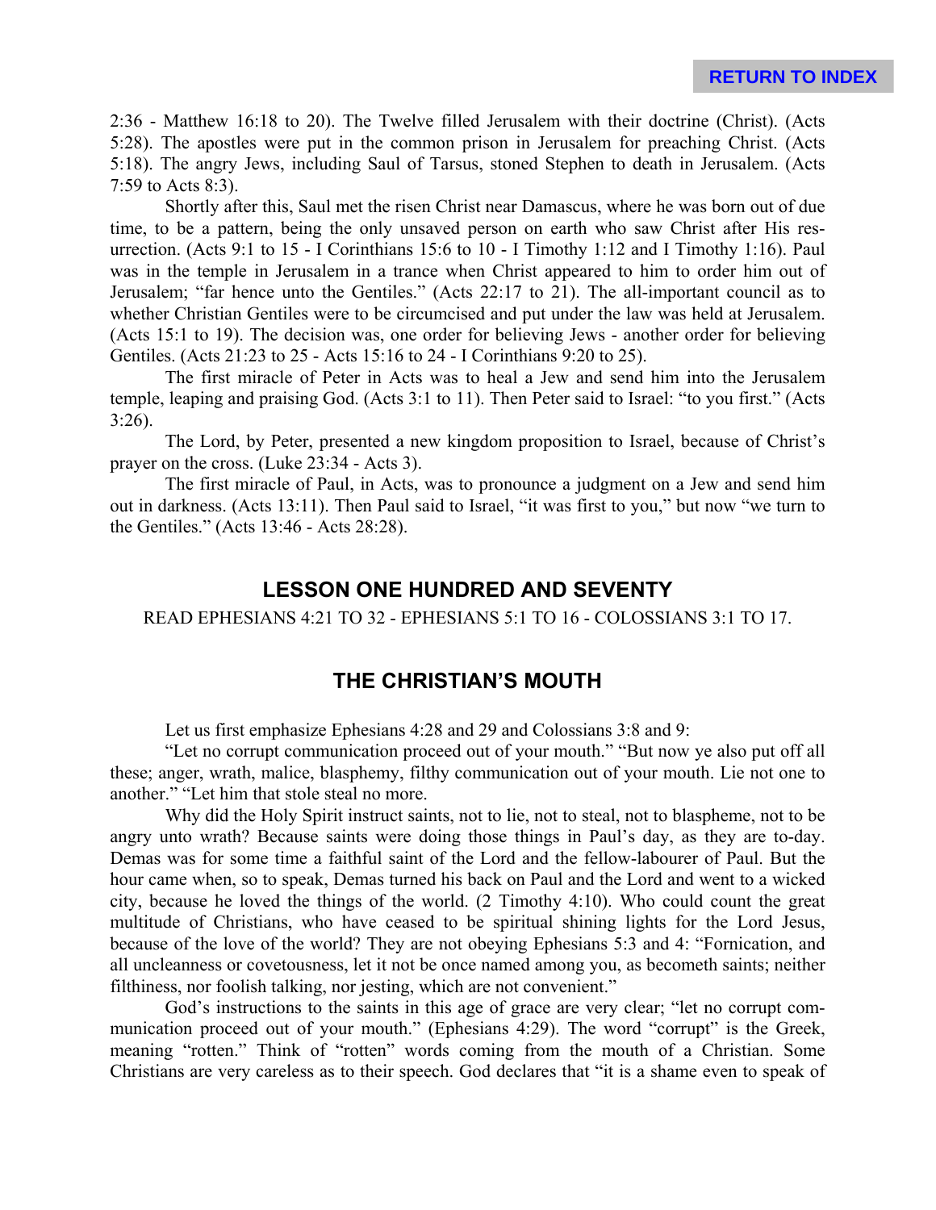2:36 - Matthew 16:18 to 20). The Twelve filled Jerusalem with their doctrine (Christ). (Acts 5:28). The apostles were put in the common prison in Jerusalem for preaching Christ. (Acts 5:18). The angry Jews, including Saul of Tarsus, stoned Stephen to death in Jerusalem. (Acts 7:59 to Acts 8:3).

Shortly after this, Saul met the risen Christ near Damascus, where he was born out of due time, to be a pattern, being the only unsaved person on earth who saw Christ after His resurrection. (Acts 9:1 to 15 - I Corinthians 15:6 to 10 - I Timothy 1:12 and I Timothy 1:16). Paul was in the temple in Jerusalem in a trance when Christ appeared to him to order him out of Jerusalem; "far hence unto the Gentiles." (Acts 22:17 to 21). The all-important council as to whether Christian Gentiles were to be circumcised and put under the law was held at Jerusalem. (Acts 15:1 to 19). The decision was, one order for believing Jews - another order for believing Gentiles. (Acts 21:23 to 25 - Acts 15:16 to 24 - I Corinthians 9:20 to 25).

The first miracle of Peter in Acts was to heal a Jew and send him into the Jerusalem temple, leaping and praising God. (Acts 3:1 to 11). Then Peter said to Israel: "to you first." (Acts 3:26).

The Lord, by Peter, presented a new kingdom proposition to Israel, because of Christ's prayer on the cross. (Luke 23:34 - Acts 3).

The first miracle of Paul, in Acts, was to pronounce a judgment on a Jew and send him out in darkness. (Acts 13:11). Then Paul said to Israel, "it was first to you," but now "we turn to the Gentiles." (Acts 13:46 - Acts 28:28).

## LESSON ONE HUNDRED AND SEVENTY

READ EPHESIANS 4:21 TO 32 - EPHESIANS 5:1 TO 16 - COLOSSIANS 3:1 TO 17.

## THE CHRISTIAN'S MOUTH

Let us first emphasize Ephesians 4:28 and 29 and Colossians 3:8 and 9:

"Let no corrupt communication proceed out of your mouth." "But now ye also put off all these; anger, wrath, malice, blasphemy, filthy communication out of your mouth. Lie not one to another." "Let him that stole steal no more.

Why did the Holy Spirit instruct saints, not to lie, not to steal, not to blaspheme, not to be angry unto wrath? Because saints were doing those things in Paul's day, as they are to-day. Demas was for some time a faithful saint of the Lord and the fellow-labourer of Paul. But the hour came when, so to speak, Demas turned his back on Paul and the Lord and went to a wicked city, because he loved the things of the world. (2 Timothy 4:10). Who could count the great multitude of Christians, who have ceased to be spiritual shining lights for the Lord Jesus, because of the love of the world? They are not obeying Ephesians 5:3 and 4: "Fornication, and all uncleanness or covetousness, let it not be once named among you, as becometh saints; neither filthiness, nor foolish talking, nor jesting, which are not convenient."

God's instructions to the saints in this age of grace are very clear; "let no corrupt communication proceed out of your mouth." (Ephesians 4:29). The word "corrupt" is the Greek, meaning "rotten." Think of "rotten" words coming from the mouth of a Christian. Some Christians are very careless as to their speech. God declares that "it is a shame even to speak of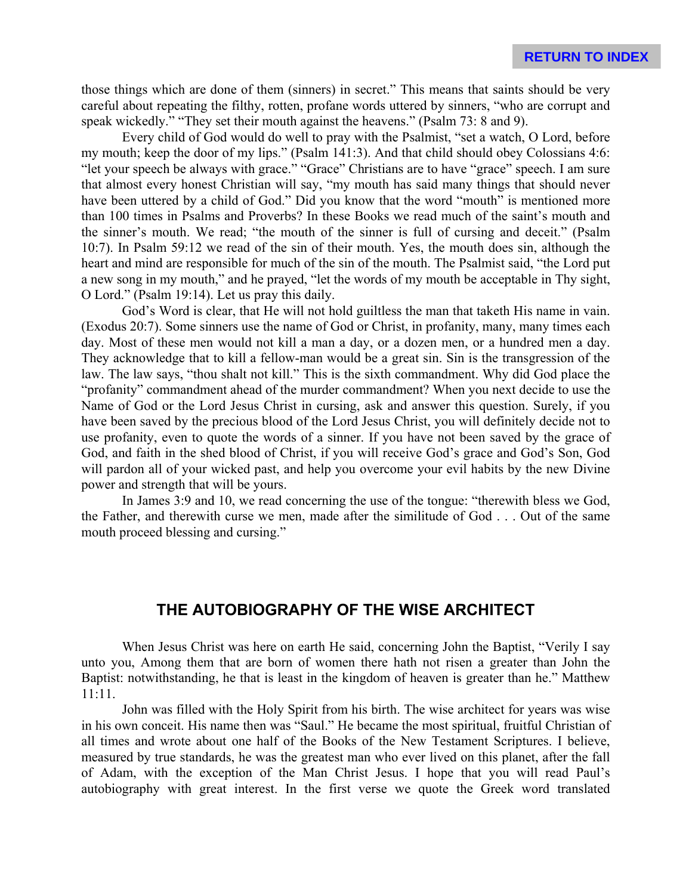those things which are done of them (sinners) in secret." This means that saints should be very careful about repeating the filthy, rotten, profane words uttered by sinners, "who are corrupt and speak wickedly." "They set their mouth against the heavens." (Psalm 73: 8 and 9).

Every child of God would do well to pray with the Psalmist, "set a watch, O Lord, before my mouth; keep the door of my lips." (Psalm 141:3). And that child should obey Colossians 4:6: "let your speech be always with grace." "Grace" Christians are to have "grace" speech. I am sure that almost every honest Christian will say, "my mouth has said many things that should never have been uttered by a child of God." Did you know that the word "mouth" is mentioned more than 100 times in Psalms and Proverbs? In these Books we read much of the saint's mouth and the sinner's mouth. We read; "the mouth of the sinner is full of cursing and deceit." (Psalm 10:7). In Psalm 59:12 we read of the sin of their mouth. Yes, the mouth does sin, although the heart and mind are responsible for much of the sin of the mouth. The Psalmist said, "the Lord put a new song in my mouth," and he prayed, "let the words of my mouth be acceptable in Thy sight, O Lord." (Psalm 19:14). Let us pray this daily.

God's Word is clear, that He will not hold guiltless the man that taketh His name in vain. (Exodus 20:7). Some sinners use the name of God or Christ, in profanity, many, many times each day. Most of these men would not kill a man a day, or a dozen men, or a hundred men a day. They acknowledge that to kill a fellow-man would be a great sin. Sin is the transgression of the law. The law says, "thou shalt not kill." This is the sixth commandment. Why did God place the "profanity" commandment ahead of the murder commandment? When you next decide to use the Name of God or the Lord Jesus Christ in cursing, ask and answer this question. Surely, if you have been saved by the precious blood of the Lord Jesus Christ, you will definitely decide not to use profanity, even to quote the words of a sinner. If you have not been saved by the grace of God, and faith in the shed blood of Christ, if you will receive God's grace and God's Son, God will pardon all of your wicked past, and help you overcome your evil habits by the new Divine power and strength that will be yours.

In James 3:9 and 10, we read concerning the use of the tongue: "therewith bless we God, the Father, and therewith curse we men, made after the similitude of God . . . Out of the same mouth proceed blessing and cursing."

## THE AUTOBIOGRAPHY OF THE WISE ARCHITECT

When Jesus Christ was here on earth He said, concerning John the Baptist, "Verily I say unto you, Among them that are born of women there hath not risen a greater than John the Baptist: notwithstanding, he that is least in the kingdom of heaven is greater than he." Matthew 11:11.

John was filled with the Holy Spirit from his birth. The wise architect for years was wise in his own conceit. His name then was "Saul." He became the most spiritual, fruitful Christian of all times and wrote about one half of the Books of the New Testament Scriptures. I believe, measured by true standards, he was the greatest man who ever lived on this planet, after the fall of Adam, with the exception of the Man Christ Jesus. I hope that you will read Paul's autobiography with great interest. In the first verse we quote the Greek word translated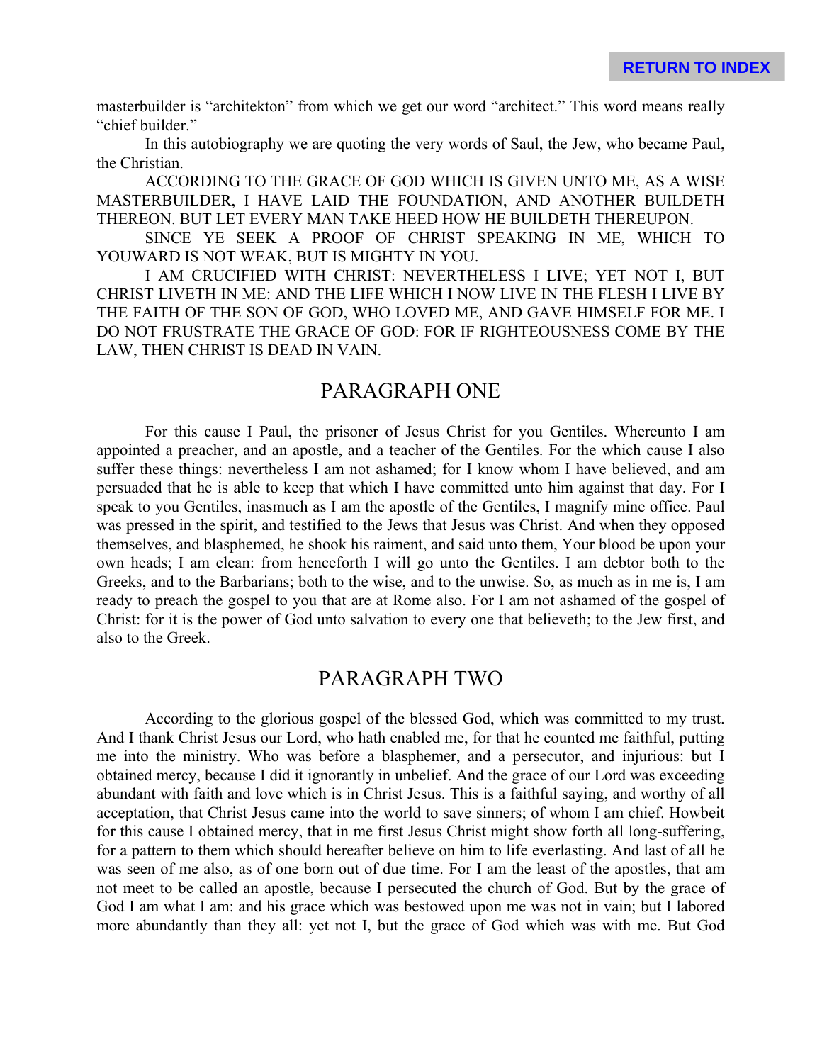masterbuilder is "architekton" from which we get our word "architect." This word means really "chief builder."

In this autobiography we are quoting the very words of Saul, the Jew, who became Paul, the Christian.

ACCORDING TO THE GRACE OF GOD WHICH IS GIVEN UNTO ME, AS A WISE MASTERBUILDER, I HAVE LAID THE FOUNDATION, AND ANOTHER BUILDETH THEREON. BUT LET EVERY MAN TAKE HEED HOW HE BUILDETH THEREUPON.

SINCE YE SEEK A PROOF OF CHRIST SPEAKING IN ME, WHICH TO YOUWARD IS NOT WEAK, BUT IS MIGHTY IN YOU.

I AM CRUCIFIED WITH CHRIST: NEVERTHELESS I LIVE; YET NOT I, BUT CHRIST LIVETH IN ME: AND THE LIFE WHICH I NOW LIVE IN THE FLESH I LIVE BY THE FAITH OF THE SON OF GOD, WHO LOVED ME, AND GAVE HIMSELF FOR ME. I DO NOT FRUSTRATE THE GRACE OF GOD: FOR IF RIGHTEOUSNESS COME BY THE LAW, THEN CHRIST IS DEAD IN VAIN.

## PARAGRAPH ONE

For this cause I Paul, the prisoner of Jesus Christ for you Gentiles. Whereunto I am appointed a preacher, and an apostle, and a teacher of the Gentiles. For the which cause I also suffer these things: nevertheless I am not ashamed; for I know whom I have believed, and am persuaded that he is able to keep that which I have committed unto him against that day. For I speak to you Gentiles, inasmuch as I am the apostle of the Gentiles, I magnify mine office. Paul was pressed in the spirit, and testified to the Jews that Jesus was Christ. And when they opposed themselves, and blasphemed, he shook his raiment, and said unto them, Your blood be upon your own heads; I am clean: from henceforth I will go unto the Gentiles. I am debtor both to the Greeks, and to the Barbarians; both to the wise, and to the unwise. So, as much as in me is, I am ready to preach the gospel to you that are at Rome also. For I am not ashamed of the gospel of Christ: for it is the power of God unto salvation to every one that believeth; to the Jew first, and also to the Greek.

## PARAGRAPH TWO

According to the glorious gospel of the blessed God, which was committed to my trust. And I thank Christ Jesus our Lord, who hath enabled me, for that he counted me faithful, putting me into the ministry. Who was before a blasphemer, and a persecutor, and injurious: but I obtained mercy, because I did it ignorantly in unbelief. And the grace of our Lord was exceeding abundant with faith and love which is in Christ Jesus. This is a faithful saying, and worthy of all acceptation, that Christ Jesus came into the world to save sinners; of whom I am chief. Howbeit for this cause I obtained mercy, that in me first Jesus Christ might show forth all long-suffering, for a pattern to them which should hereafter believe on him to life everlasting. And last of all he was seen of me also, as of one born out of due time. For I am the least of the apostles, that am not meet to be called an apostle, because I persecuted the church of God. But by the grace of God I am what I am: and his grace which was bestowed upon me was not in vain; but I labored more abundantly than they all: yet not I, but the grace of God which was with me. But God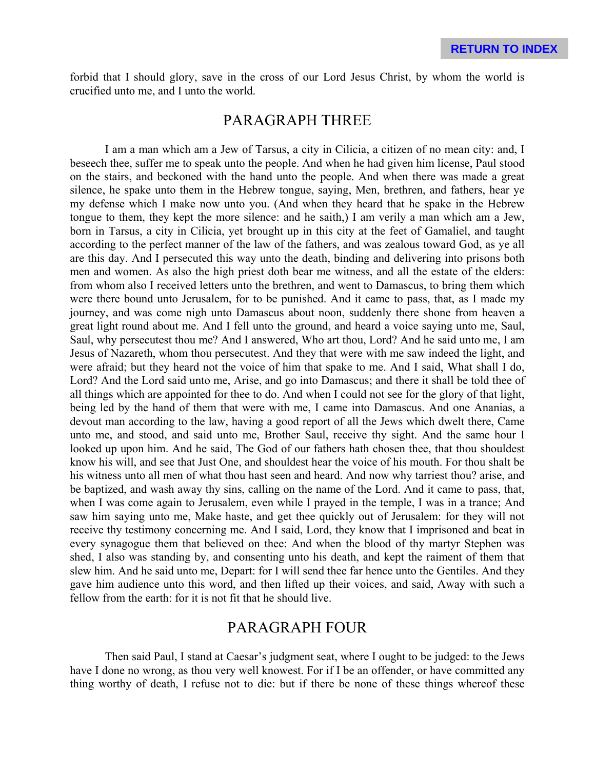forbid that I should glory, save in the cross of our Lord Jesus Christ, by whom the world is crucified unto me, and I unto the world.

## PARAGRAPH THREE

I am a man which am a Jew of Tarsus, a city in Cilicia, a citizen of no mean city: and, I beseech thee, suffer me to speak unto the people. And when he had given him license, Paul stood on the stairs, and beckoned with the hand unto the people. And when there was made a great silence, he spake unto them in the Hebrew tongue, saying, Men, brethren, and fathers, hear ye my defense which I make now unto you. (And when they heard that he spake in the Hebrew tongue to them, they kept the more silence: and he saith,) I am verily a man which am a Jew, born in Tarsus, a city in Cilicia, yet brought up in this city at the feet of Gamaliel, and taught according to the perfect manner of the law of the fathers, and was zealous toward God, as ye all are this day. And I persecuted this way unto the death, binding and delivering into prisons both men and women. As also the high priest doth bear me witness, and all the estate of the elders: from whom also I received letters unto the brethren, and went to Damascus, to bring them which were there bound unto Jerusalem, for to be punished. And it came to pass, that, as I made my journey, and was come nigh unto Damascus about noon, suddenly there shone from heaven a great light round about me. And I fell unto the ground, and heard a voice saying unto me, Saul, Saul, why persecutest thou me? And I answered, Who art thou, Lord? And he said unto me, I am Jesus of Nazareth, whom thou persecutest. And they that were with me saw indeed the light, and were afraid; but they heard not the voice of him that spake to me. And I said, What shall I do, Lord? And the Lord said unto me, Arise, and go into Damascus; and there it shall be told thee of all things which are appointed for thee to do. And when I could not see for the glory of that light, being led by the hand of them that were with me, I came into Damascus. And one Ananias, a devout man according to the law, having a good report of all the Jews which dwelt there, Came unto me, and stood, and said unto me, Brother Saul, receive thy sight. And the same hour I looked up upon him. And he said, The God of our fathers hath chosen thee, that thou shouldest know his will, and see that Just One, and shouldest hear the voice of his mouth. For thou shalt be his witness unto all men of what thou hast seen and heard. And now why tarriest thou? arise, and be baptized, and wash away thy sins, calling on the name of the Lord. And it came to pass, that, when I was come again to Jerusalem, even while I prayed in the temple, I was in a trance; And saw him saying unto me, Make haste, and get thee quickly out of Jerusalem: for they will not receive thy testimony concerning me. And I said, Lord, they know that I imprisoned and beat in every synagogue them that believed on thee: And when the blood of thy martyr Stephen was shed, I also was standing by, and consenting unto his death, and kept the raiment of them that slew him. And he said unto me, Depart: for I will send thee far hence unto the Gentiles. And they gave him audience unto this word, and then lifted up their voices, and said, Away with such a fellow from the earth: for it is not fit that he should live.

## PARAGRAPH FOUR

Then said Paul, I stand at Caesar's judgment seat, where I ought to be judged: to the Jews have I done no wrong, as thou very well knowest. For if I be an offender, or have committed any thing worthy of death, I refuse not to die: but if there be none of these things whereof these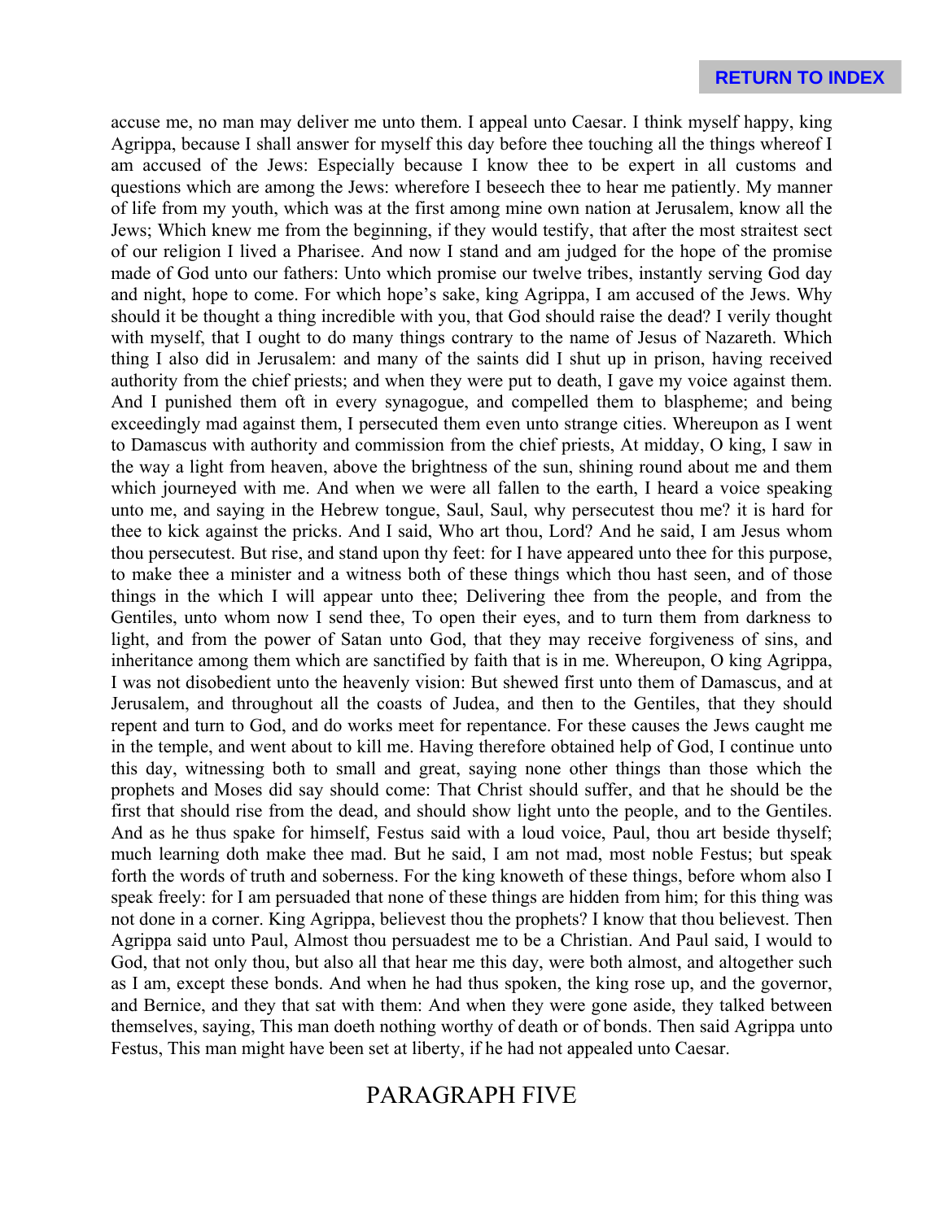accuse me, no man may deliver me unto them. I appeal unto Caesar. I think myself happy, king Agrippa, because I shall answer for myself this day before thee touching all the things whereof I am accused of the Jews: Especially because I know thee to be expert in all customs and questions which are among the Jews: wherefore I beseech thee to hear me patiently. My manner of life from my youth, which was at the first among mine own nation at Jerusalem, know all the Jews; Which knew me from the beginning, if they would testify, that after the most straitest sect of our religion I lived a Pharisee. And now I stand and am judged for the hope of the promise made of God unto our fathers: Unto which promise our twelve tribes, instantly serving God day and night, hope to come. For which hope's sake, king Agrippa, I am accused of the Jews. Why should it be thought a thing incredible with you, that God should raise the dead? I verily thought with myself, that I ought to do many things contrary to the name of Jesus of Nazareth. Which thing I also did in Jerusalem: and many of the saints did I shut up in prison, having received authority from the chief priests; and when they were put to death, I gave my voice against them. And I punished them oft in every synagogue, and compelled them to blaspheme; and being exceedingly mad against them, I persecuted them even unto strange cities. Whereupon as I went to Damascus with authority and commission from the chief priests, At midday, O king, I saw in the way a light from heaven, above the brightness of the sun, shining round about me and them which journeyed with me. And when we were all fallen to the earth, I heard a voice speaking unto me, and saying in the Hebrew tongue, Saul, Saul, why persecutest thou me? it is hard for thee to kick against the pricks. And I said, Who art thou, Lord? And he said, I am Jesus whom thou persecutest. But rise, and stand upon thy feet: for I have appeared unto thee for this purpose, to make thee a minister and a witness both of these things which thou hast seen, and of those things in the which I will appear unto thee; Delivering thee from the people, and from the Gentiles, unto whom now I send thee, To open their eyes, and to turn them from darkness to light, and from the power of Satan unto God, that they may receive forgiveness of sins, and inheritance among them which are sanctified by faith that is in me. Whereupon, O king Agrippa, I was not disobedient unto the heavenly vision: But shewed first unto them of Damascus, and at Jerusalem, and throughout all the coasts of Judea, and then to the Gentiles, that they should repent and turn to God, and do works meet for repentance. For these causes the Jews caught me in the temple, and went about to kill me. Having therefore obtained help of God, I continue unto this day, witnessing both to small and great, saying none other things than those which the prophets and Moses did say should come: That Christ should suffer, and that he should be the first that should rise from the dead, and should show light unto the people, and to the Gentiles. And as he thus spake for himself, Festus said with a loud voice, Paul, thou art beside thyself; much learning doth make thee mad. But he said, I am not mad, most noble Festus; but speak forth the words of truth and soberness. For the king knoweth of these things, before whom also I speak freely: for I am persuaded that none of these things are hidden from him; for this thing was not done in a corner. King Agrippa, believest thou the prophets? I know that thou believest. Then Agrippa said unto Paul, Almost thou persuadest me to be a Christian. And Paul said, I would to God, that not only thou, but also all that hear me this day, were both almost, and altogether such as I am, except these bonds. And when he had thus spoken, the king rose up, and the governor, and Bernice, and they that sat with them: And when they were gone aside, they talked between themselves, saying, This man doeth nothing worthy of death or of bonds. Then said Agrippa unto Festus, This man might have been set at liberty, if he had not appealed unto Caesar.

## PARAGRAPH FIVE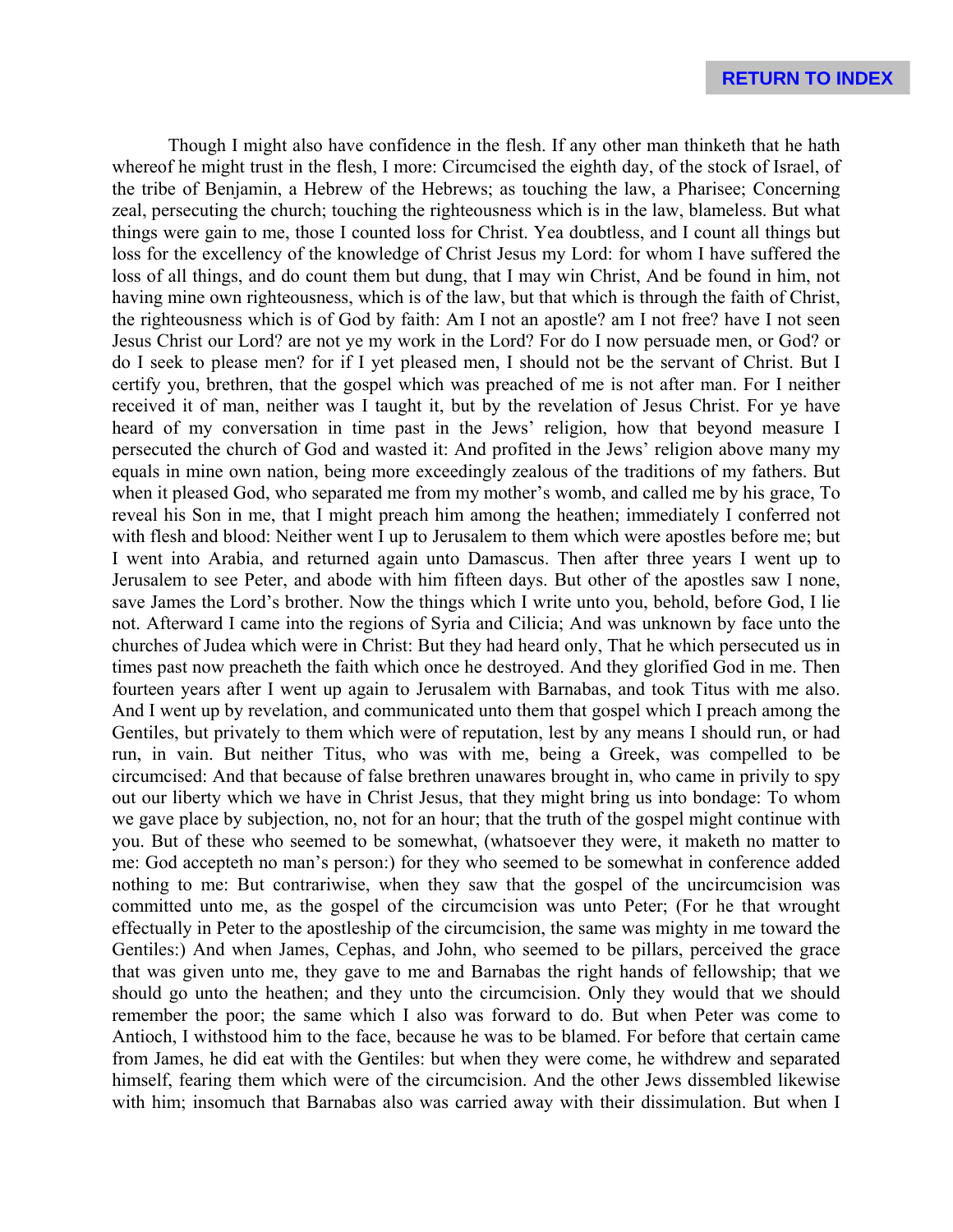Though I might also have confidence in the flesh. If any other man thinketh that he hath whereof he might trust in the flesh, I more: Circumcised the eighth day, of the stock of Israel, of the tribe of Benjamin, a Hebrew of the Hebrews; as touching the law, a Pharisee; Concerning zeal, persecuting the church; touching the righteousness which is in the law, blameless. But what things were gain to me, those I counted loss for Christ. Yea doubtless, and I count all things but loss for the excellency of the knowledge of Christ Jesus my Lord: for whom I have suffered the loss of all things, and do count them but dung, that I may win Christ, And be found in him, not having mine own righteousness, which is of the law, but that which is through the faith of Christ, the righteousness which is of God by faith: Am I not an apostle? am I not free? have I not seen Jesus Christ our Lord? are not ye my work in the Lord? For do I now persuade men, or God? or do I seek to please men? for if I yet pleased men, I should not be the servant of Christ. But I certify you, brethren, that the gospel which was preached of me is not after man. For I neither received it of man, neither was I taught it, but by the revelation of Jesus Christ. For ye have heard of my conversation in time past in the Jews' religion, how that beyond measure I persecuted the church of God and wasted it: And profited in the Jews' religion above many my equals in mine own nation, being more exceedingly zealous of the traditions of my fathers. But when it pleased God, who separated me from my mother's womb, and called me by his grace, To reveal his Son in me, that I might preach him among the heathen; immediately I conferred not with flesh and blood: Neither went I up to Jerusalem to them which were apostles before me; but I went into Arabia, and returned again unto Damascus. Then after three years I went up to Jerusalem to see Peter, and abode with him fifteen days. But other of the apostles saw I none, save James the Lord's brother. Now the things which I write unto you, behold, before God, I lie not. Afterward I came into the regions of Syria and Cilicia; And was unknown by face unto the churches of Judea which were in Christ: But they had heard only, That he which persecuted us in times past now preacheth the faith which once he destroyed. And they glorified God in me. Then fourteen years after I went up again to Jerusalem with Barnabas, and took Titus with me also. And I went up by revelation, and communicated unto them that gospel which I preach among the Gentiles, but privately to them which were of reputation, lest by any means I should run, or had run, in vain. But neither Titus, who was with me, being a Greek, was compelled to be circumcised: And that because of false brethren unawares brought in, who came in privily to spy out our liberty which we have in Christ Jesus, that they might bring us into bondage: To whom we gave place by subjection, no, not for an hour; that the truth of the gospel might continue with you. But of these who seemed to be somewhat, (whatsoever they were, it maketh no matter to me: God accepteth no man's person:) for they who seemed to be somewhat in conference added nothing to me: But contrariwise, when they saw that the gospel of the uncircumcision was committed unto me, as the gospel of the circumcision was unto Peter; (For he that wrought effectually in Peter to the apostleship of the circumcision, the same was mighty in me toward the Gentiles:) And when James, Cephas, and John, who seemed to be pillars, perceived the grace that was given unto me, they gave to me and Barnabas the right hands of fellowship; that we should go unto the heathen; and they unto the circumcision. Only they would that we should remember the poor; the same which I also was forward to do. But when Peter was come to Antioch, I withstood him to the face, because he was to be blamed. For before that certain came from James, he did eat with the Gentiles: but when they were come, he withdrew and separated himself, fearing them which were of the circumcision. And the other Jews dissembled likewise with him; insomuch that Barnabas also was carried away with their dissimulation. But when I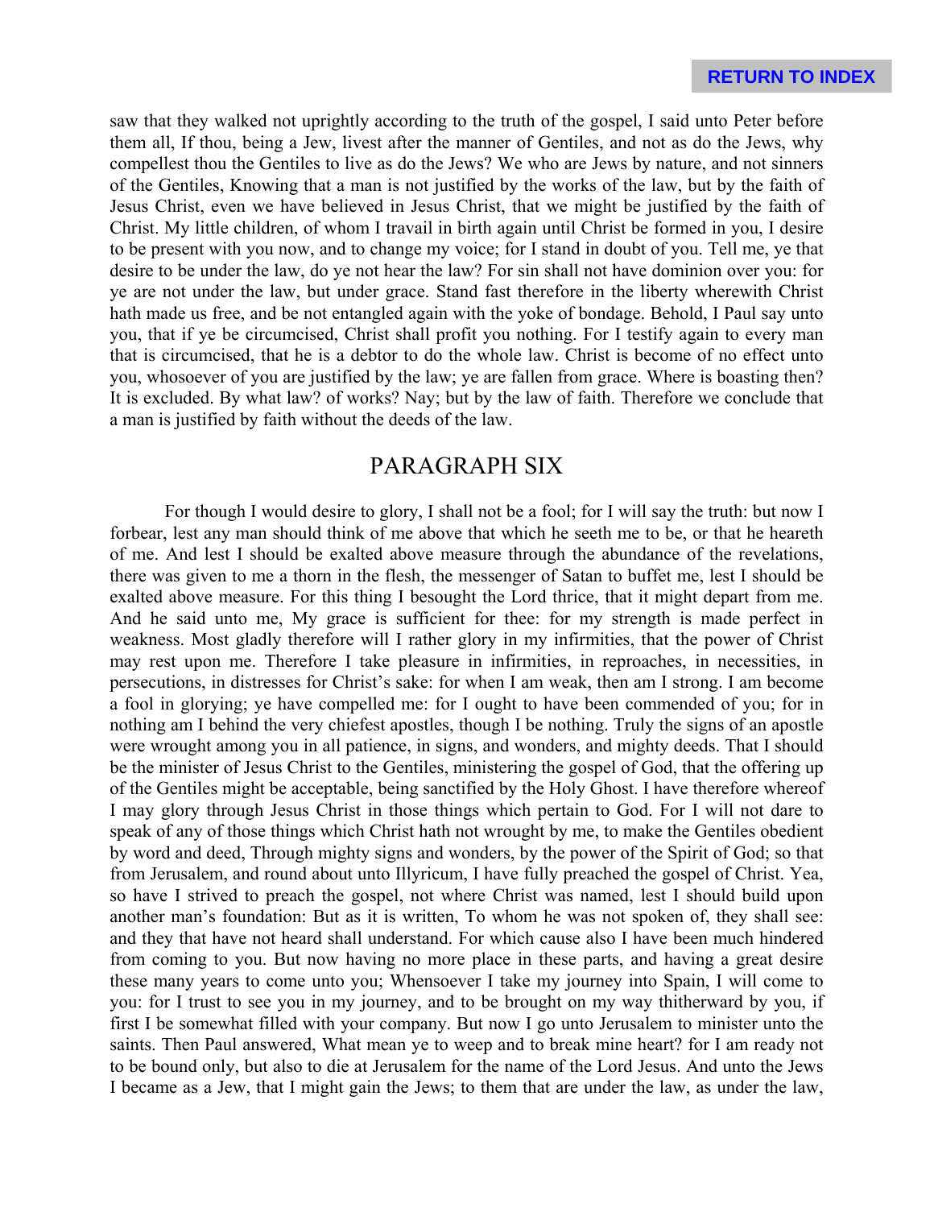saw that they walked not uprightly according to the truth of the gospel, I said unto Peter before them all, If thou, being a Jew, livest after the manner of Gentiles, and not as do the Jews, why compellest thou the Gentiles to live as do the Jews? We who are Jews by nature, and not sinners of the Gentiles, Knowing that a man is not justified by the works of the law, but by the faith of Jesus Christ, even we have believed in Jesus Christ, that we might be justified by the faith of Christ. My little children, of whom I travail in birth again until Christ be formed in you, I desire to be present with you now, and to change my voice; for I stand in doubt of you. Tell me, ye that desire to be under the law, do ye not hear the law? For sin shall not have dominion over you: for ye are not under the law, but under grace. Stand fast therefore in the liberty wherewith Christ hath made us free, and be not entangled again with the yoke of bondage. Behold, I Paul say unto you, that if ye be circumcised, Christ shall profit you nothing. For I testify again to every man that is circumcised, that he is a debtor to do the whole law. Christ is become of no effect unto you, whosoever of you are justified by the law; ye are fallen from grace. Where is boasting then? It is excluded. By what law? of works? Nay; but by the law of faith. Therefore we conclude that a man is justified by faith without the deeds of the law.

## PARAGRAPH SIX

For though I would desire to glory, I shall not be a fool; for I will say the truth: but now I forbear, lest any man should think of me above that which he seeth me to be, or that he heareth of me. And lest I should be exalted above measure through the abundance of the revelations, there was given to me a thorn in the flesh, the messenger of Satan to buffet me, lest I should be exalted above measure. For this thing I besought the Lord thrice, that it might depart from me. And he said unto me, My grace is sufficient for thee: for my strength is made perfect in weakness. Most gladly therefore will I rather glory in my infirmities, that the power of Christ may rest upon me. Therefore I take pleasure in infirmities, in reproaches, in necessities, in persecutions, in distresses for Christ's sake: for when I am weak, then am I strong. I am become a fool in glorying; ye have compelled me: for I ought to have been commended of you; for in nothing am I behind the very chiefest apostles, though I be nothing. Truly the signs of an apostle were wrought among you in all patience, in signs, and wonders, and mighty deeds. That I should be the minister of Jesus Christ to the Gentiles, ministering the gospel of God, that the offering up of the Gentiles might be acceptable, being sanctified by the Holy Ghost. I have therefore whereof I may glory through Jesus Christ in those things which pertain to God. For I will not dare to speak of any of those things which Christ hath not wrought by me, to make the Gentiles obedient by word and deed, Through mighty signs and wonders, by the power of the Spirit of God; so that from Jerusalem, and round about unto Illyricum, I have fully preached the gospel of Christ. Yea, so have I strived to preach the gospel, not where Christ was named, lest I should build upon another man's foundation: But as it is written, To whom he was not spoken of, they shall see: and they that have not heard shall understand. For which cause also I have been much hindered from coming to you. But now having no more place in these parts, and having a great desire these many years to come unto you; Whensoever I take my journey into Spain, I will come to you: for I trust to see you in my journey, and to be brought on my way thitherward by you, if first I be somewhat filled with your company. But now I go unto Jerusalem to minister unto the saints. Then Paul answered, What mean ye to weep and to break mine heart? for I am ready not to be bound only, but also to die at Jerusalem for the name of the Lord Jesus. And unto the Jews I became as a Jew, that I might gain the Jews; to them that are under the law, as under the law,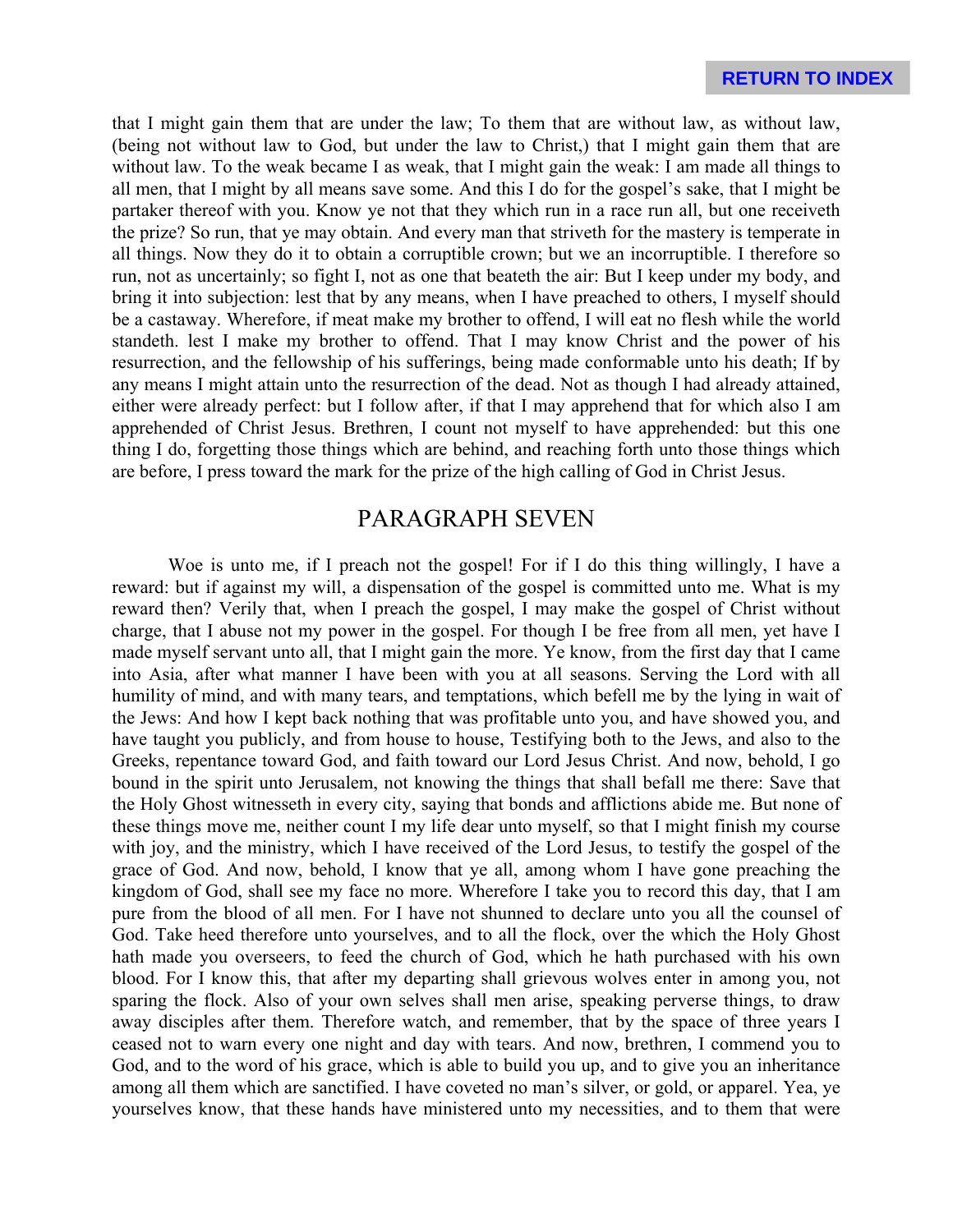that I might gain them that are under the law; To them that are without law, as without law, (being not without law to God, but under the law to Christ,) that I might gain them that are without law. To the weak became I as weak, that I might gain the weak: I am made all things to all men, that I might by all means save some. And this I do for the gospel's sake, that I might be partaker thereof with you. Know ye not that they which run in a race run all, but one receiveth the prize? So run, that ye may obtain. And every man that striveth for the mastery is temperate in all things. Now they do it to obtain a corruptible crown; but we an incorruptible. I therefore so run, not as uncertainly; so fight I, not as one that beateth the air: But I keep under my body, and bring it into subjection: lest that by any means, when I have preached to others, I myself should be a castaway. Wherefore, if meat make my brother to offend, I will eat no flesh while the world standeth. lest I make my brother to offend. That I may know Christ and the power of his resurrection, and the fellowship of his sufferings, being made conformable unto his death; If by any means I might attain unto the resurrection of the dead. Not as though I had already attained, either were already perfect: but I follow after, if that I may apprehend that for which also I am apprehended of Christ Jesus. Brethren, I count not myself to have apprehended: but this one thing I do, forgetting those things which are behind, and reaching forth unto those things which are before, I press toward the mark for the prize of the high calling of God in Christ Jesus.

## PARAGRAPH SEVEN

Woe is unto me, if I preach not the gospel! For if I do this thing willingly, I have a reward: but if against my will, a dispensation of the gospel is committed unto me. What is my reward then? Verily that, when I preach the gospel, I may make the gospel of Christ without charge, that I abuse not my power in the gospel. For though I be free from all men, yet have I made myself servant unto all, that I might gain the more. Ye know, from the first day that I came into Asia, after what manner I have been with you at all seasons. Serving the Lord with all humility of mind, and with many tears, and temptations, which befell me by the lying in wait of the Jews: And how I kept back nothing that was profitable unto you, and have showed you, and have taught you publicly, and from house to house, Testifying both to the Jews, and also to the Greeks, repentance toward God, and faith toward our Lord Jesus Christ. And now, behold, I go bound in the spirit unto Jerusalem, not knowing the things that shall befall me there: Save that the Holy Ghost witnesseth in every city, saying that bonds and afflictions abide me. But none of these things move me, neither count I my life dear unto myself, so that I might finish my course with joy, and the ministry, which I have received of the Lord Jesus, to testify the gospel of the grace of God. And now, behold, I know that ye all, among whom I have gone preaching the kingdom of God, shall see my face no more. Wherefore I take you to record this day, that I am pure from the blood of all men. For I have not shunned to declare unto you all the counsel of God. Take heed therefore unto yourselves, and to all the flock, over the which the Holy Ghost hath made you overseers, to feed the church of God, which he hath purchased with his own blood. For I know this, that after my departing shall grievous wolves enter in among you, not sparing the flock. Also of your own selves shall men arise, speaking perverse things, to draw away disciples after them. Therefore watch, and remember, that by the space of three years I ceased not to warn every one night and day with tears. And now, brethren, I commend you to God, and to the word of his grace, which is able to build you up, and to give you an inheritance among all them which are sanctified. I have coveted no man's silver, or gold, or apparel. Yea, ye yourselves know, that these hands have ministered unto my necessities, and to them that were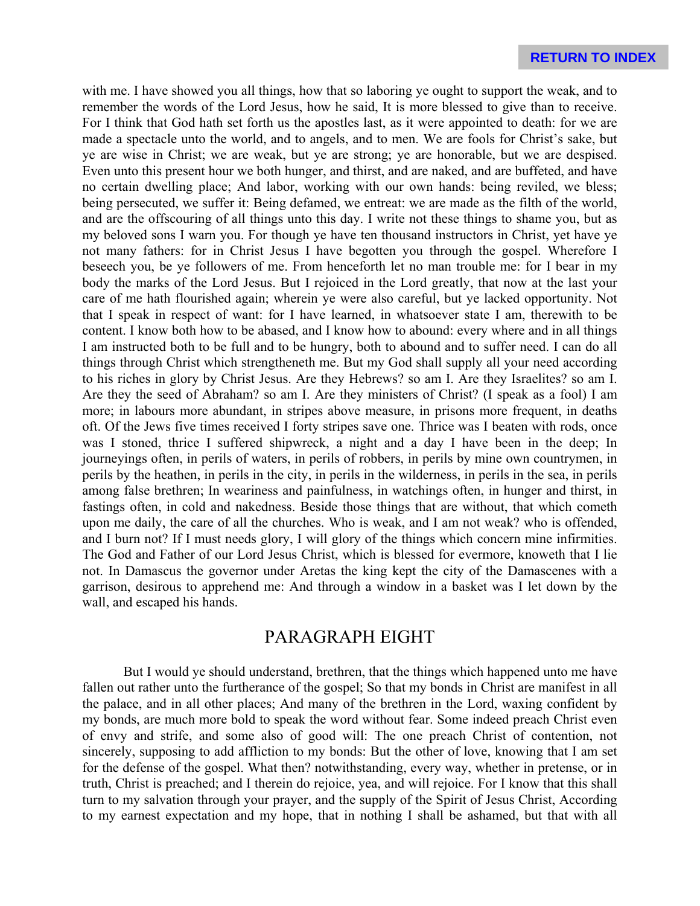with me. I have showed you all things, how that so laboring ye ought to support the weak, and to remember the words of the Lord Jesus, how he said, It is more blessed to give than to receive. For I think that God hath set forth us the apostles last, as it were appointed to death: for we are made a spectacle unto the world, and to angels, and to men. We are fools for Christ's sake, but ye are wise in Christ; we are weak, but ye are strong; ye are honorable, but we are despised. Even unto this present hour we both hunger, and thirst, and are naked, and are buffeted, and have no certain dwelling place; And labor, working with our own hands: being reviled, we bless; being persecuted, we suffer it: Being defamed, we entreat: we are made as the filth of the world, and are the offscouring of all things unto this day. I write not these things to shame you, but as my beloved sons I warn you. For though ye have ten thousand instructors in Christ, yet have ye not many fathers: for in Christ Jesus I have begotten you through the gospel. Wherefore I beseech you, be ye followers of me. From henceforth let no man trouble me: for I bear in my body the marks of the Lord Jesus. But I rejoiced in the Lord greatly, that now at the last your care of me hath flourished again; wherein ye were also careful, but ye lacked opportunity. Not that I speak in respect of want: for I have learned, in whatsoever state I am, therewith to be content. I know both how to be abased, and I know how to abound: every where and in all things I am instructed both to be full and to be hungry, both to abound and to suffer need. I can do all things through Christ which strengtheneth me. But my God shall supply all your need according to his riches in glory by Christ Jesus. Are they Hebrews? so am I. Are they Israelites? so am I. Are they the seed of Abraham? so am I. Are they ministers of Christ? (I speak as a fool) I am more; in labours more abundant, in stripes above measure, in prisons more frequent, in deaths oft. Of the Jews five times received I forty stripes save one. Thrice was I beaten with rods, once was I stoned, thrice I suffered shipwreck, a night and a day I have been in the deep; In journeyings often, in perils of waters, in perils of robbers, in perils by mine own countrymen, in perils by the heathen, in perils in the city, in perils in the wilderness, in perils in the sea, in perils among false brethren; In weariness and painfulness, in watchings often, in hunger and thirst, in fastings often, in cold and nakedness. Beside those things that are without, that which cometh upon me daily, the care of all the churches. Who is weak, and I am not weak? who is offended, and I burn not? If I must needs glory, I will glory of the things which concern mine infirmities. The God and Father of our Lord Jesus Christ, which is blessed for evermore, knoweth that I lie not. In Damascus the governor under Aretas the king kept the city of the Damascenes with a garrison, desirous to apprehend me: And through a window in a basket was I let down by the wall, and escaped his hands.

## PARAGRAPH EIGHT

But I would ye should understand, brethren, that the things which happened unto me have fallen out rather unto the furtherance of the gospel; So that my bonds in Christ are manifest in all the palace, and in all other places; And many of the brethren in the Lord, waxing confident by my bonds, are much more bold to speak the word without fear. Some indeed preach Christ even of envy and strife, and some also of good will: The one preach Christ of contention, not sincerely, supposing to add affliction to my bonds: But the other of love, knowing that I am set for the defense of the gospel. What then? notwithstanding, every way, whether in pretense, or in truth, Christ is preached; and I therein do rejoice, yea, and will rejoice. For I know that this shall turn to my salvation through your prayer, and the supply of the Spirit of Jesus Christ, According to my earnest expectation and my hope, that in nothing I shall be ashamed, but that with all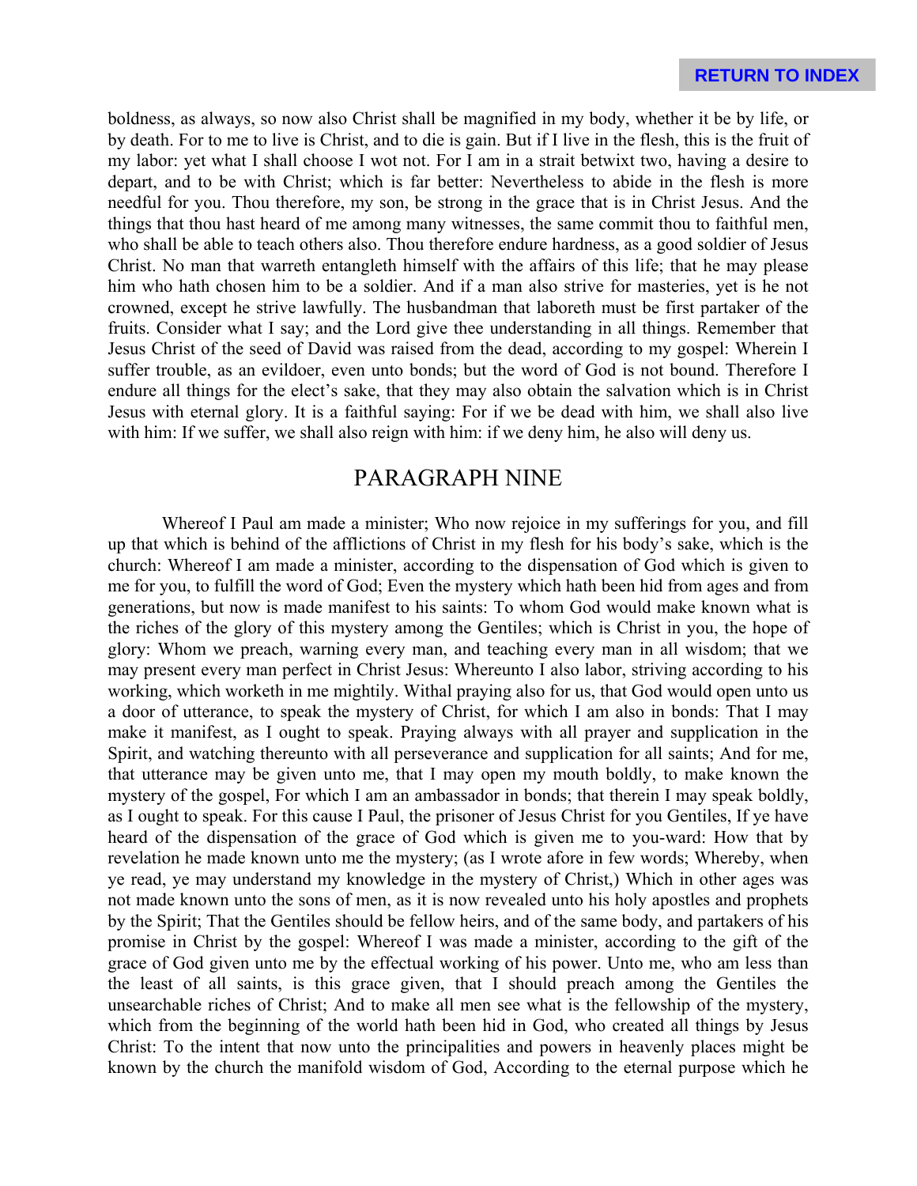boldness, as always, so now also Christ shall be magnified in my body, whether it be by life, or by death. For to me to live is Christ, and to die is gain. But if I live in the flesh, this is the fruit of my labor: yet what I shall choose I wot not. For I am in a strait betwixt two, having a desire to depart, and to be with Christ; which is far better: Nevertheless to abide in the flesh is more needful for you. Thou therefore, my son, be strong in the grace that is in Christ Jesus. And the things that thou hast heard of me among many witnesses, the same commit thou to faithful men, who shall be able to teach others also. Thou therefore endure hardness, as a good soldier of Jesus Christ. No man that warreth entangleth himself with the affairs of this life; that he may please him who hath chosen him to be a soldier. And if a man also strive for masteries, yet is he not crowned, except he strive lawfully. The husbandman that laboreth must be first partaker of the fruits. Consider what I say; and the Lord give thee understanding in all things. Remember that Jesus Christ of the seed of David was raised from the dead, according to my gospel: Wherein I suffer trouble, as an evildoer, even unto bonds; but the word of God is not bound. Therefore I endure all things for the elect's sake, that they may also obtain the salvation which is in Christ Jesus with eternal glory. It is a faithful saying: For if we be dead with him, we shall also live with him: If we suffer, we shall also reign with him: if we deny him, he also will deny us.

## PARAGRAPH NINE

Whereof I Paul am made a minister; Who now rejoice in my sufferings for you, and fill up that which is behind of the afflictions of Christ in my flesh for his body's sake, which is the church: Whereof I am made a minister, according to the dispensation of God which is given to me for you, to fulfill the word of God; Even the mystery which hath been hid from ages and from generations, but now is made manifest to his saints: To whom God would make known what is the riches of the glory of this mystery among the Gentiles; which is Christ in you, the hope of glory: Whom we preach, warning every man, and teaching every man in all wisdom; that we may present every man perfect in Christ Jesus: Whereunto I also labor, striving according to his working, which worketh in me mightily. Withal praying also for us, that God would open unto us a door of utterance, to speak the mystery of Christ, for which I am also in bonds: That I may make it manifest, as I ought to speak. Praying always with all prayer and supplication in the Spirit, and watching thereunto with all perseverance and supplication for all saints; And for me, that utterance may be given unto me, that I may open my mouth boldly, to make known the mystery of the gospel, For which I am an ambassador in bonds; that therein I may speak boldly, as I ought to speak. For this cause I Paul, the prisoner of Jesus Christ for you Gentiles, If ye have heard of the dispensation of the grace of God which is given me to you-ward: How that by revelation he made known unto me the mystery; (as I wrote afore in few words; Whereby, when ye read, ye may understand my knowledge in the mystery of Christ,) Which in other ages was not made known unto the sons of men, as it is now revealed unto his holy apostles and prophets by the Spirit; That the Gentiles should be fellow heirs, and of the same body, and partakers of his promise in Christ by the gospel: Whereof I was made a minister, according to the gift of the grace of God given unto me by the effectual working of his power. Unto me, who am less than the least of all saints, is this grace given, that I should preach among the Gentiles the unsearchable riches of Christ; And to make all men see what is the fellowship of the mystery, which from the beginning of the world hath been hid in God, who created all things by Jesus Christ: To the intent that now unto the principalities and powers in heavenly places might be known by the church the manifold wisdom of God, According to the eternal purpose which he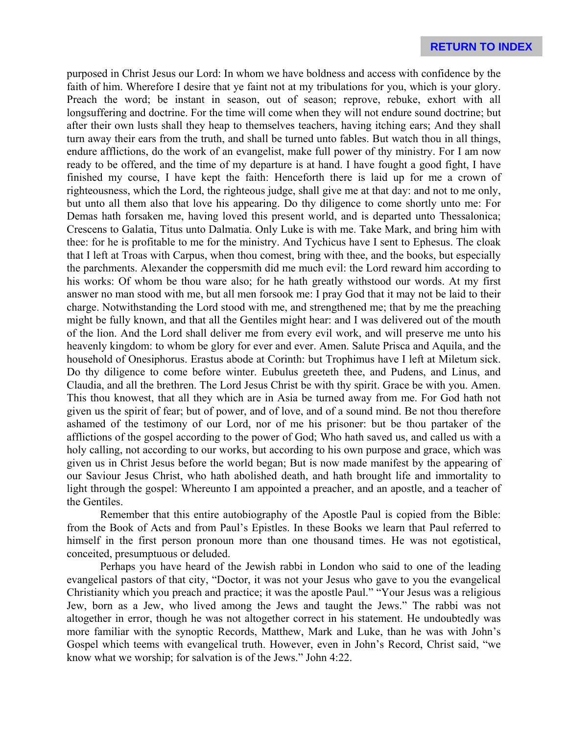purposed in Christ Jesus our Lord: In whom we have boldness and access with confidence by the faith of him. Wherefore I desire that ye faint not at my tribulations for you, which is your glory. Preach the word; be instant in season, out of season; reprove, rebuke, exhort with all longsuffering and doctrine. For the time will come when they will not endure sound doctrine; but after their own lusts shall they heap to themselves teachers, having itching ears; And they shall turn away their ears from the truth, and shall be turned unto fables. But watch thou in all things, endure afflictions, do the work of an evangelist, make full power of thy ministry. For I am now ready to be offered, and the time of my departure is at hand. I have fought a good fight, I have finished my course, I have kept the faith: Henceforth there is laid up for me a crown of righteousness, which the Lord, the righteous judge, shall give me at that day: and not to me only, but unto all them also that love his appearing. Do thy diligence to come shortly unto me: For Demas hath forsaken me, having loved this present world, and is departed unto Thessalonica; Crescens to Galatia, Titus unto Dalmatia. Only Luke is with me. Take Mark, and bring him with thee: for he is profitable to me for the ministry. And Tychicus have I sent to Ephesus. The cloak that I left at Troas with Carpus, when thou comest, bring with thee, and the books, but especially the parchments. Alexander the coppersmith did me much evil: the Lord reward him according to his works: Of whom be thou ware also; for he hath greatly withstood our words. At my first answer no man stood with me, but all men forsook me: I pray God that it may not be laid to their charge. Notwithstanding the Lord stood with me, and strengthened me; that by me the preaching might be fully known, and that all the Gentiles might hear: and I was delivered out of the mouth of the lion. And the Lord shall deliver me from every evil work, and will preserve me unto his heavenly kingdom: to whom be glory for ever and ever. Amen. Salute Prisca and Aquila, and the household of Onesiphorus. Erastus abode at Corinth: but Trophimus have I left at Miletum sick. Do thy diligence to come before winter. Eubulus greeteth thee, and Pudens, and Linus, and Claudia, and all the brethren. The Lord Jesus Christ be with thy spirit. Grace be with you. Amen. This thou knowest, that all they which are in Asia be turned away from me. For God hath not given us the spirit of fear; but of power, and of love, and of a sound mind. Be not thou therefore ashamed of the testimony of our Lord, nor of me his prisoner: but be thou partaker of the afflictions of the gospel according to the power of God; Who hath saved us, and called us with a holy calling, not according to our works, but according to his own purpose and grace, which was given us in Christ Jesus before the world began; But is now made manifest by the appearing of our Saviour Jesus Christ, who hath abolished death, and hath brought life and immortality to light through the gospel: Whereunto I am appointed a preacher, and an apostle, and a teacher of the Gentiles.

Remember that this entire autobiography of the Apostle Paul is copied from the Bible: from the Book of Acts and from Paul's Epistles. In these Books we learn that Paul referred to himself in the first person pronoun more than one thousand times. He was not egotistical, conceited, presumptuous or deluded.

Perhaps you have heard of the Jewish rabbi in London who said to one of the leading evangelical pastors of that city, "Doctor, it was not your Jesus who gave to you the evangelical Christianity which you preach and practice; it was the apostle Paul." "Your Jesus was a religious Jew, born as a Jew, who lived among the Jews and taught the Jews." The rabbi was not altogether in error, though he was not altogether correct in his statement. He undoubtedly was more familiar with the synoptic Records, Matthew, Mark and Luke, than he was with John's Gospel which teems with evangelical truth. However, even in John's Record, Christ said, "we know what we worship; for salvation is of the Jews." John 4:22.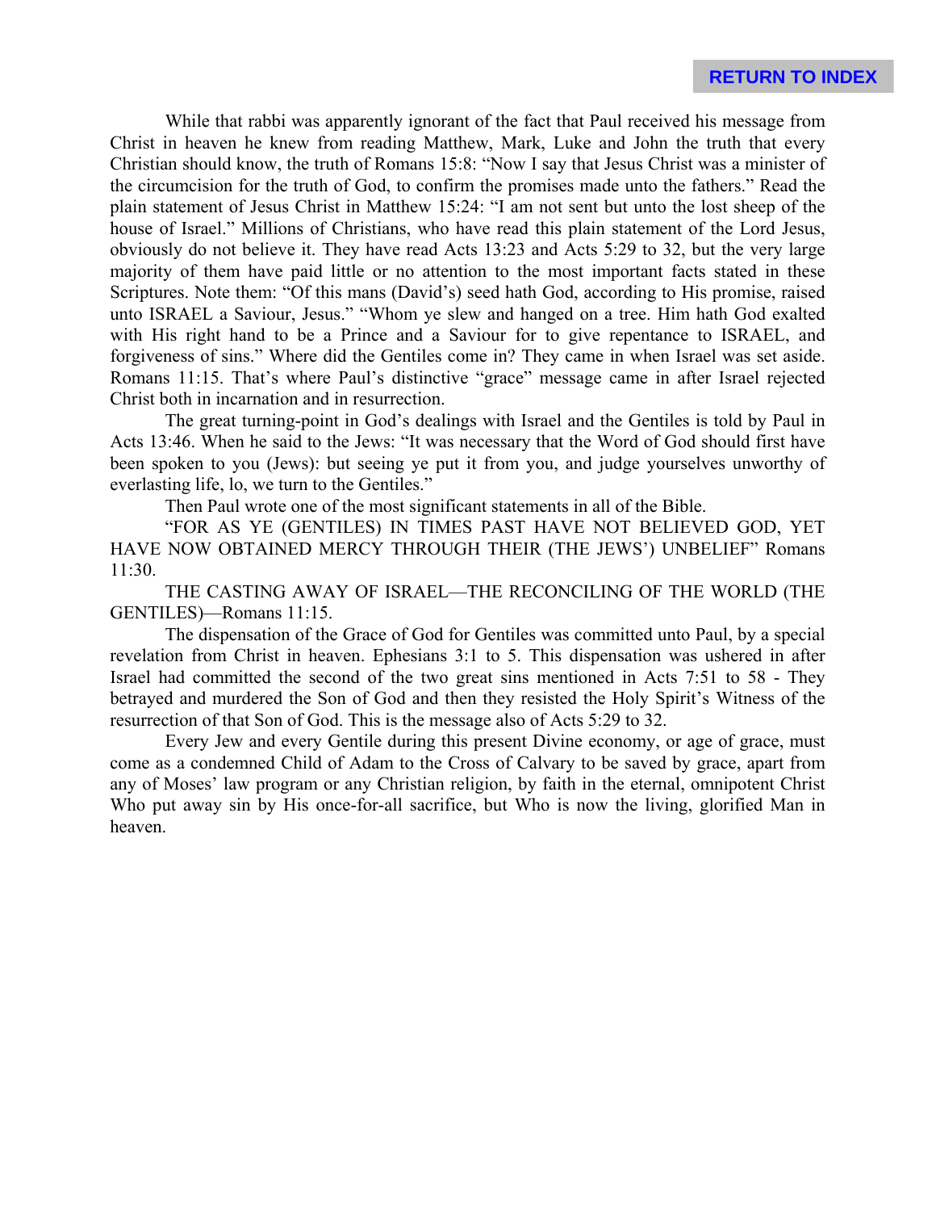While that rabbi was apparently ignorant of the fact that Paul received his message from Christ in heaven he knew from reading Matthew, Mark, Luke and John the truth that every Christian should know, the truth of Romans 15:8: "Now I say that Jesus Christ was a minister of the circumcision for the truth of God, to confirm the promises made unto the fathers." Read the plain statement of Jesus Christ in Matthew 15:24: "I am not sent but unto the lost sheep of the house of Israel." Millions of Christians, who have read this plain statement of the Lord Jesus, obviously do not believe it. They have read Acts 13:23 and Acts 5:29 to 32, but the very large majority of them have paid little or no attention to the most important facts stated in these Scriptures. Note them: "Of this mans (David's) seed hath God, according to His promise, raised unto ISRAEL a Saviour, Jesus." "Whom ye slew and hanged on a tree. Him hath God exalted with His right hand to be a Prince and a Saviour for to give repentance to ISRAEL, and forgiveness of sins." Where did the Gentiles come in? They came in when Israel was set aside. Romans 11:15. That's where Paul's distinctive "grace" message came in after Israel rejected Christ both in incarnation and in resurrection.

The great turning-point in God's dealings with Israel and the Gentiles is told by Paul in Acts 13:46. When he said to the Jews: "It was necessary that the Word of God should first have been spoken to you (Jews): but seeing ye put it from you, and judge yourselves unworthy of everlasting life, lo, we turn to the Gentiles."

Then Paul wrote one of the most significant statements in all of the Bible.

"FOR AS YE (GENTILES) IN TIMES PAST HAVE NOT BELIEVED GOD, YET HAVE NOW OBTAINED MERCY THROUGH THEIR (THE JEWS') UNBELIEF" Romans 11:30.

THE CASTING AWAY OF ISRAEL—THE RECONCILING OF THE WORLD (THE GENTILES)—Romans 11:15.

The dispensation of the Grace of God for Gentiles was committed unto Paul, by a special revelation from Christ in heaven. Ephesians 3:1 to 5. This dispensation was ushered in after Israel had committed the second of the two great sins mentioned in Acts 7:51 to 58 - They betrayed and murdered the Son of God and then they resisted the Holy Spirit's Witness of the resurrection of that Son of God. This is the message also of Acts 5:29 to 32.

Every Jew and every Gentile during this present Divine economy, or age of grace, must come as a condemned Child of Adam to the Cross of Calvary to be saved by grace, apart from any of Moses' law program or any Christian religion, by faith in the eternal, omnipotent Christ Who put away sin by His once-for-all sacrifice, but Who is now the living, glorified Man in heaven.